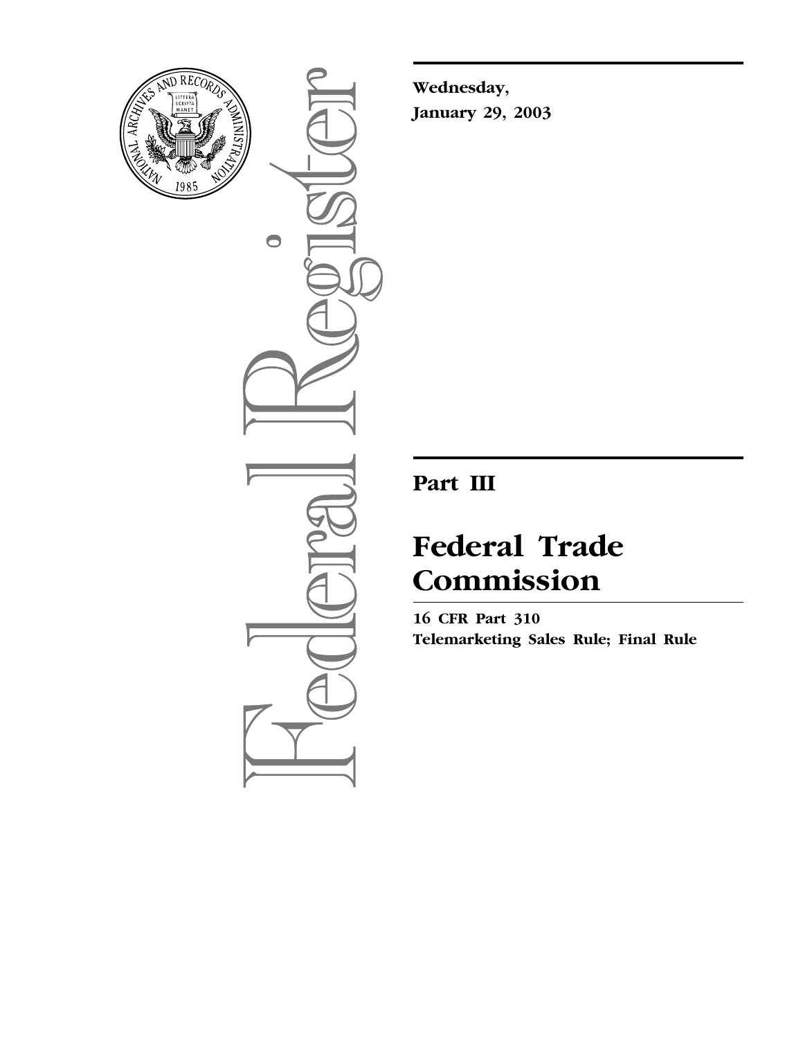**Wednesday,**
**January 29, 2003**

# Part III

# Federal Trade Commission

**16 CFR Part 310**
**Telemarketing Sales Rule; Final Rule**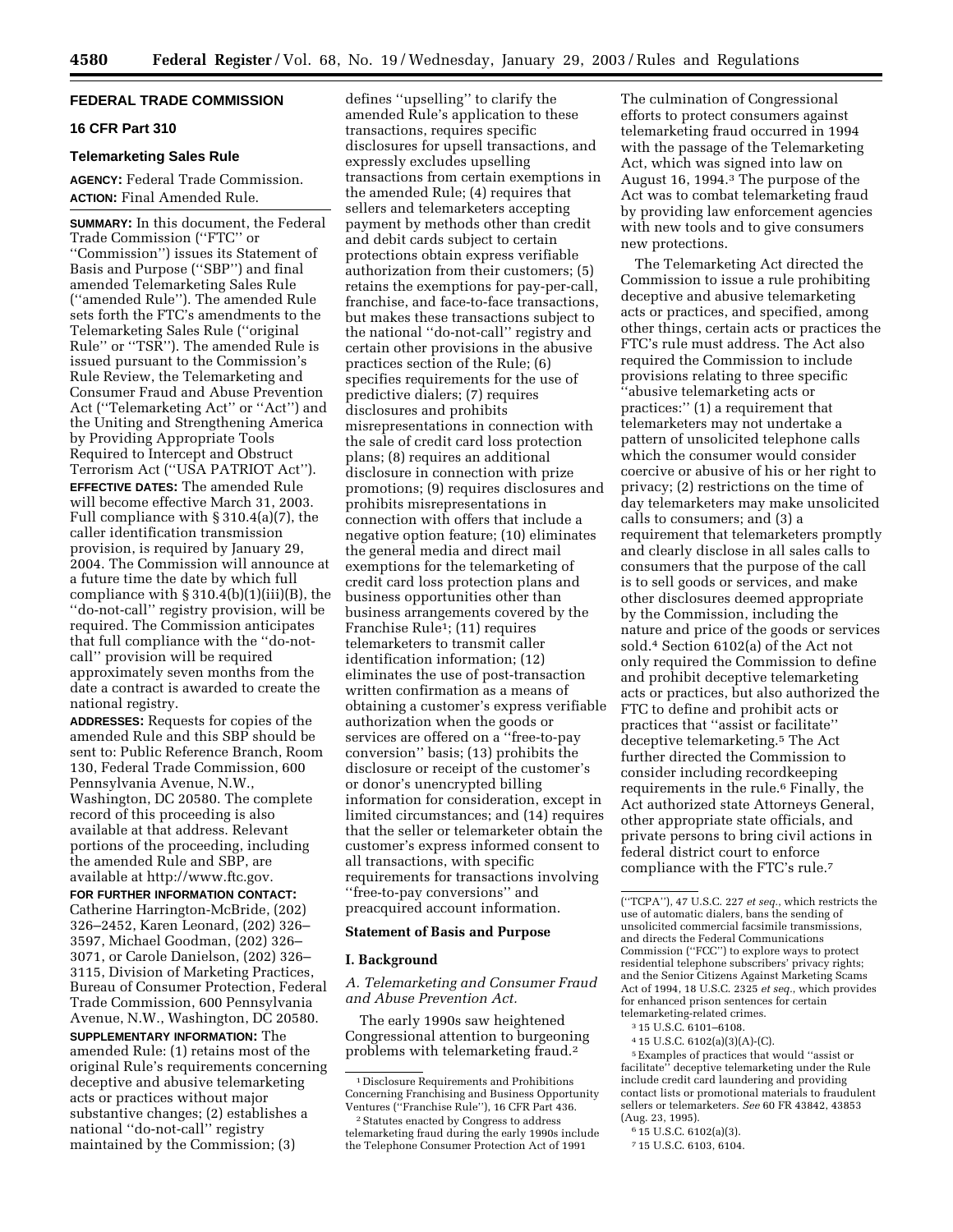## FEDERAL TRADE COMMISSION

### 16 CFR Part 310

### Telemarketing Sales Rule

**AGENCY:** Federal Trade Commission.

**ACTION:** Final Amended Rule.

**SUMMARY:** In this document, the Federal Trade Commission (''FTC'' or ''Commission'') issues its Statement of Basis and Purpose (''SBP'') and final amended Telemarketing Sales Rule (''amended Rule''). The amended Rule sets forth the FTC's amendments to the Telemarketing Sales Rule (''original Rule'' or ''TSR''). The amended Rule is issued pursuant to the Commission's Rule Review, the Telemarketing and Consumer Fraud and Abuse Prevention Act (''Telemarketing Act'' or ''Act'') and the Uniting and Strengthening America by Providing Appropriate Tools Required to Intercept and Obstruct Terrorism Act (''USA PATRIOT Act'').

**EFFECTIVE DATES:** The amended Rule will become effective March 31, 2003. Full compliance with § 310.4(a)(7), the caller identification transmission provision, is required by January 29, 2004. The Commission will announce at a future time the date by which full compliance with § 310.4(b)(1)(iii)(B), the ''do-not-call'' registry provision, will be required. The Commission anticipates that full compliance with the ''do-not-call'' provision will be required approximately seven months from the date a contract is awarded to create the national registry.

**ADDRESSES:** Requests for copies of the amended Rule and this SBP should be sent to: Public Reference Branch, Room 130, Federal Trade Commission, 600 Pennsylvania Avenue, N.W., Washington, DC 20580. The complete record of this proceeding is also available at that address. Relevant portions of the proceeding, including the amended Rule and SBP, are available at http://www.ftc.gov.

**FOR FURTHER INFORMATION CONTACT:** Catherine Harrington-McBride, (202) 326–2452, Karen Leonard, (202) 326–3597, Michael Goodman, (202) 326–3071, or Carole Danielson, (202) 326–3115, Division of Marketing Practices, Bureau of Consumer Protection, Federal Trade Commission, 600 Pennsylvania Avenue, N.W., Washington, DC 20580.

**SUPPLEMENTARY INFORMATION:** The amended Rule: (1) retains most of the original Rule's requirements concerning deceptive and abusive telemarketing acts or practices without major substantive changes; (2) establishes a national ''do-not-call'' registry maintained by the Commission; (3) defines ''upselling'' to clarify the amended Rule's application to these transactions, requires specific disclosures for upsell transactions, and expressly excludes upselling transactions from certain exemptions in the amended Rule; (4) requires that sellers and telemarketers accepting payment by methods other than credit and debit cards subject to certain protections obtain express verifiable authorization from their customers; (5) retains the exemptions for pay-per-call, franchise, and face-to-face transactions, but makes these transactions subject to the national ''do-not-call'' registry and certain other provisions in the abusive practices section of the Rule; (6) specifies requirements for the use of predictive dialers; (7) requires disclosures and prohibits misrepresentations in connection with the sale of credit card loss protection plans; (8) requires an additional disclosure in connection with prize promotions; (9) requires disclosures and prohibits misrepresentations in connection with offers that include a negative option feature; (10) eliminates the general media and direct mail exemptions for the telemarketing of credit card loss protection plans and business opportunities other than business arrangements covered by the Franchise Rule[1]; (11) requires telemarketers to transmit caller identification information; (12) eliminates the use of post-transaction written confirmation as a means of obtaining a customer's express verifiable authorization when the goods or services are offered on a ''free-to-pay conversion'' basis; (13) prohibits the disclosure or receipt of the customer's or donor's unencrypted billing information for consideration, except in limited circumstances; and (14) requires that the seller or telemarketer obtain the customer's express informed consent to all transactions, with specific requirements for transactions involving ''free-to-pay conversions'' and preacquired account information.

## Statement of Basis and Purpose

### I. Background

#### *A. Telemarketing and Consumer Fraud and Abuse Prevention Act.*

The early 1990s saw heightened Congressional attention to burgeoning problems with telemarketing fraud.[2] The culmination of Congressional efforts to protect consumers against telemarketing fraud occurred in 1994 with the passage of the Telemarketing Act, which was signed into law on August 16, 1994.[3] The purpose of the Act was to combat telemarketing fraud by providing law enforcement agencies with new tools and to give consumers new protections.

The Telemarketing Act directed the Commission to issue a rule prohibiting deceptive and abusive telemarketing acts or practices, and specified, among other things, certain acts or practices the FTC's rule must address. The Act also required the Commission to include provisions relating to three specific ''abusive telemarketing acts or practices:'' (1) a requirement that telemarketers may not undertake a pattern of unsolicited telephone calls which the consumer would consider coercive or abusive of his or her right to privacy; (2) restrictions on the time of day telemarketers may make unsolicited calls to consumers; and (3) a requirement that telemarketers promptly and clearly disclose in all sales calls to consumers that the purpose of the call is to sell goods or services, and make other disclosures deemed appropriate by the Commission, including the nature and price of the goods or services sold.[4] Section 6102(a) of the Act not only required the Commission to define and prohibit deceptive telemarketing acts or practices, but also authorized the FTC to define and prohibit acts or practices that ''assist or facilitate'' deceptive telemarketing.[5] The Act further directed the Commission to consider including recordkeeping requirements in the rule.[6] Finally, the Act authorized state Attorneys General, other appropriate state officials, and private persons to bring civil actions in federal district court to enforce compliance with the FTC's rule.[7]

---

[1] Disclosure Requirements and Prohibitions Concerning Franchising and Business Opportunity Ventures (''Franchise Rule''), 16 CFR Part 436.

[2] Statutes enacted by Congress to address telemarketing fraud during the early 1990s include the Telephone Consumer Protection Act of 1991 (''TCPA''), 47 U.S.C. 227 *et seq.*, which restricts the use of automatic dialers, bans the sending of unsolicited commercial facsimile transmissions, and directs the Federal Communications Commission (''FCC'') to explore ways to protect residential telephone subscribers' privacy rights; and the Senior Citizens Against Marketing Scams Act of 1994, 18 U.S.C. 2325 *et seq.*, which provides for enhanced prison sentences for certain telemarketing-related crimes.

[3] 15 U.S.C. 6101–6108.

[4] 15 U.S.C. 6102(a)(3)(A)-(C).

[5] Examples of practices that would ''assist or facilitate'' deceptive telemarketing under the Rule include credit card laundering and providing contact lists or promotional materials to fraudulent sellers or telemarketers. *See* 60 FR 43842, 43853 (Aug. 23, 1995).

[6] 15 U.S.C. 6102(a)(3).

[7] 15 U.S.C. 6103, 6104.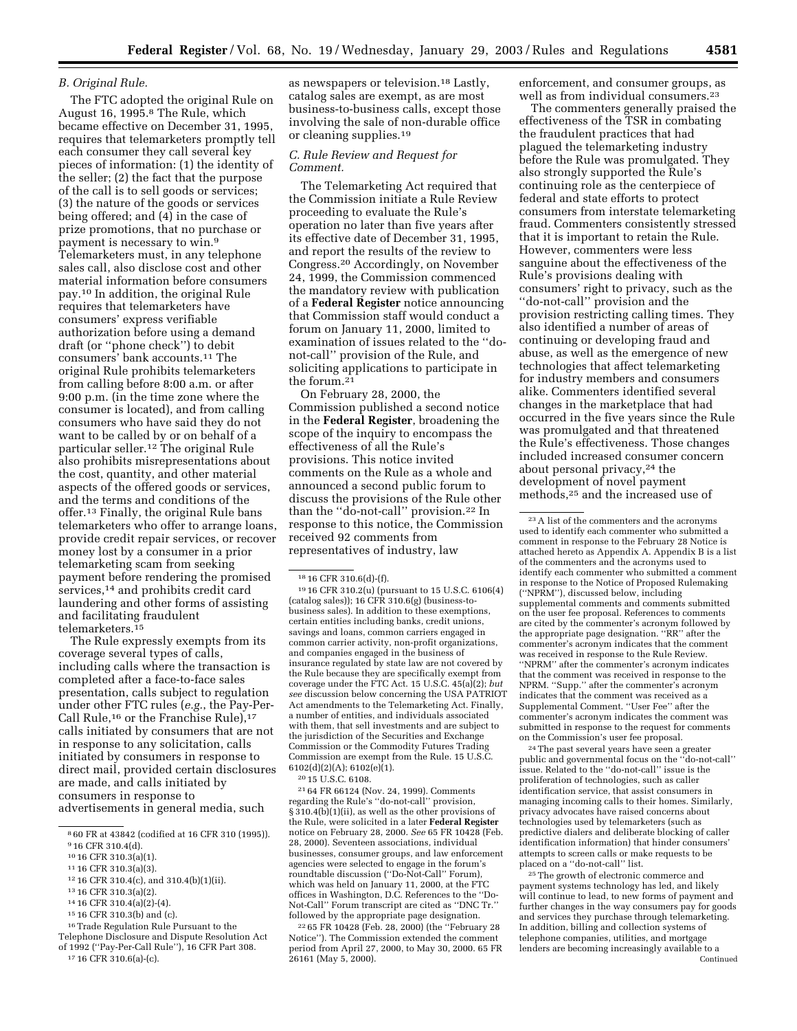### B. Original Rule.

The FTC adopted the original Rule on August 16, 1995.[8] The Rule, which became effective on December 31, 1995, requires that telemarketers promptly tell each consumer they call several key pieces of information: (1) the identity of the seller; (2) the fact that the purpose of the call is to sell goods or services; (3) the nature of the goods or services being offered; and (4) in the case of prize promotions, that no purchase or payment is necessary to win.[9] Telemarketers must, in any telephone sales call, also disclose cost and other material information before consumers pay.[10] In addition, the original Rule requires that telemarketers have consumers' express verifiable authorization before using a demand draft (or "phone check") to debit consumers' bank accounts.[11] The original Rule prohibits telemarketers from calling before 8:00 a.m. or after 9:00 p.m. (in the time zone where the consumer is located), and from calling consumers who have said they do not want to be called by or on behalf of a particular seller.[12] The original Rule also prohibits misrepresentations about the cost, quantity, and other material aspects of the offered goods or services, and the terms and conditions of the offer.[13] Finally, the original Rule bans telemarketers who offer to arrange loans, provide credit repair services, or recover money lost by a consumer in a prior telemarketing scam from seeking payment before rendering the promised services,[14] and prohibits credit card laundering and other forms of assisting and facilitating fraudulent telemarketers.[15]

The Rule expressly exempts from its coverage several types of calls, including calls where the transaction is completed after a face-to-face sales presentation, calls subject to regulation under other FTC rules (*e.g.*, the Pay-Per-Call Rule,[16] or the Franchise Rule),[17] calls initiated by consumers that are not in response to any solicitation, calls initiated by consumers in response to direct mail, provided certain disclosures are made, and calls initiated by consumers in response to advertisements in general media, such as newspapers or television.[18] Lastly, catalog sales are exempt, as are most business-to-business calls, except those involving the sale of non-durable office or cleaning supplies.[19]

### C. Rule Review and Request for Comment.

The Telemarketing Act required that the Commission initiate a Rule Review proceeding to evaluate the Rule's operation no later than five years after its effective date of December 31, 1995, and report the results of the review to Congress.[20] Accordingly, on November 24, 1999, the Commission commenced the mandatory review with publication of a **Federal Register** notice announcing that Commission staff would conduct a forum on January 11, 2000, limited to examination of issues related to the "do-not-call" provision of the Rule, and soliciting applications to participate in the forum.[21]

On February 28, 2000, the Commission published a second notice in the **Federal Register**, broadening the scope of the inquiry to encompass the effectiveness of all the Rule's provisions. This notice invited comments on the Rule as a whole and announced a second public forum to discuss the provisions of the Rule other than the "do-not-call" provision.[22] In response to this notice, the Commission received 92 comments from representatives of industry, law enforcement, and consumer groups, as well as from individual consumers.[23]

The commenters generally praised the effectiveness of the TSR in combating the fraudulent practices that had plagued the telemarketing industry before the Rule was promulgated. They also strongly supported the Rule's continuing role as the centerpiece of federal and state efforts to protect consumers from interstate telemarketing fraud. Commenters consistently stressed that it is important to retain the Rule. However, commenters were less sanguine about the effectiveness of the Rule's provisions dealing with consumers' right to privacy, such as the "do-not-call" provision and the provision restricting calling times. They also identified a number of areas of continuing or developing fraud and abuse, as well as the emergence of new technologies that affect telemarketing for industry members and consumers alike. Commenters identified several changes in the marketplace that had occurred in the five years since the Rule was promulgated and that threatened the Rule's effectiveness. Those changes included increased consumer concern about personal privacy,[24] the development of novel payment methods,[25] and the increased use of

---

[8] 60 FR at 43842 (codified at 16 CFR 310 (1995)).

[9] 16 CFR 310.4(d).

[10] 16 CFR 310.3(a)(1).

[11] 16 CFR 310.3(a)(3).

[12] 16 CFR 310.4(c), and 310.4(b)(1)(ii).

[13] 16 CFR 310.3(a)(2).

[14] 16 CFR 310.4(a)(2)-(4).

[15] 16 CFR 310.3(b) and (c).

[16] Trade Regulation Rule Pursuant to the Telephone Disclosure and Dispute Resolution Act of 1992 ("Pay-Per-Call Rule"), 16 CFR Part 308.

[17] 16 CFR 310.6(a)-(c).

[18] 16 CFR 310.6(d)-(f).

[19] 16 CFR 310.2(u) (pursuant to 15 U.S.C. 6106(4) (catalog sales)); 16 CFR 310.6(g) (business-to-business sales). In addition to these exemptions, certain entities including banks, credit unions, savings and loans, common carriers engaged in common carrier activity, non-profit organizations, and companies engaged in the business of insurance regulated by state law are not covered by the Rule because they are specifically exempt from coverage under the FTC Act. 15 U.S.C. 45(a)(2); *but see* discussion below concerning the USA PATRIOT Act amendments to the Telemarketing Act. Finally, a number of entities, and individuals associated with them, that sell investments and are subject to the jurisdiction of the Securities and Exchange Commission or the Commodity Futures Trading Commission are exempt from the Rule. 15 U.S.C. 6102(d)(2)(A); 6102(e)(1).

[20] 15 U.S.C. 6108.

[21] 64 FR 66124 (Nov. 24, 1999). Comments regarding the Rule's "do-not-call" provision, § 310.4(b)(1)(ii), as well as the other provisions of the Rule, were solicited in a later **Federal Register** notice on February 28, 2000. *See* 65 FR 10428 (Feb. 28, 2000). Seventeen associations, individual businesses, consumer groups, and law enforcement agencies were selected to engage in the forum's roundtable discussion ("Do-Not-Call" Forum), which was held on January 11, 2000, at the FTC offices in Washington, D.C. References to the "Do-Not-Call" Forum transcript are cited as "DNC Tr." followed by the appropriate page designation.

[22] 65 FR 10428 (Feb. 28, 2000) (the "February 28 Notice"). The Commission extended the comment period from April 27, 2000, to May 30, 2000. 65 FR 26161 (May 5, 2000).

[23] A list of the commenters and the acronyms used to identify each commenter who submitted a comment in response to the February 28 Notice is attached hereto as Appendix A. Appendix B is a list of the commenters and the acronyms used to identify each commenter who submitted a comment in response to the Notice of Proposed Rulemaking ("NPRM"), discussed below, including supplemental comments and comments submitted on the user fee proposal. References to comments are cited by the commenter's acronym followed by the appropriate page designation. "RR" after the commenter's acronym indicates that the comment was received in response to the Rule Review. "NPRM" after the commenter's acronym indicates that the comment was received in response to the NPRM. "Supp." after the commenter's acronym indicates that the comment was received as a Supplemental Comment. "User Fee" after the commenter's acronym indicates the comment was submitted in response to the request for comments on the Commission's user fee proposal.

[24] The past several years have seen a greater public and governmental focus on the "do-not-call" issue. Related to the "do-not-call" issue is the proliferation of technologies, such as caller identification service, that assist consumers in managing incoming calls to their homes. Similarly, privacy advocates have raised concerns about technologies used by telemarketers (such as predictive dialers and deliberate blocking of caller identification information) that hinder consumers' attempts to screen calls or make requests to be placed on a "do-not-call" list.

[25] The growth of electronic commerce and payment systems technology has led, and likely will continue to lead, to new forms of payment and further changes in the way consumers pay for goods and services they purchase through telemarketing. In addition, billing and collection systems of telephone companies, utilities, and mortgage lenders are becoming increasingly available to a

Continued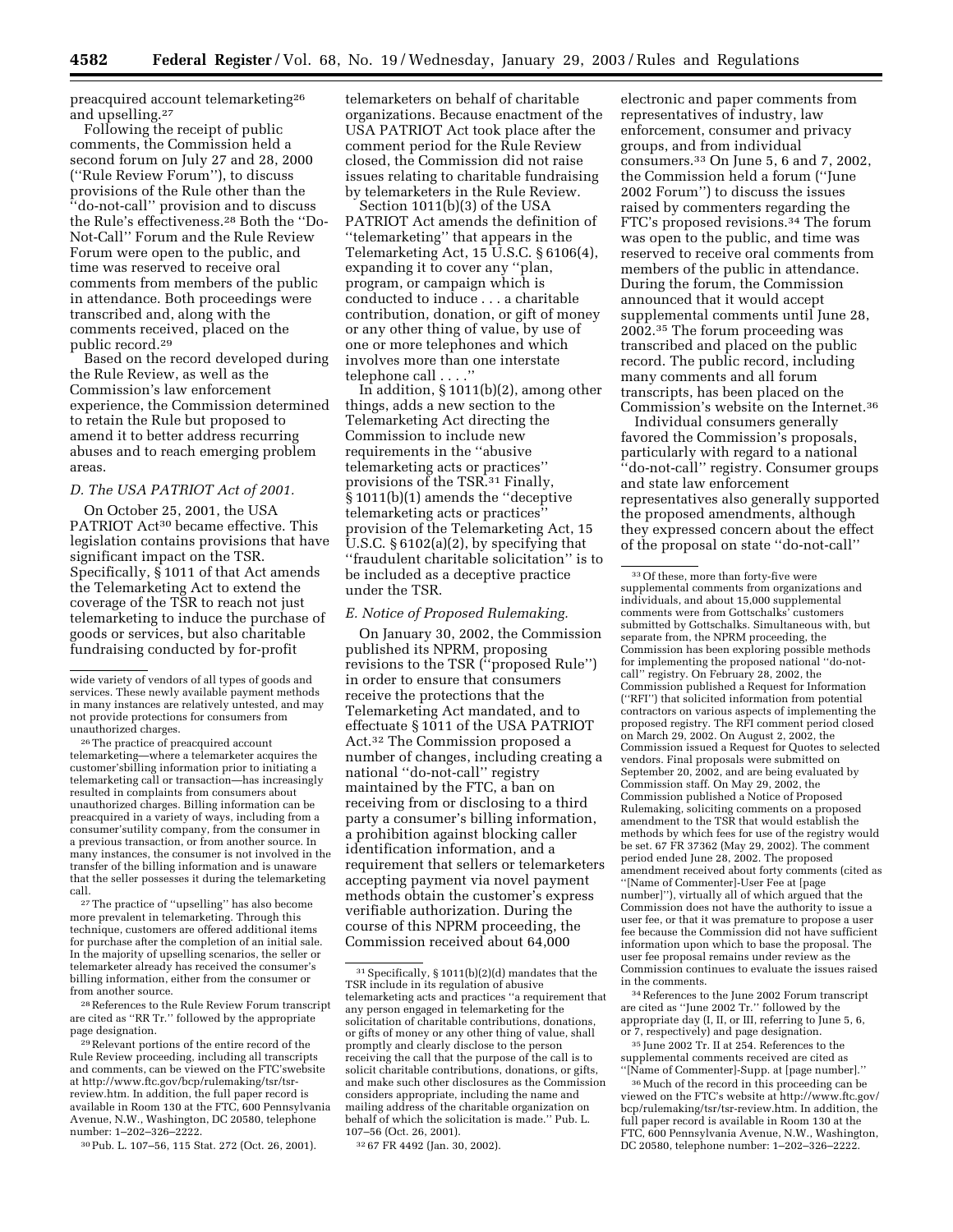preacquired account telemarketing[26] and upselling.[27]

Following the receipt of public comments, the Commission held a second forum on July 27 and 28, 2000 (''Rule Review Forum''), to discuss provisions of the Rule other than the ''do-not-call'' provision and to discuss the Rule's effectiveness.[28] Both the ''Do-Not-Call'' Forum and the Rule Review Forum were open to the public, and time was reserved to receive oral comments from members of the public in attendance. Both proceedings were transcribed and, along with the comments received, placed on the public record.[29]

Based on the record developed during the Rule Review, as well as the Commission's law enforcement experience, the Commission determined to retain the Rule but proposed to amend it to better address recurring abuses and to reach emerging problem areas.

### *D. The USA PATRIOT Act of 2001.*

On October 25, 2001, the USA PATRIOT Act[30] became effective. This legislation contains provisions that have significant impact on the TSR. Specifically, § 1011 of that Act amends the Telemarketing Act to extend the coverage of the TSR to reach not just telemarketing to induce the purchase of goods or services, but also charitable fundraising conducted by for-profit telemarketers on behalf of charitable organizations. Because enactment of the USA PATRIOT Act took place after the comment period for the Rule Review closed, the Commission did not raise issues relating to charitable fundraising by telemarketers in the Rule Review.

Section 1011(b)(3) of the USA PATRIOT Act amends the definition of ''telemarketing'' that appears in the Telemarketing Act, 15 U.S.C. § 6106(4), expanding it to cover any ''plan, program, or campaign which is conducted to induce . . . a charitable contribution, donation, or gift of money or any other thing of value, by use of one or more telephones and which involves more than one interstate telephone call . . . .''

In addition, § 1011(b)(2), among other things, adds a new section to the Telemarketing Act directing the Commission to include new requirements in the ''abusive telemarketing acts or practices'' provisions of the TSR.[31] Finally, § 1011(b)(1) amends the ''deceptive telemarketing acts or practices'' provision of the Telemarketing Act, 15 U.S.C. § 6102(a)(2), by specifying that ''fraudulent charitable solicitation'' is to be included as a deceptive practice under the TSR.

### *E. Notice of Proposed Rulemaking.*

On January 30, 2002, the Commission published its NPRM, proposing revisions to the TSR (''proposed Rule'') in order to ensure that consumers receive the protections that the Telemarketing Act mandated, and to effectuate § 1011 of the USA PATRIOT Act.[32] The Commission proposed a number of changes, including creating a national ''do-not-call'' registry maintained by the FTC, a ban on receiving from or disclosing to a third party a consumer's billing information, a prohibition against blocking caller identification information, and a requirement that sellers or telemarketers accepting payment via novel payment methods obtain the customer's express verifiable authorization. During the course of this NPRM proceeding, the Commission received about 64,000 electronic and paper comments from representatives of industry, law enforcement, consumer and privacy groups, and from individual consumers.[33] On June 5, 6 and 7, 2002, the Commission held a forum (''June 2002 Forum'') to discuss the issues raised by commenters regarding the FTC's proposed revisions.[34] The forum was open to the public, and time was reserved to receive oral comments from members of the public in attendance. During the forum, the Commission announced that it would accept supplemental comments until June 28, 2002.[35] The forum proceeding was transcribed and placed on the public record. The public record, including many comments and all forum transcripts, has been placed on the Commission's website on the Internet.[36]

Individual consumers generally favored the Commission's proposals, particularly with regard to a national ''do-not-call'' registry. Consumer groups and state law enforcement representatives also generally supported the proposed amendments, although they expressed concern about the effect of the proposal on state ''do-not-call''

---

wide variety of vendors of all types of goods and services. These newly available payment methods in many instances are relatively untested, and may not provide protections for consumers from unauthorized charges.

[26] The practice of preacquired account telemarketing—where a telemarketer acquires the customer'sbilling information prior to initiating a telemarketing call or transaction—has increasingly resulted in complaints from consumers about unauthorized charges. Billing information can be preacquired in a variety of ways, including from a consumer'sutility company, from the consumer in a previous transaction, or from another source. In many instances, the consumer is not involved in the transfer of the billing information and is unaware that the seller possesses it during the telemarketing call.

[27] The practice of ''upselling'' has also become more prevalent in telemarketing. Through this technique, customers are offered additional items for purchase after the completion of an initial sale. In the majority of upselling scenarios, the seller or telemarketer already has received the consumer's billing information, either from the consumer or from another source.

[28] References to the Rule Review Forum transcript are cited as ''RR Tr.'' followed by the appropriate page designation.

[29] Relevant portions of the entire record of the Rule Review proceeding, including all transcripts and comments, can be viewed on the FTC'swebsite at http://www.ftc.gov/bcp/rulemaking/tsr/tsr-review.htm. In addition, the full paper record is available in Room 130 at the FTC, 600 Pennsylvania Avenue, N.W., Washington, DC 20580, telephone number: 1–202–326–2222.

[30] Pub. L. 107–56, 115 Stat. 272 (Oct. 26, 2001).

[31] Specifically, § 1011(b)(2)(d) mandates that the TSR include in its regulation of abusive telemarketing acts and practices ''a requirement that any person engaged in telemarketing for the solicitation of charitable contributions, donations, or gifts of money or any other thing of value, shall promptly and clearly disclose to the person receiving the call that the purpose of the call is to solicit charitable contributions, donations, or gifts, and make such other disclosures as the Commission considers appropriate, including the name and mailing address of the charitable organization on behalf of which the solicitation is made.'' Pub. L. 107–56 (Oct. 26, 2001).

[32] 67 FR 4492 (Jan. 30, 2002).

[33] Of these, more than forty-five were supplemental comments from organizations and individuals, and about 15,000 supplemental comments were from Gottschalks' customers submitted by Gottschalks. Simultaneous with, but separate from, the NPRM proceeding, the Commission has been exploring possible methods for implementing the proposed national ''do-not-call'' registry. On February 28, 2002, the Commission published a Request for Information (''RFI'') that solicited information from potential contractors on various aspects of implementing the proposed registry. The RFI comment period closed on March 29, 2002. On August 2, 2002, the Commission issued a Request for Quotes to selected vendors. Final proposals were submitted on September 20, 2002, and are being evaluated by Commission staff. On May 29, 2002, the Commission published a Notice of Proposed Rulemaking, soliciting comments on a proposed amendment to the TSR that would establish the methods by which fees for use of the registry would be set. 67 FR 37362 (May 29, 2002). The comment period ended June 28, 2002. The proposed amendment received about forty comments (cited as ''[Name of Commenter]-User Fee at [page number]''), virtually all of which argued that the Commission does not have the authority to issue a user fee, or that it was premature to propose a user fee because the Commission did not have sufficient information upon which to base the proposal. The user fee proposal remains under review as the Commission continues to evaluate the issues raised in the comments.

[34] References to the June 2002 Forum transcript are cited as ''June 2002 Tr.'' followed by the appropriate day (I, II, or III, referring to June 5, 6, or 7, respectively) and page designation.

[35] June 2002 Tr. II at 254. References to the supplemental comments received are cited as ''[Name of Commenter]-Supp. at [page number].''

[36] Much of the record in this proceeding can be viewed on the FTC's website at http://www.ftc.gov/bcp/rulemaking/tsr/tsr-review.htm. In addition, the full paper record is available in Room 130 at the FTC, 600 Pennsylvania Avenue, N.W., Washington, DC 20580, telephone number: 1–202–326–2222.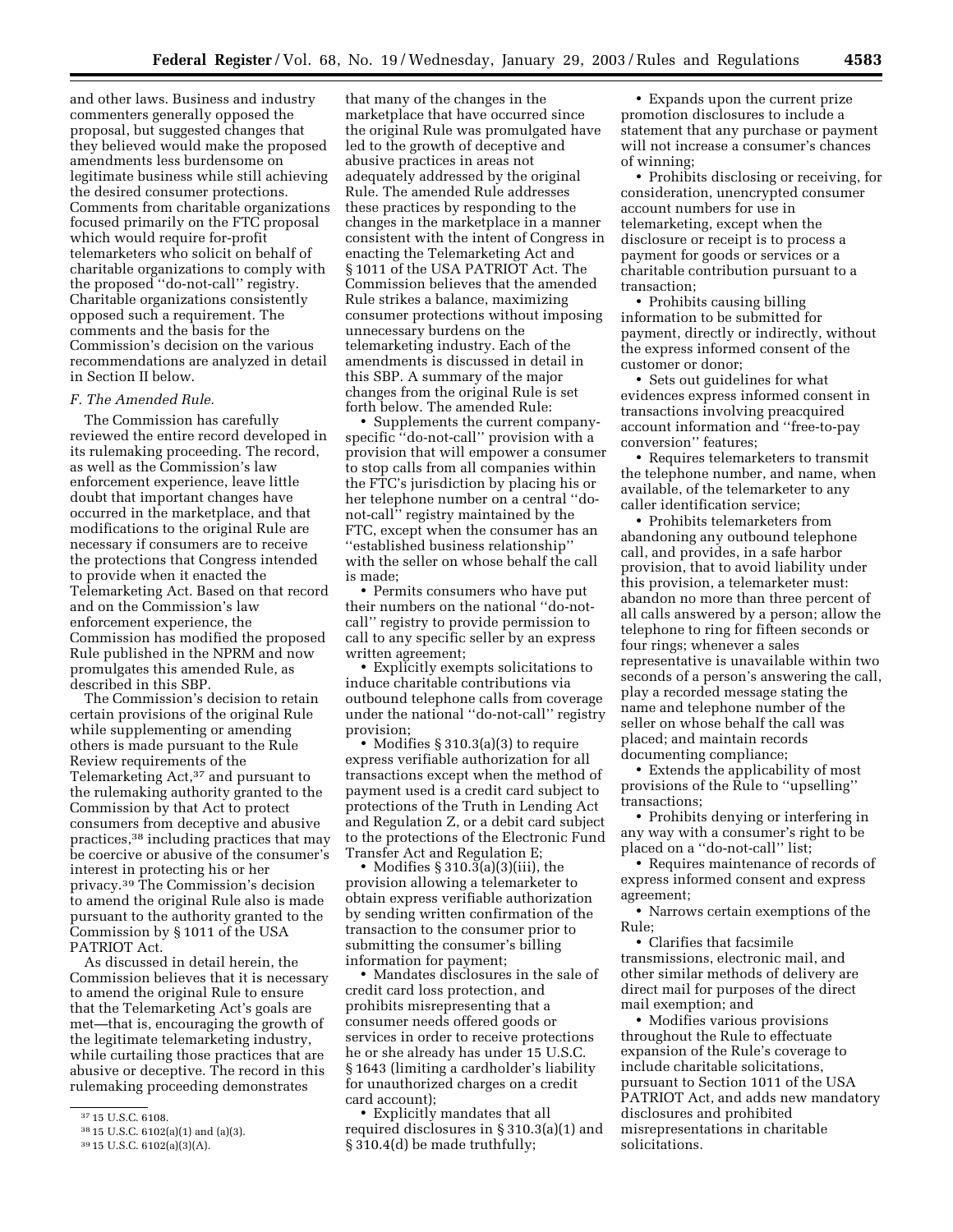and other laws. Business and industry commenters generally opposed the proposal, but suggested changes that they believed would make the proposed amendments less burdensome on legitimate business while still achieving the desired consumer protections. Comments from charitable organizations focused primarily on the FTC proposal which would require for-profit telemarketers who solicit on behalf of charitable organizations to comply with the proposed ''do-not-call'' registry. Charitable organizations consistently opposed such a requirement. The comments and the basis for the Commission's decision on the various recommendations are analyzed in detail in Section II below.

*F. The Amended Rule.*

The Commission has carefully reviewed the entire record developed in its rulemaking proceeding. The record, as well as the Commission's law enforcement experience, leave little doubt that important changes have occurred in the marketplace, and that modifications to the original Rule are necessary if consumers are to receive the protections that Congress intended to provide when it enacted the Telemarketing Act. Based on that record and on the Commission's law enforcement experience, the Commission has modified the proposed Rule published in the NPRM and now promulgates this amended Rule, as described in this SBP.

The Commission's decision to retain certain provisions of the original Rule while supplementing or amending others is made pursuant to the Rule Review requirements of the Telemarketing Act,[37] and pursuant to the rulemaking authority granted to the Commission by that Act to protect consumers from deceptive and abusive practices,[38] including practices that may be coercive or abusive of the consumer's interest in protecting his or her privacy.[39] The Commission's decision to amend the original Rule also is made pursuant to the authority granted to the Commission by § 1011 of the USA PATRIOT Act.

As discussed in detail herein, the Commission believes that it is necessary to amend the original Rule to ensure that the Telemarketing Act's goals are met—that is, encouraging the growth of the legitimate telemarketing industry, while curtailing those practices that are abusive or deceptive. The record in this rulemaking proceeding demonstrates that many of the changes in the marketplace that have occurred since the original Rule was promulgated have led to the growth of deceptive and abusive practices in areas not adequately addressed by the original Rule. The amended Rule addresses these practices by responding to the changes in the marketplace in a manner consistent with the intent of Congress in enacting the Telemarketing Act and § 1011 of the USA PATRIOT Act. The Commission believes that the amended Rule strikes a balance, maximizing consumer protections without imposing unnecessary burdens on the telemarketing industry. Each of the amendments is discussed in detail in this SBP. A summary of the major changes from the original Rule is set forth below. The amended Rule:

- Supplements the current company-specific ''do-not-call'' provision with a provision that will empower a consumer to stop calls from all companies within the FTC's jurisdiction by placing his or her telephone number on a central ''do-not-call'' registry maintained by the FTC, except when the consumer has an ''established business relationship'' with the seller on whose behalf the call is made;
- Permits consumers who have put their numbers on the national ''do-not-call'' registry to provide permission to call to any specific seller by an express written agreement;
- Explicitly exempts solicitations to induce charitable contributions via outbound telephone calls from coverage under the national ''do-not-call'' registry provision;
- Modifies § 310.3(a)(3) to require express verifiable authorization for all transactions except when the method of payment used is a credit card subject to protections of the Truth in Lending Act and Regulation Z, or a debit card subject to the protections of the Electronic Fund Transfer Act and Regulation E;
- Modifies § 310.3(a)(3)(iii), the provision allowing a telemarketer to obtain express verifiable authorization by sending written confirmation of the transaction to the consumer prior to submitting the consumer's billing information for payment;
- Mandates disclosures in the sale of credit card loss protection, and prohibits misrepresenting that a consumer needs offered goods or services in order to receive protections he or she already has under 15 U.S.C. § 1643 (limiting a cardholder's liability for unauthorized charges on a credit card account);
- Explicitly mandates that all required disclosures in § 310.3(a)(1) and § 310.4(d) be made truthfully;
- Expands upon the current prize promotion disclosures to include a statement that any purchase or payment will not increase a consumer's chances of winning;
- Prohibits disclosing or receiving, for consideration, unencrypted consumer account numbers for use in telemarketing, except when the disclosure or receipt is to process a payment for goods or services or a charitable contribution pursuant to a transaction;
- Prohibits causing billing information to be submitted for payment, directly or indirectly, without the express informed consent of the customer or donor;
- Sets out guidelines for what evidences express informed consent in transactions involving preacquired account information and ''free-to-pay conversion'' features;
- Requires telemarketers to transmit the telephone number, and name, when available, of the telemarketer to any caller identification service;
- Prohibits telemarketers from abandoning any outbound telephone call, and provides, in a safe harbor provision, that to avoid liability under this provision, a telemarketer must: abandon no more than three percent of all calls answered by a person; allow the telephone to ring for fifteen seconds or four rings; whenever a sales representative is unavailable within two seconds of a person's answering the call, play a recorded message stating the name and telephone number of the seller on whose behalf the call was placed; and maintain records documenting compliance;
- Extends the applicability of most provisions of the Rule to ''upselling'' transactions;
- Prohibits denying or interfering in any way with a consumer's right to be placed on a ''do-not-call'' list;
- Requires maintenance of records of express informed consent and express agreement;
- Narrows certain exemptions of the Rule;
- Clarifies that facsimile transmissions, electronic mail, and other similar methods of delivery are direct mail for purposes of the direct mail exemption; and
- Modifies various provisions throughout the Rule to effectuate expansion of the Rule's coverage to include charitable solicitations, pursuant to Section 1011 of the USA PATRIOT Act, and adds new mandatory disclosures and prohibited misrepresentations in charitable solicitations.

---

[37] 15 U.S.C. 6108.

[38] 15 U.S.C. 6102(a)(1) and (a)(3).

[39] 15 U.S.C. 6102(a)(3)(A).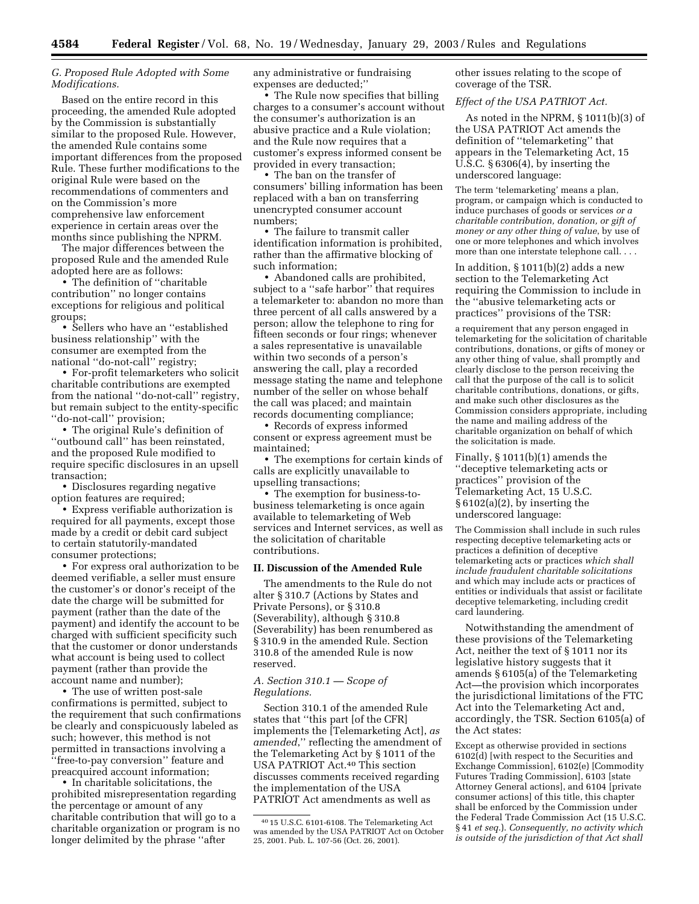*G. Proposed Rule Adopted with Some Modifications.*

Based on the entire record in this proceeding, the amended Rule adopted by the Commission is substantially similar to the proposed Rule. However, the amended Rule contains some important differences from the proposed Rule. These further modifications to the original Rule were based on the recommendations of commenters and on the Commission's more comprehensive law enforcement experience in certain areas over the months since publishing the NPRM.

The major differences between the proposed Rule and the amended Rule adopted here are as follows:

- The definition of ''charitable contribution'' no longer contains exceptions for religious and political groups;
- Sellers who have an ''established business relationship'' with the consumer are exempted from the national ''do-not-call'' registry;
- For-profit telemarketers who solicit charitable contributions are exempted from the national ''do-not-call'' registry, but remain subject to the entity-specific ''do-not-call'' provision;
- The original Rule's definition of ''outbound call'' has been reinstated, and the proposed Rule modified to require specific disclosures in an upsell transaction;
- Disclosures regarding negative option features are required;
- Express verifiable authorization is required for all payments, except those made by a credit or debit card subject to certain statutorily-mandated consumer protections;
- For express oral authorization to be deemed verifiable, a seller must ensure the customer's or donor's receipt of the date the charge will be submitted for payment (rather than the date of the payment) and identify the account to be charged with sufficient specificity such that the customer or donor understands what account is being used to collect payment (rather than provide the account name and number);
- The use of written post-sale confirmations is permitted, subject to the requirement that such confirmations be clearly and conspicuously labeled as such; however, this method is not permitted in transactions involving a ''free-to-pay conversion'' feature and preacquired account information;
- In charitable solicitations, the prohibited misrepresentation regarding the percentage or amount of any charitable contribution that will go to a charitable organization or program is no longer delimited by the phrase ''after any administrative or fundraising expenses are deducted;''
- The Rule now specifies that billing charges to a consumer's account without the consumer's authorization is an abusive practice and a Rule violation; and the Rule now requires that a customer's express informed consent be provided in every transaction;
- The ban on the transfer of consumers' billing information has been replaced with a ban on transferring unencrypted consumer account numbers;
- The failure to transmit caller identification information is prohibited, rather than the affirmative blocking of such information;
- Abandoned calls are prohibited, subject to a ''safe harbor'' that requires a telemarketer to: abandon no more than three percent of all calls answered by a person; allow the telephone to ring for fifteen seconds or four rings; whenever a sales representative is unavailable within two seconds of a person's answering the call, play a recorded message stating the name and telephone number of the seller on whose behalf the call was placed; and maintain records documenting compliance;
- Records of express informed consent or express agreement must be maintained;
- The exemptions for certain kinds of calls are explicitly unavailable to upselling transactions;
- The exemption for business-to-business telemarketing is once again available to telemarketing of Web services and Internet services, as well as the solicitation of charitable contributions.

## II. Discussion of the Amended Rule

The amendments to the Rule do not alter § 310.7 (Actions by States and Private Persons), or § 310.8 (Severability), although § 310.8 (Severability) has been renumbered as § 310.9 in the amended Rule. Section 310.8 of the amended Rule is now reserved.

*A. Section 310.1 — Scope of Regulations.*

Section 310.1 of the amended Rule states that ''this part [of the CFR] implements the [Telemarketing Act], *as amended*,'' reflecting the amendment of the Telemarketing Act by § 1011 of the USA PATRIOT Act.[40] This section discusses comments received regarding the implementation of the USA PATRIOT Act amendments as well as other issues relating to the scope of coverage of the TSR.

*Effect of the USA PATRIOT Act.*

As noted in the NPRM, § 1011(b)(3) of the USA PATRIOT Act amends the definition of ''telemarketing'' that appears in the Telemarketing Act, 15 U.S.C. § 6306(4), by inserting the underscored language:

> The term 'telemarketing' means a plan, program, or campaign which is conducted to induce purchases of goods or services *or a charitable contribution, donation, or gift of money or any other thing of value*, by use of one or more telephones and which involves more than one interstate telephone call. . . .

In addition, § 1011(b)(2) adds a new section to the Telemarketing Act requiring the Commission to include in the ''abusive telemarketing acts or practices'' provisions of the TSR:

> a requirement that any person engaged in telemarketing for the solicitation of charitable contributions, donations, or gifts of money or any other thing of value, shall promptly and clearly disclose to the person receiving the call that the purpose of the call is to solicit charitable contributions, donations, or gifts, and make such other disclosures as the Commission considers appropriate, including the name and mailing address of the charitable organization on behalf of which the solicitation is made.

Finally, § 1011(b)(1) amends the ''deceptive telemarketing acts or practices'' provision of the Telemarketing Act, 15 U.S.C. § 6102(a)(2), by inserting the underscored language:

> The Commission shall include in such rules respecting deceptive telemarketing acts or practices a definition of deceptive telemarketing acts or practices *which shall include fraudulent charitable solicitations* and which may include acts or practices of entities or individuals that assist or facilitate deceptive telemarketing, including credit card laundering.

Notwithstanding the amendment of these provisions of the Telemarketing Act, neither the text of § 1011 nor its legislative history suggests that it amends § 6105(a) of the Telemarketing Act—the provision which incorporates the jurisdictional limitations of the FTC Act into the Telemarketing Act and, accordingly, the TSR. Section 6105(a) of the Act states:

> Except as otherwise provided in sections 6102(d) [with respect to the Securities and Exchange Commission], 6102(e) [Commodity Futures Trading Commission], 6103 [state Attorney General actions], and 6104 [private consumer actions] of this title, this chapter shall be enforced by the Commission under the Federal Trade Commission Act (15 U.S.C. § 41 *et seq.*). *Consequently, no activity which is outside of the jurisdiction of that Act shall*

---

[40] 15 U.S.C. 6101-6108. The Telemarketing Act was amended by the USA PATRIOT Act on October 25, 2001. Pub. L. 107-56 (Oct. 26, 2001).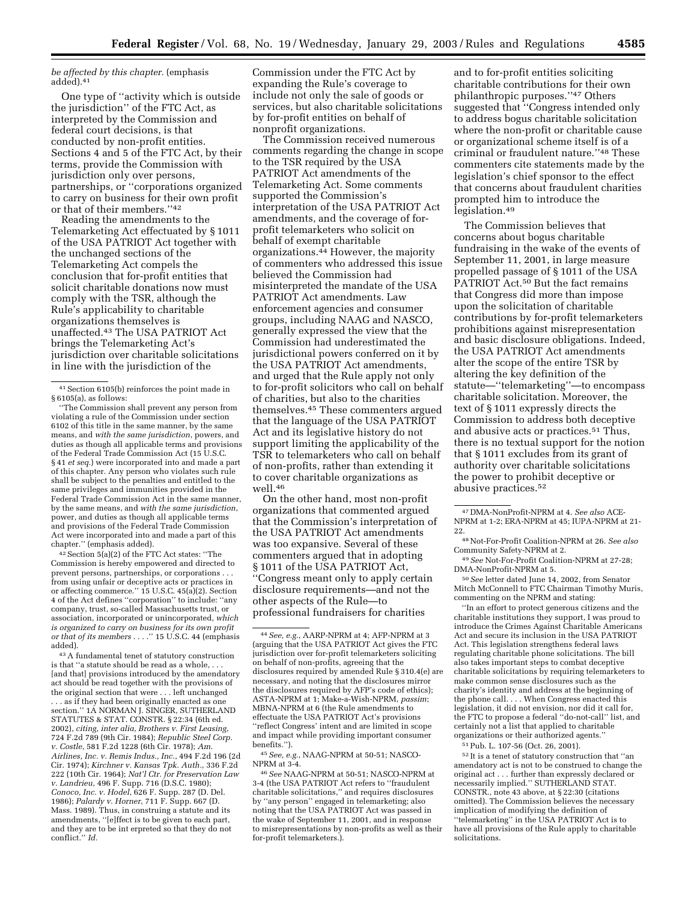*be affected by this chapter.* (emphasis added).[41]

One type of ''activity which is outside the jurisdiction'' of the FTC Act, as interpreted by the Commission and federal court decisions, is that conducted by non-profit entities. Sections 4 and 5 of the FTC Act, by their terms, provide the Commission with jurisdiction only over persons, partnerships, or ''corporations organized to carry on business for their own profit or that of their members.''[42]

Reading the amendments to the Telemarketing Act effectuated by § 1011 of the USA PATRIOT Act together with the unchanged sections of the Telemarketing Act compels the conclusion that for-profit entities that solicit charitable donations now must comply with the TSR, although the Rule's applicability to charitable organizations themselves is unaffected.[43] The USA PATRIOT Act brings the Telemarketing Act's jurisdiction over charitable solicitations in line with the jurisdiction of the Commission under the FTC Act by expanding the Rule's coverage to include not only the sale of goods or services, but also charitable solicitations by for-profit entities on behalf of nonprofit organizations.

The Commission received numerous comments regarding the change in scope to the TSR required by the USA PATRIOT Act amendments of the Telemarketing Act. Some comments supported the Commission's interpretation of the USA PATRIOT Act amendments, and the coverage of for-profit telemarketers who solicit on behalf of exempt charitable organizations.[44] However, the majority of commenters who addressed this issue believed the Commission had misinterpreted the mandate of the USA PATRIOT Act amendments. Law enforcement agencies and consumer groups, including NAAG and NASCO, generally expressed the view that the Commission had underestimated the jurisdictional powers conferred on it by the USA PATRIOT Act amendments, and urged that the Rule apply not only to for-profit solicitors who call on behalf of charities, but also to the charities themselves.[45] These commenters argued that the language of the USA PATRIOT Act and its legislative history do not support limiting the applicability of the TSR to telemarketers who call on behalf of non-profits, rather than extending it to cover charitable organizations as well.[46]

On the other hand, most non-profit organizations that commented argued that the Commission's interpretation of the USA PATRIOT Act amendments was too expansive. Several of these commenters argued that in adopting § 1011 of the USA PATRIOT Act, ''Congress meant only to apply certain disclosure requirements—and not the other aspects of the Rule—to professional fundraisers for charities and to for-profit entities soliciting charitable contributions for their own philanthropic purposes.''[47] Others suggested that ''Congress intended only to address bogus charitable solicitation where the non-profit or charitable cause or organizational scheme itself is of a criminal or fraudulent nature.''[48] These commenters cite statements made by the legislation's chief sponsor to the effect that concerns about fraudulent charities prompted him to introduce the legislation.[49]

The Commission believes that concerns about bogus charitable fundraising in the wake of the events of September 11, 2001, in large measure propelled passage of § 1011 of the USA PATRIOT Act.[50] But the fact remains that Congress did more than impose upon the solicitation of charitable contributions by for-profit telemarketers prohibitions against misrepresentation and basic disclosure obligations. Indeed, the USA PATRIOT Act amendments alter the scope of the entire TSR by altering the key definition of the statute—''telemarketing''—to encompass charitable solicitation. Moreover, the text of § 1011 expressly directs the Commission to address both deceptive and abusive acts or practices.[51] Thus, there is no textual support for the notion that § 1011 excludes from its grant of authority over charitable solicitations the power to prohibit deceptive or abusive practices.[52]

---

[41] Section 6105(b) reinforces the point made in § 6105(a), as follows:

''The Commission shall prevent any person from violating a rule of the Commission under section 6102 of this title in the same manner, by the same means, and *with the same jurisdiction*, powers, and duties as though all applicable terms and provisions of the Federal Trade Commission Act (15 U.S.C. § 41 *et seq.*) were incorporated into and made a part of this chapter. Any person who violates such rule shall be subject to the penalties and entitled to the same privileges and immunities provided in the Federal Trade Commission Act in the same manner, by the same means, and *with the same jurisdiction*, power, and duties as though all applicable terms and provisions of the Federal Trade Commission Act were incorporated into and made a part of this chapter.'' (emphasis added).

[42] Section 5(a)(2) of the FTC Act states: ''The Commission is hereby empowered and directed to prevent persons, partnerships, or corporations . . . from using unfair or deceptive acts or practices in or affecting commerce.'' 15 U.S.C. 45(a)(2). Section 4 of the Act defines ''corporation'' to include: ''any company, trust, so-called Massachusetts trust, or association, incorporated or unincorporated, *which is organized to carry on business for its own profit or that of its members* . . . .'' 15 U.S.C. 44 (emphasis added).

[43] A fundamental tenet of statutory construction is that ''a statute should be read as a whole, . . . [and that] provisions introduced by the amendatory act should be read together with the provisions of the original section that were . . . left unchanged . . . as if they had been originally enacted as one section.'' 1A NORMAN J. SINGER, SUTHERLAND STATUTES & STAT. CONSTR. § 22:34 (6th ed. 2002), *citing, inter alia, Brothers v. First Leasing*, 724 F.2d 789 (9th Cir. 1984); *Republic Steel Corp. v. Costle*, 581 F.2d 1228 (6th Cir. 1978); *Am. Airlines, Inc. v. Remis Indus., Inc.*, 494 F.2d 196 (2d Cir. 1974); *Kirchner v. Kansas Tpk. Auth.*, 336 F.2d 222 (10th Cir. 1964); *Nat'l Ctr. for Preservation Law v. Landrieu*, 496 F. Supp. 716 (D.S.C. 1980); *Conoco, Inc. v. Hodel*, 626 F. Supp. 287 (D. Del. 1986); *Palardy v. Horner*, 711 F. Supp. 667 (D. Mass. 1989). Thus, in construing a statute and its amendments, ''[e]ffect is to be given to each part, and they are to be int erpreted so that they do not conflict.'' *Id.*

[44] *See, e.g.*, AARP-NPRM at 4; AFP-NPRM at 3 (arguing that the USA PATRIOT Act gives the FTC jurisdiction over for-profit telemarketers soliciting on behalf of non-profits, agreeing that the disclosures required by amended Rule § 310.4(e) are necessary, and noting that the disclosures mirror the disclosures required by AFP's code of ethics); ASTA-NPRM at 1; Make-a-Wish-NPRM, *passim*; MBNA-NPRM at 6 (the Rule amendments to effectuate the USA PATRIOT Act's provisions ''reflect Congress' intent and are limited in scope and impact while providing important consumer benefits.'').

[45] *See, e.g.*, NAAG-NPRM at 50-51; NASCO-NPRM at 3-4.

[46] *See* NAAG-NPRM at 50-51; NASCO-NPRM at 3-4 (the USA PATRIOT Act refers to ''fraudulent charitable solicitations,'' and requires disclosures by ''any person'' engaged in telemarketing; also noting that the USA PATRIOT Act was passed in the wake of September 11, 2001, and in response to misrepresentations by non-profits as well as their for-profit telemarketers.).

[47] DMA-NonProfit-NPRM at 4. *See also* ACE-NPRM at 1-2; ERA-NPRM at 45; IUPA-NPRM at 21-22.

[48] Not-For-Profit Coalition-NPRM at 26. *See also* Community Safety-NPRM at 2.

[49] *See* Not-For-Profit Coalition-NPRM at 27-28; DMA-NonProfit-NPRM at 5.

[50] *See* letter dated June 14, 2002, from Senator Mitch McConnell to FTC Chairman Timothy Muris, commenting on the NPRM and stating:

''In an effort to protect generous citizens and the charitable institutions they support, I was proud to introduce the Crimes Against Charitable Americans Act and secure its inclusion in the USA PATRIOT Act. This legislation strengthens federal laws regulating charitable phone solicitations. The bill also takes important steps to combat deceptive charitable solicitations by requiring telemarketers to make common sense disclosures such as the charity's identity and address at the beginning of the phone call. . . . When Congress enacted this legislation, it did not envision, nor did it call for, the FTC to propose a federal ''do-not-call'' list, and certainly not a list that applied to charitable organizations or their authorized agents.''

[51] Pub. L. 107-56 (Oct. 26, 2001).

[52] It is a tenet of statutory construction that ''an amendatory act is not to be construed to change the original act . . . further than expressly declared or necessarily implied.'' SUTHERLAND STAT. CONSTR., note 43 above, at § 22:30 (citations omitted). The Commission believes the necessary implication of modifying the definition of ''telemarketing'' in the USA PATRIOT Act is to have all provisions of the Rule apply to charitable solicitations.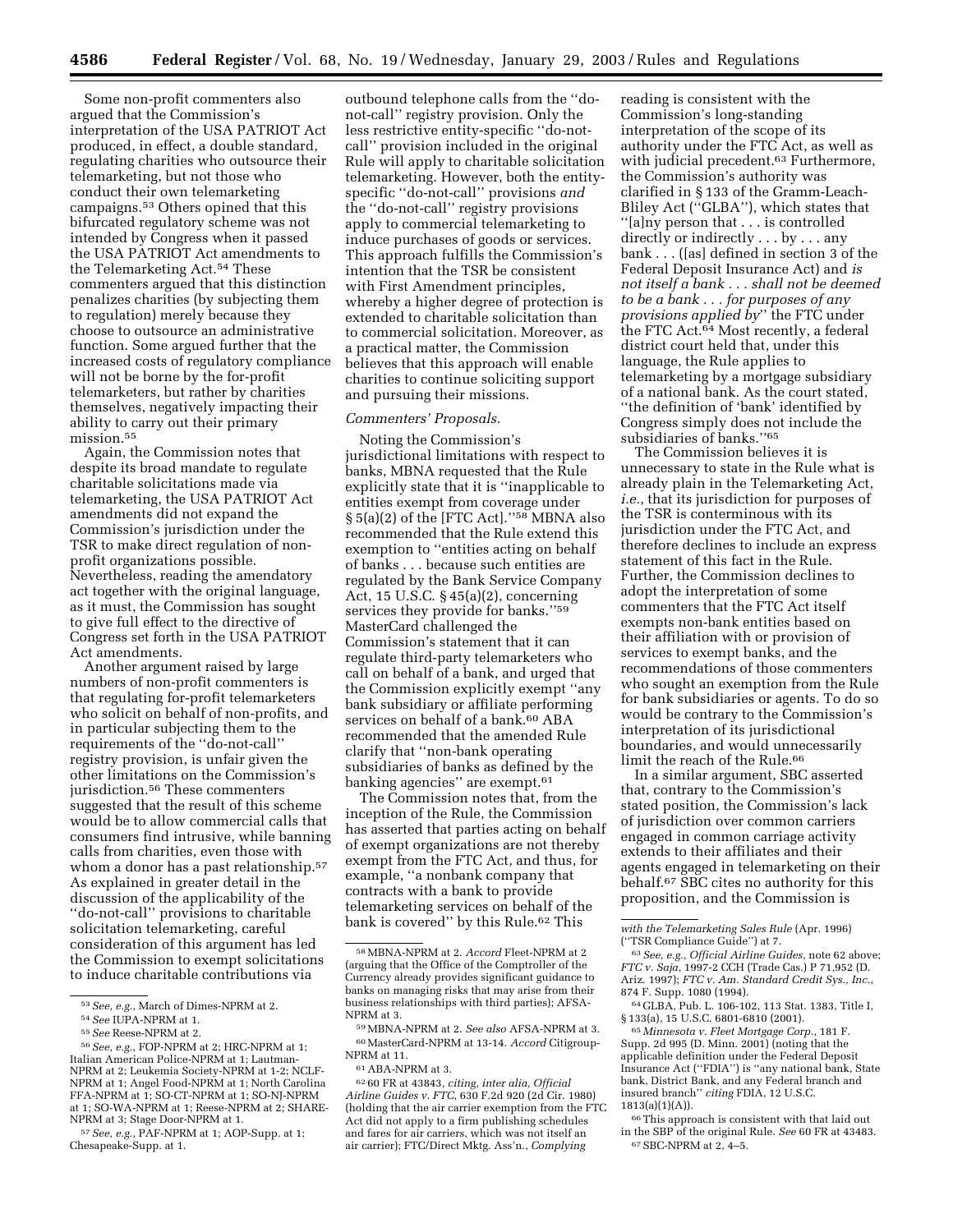Some non-profit commenters also argued that the Commission's interpretation of the USA PATRIOT Act produced, in effect, a double standard, regulating charities who outsource their telemarketing, but not those who conduct their own telemarketing campaigns.[53] Others opined that this bifurcated regulatory scheme was not intended by Congress when it passed the USA PATRIOT Act amendments to the Telemarketing Act.[54] These commenters argued that this distinction penalizes charities (by subjecting them to regulation) merely because they choose to outsource an administrative function. Some argued further that the increased costs of regulatory compliance will not be borne by the for-profit telemarketers, but rather by charities themselves, negatively impacting their ability to carry out their primary mission.[55]

Again, the Commission notes that despite its broad mandate to regulate charitable solicitations made via telemarketing, the USA PATRIOT Act amendments did not expand the Commission's jurisdiction under the TSR to make direct regulation of non-profit organizations possible. Nevertheless, reading the amendatory act together with the original language, as it must, the Commission has sought to give full effect to the directive of Congress set forth in the USA PATRIOT Act amendments.

Another argument raised by large numbers of non-profit commenters is that regulating for-profit telemarketers who solicit on behalf of non-profits, and in particular subjecting them to the requirements of the ''do-not-call'' registry provision, is unfair given the other limitations on the Commission's jurisdiction.[56] These commenters suggested that the result of this scheme would be to allow commercial calls that consumers find intrusive, while banning calls from charities, even those with whom a donor has a past relationship.[57] As explained in greater detail in the discussion of the applicability of the ''do-not-call'' provisions to charitable solicitation telemarketing, careful consideration of this argument has led the Commission to exempt solicitations to induce charitable contributions via outbound telephone calls from the ''do-not-call'' registry provision. Only the less restrictive entity-specific ''do-not-call'' provision included in the original Rule will apply to charitable solicitation telemarketing. However, both the entity-specific ''do-not-call'' provisions *and* the ''do-not-call'' registry provisions apply to commercial telemarketing to induce purchases of goods or services. This approach fulfills the Commission's intention that the TSR be consistent with First Amendment principles, whereby a higher degree of protection is extended to charitable solicitation than to commercial solicitation. Moreover, as a practical matter, the Commission believes that this approach will enable charities to continue soliciting support and pursuing their missions.

*Commenters' Proposals.*

Noting the Commission's jurisdictional limitations with respect to banks, MBNA requested that the Rule explicitly state that it is ''inapplicable to entities exempt from coverage under § 5(a)(2) of the [FTC Act].''[58] MBNA also recommended that the Rule extend this exemption to ''entities acting on behalf of banks . . . because such entities are regulated by the Bank Service Company Act, 15 U.S.C. § 45(a)(2), concerning services they provide for banks.''[59] MasterCard challenged the Commission's statement that it can regulate third-party telemarketers who call on behalf of a bank, and urged that the Commission explicitly exempt ''any bank subsidiary or affiliate performing services on behalf of a bank.[60] ABA recommended that the amended Rule clarify that ''non-bank operating subsidiaries of banks as defined by the banking agencies'' are exempt.[61]

The Commission notes that, from the inception of the Rule, the Commission has asserted that parties acting on behalf of exempt organizations are not thereby exempt from the FTC Act, and thus, for example, ''a nonbank company that contracts with a bank to provide telemarketing services on behalf of the bank is covered'' by this Rule.[62] This reading is consistent with the Commission's long-standing interpretation of the scope of its authority under the FTC Act, as well as with judicial precedent.[63] Furthermore, the Commission's authority was clarified in § 133 of the Gramm-Leach-Bliley Act (''GLBA''), which states that ''[a]ny person that . . . is controlled directly or indirectly . . . by . . . any bank . . . ([as] defined in section 3 of the Federal Deposit Insurance Act) and *is not itself a bank . . . shall not be deemed to be a bank . . . for purposes of any provisions applied by*'' the FTC under the FTC Act.[64] Most recently, a federal district court held that, under this language, the Rule applies to telemarketing by a mortgage subsidiary of a national bank. As the court stated, ''the definition of 'bank' identified by Congress simply does not include the subsidiaries of banks.''[65]

The Commission believes it is unnecessary to state in the Rule what is already plain in the Telemarketing Act, *i.e.*, that its jurisdiction for purposes of the TSR is conterminous with its jurisdiction under the FTC Act, and therefore declines to include an express statement of this fact in the Rule. Further, the Commission declines to adopt the interpretation of some commenters that the FTC Act itself exempts non-bank entities based on their affiliation with or provision of services to exempt banks, and the recommendations of those commenters who sought an exemption from the Rule for bank subsidiaries or agents. To do so would be contrary to the Commission's interpretation of its jurisdictional boundaries, and would unnecessarily limit the reach of the Rule.[66]

In a similar argument, SBC asserted that, contrary to the Commission's stated position, the Commission's lack of jurisdiction over common carriers engaged in common carriage activity extends to their affiliates and their agents engaged in telemarketing on their behalf.[67] SBC cites no authority for this proposition, and the Commission is

---

[53] *See, e.g.*, March of Dimes-NPRM at 2.

[54] *See* IUPA-NPRM at 1.

[55] *See* Reese-NPRM at 2.

[56] *See, e.g.*, FOP-NPRM at 2; HRC-NPRM at 1; Italian American Police-NPRM at 1; Lautman-NPRM at 2; Leukemia Society-NPRM at 1-2; NCLF-NPRM at 1; Angel Food-NPRM at 1; North Carolina FFA-NPRM at 1; SO-CT-NPRM at 1; SO-NJ-NPRM at 1; SO-WA-NPRM at 1; Reese-NPRM at 2; SHARE-NPRM at 3; Stage Door-NPRM at 1.

[57] *See, e.g.*, PAF-NPRM at 1; AOP-Supp. at 1; Chesapeake-Supp. at 1.

[58] MBNA-NPRM at 2. *Accord* Fleet-NPRM at 2 (arguing that the Office of the Comptroller of the Currency already provides significant guidance to banks on managing risks that may arise from their business relationships with third parties); AFSA-NPRM at 3.

[59] MBNA-NPRM at 2. *See also* AFSA-NPRM at 3.

[60] MasterCard-NPRM at 13-14. *Accord* Citigroup-NPRM at 11.

[61] ABA-NPRM at 3.

[62] 60 FR at 43843, *citing, inter alia, Official Airline Guides v. FTC*, 630 F.2d 920 (2d Cir. 1980) (holding that the air carrier exemption from the FTC Act did not apply to a firm publishing schedules and fares for air carriers, which was not itself an air carrier); FTC/Direct Mktg. Ass'n., *Complying with the Telemarketing Sales Rule* (Apr. 1996) (''TSR Compliance Guide'') at 7.

[63] *See, e.g., Official Airline Guides*, note 62 above; *FTC v. Saja*, 1997-2 CCH (Trade Cas.) P 71,952 (D. Ariz. 1997); *FTC v. Am. Standard Credit Sys., Inc.*, 874 F. Supp. 1080 (1994).

[64] GLBA, Pub. L. 106-102, 113 Stat. 1383, Title I, § 133(a), 15 U.S.C. 6801-6810 (2001).

[65] *Minnesota v. Fleet Mortgage Corp.*, 181 F. Supp. 2d 995 (D. Minn. 2001) (noting that the applicable definition under the Federal Deposit Insurance Act (''FDIA'') is ''any national bank, State bank, District Bank, and any Federal branch and insured branch'' *citing* FDIA, 12 U.S.C. 1813(a)(1)(A)).

[66] This approach is consistent with that laid out in the SBP of the original Rule. *See* 60 FR at 43483.

[67] SBC-NPRM at 2, 4–5.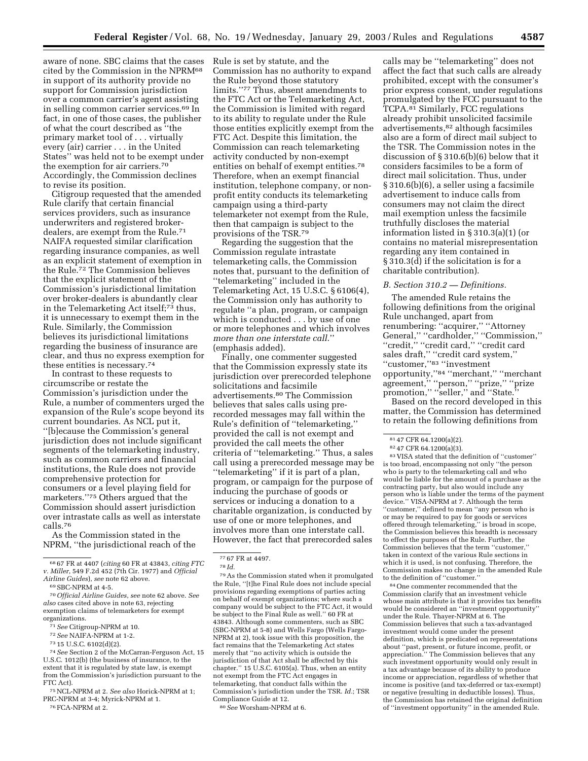aware of none. SBC claims that the cases cited by the Commission in the NPRM[68] in support of its authority provide no support for Commission jurisdiction over a common carrier's agent assisting in selling common carrier services.[69] In fact, in one of those cases, the publisher of what the court described as ''the primary market tool of . . . virtually every (air) carrier . . . in the United States'' was held not to be exempt under the exemption for air carriers.[70] Accordingly, the Commission declines to revise its position.

Citigroup requested that the amended Rule clarify that certain financial services providers, such as insurance underwriters and registered broker-dealers, are exempt from the Rule.[71] NAIFA requested similar clarification regarding insurance companies, as well as an explicit statement of exemption in the Rule.[72] The Commission believes that the explicit statement of the Commission's jurisdictional limitation over broker-dealers is abundantly clear in the Telemarketing Act itself;[73] thus, it is unnecessary to exempt them in the Rule. Similarly, the Commission believes its jurisdictional limitations regarding the business of insurance are clear, and thus no express exemption for these entities is necessary.[74]

In contrast to these requests to circumscribe or restate the Commission's jurisdiction under the Rule, a number of commenters urged the expansion of the Rule's scope beyond its current boundaries. As NCL put it, ''[b]ecause the Commission's general jurisdiction does not include significant segments of the telemarketing industry, such as common carriers and financial institutions, the Rule does not provide comprehensive protection for consumers or a level playing field for marketers.''[75] Others argued that the Commission should assert jurisdiction over intrastate calls as well as interstate calls.[76]

As the Commission stated in the NPRM, ''the jurisdictional reach of the Rule is set by statute, and the Commission has no authority to expand the Rule beyond those statutory limits.''[77] Thus, absent amendments to the FTC Act or the Telemarketing Act, the Commission is limited with regard to its ability to regulate under the Rule those entities explicitly exempt from the FTC Act. Despite this limitation, the Commission can reach telemarketing activity conducted by non-exempt entities on behalf of exempt entities.[78] Therefore, when an exempt financial institution, telephone company, or nonprofit entity conducts its telemarketing campaign using a third-party telemarketer not exempt from the Rule, then that campaign is subject to the provisions of the TSR.[79]

Regarding the suggestion that the Commission regulate intrastate telemarketing calls, the Commission notes that, pursuant to the definition of ''telemarketing'' included in the Telemarketing Act, 15 U.S.C. § 6106(4), the Commission only has authority to regulate ''a plan, program, or campaign which is conducted . . . by use of one or more telephones and which involves *more than one interstate call*.'' (emphasis added).

Finally, one commenter suggested that the Commission expressly state its jurisdiction over prerecorded telephone solicitations and facsimile advertisements.[80] The Commission believes that sales calls using prerecorded messages may fall within the Rule's definition of ''telemarketing,'' provided the call is not exempt and provided the call meets the other criteria of ''telemarketing.'' Thus, a sales call using a prerecorded message may be ''telemarketing'' if it is part of a plan, program, or campaign for the purpose of inducing the purchase of goods or services or inducing a donation to a charitable organization, is conducted by use of one or more telephones, and involves more than one interstate call. However, the fact that prerecorded sales calls may be ''telemarketing'' does not affect the fact that such calls are already prohibited, except with the consumer's prior express consent, under regulations promulgated by the FCC pursuant to the TCPA.[81] Similarly, FCC regulations already prohibit unsolicited facsimile advertisements,[82] although facsimiles also are a form of direct mail subject to the TSR. The Commission notes in the discussion of § 310.6(b)(6) below that it considers facsimiles to be a form of direct mail solicitation. Thus, under § 310.6(b)(6), a seller using a facsimile advertisement to induce calls from consumers may not claim the direct mail exemption unless the facsimile truthfully discloses the material information listed in § 310.3(a)(1) (or contains no material misrepresentation regarding any item contained in § 310.3(d) if the solicitation is for a charitable contribution).

### *B. Section 310.2 — Definitions.*

The amended Rule retains the following definitions from the original Rule unchanged, apart from renumbering: ''acquirer,'' ''Attorney General,'' ''cardholder,'' ''Commission,'' ''credit,'' ''credit card,'' ''credit card sales draft,'' ''credit card system,'' ''customer,''[83] ''investment opportunity,''[84] ''merchant,'' ''merchant agreement,'' ''person,'' ''prize,'' ''prize promotion,'' ''seller,'' and ''State.''

Based on the record developed in this matter, the Commission has determined to retain the following definitions from

---

[68] 67 FR at 4407 (*citing* 60 FR at 43843, *citing FTC v. Miller*, 549 F.2d 452 (7th Cir. 1977) and *Official Airline Guides*), *see* note 62 above.

[69] SBC-NPRM at 4-5.

[70] *Official Airline Guides*, *see* note 62 above. *See also* cases cited above in note 63, rejecting exemption claims of telemarketers for exempt organizations.

[71] *See* Citigroup-NPRM at 10.

[72] *See* NAIFA-NPRM at 1-2.

[73] 15 U.S.C. 6102(d)(2).

[74] *See* Section 2 of the McCarran-Ferguson Act, 15 U.S.C. 1012(b) (the business of insurance, to the extent that it is regulated by state law, is exempt from the Commission's jurisdiction pursuant to the FTC Act).

[75] NCL-NPRM at 2. *See also* Horick-NPRM at 1; PRC-NPRM at 3-4; Myrick-NPRM at 1.

[76] FCA-NPRM at 2.

[77] 67 FR at 4497.

[78] *Id.*

[79] As the Commission stated when it promulgated the Rule, ''[t]he Final Rule does not include special provisions regarding exemptions of parties acting on behalf of exempt organizations; where such a company would be subject to the FTC Act, it would be subject to the Final Rule as well.'' 60 FR at 43843. Although some commenters, such as SBC (SBC-NPRM at 5-8) and Wells Fargo (Wells Fargo-NPRM at 2), took issue with this proposition, the fact remains that the Telemarketing Act states merely that ''no activity which is outside the jurisdiction of that Act shall be affected by this chapter.'' 15 U.S.C. 6105(a). Thus, when an entity not exempt from the FTC Act engages in telemarketing, that conduct falls within the Commission's jurisdiction under the TSR. *Id.*; TSR Compliance Guide at 12.

[80] *See* Worsham-NPRM at 6.

[81] 47 CFR 64.1200(a)(2).

[82] 47 CFR 64.1200(a)(3).

[83] VISA stated that the definition of ''customer'' is too broad, encompassing not only ''the person who is party to the telemarketing call and who would be liable for the amount of a purchase as the contracting party, but also would include any person who is liable under the terms of the payment device.'' VISA-NPRM at 7. Although the term ''customer,'' defined to mean ''any person who is or may be required to pay for goods or services offered through telemarketing,'' is broad in scope, the Commission believes this breadth is necessary to effect the purposes of the Rule. Further, the Commission believes that the term ''customer,'' taken in context of the various Rule sections in which it is used, is not confusing. Therefore, the Commission makes no change in the amended Rule to the definition of ''customer.''

[84] One commenter recommended that the Commission clarify that an investment vehicle whose main attribute is that it provides tax benefits would be considered an ''investment opportunity'' under the Rule. Thayer-NPRM at 6. The Commission believes that such a tax-advantaged investment would come under the present definition, which is predicated on representations about ''past, present, or future income, profit, or appreciation.'' The Commission believes that any such investment opportunity would only result in a tax advantage because of its ability to produce income or appreciation, regardless of whether that income is positive (and tax-deferred or tax-exempt) or negative (resulting in deductible losses). Thus, the Commission has retained the original definition of ''investment opportunity'' in the amended Rule.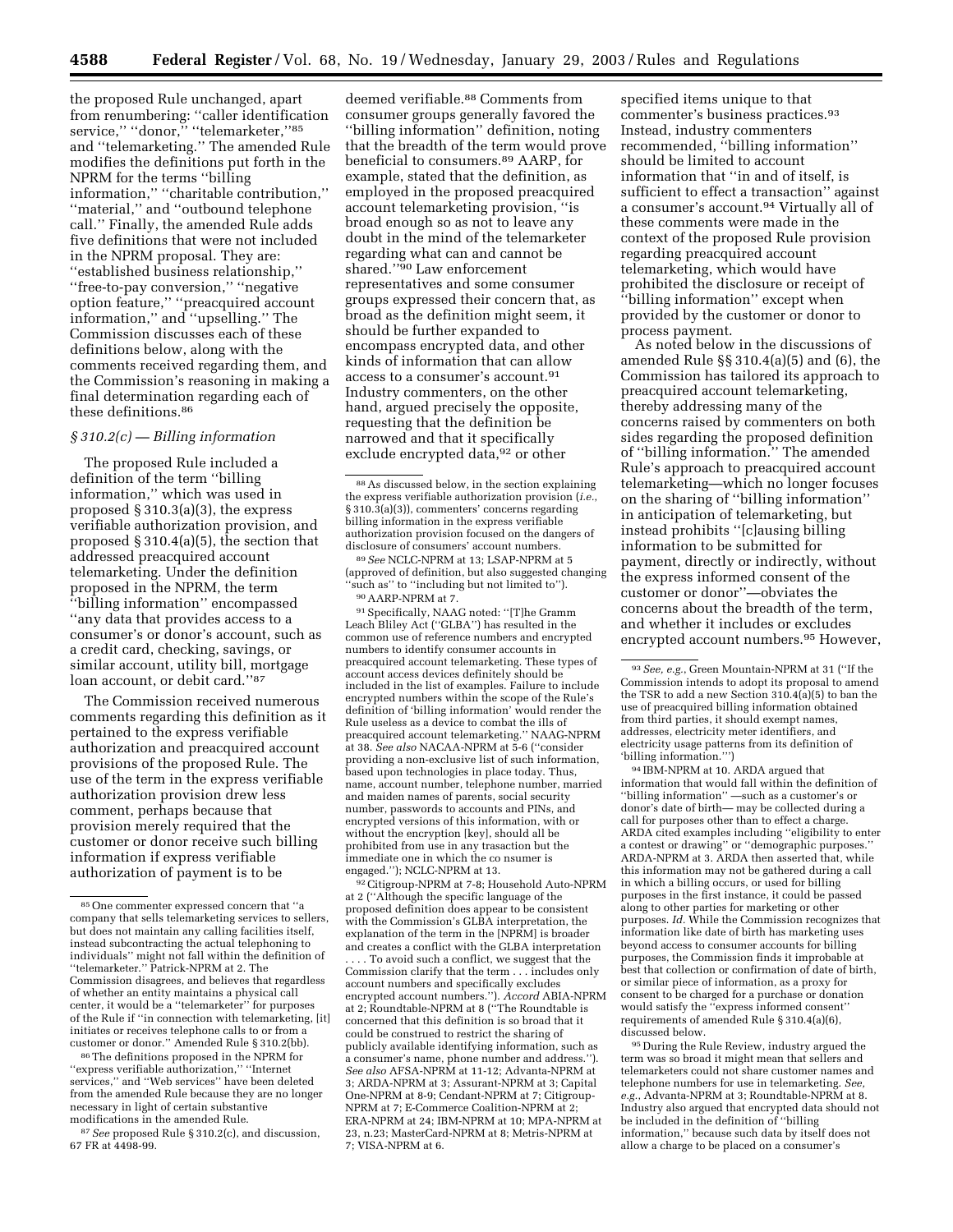the proposed Rule unchanged, apart from renumbering: ''caller identification service,'' ''donor,'' ''telemarketer,''[85] and ''telemarketing.'' The amended Rule modifies the definitions put forth in the NPRM for the terms ''billing information,'' ''charitable contribution,'' ''material,'' and ''outbound telephone call.'' Finally, the amended Rule adds five definitions that were not included in the NPRM proposal. They are: ''established business relationship,'' ''free-to-pay conversion,'' ''negative option feature,'' ''preacquired account information,'' and ''upselling.'' The Commission discusses each of these definitions below, along with the comments received regarding them, and the Commission's reasoning in making a final determination regarding each of these definitions.[86]

*§ 310.2(c) — Billing information*

The proposed Rule included a definition of the term ''billing information,'' which was used in proposed § 310.3(a)(3), the express verifiable authorization provision, and proposed § 310.4(a)(5), the section that addressed preacquired account telemarketing. Under the definition proposed in the NPRM, the term ''billing information'' encompassed ''any data that provides access to a consumer's or donor's account, such as a credit card, checking, savings, or similar account, utility bill, mortgage loan account, or debit card.''[87]

The Commission received numerous comments regarding this definition as it pertained to the express verifiable authorization and preacquired account provisions of the proposed Rule. The use of the term in the express verifiable authorization provision drew less comment, perhaps because that provision merely required that the customer or donor receive such billing information if express verifiable authorization of payment is to be deemed verifiable.[88] Comments from consumer groups generally favored the ''billing information'' definition, noting that the breadth of the term would prove beneficial to consumers.[89] AARP, for example, stated that the definition, as employed in the proposed preacquired account telemarketing provision, ''is broad enough so as not to leave any doubt in the mind of the telemarketer regarding what can and cannot be shared.''[90] Law enforcement representatives and some consumer groups expressed their concern that, as broad as the definition might seem, it should be further expanded to encompass encrypted data, and other kinds of information that can allow access to a consumer's account.[91] Industry commenters, on the other hand, argued precisely the opposite, requesting that the definition be narrowed and that it specifically exclude encrypted data,[92] or other specified items unique to that commenter's business practices.[93] Instead, industry commenters recommended, ''billing information'' should be limited to account information that ''in and of itself, is sufficient to effect a transaction'' against a consumer's account.[94] Virtually all of these comments were made in the context of the proposed Rule provision regarding preacquired account telemarketing, which would have prohibited the disclosure or receipt of ''billing information'' except when provided by the customer or donor to process payment.

As noted below in the discussions of amended Rule §§ 310.4(a)(5) and (6), the Commission has tailored its approach to preacquired account telemarketing, thereby addressing many of the concerns raised by commenters on both sides regarding the proposed definition of ''billing information.'' The amended Rule's approach to preacquired account telemarketing—which no longer focuses on the sharing of ''billing information'' in anticipation of telemarketing, but instead prohibits ''[c]ausing billing information to be submitted for payment, directly or indirectly, without the express informed consent of the customer or donor''—obviates the concerns about the breadth of the term, and whether it includes or excludes encrypted account numbers.[95] However,

---

[85] One commenter expressed concern that ''a company that sells telemarketing services to sellers, but does not maintain any calling facilities itself, instead subcontracting the actual telephoning to individuals'' might not fall within the definition of ''telemarketer.'' Patrick-NPRM at 2. The Commission disagrees, and believes that regardless of whether an entity maintains a physical call center, it would be a ''telemarketer'' for purposes of the Rule if ''in connection with telemarketing, [it] initiates or receives telephone calls to or from a customer or donor.'' Amended Rule § 310.2(bb).

[86] The definitions proposed in the NPRM for ''express verifiable authorization,'' ''Internet services,'' and ''Web services'' have been deleted from the amended Rule because they are no longer necessary in light of certain substantive modifications in the amended Rule.

[87] *See* proposed Rule § 310.2(c), and discussion, 67 FR at 4498-99.

[88] As discussed below, in the section explaining the express verifiable authorization provision (*i.e.*, § 310.3(a)(3)), commenters' concerns regarding billing information in the express verifiable authorization provision focused on the dangers of disclosure of consumers' account numbers.

[89] *See* NCLC-NPRM at 13; LSAP-NPRM at 5 (approved of definition, but also suggested changing ''such as'' to ''including but not limited to'').

[90] AARP-NPRM at 7.

[91] Specifically, NAAG noted: ''[T]he Gramm Leach Bliley Act (''GLBA'') has resulted in the common use of reference numbers and encrypted numbers to identify consumer accounts in preacquired account telemarketing. These types of account access devices definitely should be included in the list of examples. Failure to include encrypted numbers within the scope of the Rule's definition of 'billing information' would render the Rule useless as a device to combat the ills of preacquired account telemarketing.'' NAAG-NPRM at 38. *See also* NACAA-NPRM at 5-6 (''consider providing a non-exclusive list of such information, based upon technologies in place today. Thus, name, account number, telephone number, married and maiden names of parents, social security number, passwords to accounts and PINs, and encrypted versions of this information, with or without the encryption [key], should all be prohibited from use in any trasaction but the immediate one in which the co nsumer is engaged.''); NCLC-NPRM at 13.

[92] Citigroup-NPRM at 7-8; Household Auto-NPRM at 2 (''Although the specific language of the proposed definition does appear to be consistent with the Commission's GLBA interpretation, the explanation of the term in the [NPRM] is broader and creates a conflict with the GLBA interpretation . . . . To avoid such a conflict, we suggest that the Commission clarify that the term . . . includes only account numbers and specifically excludes encrypted account numbers.''). *Accord* ABIA-NPRM at 2; Roundtable-NPRM at 8 (''The Roundtable is concerned that this definition is so broad that it could be construed to restrict the sharing of publicly available identifying information, such as a consumer's name, phone number and address.''). *See also* AFSA-NPRM at 11-12; Advanta-NPRM at 3; ARDA-NPRM at 3; Assurant-NPRM at 3; Capital One-NPRM at 8-9; Cendant-NPRM at 7; Citigroup-NPRM at 7; E-Commerce Coalition-NPRM at 2; ERA-NPRM at 24; IBM-NPRM at 10; MPA-NPRM at 23, n.23; MasterCard-NPRM at 8; Metris-NPRM at 7; VISA-NPRM at 6.

[93] *See, e.g.*, Green Mountain-NPRM at 31 (''If the Commission intends to adopt its proposal to amend the TSR to add a new Section 310.4(a)(5) to ban the use of preacquired billing information obtained from third parties, it should exempt names, addresses, electricity meter identifiers, and electricity usage patterns from its definition of 'billing information.''')

[94] IBM-NPRM at 10. ARDA argued that information that would fall within the definition of ''billing information'' —such as a customer's or donor's date of birth— may be collected during a call for purposes other than to effect a charge. ARDA cited examples including ''eligibility to enter a contest or drawing'' or ''demographic purposes.'' ARDA-NPRM at 3. ARDA then asserted that, while this information may not be gathered during a call in which a billing occurs, or used for billing purposes in the first instance, it could be passed along to other parties for marketing or other purposes. *Id.* While the Commission recognizes that information like date of birth has marketing uses beyond access to consumer accounts for billing purposes, the Commission finds it improbable at best that collection or confirmation of date of birth, or similar piece of information, as a proxy for consent to be charged for a purchase or donation would satisfy the ''express informed consent'' requirements of amended Rule § 310.4(a)(6), discussed below.

[95] During the Rule Review, industry argued the term was so broad it might mean that sellers and telemarketers could not share customer names and telephone numbers for use in telemarketing. *See, e.g.*, Advanta-NPRM at 3; Roundtable-NPRM at 8. Industry also argued that encrypted data should not be included in the definition of ''billing information,'' because such data by itself does not allow a charge to be placed on a consumer's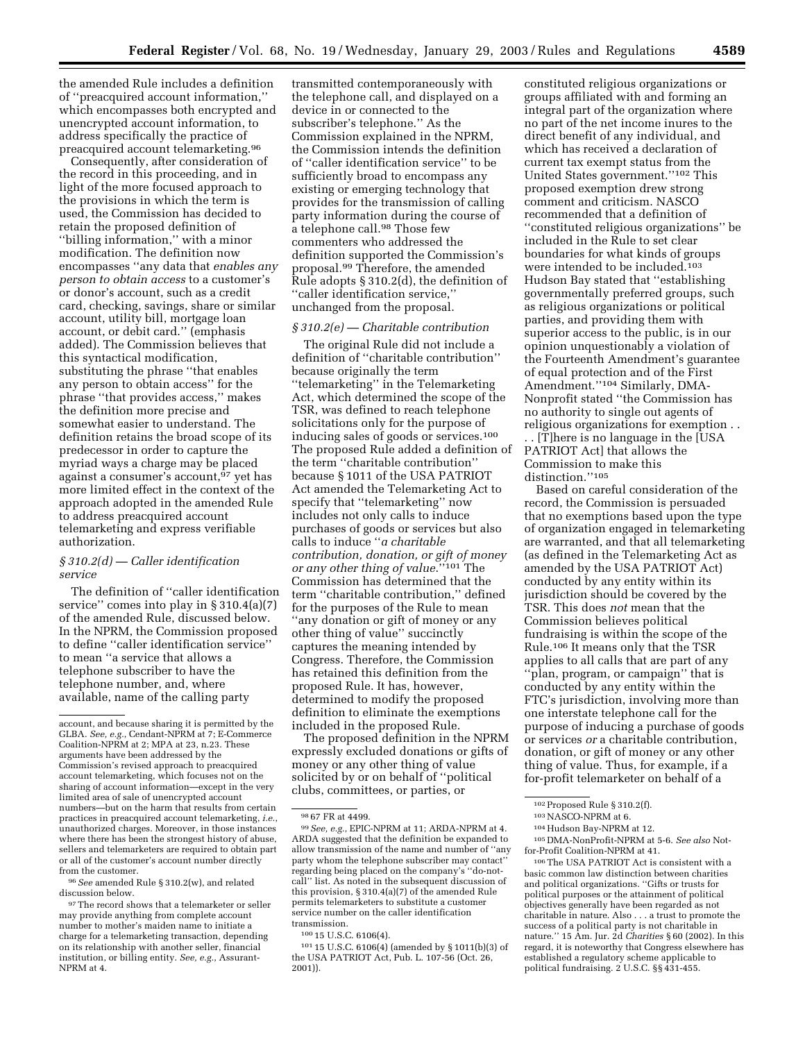the amended Rule includes a definition of ''preacquired account information,'' which encompasses both encrypted and unencrypted account information, to address specifically the practice of preacquired account telemarketing.[96]

Consequently, after consideration of the record in this proceeding, and in light of the more focused approach to the provisions in which the term is used, the Commission has decided to retain the proposed definition of ''billing information,'' with a minor modification. The definition now encompasses ''any data that *enables any person to obtain access* to a customer's or donor's account, such as a credit card, checking, savings, share or similar account, utility bill, mortgage loan account, or debit card.'' (emphasis added). The Commission believes that this syntactical modification, substituting the phrase ''that enables any person to obtain access'' for the phrase ''that provides access,'' makes the definition more precise and somewhat easier to understand. The definition retains the broad scope of its predecessor in order to capture the myriad ways a charge may be placed against a consumer's account,[97] yet has more limited effect in the context of the approach adopted in the amended Rule to address preacquired account telemarketing and express verifiable authorization.

### *§ 310.2(d) — Caller identification service*

The definition of ''caller identification service'' comes into play in § 310.4(a)(7) of the amended Rule, discussed below. In the NPRM, the Commission proposed to define ''caller identification service'' to mean ''a service that allows a telephone subscriber to have the telephone number, and, where available, name of the calling party transmitted contemporaneously with the telephone call, and displayed on a device in or connected to the subscriber's telephone.'' As the Commission explained in the NPRM, the Commission intends the definition of ''caller identification service'' to be sufficiently broad to encompass any existing or emerging technology that provides for the transmission of calling party information during the course of a telephone call.[98] Those few commenters who addressed the definition supported the Commission's proposal.[99] Therefore, the amended Rule adopts § 310.2(d), the definition of ''caller identification service,'' unchanged from the proposal.

### *§ 310.2(e) — Charitable contribution*

The original Rule did not include a definition of ''charitable contribution'' because originally the term ''telemarketing'' in the Telemarketing Act, which determined the scope of the TSR, was defined to reach telephone solicitations only for the purpose of inducing sales of goods or services.[100] The proposed Rule added a definition of the term ''charitable contribution'' because § 1011 of the USA PATRIOT Act amended the Telemarketing Act to specify that ''telemarketing'' now includes not only calls to induce purchases of goods or services but also calls to induce ''*a charitable contribution, donation, or gift of money or any other thing of value*.''[101] The Commission has determined that the term ''charitable contribution,'' defined for the purposes of the Rule to mean ''any donation or gift of money or any other thing of value'' succinctly captures the meaning intended by Congress. Therefore, the Commission has retained this definition from the proposed Rule. It has, however, determined to modify the proposed definition to eliminate the exemptions included in the proposed Rule.

The proposed definition in the NPRM expressly excluded donations or gifts of money or any other thing of value solicited by or on behalf of ''political clubs, committees, or parties, or constituted religious organizations or groups affiliated with and forming an integral part of the organization where no part of the net income inures to the direct benefit of any individual, and which has received a declaration of current tax exempt status from the United States government.''[102] This proposed exemption drew strong comment and criticism. NASCO recommended that a definition of ''constituted religious organizations'' be included in the Rule to set clear boundaries for what kinds of groups were intended to be included.[103] Hudson Bay stated that ''establishing governmentally preferred groups, such as religious organizations or political parties, and providing them with superior access to the public, is in our opinion unquestionably a violation of the Fourteenth Amendment's guarantee of equal protection and of the First Amendment.''[104] Similarly, DMA-Nonprofit stated ''the Commission has no authority to single out agents of religious organizations for exemption . . . . [T]here is no language in the [USA PATRIOT Act] that allows the Commission to make this distinction.''[105]

Based on careful consideration of the record, the Commission is persuaded that no exemptions based upon the type of organization engaged in telemarketing are warranted, and that all telemarketing (as defined in the Telemarketing Act as amended by the USA PATRIOT Act) conducted by any entity within its jurisdiction should be covered by the TSR. This does *not* mean that the Commission believes political fundraising is within the scope of the Rule.[106] It means only that the TSR applies to all calls that are part of any ''plan, program, or campaign'' that is conducted by any entity within the FTC's jurisdiction, involving more than one interstate telephone call for the purpose of inducing a purchase of goods or services *or* a charitable contribution, donation, or gift of money or any other thing of value. Thus, for example, if a for-profit telemarketer on behalf of a

---

account, and because sharing it is permitted by the GLBA. *See, e.g.*, Cendant-NPRM at 7; E-Commerce Coalition-NPRM at 2; MPA at 23, n.23. These arguments have been addressed by the Commission's revised approach to preacquired account telemarketing, which focuses not on the sharing of account information—except in the very limited area of sale of unencrypted account numbers—but on the harm that results from certain practices in preacquired account telemarketing, *i.e.*, unauthorized charges. Moreover, in those instances where there has been the strongest history of abuse, sellers and telemarketers are required to obtain part or all of the customer's account number directly from the customer.

[96] *See* amended Rule § 310.2(w), and related discussion below.

[97] The record shows that a telemarketer or seller may provide anything from complete account number to mother's maiden name to initiate a charge for a telemarketing transaction, depending on its relationship with another seller, financial institution, or billing entity. *See, e.g.*, Assurant-NPRM at 4.

[98] 67 FR at 4499.

[99] *See, e.g.*, EPIC-NPRM at 11; ARDA-NPRM at 4. ARDA suggested that the definition be expanded to allow transmission of the name and number of ''any party whom the telephone subscriber may contact'' regarding being placed on the company's ''do-not-call'' list. As noted in the subsequent discussion of this provision, § 310.4(a)(7) of the amended Rule permits telemarketers to substitute a customer service number on the caller identification transmission.

[100] 15 U.S.C. 6106(4).

[101] 15 U.S.C. 6106(4) (amended by § 1011(b)(3) of the USA PATRIOT Act, Pub. L. 107-56 (Oct. 26, 2001)).

[102] Proposed Rule § 310.2(f).

[103] NASCO-NPRM at 6.

[104] Hudson Bay-NPRM at 12.

[105] DMA-NonProfit-NPRM at 5-6. *See also* Not-for-Profit Coalition-NPRM at 41.

[106] The USA PATRIOT Act is consistent with a basic common law distinction between charities and political organizations. ''Gifts or trusts for political purposes or the attainment of political objectives generally have been regarded as not charitable in nature. Also . . . a trust to promote the success of a political party is not charitable in nature.'' 15 Am. Jur. 2d *Charities* § 60 (2002). In this regard, it is noteworthy that Congress elsewhere has established a regulatory scheme applicable to political fundraising. 2 U.S.C. §§ 431-455.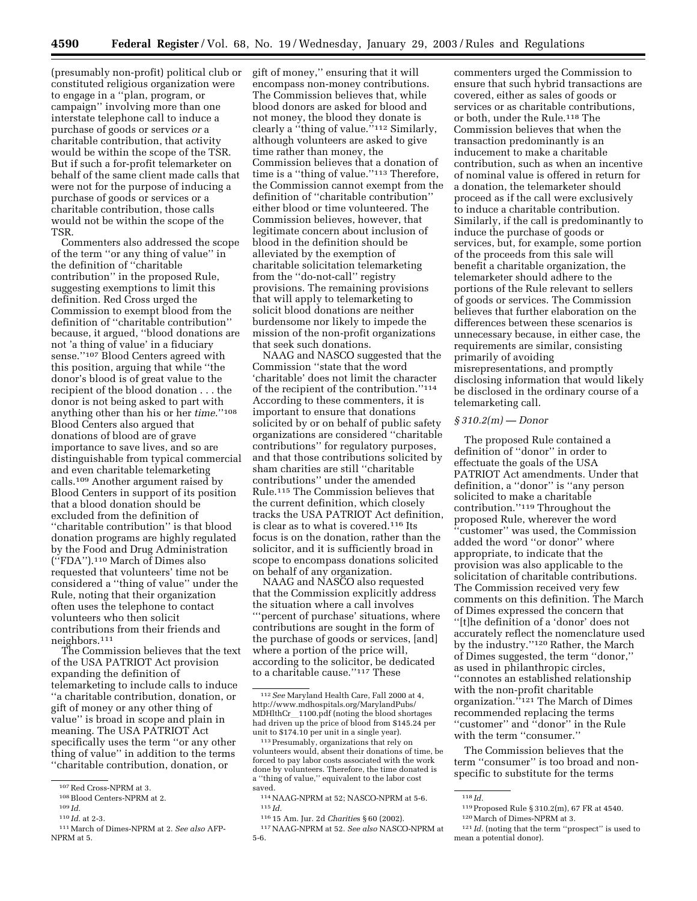(presumably non-profit) political club or constituted religious organization were to engage in a ''plan, program, or campaign'' involving more than one interstate telephone call to induce a purchase of goods or services *or* a charitable contribution, that activity would be within the scope of the TSR. But if such a for-profit telemarketer on behalf of the same client made calls that were not for the purpose of inducing a purchase of goods or services or a charitable contribution, those calls would not be within the scope of the TSR.

Commenters also addressed the scope of the term ''or any thing of value'' in the definition of ''charitable contribution'' in the proposed Rule, suggesting exemptions to limit this definition. Red Cross urged the Commission to exempt blood from the definition of ''charitable contribution'' because, it argued, ''blood donations are not 'a thing of value' in a fiduciary sense.''[107] Blood Centers agreed with this position, arguing that while ''the donor's blood is of great value to the recipient of the blood donation . . . the donor is not being asked to part with anything other than his or her *time*.''[108] Blood Centers also argued that donations of blood are of grave importance to save lives, and so are distinguishable from typical commercial and even charitable telemarketing calls.[109] Another argument raised by Blood Centers in support of its position that a blood donation should be excluded from the definition of ''charitable contribution'' is that blood donation programs are highly regulated by the Food and Drug Administration (''FDA'').[110] March of Dimes also requested that volunteers' time not be considered a ''thing of value'' under the Rule, noting that their organization often uses the telephone to contact volunteers who then solicit contributions from their friends and neighbors.[111]

The Commission believes that the text of the USA PATRIOT Act provision expanding the definition of telemarketing to include calls to induce ''a charitable contribution, donation, or gift of money or any other thing of value'' is broad in scope and plain in meaning. The USA PATRIOT Act specifically uses the term ''or any other thing of value'' in addition to the terms ''charitable contribution, donation, or gift of money,'' ensuring that it will encompass non-money contributions. The Commission believes that, while blood donors are asked for blood and not money, the blood they donate is clearly a ''thing of value.''[112] Similarly, although volunteers are asked to give time rather than money, the Commission believes that a donation of time is a ''thing of value.''[113] Therefore, the Commission cannot exempt from the definition of ''charitable contribution'' either blood or time volunteered. The Commission believes, however, that legitimate concern about inclusion of blood in the definition should be alleviated by the exemption of charitable solicitation telemarketing from the ''do-not-call'' registry provisions. The remaining provisions that will apply to telemarketing to solicit blood donations are neither burdensome nor likely to impede the mission of the non-profit organizations that seek such donations.

NAAG and NASCO suggested that the Commission ''state that the word 'charitable' does not limit the character of the recipient of the contribution.''[114] According to these commenters, it is important to ensure that donations solicited by or on behalf of public safety organizations are considered ''charitable contributions'' for regulatory purposes, and that those contributions solicited by sham charities are still ''charitable contributions'' under the amended Rule.[115] The Commission believes that the current definition, which closely tracks the USA PATRIOT Act definition, is clear as to what is covered.[116] Its focus is on the donation, rather than the solicitor, and it is sufficiently broad in scope to encompass donations solicited on behalf of any organization.

NAAG and NASCO also requested that the Commission explicitly address the situation where a call involves '''percent of purchase' situations, where contributions are sought in the form of the purchase of goods or services, [and] where a portion of the price will, according to the solicitor, be dedicated to a charitable cause.''[117] These commenters urged the Commission to ensure that such hybrid transactions are covered, either as sales of goods or services or as charitable contributions, or both, under the Rule.[118] The Commission believes that when the transaction predominantly is an inducement to make a charitable contribution, such as when an incentive of nominal value is offered in return for a donation, the telemarketer should proceed as if the call were exclusively to induce a charitable contribution. Similarly, if the call is predominantly to induce the purchase of goods or services, but, for example, some portion of the proceeds from this sale will benefit a charitable organization, the telemarketer should adhere to the portions of the Rule relevant to sellers of goods or services. The Commission believes that further elaboration on the differences between these scenarios is unnecessary because, in either case, the requirements are similar, consisting primarily of avoiding misrepresentations, and promptly disclosing information that would likely be disclosed in the ordinary course of a telemarketing call.

### *§ 310.2(m) — Donor*

The proposed Rule contained a definition of ''donor'' in order to effectuate the goals of the USA PATRIOT Act amendments. Under that definition, a ''donor'' is ''any person solicited to make a charitable contribution.''[119] Throughout the proposed Rule, wherever the word ''customer'' was used, the Commission added the word ''or donor'' where appropriate, to indicate that the provision was also applicable to the solicitation of charitable contributions. The Commission received very few comments on this definition. The March of Dimes expressed the concern that ''[t]he definition of a 'donor' does not accurately reflect the nomenclature used by the industry.''[120] Rather, the March of Dimes suggested, the term ''donor,'' as used in philanthropic circles, ''connotes an established relationship with the non-profit charitable organization.''[121] The March of Dimes recommended replacing the terms ''customer'' and ''donor'' in the Rule with the term ''consumer.''

The Commission believes that the term ''consumer'' is too broad and non-specific to substitute for the terms

---

[107] Red Cross-NPRM at 3.

[108] Blood Centers-NPRM at 2.

[109] *Id.*

[110] *Id.* at 2-3.

[111] March of Dimes-NPRM at 2. *See also* AFP-NPRM at 5.

[112] *See* Maryland Health Care, Fall 2000 at 4, http://www.mdhospitals.org/MarylandPubs/MDHlthCr__1100.pdf (noting the blood shortages had driven up the price of blood from $145.24 per unit to $174.10 per unit in a single year).

[113] Presumably, organizations that rely on volunteers would, absent their donations of time, be forced to pay labor costs associated with the work done by volunteers. Therefore, the time donated is a ''thing of value,'' equivalent to the labor cost saved.

[114] NAAG-NPRM at 52; NASCO-NPRM at 5-6.

[115] *Id.*

[116] 15 Am. Jur. 2d *Charities* § 60 (2002).

[117] NAAG-NPRM at 52. *See also* NASCO-NPRM at 5-6.

[118] *Id.*

[119] Proposed Rule § 310.2(m), 67 FR at 4540.

[120] March of Dimes-NPRM at 3.

[121] *Id.* (noting that the term ''prospect'' is used to mean a potential donor).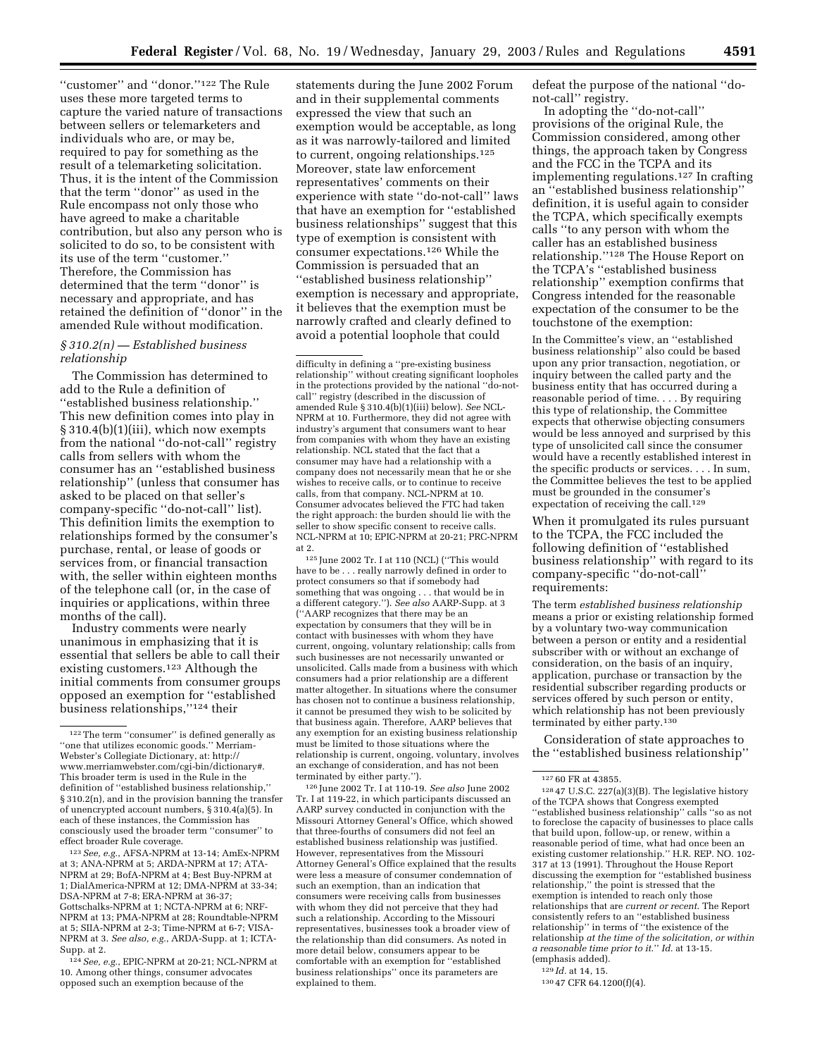"customer" and "donor."[122] The Rule uses these more targeted terms to capture the varied nature of transactions between sellers or telemarketers and individuals who are, or may be, required to pay for something as the result of a telemarketing solicitation. Thus, it is the intent of the Commission that the term "donor" as used in the Rule encompass not only those who have agreed to make a charitable contribution, but also any person who is solicited to do so, to be consistent with its use of the term "customer." Therefore, the Commission has determined that the term "donor" is necessary and appropriate, and has retained the definition of "donor" in the amended Rule without modification.

### *§ 310.2(n) — Established business relationship*

The Commission has determined to add to the Rule a definition of "established business relationship." This new definition comes into play in § 310.4(b)(1)(iii), which now exempts from the national "do-not-call" registry calls from sellers with whom the consumer has an "established business relationship" (unless that consumer has asked to be placed on that seller's company-specific "do-not-call" list). This definition limits the exemption to relationships formed by the consumer's purchase, rental, or lease of goods or services from, or financial transaction with, the seller within eighteen months of the telephone call (or, in the case of inquiries or applications, within three months of the call).

Industry comments were nearly unanimous in emphasizing that it is essential that sellers be able to call their existing customers.[123] Although the initial comments from consumer groups opposed an exemption for "established business relationships,"[124] their statements during the June 2002 Forum and in their supplemental comments expressed the view that such an exemption would be acceptable, as long as it was narrowly-tailored and limited to current, ongoing relationships.[125] Moreover, state law enforcement representatives' comments on their experience with state "do-not-call" laws that have an exemption for "established business relationships" suggest that this type of exemption is consistent with consumer expectations.[126] While the Commission is persuaded that an "established business relationship" exemption is necessary and appropriate, it believes that the exemption must be narrowly crafted and clearly defined to avoid a potential loophole that could defeat the purpose of the national "do-not-call" registry.

In adopting the "do-not-call" provisions of the original Rule, the Commission considered, among other things, the approach taken by Congress and the FCC in the TCPA and its implementing regulations.[127] In crafting an "established business relationship" definition, it is useful again to consider the TCPA, which specifically exempts calls "to any person with whom the caller has an established business relationship."[128] The House Report on the TCPA's "established business relationship" exemption confirms that Congress intended for the reasonable expectation of the consumer to be the touchstone of the exemption:

> In the Committee's view, an "established business relationship" also could be based upon any prior transaction, negotiation, or inquiry between the called party and the business entity that has occurred during a reasonable period of time. . . . By requiring this type of relationship, the Committee expects that otherwise objecting consumers would be less annoyed and surprised by this type of unsolicited call since the consumer would have a recently established interest in the specific products or services. . . . In sum, the Committee believes the test to be applied must be grounded in the consumer's expectation of receiving the call.[129]

When it promulgated its rules pursuant to the TCPA, the FCC included the following definition of "established business relationship" with regard to its company-specific "do-not-call" requirements:

> The term *established business relationship* means a prior or existing relationship formed by a voluntary two-way communication between a person or entity and a residential subscriber with or without an exchange of consideration, on the basis of an inquiry, application, purchase or transaction by the residential subscriber regarding products or services offered by such person or entity, which relationship has not been previously terminated by either party.[130]

Consideration of state approaches to the "established business relationship"

---

[122] The term "consumer" is defined generally as "one that utilizes economic goods." Merriam-Webster's Collegiate Dictionary, at: http://www.merriamwebster.com/cgi-bin/dictionary#. This broader term is used in the Rule in the definition of "established business relationship," § 310.2(n), and in the provision banning the transfer of unencrypted account numbers, § 310.4(a)(5). In each of these instances, the Commission has consciously used the broader term "consumer" to effect broader Rule coverage.

[123] *See, e.g.*, AFSA-NPRM at 13-14; AmEx-NPRM at 3; ANA-NPRM at 5; ARDA-NPRM at 17; ATA-NPRM at 29; BofA-NPRM at 4; Best Buy-NPRM at 1; DialAmerica-NPRM at 12; DMA-NPRM at 33-34; DSA-NPRM at 7-8; ERA-NPRM at 36-37; Gottschalks-NPRM at 1; NCTA-NPRM at 6; NRF-NPRM at 13; PMA-NPRM at 28; Roundtable-NPRM at 5; SIIA-NPRM at 2-3; Time-NPRM at 6-7; VISA-NPRM at 3. *See also, e.g.*, ARDA-Supp. at 1; ICTA-Supp. at 2.

[124] *See, e.g.*, EPIC-NPRM at 20-21; NCL-NPRM at 10. Among other things, consumer advocates opposed such an exemption because of the difficulty in defining a "pre-existing business relationship" without creating significant loopholes in the protections provided by the national "do-not-call" registry (described in the discussion of amended Rule § 310.4(b)(1)(iii) below). *See* NCL-NPRM at 10. Furthermore, they did not agree with industry's argument that consumers want to hear from companies with whom they have an existing relationship. NCL stated that the fact that a consumer may have had a relationship with a company does not necessarily mean that he or she wishes to receive calls, or to continue to receive calls, from that company. NCL-NPRM at 10. Consumer advocates believed the FTC had taken the right approach: the burden should lie with the seller to show specific consent to receive calls. NCL-NPRM at 10; EPIC-NPRM at 20-21; PRC-NPRM at 2.

[125] June 2002 Tr. I at 110 (NCL) ("This would have to be . . . really narrowly defined in order to protect consumers so that if somebody had something that was ongoing . . . that would be in a different category."). *See also* AARP-Supp. at 3 ("AARP recognizes that there may be an expectation by consumers that they will be in contact with businesses with whom they have current, ongoing, voluntary relationship; calls from such businesses are not necessarily unwanted or unsolicited. Calls made from a business with which consumers had a prior relationship are a different matter altogether. In situations where the consumer has chosen not to continue a business relationship, it cannot be presumed they wish to be solicited by that business again. Therefore, AARP believes that any exemption for an existing business relationship must be limited to those situations where the relationship is current, ongoing, voluntary, involves an exchange of consideration, and has not been terminated by either party.").

[126] June 2002 Tr. I at 110-19. *See also* June 2002 Tr. I at 119-22, in which participants discussed an AARP survey conducted in conjunction with the Missouri Attorney General's Office, which showed that three-fourths of consumers did not feel an established business relationship was justified. However, representatives from the Missouri Attorney General's Office explained that the results were less a measure of consumer condemnation of such an exemption, than an indication that consumers were receiving calls from businesses with whom they did not perceive that they had such a relationship. According to the Missouri representatives, businesses took a broader view of the relationship than did consumers. As noted in more detail below, consumers appear to be comfortable with an exemption for "established business relationships" once its parameters are explained to them.

[127] 60 FR at 43855.

[128] 47 U.S.C. 227(a)(3)(B). The legislative history of the TCPA shows that Congress exempted "established business relationship" calls "so as not to foreclose the capacity of businesses to place calls that build upon, follow-up, or renew, within a reasonable period of time, what had once been an existing customer relationship." H.R. REP. NO. 102-317 at 13 (1991). Throughout the House Report discussing the exemption for "established business relationship," the point is stressed that the exemption is intended to reach only those relationships that are *current or recent*. The Report consistently refers to an "established business relationship" in terms of "the existence of the relationship *at the time of the solicitation, or within a reasonable time prior to it.*" *Id.* at 13-15. (emphasis added).

[129] *Id.* at 14, 15.

[130] 47 CFR 64.1200(f)(4).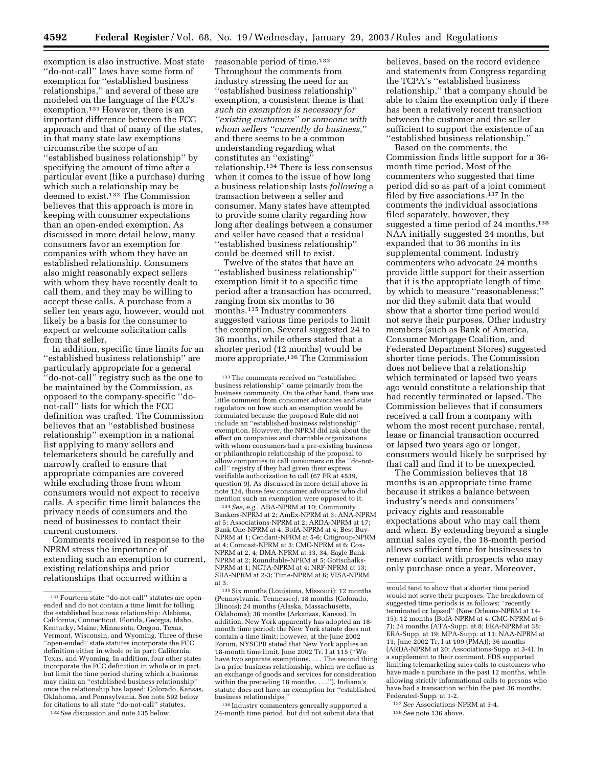exemption is also instructive. Most state "do-not-call" laws have some form of exemption for "established business relationships," and several of these are modeled on the language of the FCC's exemption.[131] However, there is an important difference between the FCC approach and that of many of the states, in that many state law exemptions circumscribe the scope of an "established business relationship" by specifying the amount of time after a particular event (like a purchase) during which such a relationship may be deemed to exist.[132] The Commission believes that this approach is more in keeping with consumer expectations than an open-ended exemption. As discussed in more detail below, many consumers favor an exemption for companies with whom they have an established relationship. Consumers also might reasonably expect sellers with whom they have recently dealt to call them, and they may be willing to accept these calls. A purchase from a seller ten years ago, however, would not likely be a basis for the consumer to expect or welcome solicitation calls from that seller.

In addition, specific time limits for an "established business relationship" are particularly appropriate for a general "do-not-call" registry such as the one to be maintained by the Commission, as opposed to the company-specific "do-not-call" lists for which the FCC definition was crafted. The Commission believes that an "established business relationship" exemption in a national list applying to many sellers and telemarketers should be carefully and narrowly crafted to ensure that appropriate companies are covered while excluding those from whom consumers would not expect to receive calls. A specific time limit balances the privacy needs of consumers and the need of businesses to contact their current customers.

Comments received in response to the NPRM stress the importance of extending such an exemption to current, existing relationships and prior relationships that occurred within a reasonable period of time.[133] Throughout the comments from industry stressing the need for an "established business relationship" exemption, a consistent theme is that *such an exemption is necessary for "existing customers" or someone with whom sellers "currently do business*," and there seems to be a common understanding regarding what constitutes an "existing" relationship.[134] There is less consensus when it comes to the issue of how long a business relationship lasts *following* a transaction between a seller and consumer. Many states have attempted to provide some clarity regarding how long after dealings between a consumer and seller have ceased that a residual "established business relationship" could be deemed still to exist.

Twelve of the states that have an "established business relationship" exemption limit it to a specific time period after a transaction has occurred, ranging from six months to 36 months.[135] Industry commenters suggested various time periods to limit the exemption. Several suggested 24 to 36 months, while others stated that a shorter period (12 months) would be more appropriate.[136] The Commission believes, based on the record evidence and statements from Congress regarding the TCPA's "established business relationship," that a company should be able to claim the exemption only if there has been a relatively recent transaction between the customer and the seller sufficient to support the existence of an "established business relationship."

Based on the comments, the Commission finds little support for a 36-month time period. Most of the commenters who suggested that time period did so as part of a joint comment filed by five associations.[137] In the comments the individual associations filed separately, however, they suggested a time period of 24 months.[138] NAA initially suggested 24 months, but expanded that to 36 months in its supplemental comment. Industry commenters who advocate 24 months provide little support for their assertion that it is the appropriate length of time by which to measure "reasonableness;" nor did they submit data that would show that a shorter time period would not serve their purposes. Other industry members (such as Bank of America, Consumer Mortgage Coalition, and Federated Department Stores) suggested shorter time periods. The Commission does not believe that a relationship which terminated or lapsed two years ago would constitute a relationship that had recently terminated or lapsed. The Commission believes that if consumers received a call from a company with whom the most recent purchase, rental, lease or financial transaction occurred or lapsed two years ago or longer, consumers would likely be surprised by that call and find it to be unexpected.

The Commission believes that 18 months is an appropriate time frame because it strikes a balance between industry's needs and consumers' privacy rights and reasonable expectations about who may call them and when. By extending beyond a single annual sales cycle, the 18-month period allows sufficient time for businesses to renew contact with prospects who may only purchase once a year. Moreover,

---

[131] Fourteen state "do-not-call" statutes are open-ended and do not contain a time limit for tolling the established business relationship: Alabama, California, Connecticut, Florida, Georgia, Idaho, Kentucky, Maine, Minnesota, Oregon, Texas, Vermont, Wisconsin, and Wyoming. Three of these "open-ended" state statutes incorporate the FCC definition either in whole or in part: California, Texas, and Wyoming. In addition, four other states incorporate the FCC definition in whole or in part, but limit the time period during which a business may claim an "established business relationship" once the relationship has lapsed: Colorado, Kansas, Oklahoma, and Pennsylvania. See note 592 below for citations to all state "do-not-call" statutes.

[132] *See* discussion and note 135 below.

[133] The comments received on "established business relationship" came primarily from the business community. On the other hand, there was little comment from consumer advocates and state regulators on how such an exemption would be formulated because the proposed Rule did not include an "established business relationship" exemption. However, the NPRM did ask about the effect on companies and charitable organizations with whom consumers had a pre-existing business or philanthropic relationship of the proposal to allow companies to call consumers on the "do-not-call" registry if they had given their express verifiable authorization to call (67 FR at 4539, question 9). As discussed in more detail above in note 124, those few consumer advocates who did mention such an exemption were opposed to it.

[134] *See, e.g.*, ABA-NPRM at 10; Community Bankers-NPRM at 2; AmEx-NPRM at 3; ANA-NPRM at 5; Associations-NPRM at 2; ARDA-NPRM at 17; Bank One-NPRM at 4; BofA-NPRM at 4; Best Buy-NPRM at 1; Cendant-NPRM at 5-6; Citigroup-NPRM at 4; Comcast-NPRM at 3; CMC-NPRM at 6; Cox-NPRM at 2, 4; DMA-NPRM at 33, 34; Eagle Bank-NPRM at 2; Roundtable-NPRM at 5; Gottschalks-NPRM at 1; NCTA-NPRM at 4; NRF-NPRM at 13; SIIA-NPRM at 2-3; Time-NPRM at 6; VISA-NPRM at 3.

[135] Six months (Louisiana, Missouri); 12 months (Pennsylvania, Tennessee); 18 months (Colorado, Illinois); 24 months (Alaska, Massachusetts, Oklahoma); 36 months (Arkansas, Kansas). In addition, New York apparently has adopted an 18-month time period: the New York statute does not contain a time limit; however, at the June 2002 Forum, NYSCPB stated that New York applies an 18-month time limit. June 2002 Tr. I at 115 ("We have two separate exemptions. . . . The second thing is a prior business relationship, which we define as an exchange of goods and services for consideration within the preceding 18 months. . . ."). Indiana's statute does not have an exemption for "established business relationships."

[136] Industry commenters generally supported a 24-month time period, but did not submit data that would tend to show that a shorter time period would not serve their purposes. The breakdown of suggested time periods is as follows: "recently terminated or lapsed" (New Orleans-NPRM at 14-15); 12 months (BofA-NPRM at 4; CMC-NPRM at 6-7); 24 months (ATA-Supp. at 8; ERA-NPRM at 38; ERA-Supp. at 19; MPA-Supp. at 11; NAA-NPRM at 11; June 2002 Tr. I at 109 (PMA)); 36 months (ARDA-NPRM at 20; Associations-Supp. at 3-4). In a supplement to their comment, FDS supported limiting telemarketing sales calls to customers who have made a purchase in the past 12 months, while allowing strictly informational calls to persons who have had a transaction within the past 36 months. Federated-Supp. at 1-2.

[137] *See* Associations-NPRM at 3-4.

[138] *See* note 136 above.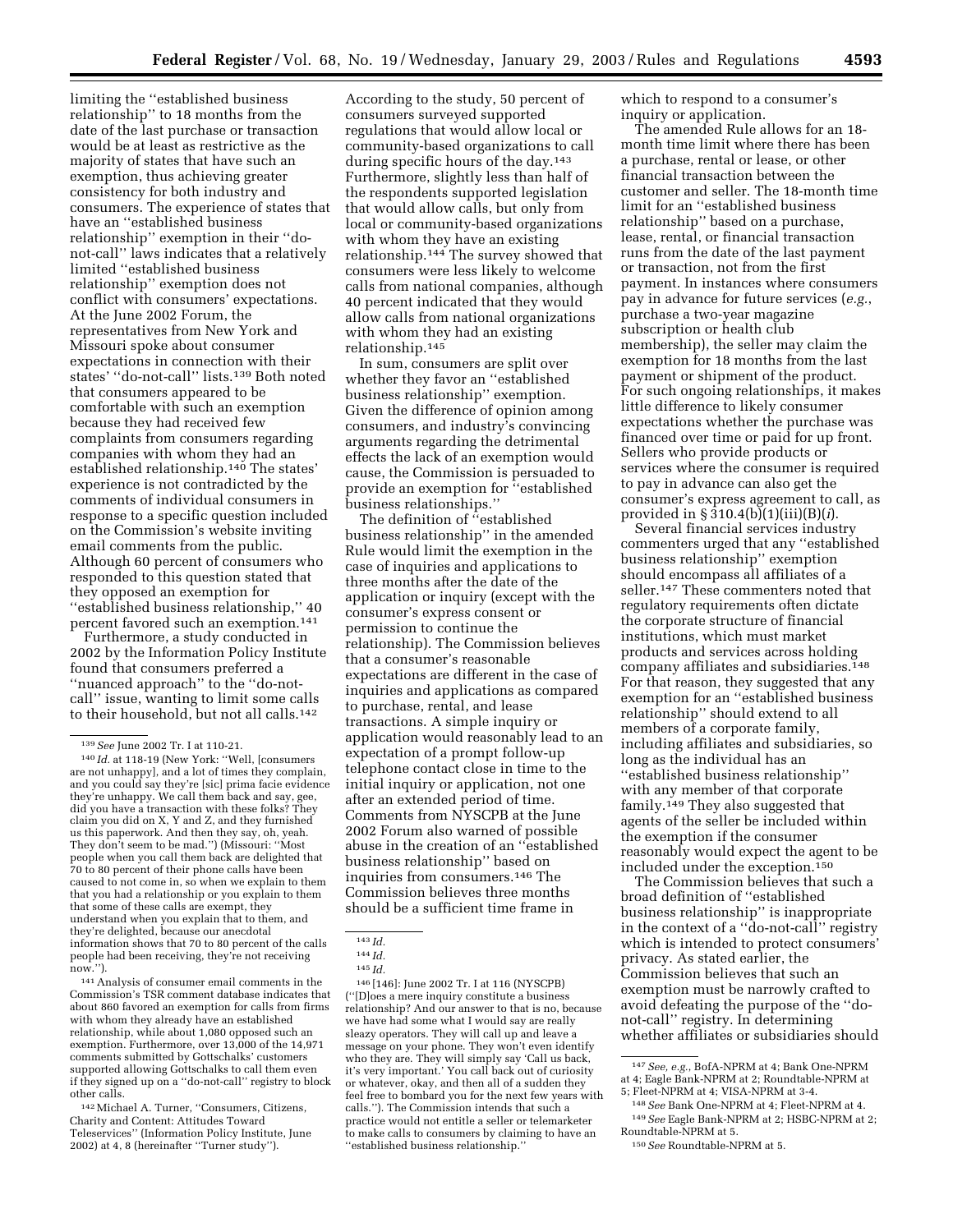limiting the ''established business relationship'' to 18 months from the date of the last purchase or transaction would be at least as restrictive as the majority of states that have such an exemption, thus achieving greater consistency for both industry and consumers. The experience of states that have an ''established business relationship'' exemption in their ''do-not-call'' laws indicates that a relatively limited ''established business relationship'' exemption does not conflict with consumers' expectations. At the June 2002 Forum, the representatives from New York and Missouri spoke about consumer expectations in connection with their states' ''do-not-call'' lists.[139] Both noted that consumers appeared to be comfortable with such an exemption because they had received few complaints from consumers regarding companies with whom they had an established relationship.[140] The states' experience is not contradicted by the comments of individual consumers in response to a specific question included on the Commission's website inviting email comments from the public. Although 60 percent of consumers who responded to this question stated that they opposed an exemption for ''established business relationship,'' 40 percent favored such an exemption.[141]

Furthermore, a study conducted in 2002 by the Information Policy Institute found that consumers preferred a ''nuanced approach'' to the ''do-not-call'' issue, wanting to limit some calls to their household, but not all calls.[142] According to the study, 50 percent of consumers surveyed supported regulations that would allow local or community-based organizations to call during specific hours of the day.[143] Furthermore, slightly less than half of the respondents supported legislation that would allow calls, but only from local or community-based organizations with whom they have an existing relationship.[144] The survey showed that consumers were less likely to welcome calls from national companies, although 40 percent indicated that they would allow calls from national organizations with whom they had an existing relationship.[145]

In sum, consumers are split over whether they favor an ''established business relationship'' exemption. Given the difference of opinion among consumers, and industry's convincing arguments regarding the detrimental effects the lack of an exemption would cause, the Commission is persuaded to provide an exemption for ''established business relationships.''

The definition of ''established business relationship'' in the amended Rule would limit the exemption in the case of inquiries and applications to three months after the date of the application or inquiry (except with the consumer's express consent or permission to continue the relationship). The Commission believes that a consumer's reasonable expectations are different in the case of inquiries and applications as compared to purchase, rental, and lease transactions. A simple inquiry or application would reasonably lead to an expectation of a prompt follow-up telephone contact close in time to the initial inquiry or application, not one after an extended period of time. Comments from NYSCPB at the June 2002 Forum also warned of possible abuse in the creation of an ''established business relationship'' based on inquiries from consumers.[146] The Commission believes three months should be a sufficient time frame in which to respond to a consumer's inquiry or application.

The amended Rule allows for an 18-month time limit where there has been a purchase, rental or lease, or other financial transaction between the customer and seller. The 18-month time limit for an ''established business relationship'' based on a purchase, lease, rental, or financial transaction runs from the date of the last payment or transaction, not from the first payment. In instances where consumers pay in advance for future services (*e.g.*, purchase a two-year magazine subscription or health club membership), the seller may claim the exemption for 18 months from the last payment or shipment of the product. For such ongoing relationships, it makes little difference to likely consumer expectations whether the purchase was financed over time or paid for up front. Sellers who provide products or services where the consumer is required to pay in advance can also get the consumer's express agreement to call, as provided in § 310.4(b)(1)(iii)(B)(*i*).

Several financial services industry commenters urged that any ''established business relationship'' exemption should encompass all affiliates of a seller.[147] These commenters noted that regulatory requirements often dictate the corporate structure of financial institutions, which must market products and services across holding company affiliates and subsidiaries.[148] For that reason, they suggested that any exemption for an ''established business relationship'' should extend to all members of a corporate family, including affiliates and subsidiaries, so long as the individual has an ''established business relationship'' with any member of that corporate family.[149] They also suggested that agents of the seller be included within the exemption if the consumer reasonably would expect the agent to be included under the exception.[150]

The Commission believes that such a broad definition of ''established business relationship'' is inappropriate in the context of a ''do-not-call'' registry which is intended to protect consumers' privacy. As stated earlier, the Commission believes that such an exemption must be narrowly crafted to avoid defeating the purpose of the ''do-not-call'' registry. In determining whether affiliates or subsidiaries should

---

[139] *See* June 2002 Tr. I at 110-21.

[140] *Id.* at 118-19 (New York: ''Well, [consumers are not unhappy], and a lot of times they complain, and you could say they're [sic] prima facie evidence they're unhappy. We call them back and say, gee, did you have a transaction with these folks? They claim you did on X, Y and Z, and they furnished us this paperwork. And then they say, oh, yeah. They don't seem to be mad.'') (Missouri: ''Most people when you call them back are delighted that 70 to 80 percent of their phone calls have been caused to not come in, so when we explain to them that you had a relationship or you explain to them that some of these calls are exempt, they understand when you explain that to them, and they're delighted, because our anecdotal information shows that 70 to 80 percent of the calls people had been receiving, they're not receiving now.'').

[141] Analysis of consumer email comments in the Commission's TSR comment database indicates that about 860 favored an exemption for calls from firms with whom they already have an established relationship, while about 1,080 opposed such an exemption. Furthermore, over 13,000 of the 14,971 comments submitted by Gottschalks' customers supported allowing Gottschalks to call them even if they signed up on a ''do-not-call'' registry to block other calls.

[142] Michael A. Turner, ''Consumers, Citizens, Charity and Content: Attitudes Toward Teleservices'' (Information Policy Institute, June 2002) at 4, 8 (hereinafter ''Turner study'').

[143] *Id.*

[144] *Id.*

[145] *Id.*

[146] [146]: June 2002 Tr. I at 116 (NYSCPB) (''[D]oes a mere inquiry constitute a business relationship? And our answer to that is no, because we have had some what I would say are really sleazy operators. They will call up and leave a message on your phone. They won't even identify who they are. They will simply say 'Call us back, it's very important.' You call back out of curiosity or whatever, okay, and then all of a sudden they feel free to bombard you for the next few years with calls.''). The Commission intends that such a practice would not entitle a seller or telemarketer to make calls to consumers by claiming to have an ''established business relationship.''

[147] *See, e.g.*, BofA-NPRM at 4; Bank One-NPRM at 4; Eagle Bank-NPRM at 2; Roundtable-NPRM at 5; Fleet-NPRM at 4; VISA-NPRM at 3-4.

[148] *See* Bank One-NPRM at 4; Fleet-NPRM at 4.

[149] *See* Eagle Bank-NPRM at 2; HSBC-NPRM at 2; Roundtable-NPRM at 5.

[150] *See* Roundtable-NPRM at 5.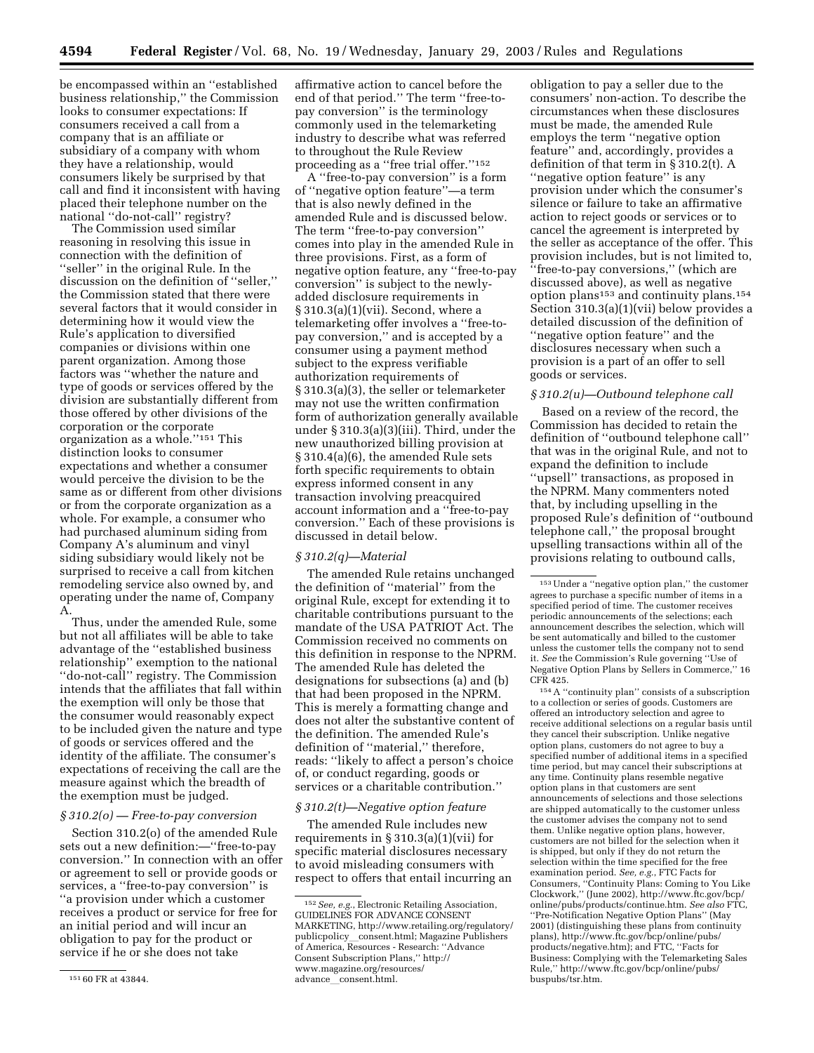be encompassed within an ''established business relationship,'' the Commission looks to consumer expectations: If consumers received a call from a company that is an affiliate or subsidiary of a company with whom they have a relationship, would consumers likely be surprised by that call and find it inconsistent with having placed their telephone number on the national ''do-not-call'' registry?

The Commission used similar reasoning in resolving this issue in connection with the definition of ''seller'' in the original Rule. In the discussion on the definition of ''seller,'' the Commission stated that there were several factors that it would consider in determining how it would view the Rule's application to diversified companies or divisions within one parent organization. Among those factors was ''whether the nature and type of goods or services offered by the division are substantially different from those offered by other divisions of the corporation or the corporate organization as a whole.''[151] This distinction looks to consumer expectations and whether a consumer would perceive the division to be the same as or different from other divisions or from the corporate organization as a whole. For example, a consumer who had purchased aluminum siding from Company A's aluminum and vinyl siding subsidiary would likely not be surprised to receive a call from kitchen remodeling service also owned by, and operating under the name of, Company A.

Thus, under the amended Rule, some but not all affiliates will be able to take advantage of the ''established business relationship'' exemption to the national ''do-not-call'' registry. The Commission intends that the affiliates that fall within the exemption will only be those that the consumer would reasonably expect to be included given the nature and type of goods or services offered and the identity of the affiliate. The consumer's expectations of receiving the call are the measure against which the breadth of the exemption must be judged.

### *§ 310.2(o) — Free-to-pay conversion*

Section 310.2(o) of the amended Rule sets out a new definition:—''free-to-pay conversion.'' In connection with an offer or agreement to sell or provide goods or services, a ''free-to-pay conversion'' is ''a provision under which a customer receives a product or service for free for an initial period and will incur an obligation to pay for the product or service if he or she does not take affirmative action to cancel before the end of that period.'' The term ''free-to-pay conversion'' is the terminology commonly used in the telemarketing industry to describe what was referred to throughout the Rule Review proceeding as a ''free trial offer.''[152]

A ''free-to-pay conversion'' is a form of ''negative option feature''—a term that is also newly defined in the amended Rule and is discussed below. The term ''free-to-pay conversion'' comes into play in the amended Rule in three provisions. First, as a form of negative option feature, any ''free-to-pay conversion'' is subject to the newly-added disclosure requirements in § 310.3(a)(1)(vii). Second, where a telemarketing offer involves a ''free-to-pay conversion,'' and is accepted by a consumer using a payment method subject to the express verifiable authorization requirements of § 310.3(a)(3), the seller or telemarketer may not use the written confirmation form of authorization generally available under § 310.3(a)(3)(iii). Third, under the new unauthorized billing provision at § 310.4(a)(6), the amended Rule sets forth specific requirements to obtain express informed consent in any transaction involving preacquired account information and a ''free-to-pay conversion.'' Each of these provisions is discussed in detail below.

### *§ 310.2(q)—Material*

The amended Rule retains unchanged the definition of ''material'' from the original Rule, except for extending it to charitable contributions pursuant to the mandate of the USA PATRIOT Act. The Commission received no comments on this definition in response to the NPRM. The amended Rule has deleted the designations for subsections (a) and (b) that had been proposed in the NPRM. This is merely a formatting change and does not alter the substantive content of the definition. The amended Rule's definition of ''material,'' therefore, reads: ''likely to affect a person's choice of, or conduct regarding, goods or services or a charitable contribution.''

### *§ 310.2(t)—Negative option feature*

The amended Rule includes new requirements in § 310.3(a)(1)(vii) for specific material disclosures necessary to avoid misleading consumers with respect to offers that entail incurring an obligation to pay a seller due to the consumers' non-action. To describe the circumstances when these disclosures must be made, the amended Rule employs the term ''negative option feature'' and, accordingly, provides a definition of that term in § 310.2(t). A ''negative option feature'' is any provision under which the consumer's silence or failure to take an affirmative action to reject goods or services or to cancel the agreement is interpreted by the seller as acceptance of the offer. This provision includes, but is not limited to, ''free-to-pay conversions,'' (which are discussed above), as well as negative option plans[153] and continuity plans.[154] Section 310.3(a)(1)(vii) below provides a detailed discussion of the definition of ''negative option feature'' and the disclosures necessary when such a provision is a part of an offer to sell goods or services.

### *§ 310.2(u)—Outbound telephone call*

Based on a review of the record, the Commission has decided to retain the definition of ''outbound telephone call'' that was in the original Rule, and not to expand the definition to include ''upsell'' transactions, as proposed in the NPRM. Many commenters noted that, by including upselling in the proposed Rule's definition of ''outbound telephone call,'' the proposal brought upselling transactions within all of the provisions relating to outbound calls,

---

[151] 60 FR at 43844.

[152] *See, e.g.*, Electronic Retailing Association, GUIDELINES FOR ADVANCE CONSENT MARKETING, http://www.retailing.org/regulatory/publicpolicy__consent.html; Magazine Publishers of America, Resources - Research: ''Advance Consent Subscription Plans,'' http://www.magazine.org/resources/advance__consent.html.

[153] Under a ''negative option plan,'' the customer agrees to purchase a specific number of items in a specified period of time. The customer receives periodic announcements of the selections; each announcement describes the selection, which will be sent automatically and billed to the customer unless the customer tells the company not to send it. *See* the Commission's Rule governing ''Use of Negative Option Plans by Sellers in Commerce,'' 16 CFR 425.

[154] A ''continuity plan'' consists of a subscription to a collection or series of goods. Customers are offered an introductory selection and agree to receive additional selections on a regular basis until they cancel their subscription. Unlike negative option plans, customers do not agree to buy a specified number of additional items in a specified time period, but may cancel their subscriptions at any time. Continuity plans resemble negative option plans in that customers are sent announcements of selections and those selections are shipped automatically to the customer unless the customer advises the company not to send them. Unlike negative option plans, however, customers are not billed for the selection when it is shipped, but only if they do not return the selection within the time specified for the free examination period. *See, e.g.*, FTC Facts for Consumers, ''Continuity Plans: Coming to You Like Clockwork,'' (June 2002), http://www.ftc.gov/bcp/online/pubs/products/continue.htm. *See also* FTC, ''Pre-Notification Negative Option Plans'' (May 2001) (distinguishing these plans from continuity plans), http://www.ftc.gov/bcp/online/pubs/products/negative.htm); and FTC, ''Facts for Business: Complying with the Telemarketing Sales Rule,'' http://www.ftc.gov/bcp/online/pubs/buspubs/tsr.htm.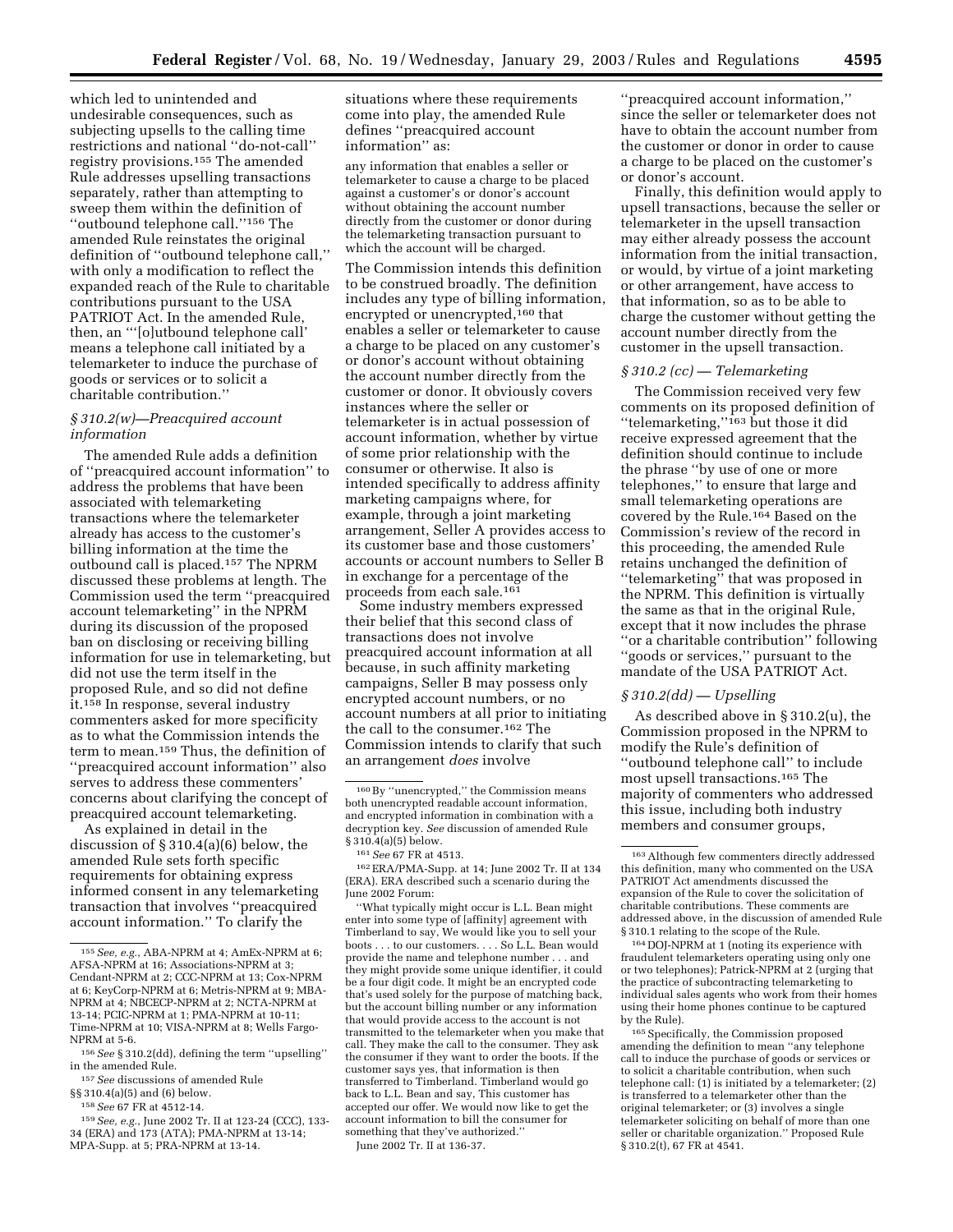which led to unintended and undesirable consequences, such as subjecting upsells to the calling time restrictions and national ''do-not-call'' registry provisions.[155] The amended Rule addresses upselling transactions separately, rather than attempting to sweep them within the definition of ''outbound telephone call.''[156] The amended Rule reinstates the original definition of ''outbound telephone call,'' with only a modification to reflect the expanded reach of the Rule to charitable contributions pursuant to the USA PATRIOT Act. In the amended Rule, then, an '''[o]utbound telephone call' means a telephone call initiated by a telemarketer to induce the purchase of goods or services or to solicit a charitable contribution.''

### *§ 310.2(w)—Preacquired account information*

The amended Rule adds a definition of ''preacquired account information'' to address the problems that have been associated with telemarketing transactions where the telemarketer already has access to the customer's billing information at the time the outbound call is placed.[157] The NPRM discussed these problems at length. The Commission used the term ''preacquired account telemarketing'' in the NPRM during its discussion of the proposed ban on disclosing or receiving billing information for use in telemarketing, but did not use the term itself in the proposed Rule, and so did not define it.[158] In response, several industry commenters asked for more specificity as to what the Commission intends the term to mean.[159] Thus, the definition of ''preacquired account information'' also serves to address these commenters' concerns about clarifying the concept of preacquired account telemarketing.

As explained in detail in the discussion of § 310.4(a)(6) below, the amended Rule sets forth specific requirements for obtaining express informed consent in any telemarketing transaction that involves ''preacquired account information.'' To clarify the situations where these requirements come into play, the amended Rule defines ''preacquired account information'' as:

> any information that enables a seller or telemarketer to cause a charge to be placed against a customer's or donor's account without obtaining the account number directly from the customer or donor during the telemarketing transaction pursuant to which the account will be charged.

The Commission intends this definition to be construed broadly. The definition includes any type of billing information, encrypted or unencrypted,[160] that enables a seller or telemarketer to cause a charge to be placed on any customer's or donor's account without obtaining the account number directly from the customer or donor. It obviously covers instances where the seller or telemarketer is in actual possession of account information, whether by virtue of some prior relationship with the consumer or otherwise. It also is intended specifically to address affinity marketing campaigns where, for example, through a joint marketing arrangement, Seller A provides access to its customer base and those customers' accounts or account numbers to Seller B in exchange for a percentage of the proceeds from each sale.[161]

Some industry members expressed their belief that this second class of transactions does not involve preacquired account information at all because, in such affinity marketing campaigns, Seller B may possess only encrypted account numbers, or no account numbers at all prior to initiating the call to the consumer.[162] The Commission intends to clarify that such an arrangement *does* involve ''preacquired account information,'' since the seller or telemarketer does not have to obtain the account number from the customer or donor in order to cause a charge to be placed on the customer's or donor's account.

Finally, this definition would apply to upsell transactions, because the seller or telemarketer in the upsell transaction may either already possess the account information from the initial transaction, or would, by virtue of a joint marketing or other arrangement, have access to that information, so as to be able to charge the customer without getting the account number directly from the customer in the upsell transaction.

### *§ 310.2 (cc) — Telemarketing*

The Commission received very few comments on its proposed definition of ''telemarketing,''[163] but those it did receive expressed agreement that the definition should continue to include the phrase ''by use of one or more telephones,'' to ensure that large and small telemarketing operations are covered by the Rule.[164] Based on the Commission's review of the record in this proceeding, the amended Rule retains unchanged the definition of ''telemarketing'' that was proposed in the NPRM. This definition is virtually the same as that in the original Rule, except that it now includes the phrase ''or a charitable contribution'' following ''goods or services,'' pursuant to the mandate of the USA PATRIOT Act.

### *§ 310.2(dd) — Upselling*

As described above in § 310.2(u), the Commission proposed in the NPRM to modify the Rule's definition of ''outbound telephone call'' to include most upsell transactions.[165] The majority of commenters who addressed this issue, including both industry members and consumer groups,

---

[155] *See, e.g.*, ABA-NPRM at 4; AmEx-NPRM at 6; AFSA-NPRM at 16; Associations-NPRM at 3; Cendant-NPRM at 2; CCC-NPRM at 13; Cox-NPRM at 6; KeyCorp-NPRM at 6; Metris-NPRM at 9; MBA-NPRM at 4; NBCECP-NPRM at 2; NCTA-NPRM at 13-14; PCIC-NPRM at 1; PMA-NPRM at 10-11; Time-NPRM at 10; VISA-NPRM at 8; Wells Fargo-NPRM at 5-6.

[156] *See* § 310.2(dd), defining the term ''upselling'' in the amended Rule.

[157] *See* discussions of amended Rule §§ 310.4(a)(5) and (6) below.

[158] *See* 67 FR at 4512-14.

[159] *See, e.g.*, June 2002 Tr. II at 123-24 (CCC), 133-34 (ERA) and 173 (ATA); PMA-NPRM at 13-14; MPA-Supp. at 5; PRA-NPRM at 13-14.

[160] By ''unencrypted,'' the Commission means both unencrypted readable account information, and encrypted information in combination with a decryption key. *See* discussion of amended Rule § 310.4(a)(5) below.

[161] *See* 67 FR at 4513.

[162] ERA/PMA-Supp. at 14; June 2002 Tr. II at 134 (ERA). ERA described such a scenario during the June 2002 Forum:

> ''What typically might occur is L.L. Bean might enter into some type of [affinity] agreement with Timberland to say, We would like you to sell your boots . . . to our customers. . . . So L.L. Bean would provide the name and telephone number . . . and they might provide some unique identifier, it could be a four digit code. It might be an encrypted code that's used solely for the purpose of matching back, but the account billing number or any information that would provide access to the account is not transmitted to the telemarketer when you make that call. They make the call to the consumer. They ask the consumer if they want to order the boots. If the customer says yes, that information is then transferred to Timberland. Timberland would go back to L.L. Bean and say, This customer has accepted our offer. We would now like to get the account information to bill the consumer for something that they've authorized.''

June 2002 Tr. II at 136-37.

[163] Although few commenters directly addressed this definition, many who commented on the USA PATRIOT Act amendments discussed the expansion of the Rule to cover the solicitation of charitable contributions. These comments are addressed above, in the discussion of amended Rule § 310.1 relating to the scope of the Rule.

[164] DOJ-NPRM at 1 (noting its experience with fraudulent telemarketers operating using only one or two telephones); Patrick-NPRM at 2 (urging that the practice of subcontracting telemarketing to individual sales agents who work from their homes using their home phones continue to be captured by the Rule).

[165] Specifically, the Commission proposed amending the definition to mean ''any telephone call to induce the purchase of goods or services or to solicit a charitable contribution, when such telephone call: (1) is initiated by a telemarketer; (2) is transferred to a telemarketer other than the original telemarketer; or (3) involves a single telemarketer soliciting on behalf of more than one seller or charitable organization.'' Proposed Rule § 310.2(t), 67 FR at 4541.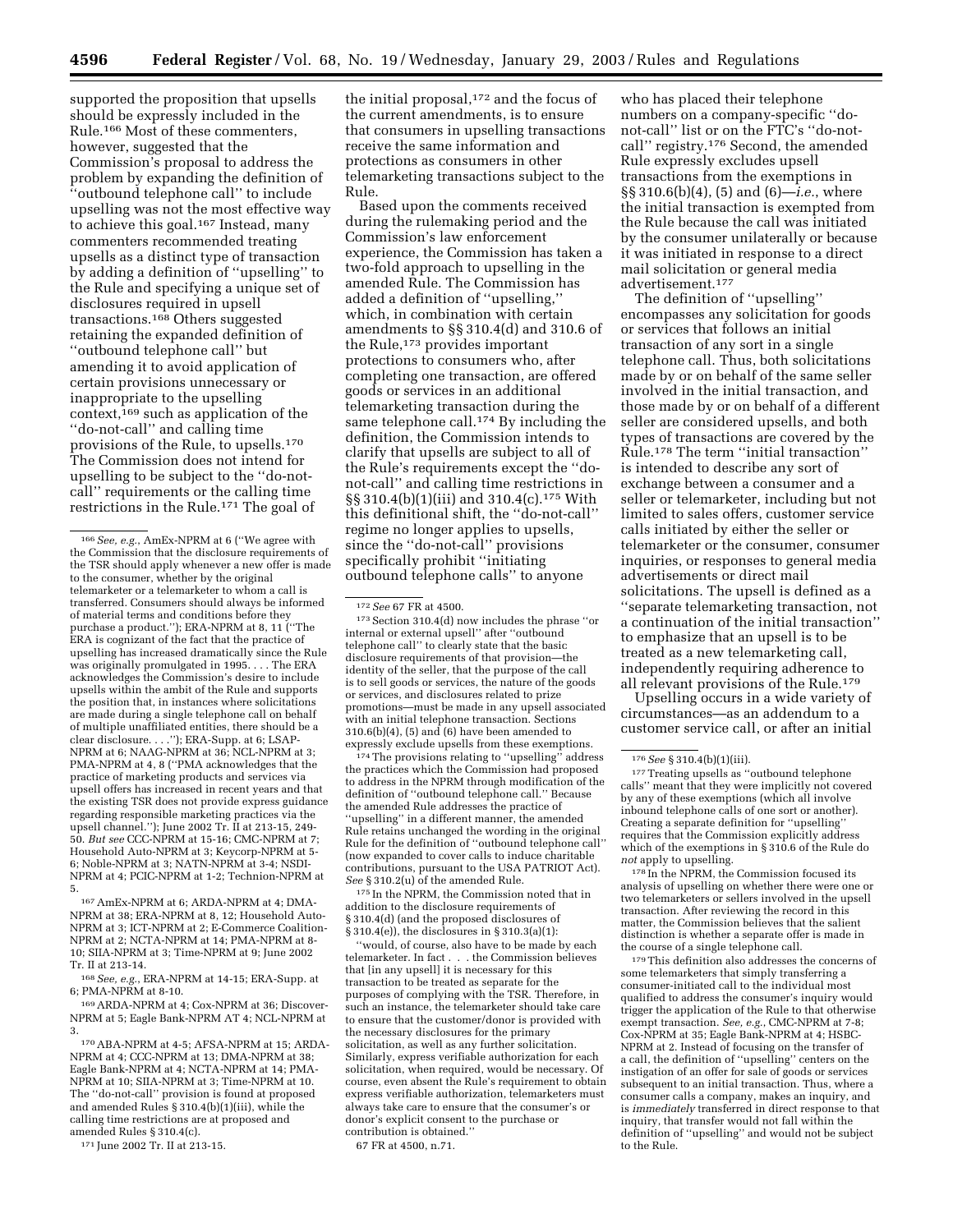supported the proposition that upsells should be expressly included in the Rule.[166] Most of these commenters, however, suggested that the Commission's proposal to address the problem by expanding the definition of ''outbound telephone call'' to include upselling was not the most effective way to achieve this goal.[167] Instead, many commenters recommended treating upsells as a distinct type of transaction by adding a definition of ''upselling'' to the Rule and specifying a unique set of disclosures required in upsell transactions.[168] Others suggested retaining the expanded definition of ''outbound telephone call'' but amending it to avoid application of certain provisions unnecessary or inappropriate to the upselling context,[169] such as application of the ''do-not-call'' and calling time provisions of the Rule, to upsells.[170] The Commission does not intend for upselling to be subject to the ''do-not-call'' requirements or the calling time restrictions in the Rule.[171] The goal of the initial proposal,[172] and the focus of the current amendments, is to ensure that consumers in upselling transactions receive the same information and protections as consumers in other telemarketing transactions subject to the Rule.

Based upon the comments received during the rulemaking period and the Commission's law enforcement experience, the Commission has taken a two-fold approach to upselling in the amended Rule. The Commission has added a definition of ''upselling,'' which, in combination with certain amendments to §§ 310.4(d) and 310.6 of the Rule,[173] provides important protections to consumers who, after completing one transaction, are offered goods or services in an additional telemarketing transaction during the same telephone call.[174] By including the definition, the Commission intends to clarify that upsells are subject to all of the Rule's requirements except the ''do-not-call'' and calling time restrictions in §§ 310.4(b)(1)(iii) and 310.4(c).[175] With this definitional shift, the ''do-not-call'' regime no longer applies to upsells, since the ''do-not-call'' provisions specifically prohibit ''initiating outbound telephone calls'' to anyone who has placed their telephone numbers on a company-specific ''do-not-call'' list or on the FTC's ''do-not-call'' registry.[176] Second, the amended Rule expressly excludes upsell transactions from the exemptions in §§ 310.6(b)(4), (5) and (6)—*i.e.*, where the initial transaction is exempted from the Rule because the call was initiated by the consumer unilaterally or because it was initiated in response to a direct mail solicitation or general media advertisement.[177]

The definition of ''upselling'' encompasses any solicitation for goods or services that follows an initial transaction of any sort in a single telephone call. Thus, both solicitations made by or on behalf of the same seller involved in the initial transaction, and those made by or on behalf of a different seller are considered upsells, and both types of transactions are covered by the Rule.[178] The term ''initial transaction'' is intended to describe any sort of exchange between a consumer and a seller or telemarketer, including but not limited to sales offers, customer service calls initiated by either the seller or telemarketer or the consumer, consumer inquiries, or responses to general media advertisements or direct mail solicitations. The upsell is defined as a ''separate telemarketing transaction, not a continuation of the initial transaction'' to emphasize that an upsell is to be treated as a new telemarketing call, independently requiring adherence to all relevant provisions of the Rule.[179]

Upselling occurs in a wide variety of circumstances—as an addendum to a customer service call, or after an initial

---

[166] *See, e.g.*, AmEx-NPRM at 6 (''We agree with the Commission that the disclosure requirements of the TSR should apply whenever a new offer is made to the consumer, whether by the original telemarketer or a telemarketer to whom a call is transferred. Consumers should always be informed of material terms and conditions before they purchase a product.''); ERA-NPRM at 8, 11 (''The ERA is cognizant of the fact that the practice of upselling has increased dramatically since the Rule was originally promulgated in 1995. . . . The ERA acknowledges the Commission's desire to include upsells within the ambit of the Rule and supports the position that, in instances where solicitations are made during a single telephone call on behalf of multiple unaffiliated entities, there should be a clear disclosure. . . .''); ERA-Supp. at 6; LSAP-NPRM at 6; NAAG-NPRM at 36; NCL-NPRM at 3; PMA-NPRM at 4, 8 (''PMA acknowledges that the practice of marketing products and services via upsell offers has increased in recent years and that the existing TSR does not provide express guidance regarding responsible marketing practices via the upsell channel.''); June 2002 Tr. II at 213-15, 249-50. *But see* CCC-NPRM at 15-16; CMC-NPRM at 7; Household Auto-NPRM at 3; Keycorp-NPRM at 5-6; Noble-NPRM at 3; NATN-NPRM at 3-4; NSDI-NPRM at 4; PCIC-NPRM at 1-2; Technion-NPRM at 5.

[167] AmEx-NPRM at 6; ARDA-NPRM at 4; DMA-NPRM at 38; ERA-NPRM at 8, 12; Household Auto-NPRM at 3; ICT-NPRM at 2; E-Commerce Coalition-NPRM at 2; NCTA-NPRM at 14; PMA-NPRM at 8-10; SIIA-NPRM at 3; Time-NPRM at 9; June 2002 Tr. II at 213-14.

[168] *See, e.g.*, ERA-NPRM at 14-15; ERA-Supp. at 6; PMA-NPRM at 8-10.

[169] ARDA-NPRM at 4; Cox-NPRM at 36; Discover-NPRM at 5; Eagle Bank-NPRM AT 4; NCL-NPRM at 3.

[170] ABA-NPRM at 4-5; AFSA-NPRM at 15; ARDA-NPRM at 4; CCC-NPRM at 13; DMA-NPRM at 38; Eagle Bank-NPRM at 4; NCTA-NPRM at 14; PMA-NPRM at 10; SIIA-NPRM at 3; Time-NPRM at 10. The ''do-not-call'' provision is found at proposed and amended Rules § 310.4(b)(1)(iii), while the calling time restrictions are at proposed and amended Rules § 310.4(c).

[171] June 2002 Tr. II at 213-15.

[172] *See* 67 FR at 4500.

[173] Section 310.4(d) now includes the phrase ''or internal or external upsell'' after ''outbound telephone call'' to clearly state that the basic disclosure requirements of that provision—the identity of the seller, that the purpose of the call is to sell goods or services, the nature of the goods or services, and disclosures related to prize promotions—must be made in any upsell associated with an initial telephone transaction. Sections 310.6(b)(4), (5) and (6) have been amended to expressly exclude upsells from these exemptions.

[174] The provisions relating to ''upselling'' address the practices which the Commission had proposed to address in the NPRM through modification of the definition of ''outbound telephone call.'' Because the amended Rule addresses the practice of ''upselling'' in a different manner, the amended Rule retains unchanged the wording in the original Rule for the definition of ''outbound telephone call'' (now expanded to cover calls to induce charitable contributions, pursuant to the USA PATRIOT Act). *See* § 310.2(u) of the amended Rule.

[175] In the NPRM, the Commission noted that in addition to the disclosure requirements of § 310.4(d) (and the proposed disclosures of § 310.4(e)), the disclosures in § 310.3(a)(1):

''would, of course, also have to be made by each telemarketer. In fact . . . the Commission believes that [in any upsell] it is necessary for this transaction to be treated as separate for the purposes of complying with the TSR. Therefore, in such an instance, the telemarketer should take care to ensure that the customer/donor is provided with the necessary disclosures for the primary solicitation, as well as any further solicitation. Similarly, express verifiable authorization for each solicitation, when required, would be necessary. Of course, even absent the Rule's requirement to obtain express verifiable authorization, telemarketers must always take care to ensure that the consumer's or donor's explicit consent to the purchase or contribution is obtained.''

67 FR at 4500, n.71.

[176] *See* § 310.4(b)(1)(iii).

[177] Treating upsells as ''outbound telephone calls'' meant that they were implicitly not covered by any of these exemptions (which all involve inbound telephone calls of one sort or another). Creating a separate definition for ''upselling'' requires that the Commission explicitly address which of the exemptions in § 310.6 of the Rule do *not* apply to upselling.

[178] In the NPRM, the Commission focused its analysis of upselling on whether there were one or two telemarketers or sellers involved in the upsell transaction. After reviewing the record in this matter, the Commission believes that the salient distinction is whether a separate offer is made in the course of a single telephone call.

[179] This definition also addresses the concerns of some telemarketers that simply transferring a consumer-initiated call to the individual most qualified to address the consumer's inquiry would trigger the application of the Rule to that otherwise exempt transaction. *See, e.g.*, CMC-NPRM at 7-8; Cox-NPRM at 35; Eagle Bank-NPRM at 4; HSBC-NPRM at 2. Instead of focusing on the transfer of a call, the definition of ''upselling'' centers on the instigation of an offer for sale of goods or services subsequent to an initial transaction. Thus, where a consumer calls a company, makes an inquiry, and is *immediately* transferred in direct response to that inquiry, that transfer would not fall within the definition of ''upselling'' and would not be subject to the Rule.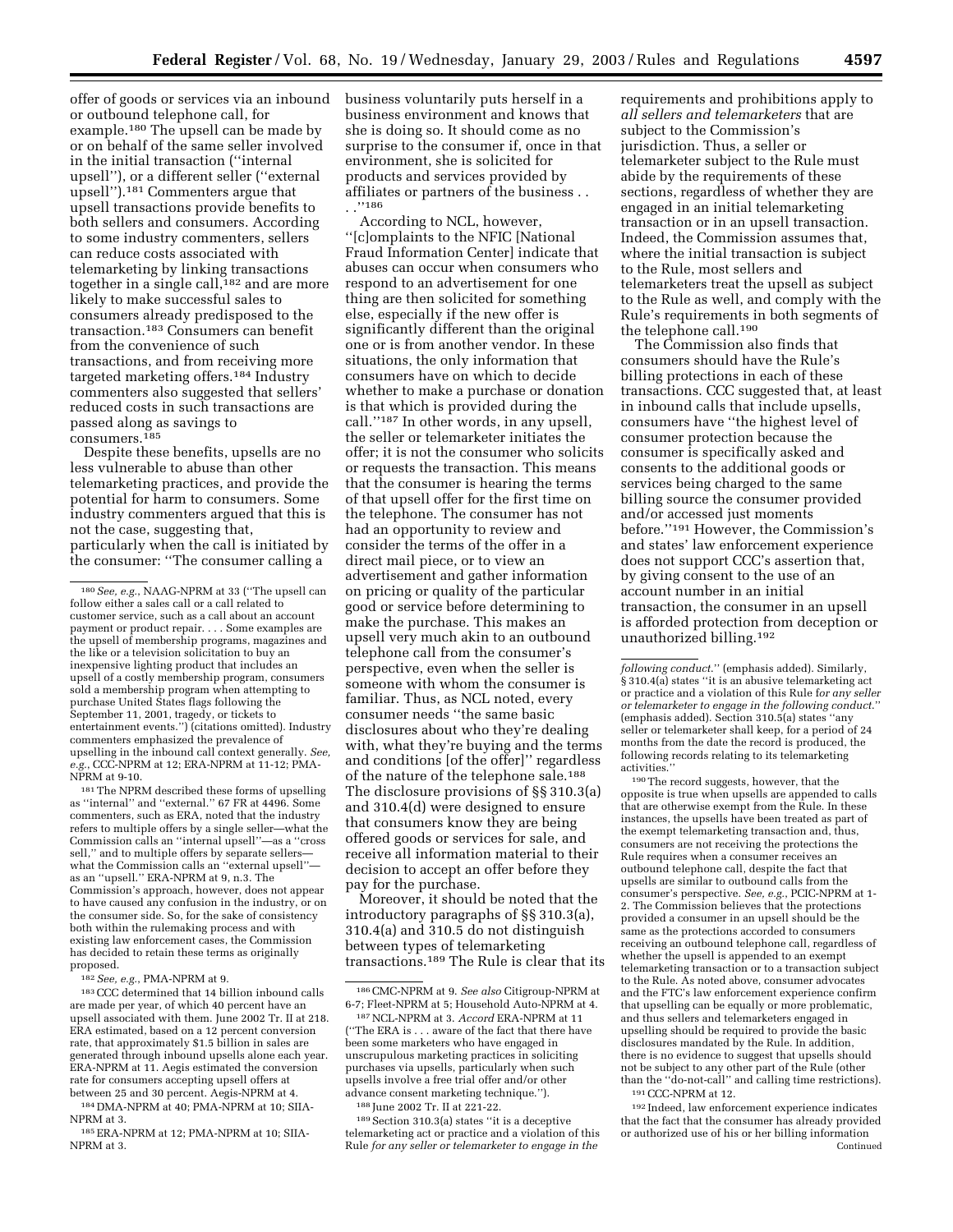offer of goods or services via an inbound or outbound telephone call, for example.[180] The upsell can be made by or on behalf of the same seller involved in the initial transaction (''internal upsell''), or a different seller (''external upsell'').[181] Commenters argue that upsell transactions provide benefits to both sellers and consumers. According to some industry commenters, sellers can reduce costs associated with telemarketing by linking transactions together in a single call,[182] and are more likely to make successful sales to consumers already predisposed to the transaction.[183] Consumers can benefit from the convenience of such transactions, and from receiving more targeted marketing offers.[184] Industry commenters also suggested that sellers' reduced costs in such transactions are passed along as savings to consumers.[185]

Despite these benefits, upsells are no less vulnerable to abuse than other telemarketing practices, and provide the potential for harm to consumers. Some industry commenters argued that this is not the case, suggesting that, particularly when the call is initiated by the consumer: ''The consumer calling a business voluntarily puts herself in a business environment and knows that she is doing so. It should come as no surprise to the consumer if, once in that environment, she is solicited for products and services provided by affiliates or partners of the business . . . ''[186]

According to NCL, however, ''[c]omplaints to the NFIC [National Fraud Information Center] indicate that abuses can occur when consumers who respond to an advertisement for one thing are then solicited for something else, especially if the new offer is significantly different than the original one or is from another vendor. In these situations, the only information that consumers have on which to decide whether to make a purchase or donation is that which is provided during the call.''[187] In other words, in any upsell, the seller or telemarketer initiates the offer; it is not the consumer who solicits or requests the transaction. This means that the consumer is hearing the terms of that upsell offer for the first time on the telephone. The consumer has not had an opportunity to review and consider the terms of the offer in a direct mail piece, or to view an advertisement and gather information on pricing or quality of the particular good or service before determining to make the purchase. This makes an upsell very much akin to an outbound telephone call from the consumer's perspective, even when the seller is someone with whom the consumer is familiar. Thus, as NCL noted, every consumer needs ''the same basic disclosures about who they're dealing with, what they're buying and the terms and conditions [of the offer]'' regardless of the nature of the telephone sale.[188] The disclosure provisions of §§ 310.3(a) and 310.4(d) were designed to ensure that consumers know they are being offered goods or services for sale, and receive all information material to their decision to accept an offer before they pay for the purchase.

Moreover, it should be noted that the introductory paragraphs of §§ 310.3(a), 310.4(a) and 310.5 do not distinguish between types of telemarketing transactions.[189] The Rule is clear that its requirements and prohibitions apply to *all sellers and telemarketers* that are subject to the Commission's jurisdiction. Thus, a seller or telemarketer subject to the Rule must abide by the requirements of these sections, regardless of whether they are engaged in an initial telemarketing transaction or in an upsell transaction. Indeed, the Commission assumes that, where the initial transaction is subject to the Rule, most sellers and telemarketers treat the upsell as subject to the Rule as well, and comply with the Rule's requirements in both segments of the telephone call.[190]

The Commission also finds that consumers should have the Rule's billing protections in each of these transactions. CCC suggested that, at least in inbound calls that include upsells, consumers have ''the highest level of consumer protection because the consumer is specifically asked and consents to the additional goods or services being charged to the same billing source the consumer provided and/or accessed just moments before.''[191] However, the Commission's and states' law enforcement experience does not support CCC's assertion that, by giving consent to the use of an account number in an initial transaction, the consumer in an upsell is afforded protection from deception or unauthorized billing.[192]

---

[180] *See, e.g.*, NAAG-NPRM at 33 (''The upsell can follow either a sales call or a call related to customer service, such as a call about an account payment or product repair. . . . Some examples are the upsell of membership programs, magazines and the like or a television solicitation to buy an inexpensive lighting product that includes an upsell of a costly membership program, consumers sold a membership program when attempting to purchase United States flags following the September 11, 2001, tragedy, or tickets to entertainment events.'') (citations omitted). Industry commenters emphasized the prevalence of upselling in the inbound call context generally. *See, e.g.*, CCC-NPRM at 12; ERA-NPRM at 11-12; PMA-NPRM at 9-10.

[181] The NPRM described these forms of upselling as ''internal'' and ''external.'' 67 FR at 4496. Some commenters, such as ERA, noted that the industry refers to multiple offers by a single seller—what the Commission calls an ''internal upsell''—as a ''cross sell,'' and to multiple offers by separate sellers—what the Commission calls an ''external upsell''—as an ''upsell.'' ERA-NPRM at 9, n.3. The Commission's approach, however, does not appear to have caused any confusion in the industry, or on the consumer side. So, for the sake of consistency both within the rulemaking process and with existing law enforcement cases, the Commission has decided to retain these terms as originally proposed.

[182] *See, e.g.*, PMA-NPRM at 9.

[183] CCC determined that 14 billion inbound calls are made per year, of which 40 percent have an upsell associated with them. June 2002 Tr. II at 218. ERA estimated, based on a 12 percent conversion rate, that approximately $1.5 billion in sales are generated through inbound upsells alone each year. ERA-NPRM at 11. Aegis estimated the conversion rate for consumers accepting upsell offers at between 25 and 30 percent. Aegis-NPRM at 4.

[184] DMA-NPRM at 40; PMA-NPRM at 10; SIIA-NPRM at 3.

[185] ERA-NPRM at 12; PMA-NPRM at 10; SIIA-NPRM at 3.

[186] CMC-NPRM at 9. *See also* Citigroup-NPRM at 6-7; Fleet-NPRM at 5; Household Auto-NPRM at 4.

[187] NCL-NPRM at 3. *Accord* ERA-NPRM at 11 (''The ERA is . . . aware of the fact that there have been some marketers who have engaged in unscrupulous marketing practices in soliciting purchases via upsells, particularly when such upsells involve a free trial offer and/or other advance consent marketing technique.'').

[188] June 2002 Tr. II at 221-22.

[189] Section 310.3(a) states ''it is a deceptive telemarketing act or practice and a violation of this Rule *for any seller or telemarketer to engage in the following conduct.*'' (emphasis added). Similarly, § 310.4(a) states ''it is an abusive telemarketing act or practice and a violation of this Rule *for any seller or telemarketer to engage in the following conduct.*'' (emphasis added). Section 310.5(a) states ''any seller or telemarketer shall keep, for a period of 24 months from the date the record is produced, the following records relating to its telemarketing activities.''

[190] The record suggests, however, that the opposite is true when upsells are appended to calls that are otherwise exempt from the Rule. In these instances, the upsells have been treated as part of the exempt telemarketing transaction and, thus, consumers are not receiving the protections the Rule requires when a consumer receives an outbound telephone call, despite the fact that upsells are similar to outbound calls from the consumer's perspective. *See, e.g.*, PCIC-NPRM at 1-2. The Commission believes that the protections provided a consumer in an upsell should be the same as the protections accorded to consumers receiving an outbound telephone call, regardless of whether the upsell is appended to an exempt telemarketing transaction or to a transaction subject to the Rule. As noted above, consumer advocates and the FTC's law enforcement experience confirm that upselling can be equally or more problematic, and thus sellers and telemarketers engaged in upselling should be required to provide the basic disclosures mandated by the Rule. In addition, there is no evidence to suggest that upsells should not be subject to any other part of the Rule (other than the ''do-not-call'' and calling time restrictions).

[191] CCC-NPRM at 12.

[192] Indeed, law enforcement experience indicates that the fact that the consumer has already provided or authorized use of his or her billing information

Continued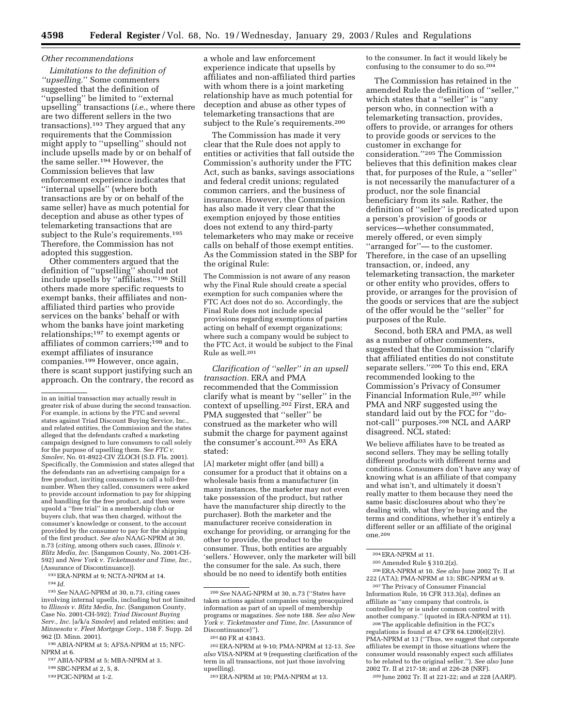*Other recommendations*

*Limitations to the definition of "upselling."* Some commenters suggested that the definition of "upselling" be limited to "external upselling" transactions (*i.e.*, where there are two different sellers in the two transactions).[193] They argued that any requirements that the Commission might apply to "upselling" should not include upsells made by or on behalf of the same seller.[194] However, the Commission believes that law enforcement experience indicates that "internal upsells" (where both transactions are by or on behalf of the same seller) have as much potential for deception and abuse as other types of telemarketing transactions that are subject to the Rule's requirements.[195] Therefore, the Commission has not adopted this suggestion.

Other commenters argued that the definition of "upselling" should not include upsells by "affiliates."[196] Still others made more specific requests to exempt banks, their affiliates and non-affiliated third parties who provide services on the banks' behalf or with whom the banks have joint marketing relationships;[197] to exempt agents or affiliates of common carriers;[198] and to exempt affiliates of insurance companies.[199] However, once again, there is scant support justifying such an approach. On the contrary, the record as a whole and law enforcement experience indicate that upsells by affiliates and non-affiliated third parties with whom there is a joint marketing relationship have as much potential for deception and abuse as other types of telemarketing transactions that are subject to the Rule's requirements.[200]

The Commission has made it very clear that the Rule does not apply to entities or activities that fall outside the Commission's authority under the FTC Act, such as banks, savings associations and federal credit unions; regulated common carriers, and the business of insurance. However, the Commission has also made it very clear that the exemption enjoyed by those entities does not extend to any third-party telemarketers who may make or receive calls on behalf of those exempt entities. As the Commission stated in the SBP for the original Rule:

> The Commission is not aware of any reason why the Final Rule should create a special exemption for such companies where the FTC Act does not do so. Accordingly, the Final Rule does not include special provisions regarding exemptions of parties acting on behalf of exempt organizations; where such a company would be subject to the FTC Act, it would be subject to the Final Rule as well.[201]

*Clarification of "seller" in an upsell transaction.* ERA and PMA recommended that the Commission clarify what is meant by "seller" in the context of upselling.[202] First, ERA and PMA suggested that "seller" be construed as the marketer who will submit the charge for payment against the consumer's account.[203] As ERA stated:

> [A] marketer might offer (and bill) a consumer for a product that it obtains on a wholesale basis from a manufacturer (in many instances, the marketer may not even take possession of the product, but rather have the manufacturer ship directly to the purchaser). Both the marketer and the manufacturer receive consideration in exchange for providing, or arranging for the other to provide, the product to the consumer. Thus, both entities are arguably 'sellers.' However, only the marketer will bill the consumer for the sale. As such, there should be no need to identify both entities to the consumer. In fact it would likely be confusing to the consumer to do so.[204]

The Commission has retained in the amended Rule the definition of "seller," which states that a "seller" is "any person who, in connection with a telemarketing transaction, provides, offers to provide, or arranges for others to provide goods or services to the customer in exchange for consideration."[205] The Commission believes that this definition makes clear that, for purposes of the Rule, a "seller" is not necessarily the manufacturer of a product, nor the sole financial beneficiary from its sale. Rather, the definition of "seller" is predicated upon a person's provision of goods or services—whether consummated, merely offered, or even simply "arranged for"— to the customer. Therefore, in the case of an upselling transaction, or, indeed, any telemarketing transaction, the marketer or other entity who provides, offers to provide, or arranges for the provision of the goods or services that are the subject of the offer would be the "seller" for purposes of the Rule.

Second, both ERA and PMA, as well as a number of other commenters, suggested that the Commission "clarify that affiliated entities do not constitute separate sellers."[206] To this end, ERA recommended looking to the Commission's Privacy of Consumer Financial Information Rule,[207] while PMA and NRF suggested using the standard laid out by the FCC for "do-not-call" purposes.[208] NCL and AARP disagreed. NCL stated:

> We believe affiliates have to be treated as second sellers. They may be selling totally different products with different terms and conditions. Consumers don't have any way of knowing what is an affiliate of that company and what isn't, and ultimately it doesn't really matter to them because they need the same basic disclosures about who they're dealing with, what they're buying and the terms and conditions, whether it's entirely a different seller or an affiliate of the original one.[209]

---

in an initial transaction may actually result in greater risk of abuse during the second transaction. For example, in actions by the FTC and several states against Triad Discount Buying Service, Inc., and related entities, the Commission and the states alleged that the defendants crafted a marketing campaign designed to lure consumers to call solely for the purpose of upselling them. *See FTC v. Smolev*, No. 01-8922-CIV ZLOCH (S.D. Fla. 2001). Specifically, the Commission and states alleged that the defendants ran an advertising campaign for a free product, inviting consumers to call a toll-free number. When they called, consumers were asked to provide account information to pay for shipping and handling for the free product, and then were upsold a "free trial" in a membership club or buyers club, that was then charged, without the consumer's knowledge or consent, to the account provided by the consumer to pay for the shipping of the first product. *See also* NAAG-NPRM at 30, n.73 (*citing*, among others such cases, *Illinois v. Blitz Media, Inc.* (Sangamon County, No. 2001-CH-592) and *New York v. Ticketmaster and Time, Inc.*, (Assurance of Discontinuance)).

[193] ERA-NPRM at 9; NCTA-NPRM at 14.

[194] *Id.*

[195] *See* NAAG-NPRM at 30, n.73, citing cases involving internal upsells, including but not limited to *Illinois v. Blitz Media, Inc.* (Sangamon County, Case No. 2001-CH-592); *Triad Discount Buying Serv., Inc.* [a/k/a *Smolev*] and related entities; and *Minnesota v. Fleet Mortgage Corp.*, 158 F. Supp. 2d 962 (D. Minn. 2001).

[196] ABIA-NPRM at 5; AFSA-NPRM at 15; NFC-NPRM at 6.

[197] ABIA-NPRM at 5; MBA-NPRM at 3.

[198] SBC-NPRM at 2, 5, 8.

[199] PCIC-NPRM at 1-2.

[200] *See* NAAG-NPRM at 30, n.73 ("States have taken actions against companies using preacquired information as part of an upsell of membership programs or magazines. *See* note 188. *See also New York v. Ticketmaster and Time, Inc.* (Assurance of Discontinuance)").

[201] 60 FR at 43843.

[202] ERA-NPRM at 9-10; PMA-NPRM at 12-13. *See also* VISA-NPRM at 9 (requesting clarification of the term in all transactions, not just those involving upselling).

[203] ERA-NPRM at 10; PMA-NPRM at 13.

[204] ERA-NPRM at 11.

[205] Amended Rule § 310.2(z).

[206] ERA-NPRM at 10. *See also* June 2002 Tr. II at 222 (ATA); PMA-NPRM at 13; SBC-NPRM at 9.

[207] The Privacy of Consumer Financial Information Rule, 16 CFR 313.3(a), defines an affiliate as "any company that controls, is controlled by or is under common control with another company." (quoted in ERA-NPRM at 11).

[208] The applicable definition in the FCC's regulations is found at 47 CFR 64.1200(e)(2)(v). PMA-NPRM at 13 ("Thus, we suggest that corporate affiliates be exempt in those situations where the consumer would reasonably expect such affiliates to be related to the original seller."). *See also* June 2002 Tr. II at 217-18; and at 226-28 (NRF).

[209] June 2002 Tr. II at 221-22; and at 228 (AARP).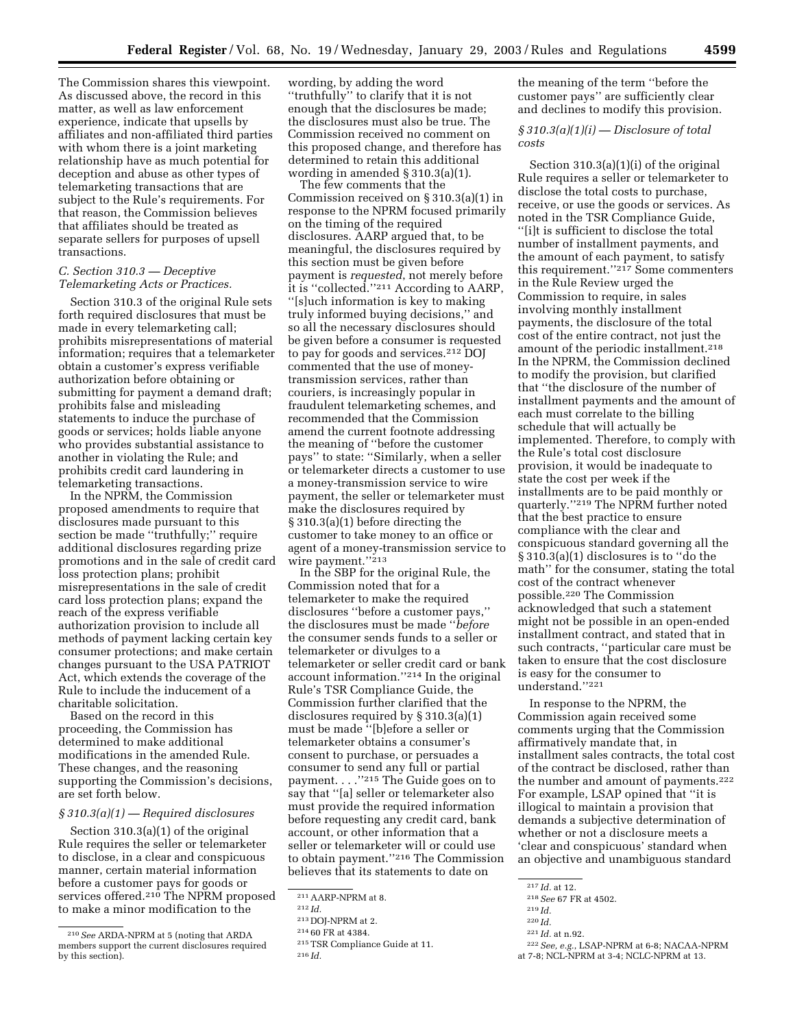The Commission shares this viewpoint. As discussed above, the record in this matter, as well as law enforcement experience, indicate that upsells by affiliates and non-affiliated third parties with whom there is a joint marketing relationship have as much potential for deception and abuse as other types of telemarketing transactions that are subject to the Rule's requirements. For that reason, the Commission believes that affiliates should be treated as separate sellers for purposes of upsell transactions.

### *C. Section 310.3 — Deceptive Telemarketing Acts or Practices.*

Section 310.3 of the original Rule sets forth required disclosures that must be made in every telemarketing call; prohibits misrepresentations of material information; requires that a telemarketer obtain a customer's express verifiable authorization before obtaining or submitting for payment a demand draft; prohibits false and misleading statements to induce the purchase of goods or services; holds liable anyone who provides substantial assistance to another in violating the Rule; and prohibits credit card laundering in telemarketing transactions.

In the NPRM, the Commission proposed amendments to require that disclosures made pursuant to this section be made ''truthfully;'' require additional disclosures regarding prize promotions and in the sale of credit card loss protection plans; prohibit misrepresentations in the sale of credit card loss protection plans; expand the reach of the express verifiable authorization provision to include all methods of payment lacking certain key consumer protections; and make certain changes pursuant to the USA PATRIOT Act, which extends the coverage of the Rule to include the inducement of a charitable solicitation.

Based on the record in this proceeding, the Commission has determined to make additional modifications in the amended Rule. These changes, and the reasoning supporting the Commission's decisions, are set forth below.

#### *§ 310.3(a)(1) — Required disclosures*

Section 310.3(a)(1) of the original Rule requires the seller or telemarketer to disclose, in a clear and conspicuous manner, certain material information before a customer pays for goods or services offered.[210] The NPRM proposed to make a minor modification to the wording, by adding the word ''truthfully'' to clarify that it is not enough that the disclosures be made; the disclosures must also be true. The Commission received no comment on this proposed change, and therefore has determined to retain this additional wording in amended § 310.3(a)(1).

The few comments that the Commission received on § 310.3(a)(1) in response to the NPRM focused primarily on the timing of the required disclosures. AARP argued that, to be meaningful, the disclosures required by this section must be given before payment is *requested*, not merely before it is ''collected.''[211] According to AARP, ''[s]uch information is key to making truly informed buying decisions,'' and so all the necessary disclosures should be given before a consumer is requested to pay for goods and services.[212] DOJ commented that the use of money-transmission services, rather than couriers, is increasingly popular in fraudulent telemarketing schemes, and recommended that the Commission amend the current footnote addressing the meaning of ''before the customer pays'' to state: ''Similarly, when a seller or telemarketer directs a customer to use a money-transmission service to wire payment, the seller or telemarketer must make the disclosures required by § 310.3(a)(1) before directing the customer to take money to an office or agent of a money-transmission service to wire payment.''[213]

In the SBP for the original Rule, the Commission noted that for a telemarketer to make the required disclosures ''before a customer pays,'' the disclosures must be made ''*before* the consumer sends funds to a seller or telemarketer or divulges to a telemarketer or seller credit card or bank account information.''[214] In the original Rule's TSR Compliance Guide, the Commission further clarified that the disclosures required by § 310.3(a)(1) must be made ''[b]efore a seller or telemarketer obtains a consumer's consent to purchase, or persuades a consumer to send any full or partial payment. . . .''[215] The Guide goes on to say that ''[a] seller or telemarketer also must provide the required information before requesting any credit card, bank account, or other information that a seller or telemarketer will or could use to obtain payment.''[216] The Commission believes that its statements to date on the meaning of the term ''before the customer pays'' are sufficiently clear and declines to modify this provision.

#### *§ 310.3(a)(1)(i) — Disclosure of total costs*

Section 310.3(a)(1)(i) of the original Rule requires a seller or telemarketer to disclose the total costs to purchase, receive, or use the goods or services. As noted in the TSR Compliance Guide, ''[i]t is sufficient to disclose the total number of installment payments, and the amount of each payment, to satisfy this requirement.''[217] Some commenters in the Rule Review urged the Commission to require, in sales involving monthly installment payments, the disclosure of the total cost of the entire contract, not just the amount of the periodic installment.[218] In the NPRM, the Commission declined to modify the provision, but clarified that ''the disclosure of the number of installment payments and the amount of each must correlate to the billing schedule that will actually be implemented. Therefore, to comply with the Rule's total cost disclosure provision, it would be inadequate to state the cost per week if the installments are to be paid monthly or quarterly.''[219] The NPRM further noted that the best practice to ensure compliance with the clear and conspicuous standard governing all the § 310.3(a)(1) disclosures is to ''do the math'' for the consumer, stating the total cost of the contract whenever possible.[220] The Commission acknowledged that such a statement might not be possible in an open-ended installment contract, and stated that in such contracts, ''particular care must be taken to ensure that the cost disclosure is easy for the consumer to understand.''[221]

In response to the NPRM, the Commission again received some comments urging that the Commission affirmatively mandate that, in installment sales contracts, the total cost of the contract be disclosed, rather than the number and amount of payments.[222] For example, LSAP opined that ''it is illogical to maintain a provision that demands a subjective determination of whether or not a disclosure meets a 'clear and conspicuous' standard when an objective and unambiguous standard

---

[210] *See* ARDA-NPRM at 5 (noting that ARDA members support the current disclosures required by this section).

[211] AARP-NPRM at 8.

[212] *Id.*

[213] DOJ-NPRM at 2.

[214] 60 FR at 4384.

[215] TSR Compliance Guide at 11.

[216] *Id.*

[217] *Id.* at 12.

[218] *See* 67 FR at 4502.

[219] *Id.*

[220] *Id.*

[221] *Id.* at n.92.

[222] *See, e.g.*, LSAP-NPRM at 6-8; NACAA-NPRM at 7-8; NCL-NPRM at 3-4; NCLC-NPRM at 13.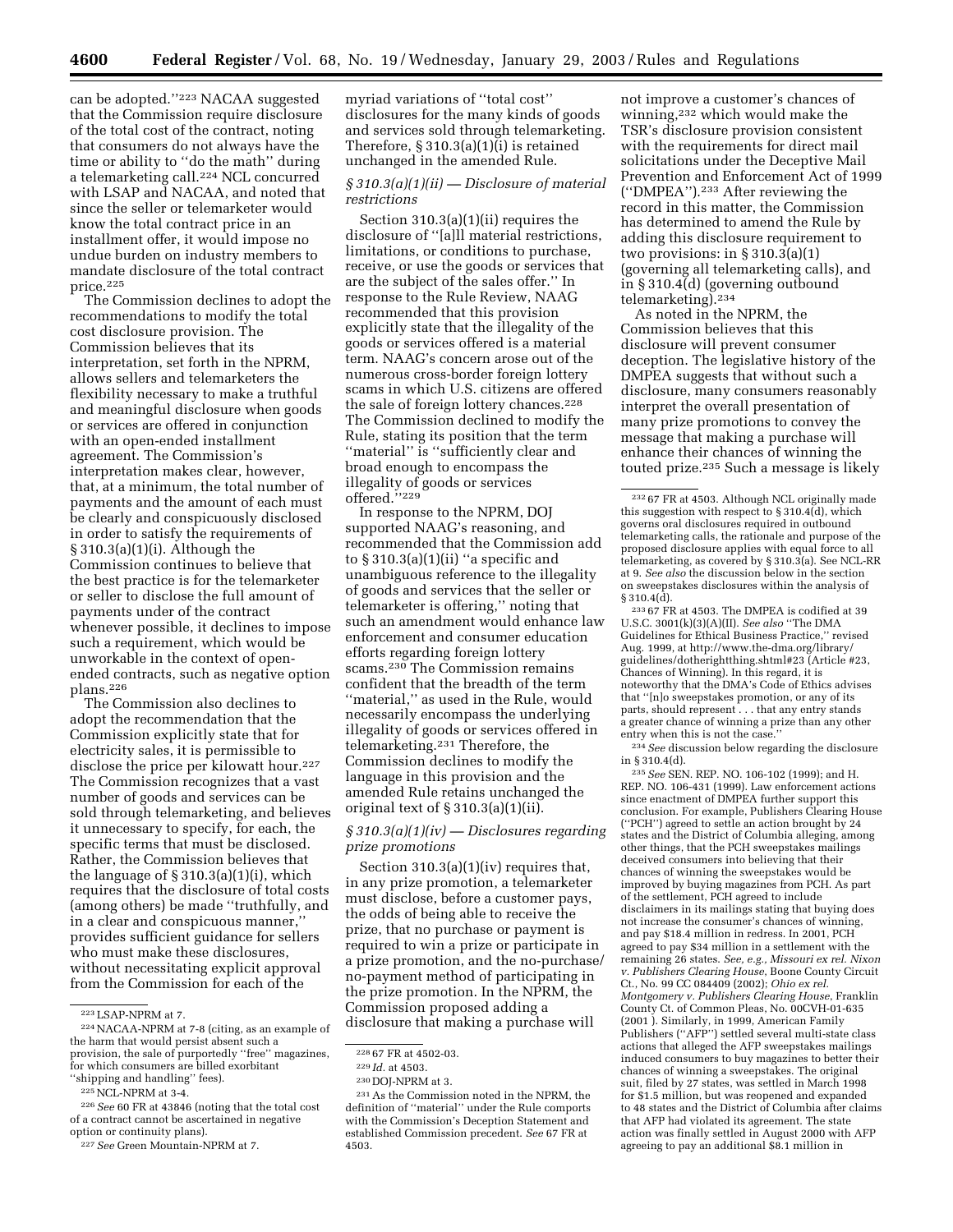can be adopted.''[223] NACAA suggested that the Commission require disclosure of the total cost of the contract, noting that consumers do not always have the time or ability to ''do the math'' during a telemarketing call.[224] NCL concurred with LSAP and NACAA, and noted that since the seller or telemarketer would know the total contract price in an installment offer, it would impose no undue burden on industry members to mandate disclosure of the total contract price.[225]

The Commission declines to adopt the recommendations to modify the total cost disclosure provision. The Commission believes that its interpretation, set forth in the NPRM, allows sellers and telemarketers the flexibility necessary to make a truthful and meaningful disclosure when goods or services are offered in conjunction with an open-ended installment agreement. The Commission's interpretation makes clear, however, that, at a minimum, the total number of payments and the amount of each must be clearly and conspicuously disclosed in order to satisfy the requirements of § 310.3(a)(1)(i). Although the Commission continues to believe that the best practice is for the telemarketer or seller to disclose the full amount of payments under of the contract whenever possible, it declines to impose such a requirement, which would be unworkable in the context of open-ended contracts, such as negative option plans.[226]

The Commission also declines to adopt the recommendation that the Commission explicitly state that for electricity sales, it is permissible to disclose the price per kilowatt hour.[227] The Commission recognizes that a vast number of goods and services can be sold through telemarketing, and believes it unnecessary to specify, for each, the specific terms that must be disclosed. Rather, the Commission believes that the language of § 310.3(a)(1)(i), which requires that the disclosure of total costs (among others) be made ''truthfully, and in a clear and conspicuous manner,'' provides sufficient guidance for sellers who must make these disclosures, without necessitating explicit approval from the Commission for each of the myriad variations of ''total cost'' disclosures for the many kinds of goods and services sold through telemarketing. Therefore, § 310.3(a)(1)(i) is retained unchanged in the amended Rule.

### *§ 310.3(a)(1)(ii) — Disclosure of material restrictions*

Section 310.3(a)(1)(ii) requires the disclosure of ''[a]ll material restrictions, limitations, or conditions to purchase, receive, or use the goods or services that are the subject of the sales offer.'' In response to the Rule Review, NAAG recommended that this provision explicitly state that the illegality of the goods or services offered is a material term. NAAG's concern arose out of the numerous cross-border foreign lottery scams in which U.S. citizens are offered the sale of foreign lottery chances.[228] The Commission declined to modify the Rule, stating its position that the term ''material'' is ''sufficiently clear and broad enough to encompass the illegality of goods or services offered.''[229]

In response to the NPRM, DOJ supported NAAG's reasoning, and recommended that the Commission add to § 310.3(a)(1)(ii) ''a specific and unambiguous reference to the illegality of goods and services that the seller or telemarketer is offering,'' noting that such an amendment would enhance law enforcement and consumer education efforts regarding foreign lottery scams.[230] The Commission remains confident that the breadth of the term ''material,'' as used in the Rule, would necessarily encompass the underlying illegality of goods or services offered in telemarketing.[231] Therefore, the Commission declines to modify the language in this provision and the amended Rule retains unchanged the original text of § 310.3(a)(1)(ii).

### *§ 310.3(a)(1)(iv) — Disclosures regarding prize promotions*

Section 310.3(a)(1)(iv) requires that, in any prize promotion, a telemarketer must disclose, before a customer pays, the odds of being able to receive the prize, that no purchase or payment is required to win a prize or participate in a prize promotion, and the no-purchase/no-payment method of participating in the prize promotion. In the NPRM, the Commission proposed adding a disclosure that making a purchase will not improve a customer's chances of winning,[232] which would make the TSR's disclosure provision consistent with the requirements for direct mail solicitations under the Deceptive Mail Prevention and Enforcement Act of 1999 (''DMPEA'').[233] After reviewing the record in this matter, the Commission has determined to amend the Rule by adding this disclosure requirement to two provisions: in § 310.3(a)(1) (governing all telemarketing calls), and in § 310.4(d) (governing outbound telemarketing).[234]

As noted in the NPRM, the Commission believes that this disclosure will prevent consumer deception. The legislative history of the DMPEA suggests that without such a disclosure, many consumers reasonably interpret the overall presentation of many prize promotions to convey the message that making a purchase will enhance their chances of winning the touted prize.[235] Such a message is likely

---

[223] LSAP-NPRM at 7.

[224] NACAA-NPRM at 7-8 (citing, as an example of the harm that would persist absent such a provision, the sale of purportedly ''free'' magazines, for which consumers are billed exorbitant ''shipping and handling'' fees).

[225] NCL-NPRM at 3-4.

[226] *See* 60 FR at 43846 (noting that the total cost of a contract cannot be ascertained in negative option or continuity plans).

[227] *See* Green Mountain-NPRM at 7.

[228] 67 FR at 4502-03.

[229] *Id.* at 4503.

[230] DOJ-NPRM at 3.

[231] As the Commission noted in the NPRM, the definition of ''material'' under the Rule comports with the Commission's Deception Statement and established Commission precedent. *See* 67 FR at 4503.

[232] 67 FR at 4503. Although NCL originally made this suggestion with respect to § 310.4(d), which governs oral disclosures required in outbound telemarketing calls, the rationale and purpose of the proposed disclosure applies with equal force to all telemarketing, as covered by § 310.3(a). See NCL-RR at 9. *See also* the discussion below in the section on sweepstakes disclosures within the analysis of § 310.4(d).

[233] 67 FR at 4503. The DMPEA is codified at 39 U.S.C. 3001(k)(3)(A)(II). *See also* ''The DMA Guidelines for Ethical Business Practice,'' revised Aug. 1999, at http://www.the-dma.org/library/guidelines/dotherightthing.shtml#23 (Article #23, Chances of Winning). In this regard, it is noteworthy that the DMA's Code of Ethics advises that ''[n]o sweepstakes promotion, or any of its parts, should represent . . . that any entry stands a greater chance of winning a prize than any other entry when this is not the case.''

[234] *See* discussion below regarding the disclosure in § 310.4(d).

[235] *See* SEN. REP. NO. 106-102 (1999); and H. REP. NO. 106-431 (1999). Law enforcement actions since enactment of DMPEA further support this conclusion. For example, Publishers Clearing House (''PCH'') agreed to settle an action brought by 24 states and the District of Columbia alleging, among other things, that the PCH sweepstakes mailings deceived consumers into believing that their chances of winning the sweepstakes would be improved by buying magazines from PCH. As part of the settlement, PCH agreed to include disclaimers in its mailings stating that buying does not increase the consumer's chances of winning, and pay $18.4 million in redress. In 2001, PCH agreed to pay $34 million in a settlement with the remaining 26 states. *See, e.g., Missouri ex rel. Nixon v. Publishers Clearing House*, Boone County Circuit Ct., No. 99 CC 084409 (2002); *Ohio ex rel. Montgomery v. Publishers Clearing House*, Franklin County Ct. of Common Pleas, No. 00CVH-01-635 (2001 ). Similarly, in 1999, American Family Publishers (''AFP'') settled several multi-state class actions that alleged the AFP sweepstakes mailings induced consumers to buy magazines to better their chances of winning a sweepstakes. The original suit, filed by 27 states, was settled in March 1998 for $1.5 million, but was reopened and expanded to 48 states and the District of Columbia after claims that AFP had violated its agreement. The state action was finally settled in August 2000 with AFP agreeing to pay an additional $8.1 million in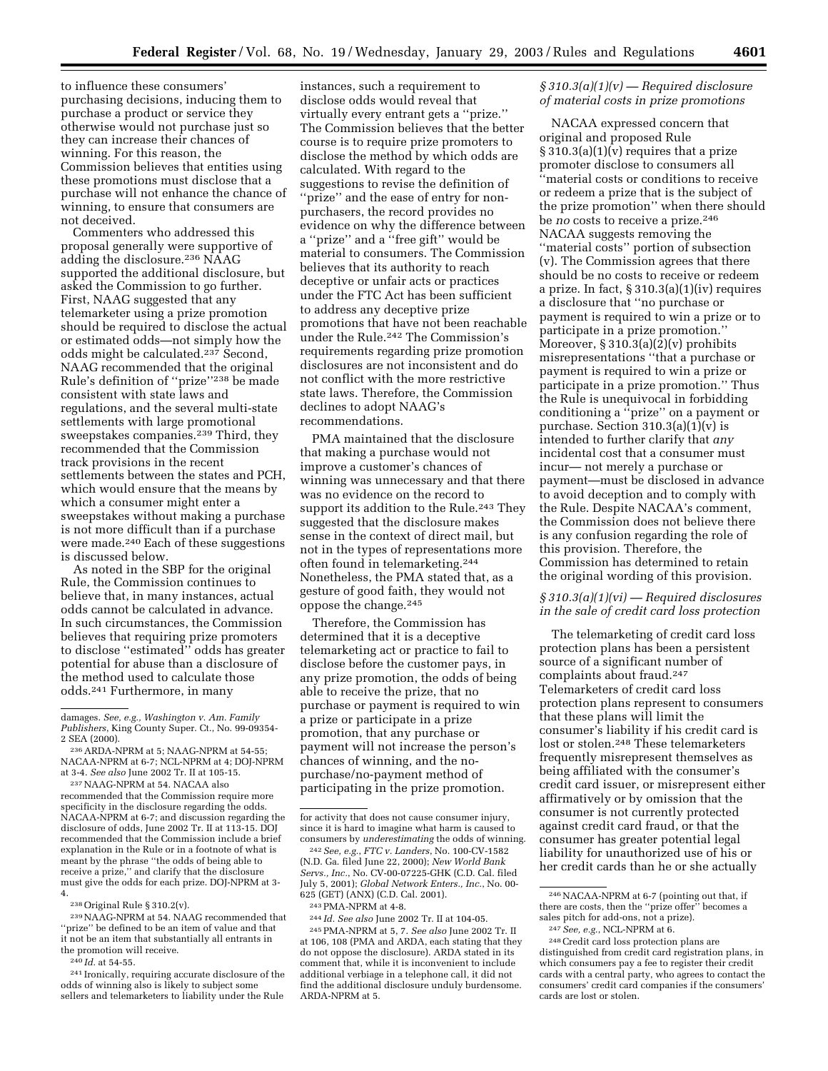to influence these consumers' purchasing decisions, inducing them to purchase a product or service they otherwise would not purchase just so they can increase their chances of winning. For this reason, the Commission believes that entities using these promotions must disclose that a purchase will not enhance the chance of winning, to ensure that consumers are not deceived.

Commenters who addressed this proposal generally were supportive of adding the disclosure.[236] NAAG supported the additional disclosure, but asked the Commission to go further. First, NAAG suggested that any telemarketer using a prize promotion should be required to disclose the actual or estimated odds—not simply how the odds might be calculated.[237] Second, NAAG recommended that the original Rule's definition of ''prize''[238] be made consistent with state laws and regulations, and the several multi-state settlements with large promotional sweepstakes companies.[239] Third, they recommended that the Commission track provisions in the recent settlements between the states and PCH, which would ensure that the means by which a consumer might enter a sweepstakes without making a purchase is not more difficult than if a purchase were made.[240] Each of these suggestions is discussed below.

As noted in the SBP for the original Rule, the Commission continues to believe that, in many instances, actual odds cannot be calculated in advance. In such circumstances, the Commission believes that requiring prize promoters to disclose ''estimated'' odds has greater potential for abuse than a disclosure of the method used to calculate those odds.[241] Furthermore, in many instances, such a requirement to disclose odds would reveal that virtually every entrant gets a ''prize.'' The Commission believes that the better course is to require prize promoters to disclose the method by which odds are calculated. With regard to the suggestions to revise the definition of ''prize'' and the ease of entry for non-purchasers, the record provides no evidence on why the difference between a ''prize'' and a ''free gift'' would be material to consumers. The Commission believes that its authority to reach deceptive or unfair acts or practices under the FTC Act has been sufficient to address any deceptive prize promotions that have not been reachable under the Rule.[242] The Commission's requirements regarding prize promotion disclosures are not inconsistent and do not conflict with the more restrictive state laws. Therefore, the Commission declines to adopt NAAG's recommendations.

PMA maintained that the disclosure that making a purchase would not improve a customer's chances of winning was unnecessary and that there was no evidence on the record to support its addition to the Rule.[243] They suggested that the disclosure makes sense in the context of direct mail, but not in the types of representations more often found in telemarketing.[244] Nonetheless, the PMA stated that, as a gesture of good faith, they would not oppose the change.[245]

Therefore, the Commission has determined that it is a deceptive telemarketing act or practice to fail to disclose before the customer pays, in any prize promotion, the odds of being able to receive the prize, that no purchase or payment is required to win a prize or participate in a prize promotion, that any purchase or payment will not increase the person's chances of winning, and the no-purchase/no-payment method of participating in the prize promotion.

### *§ 310.3(a)(1)(v) — Required disclosure of material costs in prize promotions*

NACAA expressed concern that original and proposed Rule § 310.3(a)(1)(v) requires that a prize promoter disclose to consumers all ''material costs or conditions to receive or redeem a prize that is the subject of the prize promotion'' when there should be *no* costs to receive a prize.[246] NACAA suggests removing the ''material costs'' portion of subsection (v). The Commission agrees that there should be no costs to receive or redeem a prize. In fact, § 310.3(a)(1)(iv) requires a disclosure that ''no purchase or payment is required to win a prize or to participate in a prize promotion.'' Moreover, § 310.3(a)(2)(v) prohibits misrepresentations ''that a purchase or payment is required to win a prize or participate in a prize promotion.'' Thus the Rule is unequivocal in forbidding conditioning a ''prize'' on a payment or purchase. Section 310.3(a)(1)(v) is intended to further clarify that *any* incidental cost that a consumer must incur— not merely a purchase or payment—must be disclosed in advance to avoid deception and to comply with the Rule. Despite NACAA's comment, the Commission does not believe there is any confusion regarding the role of this provision. Therefore, the Commission has determined to retain the original wording of this provision.

### *§ 310.3(a)(1)(vi) — Required disclosures in the sale of credit card loss protection*

The telemarketing of credit card loss protection plans has been a persistent source of a significant number of complaints about fraud.[247] Telemarketers of credit card loss protection plans represent to consumers that these plans will limit the consumer's liability if his credit card is lost or stolen.[248] These telemarketers frequently misrepresent themselves as being affiliated with the consumer's credit card issuer, or misrepresent either affirmatively or by omission that the consumer is not currently protected against credit card fraud, or that the consumer has greater potential legal liability for unauthorized use of his or her credit cards than he or she actually

---

damages. *See, e.g., Washington v. Am. Family Publishers*, King County Super. Ct., No. 99-09354-2 SEA (2000).

[236] ARDA-NPRM at 5; NAAG-NPRM at 54-55; NACAA-NPRM at 6-7; NCL-NPRM at 4; DOJ-NPRM at 3-4. *See also* June 2002 Tr. II at 105-15.

[237] NAAG-NPRM at 54. NACAA also recommended that the Commission require more specificity in the disclosure regarding the odds. NACAA-NPRM at 6-7; and discussion regarding the disclosure of odds, June 2002 Tr. II at 113-15. DOJ recommended that the Commission include a brief explanation in the Rule or in a footnote of what is meant by the phrase ''the odds of being able to receive a prize,'' and clarify that the disclosure must give the odds for each prize. DOJ-NPRM at 3-4.

[238] Original Rule § 310.2(v).

[239] NAAG-NPRM at 54. NAAG recommended that ''prize'' be defined to be an item of value and that it not be an item that substantially all entrants in the promotion will receive.

[240] *Id.* at 54-55.

[241] Ironically, requiring accurate disclosure of the odds of winning also is likely to subject some sellers and telemarketers to liability under the Rule for activity that does not cause consumer injury, since it is hard to imagine what harm is caused to consumers by *underestimating* the odds of winning.

[242] *See, e.g., FTC v. Landers*, No. 100-CV-1582 (N.D. Ga. filed June 22, 2000); *New World Bank Servs., Inc.*, No. CV-00-07225-GHK (C.D. Cal. filed July 5, 2001); *Global Network Enters., Inc.*, No. 00-625 (GET) (ANX) (C.D. Cal. 2001).

[243] PMA-NPRM at 4-8.

[244] *Id. See also* June 2002 Tr. II at 104-05.

[245] PMA-NPRM at 5, 7. *See also* June 2002 Tr. II at 106, 108 (PMA and ARDA, each stating that they do not oppose the disclosure). ARDA stated in its comment that, while it is inconvenient to include additional verbiage in a telephone call, it did not find the additional disclosure unduly burdensome. ARDA-NPRM at 5.

[246] NACAA-NPRM at 6-7 (pointing out that, if there are costs, then the ''prize offer'' becomes a sales pitch for add-ons, not a prize).

[247] *See, e.g.*, NCL-NPRM at 6.

[248] Credit card loss protection plans are distinguished from credit card registration plans, in which consumers pay a fee to register their credit cards with a central party, who agrees to contact the consumers' credit card companies if the consumers' cards are lost or stolen.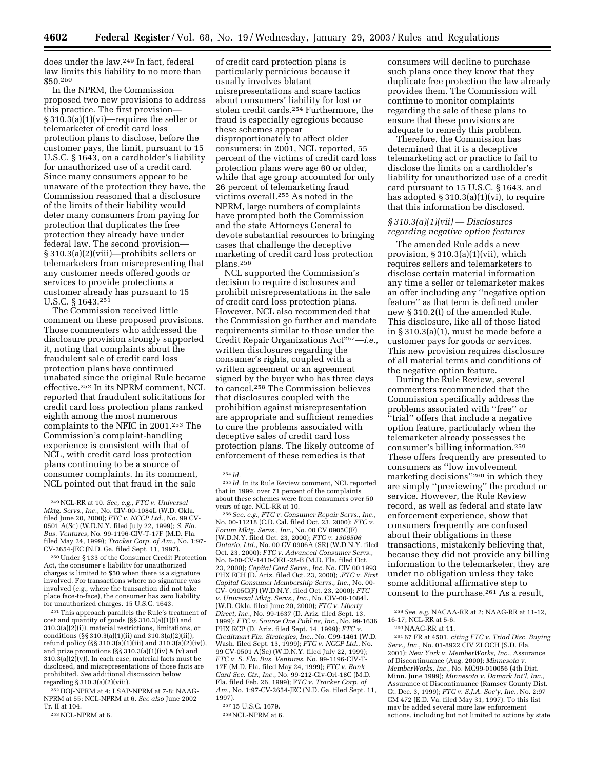does under the law.[249] In fact, federal law limits this liability to no more than $50.[250]

In the NPRM, the Commission proposed two new provisions to address this practice. The first provision—§ 310.3(a)(1)(vi)—requires the seller or telemarketer of credit card loss protection plans to disclose, before the customer pays, the limit, pursuant to 15 U.S.C. § 1643, on a cardholder's liability for unauthorized use of a credit card. Since many consumers appear to be unaware of the protection they have, the Commission reasoned that a disclosure of the limits of their liability would deter many consumers from paying for protection that duplicates the free protection they already have under federal law. The second provision—§ 310.3(a)(2)(viii)—prohibits sellers or telemarketers from misrepresenting that any customer needs offered goods or services to provide protections a customer already has pursuant to 15 U.S.C. § 1643.[251]

The Commission received little comment on these proposed provisions. Those commenters who addressed the disclosure provision strongly supported it, noting that complaints about the fraudulent sale of credit card loss protection plans have continued unabated since the original Rule became effective.[252] In its NPRM comment, NCL reported that fraudulent solicitations for credit card loss protection plans ranked eighth among the most numerous complaints to the NFIC in 2001.[253] The Commission's complaint-handling experience is consistent with that of NCL, with credit card loss protection plans continuing to be a source of consumer complaints. In its comment, NCL pointed out that fraud in the sale of credit card protection plans is particularly pernicious because it usually involves blatant misrepresentations and scare tactics about consumers' liability for lost or stolen credit cards.[254] Furthermore, the fraud is especially egregious because these schemes appear disproportionately to affect older consumers: in 2001, NCL reported, 55 percent of the victims of credit card loss protection plans were age 60 or older, while that age group accounted for only 26 percent of telemarketing fraud victims overall.[255] As noted in the NPRM, large numbers of complaints have prompted both the Commission and the state Attorneys General to devote substantial resources to bringing cases that challenge the deceptive marketing of credit card loss protection plans.[256]

NCL supported the Commission's decision to require disclosures and prohibit misrepresentations in the sale of credit card loss protection plans. However, NCL also recommended that the Commission go further and mandate requirements similar to those under the Credit Repair Organizations Act[257]—*i.e.*, written disclosures regarding the consumer's rights, coupled with a written agreement or an agreement signed by the buyer who has three days to cancel.[258] The Commission believes that disclosures coupled with the prohibition against misrepresentation are appropriate and sufficient remedies to cure the problems associated with deceptive sales of credit card loss protection plans. The likely outcome of enforcement of these remedies is that consumers will decline to purchase such plans once they know that they duplicate free protection the law already provides them. The Commission will continue to monitor complaints regarding the sale of these plans to ensure that these provisions are adequate to remedy this problem.

Therefore, the Commission has determined that it is a deceptive telemarketing act or practice to fail to disclose the limits on a cardholder's liability for unauthorized use of a credit card pursuant to 15 U.S.C. § 1643, and has adopted § 310.3(a)(1)(vi), to require that this information be disclosed.

### *§ 310.3(a)(1)(vii) — Disclosures regarding negative option features*

The amended Rule adds a new provision, § 310.3(a)(1)(vii), which requires sellers and telemarketers to disclose certain material information any time a seller or telemarketer makes an offer including any "negative option feature" as that term is defined under new § 310.2(t) of the amended Rule. This disclosure, like all of those listed in § 310.3(a)(1), must be made before a customer pays for goods or services. This new provision requires disclosure of all material terms and conditions of the negative option feature.

During the Rule Review, several commenters recommended that the Commission specifically address the problems associated with "free" or "trial" offers that include a negative option feature, particularly when the telemarketer already possesses the consumer's billing information.[259] These offers frequently are presented to consumers as "low involvement marketing decisions"[260] in which they are simply "previewing" the product or service. However, the Rule Review record, as well as federal and state law enforcement experience, show that consumers frequently are confused about their obligations in these transactions, mistakenly believing that, because they did not provide any billing information to the telemarketer, they are under no obligation unless they take some additional affirmative step to consent to the purchase.[261] As a result,

---

[249] NCL-RR at 10. *See, e.g., FTC v. Universal Mktg. Servs., Inc.*, No. CIV-00-1084L (W.D. Okla. filed June 20, 2000); *FTC v. NCCP Ltd.*, No. 99 CV-0501 A(Sc) (W.D.N.Y. filed July 22, 1999); *S. Fla. Bus. Ventures*, No. 99-1196-CIV-T-17F (M.D. Fla. filed May 24, 1999); *Tracker Corp. of Am.*, No. 1:97-CV-2654-JEC (N.D. Ga. filed Sept. 11, 1997).

[250] Under § 133 of the Consumer Credit Protection Act, the consumer's liability for unauthorized charges is limited to $50 when there is a signature involved. For transactions where no signature was involved (*e.g.*, where the transaction did not take place face-to-face), the consumer has zero liability for unauthorized charges. 15 U.S.C. 1643.

[251] This approach parallels the Rule's treatment of cost and quantity of goods (§§ 310.3(a)(1)(i) and 310.3(a)(2)(i)), material restrictions, limitations, or conditions (§§ 310.3(a)(1)(ii) and 310.3(a)(2)(ii)), refund policy (§§ 310.3(a)(1)(iii) and 310.3(a)(2)(iv)), and prize promotions (§§ 310.3(a)(1)(iv) & (v) and 310.3(a)(2)(v)). In each case, material facts must be disclosed, and misrepresentations of those facts are prohibited. *See* additional discussion below regarding § 310.3(a)(2)(viii).

[252] DOJ-NPRM at 4; LSAP-NPRM at 7-8; NAAG-NPRM at 55; NCL-NPRM at 6. *See also* June 2002 Tr. II at 104.

[253] NCL-NPRM at 6.

[254] *Id.*

[255] *Id.* In its Rule Review comment, NCL reported that in 1999, over 71 percent of the complaints about these schemes were from consumers over 50 years of age. NCL-RR at 10.

[256] *See, e.g., FTC v. Consumer Repair Servs., Inc.*, No. 00-11218 (C.D. Cal. filed Oct. 23, 2000); *FTC v. Forum Mktg. Servs., Inc.*, No. 00 CV 0905C(F) (W.D.N.Y. filed Oct. 23, 2000); *FTC v. 1306506 Ontario, Ltd.*, No. 00 CV 0906A (SR) (W.D.N.Y. filed Oct. 23, 2000); *FTC v. Advanced Consumer Servs.*, No. 6-00-CV-1410-ORL-28-B (M.D. Fla. filed Oct. 23, 2000); *Capital Card Servs., Inc.* No. CIV 00 1993 PHX ECH (D. Ariz. filed Oct. 23, 2000); *.FTC v. First Capital Consumer Membership Servs., Inc.*, No. 00-CV- 0905C(F) (W.D.N.Y. filed Oct. 23, 2000); *FTC v. Universal Mktg. Servs., Inc.*, No. CIV-00-1084L (W.D. Okla. filed June 20, 2000); *FTC v. Liberty Direct, Inc.*, No. 99-1637 (D. Ariz. filed Sept. 13, 1999); *FTC v. Source One Publ'ns, Inc.*, No. 99-1636 PHX RCP (D. Ariz. filed Sept. 14, 1999); *FTC v. Creditmart Fin. Strategies, Inc.*, No. C99-1461 (W.D. Wash. filed Sept. 13, 1999); *FTC v. NCCP Ltd.*, No. 99 CV-0501 A(Sc) (W.D.N.Y. filed July 22, 1999); *FTC v. S. Fla. Bus. Ventures*, No. 99-1196-CIV-T-17F (M.D. Fla. filed May 24, 1999); *FTC v. Bank Card Sec. Ctr., Inc.*, No. 99-212-Civ-Orl-18C (M.D. Fla. filed Feb. 26, 1999); *FTC v. Tracker Corp. of Am.*, No. 1:97-CV-2654-JEC (N.D. Ga. filed Sept. 11, 1997).

[257] 15 U.S.C. 1679.

[258] NCL-NPRM at 6.

[259] *See, e.g.* NACAA-RR at 2; NAAG-RR at 11-12, 16-17; NCL-RR at 5-6.

[260] NAAG-RR at 11.

[261] 67 FR at 4501, *citing FTC v. Triad Disc. Buying Serv., Inc.*, No. 01-8922 CIV ZLOCH (S.D. Fla. 2001); *New York v. MemberWorks, Inc.*, Assurance of Discontinuance (Aug. 2000); *Minnesota v. MemberWorks, Inc.*, No. MC99-010056 (4th Dist. Minn. June 1999); *Minnesota v. Damark Int'l, Inc.*, Assurance of Discontinuance (Ramsey County Dist. Ct. Dec. 3, 1999); *FTC v. S.J.A. Soc'y, Inc.*, No. 2:97 CM 472 (E.D. Va. filed May 31, 1997). To this list may be added several more law enforcement actions, including but not limited to actions by state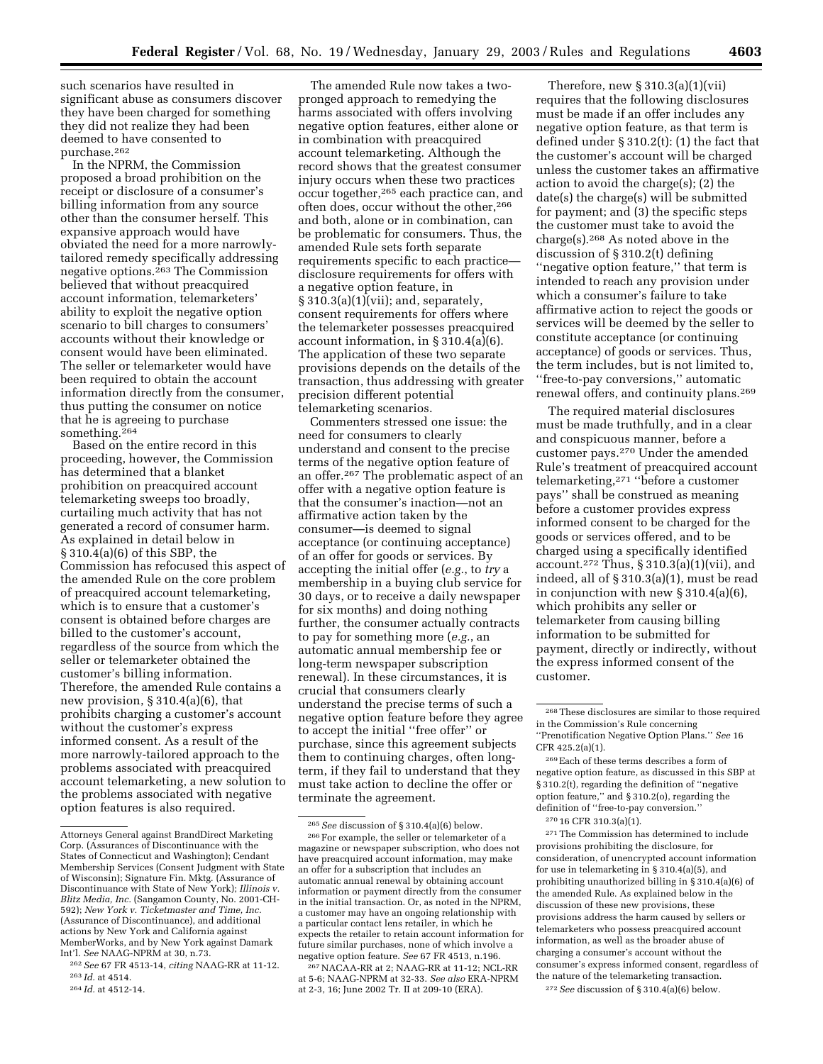such scenarios have resulted in significant abuse as consumers discover they have been charged for something they did not realize they had been deemed to have consented to purchase.[262]

In the NPRM, the Commission proposed a broad prohibition on the receipt or disclosure of a consumer's billing information from any source other than the consumer herself. This expansive approach would have obviated the need for a more narrowly-tailored remedy specifically addressing negative options.[263] The Commission believed that without preacquired account information, telemarketers' ability to exploit the negative option scenario to bill charges to consumers' accounts without their knowledge or consent would have been eliminated. The seller or telemarketer would have been required to obtain the account information directly from the consumer, thus putting the consumer on notice that he is agreeing to purchase something.[264]

Based on the entire record in this proceeding, however, the Commission has determined that a blanket prohibition on preacquired account telemarketing sweeps too broadly, curtailing much activity that has not generated a record of consumer harm. As explained in detail below in § 310.4(a)(6) of this SBP, the Commission has refocused this aspect of the amended Rule on the core problem of preacquired account telemarketing, which is to ensure that a customer's consent is obtained before charges are billed to the customer's account, regardless of the source from which the seller or telemarketer obtained the customer's billing information. Therefore, the amended Rule contains a new provision, § 310.4(a)(6), that prohibits charging a customer's account without the customer's express informed consent. As a result of the more narrowly-tailored approach to the problems associated with preacquired account telemarketing, a new solution to the problems associated with negative option features is also required.

The amended Rule now takes a two-pronged approach to remedying the harms associated with offers involving negative option features, either alone or in combination with preacquired account telemarketing. Although the record shows that the greatest consumer injury occurs when these two practices occur together,[265] each practice can, and often does, occur without the other,[266] and both, alone or in combination, can be problematic for consumers. Thus, the amended Rule sets forth separate requirements specific to each practice—disclosure requirements for offers with a negative option feature, in § 310.3(a)(1)(vii); and, separately, consent requirements for offers where the telemarketer possesses preacquired account information, in § 310.4(a)(6). The application of these two separate provisions depends on the details of the transaction, thus addressing with greater precision different potential telemarketing scenarios.

Commenters stressed one issue: the need for consumers to clearly understand and consent to the precise terms of the negative option feature of an offer.[267] The problematic aspect of an offer with a negative option feature is that the consumer's inaction—not an affirmative action taken by the consumer—is deemed to signal acceptance (or continuing acceptance) of an offer for goods or services. By accepting the initial offer (*e.g.*, to *try* a membership in a buying club service for 30 days, or to receive a daily newspaper for six months) and doing nothing further, the consumer actually contracts to pay for something more (*e.g.*, an automatic annual membership fee or long-term newspaper subscription renewal). In these circumstances, it is crucial that consumers clearly understand the precise terms of such a negative option feature before they agree to accept the initial ''free offer'' or purchase, since this agreement subjects them to continuing charges, often long-term, if they fail to understand that they must take action to decline the offer or terminate the agreement.

Therefore, new § 310.3(a)(1)(vii) requires that the following disclosures must be made if an offer includes any negative option feature, as that term is defined under § 310.2(t): (1) the fact that the customer's account will be charged unless the customer takes an affirmative action to avoid the charge(s); (2) the date(s) the charge(s) will be submitted for payment; and (3) the specific steps the customer must take to avoid the charge(s).[268] As noted above in the discussion of § 310.2(t) defining ''negative option feature,'' that term is intended to reach any provision under which a consumer's failure to take affirmative action to reject the goods or services will be deemed by the seller to constitute acceptance (or continuing acceptance) of goods or services. Thus, the term includes, but is not limited to, ''free-to-pay conversions,'' automatic renewal offers, and continuity plans.[269]

The required material disclosures must be made truthfully, and in a clear and conspicuous manner, before a customer pays.[270] Under the amended Rule's treatment of preacquired account telemarketing,[271] ''before a customer pays'' shall be construed as meaning before a customer provides express informed consent to be charged for the goods or services offered, and to be charged using a specifically identified account.[272] Thus, § 310.3(a)(1)(vii), and indeed, all of § 310.3(a)(1), must be read in conjunction with new § 310.4(a)(6), which prohibits any seller or telemarketer from causing billing information to be submitted for payment, directly or indirectly, without the express informed consent of the customer.

---

Attorneys General against BrandDirect Marketing Corp. (Assurances of Discontinuance with the States of Connecticut and Washington); Cendant Membership Services (Consent Judgment with State of Wisconsin); Signature Fin. Mktg. (Assurance of Discontinuance with State of New York); *Illinois v. Blitz Media, Inc.* (Sangamon County, No. 2001-CH-592); *New York v. Ticketmaster and Time, Inc.* (Assurance of Discontinuance), and additional actions by New York and California against MemberWorks, and by New York against Damark Int'l. *See* NAAG-NPRM at 30, n.73.

[262] *See* 67 FR 4513-14, *citing* NAAG-RR at 11-12.

[263] *Id.* at 4514.

[264] *Id.* at 4512-14.

[265] *See* discussion of § 310.4(a)(6) below.

[266] For example, the seller or telemarketer of a magazine or newspaper subscription, who does not have preacquired account information, may make an offer for a subscription that includes an automatic annual renewal by obtaining account information or payment directly from the consumer in the initial transaction. Or, as noted in the NPRM, a customer may have an ongoing relationship with a particular contact lens retailer, in which he expects the retailer to retain account information for future similar purchases, none of which involve a negative option feature. *See* 67 FR 4513, n.196.

[267] NACAA-RR at 2; NAAG-RR at 11-12; NCL-RR at 5-6; NAAG-NPRM at 32-33. *See also* ERA-NPRM at 2-3, 16; June 2002 Tr. II at 209-10 (ERA).

[268] These disclosures are similar to those required in the Commission's Rule concerning ''Prenotification Negative Option Plans.'' *See* 16 CFR 425.2(a)(1).

[269] Each of these terms describes a form of negative option feature, as discussed in this SBP at § 310.2(t), regarding the definition of ''negative option feature,'' and § 310.2(o), regarding the definition of ''free-to-pay conversion.''

[270] 16 CFR 310.3(a)(1).

[271] The Commission has determined to include provisions prohibiting the disclosure, for consideration, of unencrypted account information for use in telemarketing in § 310.4(a)(5), and prohibiting unauthorized billing in § 310.4(a)(6) of the amended Rule. As explained below in the discussion of these new provisions, these provisions address the harm caused by sellers or telemarketers who possess preacquired account information, as well as the broader abuse of charging a consumer's account without the consumer's express informed consent, regardless of the nature of the telemarketing transaction.

[272] *See* discussion of § 310.4(a)(6) below.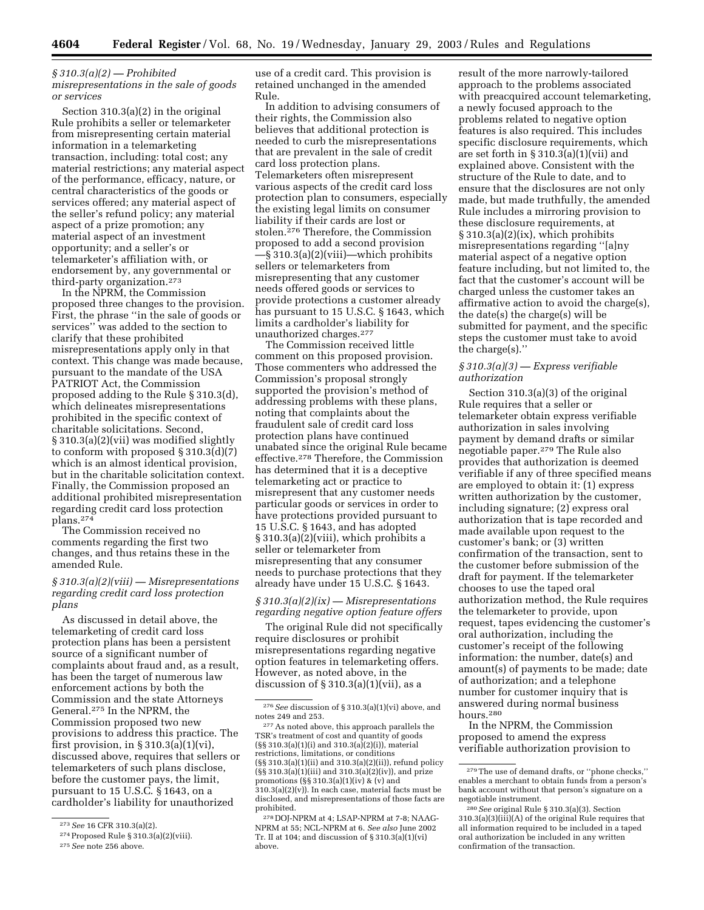### *§ 310.3(a)(2) — Prohibited misrepresentations in the sale of goods or services*

Section 310.3(a)(2) in the original Rule prohibits a seller or telemarketer from misrepresenting certain material information in a telemarketing transaction, including: total cost; any material restrictions; any material aspect of the performance, efficacy, nature, or central characteristics of the goods or services offered; any material aspect of the seller's refund policy; any material aspect of a prize promotion; any material aspect of an investment opportunity; and a seller's or telemarketer's affiliation with, or endorsement by, any governmental or third-party organization.[273]

In the NPRM, the Commission proposed three changes to the provision. First, the phrase ''in the sale of goods or services'' was added to the section to clarify that these prohibited misrepresentations apply only in that context. This change was made because, pursuant to the mandate of the USA PATRIOT Act, the Commission proposed adding to the Rule § 310.3(d), which delineates misrepresentations prohibited in the specific context of charitable solicitations. Second, § 310.3(a)(2)(vii) was modified slightly to conform with proposed § 310.3(d)(7) which is an almost identical provision, but in the charitable solicitation context. Finally, the Commission proposed an additional prohibited misrepresentation regarding credit card loss protection plans.[274]

The Commission received no comments regarding the first two changes, and thus retains these in the amended Rule.

### *§ 310.3(a)(2)(viii) — Misrepresentations regarding credit card loss protection plans*

As discussed in detail above, the telemarketing of credit card loss protection plans has been a persistent source of a significant number of complaints about fraud and, as a result, has been the target of numerous law enforcement actions by both the Commission and the state Attorneys General.[275] In the NPRM, the Commission proposed two new provisions to address this practice. The first provision, in § 310.3(a)(1)(vi), discussed above, requires that sellers or telemarketers of such plans disclose, before the customer pays, the limit, pursuant to 15 U.S.C. § 1643, on a cardholder's liability for unauthorized use of a credit card. This provision is retained unchanged in the amended Rule.

In addition to advising consumers of their rights, the Commission also believes that additional protection is needed to curb the misrepresentations that are prevalent in the sale of credit card loss protection plans. Telemarketers often misrepresent various aspects of the credit card loss protection plan to consumers, especially the existing legal limits on consumer liability if their cards are lost or stolen.[276] Therefore, the Commission proposed to add a second provision —§ 310.3(a)(2)(viii)—which prohibits sellers or telemarketers from misrepresenting that any customer needs offered goods or services to provide protections a customer already has pursuant to 15 U.S.C. § 1643, which limits a cardholder's liability for unauthorized charges.[277]

The Commission received little comment on this proposed provision. Those commenters who addressed the Commission's proposal strongly supported the provision's method of addressing problems with these plans, noting that complaints about the fraudulent sale of credit card loss protection plans have continued unabated since the original Rule became effective.[278] Therefore, the Commission has determined that it is a deceptive telemarketing act or practice to misrepresent that any customer needs particular goods or services in order to have protections provided pursuant to 15 U.S.C. § 1643, and has adopted § 310.3(a)(2)(viii), which prohibits a seller or telemarketer from misrepresenting that any consumer needs to purchase protections that they already have under 15 U.S.C. § 1643.

### *§ 310.3(a)(2)(ix) — Misrepresentations regarding negative option feature offers*

The original Rule did not specifically require disclosures or prohibit misrepresentations regarding negative option features in telemarketing offers. However, as noted above, in the discussion of § 310.3(a)(1)(vii), as a result of the more narrowly-tailored approach to the problems associated with preacquired account telemarketing, a newly focused approach to the problems related to negative option features is also required. This includes specific disclosure requirements, which are set forth in § 310.3(a)(1)(vii) and explained above. Consistent with the structure of the Rule to date, and to ensure that the disclosures are not only made, but made truthfully, the amended Rule includes a mirroring provision to these disclosure requirements, at § 310.3(a)(2)(ix), which prohibits misrepresentations regarding ''[a]ny material aspect of a negative option feature including, but not limited to, the fact that the customer's account will be charged unless the customer takes an affirmative action to avoid the charge(s), the date(s) the charge(s) will be submitted for payment, and the specific steps the customer must take to avoid the charge(s).''

### *§ 310.3(a)(3) — Express verifiable authorization*

Section 310.3(a)(3) of the original Rule requires that a seller or telemarketer obtain express verifiable authorization in sales involving payment by demand drafts or similar negotiable paper.[279] The Rule also provides that authorization is deemed verifiable if any of three specified means are employed to obtain it: (1) express written authorization by the customer, including signature; (2) express oral authorization that is tape recorded and made available upon request to the customer's bank; or (3) written confirmation of the transaction, sent to the customer before submission of the draft for payment. If the telemarketer chooses to use the taped oral authorization method, the Rule requires the telemarketer to provide, upon request, tapes evidencing the customer's oral authorization, including the customer's receipt of the following information: the number, date(s) and amount(s) of payments to be made; date of authorization; and a telephone number for customer inquiry that is answered during normal business hours.[280]

In the NPRM, the Commission proposed to amend the express verifiable authorization provision to

---

[273] *See* 16 CFR 310.3(a)(2).

[274] Proposed Rule § 310.3(a)(2)(viii).

[275] *See* note 256 above.

[276] *See* discussion of § 310.3(a)(1)(vi) above, and notes 249 and 253.

[277] As noted above, this approach parallels the TSR's treatment of cost and quantity of goods (§§ 310.3(a)(1)(i) and 310.3(a)(2)(i)), material restrictions, limitations, or conditions (§§ 310.3(a)(1)(ii) and 310.3(a)(2)(ii)), refund policy (§§ 310.3(a)(1)(iii) and 310.3(a)(2)(iv)), and prize promotions (§§ 310.3(a)(1)(iv) & (v) and 310.3(a)(2)(v)). In each case, material facts must be disclosed, and misrepresentations of those facts are prohibited.

[278] DOJ-NPRM at 4; LSAP-NPRM at 7-8; NAAG-NPRM at 55; NCL-NPRM at 6. *See also* June 2002 Tr. II at 104; and discussion of § 310.3(a)(1)(vi) above.

[279] The use of demand drafts, or ''phone checks,'' enables a merchant to obtain funds from a person's bank account without that person's signature on a negotiable instrument.

[280] *See* original Rule § 310.3(a)(3). Section 310.3(a)(3)(iii)(A) of the original Rule requires that all information required to be included in a taped oral authorization be included in any written confirmation of the transaction.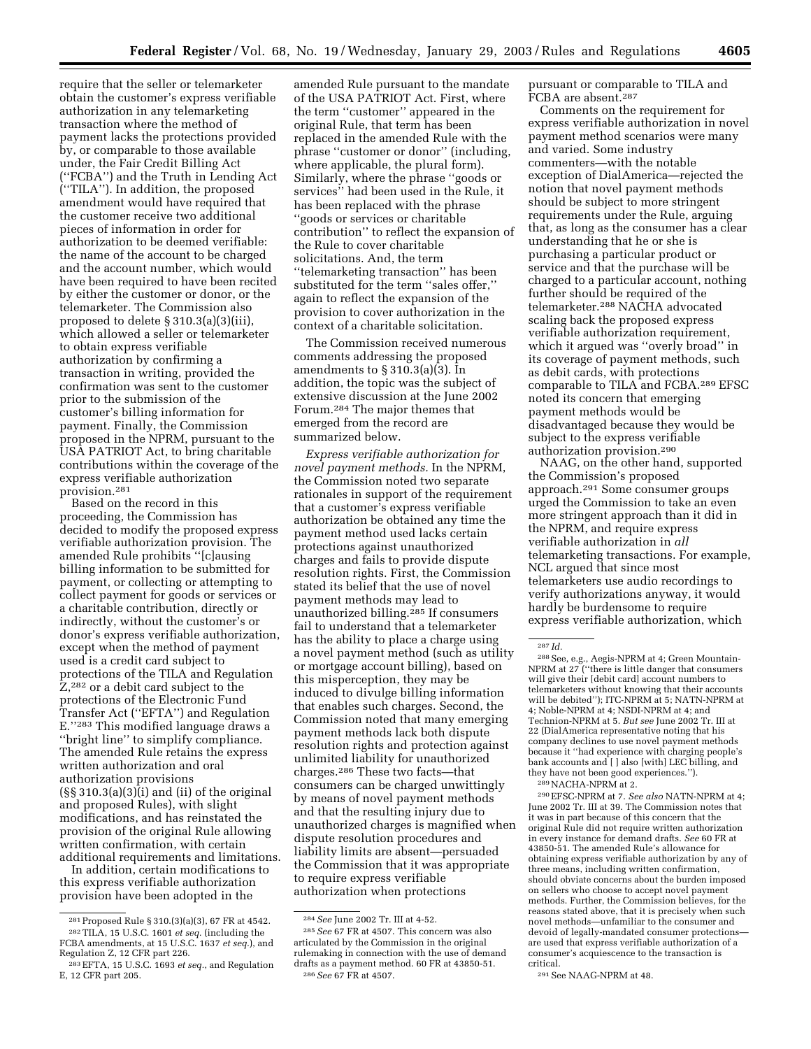require that the seller or telemarketer obtain the customer's express verifiable authorization in any telemarketing transaction where the method of payment lacks the protections provided by, or comparable to those available under, the Fair Credit Billing Act (''FCBA'') and the Truth in Lending Act (''TILA''). In addition, the proposed amendment would have required that the customer receive two additional pieces of information in order for authorization to be deemed verifiable: the name of the account to be charged and the account number, which would have been required to have been recited by either the customer or donor, or the telemarketer. The Commission also proposed to delete § 310.3(a)(3)(iii), which allowed a seller or telemarketer to obtain express verifiable authorization by confirming a transaction in writing, provided the confirmation was sent to the customer prior to the submission of the customer's billing information for payment. Finally, the Commission proposed in the NPRM, pursuant to the USA PATRIOT Act, to bring charitable contributions within the coverage of the express verifiable authorization provision.[281]

Based on the record in this proceeding, the Commission has decided to modify the proposed express verifiable authorization provision. The amended Rule prohibits ''[c]ausing billing information to be submitted for payment, or collecting or attempting to collect payment for goods or services or a charitable contribution, directly or indirectly, without the customer's or donor's express verifiable authorization, except when the method of payment used is a credit card subject to protections of the TILA and Regulation Z,[282] or a debit card subject to the protections of the Electronic Fund Transfer Act (''EFTA'') and Regulation E.''[283] This modified language draws a ''bright line'' to simplify compliance. The amended Rule retains the express written authorization and oral authorization provisions (§§ 310.3(a)(3)(i) and (ii) of the original and proposed Rules), with slight modifications, and has reinstated the provision of the original Rule allowing written confirmation, with certain additional requirements and limitations.

In addition, certain modifications to this express verifiable authorization provision have been adopted in the amended Rule pursuant to the mandate of the USA PATRIOT Act. First, where the term ''customer'' appeared in the original Rule, that term has been replaced in the amended Rule with the phrase ''customer or donor'' (including, where applicable, the plural form). Similarly, where the phrase ''goods or services'' had been used in the Rule, it has been replaced with the phrase ''goods or services or charitable contribution'' to reflect the expansion of the Rule to cover charitable solicitations. And, the term ''telemarketing transaction'' has been substituted for the term ''sales offer,'' again to reflect the expansion of the provision to cover authorization in the context of a charitable solicitation.

The Commission received numerous comments addressing the proposed amendments to § 310.3(a)(3). In addition, the topic was the subject of extensive discussion at the June 2002 Forum.[284] The major themes that emerged from the record are summarized below.

*Express verifiable authorization for novel payment methods.* In the NPRM, the Commission noted two separate rationales in support of the requirement that a customer's express verifiable authorization be obtained any time the payment method used lacks certain protections against unauthorized charges and fails to provide dispute resolution rights. First, the Commission stated its belief that the use of novel payment methods may lead to unauthorized billing.[285] If consumers fail to understand that a telemarketer has the ability to place a charge using a novel payment method (such as utility or mortgage account billing), based on this misperception, they may be induced to divulge billing information that enables such charges. Second, the Commission noted that many emerging payment methods lack both dispute resolution rights and protection against unlimited liability for unauthorized charges.[286] These two facts—that consumers can be charged unwittingly by means of novel payment methods and that the resulting injury due to unauthorized charges is magnified when dispute resolution procedures and liability limits are absent—persuaded the Commission that it was appropriate to require express verifiable authorization when protections pursuant or comparable to TILA and FCBA are absent.[287]

Comments on the requirement for express verifiable authorization in novel payment method scenarios were many and varied. Some industry commenters—with the notable exception of DialAmerica—rejected the notion that novel payment methods should be subject to more stringent requirements under the Rule, arguing that, as long as the consumer has a clear understanding that he or she is purchasing a particular product or service and that the purchase will be charged to a particular account, nothing further should be required of the telemarketer.[288] NACHA advocated scaling back the proposed express verifiable authorization requirement, which it argued was ''overly broad'' in its coverage of payment methods, such as debit cards, with protections comparable to TILA and FCBA.[289] EFSC noted its concern that emerging payment methods would be disadvantaged because they would be subject to the express verifiable authorization provision.[290]

NAAG, on the other hand, supported the Commission's proposed approach.[291] Some consumer groups urged the Commission to take an even more stringent approach than it did in the NPRM, and require express verifiable authorization in *all* telemarketing transactions. For example, NCL argued that since most telemarketers use audio recordings to verify authorizations anyway, it would hardly be burdensome to require express verifiable authorization, which

---

[281] Proposed Rule § 310.(3)(a)(3), 67 FR at 4542.

[282] TILA, 15 U.S.C. 1601 *et seq.* (including the FCBA amendments, at 15 U.S.C. 1637 *et seq.*), and Regulation Z, 12 CFR part 226.

[283] EFTA, 15 U.S.C. 1693 *et seq.*, and Regulation E, 12 CFR part 205.

[284] *See* June 2002 Tr. III at 4-52.

[285] *See* 67 FR at 4507. This concern was also articulated by the Commission in the original rulemaking in connection with the use of demand drafts as a payment method. 60 FR at 43850-51.

[286] *See* 67 FR at 4507.

[287] *Id.*

[288] See, e.g., Aegis-NPRM at 4; Green Mountain-NPRM at 27 (''there is little danger that consumers will give their [debit card] account numbers to telemarketers without knowing that their accounts will be debited''); ITC-NPRM at 5; NATN-NPRM at 4; Noble-NPRM at 4; NSDI-NPRM at 4; and Technion-NPRM at 5. *But see* June 2002 Tr. III at 22 (DialAmerica representative noting that his company declines to use novel payment methods because it ''had experience with charging people's bank accounts and [ ] also [with] LEC billing, and they have not been good experiences.'').

[289] NACHA-NPRM at 2.

[290] EFSC-NPRM at 7. *See also* NATN-NPRM at 4; June 2002 Tr. III at 39. The Commission notes that it was in part because of this concern that the original Rule did not require written authorization in every instance for demand drafts. *See* 60 FR at 43850-51. The amended Rule's allowance for obtaining express verifiable authorization by any of three means, including written confirmation, should obviate concerns about the burden imposed on sellers who choose to accept novel payment methods. Further, the Commission believes, for the reasons stated above, that it is precisely when such novel methods—unfamiliar to the consumer and devoid of legally-mandated consumer protections—are used that express verifiable authorization of a consumer's acquiescence to the transaction is critical.

[291] See NAAG-NPRM at 48.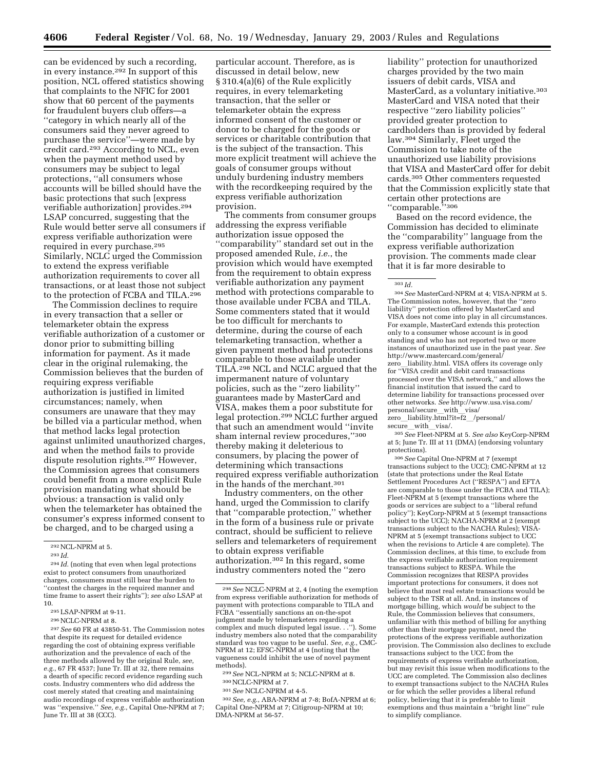can be evidenced by such a recording, in every instance.[292] In support of this position, NCL offered statistics showing that complaints to the NFIC for 2001 show that 60 percent of the payments for fraudulent buyers club offers—a ''category in which nearly all of the consumers said they never agreed to purchase the service''—were made by credit card.[293] According to NCL, even when the payment method used by consumers may be subject to legal protections, ''all consumers whose accounts will be billed should have the basic protections that such [express verifiable authorization] provides.[294] LSAP concurred, suggesting that the Rule would better serve all consumers if express verifiable authorization were required in every purchase.[295] Similarly, NCLC urged the Commission to extend the express verifiable authorization requirements to cover all transactions, or at least those not subject to the protection of FCBA and TILA.[296]

The Commission declines to require in every transaction that a seller or telemarketer obtain the express verifiable authorization of a customer or donor prior to submitting billing information for payment. As it made clear in the original rulemaking, the Commission believes that the burden of requiring express verifiable authorization is justified in limited circumstances; namely, when consumers are unaware that they may be billed via a particular method, when that method lacks legal protection against unlimited unauthorized charges, and when the method fails to provide dispute resolution rights.[297] However, the Commission agrees that consumers could benefit from a more explicit Rule provision mandating what should be obvious: a transaction is valid only when the telemarketer has obtained the consumer's express informed consent to be charged, and to be charged using a particular account. Therefore, as is discussed in detail below, new § 310.4(a)(6) of the Rule explicitly requires, in every telemarketing transaction, that the seller or telemarketer obtain the express informed consent of the customer or donor to be charged for the goods or services or charitable contribution that is the subject of the transaction. This more explicit treatment will achieve the goals of consumer groups without unduly burdening industry members with the recordkeeping required by the express verifiable authorization provision.

The comments from consumer groups addressing the express verifiable authorization issue opposed the ''comparability'' standard set out in the proposed amended Rule, *i.e.*, the provision which would have exempted from the requirement to obtain express verifiable authorization any payment method with protections comparable to those available under FCBA and TILA. Some commenters stated that it would be too difficult for merchants to determine, during the course of each telemarketing transaction, whether a given payment method had protections comparable to those available under TILA.[298] NCL and NCLC argued that the impermanent nature of voluntary policies, such as the ''zero liability'' guarantees made by MasterCard and VISA, makes them a poor substitute for legal protection.[299] NCLC further argued that such an amendment would ''invite sham internal review procedures,''[300] thereby making it deleterious to consumers, by placing the power of determining which transactions required express verifiable authorization in the hands of the merchant.[301]

Industry commenters, on the other hand, urged the Commission to clarify that ''comparable protection,'' whether in the form of a business rule or private contract, should be sufficient to relieve sellers and telemarketers of requirement to obtain express verifiable authorization.[302] In this regard, some industry commenters noted the ''zero liability'' protection for unauthorized charges provided by the two main issuers of debit cards, VISA and MasterCard, as a voluntary initiative.[303] MasterCard and VISA noted that their respective ''zero liability policies'' provided greater protection to cardholders than is provided by federal law.[304] Similarly, Fleet urged the Commission to take note of the unauthorized use liability provisions that VISA and MasterCard offer for debit cards.[305] Other commenters requested that the Commission explicitly state that certain other protections are ''comparable.''[306]

Based on the record evidence, the Commission has decided to eliminate the ''comparability'' language from the express verifiable authorization provision. The comments made clear that it is far more desirable to

---

[292] NCL-NPRM at 5.

[293] *Id.*

[294] *Id.* (noting that even when legal protections exist to protect consumers from unauthorized charges, consumers must still bear the burden to ''contest the charges in the required manner and time frame to assert their rights''); *see also* LSAP at 10.

[295] LSAP-NPRM at 9-11.

[296] NCLC-NPRM at 8.

[297] *See* 60 FR at 43850-51. The Commission notes that despite its request for detailed evidence regarding the cost of obtaining express verifiable authorization and the prevalence of each of the three methods allowed by the original Rule, *see, e.g.*, 67 FR 4537; June Tr. III at 32, there remains a dearth of specific record evidence regarding such costs. Industry commenters who did address the cost merely stated that creating and maintaining audio recordings of express verifiable authorization was ''expensive.'' *See, e.g.*, Capital One-NPRM at 7; June Tr. III at 38 (CCC).

[298] *See* NCLC-NPRM at 2, 4 (noting the exemption from express verifiable authorization for methods of payment with protections comparable to TILA and FCBA ''essentially sanctions an on-the-spot judgment made by telemarketers regarding a complex and much disputed legal issue. . .''). Some industry members also noted that the comparability standard was too vague to be useful. *See, e.g.*, CMC-NPRM at 12; EFSC-NPRM at 4 (noting that the vagueness could inhibit the use of novel payment methods).

[299] *See* NCL-NPRM at 5; NCLC-NPRM at 8.

[300] NCLC-NPRM at 7.

[301] *See* NCLC-NPRM at 4-5.

[302] *See, e.g.*, ABA-NPRM at 7-8; BofA-NPRM at 6; Capital One-NPRM at 7; Citigroup-NPRM at 10; DMA-NPRM at 56-57.

[303] *Id.*

[304] *See* MasterCard-NPRM at 4; VISA-NPRM at 5. The Commission notes, however, that the ''zero liability'' protection offered by MasterCard and VISA does not come into play in all circumstances. For example, MasterCard extends this protection only to a consumer whose account is in good standing and who has not reported two or more instances of unauthorized use in the past year. *See* http://www.mastercard.com/general/zero__liability.html. VISA offers its coverage only for ''VISA credit and debit card transactions processed over the VISA network,'' and allows the financial institution that issued the card to determine liability for transactions processed over other networks. *See* http://www.usa.visa.com/personal/secure__with__visa/zero__liability.html?it=f2__/personal/secure__with__visa/.

[305] *See* Fleet-NPRM at 5. *See also* KeyCorp-NPRM at 5; June Tr. III at 11 (DMA) (endorsing voluntary protections).

[306] *See* Capital One-NPRM at 7 (exempt transactions subject to the UCC); CMC-NPRM at 12 (state that protections under the Real Estate Settlement Procedures Act (''RESPA'') and EFTA are comparable to those under the FCBA and TILA); Fleet-NPRM at 5 (exempt transactions where the goods or services are subject to a ''liberal refund policy''); KeyCorp-NPRM at 5 (exempt transactions subject to the UCC); NACHA-NPRM at 2 (exempt transactions subject to the NACHA Rules); VISA-NPRM at 5 (exempt transactions subject to UCC when the revisions to Article 4 are complete). The Commission declines, at this time, to exclude from the express verifiable authorization requirement transactions subject to RESPA. While the Commission recognizes that RESPA provides important protections for consumers, it does not believe that most real estate transactions would be subject to the TSR at all. And, in instances of mortgage billing, which *would* be subject to the Rule, the Commission believes that consumers, unfamiliar with this method of billing for anything other than their mortgage payment, need the protections of the express verifiable authorization provision. The Commission also declines to exclude transactions subject to the UCC from the requirements of express verifiable authorization, but may revisit this issue when modifications to the UCC are completed. The Commission also declines to exempt transactions subject to the NACHA Rules or for which the seller provides a liberal refund policy, believing that it is preferable to limit exemptions and thus maintain a ''bright line'' rule to simplify compliance.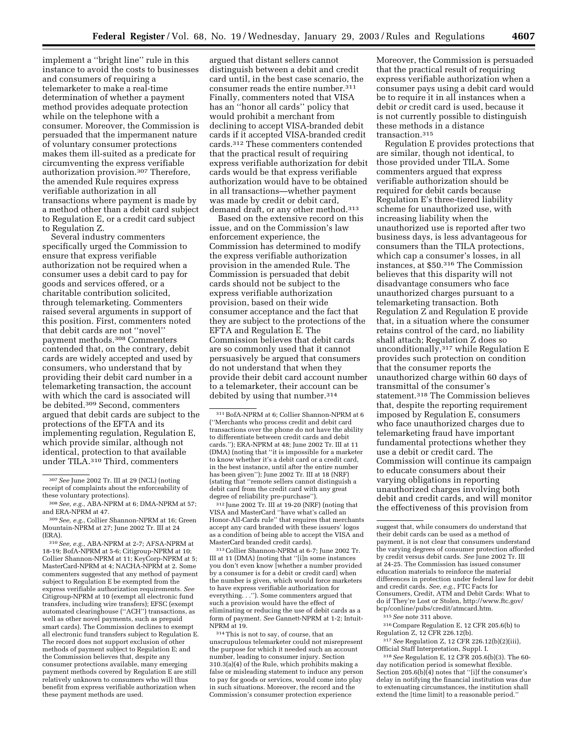implement a ''bright line'' rule in this instance to avoid the costs to businesses and consumers of requiring a telemarketer to make a real-time determination of whether a payment method provides adequate protection while on the telephone with a consumer. Moreover, the Commission is persuaded that the impermanent nature of voluntary consumer protections makes them ill-suited as a predicate for circumventing the express verifiable authorization provision.[307] Therefore, the amended Rule requires express verifiable authorization in all transactions where payment is made by a method other than a debit card subject to Regulation E, or a credit card subject to Regulation Z.

Several industry commenters specifically urged the Commission to ensure that express verifiable authorization not be required when a consumer uses a debit card to pay for goods and services offered, or a charitable contribution solicited, through telemarketing. Commenters raised several arguments in support of this position. First, commenters noted that debit cards are not ''novel'' payment methods.[308] Commenters contended that, on the contrary, debit cards are widely accepted and used by consumers, who understand that by providing their debit card number in a telemarketing transaction, the account with which the card is associated will be debited.[309] Second, commenters argued that debit cards are subject to the protections of the EFTA and its implementing regulation, Regulation E, which provide similar, although not identical, protection to that available under TILA.[310] Third, commenters argued that distant sellers cannot distinguish between a debit and credit card until, in the best case scenario, the consumer reads the entire number.[311] Finally, commenters noted that VISA has an ''honor all cards'' policy that would prohibit a merchant from declining to accept VISA-branded debit cards if it accepted VISA-branded credit cards.[312] These commenters contended that the practical result of requiring express verifiable authorization for debit cards would be that express verifiable authorization would have to be obtained in all transactions—whether payment was made by credit or debit card, demand draft, or any other method.[313]

Based on the extensive record on this issue, and on the Commission's law enforcement experience, the Commission has determined to modify the express verifiable authorization provision in the amended Rule. The Commission is persuaded that debit cards should not be subject to the express verifiable authorization provision, based on their wide consumer acceptance and the fact that they are subject to the protections of the EFTA and Regulation E. The Commission believes that debit cards are so commonly used that it cannot persuasively be argued that consumers do not understand that when they provide their debit card account number to a telemarketer, their account can be debited by using that number.[314] Moreover, the Commission is persuaded that the practical result of requiring express verifiable authorization when a consumer pays using a debit card would be to require it in all instances when a debit *or* credit card is used, because it is not currently possible to distinguish these methods in a distance transaction.[315]

Regulation E provides protections that are similar, though not identical, to those provided under TILA. Some commenters argued that express verifiable authorization should be required for debit cards because Regulation E's three-tiered liability scheme for unauthorized use, with increasing liability when the unauthorized use is reported after two business days, is less advantageous for consumers than the TILA protections, which cap a consumer's losses, in all instances, at $50.[316] The Commission believes that this disparity will not disadvantage consumers who face unauthorized charges pursuant to a telemarketing transaction. Both Regulation Z and Regulation E provide that, in a situation where the consumer retains control of the card, no liability shall attach; Regulation Z does so unconditionally,[317] while Regulation E provides such protection on condition that the consumer reports the unauthorized charge within 60 days of transmittal of the consumer's statement.[318] The Commission believes that, despite the reporting requirement imposed by Regulation E, consumers who face unauthorized charges due to telemarketing fraud have important fundamental protections whether they use a debit or credit card. The Commission will continue its campaign to educate consumers about their varying obligations in reporting unauthorized charges involving both debit and credit cards, and will monitor the effectiveness of this provision from

---

[307] *See* June 2002 Tr. III at 29 (NCL) (noting receipt of complaints about the enforceability of these voluntary protections).

[308] *See, e.g.*, ABA-NPRM at 6; DMA-NPRM at 57; and ERA-NPRM at 47.

[309] *See, e.g.*, Collier Shannon-NPRM at 16; Green Mountain-NPRM at 27; June 2002 Tr. III at 24 (ERA).

[310] *See, e.g.*, ABA-NPRM at 2-7; AFSA-NPRM at 18-19; BofA-NPRM at 5-6; Citigroup-NPRM at 10; Collier Shannon-NPRM at 11; KeyCorp-NPRM at 5; MasterCard-NPRM at 4; NACHA-NPRM at 2. Some commenters suggested that any method of payment subject to Regulation E be exempted from the express verifiable authorization requirements. *See* Citigroup-NPRM at 10 (exempt all electronic fund transfers, including wire transfers); EFSC (exempt automated clearinghouse (''ACH'') transactions, as well as other novel payments, such as prepaid smart cards). The Commission declines to exempt all electronic fund transfers subject to Regulation E. The record does not support exclusion of other methods of payment subject to Regulation E; and the Commission believes that, despite any consumer protections available, many emerging payment methods covered by Regulation E are still relatively unknown to consumers who will thus benefit from express verifiable authorization when these payment methods are used.

[311] BofA-NPRM at 6; Collier Shannon-NPRM at 6 (''Merchants who process credit and debit card transactions over the phone do not have the ability to differentiate between credit cards and debit cards.''); ERA-NPRM at 48; June 2002 Tr. III at 11 (DMA) (noting that ''it is impossible for a marketer to know whether it's a debit card or a credit card, in the best instance, until after the entire number has been given''); June 2002 Tr. III at 18 (NRF) (stating that ''remote sellers cannot distinguish a debit card from the credit card with any great degree of reliability pre-purchase'').

[312] June 2002 Tr. III at 19-20 (NRF) (noting that VISA and MasterCard ''have what's called an Honor-All-Cards rule'' that requires that merchants accept any card branded with these issuers' logos as a condition of being able to accept the VISA and MasterCard branded credit cards).

[313] Collier Shannon-NPRM at 6-7; June 2002 Tr. III at 11 (DMA) (noting that ''[i]n some instances you don't even know [whether a number provided by a consumer is for a debit or credit card] when the number is given, which would force marketers to have express verifiable authorization for everything. . .''). Some commenters argued that such a provision would have the effect of eliminating or reducing the use of debit cards as a form of payment. *See* Gannett-NPRM at 1-2; Intuit-NPRM at 19.

[314] This is not to say, of course, that an unscrupulous telemarketer could not misrepresent the purpose for which it needed such an account number, leading to consumer injury. Section 310.3(a)(4) of the Rule, which prohibits making a false or misleading statement to induce any person to pay for goods or services, would come into play in such situations. Moreover, the record and the Commission's consumer protection experience suggest that, while consumers do understand that their debit cards can be used as a method of payment, it is not clear that consumers understand the varying degrees of consumer protection afforded by credit versus debit cards. *See* June 2002 Tr. III at 24-25. The Commission has issued consumer education materials to reinforce the material differences in protection under federal law for debit and credit cards. *See, e.g.*, FTC Facts for Consumers, Credit, ATM and Debit Cards: What to do if They're Lost or Stolen, http://www.ftc.gov/bcp/conline/pubs/credit/atmcard.htm.

[315] *See* note 311 above.

[316] Compare Regulation E, 12 CFR 205.6(b) to Regulation Z, 12 CFR 226.12(b).

[317] *See* Regulation Z, 12 CFR 226.12(b)(2)(iii), Official Staff Interpretation, Suppl. I.

[318] *See* Regulation E, 12 CFR 205.6(b)(3). The 60-day notification period is somewhat flexible. Section 205.6(b)(4) notes that ''[i]f the consumer's delay in notifying the financial institution was due to extenuating circumstances, the institution shall extend the [time limit] to a reasonable period.''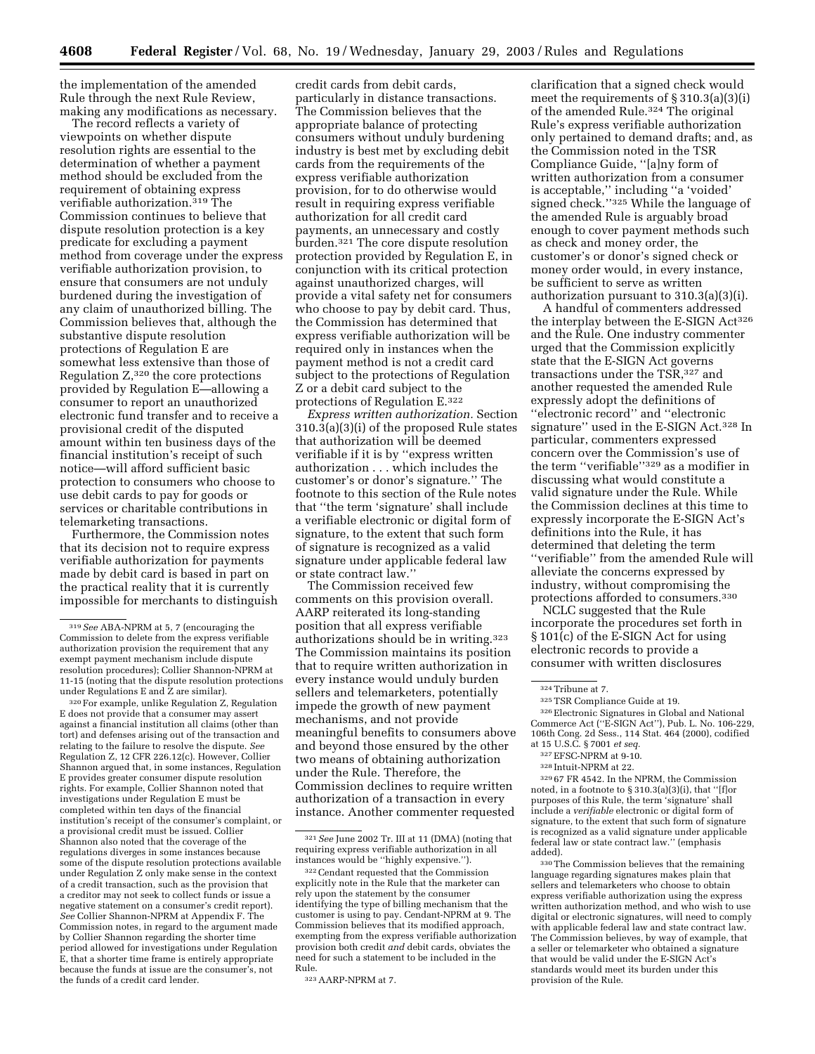the implementation of the amended Rule through the next Rule Review, making any modifications as necessary.

The record reflects a variety of viewpoints on whether dispute resolution rights are essential to the determination of whether a payment method should be excluded from the requirement of obtaining express verifiable authorization.[319] The Commission continues to believe that dispute resolution protection is a key predicate for excluding a payment method from coverage under the express verifiable authorization provision, to ensure that consumers are not unduly burdened during the investigation of any claim of unauthorized billing. The Commission believes that, although the substantive dispute resolution protections of Regulation E are somewhat less extensive than those of Regulation Z,[320] the core protections provided by Regulation E—allowing a consumer to report an unauthorized electronic fund transfer and to receive a provisional credit of the disputed amount within ten business days of the financial institution's receipt of such notice—will afford sufficient basic protection to consumers who choose to use debit cards to pay for goods or services or charitable contributions in telemarketing transactions.

Furthermore, the Commission notes that its decision not to require express verifiable authorization for payments made by debit card is based in part on the practical reality that it is currently impossible for merchants to distinguish credit cards from debit cards, particularly in distance transactions. The Commission believes that the appropriate balance of protecting consumers without unduly burdening industry is best met by excluding debit cards from the requirements of the express verifiable authorization provision, for to do otherwise would result in requiring express verifiable authorization for all credit card payments, an unnecessary and costly burden.[321] The core dispute resolution protection provided by Regulation E, in conjunction with its critical protection against unauthorized charges, will provide a vital safety net for consumers who choose to pay by debit card. Thus, the Commission has determined that express verifiable authorization will be required only in instances when the payment method is not a credit card subject to the protections of Regulation Z or a debit card subject to the protections of Regulation E.[322]

*Express written authorization.* Section 310.3(a)(3)(i) of the proposed Rule states that authorization will be deemed verifiable if it is by "express written authorization . . . which includes the customer's or donor's signature." The footnote to this section of the Rule notes that "the term 'signature' shall include a verifiable electronic or digital form of signature, to the extent that such form of signature is recognized as a valid signature under applicable federal law or state contract law."

The Commission received few comments on this provision overall. AARP reiterated its long-standing position that all express verifiable authorizations should be in writing.[323] The Commission maintains its position that to require written authorization in every instance would unduly burden sellers and telemarketers, potentially impede the growth of new payment mechanisms, and not provide meaningful benefits to consumers above and beyond those ensured by the other two means of obtaining authorization under the Rule. Therefore, the Commission declines to require written authorization of a transaction in every instance. Another commenter requested clarification that a signed check would meet the requirements of § 310.3(a)(3)(i) of the amended Rule.[324] The original Rule's express verifiable authorization only pertained to demand drafts; and, as the Commission noted in the TSR Compliance Guide, "[a]ny form of written authorization from a consumer is acceptable," including "a 'voided' signed check."[325] While the language of the amended Rule is arguably broad enough to cover payment methods such as check and money order, the customer's or donor's signed check or money order would, in every instance, be sufficient to serve as written authorization pursuant to 310.3(a)(3)(i).

A handful of commenters addressed the interplay between the E-SIGN Act[326] and the Rule. One industry commenter urged that the Commission explicitly state that the E-SIGN Act governs transactions under the TSR,[327] and another requested the amended Rule expressly adopt the definitions of "electronic record" and "electronic signature" used in the E-SIGN Act.[328] In particular, commenters expressed concern over the Commission's use of the term "verifiable"[329] as a modifier in discussing what would constitute a valid signature under the Rule. While the Commission declines at this time to expressly incorporate the E-SIGN Act's definitions into the Rule, it has determined that deleting the term "verifiable" from the amended Rule will alleviate the concerns expressed by industry, without compromising the protections afforded to consumers.[330]

NCLC suggested that the Rule incorporate the procedures set forth in § 101(c) of the E-SIGN Act for using electronic records to provide a consumer with written disclosures

---

[319] *See* ABA-NPRM at 5, 7 (encouraging the Commission to delete from the express verifiable authorization provision the requirement that any exempt payment mechanism include dispute resolution procedures); Collier Shannon-NPRM at 11-15 (noting that the dispute resolution protections under Regulations E and Z are similar).

[320] For example, unlike Regulation Z, Regulation E does not provide that a consumer may assert against a financial institution all claims (other than tort) and defenses arising out of the transaction and relating to the failure to resolve the dispute. *See* Regulation Z, 12 CFR 226.12(c). However, Collier Shannon argued that, in some instances, Regulation E provides greater consumer dispute resolution rights. For example, Collier Shannon noted that investigations under Regulation E must be completed within ten days of the financial institution's receipt of the consumer's complaint, or a provisional credit must be issued. Collier Shannon also noted that the coverage of the regulations diverges in some instances because some of the dispute resolution protections available under Regulation Z only make sense in the context of a credit transaction, such as the provision that a creditor may not seek to collect funds or issue a negative statement on a consumer's credit report). *See* Collier Shannon-NPRM at Appendix F. The Commission notes, in regard to the argument made by Collier Shannon regarding the shorter time period allowed for investigations under Regulation E, that a shorter time frame is entirely appropriate because the funds at issue are the consumer's, not the funds of a credit card lender.

[321] *See* June 2002 Tr. III at 11 (DMA) (noting that requiring express verifiable authorization in all instances would be "highly expensive.").

[322] Cendant requested that the Commission explicitly note in the Rule that the marketer can rely upon the statement by the consumer identifying the type of billing mechanism that the customer is using to pay. Cendant-NPRM at 9. The Commission believes that its modified approach, exempting from the express verifiable authorization provision both credit *and* debit cards, obviates the need for such a statement to be included in the Rule.

[323] AARP-NPRM at 7.

[324] Tribune at 7.

[325] TSR Compliance Guide at 19.

[326] Electronic Signatures in Global and National Commerce Act ("E-SIGN Act"), Pub. L. No. 106-229, 106th Cong. 2d Sess., 114 Stat. 464 (2000), codified at 15 U.S.C. § 7001 *et seq.*

[327] EFSC-NPRM at 9-10.

[328] Intuit-NPRM at 22.

[329] 67 FR 4542. In the NPRM, the Commission noted, in a footnote to § 310.3(a)(3)(i), that "[f]or purposes of this Rule, the term 'signature' shall include a *verifiable* electronic or digital form of signature, to the extent that such form of signature is recognized as a valid signature under applicable federal law or state contract law." (emphasis added).

[330] The Commission believes that the remaining language regarding signatures makes plain that sellers and telemarketers who choose to obtain express verifiable authorization using the express written authorization method, and who wish to use digital or electronic signatures, will need to comply with applicable federal law and state contract law. The Commission believes, by way of example, that a seller or telemarketer who obtained a signature that would be valid under the E-SIGN Act's standards would meet its burden under this provision of the Rule.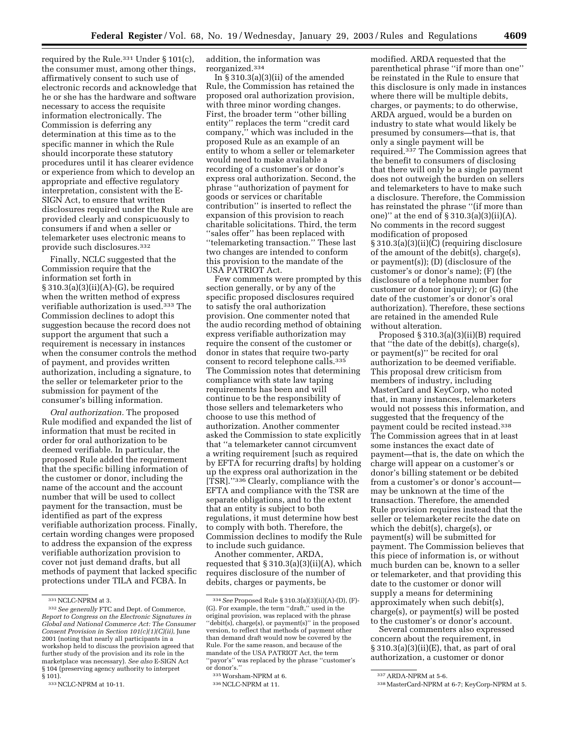required by the Rule.[331] Under § 101(c), the consumer must, among other things, affirmatively consent to such use of electronic records and acknowledge that he or she has the hardware and software necessary to access the requisite information electronically. The Commission is deferring any determination at this time as to the specific manner in which the Rule should incorporate these statutory procedures until it has clearer evidence or experience from which to develop an appropriate and effective regulatory interpretation, consistent with the E-SIGN Act, to ensure that written disclosures required under the Rule are provided clearly and conspicuously to consumers if and when a seller or telemarketer uses electronic means to provide such disclosures.[332]

Finally, NCLC suggested that the Commission require that the information set forth in § 310.3(a)(3)(ii)(A)-(G), be required when the written method of express verifiable authorization is used.[333] The Commission declines to adopt this suggestion because the record does not support the argument that such a requirement is necessary in instances when the consumer controls the method of payment, and provides written authorization, including a signature, to the seller or telemarketer prior to the submission for payment of the consumer's billing information.

*Oral authorization.* The proposed Rule modified and expanded the list of information that must be recited in order for oral authorization to be deemed verifiable. In particular, the proposed Rule added the requirement that the specific billing information of the customer or donor, including the name of the account and the account number that will be used to collect payment for the transaction, must be identified as part of the express verifiable authorization process. Finally, certain wording changes were proposed to address the expansion of the express verifiable authorization provision to cover not just demand drafts, but all methods of payment that lacked specific protections under TILA and FCBA. In addition, the information was reorganized.[334]

In § 310.3(a)(3)(ii) of the amended Rule, the Commission has retained the proposed oral authorization provision, with three minor wording changes. First, the broader term "other billing entity" replaces the term "credit card company," which was included in the proposed Rule as an example of an entity to whom a seller or telemarketer would need to make available a recording of a customer's or donor's express oral authorization. Second, the phrase "authorization of payment for goods or services or charitable contribution" is inserted to reflect the expansion of this provision to reach charitable solicitations. Third, the term "sales offer" has been replaced with "telemarketing transaction." These last two changes are intended to conform this provision to the mandate of the USA PATRIOT Act.

Few comments were prompted by this section generally, or by any of the specific proposed disclosures required to satisfy the oral authorization provision. One commenter noted that the audio recording method of obtaining express verifiable authorization may require the consent of the customer or donor in states that require two-party consent to record telephone calls.[335] The Commission notes that determining compliance with state law taping requirements has been and will continue to be the responsibility of those sellers and telemarketers who choose to use this method of authorization. Another commenter asked the Commission to state explicitly that "a telemarketer cannot circumvent a writing requirement [such as required by EFTA for recurring drafts] by holding up the express oral authorization in the [TSR]."[336] Clearly, compliance with the EFTA and compliance with the TSR are separate obligations, and to the extent that an entity is subject to both regulations, it must determine how best to comply with both. Therefore, the Commission declines to modify the Rule to include such guidance.

Another commenter, ARDA, requested that § 310.3(a)(3)(ii)(A), which requires disclosure of the number of debits, charges or payments, be modified. ARDA requested that the parenthetical phrase "if more than one" be reinstated in the Rule to ensure that this disclosure is only made in instances where there will be multiple debits, charges, or payments; to do otherwise, ARDA argued, would be a burden on industry to state what would likely be presumed by consumers—that is, that only a single payment will be required.[337] The Commission agrees that the benefit to consumers of disclosing that there will only be a single payment does not outweigh the burden on sellers and telemarketers to have to make such a disclosure. Therefore, the Commission has reinstated the phrase "(if more than one)" at the end of § 310.3(a)(3)(ii)(A). No comments in the record suggest modification of proposed § 310.3(a)(3)(ii)(C) (requiring disclosure of the amount of the debit(s), charge(s), or payment(s)); (D) (disclosure of the customer's or donor's name); (F) (the disclosure of a telephone number for customer or donor inquiry); or (G) (the date of the customer's or donor's oral authorization). Therefore, these sections are retained in the amended Rule without alteration.

Proposed § 310.3(a)(3)(ii)(B) required that "the date of the debit(s), charge(s), or payment(s)" be recited for oral authorization to be deemed verifiable. This proposal drew criticism from members of industry, including MasterCard and KeyCorp, who noted that, in many instances, telemarketers would not possess this information, and suggested that the frequency of the payment could be recited instead.[338] The Commission agrees that in at least some instances the exact date of payment—that is, the date on which the charge will appear on a customer's or donor's billing statement or be debited from a customer's or donor's account—may be unknown at the time of the transaction. Therefore, the amended Rule provision requires instead that the seller or telemarketer recite the date on which the debit(s), charge(s), or payment(s) will be submitted for payment. The Commission believes that this piece of information is, or without much burden can be, known to a seller or telemarketer, and that providing this date to the customer or donor will supply a means for determining approximately when such debit(s), charge(s), or payment(s) will be posted to the customer's or donor's account.

Several commenters also expressed concern about the requirement, in § 310.3(a)(3)(ii)(E), that, as part of oral authorization, a customer or donor

---

[331] NCLC-NPRM at 3.

[332] *See generally* FTC and Dept. of Commerce, *Report to Congress on the Electronic Signatures in Global and National Commerce Act: The Consumer Consent Provision in Section 101(c)(1)(C)(ii)*, June 2001 (noting that nearly all participants in a workshop held to discuss the provision agreed that further study of the provision and its role in the marketplace was necessary). *See also* E-SIGN Act § 104 (preserving agency authority to interpret § 101).

[333] NCLC-NPRM at 10-11.

[334] *See* Proposed Rule § 310.3(a)(3)(ii)(A)-(D), (F)-(G). For example, the term "draft," used in the original provision, was replaced with the phrase "debit(s), charge(s), or payment(s)" in the proposed version, to reflect that methods of payment other than demand draft would now be covered by the Rule. For the same reason, and because of the mandate of the USA PATRIOT Act, the term "payor's" was replaced by the phrase "customer's or donor's."

[335] Worsham-NPRM at 6.

[336] NCLC-NPRM at 11.

[337] ARDA-NPRM at 5-6.

[338] MasterCard-NPRM at 6-7; KeyCorp-NPRM at 5.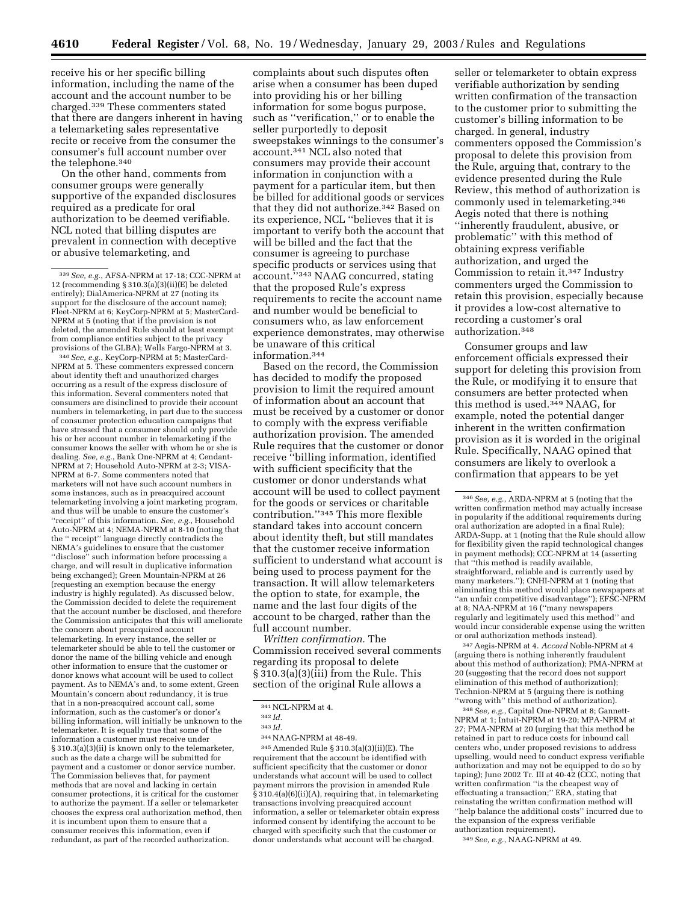receive his or her specific billing information, including the name of the account and the account number to be charged.[339] These commenters stated that there are dangers inherent in having a telemarketing sales representative recite or receive from the consumer the consumer's full account number over the telephone.[340]

On the other hand, comments from consumer groups were generally supportive of the expanded disclosures required as a predicate for oral authorization to be deemed verifiable. NCL noted that billing disputes are prevalent in connection with deceptive or abusive telemarketing, and complaints about such disputes often arise when a consumer has been duped into providing his or her billing information for some bogus purpose, such as "verification," or to enable the seller purportedly to deposit sweepstakes winnings to the consumer's account.[341] NCL also noted that consumers may provide their account information in conjunction with a payment for a particular item, but then be billed for additional goods or services that they did not authorize.[342] Based on its experience, NCL "believes that it is important to verify both the account that will be billed and the fact that the consumer is agreeing to purchase specific products or services using that account."[343] NAAG concurred, stating that the proposed Rule's express requirements to recite the account name and number would be beneficial to consumers who, as law enforcement experience demonstrates, may otherwise be unaware of this critical information.[344]

Based on the record, the Commission has decided to modify the proposed provision to limit the required amount of information about an account that must be received by a customer or donor to comply with the express verifiable authorization provision. The amended Rule requires that the customer or donor receive "billing information, identified with sufficient specificity that the customer or donor understands what account will be used to collect payment for the goods or services or charitable contribution."[345] This more flexible standard takes into account concern about identity theft, but still mandates that the customer receive information sufficient to understand what account is being used to process payment for the transaction. It will allow telemarketers the option to state, for example, the name and the last four digits of the account to be charged, rather than the full account number.

*Written confirmation.* The Commission received several comments regarding its proposal to delete § 310.3(a)(3)(iii) from the Rule. This section of the original Rule allows a seller or telemarketer to obtain express verifiable authorization by sending written confirmation of the transaction to the customer prior to submitting the customer's billing information to be charged. In general, industry commenters opposed the Commission's proposal to delete this provision from the Rule, arguing that, contrary to the evidence presented during the Rule Review, this method of authorization is commonly used in telemarketing.[346] Aegis noted that there is nothing "inherently fraudulent, abusive, or problematic" with this method of obtaining express verifiable authorization, and urged the Commission to retain it.[347] Industry commenters urged the Commission to retain this provision, especially because it provides a low-cost alternative to recording a customer's oral authorization.[348]

Consumer groups and law enforcement officials expressed their support for deleting this provision from the Rule, or modifying it to ensure that consumers are better protected when this method is used.[349] NAAG, for example, noted the potential danger inherent in the written confirmation provision as it is worded in the original Rule. Specifically, NAAG opined that consumers are likely to overlook a confirmation that appears to be yet

---

[339] *See, e.g.*, AFSA-NPRM at 17-18; CCC-NPRM at 12 (recommending § 310.3(a)(3)(ii)(E) be deleted entirely); DialAmerica-NPRM at 27 (noting its support for the disclosure of the account name); Fleet-NPRM at 6; KeyCorp-NPRM at 5; MasterCard-NPRM at 5 (noting that if the provision is not deleted, the amended Rule should at least exempt from compliance entities subject to the privacy provisions of the GLBA); Wells Fargo-NPRM at 3.

[340] *See, e.g.*, KeyCorp-NPRM at 5; MasterCard-NPRM at 5. These commenters expressed concern about identity theft and unauthorized charges occurring as a result of the express disclosure of this information. Several commenters noted that consumers are disinclined to provide their account numbers in telemarketing, in part due to the success of consumer protection education campaigns that have stressed that a consumer should only provide his or her account number in telemarketing if the consumer knows the seller with whom he or she is dealing. *See, e.g.*, Bank One-NPRM at 4; Cendant-NPRM at 7; Household Auto-NPRM at 2-3; VISA-NPRM at 6-7. Some commenters noted that marketers will not have such account numbers in some instances, such as in preacquired account telemarketing involving a joint marketing program, and thus will be unable to ensure the customer's "receipt" of this information. *See, e.g.*, Household Auto-NPRM at 4; NEMA-NPRM at 8-10 (noting that the " receipt" language directly contradicts the NEMA's guidelines to ensure that the customer "disclose" such information before processing a charge, and will result in duplicative information being exchanged); Green Mountain-NPRM at 26 (requesting an exemption because the energy industry is highly regulated). As discussed below, the Commission decided to delete the requirement that the account number be disclosed, and therefore the Commission anticipates that this will ameliorate the concern about preacquired account telemarketing. In every instance, the seller or telemarketer should be able to tell the customer or donor the name of the billing vehicle and enough other information to ensure that the customer or donor knows what account will be used to collect payment. As to NEMA's and, to some extent, Green Mountain's concern about redundancy, it is true that in a non-preacquired account call, some information, such as the customer's or donor's billing information, will initially be unknown to the telemarketer. It is equally true that some of the information a customer must receive under § 310.3(a)(3)(ii) is known only to the telemarketer, such as the date a charge will be submitted for payment and a customer or donor service number. The Commission believes that, for payment methods that are novel and lacking in certain consumer protections, it is critical for the customer to authorize the payment. If a seller or telemarketer chooses the express oral authorization method, then it is incumbent upon them to ensure that a consumer receives this information, even if redundant, as part of the recorded authorization.

[341] NCL-NPRM at 4.

[342] *Id.*

[343] *Id.*

[344] NAAG-NPRM at 48-49.

[345] Amended Rule § 310.3(a)(3)(ii)(E). The requirement that the account be identified with sufficient specificity that the customer or donor understands what account will be used to collect payment mirrors the provision in amended Rule § 310.4(a)(6)(ii)(A), requiring that, in telemarketing transactions involving preacquired account information, a seller or telemarketer obtain express informed consent by identifying the account to be charged with specificity such that the customer or donor understands what account will be charged.

[346] *See, e.g.*, ARDA-NPRM at 5 (noting that the written confirmation method may actually increase in popularity if the additional requirements during oral authorization are adopted in a final Rule); ARDA-Supp. at 1 (noting that the Rule should allow for flexibility given the rapid technological changes in payment methods); CCC-NPRM at 14 (asserting that "this method is readily available, straightforward, reliable and is currently used by many marketers."); CNHI-NPRM at 1 (noting that eliminating this method would place newspapers at "an unfair competitive disadvantage"); EFSC-NPRM at 8; NAA-NPRM at 16 ("many newspapers regularly and legitimately used this method" and would incur considerable expense using the written or oral authorization methods instead).

[347] Aegis-NPRM at 4. *Accord* Noble-NPRM at 4 (arguing there is nothing inherently fraudulent about this method of authorization); PMA-NPRM at 20 (suggesting that the record does not support elimination of this method of authorization); Technion-NPRM at 5 (arguing there is nothing "wrong with" this method of authorization).

[348] *See, e.g.*, Capital One-NPRM at 8; Gannett-NPRM at 1; Intuit-NPRM at 19-20; MPA-NPRM at 27; PMA-NPRM at 20 (urging that this method be retained in part to reduce costs for inbound call centers who, under proposed revisions to address upselling, would need to conduct express verifiable authorization and may not be equipped to do so by taping); June 2002 Tr. III at 40-42 (CCC, noting that written confirmation "is the cheapest way of effectuating a transaction;" ERA, stating that reinstating the written confirmation method will "help balance the additional costs" incurred due to the expansion of the express verifiable authorization requirement).

[349] *See, e.g.*, NAAG-NPRM at 49.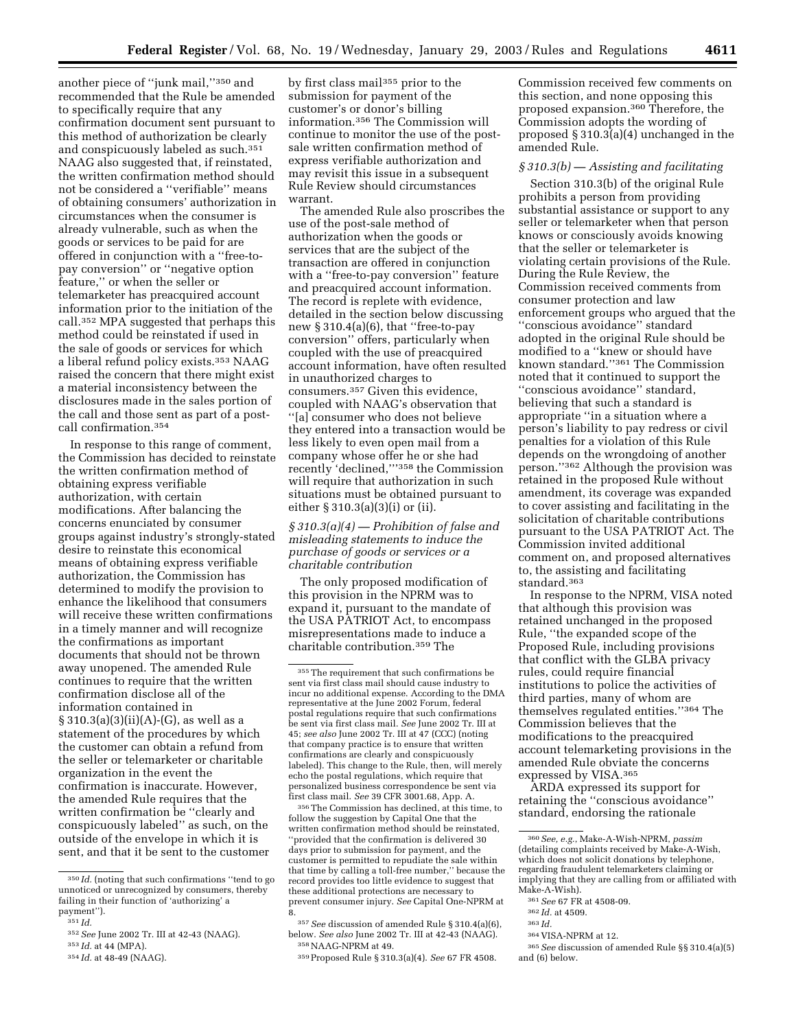another piece of ''junk mail,''[350] and recommended that the Rule be amended to specifically require that any confirmation document sent pursuant to this method of authorization be clearly and conspicuously labeled as such.[351] NAAG also suggested that, if reinstated, the written confirmation method should not be considered a ''verifiable'' means of obtaining consumers' authorization in circumstances when the consumer is already vulnerable, such as when the goods or services to be paid for are offered in conjunction with a ''free-to-pay conversion'' or ''negative option feature,'' or when the seller or telemarketer has preacquired account information prior to the initiation of the call.[352] MPA suggested that perhaps this method could be reinstated if used in the sale of goods or services for which a liberal refund policy exists.[353] NAAG raised the concern that there might exist a material inconsistency between the disclosures made in the sales portion of the call and those sent as part of a post-call confirmation.[354]

In response to this range of comment, the Commission has decided to reinstate the written confirmation method of obtaining express verifiable authorization, with certain modifications. After balancing the concerns enunciated by consumer groups against industry's strongly-stated desire to reinstate this economical means of obtaining express verifiable authorization, the Commission has determined to modify the provision to enhance the likelihood that consumers will receive these written confirmations in a timely manner and will recognize the confirmations as important documents that should not be thrown away unopened. The amended Rule continues to require that the written confirmation disclose all of the information contained in § 310.3(a)(3)(ii)(A)-(G), as well as a statement of the procedures by which the customer can obtain a refund from the seller or telemarketer or charitable organization in the event the confirmation is inaccurate. However, the amended Rule requires that the written confirmation be ''clearly and conspicuously labeled'' as such, on the outside of the envelope in which it is sent, and that it be sent to the customer by first class mail[355] prior to the submission for payment of the customer's or donor's billing information.[356] The Commission will continue to monitor the use of the post-sale written confirmation method of express verifiable authorization and may revisit this issue in a subsequent Rule Review should circumstances warrant.

The amended Rule also proscribes the use of the post-sale method of authorization when the goods or services that are the subject of the transaction are offered in conjunction with a ''free-to-pay conversion'' feature and preacquired account information. The record is replete with evidence, detailed in the section below discussing new § 310.4(a)(6), that ''free-to-pay conversion'' offers, particularly when coupled with the use of preacquired account information, have often resulted in unauthorized charges to consumers.[357] Given this evidence, coupled with NAAG's observation that ''[a] consumer who does not believe they entered into a transaction would be less likely to even open mail from a company whose offer he or she had recently 'declined,''' [358] the Commission will require that authorization in such situations must be obtained pursuant to either § 310.3(a)(3)(i) or (ii).

### *§ 310.3(a)(4) — Prohibition of false and misleading statements to induce the purchase of goods or services or a charitable contribution*

The only proposed modification of this provision in the NPRM was to expand it, pursuant to the mandate of the USA PATRIOT Act, to encompass misrepresentations made to induce a charitable contribution.[359] The Commission received few comments on this section, and none opposing this proposed expansion.[360] Therefore, the Commission adopts the wording of proposed § 310.3(a)(4) unchanged in the amended Rule.

### *§ 310.3(b) — Assisting and facilitating*

Section 310.3(b) of the original Rule prohibits a person from providing substantial assistance or support to any seller or telemarketer when that person knows or consciously avoids knowing that the seller or telemarketer is violating certain provisions of the Rule. During the Rule Review, the Commission received comments from consumer protection and law enforcement groups who argued that the ''conscious avoidance'' standard adopted in the original Rule should be modified to a ''knew or should have known standard.''[361] The Commission noted that it continued to support the ''conscious avoidance'' standard, believing that such a standard is appropriate ''in a situation where a person's liability to pay redress or civil penalties for a violation of this Rule depends on the wrongdoing of another person.''[362] Although the provision was retained in the proposed Rule without amendment, its coverage was expanded to cover assisting and facilitating in the solicitation of charitable contributions pursuant to the USA PATRIOT Act. The Commission invited additional comment on, and proposed alternatives to, the assisting and facilitating standard.[363]

In response to the NPRM, VISA noted that although this provision was retained unchanged in the proposed Rule, ''the expanded scope of the Proposed Rule, including provisions that conflict with the GLBA privacy rules, could require financial institutions to police the activities of third parties, many of whom are themselves regulated entities.''[364] The Commission believes that the modifications to the preacquired account telemarketing provisions in the amended Rule obviate the concerns expressed by VISA.[365]

ARDA expressed its support for retaining the ''conscious avoidance'' standard, endorsing the rationale

---

[350] *Id.* (noting that such confirmations ''tend to go unnoticed or unrecognized by consumers, thereby failing in their function of 'authorizing' a payment'').

[351] *Id.*

[352] *See* June 2002 Tr. III at 42-43 (NAAG).

[353] *Id.* at 44 (MPA).

[354] *Id.* at 48-49 (NAAG).

[355] The requirement that such confirmations be sent via first class mail should cause industry to incur no additional expense. According to the DMA representative at the June 2002 Forum, federal postal regulations require that such confirmations be sent via first class mail. *See* June 2002 Tr. III at 45; *see also* June 2002 Tr. III at 47 (CCC) (noting that company practice is to ensure that written confirmations are clearly and conspicuously labeled). This change to the Rule, then, will merely echo the postal regulations, which require that personalized business correspondence be sent via first class mail. *See* 39 CFR 3001.68, App. A.

[356] The Commission has declined, at this time, to follow the suggestion by Capital One that the written confirmation method should be reinstated, ''provided that the confirmation is delivered 30 days prior to submission for payment, and the customer is permitted to repudiate the sale within that time by calling a toll-free number,'' because the record provides too little evidence to suggest that these additional protections are necessary to prevent consumer injury. *See* Capital One-NPRM at 8.

[357] *See* discussion of amended Rule § 310.4(a)(6), below. *See also* June 2002 Tr. III at 42-43 (NAAG).

[358] NAAG-NPRM at 49.

[359] Proposed Rule § 310.3(a)(4). *See* 67 FR 4508.

[360] *See, e.g.*, Make-A-Wish-NPRM, *passim* (detailing complaints received by Make-A-Wish, which does not solicit donations by telephone, regarding fraudulent telemarketers claiming or implying that they are calling from or affiliated with Make-A-Wish).

[361] *See* 67 FR at 4508-09.

[362] *Id.* at 4509.

[363] *Id.*

[364] VISA-NPRM at 12.

[365] *See* discussion of amended Rule §§ 310.4(a)(5) and (6) below.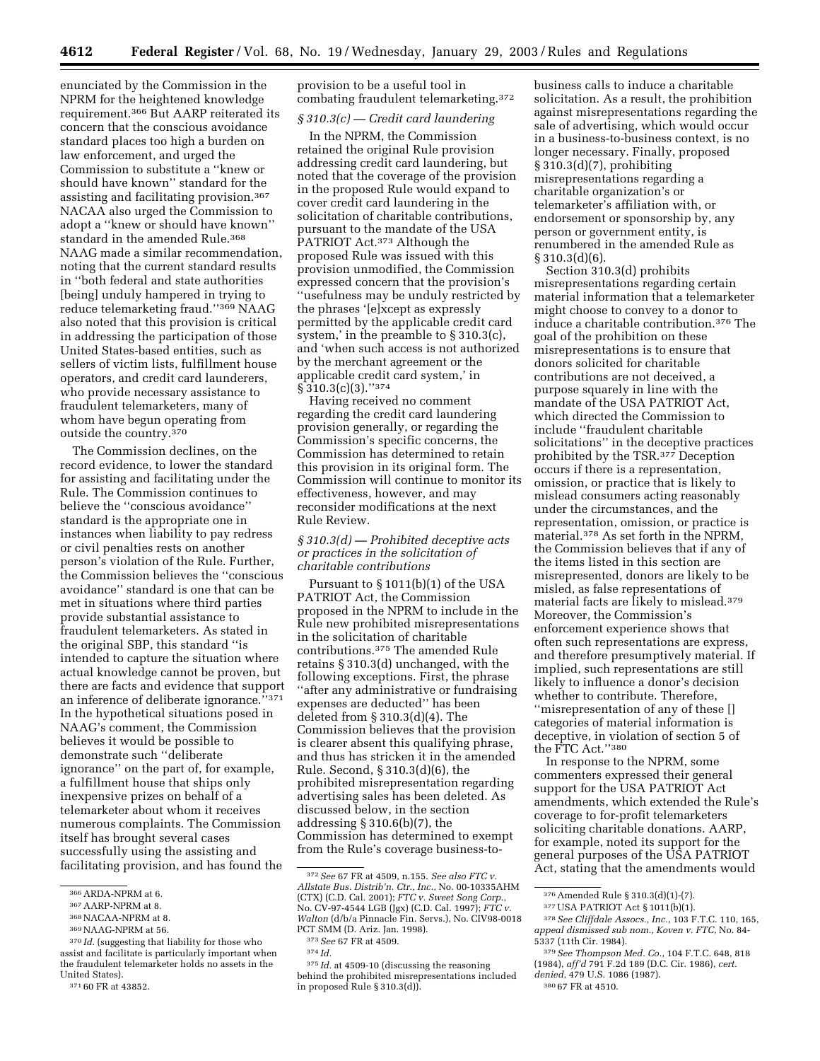enunciated by the Commission in the NPRM for the heightened knowledge requirement.[366] But AARP reiterated its concern that the conscious avoidance standard places too high a burden on law enforcement, and urged the Commission to substitute a ''knew or should have known'' standard for the assisting and facilitating provision.[367] NACAA also urged the Commission to adopt a ''knew or should have known'' standard in the amended Rule.[368] NAAG made a similar recommendation, noting that the current standard results in ''both federal and state authorities [being] unduly hampered in trying to reduce telemarketing fraud.''[369] NAAG also noted that this provision is critical in addressing the participation of those United States-based entities, such as sellers of victim lists, fulfillment house operators, and credit card launderers, who provide necessary assistance to fraudulent telemarketers, many of whom have begun operating from outside the country.[370]

The Commission declines, on the record evidence, to lower the standard for assisting and facilitating under the Rule. The Commission continues to believe the ''conscious avoidance'' standard is the appropriate one in instances when liability to pay redress or civil penalties rests on another person's violation of the Rule. Further, the Commission believes the ''conscious avoidance'' standard is one that can be met in situations where third parties provide substantial assistance to fraudulent telemarketers. As stated in the original SBP, this standard ''is intended to capture the situation where actual knowledge cannot be proven, but there are facts and evidence that support an inference of deliberate ignorance.''[371] In the hypothetical situations posed in NAAG's comment, the Commission believes it would be possible to demonstrate such ''deliberate ignorance'' on the part of, for example, a fulfillment house that ships only inexpensive prizes on behalf of a telemarketer about whom it receives numerous complaints. The Commission itself has brought several cases successfully using the assisting and facilitating provision, and has found the provision to be a useful tool in combating fraudulent telemarketing.[372]

### *§ 310.3(c) — Credit card laundering*

In the NPRM, the Commission retained the original Rule provision addressing credit card laundering, but noted that the coverage of the provision in the proposed Rule would expand to cover credit card laundering in the solicitation of charitable contributions, pursuant to the mandate of the USA PATRIOT Act.[373] Although the proposed Rule was issued with this provision unmodified, the Commission expressed concern that the provision's ''usefulness may be unduly restricted by the phrases '[e]xcept as expressly permitted by the applicable credit card system,' in the preamble to § 310.3(c), and 'when such access is not authorized by the merchant agreement or the applicable credit card system,' in § 310.3(c)(3).''[374]

Having received no comment regarding the credit card laundering provision generally, or regarding the Commission's specific concerns, the Commission has determined to retain this provision in its original form. The Commission will continue to monitor its effectiveness, however, and may reconsider modifications at the next Rule Review.

### *§ 310.3(d) — Prohibited deceptive acts or practices in the solicitation of charitable contributions*

Pursuant to § 1011(b)(1) of the USA PATRIOT Act, the Commission proposed in the NPRM to include in the Rule new prohibited misrepresentations in the solicitation of charitable contributions.[375] The amended Rule retains § 310.3(d) unchanged, with the following exceptions. First, the phrase ''after any administrative or fundraising expenses are deducted'' has been deleted from § 310.3(d)(4). The Commission believes that the provision is clearer absent this qualifying phrase, and thus has stricken it in the amended Rule. Second, § 310.3(d)(6), the prohibited misrepresentation regarding advertising sales has been deleted. As discussed below, in the section addressing § 310.6(b)(7), the Commission has determined to exempt from the Rule's coverage business-to-business calls to induce a charitable solicitation. As a result, the prohibition against misrepresentations regarding the sale of advertising, which would occur in a business-to-business context, is no longer necessary. Finally, proposed § 310.3(d)(7), prohibiting misrepresentations regarding a charitable organization's or telemarketer's affiliation with, or endorsement or sponsorship by, any person or government entity, is renumbered in the amended Rule as § 310.3(d)(6).

Section 310.3(d) prohibits misrepresentations regarding certain material information that a telemarketer might choose to convey to a donor to induce a charitable contribution.[376] The goal of the prohibition on these misrepresentations is to ensure that donors solicited for charitable contributions are not deceived, a purpose squarely in line with the mandate of the USA PATRIOT Act, which directed the Commission to include ''fraudulent charitable solicitations'' in the deceptive practices prohibited by the TSR.[377] Deception occurs if there is a representation, omission, or practice that is likely to mislead consumers acting reasonably under the circumstances, and the representation, omission, or practice is material.[378] As set forth in the NPRM, the Commission believes that if any of the items listed in this section are misrepresented, donors are likely to be misled, as false representations of material facts are likely to mislead.[379] Moreover, the Commission's enforcement experience shows that often such representations are express, and therefore presumptively material. If implied, such representations are still likely to influence a donor's decision whether to contribute. Therefore, ''misrepresentation of any of these [] categories of material information is deceptive, in violation of section 5 of the FTC Act.''[380]

In response to the NPRM, some commenters expressed their general support for the USA PATRIOT Act amendments, which extended the Rule's coverage to for-profit telemarketers soliciting charitable donations. AARP, for example, noted its support for the general purposes of the USA PATRIOT Act, stating that the amendments would

---

[366] ARDA-NPRM at 6.

[367] AARP-NPRM at 8.

[368] NACAA-NPRM at 8.

[369] NAAG-NPRM at 56.

[370] *Id.* (suggesting that liability for those who assist and facilitate is particularly important when the fraudulent telemarketer holds no assets in the United States).

[371] 60 FR at 43852.

[372] *See* 67 FR at 4509, n.155. *See also FTC v. Allstate Bus. Distrib'n. Ctr., Inc.*, No. 00-10335AHM (CTX) (C.D. Cal. 2001); *FTC v. Sweet Song Corp.*, No. CV-97-4544 LGB (Jgx) (C.D. Cal. 1997); *FTC v. Walton* (d/b/a Pinnacle Fin. Servs.), No. CIV98-0018 PCT SMM (D. Ariz. Jan. 1998).

[373] *See* 67 FR at 4509.

[374] *Id.*

[375] *Id.* at 4509-10 (discussing the reasoning behind the prohibited misrepresentations included in proposed Rule § 310.3(d)).

[376] Amended Rule § 310.3(d)(1)-(7).

[377] USA PATRIOT Act § 1011(b)(1).

[378] *See Cliffdale Assocs., Inc.*, 103 F.T.C. 110, 165, *appeal dismissed sub nom., Koven v. FTC*, No. 84-5337 (11th Cir. 1984).

[379] *See Thompson Med. Co.*, 104 F.T.C. 648, 818 (1984), *aff'd* 791 F.2d 189 (D.C. Cir. 1986), *cert. denied*, 479 U.S. 1086 (1987).

[380] 67 FR at 4510.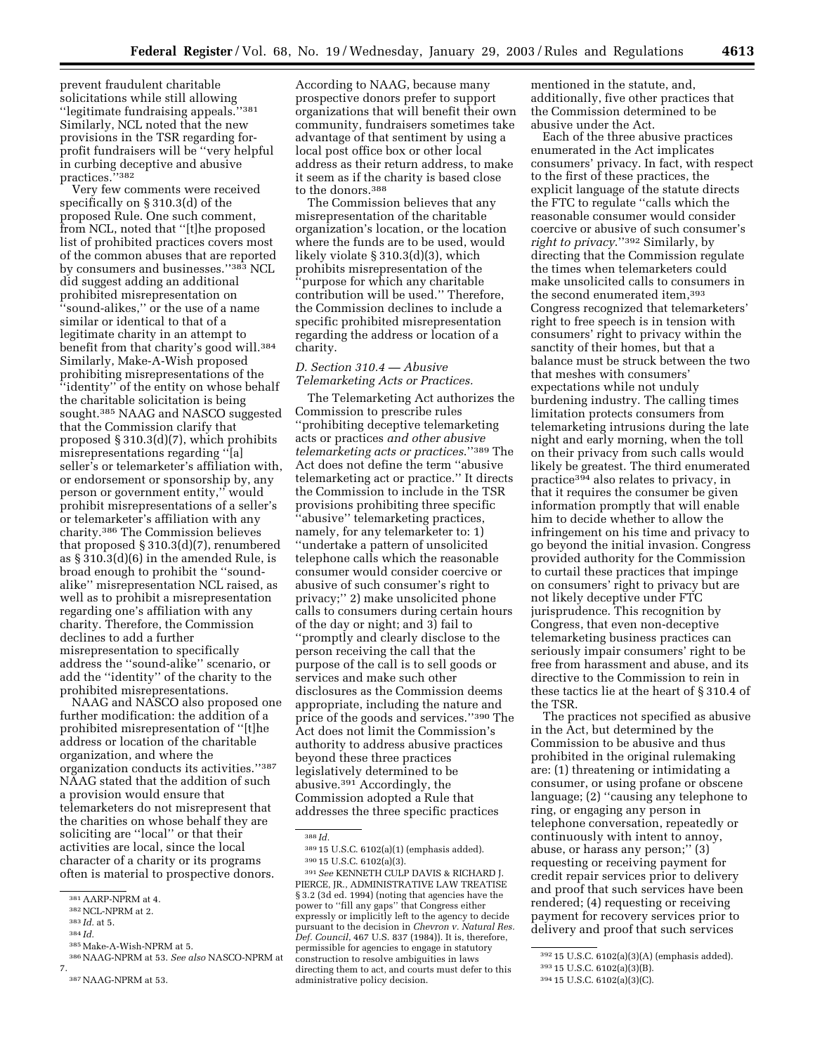prevent fraudulent charitable solicitations while still allowing ''legitimate fundraising appeals.''[381] Similarly, NCL noted that the new provisions in the TSR regarding for-profit fundraisers will be ''very helpful in curbing deceptive and abusive practices.''[382]

Very few comments were received specifically on § 310.3(d) of the proposed Rule. One such comment, from NCL, noted that ''[t]he proposed list of prohibited practices covers most of the common abuses that are reported by consumers and businesses.''[383] NCL did suggest adding an additional prohibited misrepresentation on ''sound-alikes,'' or the use of a name similar or identical to that of a legitimate charity in an attempt to benefit from that charity's good will.[384] Similarly, Make-A-Wish proposed prohibiting misrepresentations of the ''identity'' of the entity on whose behalf the charitable solicitation is being sought.[385] NAAG and NASCO suggested that the Commission clarify that proposed § 310.3(d)(7), which prohibits misrepresentations regarding ''[a] seller's or telemarketer's affiliation with, or endorsement or sponsorship by, any person or government entity,'' would prohibit misrepresentations of a seller's or telemarketer's affiliation with any charity.[386] The Commission believes that proposed § 310.3(d)(7), renumbered as § 310.3(d)(6) in the amended Rule, is broad enough to prohibit the ''sound-alike'' misrepresentation NCL raised, as well as to prohibit a misrepresentation regarding one's affiliation with any charity. Therefore, the Commission declines to add a further misrepresentation to specifically address the ''sound-alike'' scenario, or add the ''identity'' of the charity to the prohibited misrepresentations.

NAAG and NASCO also proposed one further modification: the addition of a prohibited misrepresentation of ''[t]he address or location of the charitable organization, and where the organization conducts its activities.''[387] NAAG stated that the addition of such a provision would ensure that telemarketers do not misrepresent that the charities on whose behalf they are soliciting are ''local'' or that their activities are local, since the local character of a charity or its programs often is material to prospective donors. According to NAAG, because many prospective donors prefer to support organizations that will benefit their own community, fundraisers sometimes take advantage of that sentiment by using a local post office box or other local address as their return address, to make it seem as if the charity is based close to the donors.[388]

The Commission believes that any misrepresentation of the charitable organization's location, or the location where the funds are to be used, would likely violate § 310.3(d)(3), which prohibits misrepresentation of the ''purpose for which any charitable contribution will be used.'' Therefore, the Commission declines to include a specific prohibited misrepresentation regarding the address or location of a charity.

### D. Section 310.4 — Abusive Telemarketing Acts or Practices.

The Telemarketing Act authorizes the Commission to prescribe rules ''prohibiting deceptive telemarketing acts or practices *and other abusive telemarketing acts or practices*.''[389] The Act does not define the term ''abusive telemarketing act or practice.'' It directs the Commission to include in the TSR provisions prohibiting three specific ''abusive'' telemarketing practices, namely, for any telemarketer to: 1) ''undertake a pattern of unsolicited telephone calls which the reasonable consumer would consider coercive or abusive of such consumer's right to privacy;'' 2) make unsolicited phone calls to consumers during certain hours of the day or night; and 3) fail to ''promptly and clearly disclose to the person receiving the call that the purpose of the call is to sell goods or services and make such other disclosures as the Commission deems appropriate, including the nature and price of the goods and services.''[390] The Act does not limit the Commission's authority to address abusive practices beyond these three practices legislatively determined to be abusive.[391] Accordingly, the Commission adopted a Rule that addresses the three specific practices mentioned in the statute, and, additionally, five other practices that the Commission determined to be abusive under the Act.

Each of the three abusive practices enumerated in the Act implicates consumers' privacy. In fact, with respect to the first of these practices, the explicit language of the statute directs the FTC to regulate ''calls which the reasonable consumer would consider coercive or abusive of such consumer's *right to privacy*.''[392] Similarly, by directing that the Commission regulate the times when telemarketers could make unsolicited calls to consumers in the second enumerated item,[393] Congress recognized that telemarketers' right to free speech is in tension with consumers' right to privacy within the sanctity of their homes, but that a balance must be struck between the two that meshes with consumers' expectations while not unduly burdening industry. The calling times limitation protects consumers from telemarketing intrusions during the late night and early morning, when the toll on their privacy from such calls would likely be greatest. The third enumerated practice[394] also relates to privacy, in that it requires the consumer be given information promptly that will enable him to decide whether to allow the infringement on his time and privacy to go beyond the initial invasion. Congress provided authority for the Commission to curtail these practices that impinge on consumers' right to privacy but are not likely deceptive under FTC jurisprudence. This recognition by Congress, that even non-deceptive telemarketing business practices can seriously impair consumers' right to be free from harassment and abuse, and its directive to the Commission to rein in these tactics lie at the heart of § 310.4 of the TSR.

The practices not specified as abusive in the Act, but determined by the Commission to be abusive and thus prohibited in the original rulemaking are: (1) threatening or intimidating a consumer, or using profane or obscene language; (2) ''causing any telephone to ring, or engaging any person in telephone conversation, repeatedly or continuously with intent to annoy, abuse, or harass any person;'' (3) requesting or receiving payment for credit repair services prior to delivery and proof that such services have been rendered; (4) requesting or receiving payment for recovery services prior to delivery and proof that such services

---

381 AARP-NPRM at 4.

382 NCL-NPRM at 2.

383 *Id.* at 5.

384 *Id.*

385 Make-A-Wish-NPRM at 5.

386 NAAG-NPRM at 53. *See also* NASCO-NPRM at 7.

387 NAAG-NPRM at 53.

388 *Id.*

389 15 U.S.C. 6102(a)(1) (emphasis added).

390 15 U.S.C. 6102(a)(3).

391 *See* KENNETH CULP DAVIS & RICHARD J. PIERCE, JR., ADMINISTRATIVE LAW TREATISE § 3.2 (3d ed. 1994) (noting that agencies have the power to ''fill any gaps'' that Congress either expressly or implicitly left to the agency to decide pursuant to the decision in *Chevron v. Natural Res. Def. Council*, 467 U.S. 837 (1984)). It is, therefore, permissible for agencies to engage in statutory construction to resolve ambiguities in laws directing them to act, and courts must defer to this administrative policy decision.

392 15 U.S.C. 6102(a)(3)(A) (emphasis added).

393 15 U.S.C. 6102(a)(3)(B).

394 15 U.S.C. 6102(a)(3)(C).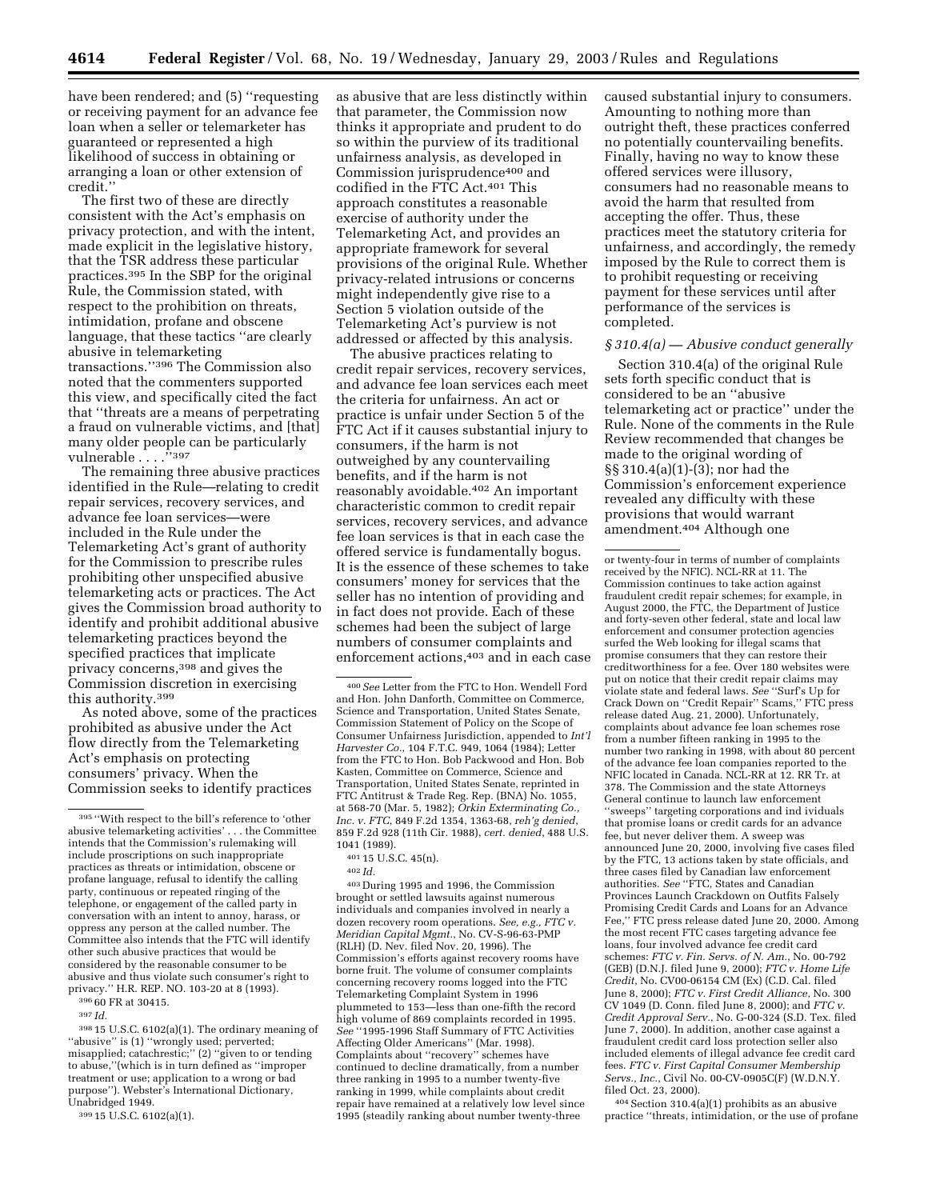have been rendered; and (5) ''requesting or receiving payment for an advance fee loan when a seller or telemarketer has guaranteed or represented a high likelihood of success in obtaining or arranging a loan or other extension of credit.''

The first two of these are directly consistent with the Act's emphasis on privacy protection, and with the intent, made explicit in the legislative history, that the TSR address these particular practices.[395] In the SBP for the original Rule, the Commission stated, with respect to the prohibition on threats, intimidation, profane and obscene language, that these tactics ''are clearly abusive in telemarketing transactions.''[396] The Commission also noted that the commenters supported this view, and specifically cited the fact that ''threats are a means of perpetrating a fraud on vulnerable victims, and [that] many older people can be particularly vulnerable . . . .''[397]

The remaining three abusive practices identified in the Rule—relating to credit repair services, recovery services, and advance fee loan services—were included in the Rule under the Telemarketing Act's grant of authority for the Commission to prescribe rules prohibiting other unspecified abusive telemarketing acts or practices. The Act gives the Commission broad authority to identify and prohibit additional abusive telemarketing practices beyond the specified practices that implicate privacy concerns,[398] and gives the Commission discretion in exercising this authority.[399]

As noted above, some of the practices prohibited as abusive under the Act flow directly from the Telemarketing Act's emphasis on protecting consumers' privacy. When the Commission seeks to identify practices as abusive that are less distinctly within that parameter, the Commission now thinks it appropriate and prudent to do so within the purview of its traditional unfairness analysis, as developed in Commission jurisprudence[400] and codified in the FTC Act.[401] This approach constitutes a reasonable exercise of authority under the Telemarketing Act, and provides an appropriate framework for several provisions of the original Rule. Whether privacy-related intrusions or concerns might independently give rise to a Section 5 violation outside of the Telemarketing Act's purview is not addressed or affected by this analysis.

The abusive practices relating to credit repair services, recovery services, and advance fee loan services each meet the criteria for unfairness. An act or practice is unfair under Section 5 of the FTC Act if it causes substantial injury to consumers, if the harm is not outweighed by any countervailing benefits, and if the harm is not reasonably avoidable.[402] An important characteristic common to credit repair services, recovery services, and advance fee loan services is that in each case the offered service is fundamentally bogus. It is the essence of these schemes to take consumers' money for services that the seller has no intention of providing and in fact does not provide. Each of these schemes had been the subject of large numbers of consumer complaints and enforcement actions,[403] and in each case caused substantial injury to consumers. Amounting to nothing more than outright theft, these practices conferred no potentially countervailing benefits. Finally, having no way to know these offered services were illusory, consumers had no reasonable means to avoid the harm that resulted from accepting the offer. Thus, these practices meet the statutory criteria for unfairness, and accordingly, the remedy imposed by the Rule to correct them is to prohibit requesting or receiving payment for these services until after performance of the services is completed.

### *§ 310.4(a) — Abusive conduct generally*

Section 310.4(a) of the original Rule sets forth specific conduct that is considered to be an ''abusive telemarketing act or practice'' under the Rule. None of the comments in the Rule Review recommended that changes be made to the original wording of §§ 310.4(a)(1)-(3); nor had the Commission's enforcement experience revealed any difficulty with these provisions that would warrant amendment.[404] Although one

---

[395] ''With respect to the bill's reference to 'other abusive telemarketing activities' . . . the Committee intends that the Commission's rulemaking will include proscriptions on such inappropriate practices as threats or intimidation, obscene or profane language, refusal to identify the calling party, continuous or repeated ringing of the telephone, or engagement of the called party in conversation with an intent to annoy, harass, or oppress any person at the called number. The Committee also intends that the FTC will identify other such abusive practices that would be considered by the reasonable consumer to be abusive and thus violate such consumer's right to privacy.'' H.R. REP. NO. 103-20 at 8 (1993).

[396] 60 FR at 30415.

[397] *Id.*

[398] 15 U.S.C. 6102(a)(1). The ordinary meaning of ''abusive'' is (1) ''wrongly used; perverted; misapplied; catachrestic;'' (2) ''given to or tending to abuse,''(which is in turn defined as ''improper treatment or use; application to a wrong or bad purpose''). Webster's International Dictionary, Unabridged 1949.

[399] 15 U.S.C. 6102(a)(1).

[400] *See* Letter from the FTC to Hon. Wendell Ford and Hon. John Danforth, Committee on Commerce, Science and Transportation, United States Senate, Commission Statement of Policy on the Scope of Consumer Unfairness Jurisdiction, appended to *Int'l Harvester Co.*, 104 F.T.C. 949, 1064 (1984); Letter from the FTC to Hon. Bob Packwood and Hon. Bob Kasten, Committee on Commerce, Science and Transportation, United States Senate, reprinted in FTC Antitrust & Trade Reg. Rep. (BNA) No. 1055, at 568-70 (Mar. 5, 1982); *Orkin Exterminating Co., Inc. v. FTC*, 849 F.2d 1354, 1363-68, *reh'g denied*, 859 F.2d 928 (11th Cir. 1988), *cert. denied*, 488 U.S. 1041 (1989).

[401] 15 U.S.C. 45(n).

[402] *Id.*

[403] During 1995 and 1996, the Commission brought or settled lawsuits against numerous individuals and companies involved in nearly a dozen recovery room operations. *See, e.g., FTC v. Meridian Capital Mgmt.*, No. CV-S-96-63-PMP (RLH) (D. Nev. filed Nov. 20, 1996). The Commission's efforts against recovery rooms have borne fruit. The volume of consumer complaints concerning recovery rooms logged into the FTC Telemarketing Complaint System in 1996 plummeted to 153—less than one-fifth the record high volume of 869 complaints recorded in 1995. *See* ''1995-1996 Staff Summary of FTC Activities Affecting Older Americans'' (Mar. 1998). Complaints about ''recovery'' schemes have continued to decline dramatically, from a number three ranking in 1995 to a number twenty-five ranking in 1999, while complaints about credit repair have remained at a relatively low level since 1995 (steadily ranking about number twenty-three or twenty-four in terms of number of complaints received by the NFIC). NCL-RR at 11. The Commission continues to take action against fraudulent credit repair schemes; for example, in August 2000, the FTC, the Department of Justice and forty-seven other federal, state and local law enforcement and consumer protection agencies surfed the Web looking for illegal scams that promise consumers that they can restore their creditworthiness for a fee. Over 180 websites were put on notice that their credit repair claims may violate state and federal laws. *See* ''Surf's Up for Crack Down on ''Credit Repair'' Scams,'' FTC press release dated Aug. 21, 2000). Unfortunately, complaints about advance fee loan schemes rose from a number fifteen ranking in 1995 to the number two ranking in 1998, with about 80 percent of the advance fee loan companies reported to the NFIC located in Canada. NCL-RR at 12. RR Tr. at 378. The Commission and the state Attorneys General continue to launch law enforcement ''sweeps'' targeting corporations and ind ividuals that promise loans or credit cards for an advance fee, but never deliver them. A sweep was announced June 20, 2000, involving five cases filed by the FTC, 13 actions taken by state officials, and three cases filed by Canadian law enforcement authorities. *See* ''FTC, States and Canadian Provinces Launch Crackdown on Outfits Falsely Promising Credit Cards and Loans for an Advance Fee,'' FTC press release dated June 20, 2000. Among the most recent FTC cases targeting advance fee loans, four involved advance fee credit card schemes: *FTC v. Fin. Servs. of N. Am.*, No. 00-792 (GEB) (D.N.J. filed June 9, 2000); *FTC v. Home Life Credit*, No. CV00-06154 CM (Ex) (C.D. Cal. filed June 8, 2000); *FTC v. First Credit Alliance*, No. 300 CV 1049 (D. Conn. filed June 8, 2000); and *FTC v. Credit Approval Serv.*, No. G-00-324 (S.D. Tex. filed June 7, 2000). In addition, another case against a fraudulent credit card loss protection seller also included elements of illegal advance fee credit card fees. *FTC v. First Capital Consumer Membership Servs., Inc.*, Civil No. 00-CV-0905C(F) (W.D.N.Y. filed Oct. 23, 2000).

[404] Section 310.4(a)(1) prohibits as an abusive practice ''threats, intimidation, or the use of profane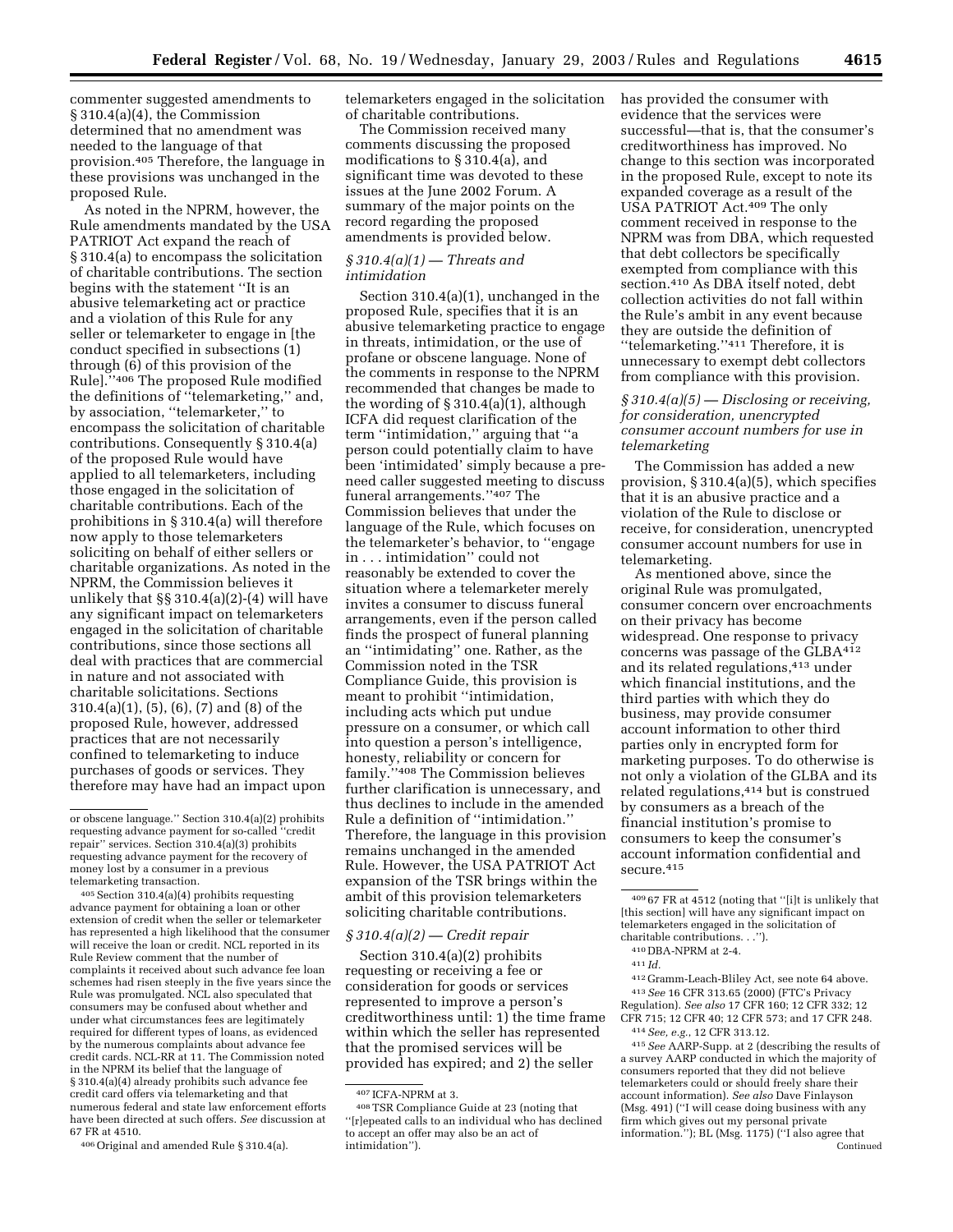commenter suggested amendments to § 310.4(a)(4), the Commission determined that no amendment was needed to the language of that provision.[405] Therefore, the language in these provisions was unchanged in the proposed Rule.

As noted in the NPRM, however, the Rule amendments mandated by the USA PATRIOT Act expand the reach of § 310.4(a) to encompass the solicitation of charitable contributions. The section begins with the statement ''It is an abusive telemarketing act or practice and a violation of this Rule for any seller or telemarketer to engage in [the conduct specified in subsections (1) through (6) of this provision of the Rule].''[406] The proposed Rule modified the definitions of ''telemarketing,'' and, by association, ''telemarketer,'' to encompass the solicitation of charitable contributions. Consequently § 310.4(a) of the proposed Rule would have applied to all telemarketers, including those engaged in the solicitation of charitable contributions. Each of the prohibitions in § 310.4(a) will therefore now apply to those telemarketers soliciting on behalf of either sellers or charitable organizations. As noted in the NPRM, the Commission believes it unlikely that §§ 310.4(a)(2)-(4) will have any significant impact on telemarketers engaged in the solicitation of charitable contributions, since those sections all deal with practices that are commercial in nature and not associated with charitable solicitations. Sections 310.4(a)(1), (5), (6), (7) and (8) of the proposed Rule, however, addressed practices that are not necessarily confined to telemarketing to induce purchases of goods or services. They therefore may have had an impact upon telemarketers engaged in the solicitation of charitable contributions.

The Commission received many comments discussing the proposed modifications to § 310.4(a), and significant time was devoted to these issues at the June 2002 Forum. A summary of the major points on the record regarding the proposed amendments is provided below.

### *§ 310.4(a)(1) — Threats and intimidation*

Section 310.4(a)(1), unchanged in the proposed Rule, specifies that it is an abusive telemarketing practice to engage in threats, intimidation, or the use of profane or obscene language. None of the comments in response to the NPRM recommended that changes be made to the wording of § 310.4(a)(1), although ICFA did request clarification of the term ''intimidation,'' arguing that ''a person could potentially claim to have been 'intimidated' simply because a pre-need caller suggested meeting to discuss funeral arrangements.''[407] The Commission believes that under the language of the Rule, which focuses on the telemarketer's behavior, to ''engage in . . . intimidation'' could not reasonably be extended to cover the situation where a telemarketer merely invites a consumer to discuss funeral arrangements, even if the person called finds the prospect of funeral planning an ''intimidating'' one. Rather, as the Commission noted in the TSR Compliance Guide, this provision is meant to prohibit ''intimidation, including acts which put undue pressure on a consumer, or which call into question a person's intelligence, honesty, reliability or concern for family.''[408] The Commission believes further clarification is unnecessary, and thus declines to include in the amended Rule a definition of ''intimidation.'' Therefore, the language in this provision remains unchanged in the amended Rule. However, the USA PATRIOT Act expansion of the TSR brings within the ambit of this provision telemarketers soliciting charitable contributions.

### *§ 310.4(a)(2) — Credit repair*

Section 310.4(a)(2) prohibits requesting or receiving a fee or consideration for goods or services represented to improve a person's creditworthiness until: 1) the time frame within which the seller has represented that the promised services will be provided has expired; and 2) the seller has provided the consumer with evidence that the services were successful—that is, that the consumer's creditworthiness has improved. No change to this section was incorporated in the proposed Rule, except to note its expanded coverage as a result of the USA PATRIOT Act.[409] The only comment received in response to the NPRM was from DBA, which requested that debt collectors be specifically exempted from compliance with this section.[410] As DBA itself noted, debt collection activities do not fall within the Rule's ambit in any event because they are outside the definition of ''telemarketing.''[411] Therefore, it is unnecessary to exempt debt collectors from compliance with this provision.

### *§ 310.4(a)(5) — Disclosing or receiving, for consideration, unencrypted consumer account numbers for use in telemarketing*

The Commission has added a new provision, § 310.4(a)(5), which specifies that it is an abusive practice and a violation of the Rule to disclose or receive, for consideration, unencrypted consumer account numbers for use in telemarketing.

As mentioned above, since the original Rule was promulgated, consumer concern over encroachments on their privacy has become widespread. One response to privacy concerns was passage of the GLBA[412] and its related regulations,[413] under which financial institutions, and the third parties with which they do business, may provide consumer account information to other third parties only in encrypted form for marketing purposes. To do otherwise is not only a violation of the GLBA and its related regulations,[414] but is construed by consumers as a breach of the financial institution's promise to consumers to keep the consumer's account information confidential and secure.[415]

---

or obscene language.'' Section 310.4(a)(2) prohibits requesting advance payment for so-called ''credit repair'' services. Section 310.4(a)(3) prohibits requesting advance payment for the recovery of money lost by a consumer in a previous telemarketing transaction.

[405] Section 310.4(a)(4) prohibits requesting advance payment for obtaining a loan or other extension of credit when the seller or telemarketer has represented a high likelihood that the consumer will receive the loan or credit. NCL reported in its Rule Review comment that the number of complaints it received about such advance fee loan schemes had risen steeply in the five years since the Rule was promulgated. NCL also speculated that consumers may be confused about whether and under what circumstances fees are legitimately required for different types of loans, as evidenced by the numerous complaints about advance fee credit cards. NCL-RR at 11. The Commission noted in the NPRM its belief that the language of § 310.4(a)(4) already prohibits such advance fee credit card offers via telemarketing and that numerous federal and state law enforcement efforts have been directed at such offers. *See* discussion at 67 FR at 4510.

[406] Original and amended Rule § 310.4(a).

[407] ICFA-NPRM at 3.

[408] TSR Compliance Guide at 23 (noting that ''[r]epeated calls to an individual who has declined to accept an offer may also be an act of intimidation'').

[409] 67 FR at 4512 (noting that ''[i]t is unlikely that [this section] will have any significant impact on telemarketers engaged in the solicitation of charitable contributions. . .'').

[410] DBA-NPRM at 2-4.

[411] *Id.*

[412] Gramm-Leach-Bliley Act, see note 64 above.

[413] *See* 16 CFR 313.65 (2000) (FTC's Privacy Regulation). *See also* 17 CFR 160; 12 CFR 332; 12 CFR 715; 12 CFR 40; 12 CFR 573; and 17 CFR 248.

[414] *See, e.g.*, 12 CFR 313.12.

[415] *See* AARP-Supp. at 2 (describing the results of a survey AARP conducted in which the majority of consumers reported that they did not believe telemarketers could or should freely share their account information). *See also* Dave Finlayson (Msg. 491) (''I will cease doing business with any firm which gives out my personal private information.''); BL (Msg. 1175) (''I also agree that

Continued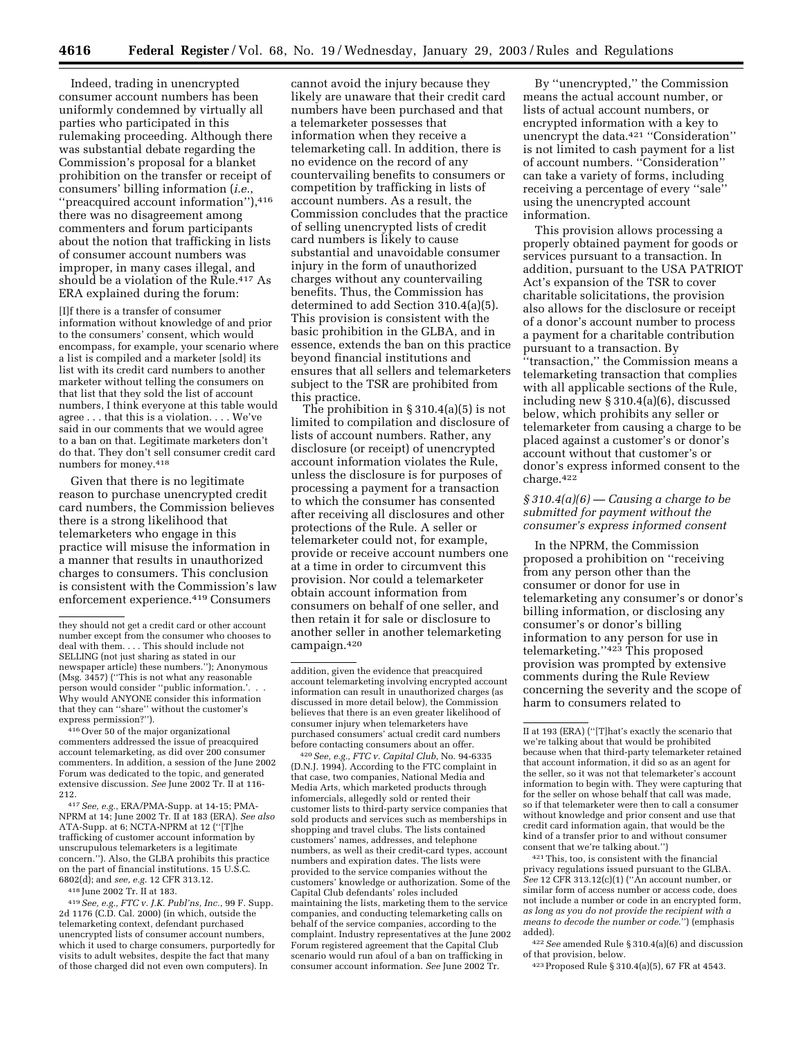Indeed, trading in unencrypted consumer account numbers has been uniformly condemned by virtually all parties who participated in this rulemaking proceeding. Although there was substantial debate regarding the Commission's proposal for a blanket prohibition on the transfer or receipt of consumers' billing information (*i.e.*, ''preacquired account information''),[416] there was no disagreement among commenters and forum participants about the notion that trafficking in lists of consumer account numbers was improper, in many cases illegal, and should be a violation of the Rule.[417] As ERA explained during the forum:

> [I]f there is a transfer of consumer information without knowledge of and prior to the consumers' consent, which would encompass, for example, your scenario where a list is compiled and a marketer [sold] its list with its credit card numbers to another marketer without telling the consumers on that list that they sold the list of account numbers, I think everyone at this table would agree . . . that this is a violation. . . . We've said in our comments that we would agree to a ban on that. Legitimate marketers don't do that. They don't sell consumer credit card numbers for money.[418]

Given that there is no legitimate reason to purchase unencrypted credit card numbers, the Commission believes there is a strong likelihood that telemarketers who engage in this practice will misuse the information in a manner that results in unauthorized charges to consumers. This conclusion is consistent with the Commission's law enforcement experience.[419] Consumers cannot avoid the injury because they likely are unaware that their credit card numbers have been purchased and that a telemarketer possesses that information when they receive a telemarketing call. In addition, there is no evidence on the record of any countervailing benefits to consumers or competition by trafficking in lists of account numbers. As a result, the Commission concludes that the practice of selling unencrypted lists of credit card numbers is likely to cause substantial and unavoidable consumer injury in the form of unauthorized charges without any countervailing benefits. Thus, the Commission has determined to add Section 310.4(a)(5). This provision is consistent with the basic prohibition in the GLBA, and in essence, extends the ban on this practice beyond financial institutions and ensures that all sellers and telemarketers subject to the TSR are prohibited from this practice.

The prohibition in § 310.4(a)(5) is not limited to compilation and disclosure of lists of account numbers. Rather, any disclosure (or receipt) of unencrypted account information violates the Rule, unless the disclosure is for purposes of processing a payment for a transaction to which the consumer has consented after receiving all disclosures and other protections of the Rule. A seller or telemarketer could not, for example, provide or receive account numbers one at a time in order to circumvent this provision. Nor could a telemarketer obtain account information from consumers on behalf of one seller, and then retain it for sale or disclosure to another seller in another telemarketing campaign.[420]

By ''unencrypted,'' the Commission means the actual account number, or lists of actual account numbers, or encrypted information with a key to unencrypt the data.[421] ''Consideration'' is not limited to cash payment for a list of account numbers. ''Consideration'' can take a variety of forms, including receiving a percentage of every ''sale'' using the unencrypted account information.

This provision allows processing a properly obtained payment for goods or services pursuant to a transaction. In addition, pursuant to the USA PATRIOT Act's expansion of the TSR to cover charitable solicitations, the provision also allows for the disclosure or receipt of a donor's account number to process a payment for a charitable contribution pursuant to a transaction. By ''transaction,'' the Commission means a telemarketing transaction that complies with all applicable sections of the Rule, including new § 310.4(a)(6), discussed below, which prohibits any seller or telemarketer from causing a charge to be placed against a customer's or donor's account without that customer's or donor's express informed consent to the charge.[422]

### *§ 310.4(a)(6) — Causing a charge to be submitted for payment without the consumer's express informed consent*

In the NPRM, the Commission proposed a prohibition on ''receiving from any person other than the consumer or donor for use in telemarketing any consumer's or donor's billing information, or disclosing any consumer's or donor's billing information to any person for use in telemarketing.''[423] This proposed provision was prompted by extensive comments during the Rule Review concerning the severity and the scope of harm to consumers related to

---

they should not get a credit card or other account number except from the consumer who chooses to deal with them. . . . This should include not SELLING (not just sharing as stated in our newspaper article) these numbers.''); Anonymous (Msg. 3457) (''This is not what any reasonable person would consider ''public information.'. . . Why would ANYONE consider this information that they can ''share'' without the customer's express permission?'').

[416] Over 50 of the major organizational commenters addressed the issue of preacquired account telemarketing, as did over 200 consumer commenters. In addition, a session of the June 2002 Forum was dedicated to the topic, and generated extensive discussion. *See* June 2002 Tr. II at 116-212.

[417] *See, e.g.*, ERA/PMA-Supp. at 14-15; PMA-NPRM at 14; June 2002 Tr. II at 183 (ERA). *See also* ATA-Supp. at 6; NCTA-NPRM at 12 (''[T]he trafficking of customer account information by unscrupulous telemarketers is a legitimate concern.''). Also, the GLBA prohibits this practice on the part of financial institutions. 15 U.S.C. 6802(d); and *see, e.g.* 12 CFR 313.12.

[418] June 2002 Tr. II at 183.

[419] *See, e.g., FTC v. J.K. Publ'ns, Inc.*, 99 F. Supp. 2d 1176 (C.D. Cal. 2000) (in which, outside the telemarketing context, defendant purchased unencrypted lists of consumer account numbers, which it used to charge consumers, purportedly for visits to adult websites, despite the fact that many of those charged did not even own computers). In addition, given the evidence that preacquired account telemarketing involving encrypted account information can result in unauthorized charges (as discussed in more detail below), the Commission believes that there is an even greater likelihood of consumer injury when telemarketers have purchased consumers' actual credit card numbers before contacting consumers about an offer.

[420] *See, e.g., FTC v. Capital Club,* No. 94-6335 (D.N.J. 1994). According to the FTC complaint in that case, two companies, National Media and Media Arts, which marketed products through infomercials, allegedly sold or rented their customer lists to third-party service companies that sold products and services such as memberships in shopping and travel clubs. The lists contained customers' names, addresses, and telephone numbers, as well as their credit-card types, account numbers and expiration dates. The lists were provided to the service companies without the customers' knowledge or authorization. Some of the Capital Club defendants' roles included maintaining the lists, marketing them to the service companies, and conducting telemarketing calls on behalf of the service companies, according to the complaint. Industry representatives at the June 2002 Forum registered agreement that the Capital Club scenario would run afoul of a ban on trafficking in consumer account information. *See* June 2002 Tr. II at 193 (ERA) (''[T]hat's exactly the scenario that we're talking about that would be prohibited because when that third-party telemarketer retained that account information, it did so as an agent for the seller, so it was not that telemarketer's account information to begin with. They were capturing that for the seller on whose behalf that call was made, so if that telemarketer were then to call a consumer without knowledge and prior consent and use that credit card information again, that would be the kind of a transfer prior to and without consumer consent that we're talking about.'')

[421] This, too, is consistent with the financial privacy regulations issued pursuant to the GLBA. *See* 12 CFR 313.12(c)(1) (''An account number, or similar form of access number or access code, does not include a number or code in an encrypted form, *as long as you do not provide the recipient with a means to decode the number or code*.'') (emphasis added).

[422] *See* amended Rule § 310.4(a)(6) and discussion of that provision, below.

[423] Proposed Rule § 310.4(a)(5), 67 FR at 4543.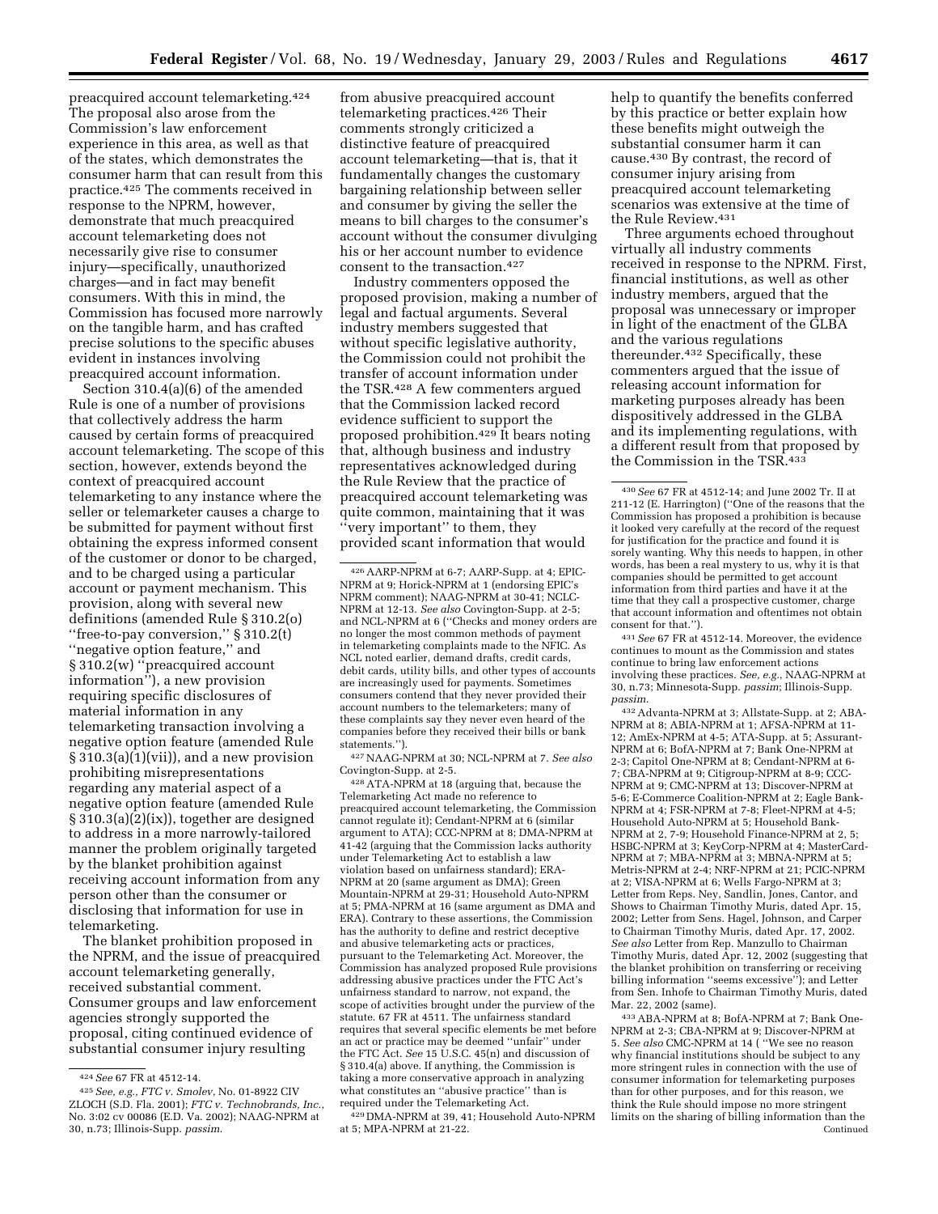preacquired account telemarketing.[424] The proposal also arose from the Commission's law enforcement experience in this area, as well as that of the states, which demonstrates the consumer harm that can result from this practice.[425] The comments received in response to the NPRM, however, demonstrate that much preacquired account telemarketing does not necessarily give rise to consumer injury—specifically, unauthorized charges—and in fact may benefit consumers. With this in mind, the Commission has focused more narrowly on the tangible harm, and has crafted precise solutions to the specific abuses evident in instances involving preacquired account information.

Section 310.4(a)(6) of the amended Rule is one of a number of provisions that collectively address the harm caused by certain forms of preacquired account telemarketing. The scope of this section, however, extends beyond the context of preacquired account telemarketing to any instance where the seller or telemarketer causes a charge to be submitted for payment without first obtaining the express informed consent of the customer or donor to be charged, and to be charged using a particular account or payment mechanism. This provision, along with several new definitions (amended Rule § 310.2(o) "free-to-pay conversion," § 310.2(t) "negative option feature," and § 310.2(w) "preacquired account information"), a new provision requiring specific disclosures of material information in any telemarketing transaction involving a negative option feature (amended Rule § 310.3(a)(1)(vii)), and a new provision prohibiting misrepresentations regarding any material aspect of a negative option feature (amended Rule § 310.3(a)(2)(ix)), together are designed to address in a more narrowly-tailored manner the problem originally targeted by the blanket prohibition against receiving account information from any person other than the consumer or disclosing that information for use in telemarketing.

The blanket prohibition proposed in the NPRM, and the issue of preacquired account telemarketing generally, received substantial comment. Consumer groups and law enforcement agencies strongly supported the proposal, citing continued evidence of substantial consumer injury resulting from abusive preacquired account telemarketing practices.[426] Their comments strongly criticized a distinctive feature of preacquired account telemarketing—that is, that it fundamentally changes the customary bargaining relationship between seller and consumer by giving the seller the means to bill charges to the consumer's account without the consumer divulging his or her account number to evidence consent to the transaction.[427]

Industry commenters opposed the proposed provision, making a number of legal and factual arguments. Several industry members suggested that without specific legislative authority, the Commission could not prohibit the transfer of account information under the TSR.[428] A few commenters argued that the Commission lacked record evidence sufficient to support the proposed prohibition.[429] It bears noting that, although business and industry representatives acknowledged during the Rule Review that the practice of preacquired account telemarketing was quite common, maintaining that it was "very important" to them, they provided scant information that would help to quantify the benefits conferred by this practice or better explain how these benefits might outweigh the substantial consumer harm it can cause.[430] By contrast, the record of consumer injury arising from preacquired account telemarketing scenarios was extensive at the time of the Rule Review.[431]

Three arguments echoed throughout virtually all industry comments received in response to the NPRM. First, financial institutions, as well as other industry members, argued that the proposal was unnecessary or improper in light of the enactment of the GLBA and the various regulations thereunder.[432] Specifically, these commenters argued that the issue of releasing account information for marketing purposes already has been dispositively addressed in the GLBA and its implementing regulations, with a different result from that proposed by the Commission in the TSR.[433]

---

[424] *See* 67 FR at 4512-14.

[425] *See, e.g., FTC v. Smolev*, No. 01-8922 CIV ZLOCH (S.D. Fla. 2001); *FTC v. Technobrands, Inc.*, No. 3:02 cv 00086 (E.D. Va. 2002); NAAG-NPRM at 30, n.73; Illinois-Supp. *passim*.

[426] AARP-NPRM at 6-7; AARP-Supp. at 4; EPIC-NPRM at 9; Horick-NPRM at 1 (endorsing EPIC's NPRM comment); NAAG-NPRM at 30-41; NCLC-NPRM at 12-13. *See also* Covington-Supp. at 2-5; and NCL-NPRM at 6 ("Checks and money orders are no longer the most common methods of payment in telemarketing complaints made to the NFIC. As NCL noted earlier, demand drafts, credit cards, debit cards, utility bills, and other types of accounts are increasingly used for payments. Sometimes consumers contend that they never provided their account numbers to the telemarketers; many of these complaints say they never even heard of the companies before they received their bills or bank statements.").

[427] NAAG-NPRM at 30; NCL-NPRM at 7. *See also* Covington-Supp. at 2-5.

[428] ATA-NPRM at 18 (arguing that, because the Telemarketing Act made no reference to preacquired account telemarketing, the Commission cannot regulate it); Cendant-NPRM at 6 (similar argument to ATA); CCC-NPRM at 8; DMA-NPRM at 41-42 (arguing that the Commission lacks authority under Telemarketing Act to establish a law violation based on unfairness standard); ERA-NPRM at 20 (same argument as DMA); Green Mountain-NPRM at 29-31; Household Auto-NPRM at 5; PMA-NPRM at 16 (same argument as DMA and ERA). Contrary to these assertions, the Commission has the authority to define and restrict deceptive and abusive telemarketing acts or practices, pursuant to the Telemarketing Act. Moreover, the Commission has analyzed proposed Rule provisions addressing abusive practices under the FTC Act's unfairness standard to narrow, not expand, the scope of activities brought under the purview of the statute. 67 FR at 4511. The unfairness standard requires that several specific elements be met before an act or practice may be deemed "unfair" under the FTC Act. *See* 15 U.S.C. 45(n) and discussion of § 310.4(a) above. If anything, the Commission is taking a more conservative approach in analyzing what constitutes an "abusive practice" than is required under the Telemarketing Act.

[429] DMA-NPRM at 39, 41; Household Auto-NPRM at 5; MPA-NPRM at 21-22.

[430] *See* 67 FR at 4512-14; and June 2002 Tr. II at 211-12 (E. Harrington) ("One of the reasons that the Commission has proposed a prohibition is because it looked very carefully at the record of the request for justification for the practice and found it is sorely wanting. Why this needs to happen, in other words, has been a real mystery to us, why it is that companies should be permitted to get account information from third parties and have it at the time that they call a prospective customer, charge that account information and oftentimes not obtain consent for that.").

[431] *See* 67 FR at 4512-14. Moreover, the evidence continues to mount as the Commission and states continue to bring law enforcement actions involving these practices. *See, e.g.*, NAAG-NPRM at 30, n.73; Minnesota-Supp. *passim*; Illinois-Supp. *passim*.

[432] Advanta-NPRM at 3; Allstate-Supp. at 2; ABA-NPRM at 8; ABIA-NPRM at 1; AFSA-NPRM at 11-12; AmEx-NPRM at 4-5; ATA-Supp. at 5; Assurant-NPRM at 6; BofA-NPRM at 7; Bank One-NPRM at 2-3; Capitol One-NPRM at 8; Cendant-NPRM at 6-7; CBA-NPRM at 9; Citigroup-NPRM at 8-9; CCC-NPRM at 9; CMC-NPRM at 13; Discover-NPRM at 5-6; E-Commerce Coalition-NPRM at 2; Eagle Bank-NPRM at 4; FSR-NPRM at 7-8; Fleet-NPRM at 4-5; Household Auto-NPRM at 5; Household Bank-NPRM at 2, 7-9; Household Finance-NPRM at 2, 5; HSBC-NPRM at 3; KeyCorp-NPRM at 4; MasterCard-NPRM at 7; MBA-NPRM at 3; MBNA-NPRM at 5; Metris-NPRM at 2-4; NRF-NPRM at 21; PCIC-NPRM at 2; VISA-NPRM at 6; Wells Fargo-NPRM at 3; Letter from Reps. Ney, Sandlin, Jones, Cantor, and Shows to Chairman Timothy Muris, dated Apr. 15, 2002; Letter from Sens. Hagel, Johnson, and Carper to Chairman Timothy Muris, dated Apr. 17, 2002. *See also* Letter from Rep. Manzullo to Chairman Timothy Muris, dated Apr. 12, 2002 (suggesting that the blanket prohibition on transferring or receiving billing information "seems excessive"); and Letter from Sen. Inhofe to Chairman Timothy Muris, dated Mar. 22, 2002 (same).

[433] ABA-NPRM at 8; BofA-NPRM at 7; Bank One-NPRM at 2-3; CBA-NPRM at 9; Discover-NPRM at 5. *See also* CMC-NPRM at 14 ( "We see no reason why financial institutions should be subject to any more stringent rules in connection with the use of consumer information for telemarketing purposes than for other purposes, and for this reason, we think the Rule should impose no more stringent limits on the sharing of billing information than the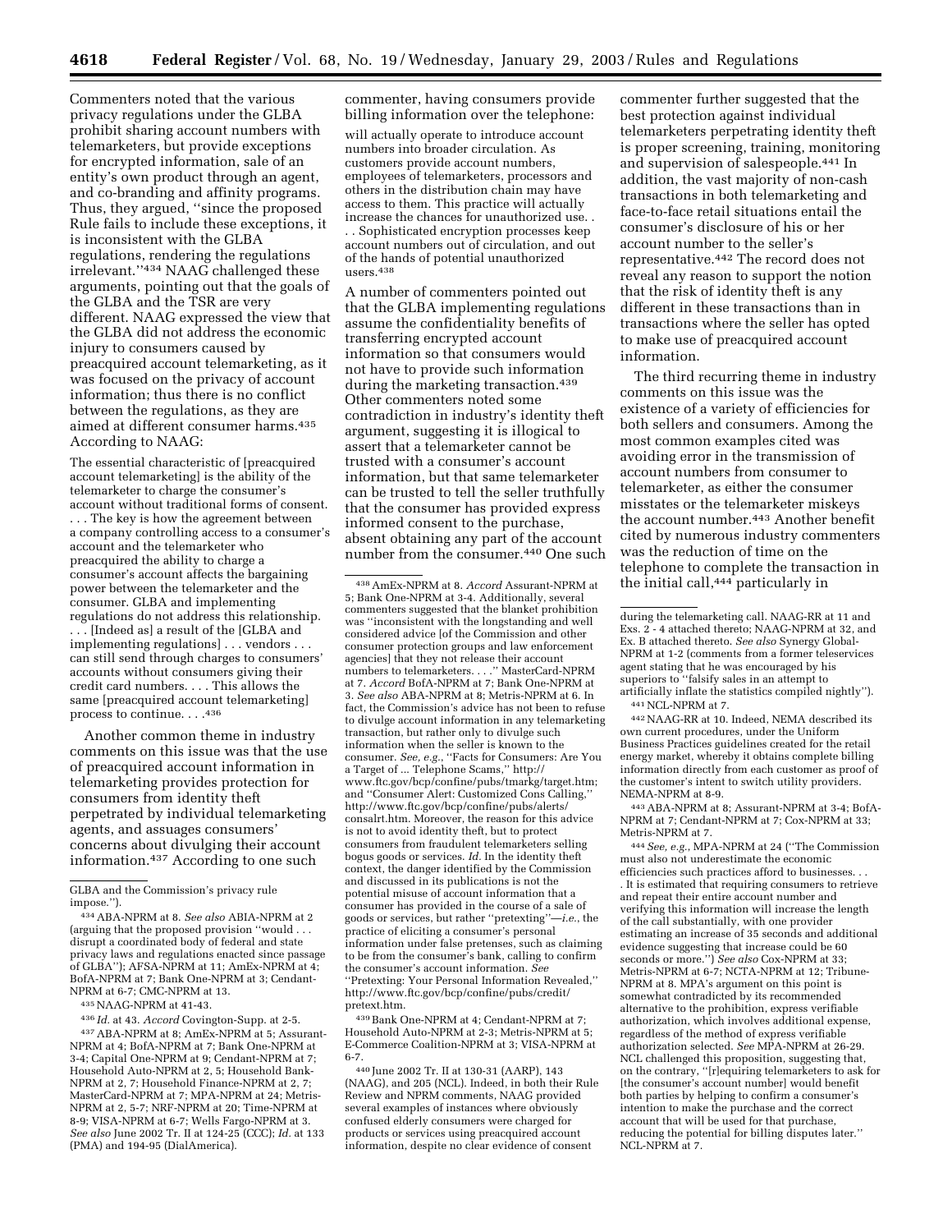Commenters noted that the various privacy regulations under the GLBA prohibit sharing account numbers with telemarketers, but provide exceptions for encrypted information, sale of an entity's own product through an agent, and co-branding and affinity programs. Thus, they argued, ''since the proposed Rule fails to include these exceptions, it is inconsistent with the GLBA regulations, rendering the regulations irrelevant.''[434] NAAG challenged these arguments, pointing out that the goals of the GLBA and the TSR are very different. NAAG expressed the view that the GLBA did not address the economic injury to consumers caused by preacquired account telemarketing, as it was focused on the privacy of account information; thus there is no conflict between the regulations, as they are aimed at different consumer harms.[435] According to NAAG:

> The essential characteristic of [preacquired account telemarketing] is the ability of the telemarketer to charge the consumer's account without traditional forms of consent. . . . The key is how the agreement between a company controlling access to a consumer's account and the telemarketer who preacquired the ability to charge a consumer's account affects the bargaining power between the telemarketer and the consumer. GLBA and implementing regulations do not address this relationship. . . . [Indeed as] a result of the [GLBA and implementing regulations] . . . vendors . . . can still send through charges to consumers' accounts without consumers giving their credit card numbers. . . . This allows the same [preacquired account telemarketing] process to continue. . . .[436]

Another common theme in industry comments on this issue was that the use of preacquired account information in telemarketing provides protection for consumers from identity theft perpetrated by individual telemarketing agents, and assuages consumers' concerns about divulging their account information.[437] According to one such commenter, having consumers provide billing information over the telephone:

> will actually operate to introduce account numbers into broader circulation. As customers provide account numbers, employees of telemarketers, processors and others in the distribution chain may have access to them. This practice will actually increase the chances for unauthorized use. . . . Sophisticated encryption processes keep account numbers out of circulation, and out of the hands of potential unauthorized users.[438]

A number of commenters pointed out that the GLBA implementing regulations assume the confidentiality benefits of transferring encrypted account information so that consumers would not have to provide such information during the marketing transaction.[439] Other commenters noted some contradiction in industry's identity theft argument, suggesting it is illogical to assert that a telemarketer cannot be trusted with a consumer's account information, but that same telemarketer can be trusted to tell the seller truthfully that the consumer has provided express informed consent to the purchase, absent obtaining any part of the account number from the consumer.[440] One such commenter further suggested that the best protection against individual telemarketers perpetrating identity theft is proper screening, training, monitoring and supervision of salespeople.[441] In addition, the vast majority of non-cash transactions in both telemarketing and face-to-face retail situations entail the consumer's disclosure of his or her account number to the seller's representative.[442] The record does not reveal any reason to support the notion that the risk of identity theft is any different in these transactions than in transactions where the seller has opted to make use of preacquired account information.

The third recurring theme in industry comments on this issue was the existence of a variety of efficiencies for both sellers and consumers. Among the most common examples cited was avoiding error in the transmission of account numbers from consumer to telemarketer, as either the consumer misstates or the telemarketer miskeys the account number.[443] Another benefit cited by numerous industry commenters was the reduction of time on the telephone to complete the transaction in the initial call,[444] particularly in

---

GLBA and the Commission's privacy rule impose.'').

[434] ABA-NPRM at 8. *See also* ABIA-NPRM at 2 (arguing that the proposed provision ''would . . . disrupt a coordinated body of federal and state privacy laws and regulations enacted since passage of GLBA''); AFSA-NPRM at 11; AmEx-NPRM at 4; BofA-NPRM at 7; Bank One-NPRM at 3; Cendant-NPRM at 6-7; CMC-NPRM at 13.

[435] NAAG-NPRM at 41-43.

[436] *Id.* at 43. *Accord* Covington-Supp. at 2-5.

[437] ABA-NPRM at 8; AmEx-NPRM at 5; Assurant-NPRM at 4; BofA-NPRM at 7; Bank One-NPRM at 3-4; Capital One-NPRM at 9; Cendant-NPRM at 7; Household Auto-NPRM at 2, 5; Household Bank-NPRM at 2, 7; Household Finance-NPRM at 2, 7; MasterCard-NPRM at 7; MPA-NPRM at 24; Metris-NPRM at 2, 5-7; NRF-NPRM at 20; Time-NPRM at 8-9; VISA-NPRM at 6-7; Wells Fargo-NPRM at 3. *See also* June 2002 Tr. II at 124-25 (CCC); *Id.* at 133 (PMA) and 194-95 (DialAmerica).

[438] AmEx-NPRM at 8. *Accord* Assurant-NPRM at 5; Bank One-NPRM at 3-4. Additionally, several commenters suggested that the blanket prohibition was ''inconsistent with the longstanding and well considered advice [of the Commission and other consumer protection groups and law enforcement agencies] that they not release their account numbers to telemarketers. . . .'' MasterCard-NPRM at 7. *Accord* BofA-NPRM at 7; Bank One-NPRM at 3. *See also* ABA-NPRM at 8; Metris-NPRM at 6. In fact, the Commission's advice has not been to refuse to divulge account information in any telemarketing transaction, but rather only to divulge such information when the seller is known to the consumer. *See, e.g.*, ''Facts for Consumers: Are You a Target of ... Telephone Scams,'' http://www.ftc.gov/bcp/confine/pubs/tmarkg/target.htm; and ''Consumer Alert: Customized Cons Calling,'' http://www.ftc.gov/bcp/confine/pubs/alerts/consalrt.htm. Moreover, the reason for this advice is not to avoid identity theft, but to protect consumers from fraudulent telemarketers selling bogus goods or services. *Id.* In the identity theft context, the danger identified by the Commission and discussed in its publications is not the potential misuse of account information that a consumer has provided in the course of a sale of goods or services, but rather ''pretexting''—*i.e.*, the practice of eliciting a consumer's personal information under false pretenses, such as claiming to be from the consumer's bank, calling to confirm the consumer's account information. *See* ''Pretexting: Your Personal Information Revealed,'' http://www.ftc.gov/bcp/confine/pubs/credit/pretext.htm.

[439] Bank One-NPRM at 4; Cendant-NPRM at 7; Household Auto-NPRM at 2-3; Metris-NPRM at 5; E-Commerce Coalition-NPRM at 3; VISA-NPRM at 6-7.

[440] June 2002 Tr. II at 130-31 (AARP), 143 (NAAG), and 205 (NCL). Indeed, in both their Rule Review and NPRM comments, NAAG provided several examples of instances where obviously confused elderly consumers were charged for products or services using preacquired account information, despite no clear evidence of consent during the telemarketing call. NAAG-RR at 11 and Exs. 2 - 4 attached thereto; NAAG-NPRM at 32, and Ex. B attached thereto. *See also* Synergy Global-NPRM at 1-2 (comments from a former teleservices agent stating that he was encouraged by his superiors to ''falsify sales in an attempt to artificially inflate the statistics compiled nightly'').

[441] NCL-NPRM at 7.

[442] NAAG-RR at 10. Indeed, NEMA described its own current procedures, under the Uniform Business Practices guidelines created for the retail energy market, whereby it obtains complete billing information directly from each customer as proof of the customer's intent to switch utility providers. NEMA-NPRM at 8-9.

[443] ABA-NPRM at 8; Assurant-NPRM at 3-4; BofA-NPRM at 7; Cendant-NPRM at 7; Cox-NPRM at 33; Metris-NPRM at 7.

[444] *See, e.g.*, MPA-NPRM at 24 (''The Commission must also not underestimate the economic efficiencies such practices afford to businesses. . . . It is estimated that requiring consumers to retrieve and repeat their entire account number and verifying this information will increase the length of the call substantially, with one provider estimating an increase of 35 seconds and additional evidence suggesting that increase could be 60 seconds or more.'') *See also* Cox-NPRM at 33; Metris-NPRM at 6-7; NCTA-NPRM at 12; Tribune-NPRM at 8. MPA's argument on this point is somewhat contradicted by its recommended alternative to the prohibition, express verifiable authorization, which involves additional expense, regardless of the method of express verifiable authorization selected. *See* MPA-NPRM at 26-29. NCL challenged this proposition, suggesting that, on the contrary, ''[r]equiring telemarketers to ask for [the consumer's account number] would benefit both parties by helping to confirm a consumer's intention to make the purchase and the correct account that will be used for that purchase, reducing the potential for billing disputes later.'' NCL-NPRM at 7.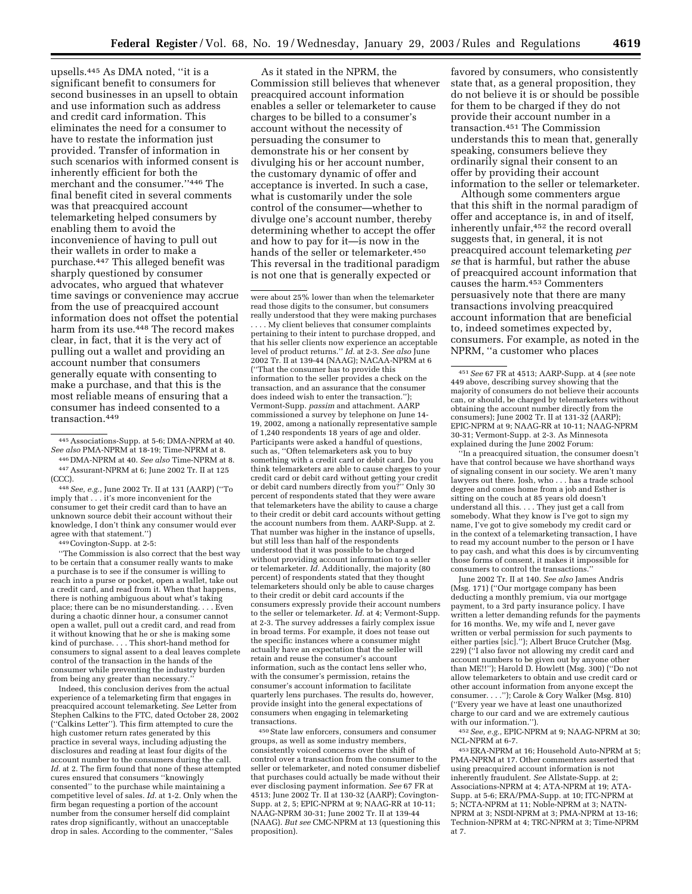upsells.[445] As DMA noted, ''it is a significant benefit to consumers for second businesses in an upsell to obtain and use information such as address and credit card information. This eliminates the need for a consumer to have to restate the information just provided. Transfer of information in such scenarios with informed consent is inherently efficient for both the merchant and the consumer.''[446] The final benefit cited in several comments was that preacquired account telemarketing helped consumers by enabling them to avoid the inconvenience of having to pull out their wallets in order to make a purchase.[447] This alleged benefit was sharply questioned by consumer advocates, who argued that whatever time savings or convenience may accrue from the use of preacquired account information does not offset the potential harm from its use.[448] The record makes clear, in fact, that it is the very act of pulling out a wallet and providing an account number that consumers generally equate with consenting to make a purchase, and that this is the most reliable means of ensuring that a consumer has indeed consented to a transaction.[449]

As it stated in the NPRM, the Commission still believes that whenever preacquired account information enables a seller or telemarketer to cause charges to be billed to a consumer's account without the necessity of persuading the consumer to demonstrate his or her consent by divulging his or her account number, the customary dynamic of offer and acceptance is inverted. In such a case, what is customarily under the sole control of the consumer—whether to divulge one's account number, thereby determining whether to accept the offer and how to pay for it—is now in the hands of the seller or telemarketer.[450] This reversal in the traditional paradigm is not one that is generally expected or favored by consumers, who consistently state that, as a general proposition, they do not believe it is or should be possible for them to be charged if they do not provide their account number in a transaction.[451] The Commission understands this to mean that, generally speaking, consumers believe they ordinarily signal their consent to an offer by providing their account information to the seller or telemarketer.

Although some commenters argue that this shift in the normal paradigm of offer and acceptance is, in and of itself, inherently unfair,[452] the record overall suggests that, in general, it is not preacquired account telemarketing *per se* that is harmful, but rather the abuse of preacquired account information that causes the harm.[453] Commenters persuasively note that there are many transactions involving preacquired account information that are beneficial to, indeed sometimes expected by, consumers. For example, as noted in the NPRM, ''a customer who places

---

[445] Associations-Supp. at 5-6; DMA-NPRM at 40. *See also* PMA-NPRM at 18-19; Time-NPRM at 8.

[446] DMA-NPRM at 40. *See also* Time-NPRM at 8.

[447] Assurant-NPRM at 6; June 2002 Tr. II at 125 (CCC).

[448] *See, e.g.*, June 2002 Tr. II at 131 (AARP) (''To imply that . . . it's more inconvenient for the consumer to get their credit card than to have an unknown source debit their account without their knowledge, I don't think any consumer would ever agree with that statement.'')

[449] Covington-Supp. at 2-5:

''The Commission is also correct that the best way to be certain that a consumer really wants to make a purchase is to see if the consumer is willing to reach into a purse or pocket, open a wallet, take out a credit card, and read from it. When that happens, there is nothing ambiguous about what's taking place; there can be no misunderstanding. . . . Even during a chaotic dinner hour, a consumer cannot open a wallet, pull out a credit card, and read from it without knowing that he or she is making some kind of purchase. . . . This short-hand method for consumers to signal assent to a deal leaves complete control of the transaction in the hands of the consumer while preventing the industry burden from being any greater than necessary.''

Indeed, this conclusion derives from the actual experience of a telemarketing firm that engages in preacquired account telemarketing. *See* Letter from Stephen Calkins to the FTC, dated October 28, 2002 (''Calkins Letter''). This firm attempted to cure the high customer return rates generated by this practice in several ways, including adjusting the disclosures and reading at least four digits of the account number to the consumers during the call. *Id.* at 2. The firm found that none of these attempted cures ensured that consumers ''knowingly consented'' to the purchase while maintaining a competitive level of sales. *Id.* at 1-2. Only when the firm began requesting a portion of the account number from the consumer herself did complaint rates drop significantly, without an unacceptable drop in sales. According to the commenter, ''Sales were about 25% lower than when the telemarketer read those digits to the consumer, but consumers really understood that they were making purchases . . . . My client believes that consumer complaints pertaining to their intent to purchase dropped, and that his seller clients now experience an acceptable level of product returns.'' *Id.* at 2-3. *See also* June 2002 Tr. II at 139-44 (NAAG); NACAA-NPRM at 6 (''That the consumer has to provide this information to the seller provides a check on the transaction, and an assurance that the consumer does indeed wish to enter the transaction.''); Vermont-Supp. *passim* and attachment. AARP commissioned a survey by telephone on June 14-19, 2002, among a nationally representative sample of 1,240 respondents 18 years of age and older. Participants were asked a handful of questions, such as, ''Often telemarketers ask you to buy something with a credit card or debit card. Do you think telemarketers are able to cause charges to your credit card or debit card without getting your credit or debit card numbers directly from you?'' Only 30 percent of respondents stated that they were aware that telemarketers have the ability to cause a charge to their credit or debit card accounts without getting the account numbers from them. AARP-Supp. at 2. That number was higher in the instance of upsells, but still less than half of the respondents understood that it was possible to be charged without providing account information to a seller or telemarketer. *Id.* Additionally, the majority (80 percent) of respondents stated that they thought telemarketers should only be able to cause charges to their credit or debit card accounts if the consumers expressly provide their account numbers to the seller or telemarketer. *Id.* at 4; Vermont-Supp. at 2-3. The survey addresses a fairly complex issue in broad terms. For example, it does not tease out the specific instances where a consumer might actually have an expectation that the seller will retain and reuse the consumer's account information, such as the contact lens seller who, with the consumer's permission, retains the consumer's account information to facilitate quarterly lens purchases. The results do, however, provide insight into the general expectations of consumers when engaging in telemarketing transactions.

[450] State law enforcers, consumers and consumer groups, as well as some industry members, consistently voiced concerns over the shift of control over a transaction from the consumer to the seller or telemarketer, and noted consumer disbelief that purchases could actually be made without their ever disclosing payment information. *See* 67 FR at 4513; June 2002 Tr. II at 130-32 (AARP); Covington-Supp. at 2, 5; EPIC-NPRM at 9; NAAG-RR at 10-11; NAAG-NPRM 30-31; June 2002 Tr. II at 139-44 (NAAG). *But see* CMC-NPRM at 13 (questioning this proposition).

[451] *See* 67 FR at 4513; AARP-Supp. at 4 (*see* note 449 above, describing survey showing that the majority of consumers do not believe their accounts can, or should, be charged by telemarketers without obtaining the account number directly from the consumers); June 2002 Tr. II at 131-32 (AARP); EPIC-NPRM at 9; NAAG-RR at 10-11; NAAG-NPRM 30-31; Vermont-Supp. at 2-3. As Minnesota explained during the June 2002 Forum:

''In a preacquired situation, the consumer doesn't have that control because we have shorthand ways of signaling consent in our society. We aren't many lawyers out there. Josh, who . . . has a trade school degree and comes home from a job and Esther is sitting on the couch at 85 years old doesn't understand all this. . . . They just get a call from somebody. What they know is I've got to sign my name, I've got to give somebody my credit card or in the context of a telemarketing transaction, I have to read my account number to the person or I have to pay cash, and what this does is by circumventing those forms of consent, it makes it impossible for consumers to control the transactions.''

June 2002 Tr. II at 140. *See also* James Andris (Msg. 171) (''Our mortgage company has been deducting a monthly premium, via our mortgage payment, to a 3rd party insurance policy. I have written a letter demanding refunds for the payments for 16 months. We, my wife and I, never gave written or verbal permission for such payments to either parties [sic].''); Albert Bruce Crutcher (Msg. 229) (''I also favor not allowing my credit card and account numbers to be given out by anyone other than ME!!''); Harold D. Howlett (Msg. 300) (''Do not allow telemarketers to obtain and use credit card or other account information from anyone except the consumer. . . .''); Carole & Cory Walker (Msg. 810) (''Every year we have at least one unauthorized charge to our card and we are extremely cautious with our information.'').

[452] *See, e.g.*, EPIC-NPRM at 9; NAAG-NPRM at 30; NCL-NPRM at 6-7.

[453] ERA-NPRM at 16; Household Auto-NPRM at 5; PMA-NPRM at 17. Other commenters asserted that using preacquired account information is not inherently fraudulent. *See* Allstate-Supp. at 2; Associations-NPRM at 4; ATA-NPRM at 19; ATA-Supp. at 5-6; ERA/PMA-Supp. at 10; ITC-NPRM at 5; NCTA-NPRM at 11; Noble-NPRM at 3; NATN-NPRM at 3; NSDI-NPRM at 3; PMA-NPRM at 13-16; Technion-NPRM at 4; TRC-NPRM at 3; Time-NPRM at 7.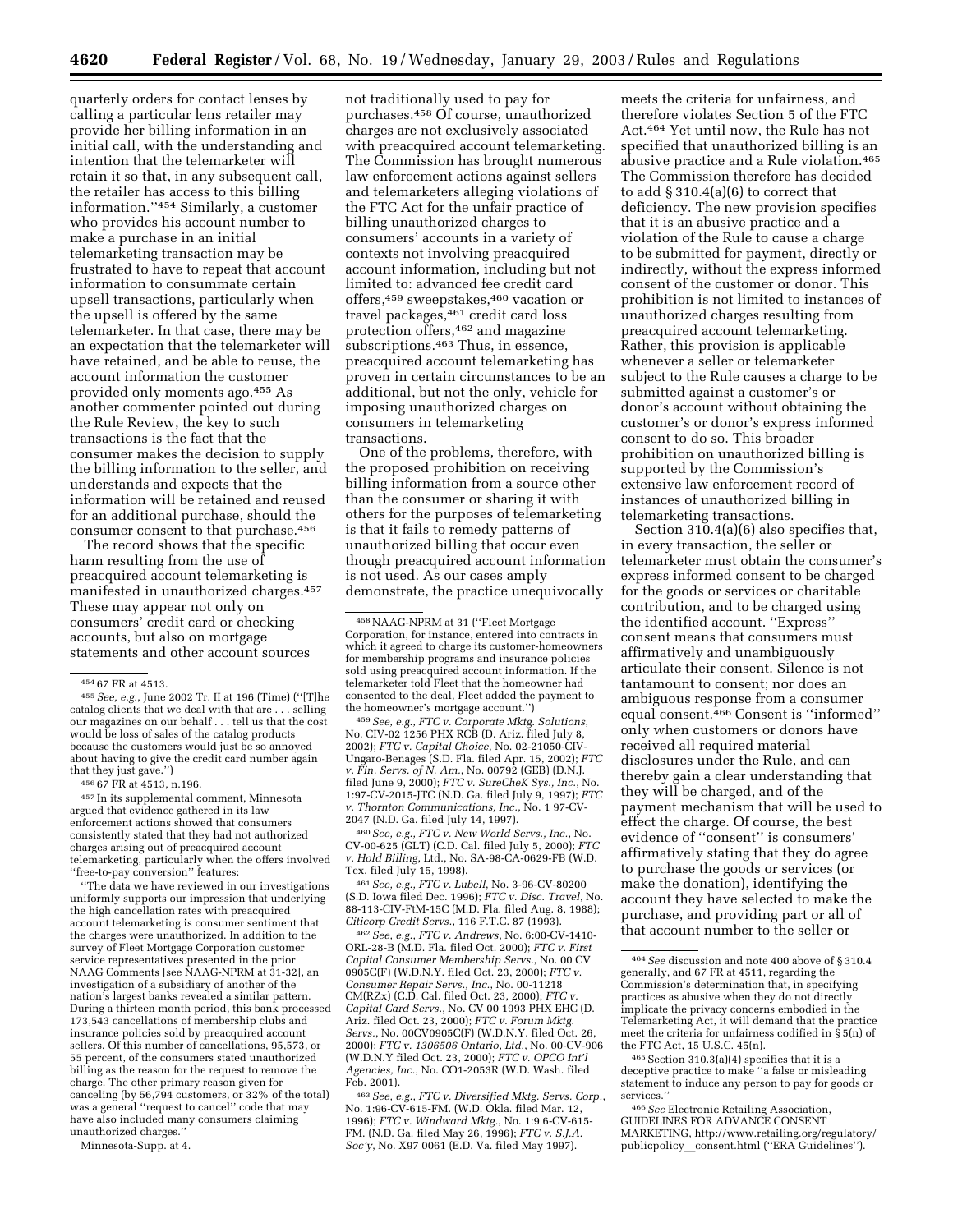quarterly orders for contact lenses by calling a particular lens retailer may provide her billing information in an initial call, with the understanding and intention that the telemarketer will retain it so that, in any subsequent call, the retailer has access to this billing information.''[454] Similarly, a customer who provides his account number to make a purchase in an initial telemarketing transaction may be frustrated to have to repeat that account information to consummate certain upsell transactions, particularly when the upsell is offered by the same telemarketer. In that case, there may be an expectation that the telemarketer will have retained, and be able to reuse, the account information the customer provided only moments ago.[455] As another commenter pointed out during the Rule Review, the key to such transactions is the fact that the consumer makes the decision to supply the billing information to the seller, and understands and expects that the information will be retained and reused for an additional purchase, should the consumer consent to that purchase.[456]

The record shows that the specific harm resulting from the use of preacquired account telemarketing is manifested in unauthorized charges.[457] These may appear not only on consumers' credit card or checking accounts, but also on mortgage statements and other account sources not traditionally used to pay for purchases.[458] Of course, unauthorized charges are not exclusively associated with preacquired account telemarketing. The Commission has brought numerous law enforcement actions against sellers and telemarketers alleging violations of the FTC Act for the unfair practice of billing unauthorized charges to consumers' accounts in a variety of contexts not involving preacquired account information, including but not limited to: advanced fee credit card offers,[459] sweepstakes,[460] vacation or travel packages,[461] credit card loss protection offers,[462] and magazine subscriptions.[463] Thus, in essence, preacquired account telemarketing has proven in certain circumstances to be an additional, but not the only, vehicle for imposing unauthorized charges on consumers in telemarketing transactions.

One of the problems, therefore, with the proposed prohibition on receiving billing information from a source other than the consumer or sharing it with others for the purposes of telemarketing is that it fails to remedy patterns of unauthorized billing that occur even though preacquired account information is not used. As our cases amply demonstrate, the practice unequivocally meets the criteria for unfairness, and therefore violates Section 5 of the FTC Act.[464] Yet until now, the Rule has not specified that unauthorized billing is an abusive practice and a Rule violation.[465] The Commission therefore has decided to add § 310.4(a)(6) to correct that deficiency. The new provision specifies that it is an abusive practice and a violation of the Rule to cause a charge to be submitted for payment, directly or indirectly, without the express informed consent of the customer or donor. This prohibition is not limited to instances of unauthorized charges resulting from preacquired account telemarketing. Rather, this provision is applicable whenever a seller or telemarketer subject to the Rule causes a charge to be submitted against a customer's or donor's account without obtaining the customer's or donor's express informed consent to do so. This broader prohibition on unauthorized billing is supported by the Commission's extensive law enforcement record of instances of unauthorized billing in telemarketing transactions.

Section 310.4(a)(6) also specifies that, in every transaction, the seller or telemarketer must obtain the consumer's express informed consent to be charged for the goods or services or charitable contribution, and to be charged using the identified account. ''Express'' consent means that consumers must affirmatively and unambiguously articulate their consent. Silence is not tantamount to consent; nor does an ambiguous response from a consumer equal consent.[466] Consent is ''informed'' only when customers or donors have received all required material disclosures under the Rule, and can thereby gain a clear understanding that they will be charged, and of the payment mechanism that will be used to effect the charge. Of course, the best evidence of ''consent'' is consumers' affirmatively stating that they do agree to purchase the goods or services (or make the donation), identifying the account they have selected to make the purchase, and providing part or all of that account number to the seller or

---

[454] 67 FR at 4513.

[455] *See, e.g.*, June 2002 Tr. II at 196 (Time) (''[T]he catalog clients that we deal with that are . . . selling our magazines on our behalf . . . tell us that the cost would be loss of sales of the catalog products because the customers would just be so annoyed about having to give the credit card number again that they just gave.'')

[456] 67 FR at 4513, n.196.

[457] In its supplemental comment, Minnesota argued that evidence gathered in its law enforcement actions showed that consumers consistently stated that they had not authorized charges arising out of preacquired account telemarketing, particularly when the offers involved ''free-to-pay conversion'' features:

''The data we have reviewed in our investigations uniformly supports our impression that underlying the high cancellation rates with preacquired account telemarketing is consumer sentiment that the charges were unauthorized. In addition to the survey of Fleet Mortgage Corporation customer service representatives presented in the prior NAAG Comments [see NAAG-NPRM at 31-32], an investigation of a subsidiary of another of the nation's largest banks revealed a similar pattern. During a thirteen month period, this bank processed 173,543 cancellations of membership clubs and insurance policies sold by preacquired account sellers. Of this number of cancellations, 95,573, or 55 percent, of the consumers stated unauthorized billing as the reason for the request to remove the charge. The other primary reason given for canceling (by 56,794 customers, or 32% of the total) was a general ''request to cancel'' code that may have also included many consumers claiming unauthorized charges.''

Minnesota-Supp. at 4.

[458] NAAG-NPRM at 31 (''Fleet Mortgage Corporation, for instance, entered into contracts in which it agreed to charge its customer-homeowners for membership programs and insurance policies sold using preacquired account information. If the telemarketer told Fleet that the homeowner had consented to the deal, Fleet added the payment to the homeowner's mortgage account.'')

[459] *See, e.g., FTC v. Corporate Mktg. Solutions*, No. CIV-02 1256 PHX RCB (D. Ariz. filed July 8, 2002); *FTC v. Capital Choice*, No. 02-21050-CIV-Ungaro-Benages (S.D. Fla. filed Apr. 15, 2002); *FTC v. Fin. Servs. of N. Am.*, No. 00792 (GEB) (D.N.J. filed June 9, 2000); *FTC v. SureCheK Sys., Inc.*, No. 1:97-CV-2015-JTC (N.D. Ga. filed July 9, 1997); *FTC v. Thornton Communications, Inc.*, No. 1 97-CV-2047 (N.D. Ga. filed July 14, 1997).

[460] *See, e.g., FTC v. New World Servs., Inc.*, No. CV-00-625 (GLT) (C.D. Cal. filed July 5, 2000); *FTC v. Hold Billing*, Ltd., No. SA-98-CA-0629-FB (W.D. Tex. filed July 15, 1998).

[461] *See, e.g., FTC v. Lubell*, No. 3-96-CV-80200 (S.D. Iowa filed Dec. 1996); *FTC v. Disc. Travel*, No. 88-113-CIV-FtM-15C (M.D. Fla. filed Aug. 8, 1988); *Citicorp Credit Servs.*, 116 F.T.C. 87 (1993).

[462] *See, e.g., FTC v. Andrews*, No. 6:00-CV-1410-ORL-28-B (M.D. Fla. filed Oct. 2000); *FTC v. First Capital Consumer Membership Servs.*, No. 00 CV 0905C(F) (W.D.N.Y. filed Oct. 23, 2000); *FTC v. Consumer Repair Servs., Inc.*, No. 00-11218 CM(RZx) (C.D. Cal. filed Oct. 23, 2000); *FTC v. Capital Card Servs.*, No. CV 00 1993 PHX EHC (D. Ariz. filed Oct. 23, 2000); *FTC v. Forum Mktg. Servs.*, No. 00CV0905C(F) (W.D.N.Y. filed Oct. 26, 2000); *FTC v. 1306506 Ontario, Ltd.*, No. 00-CV-906 (W.D.N.Y filed Oct. 23, 2000); *FTC v. OPCO Int'l Agencies, Inc.*, No. CO1-2053R (W.D. Wash. filed Feb. 2001).

[463] *See, e.g., FTC v. Diversified Mktg. Servs. Corp.*, No. 1:96-CV-615-FM. (W.D. Okla. filed Mar. 12, 1996); *FTC v. Windward Mktg.*, No. 1:9 6-CV-615-FM. (N.D. Ga. filed May 26, 1996); *FTC v. S.J.A. Soc'y*, No. X97 0061 (E.D. Va. filed May 1997).

[464] *See* discussion and note 400 above of § 310.4 generally, and 67 FR at 4511, regarding the Commission's determination that, in specifying practices as abusive when they do not directly implicate the privacy concerns embodied in the Telemarketing Act, it will demand that the practice meet the criteria for unfairness codified in § 5(n) of the FTC Act, 15 U.S.C. 45(n).

[465] Section 310.3(a)(4) specifies that it is a deceptive practice to make ''a false or misleading statement to induce any person to pay for goods or services.''

[466] *See* Electronic Retailing Association, GUIDELINES FOR ADVANCE CONSENT MARKETING, http://www.retailing.org/regulatory/publicpolicy__consent.html (''ERA Guidelines'').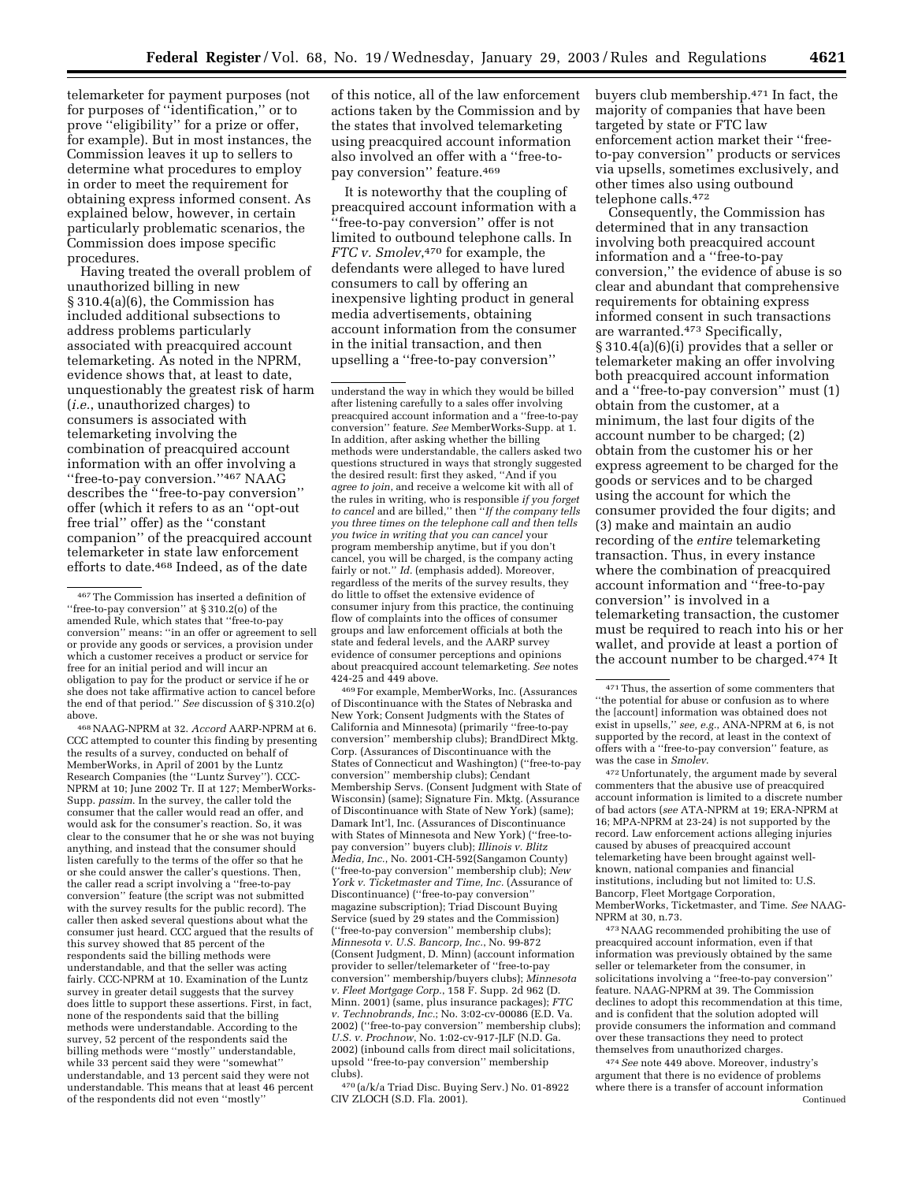telemarketer for payment purposes (not for purposes of "identification," or to prove "eligibility" for a prize or offer, for example). But in most instances, the Commission leaves it up to sellers to determine what procedures to employ in order to meet the requirement for obtaining express informed consent. As explained below, however, in certain particularly problematic scenarios, the Commission does impose specific procedures.

Having treated the overall problem of unauthorized billing in new § 310.4(a)(6), the Commission has included additional subsections to address problems particularly associated with preacquired account telemarketing. As noted in the NPRM, evidence shows that, at least to date, unquestionably the greatest risk of harm (*i.e.*, unauthorized charges) to consumers is associated with telemarketing involving the combination of preacquired account information with an offer involving a "free-to-pay conversion."[467] NAAG describes the "free-to-pay conversion" offer (which it refers to as an "opt-out free trial" offer) as the "constant companion" of the preacquired account telemarketer in state law enforcement efforts to date.[468] Indeed, as of the date of this notice, all of the law enforcement actions taken by the Commission and by the states that involved telemarketing using preacquired account information also involved an offer with a "free-to-pay conversion" feature.[469]

It is noteworthy that the coupling of preacquired account information with a "free-to-pay conversion" offer is not limited to outbound telephone calls. In *FTC v. Smolev*,[470] for example, the defendants were alleged to have lured consumers to call by offering an inexpensive lighting product in general media advertisements, obtaining account information from the consumer in the initial transaction, and then upselling a "free-to-pay conversion" buyers club membership.[471] In fact, the majority of companies that have been targeted by state or FTC law enforcement action market their "free-to-pay conversion" products or services via upsells, sometimes exclusively, and other times also using outbound telephone calls.[472]

Consequently, the Commission has determined that in any transaction involving both preacquired account information and a "free-to-pay conversion," the evidence of abuse is so clear and abundant that comprehensive requirements for obtaining express informed consent in such transactions are warranted.[473] Specifically, § 310.4(a)(6)(i) provides that a seller or telemarketer making an offer involving both preacquired account information and a "free-to-pay conversion" must (1) obtain from the customer, at a minimum, the last four digits of the account number to be charged; (2) obtain from the customer his or her express agreement to be charged for the goods or services and to be charged using the account for which the consumer provided the four digits; and (3) make and maintain an audio recording of the *entire* telemarketing transaction. Thus, in every instance where the combination of preacquired account information and "free-to-pay conversion" is involved in a telemarketing transaction, the customer must be required to reach into his or her wallet, and provide at least a portion of the account number to be charged.[474] It

---

[467] The Commission has inserted a definition of "free-to-pay conversion" at § 310.2(o) of the amended Rule, which states that "free-to-pay conversion" means: "in an offer or agreement to sell or provide any goods or services, a provision under which a customer receives a product or service for free for an initial period and will incur an obligation to pay for the product or service if he or she does not take affirmative action to cancel before the end of that period." *See* discussion of § 310.2(o) above.

[468] NAAG-NPRM at 32. *Accord* AARP-NPRM at 6. CCC attempted to counter this finding by presenting the results of a survey, conducted on behalf of MemberWorks, in April of 2001 by the Luntz Research Companies (the "Luntz Survey"). CCC-NPRM at 10; June 2002 Tr. II at 127; MemberWorks-Supp. *passim*. In the survey, the caller told the consumer that the caller would read an offer, and would ask for the consumer's reaction. So, it was clear to the consumer that he or she was not buying anything, and instead that the consumer should listen carefully to the terms of the offer so that he or she could answer the caller's questions. Then, the caller read a script involving a "free-to-pay conversion" feature (the script was not submitted with the survey results for the public record). The caller then asked several questions about what the consumer just heard. CCC argued that the results of this survey showed that 85 percent of the respondents said the billing methods were understandable, and that the seller was acting fairly. CCC-NPRM at 10. Examination of the Luntz survey in greater detail suggests that the survey does little to support these assertions. First, in fact, none of the respondents said that the billing methods were understandable. According to the survey, 52 percent of the respondents said the billing methods were "mostly" understandable, while 33 percent said they were "somewhat" understandable, and 13 percent said they were not understandable. This means that at least 46 percent of the respondents did not even "mostly" understand the way in which they would be billed after listening carefully to a sales offer involving preacquired account information and a "free-to-pay conversion." *See* MemberWorks-Supp. at 1. In addition, after asking whether the billing methods were understandable, the callers asked two questions structured in ways that strongly suggested the desired result: first they asked, "And if you *agree to join*, and receive a welcome kit with all of the rules in writing, who is responsible *if you forget to cancel* and are billed," then "*If the company tells you three times on the telephone call and then tells you twice in writing that you can cancel* your program membership anytime, but if you don't cancel, you will be charged, is the company acting fairly or not." *Id.* (emphasis added). Moreover, regardless of the merits of the survey results, they do little to offset the extensive evidence of consumer injury from this practice, the continuing flow of complaints into the offices of consumer groups and law enforcement officials at both the state and federal levels, and the AARP survey evidence of consumer perceptions and opinions about preacquired account telemarketing. *See* notes 424-25 and 449 above.

[469] For example, MemberWorks, Inc. (Assurances of Discontinuance with the States of Nebraska and New York; Consent Judgments with the States of California and Minnesota) (primarily "free-to-pay conversion" membership clubs); BrandDirect Mktg. Corp. (Assurances of Discontinuance with the States of Connecticut and Washington) ("free-to-pay conversion" membership clubs); Cendant Membership Servs. (Consent Judgment with State of Wisconsin) (same); Signature Fin. Mktg. (Assurance of Discontinuance with State of New York) (same); Damark Int'l, Inc. (Assurances of Discontinuance with States of Minnesota and New York) ("free-to-pay conversion" buyers club); *Illinois v. Blitz Media, Inc.*, No. 2001-CH-592(Sangamon County) ("free-to-pay conversion" membership club); *New York v. Ticketmaster and Time, Inc.* (Assurance of Discontinuance) ("free-to-pay conversion" magazine subscription); Triad Discount Buying Service (sued by 29 states and the Commission) ("free-to-pay conversion" membership clubs); *Minnesota v. U.S. Bancorp, Inc.*, No. 99-872 (Consent Judgment, D. Minn) (account information provider to seller/telemarketer of "free-to-pay conversion" membership/buyers clubs); *Minnesota v. Fleet Mortgage Corp.*, 158 F. Supp. 2d 962 (D. Minn. 2001) (same, plus insurance packages); *FTC v. Technobrands, Inc.*; No. 3:02-cv-00086 (E.D. Va. 2002) ("free-to-pay conversion" membership clubs); *U.S. v. Prochnow*, No. 1:02-cv-917-JLF (N.D. Ga. 2002) (inbound calls from direct mail solicitations, upsold "free-to-pay conversion" membership clubs).

[470] (a/k/a Triad Disc. Buying Serv.) No. 01-8922 CIV ZLOCH (S.D. Fla. 2001).

[471] Thus, the assertion of some commenters that "the potential for abuse or confusion as to where the [account] information was obtained does not exist in upsells," *see, e.g.*, ANA-NPRM at 6, is not supported by the record, at least in the context of offers with a "free-to-pay conversion" feature, as was the case in *Smolev*.

[472] Unfortunately, the argument made by several commenters that the abusive use of preacquired account information is limited to a discrete number of bad actors (*see* ATA-NPRM at 19; ERA-NPRM at 16; MPA-NPRM at 23-24) is not supported by the record. Law enforcement actions alleging injuries caused by abuses of preacquired account telemarketing have been brought against well-known, national companies and financial institutions, including but not limited to: U.S. Bancorp, Fleet Mortgage Corporation, MemberWorks, Ticketmaster, and Time. *See* NAAG-NPRM at 30, n.73.

[473] NAAG recommended prohibiting the use of preacquired account information, even if that information was previously obtained by the same seller or telemarketer from the consumer, in solicitations involving a "free-to-pay conversion" feature. NAAG-NPRM at 39. The Commission declines to adopt this recommendation at this time, and is confident that the solution adopted will provide consumers the information and command over these transactions they need to protect themselves from unauthorized charges.

[474] *See* note 449 above. Moreover, industry's argument that there is no evidence of problems where there is a transfer of account information

Continued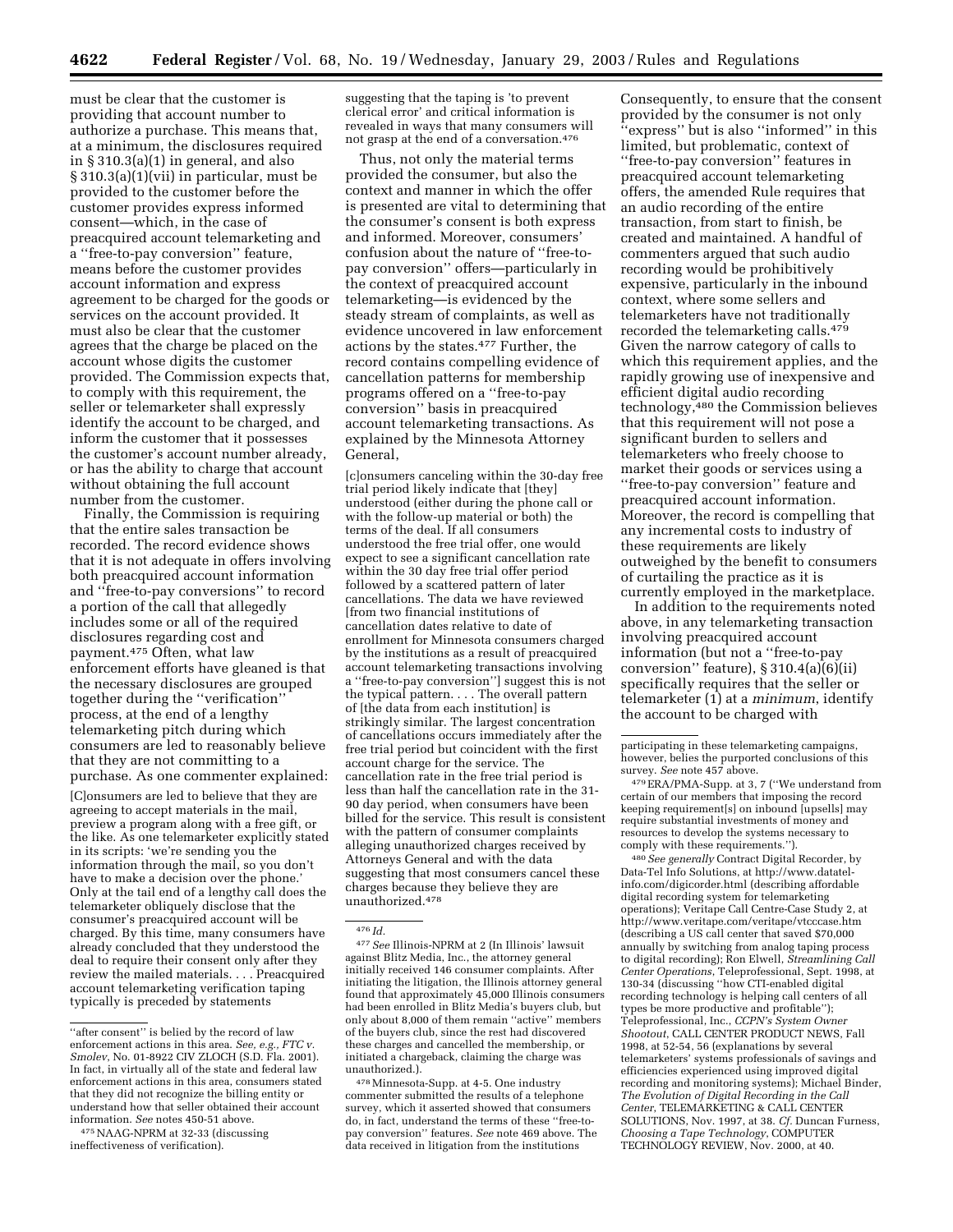must be clear that the customer is providing that account number to authorize a purchase. This means that, at a minimum, the disclosures required in § 310.3(a)(1) in general, and also § 310.3(a)(1)(vii) in particular, must be provided to the customer before the customer provides express informed consent—which, in the case of preacquired account telemarketing and a "free-to-pay conversion" feature, means before the customer provides account information and express agreement to be charged for the goods or services on the account provided. It must also be clear that the customer agrees that the charge be placed on the account whose digits the customer provided. The Commission expects that, to comply with this requirement, the seller or telemarketer shall expressly identify the account to be charged, and inform the customer that it possesses the customer's account number already, or has the ability to charge that account without obtaining the full account number from the customer.

Finally, the Commission is requiring that the entire sales transaction be recorded. The record evidence shows that it is not adequate in offers involving both preacquired account information and "free-to-pay conversions" to record a portion of the call that allegedly includes some or all of the required disclosures regarding cost and payment.[475] Often, what law enforcement efforts have gleaned is that the necessary disclosures are grouped together during the "verification" process, at the end of a lengthy telemarketing pitch during which consumers are led to reasonably believe that they are not committing to a purchase. As one commenter explained:

> [C]onsumers are led to believe that they are agreeing to accept materials in the mail, preview a program along with a free gift, or the like. As one telemarketer explicitly stated in its scripts: 'we're sending you the information through the mail, so you don't have to make a decision over the phone.' Only at the tail end of a lengthy call does the telemarketer obliquely disclose that the consumer's preacquired account will be charged. By this time, many consumers have already concluded that they understood the deal to require their consent only after they review the mailed materials. . . . Preacquired account telemarketing verification taping typically is preceded by statements suggesting that the taping is 'to prevent clerical error' and critical information is revealed in ways that many consumers will not grasp at the end of a conversation.[476]

Thus, not only the material terms provided the consumer, but also the context and manner in which the offer is presented are vital to determining that the consumer's consent is both express and informed. Moreover, consumers' confusion about the nature of "free-to-pay conversion" offers—particularly in the context of preacquired account telemarketing—is evidenced by the steady stream of complaints, as well as evidence uncovered in law enforcement actions by the states.[477] Further, the record contains compelling evidence of cancellation patterns for membership programs offered on a "free-to-pay conversion" basis in preacquired account telemarketing transactions. As explained by the Minnesota Attorney General,

> [c]onsumers canceling within the 30-day free trial period likely indicate that [they] understood (either during the phone call or with the follow-up material or both) the terms of the deal. If all consumers understood the free trial offer, one would expect to see a significant cancellation rate within the 30 day free trial offer period followed by a scattered pattern of later cancellations. The data we have reviewed [from two financial institutions of cancellation dates relative to date of enrollment for Minnesota consumers charged by the institutions as a result of preacquired account telemarketing transactions involving a "free-to-pay conversion"] suggest this is not the typical pattern. . . . The overall pattern of [the data from each institution] is strikingly similar. The largest concentration of cancellations occurs immediately after the free trial period but coincident with the first account charge for the service. The cancellation rate in the free trial period is less than half the cancellation rate in the 31-90 day period, when consumers have been billed for the service. This result is consistent with the pattern of consumer complaints alleging unauthorized charges received by Attorneys General and with the data suggesting that most consumers cancel these charges because they believe they are unauthorized.[478]

Consequently, to ensure that the consent provided by the consumer is not only "express" but is also "informed" in this limited, but problematic, context of "free-to-pay conversion" features in preacquired account telemarketing offers, the amended Rule requires that an audio recording of the entire transaction, from start to finish, be created and maintained. A handful of commenters argued that such audio recording would be prohibitively expensive, particularly in the inbound context, where some sellers and telemarketers have not traditionally recorded the telemarketing calls.[479] Given the narrow category of calls to which this requirement applies, and the rapidly growing use of inexpensive and efficient digital audio recording technology,[480] the Commission believes that this requirement will not pose a significant burden to sellers and telemarketers who freely choose to market their goods or services using a "free-to-pay conversion" feature and preacquired account information. Moreover, the record is compelling that any incremental costs to industry of these requirements are likely outweighed by the benefit to consumers of curtailing the practice as it is currently employed in the marketplace.

In addition to the requirements noted above, in any telemarketing transaction involving preacquired account information (but not a "free-to-pay conversion" feature), § 310.4(a)(6)(ii) specifically requires that the seller or telemarketer (1) at a *minimum*, identify the account to be charged with

---

"after consent" is belied by the record of law enforcement actions in this area. *See, e.g., FTC v. Smolev*, No. 01-8922 CIV ZLOCH (S.D. Fla. 2001). In fact, in virtually all of the state and federal law enforcement actions in this area, consumers stated that they did not recognize the billing entity or understand how that seller obtained their account information. *See* notes 450-51 above.

[475] NAAG-NPRM at 32-33 (discussing ineffectiveness of verification).

[476] *Id.*

[477] *See* Illinois-NPRM at 2 (In Illinois' lawsuit against Blitz Media, Inc., the attorney general initially received 146 consumer complaints. After initiating the litigation, the Illinois attorney general found that approximately 45,000 Illinois consumers had been enrolled in Blitz Media's buyers club, but only about 8,000 of them remain "active" members of the buyers club, since the rest had discovered these charges and cancelled the membership, or initiated a chargeback, claiming the charge was unauthorized.).

[478] Minnesota-Supp. at 4-5. One industry commenter submitted the results of a telephone survey, which it asserted showed that consumers do, in fact, understand the terms of these "free-to-pay conversion" features. *See* note 469 above. The data received in litigation from the institutions participating in these telemarketing campaigns, however, belies the purported conclusions of this survey. *See* note 457 above.

[479] ERA/PMA-Supp. at 3, 7 ("We understand from certain of our members that imposing the record keeping requirement[s] on inbound [upsells] may require substantial investments of money and resources to develop the systems necessary to comply with these requirements.").

[480] *See generally* Contract Digital Recorder, by Data-Tel Info Solutions, at http://www.datatel-info.com/digicorder.html (describing affordable digital recording system for telemarketing operations); Veritape Call Centre-Case Study 2, at http://www.veritape.com/veritape/vtcccase.htm (describing a US call center that saved $70,000 annually by switching from analog taping process to digital recording); Ron Elwell, *Streamlining Call Center Operations*, Teleprofessional, Sept. 1998, at 130-34 (discussing "how CTI-enabled digital recording technology is helping call centers of all types be more productive and profitable"); Teleprofessional, Inc., *CCPN's System Owner Shootout*, CALL CENTER PRODUCT NEWS, Fall 1998, at 52-54, 56 (explanations by several telemarketers' systems professionals of savings and efficiencies experienced using improved digital recording and monitoring systems); Michael Binder, *The Evolution of Digital Recording in the Call Center*, TELEMARKETING & CALL CENTER SOLUTIONS, Nov. 1997, at 38. *Cf.* Duncan Furness, *Choosing a Tape Technology*, COMPUTER TECHNOLOGY REVIEW, Nov. 2000, at 40.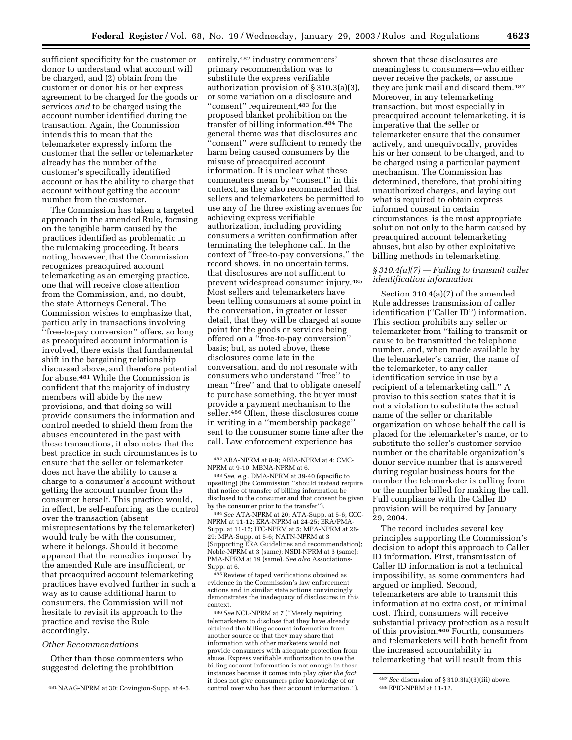sufficient specificity for the customer or donor to understand what account will be charged, and (2) obtain from the customer or donor his or her express agreement to be charged for the goods or services *and* to be charged using the account number identified during the transaction. Again, the Commission intends this to mean that the telemarketer expressly inform the customer that the seller or telemarketer already has the number of the customer's specifically identified account or has the ability to charge that account without getting the account number from the customer.

The Commission has taken a targeted approach in the amended Rule, focusing on the tangible harm caused by the practices identified as problematic in the rulemaking proceeding. It bears noting, however, that the Commission recognizes preacquired account telemarketing as an emerging practice, one that will receive close attention from the Commission, and, no doubt, the state Attorneys General. The Commission wishes to emphasize that, particularly in transactions involving ''free-to-pay conversion'' offers, so long as preacquired account information is involved, there exists that fundamental shift in the bargaining relationship discussed above, and therefore potential for abuse.[481] While the Commission is confident that the majority of industry members will abide by the new provisions, and that doing so will provide consumers the information and control needed to shield them from the abuses encountered in the past with these transactions, it also notes that the best practice in such circumstances is to ensure that the seller or telemarketer does not have the ability to cause a charge to a consumer's account without getting the account number from the consumer herself. This practice would, in effect, be self-enforcing, as the control over the transaction (absent misrepresentations by the telemarketer) would truly be with the consumer, where it belongs. Should it become apparent that the remedies imposed by the amended Rule are insufficient, or that preacquired account telemarketing practices have evolved further in such a way as to cause additional harm to consumers, the Commission will not hesitate to revisit its approach to the practice and revise the Rule accordingly.

*Other Recommendations*

Other than those commenters who suggested deleting the prohibition entirely,[482] industry commenters' primary recommendation was to substitute the express verifiable authorization provision of § 310.3(a)(3), or some variation on a disclosure and ''consent'' requirement,[483] for the proposed blanket prohibition on the transfer of billing information.[484] The general theme was that disclosures and ''consent'' were sufficient to remedy the harm being caused consumers by the misuse of preacquired account information. It is unclear what these commenters mean by ''consent'' in this context, as they also recommended that sellers and telemarketers be permitted to use any of the three existing avenues for achieving express verifiable authorization, including providing consumers a written confirmation after terminating the telephone call. In the context of ''free-to-pay conversions,'' the record shows, in no uncertain terms, that disclosures are not sufficient to prevent widespread consumer injury.[485] Most sellers and telemarketers have been telling consumers at some point in the conversation, in greater or lesser detail, that they will be charged at some point for the goods or services being offered on a ''free-to-pay conversion'' basis; but, as noted above, these disclosures come late in the conversation, and do not resonate with consumers who understand ''free'' to mean ''free'' and that to obligate oneself to purchase something, the buyer must provide a payment mechanism to the seller.[486] Often, these disclosures come in writing in a ''membership package'' sent to the consumer some time after the call. Law enforcement experience has shown that these disclosures are meaningless to consumers—who either never receive the packets, or assume they are junk mail and discard them.[487] Moreover, in any telemarketing transaction, but most especially in preacquired account telemarketing, it is imperative that the seller or telemarketer ensure that the consumer actively, and unequivocally, provides his or her consent to be charged, and to be charged using a particular payment mechanism. The Commission has determined, therefore, that prohibiting unauthorized charges, and laying out what is required to obtain express informed consent in certain circumstances, is the most appropriate solution not only to the harm caused by preacquired account telemarketing abuses, but also by other exploitative billing methods in telemarketing.

### *§ 310.4(a)(7) — Failing to transmit caller identification information*

Section 310.4(a)(7) of the amended Rule addresses transmission of caller identification (''Caller ID'') information. This section prohibits any seller or telemarketer from ''failing to transmit or cause to be transmitted the telephone number, and, when made available by the telemarketer's carrier, the name of the telemarketer, to any caller identification service in use by a recipient of a telemarketing call.'' A proviso to this section states that it is not a violation to substitute the actual name of the seller or charitable organization on whose behalf the call is placed for the telemarketer's name, or to substitute the seller's customer service number or the charitable organization's donor service number that is answered during regular business hours for the number the telemarketer is calling from or the number billed for making the call. Full compliance with the Caller ID provision will be required by January 29, 2004.

The record includes several key principles supporting the Commission's decision to adopt this approach to Caller ID information. First, transmission of Caller ID information is not a technical impossibility, as some commenters had argued or implied. Second, telemarketers are able to transmit this information at no extra cost, or minimal cost. Third, consumers will receive substantial privacy protection as a result of this provision.[488] Fourth, consumers and telemarketers will both benefit from the increased accountability in telemarketing that will result from this

---

[481] NAAG-NPRM at 30; Covington-Supp. at 4-5.

[482] ABA-NPRM at 8-9; ABIA-NPRM at 4; CMC-NPRM at 9-10; MBNA-NPRM at 6.

[483] *See, e.g.*, DMA-NPRM at 39-40 (specific to upselling) (the Commission ''should instead require that notice of transfer of billing information be disclosed to the consumer and that consent be given by the consumer prior to the transfer'').

[484] *See* ATA-NPRM at 20; ATA-Supp. at 5-6; CCC-NPRM at 11-12; ERA-NPRM at 24-25; ERA/PMA-Supp. at 11-15; ITC-NPRM at 5; MPA-NPRM at 26-29; MPA-Supp. at 5-6; NATN-NPRM at 3 (Supporting ERA Guidelines and recommendation); Noble-NPRM at 3 (same); NSDI-NPRM at 3 (same); PMA-NPRM at 19 (same). *See also* Associations-Supp. at 6.

[485] Review of taped verifications obtained as evidence in the Commission's law enforcement actions and in similar state actions convincingly demonstrates the inadequacy of disclosures in this context.

[486] *See* NCL-NPRM at 7 (''Merely requiring telemarketers to disclose that they have already obtained the billing account information from another source or that they may share that information with other marketers would not provide consumers with adequate protection from abuse. Express verifiable authorization to use the billing account information is not enough in these instances because it comes into play *after the fact*; it does not give consumers prior knowledge of or control over who has their account information.'').

[487] *See* discussion of § 310.3(a)(3)(iii) above.

[488] EPIC-NPRM at 11-12.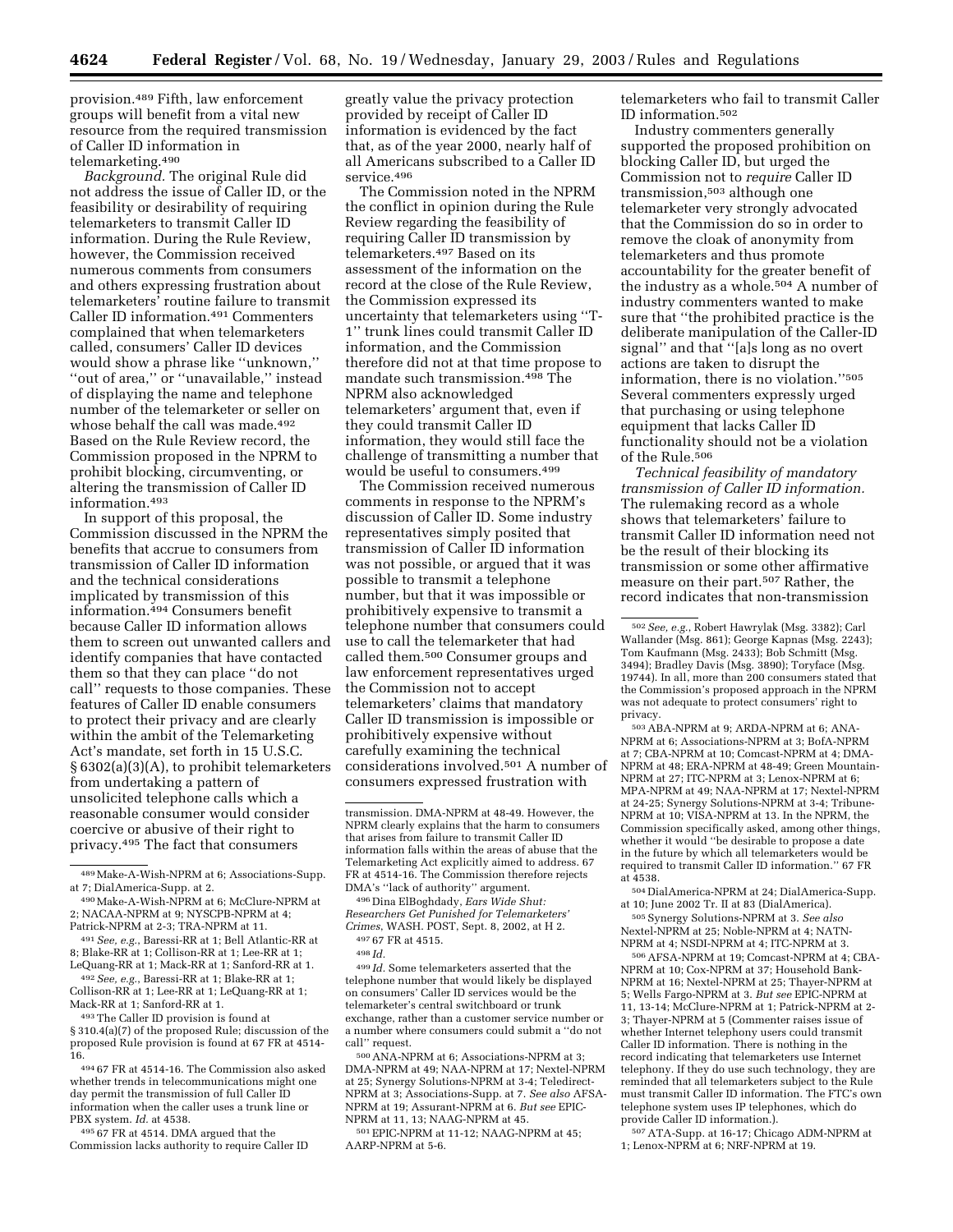provision.[489] Fifth, law enforcement groups will benefit from a vital new resource from the required transmission of Caller ID information in telemarketing.[490]

*Background.* The original Rule did not address the issue of Caller ID, or the feasibility or desirability of requiring telemarketers to transmit Caller ID information. During the Rule Review, however, the Commission received numerous comments from consumers and others expressing frustration about telemarketers' routine failure to transmit Caller ID information.[491] Commenters complained that when telemarketers called, consumers' Caller ID devices would show a phrase like ''unknown,'' ''out of area,'' or ''unavailable,'' instead of displaying the name and telephone number of the telemarketer or seller on whose behalf the call was made.[492] Based on the Rule Review record, the Commission proposed in the NPRM to prohibit blocking, circumventing, or altering the transmission of Caller ID information.[493]

In support of this proposal, the Commission discussed in the NPRM the benefits that accrue to consumers from transmission of Caller ID information and the technical considerations implicated by transmission of this information.[494] Consumers benefit because Caller ID information allows them to screen out unwanted callers and identify companies that have contacted them so that they can place ''do not call'' requests to those companies. These features of Caller ID enable consumers to protect their privacy and are clearly within the ambit of the Telemarketing Act's mandate, set forth in 15 U.S.C. § 6302(a)(3)(A), to prohibit telemarketers from undertaking a pattern of unsolicited telephone calls which a reasonable consumer would consider coercive or abusive of their right to privacy.[495] The fact that consumers greatly value the privacy protection provided by receipt of Caller ID information is evidenced by the fact that, as of the year 2000, nearly half of all Americans subscribed to a Caller ID service.[496]

The Commission noted in the NPRM the conflict in opinion during the Rule Review regarding the feasibility of requiring Caller ID transmission by telemarketers.[497] Based on its assessment of the information on the record at the close of the Rule Review, the Commission expressed its uncertainty that telemarketers using ''T-1'' trunk lines could transmit Caller ID information, and the Commission therefore did not at that time propose to mandate such transmission.[498] The NPRM also acknowledged telemarketers' argument that, even if they could transmit Caller ID information, they would still face the challenge of transmitting a number that would be useful to consumers.[499]

The Commission received numerous comments in response to the NPRM's discussion of Caller ID. Some industry representatives simply posited that transmission of Caller ID information was not possible, or argued that it was possible to transmit a telephone number, but that it was impossible or prohibitively expensive to transmit a telephone number that consumers could use to call the telemarketer that had called them.[500] Consumer groups and law enforcement representatives urged the Commission not to accept telemarketers' claims that mandatory Caller ID transmission is impossible or prohibitively expensive without carefully examining the technical considerations involved.[501] A number of consumers expressed frustration with telemarketers who fail to transmit Caller ID information.[502]

Industry commenters generally supported the proposed prohibition on blocking Caller ID, but urged the Commission not to *require* Caller ID transmission,[503] although one telemarketer very strongly advocated that the Commission do so in order to remove the cloak of anonymity from telemarketers and thus promote accountability for the greater benefit of the industry as a whole.[504] A number of industry commenters wanted to make sure that ''the prohibited practice is the deliberate manipulation of the Caller-ID signal'' and that ''[a]s long as no overt actions are taken to disrupt the information, there is no violation.''[505] Several commenters expressly urged that purchasing or using telephone equipment that lacks Caller ID functionality should not be a violation of the Rule.[506]

*Technical feasibility of mandatory transmission of Caller ID information.* The rulemaking record as a whole shows that telemarketers' failure to transmit Caller ID information need not be the result of their blocking its transmission or some other affirmative measure on their part.[507] Rather, the record indicates that non-transmission

---

[489] Make-A-Wish-NPRM at 6; Associations-Supp. at 7; DialAmerica-Supp. at 2.

[490] Make-A-Wish-NPRM at 6; McClure-NPRM at 2; NACAA-NPRM at 9; NYSCPB-NPRM at 4; Patrick-NPRM at 2-3; TRA-NPRM at 11.

[491] *See, e.g.*, Baressi-RR at 1; Bell Atlantic-RR at 8; Blake-RR at 1; Collison-RR at 1; Lee-RR at 1; LeQuang-RR at 1; Mack-RR at 1; Sanford-RR at 1.

[492] *See, e.g.*, Baressi-RR at 1; Blake-RR at 1; Collison-RR at 1; Lee-RR at 1; LeQuang-RR at 1; Mack-RR at 1; Sanford-RR at 1.

[493] The Caller ID provision is found at § 310.4(a)(7) of the proposed Rule; discussion of the proposed Rule provision is found at 67 FR at 4514-16.

[494] 67 FR at 4514-16. The Commission also asked whether trends in telecommunications might one day permit the transmission of full Caller ID information when the caller uses a trunk line or PBX system. *Id.* at 4538.

[495] 67 FR at 4514. DMA argued that the Commission lacks authority to require Caller ID transmission. DMA-NPRM at 48-49. However, the NPRM clearly explains that the harm to consumers that arises from failure to transmit Caller ID information falls within the areas of abuse that the Telemarketing Act explicitly aimed to address. 67 FR at 4514-16. The Commission therefore rejects DMA's ''lack of authority'' argument.

[496] Dina ElBoghdady, *Ears Wide Shut: Researchers Get Punished for Telemarketers' Crimes*, WASH. POST, Sept. 8, 2002, at H 2.

[497] 67 FR at 4515.

[498] *Id.*

[499] *Id.* Some telemarketers asserted that the telephone number that would likely be displayed on consumers' Caller ID services would be the telemarketer's central switchboard or trunk exchange, rather than a customer service number or a number where consumers could submit a ''do not call'' request.

[500] ANA-NPRM at 6; Associations-NPRM at 3; DMA-NPRM at 49; NAA-NPRM at 17; Nextel-NPRM at 25; Synergy Solutions-NPRM at 3-4; Teledirect-NPRM at 3; Associations-Supp. at 7. *See also* AFSA-NPRM at 19; Assurant-NPRM at 6. *But see* EPIC-NPRM at 11, 13; NAAG-NPRM at 45.

[501] EPIC-NPRM at 11-12; NAAG-NPRM at 45; AARP-NPRM at 5-6.

[502] *See, e.g.*, Robert Hawrylak (Msg. 3382); Carl Wallander (Msg. 861); George Kapnas (Msg. 2243); Tom Kaufmann (Msg. 2433); Bob Schmitt (Msg. 3494); Bradley Davis (Msg. 3890); Toryface (Msg. 19744). In all, more than 200 consumers stated that the Commission's proposed approach in the NPRM was not adequate to protect consumers' right to privacy.

[503] ABA-NPRM at 9; ARDA-NPRM at 6; ANA-NPRM at 6; Associations-NPRM at 3; BofA-NPRM at 7; CBA-NPRM at 10; Comcast-NPRM at 4; DMA-NPRM at 48; ERA-NPRM at 48-49; Green Mountain-NPRM at 27; ITC-NPRM at 3; Lenox-NPRM at 6; MPA-NPRM at 49; NAA-NPRM at 17; Nextel-NPRM at 24-25; Synergy Solutions-NPRM at 3-4; Tribune-NPRM at 10; VISA-NPRM at 13. In the NPRM, the Commission specifically asked, among other things, whether it would ''be desirable to propose a date in the future by which all telemarketers would be required to transmit Caller ID information.'' 67 FR at 4538.

[504] DialAmerica-NPRM at 24; DialAmerica-Supp. at 10; June 2002 Tr. II at 83 (DialAmerica).

[505] Synergy Solutions-NPRM at 3. *See also* Nextel-NPRM at 25; Noble-NPRM at 4; NATN-NPRM at 4; NSDI-NPRM at 4; ITC-NPRM at 3.

[506] AFSA-NPRM at 19; Comcast-NPRM at 4; CBA-NPRM at 10; Cox-NPRM at 37; Household Bank-NPRM at 16; Nextel-NPRM at 25; Thayer-NPRM at 5; Wells Fargo-NPRM at 3. *But see* EPIC-NPRM at 11, 13-14; McClure-NPRM at 1; Patrick-NPRM at 2-3; Thayer-NPRM at 5 (Commenter raises issue of whether Internet telephony users could transmit Caller ID information. There is nothing in the record indicating that telemarketers use Internet telephony. If they do use such technology, they are reminded that all telemarketers subject to the Rule must transmit Caller ID information. The FTC's own telephone system uses IP telephones, which do provide Caller ID information.).

[507] ATA-Supp. at 16-17; Chicago ADM-NPRM at 1; Lenox-NPRM at 6; NRF-NPRM at 19.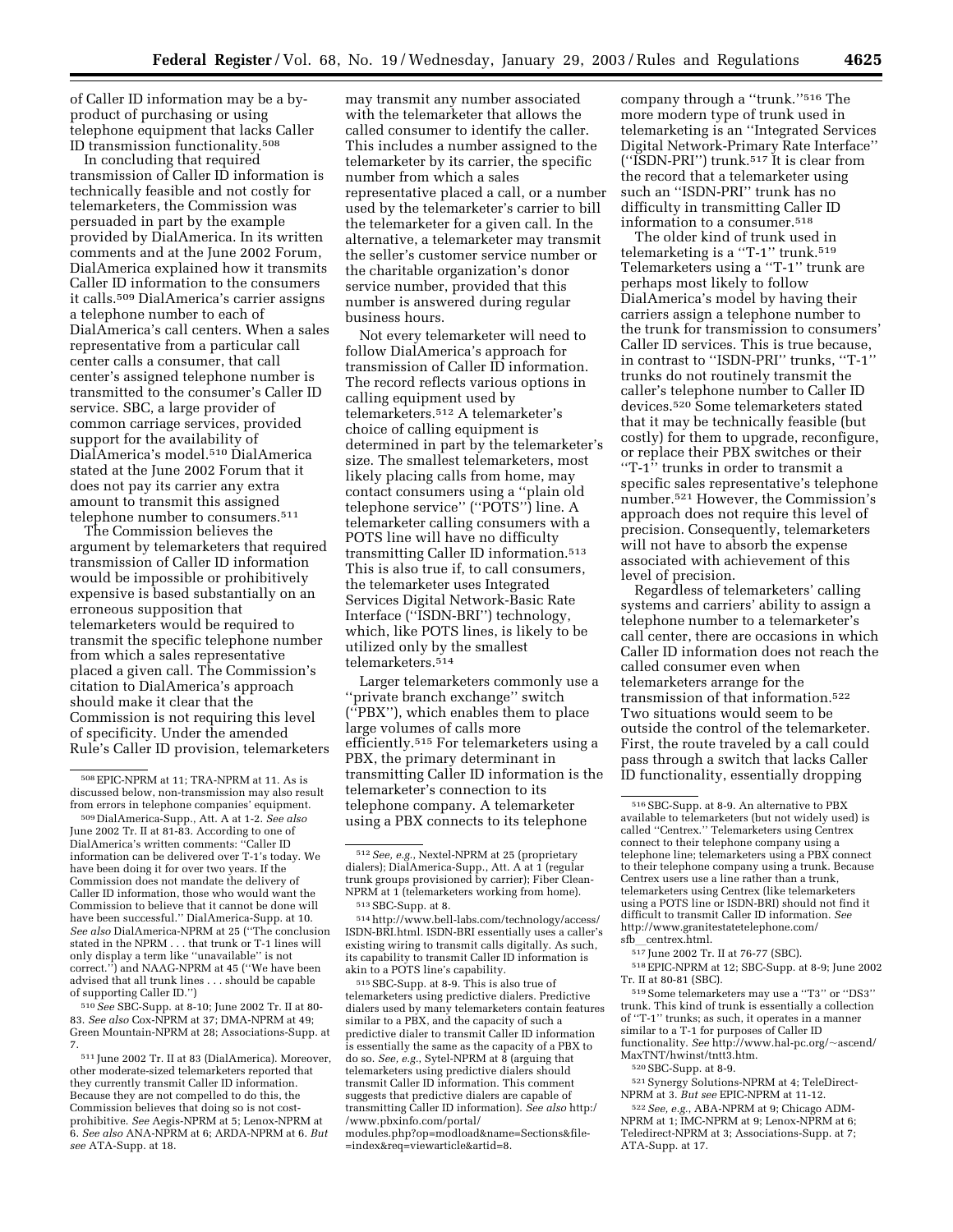of Caller ID information may be a by-product of purchasing or using telephone equipment that lacks Caller ID transmission functionality.[508]

In concluding that required transmission of Caller ID information is technically feasible and not costly for telemarketers, the Commission was persuaded in part by the example provided by DialAmerica. In its written comments and at the June 2002 Forum, DialAmerica explained how it transmits Caller ID information to the consumers it calls.[509] DialAmerica's carrier assigns a telephone number to each of DialAmerica's call centers. When a sales representative from a particular call center calls a consumer, that call center's assigned telephone number is transmitted to the consumer's Caller ID service. SBC, a large provider of common carriage services, provided support for the availability of DialAmerica's model.[510] DialAmerica stated at the June 2002 Forum that it does not pay its carrier any extra amount to transmit this assigned telephone number to consumers.[511]

The Commission believes the argument by telemarketers that required transmission of Caller ID information would be impossible or prohibitively expensive is based substantially on an erroneous supposition that telemarketers would be required to transmit the specific telephone number from which a sales representative placed a given call. The Commission's citation to DialAmerica's approach should make it clear that the Commission is not requiring this level of specificity. Under the amended Rule's Caller ID provision, telemarketers may transmit any number associated with the telemarketer that allows the called consumer to identify the caller. This includes a number assigned to the telemarketer by its carrier, the specific number from which a sales representative placed a call, or a number used by the telemarketer's carrier to bill the telemarketer for a given call. In the alternative, a telemarketer may transmit the seller's customer service number or the charitable organization's donor service number, provided that this number is answered during regular business hours.

Not every telemarketer will need to follow DialAmerica's approach for transmission of Caller ID information. The record reflects various options in calling equipment used by telemarketers.[512] A telemarketer's choice of calling equipment is determined in part by the telemarketer's size. The smallest telemarketers, most likely placing calls from home, may contact consumers using a "plain old telephone service" ("POTS") line. A telemarketer calling consumers with a POTS line will have no difficulty transmitting Caller ID information.[513] This is also true if, to call consumers, the telemarketer uses Integrated Services Digital Network-Basic Rate Interface ("ISDN-BRI") technology, which, like POTS lines, is likely to be utilized only by the smallest telemarketers.[514]

Larger telemarketers commonly use a "private branch exchange" switch ("PBX"), which enables them to place large volumes of calls more efficiently.[515] For telemarketers using a PBX, the primary determinant in transmitting Caller ID information is the telemarketer's connection to its telephone company. A telemarketer using a PBX connects to its telephone company through a "trunk."[516] The more modern type of trunk used in telemarketing is an "Integrated Services Digital Network-Primary Rate Interface" ("ISDN-PRI") trunk.[517] It is clear from the record that a telemarketer using such an "ISDN-PRI" trunk has no difficulty in transmitting Caller ID information to a consumer.[518]

The older kind of trunk used in telemarketing is a "T-1" trunk.[519] Telemarketers using a "T-1" trunk are perhaps most likely to follow DialAmerica's model by having their carriers assign a telephone number to the trunk for transmission to consumers' Caller ID services. This is true because, in contrast to "ISDN-PRI" trunks, "T-1" trunks do not routinely transmit the caller's telephone number to Caller ID devices.[520] Some telemarketers stated that it may be technically feasible (but costly) for them to upgrade, reconfigure, or replace their PBX switches or their "T-1" trunks in order to transmit a specific sales representative's telephone number.[521] However, the Commission's approach does not require this level of precision. Consequently, telemarketers will not have to absorb the expense associated with achievement of this level of precision.

Regardless of telemarketers' calling systems and carriers' ability to assign a telephone number to a telemarketer's call center, there are occasions in which Caller ID information does not reach the called consumer even when telemarketers arrange for the transmission of that information.[522] Two situations would seem to be outside the control of the telemarketer. First, the route traveled by a call could pass through a switch that lacks Caller ID functionality, essentially dropping

---

[508] EPIC-NPRM at 11; TRA-NPRM at 11. As is discussed below, non-transmission may also result from errors in telephone companies' equipment.

[509] DialAmerica-Supp., Att. A at 1-2. *See also* June 2002 Tr. II at 81-83. According to one of DialAmerica's written comments: "Caller ID information can be delivered over T-1's today. We have been doing it for over two years. If the Commission does not mandate the delivery of Caller ID information, those who would want the Commission to believe that it cannot be done will have been successful." DialAmerica-Supp. at 10. *See also* DialAmerica-NPRM at 25 ("The conclusion stated in the NPRM . . . that trunk or T-1 lines will only display a term like "unavailable" is not correct.") and NAAG-NPRM at 45 ("We have been advised that all trunk lines . . . should be capable of supporting Caller ID.")

[510] *See* SBC-Supp. at 8-10; June 2002 Tr. II at 80-83. *See also* Cox-NPRM at 37; DMA-NPRM at 49; Green Mountain-NPRM at 28; Associations-Supp. at 7.

[511] June 2002 Tr. II at 83 (DialAmerica). Moreover, other moderate-sized telemarketers reported that they currently transmit Caller ID information. Because they are not compelled to do this, the Commission believes that doing so is not cost-prohibitive. *See* Aegis-NPRM at 5; Lenox-NPRM at 6. *See also* ANA-NPRM at 6; ARDA-NPRM at 6. *But see* ATA-Supp. at 18.

[512] *See, e.g.*, Nextel-NPRM at 25 (proprietary dialers); DialAmerica-Supp., Att. A at 1 (regular trunk groups provisioned by carrier); Fiber Clean-NPRM at 1 (telemarketers working from home).

[513] SBC-Supp. at 8.

[514] http://www.bell-labs.com/technology/access/ISDN-BRI.html. ISDN-BRI essentially uses a caller's existing wiring to transmit calls digitally. As such, its capability to transmit Caller ID information is akin to a POTS line's capability.

[515] SBC-Supp. at 8-9. This is also true of telemarketers using predictive dialers. Predictive dialers used by many telemarketers contain features similar to a PBX, and the capacity of such a predictive dialer to transmit Caller ID information is essentially the same as the capacity of a PBX to do so. *See, e.g.*, Sytel-NPRM at 8 (arguing that telemarketers using predictive dialers should transmit Caller ID information. This comment suggests that predictive dialers are capable of transmitting Caller ID information). *See also* http://www.pbxinfo.com/portal/modules.php?op=modload&name=Sections&file=index&req=viewarticle&artid=8.

[516] SBC-Supp. at 8-9. An alternative to PBX available to telemarketers (but not widely used) is called "Centrex." Telemarketers using Centrex connect to their telephone company using a telephone line; telemarketers using a PBX connect to their telephone company using a trunk. Because Centrex users use a line rather than a trunk, telemarketers using Centrex (like telemarketers using a POTS line or ISDN-BRI) should not find it difficult to transmit Caller ID information. *See* http://www.granitestatetelephone.com/sfb__centrex.html.

[517] June 2002 Tr. II at 76-77 (SBC).

[518] EPIC-NPRM at 12; SBC-Supp. at 8-9; June 2002 Tr. II at 80-81 (SBC).

[519] Some telemarketers may use a "T3" or "DS3" trunk. This kind of trunk is essentially a collection of "T-1" trunks; as such, it operates in a manner similar to a T-1 for purposes of Caller ID functionality. *See* http://www.hal-pc.org/~ascend/MaxTNT/hwinst/tntt3.htm.

[520] SBC-Supp. at 8-9.

[521] Synergy Solutions-NPRM at 4; TeleDirect-NPRM at 3. *But see* EPIC-NPRM at 11-12.

[522] *See, e.g.*, ABA-NPRM at 9; Chicago ADM-NPRM at 1; IMC-NPRM at 9; Lenox-NPRM at 6; Teledirect-NPRM at 3; Associations-Supp. at 7; ATA-Supp. at 17.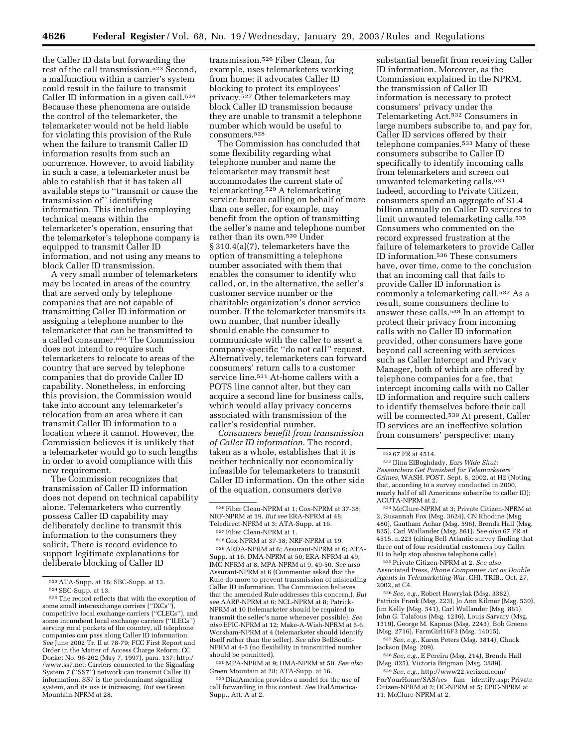the Caller ID data but forwarding the rest of the call transmission.[523] Second, a malfunction within a carrier's system could result in the failure to transmit Caller ID information in a given call.[524] Because these phenomena are outside the control of the telemarketer, the telemarketer would not be held liable for violating this provision of the Rule when the failure to transmit Caller ID information results from such an occurrence. However, to avoid liability in such a case, a telemarketer must be able to establish that it has taken all available steps to ''transmit or cause the transmission of'' identifying information. This includes employing technical means within the telemarketer's operation, ensuring that the telemarketer's telephone company is equipped to transmit Caller ID information, and not using any means to block Caller ID transmission.

A very small number of telemarketers may be located in areas of the country that are served only by telephone companies that are not capable of transmitting Caller ID information or assigning a telephone number to the telemarketer that can be transmitted to a called consumer.[525] The Commission does not intend to require such telemarketers to relocate to areas of the country that are served by telephone companies that do provide Caller ID capability. Nonetheless, in enforcing this provision, the Commission would take into account any telemarketer's relocation from an area where it can transmit Caller ID information to a location where it cannot. However, the Commission believes it is unlikely that a telemarketer would go to such lengths in order to avoid compliance with this new requirement.

The Commission recognizes that transmission of Caller ID information does not depend on technical capability alone. Telemarketers who currently possess Caller ID capability may deliberately decline to transmit this information to the consumers they solicit. There is record evidence to support legitimate explanations for deliberate blocking of Caller ID transmission.[526] Fiber Clean, for example, uses telemarketers working from home; it advocates Caller ID blocking to protect its employees' privacy.[527] Other telemarketers may block Caller ID transmission because they are unable to transmit a telephone number which would be useful to consumers.[528]

The Commission has concluded that some flexibility regarding what telephone number and name the telemarketer may transmit best accommodates the current state of telemarketing.[529] A telemarketing service bureau calling on behalf of more than one seller, for example, may benefit from the option of transmitting the seller's name and telephone number rather than its own.[530] Under § 310.4(a)(7), telemarketers have the option of transmitting a telephone number associated with them that enables the consumer to identify who called, or, in the alternative, the seller's customer service number or the charitable organization's donor service number. If the telemarketer transmits its own number, that number ideally should enable the consumer to communicate with the caller to assert a company-specific ''do not call'' request. Alternatively, telemarketers can forward consumers' return calls to a customer service line.[531] At-home callers with a POTS line cannot alter, but they can acquire a second line for business calls, which would allay privacy concerns associated with transmission of the caller's residential number.

*Consumers benefit from transmission of Caller ID information.* The record, taken as a whole, establishes that it is neither technically nor economically infeasible for telemarketers to transmit Caller ID information. On the other side of the equation, consumers derive substantial benefit from receiving Caller ID information. Moreover, as the Commission explained in the NPRM, the transmission of Caller ID information is necessary to protect consumers' privacy under the Telemarketing Act.[532] Consumers in large numbers subscribe to, and pay for, Caller ID services offered by their telephone companies.[533] Many of these consumers subscribe to Caller ID specifically to identify incoming calls from telemarketers and screen out unwanted telemarketing calls.[534] Indeed, according to Private Citizen, consumers spend an aggregate of $1.4 billion annually on Caller ID services to limit unwanted telemarketing calls.[535] Consumers who commented on the record expressed frustration at the failure of telemarketers to provide Caller ID information.[536] These consumers have, over time, come to the conclusion that an incoming call that fails to provide Caller ID information is commonly a telemarketing call.[537] As a result, some consumers decline to answer these calls.[538] In an attempt to protect their privacy from incoming calls with no Caller ID information provided, other consumers have gone beyond call screening with services such as Caller Intercept and Privacy Manager, both of which are offered by telephone companies for a fee, that intercept incoming calls with no Caller ID information and require such callers to identify themselves before their call will be connected.[539] At present, Caller ID services are an ineffective solution from consumers' perspective: many

---

[523] ATA-Supp. at 16; SBC-Supp. at 13.

[524] SBC-Supp. at 13.

[525] The record reflects that with the exception of some small interexchange carriers (''IXCs''), competitive local exchange carriers (''CLECs''), and some incumbent local exchange carriers (''ILECs'') serving rural pockets of the country, all telephone companies can pass along Caller ID information. *See* June 2002 Tr. II at 78-79; FCC First Report and Order in the Matter of Access Charge Reform, CC Docket No. 96-262 (May 7, 1997), para. 137; http://www.ss7.net: Carriers connected to the Signaling System 7 (''SS7'') network can transmit Caller ID information. SS7 is the predominant signaling system, and its use is increasing. *But see* Green Mountain-NPRM at 28.

[526] Fiber Clean-NPRM at 1; Cox-NPRM at 37-38; NRF-NPRM at 19. *But see* ERA-NPRM at 48; Teledirect-NPRM at 3; ATA-Supp. at 16.

[527] Fiber Clean-NPRM at 1.

[528] Cox-NPRM at 37-38; NRF-NPRM at 19.

[529] ARDA-NPRM at 6; Assurant-NPRM at 6; ATA-Supp. at 16; DMA-NPRM at 50; ERA-NPRM at 49; IMC-NPRM at 8; MPA-NPRM at 9, 49-50. *See also* Assurant-NPRM at 6 (Commenter asked that the Rule do more to prevent transmission of misleading Caller ID information. The Commission believes that the amended Rule addresses this concern.). *But see* AARP-NPRM at 6; NCL-NPRM at 8; Patrick-NPRM at 10 (telemarketer should be required to transmit the seller's name whenever possible). *See also* EPIC-NPRM at 12; Make-A-Wish-NPRM at 5-6; Worsham-NPRM at 4 (telemarketer should identify itself rather than the seller). *See also* BellSouth-NPRM at 4-5 (no flexibility in transmitted number should be permitted).

[530] MPA-NPRM at 9; DMA-NPRM at 50. *See also* Green Mountain at 28; ATA-Supp. at 16.

[531] DialAmerica provides a model for the use of call forwarding in this context. *See* DialAmerica-Supp., Att. A at 2.

[532] 67 FR at 4514.

[533] Dina ElBoghdady, *Ears Wide Shut: Researchers Get Punished for Telemarketers' Crimes*, WASH. POST, Sept. 8, 2002, at H2 (Noting that, according to a survey conducted in 2000, nearly half of all Americans subscribe to caller ID); ACUTA-NPRM at 2.

[534] McClure-NPRM at 3; Private Citizen-NPRM at 2, Susannah Fox (Msg. 3624), CN Rhodine (Msg. 480), Gautham Achar (Msg. 596), Brenda Hall (Msg. 825), Carl Wallander (Msg. 861). *See also* 67 FR at 4515, n.223 (citing Bell Atlantic survey finding that three out of four residential customers buy Caller ID to help stop abusive telephone calls).

[535] Private Citizen-NPRM at 2. *See also* Associated Press, *Phone Companies Act as Double Agents in Telemarketing War*, CHI. TRIB., Oct. 27, 2002, at C4.

[536] *See, e.g.*, Robert Hawrylak (Msg. 3382), Patricia Frank (Msg. 223), Jo Ann Kilmer (Msg. 530), Jim Kelly (Msg. 541), Carl Wallander (Msg. 861), John G. Talafous (Msg. 1236), Louis Sarvary (Msg. 1319), George M. Kapnas (Msg. 2243), Bob Greene (Msg. 2716), FarmGirl16F3 (Msg. 14015).

[537] *See, e.g.*, Karen Peters (Msg. 3814), Chuck Jackson (Msg. 209).

[538] *See, e.g.*, E Pereira (Msg. 214), Brenda Hall (Msg. 825), Victoria Brigman (Msg. 3889).

[539] *See, e.g.*, http://www22.verizon.com/ForYourHome/SAS/res__fam__identify.asp; Private Citizen-NPRM at 2; DC-NPRM at 5; EPIC-NPRM at 11; McClure-NPRM at 2.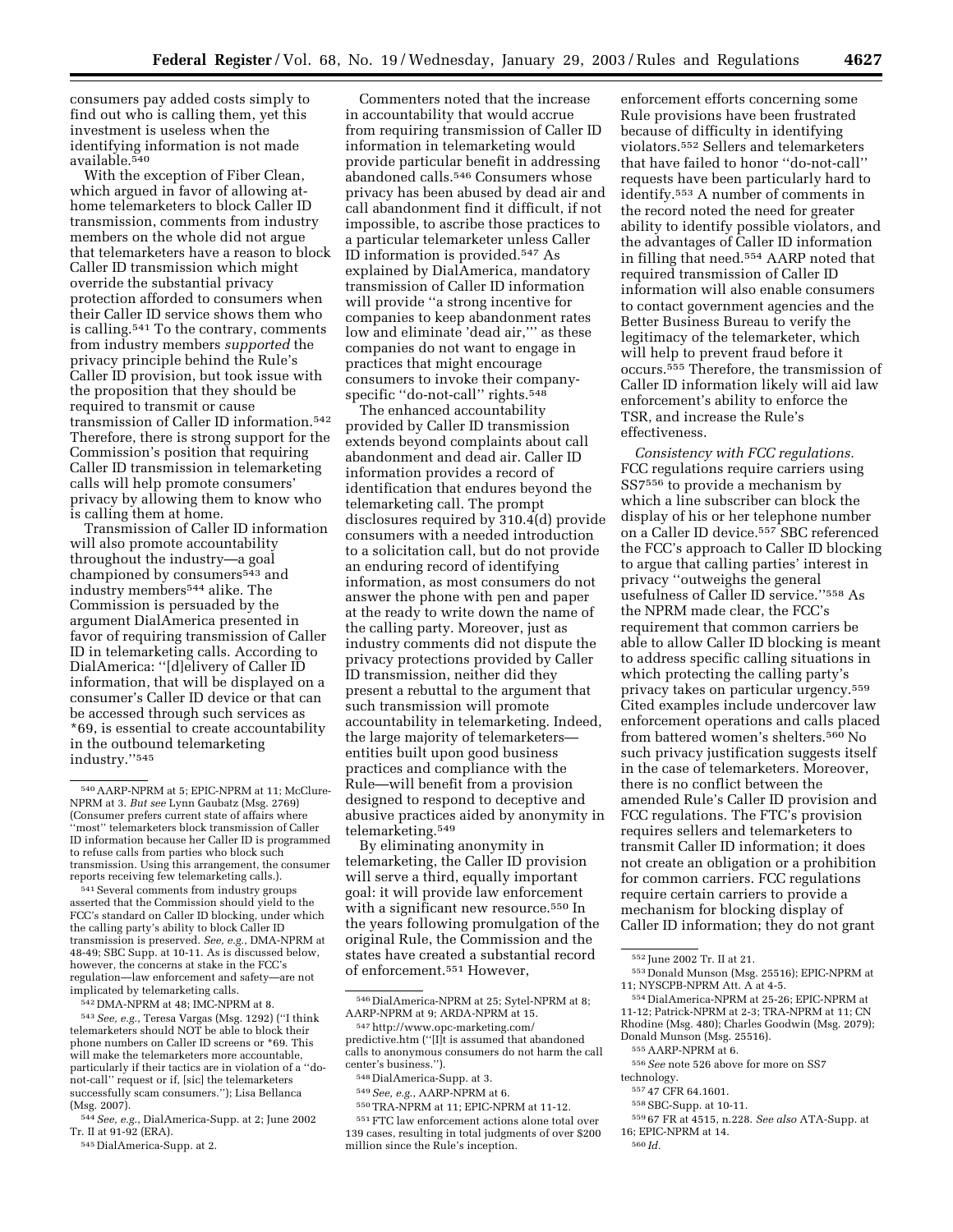consumers pay added costs simply to find out who is calling them, yet this investment is useless when the identifying information is not made available.[540]

With the exception of Fiber Clean, which argued in favor of allowing at-home telemarketers to block Caller ID transmission, comments from industry members on the whole did not argue that telemarketers have a reason to block Caller ID transmission which might override the substantial privacy protection afforded to consumers when their Caller ID service shows them who is calling.[541] To the contrary, comments from industry members *supported* the privacy principle behind the Rule's Caller ID provision, but took issue with the proposition that they should be required to transmit or cause transmission of Caller ID information.[542] Therefore, there is strong support for the Commission's position that requiring Caller ID transmission in telemarketing calls will help promote consumers' privacy by allowing them to know who is calling them at home.

Transmission of Caller ID information will also promote accountability throughout the industry—a goal championed by consumers[543] and industry members[544] alike. The Commission is persuaded by the argument DialAmerica presented in favor of requiring transmission of Caller ID in telemarketing calls. According to DialAmerica: ''[d]elivery of Caller ID information, that will be displayed on a consumer's Caller ID device or that can be accessed through such services as *69, is essential to create accountability in the outbound telemarketing industry.''[545]

Commenters noted that the increase in accountability that would accrue from requiring transmission of Caller ID information in telemarketing would provide particular benefit in addressing abandoned calls.[546] Consumers whose privacy has been abused by dead air and call abandonment find it difficult, if not impossible, to ascribe those practices to a particular telemarketer unless Caller ID information is provided.[547] As explained by DialAmerica, mandatory transmission of Caller ID information will provide ''a strong incentive for companies to keep abandonment rates low and eliminate 'dead air,''' as these companies do not want to engage in practices that might encourage consumers to invoke their company-specific ''do-not-call'' rights.[548]

The enhanced accountability provided by Caller ID transmission extends beyond complaints about call abandonment and dead air. Caller ID information provides a record of identification that endures beyond the telemarketing call. The prompt disclosures required by 310.4(d) provide consumers with a needed introduction to a solicitation call, but do not provide an enduring record of identifying information, as most consumers do not answer the phone with pen and paper at the ready to write down the name of the calling party. Moreover, just as industry comments did not dispute the privacy protections provided by Caller ID transmission, neither did they present a rebuttal to the argument that such transmission will promote accountability in telemarketing. Indeed, the large majority of telemarketers—entities built upon good business practices and compliance with the Rule—will benefit from a provision designed to respond to deceptive and abusive practices aided by anonymity in telemarketing.[549]

By eliminating anonymity in telemarketing, the Caller ID provision will serve a third, equally important goal: it will provide law enforcement with a significant new resource.[550] In the years following promulgation of the original Rule, the Commission and the states have created a substantial record of enforcement.[551] However, enforcement efforts concerning some Rule provisions have been frustrated because of difficulty in identifying violators.[552] Sellers and telemarketers that have failed to honor ''do-not-call'' requests have been particularly hard to identify.[553] A number of comments in the record noted the need for greater ability to identify possible violators, and the advantages of Caller ID information in filling that need.[554] AARP noted that required transmission of Caller ID information will also enable consumers to contact government agencies and the Better Business Bureau to verify the legitimacy of the telemarketer, which will help to prevent fraud before it occurs.[555] Therefore, the transmission of Caller ID information likely will aid law enforcement's ability to enforce the TSR, and increase the Rule's effectiveness.

*Consistency with FCC regulations.* FCC regulations require carriers using SS7[556] to provide a mechanism by which a line subscriber can block the display of his or her telephone number on a Caller ID device.[557] SBC referenced the FCC's approach to Caller ID blocking to argue that calling parties' interest in privacy ''outweighs the general usefulness of Caller ID service.''[558] As the NPRM made clear, the FCC's requirement that common carriers be able to allow Caller ID blocking is meant to address specific calling situations in which protecting the calling party's privacy takes on particular urgency.[559] Cited examples include undercover law enforcement operations and calls placed from battered women's shelters.[560] No such privacy justification suggests itself in the case of telemarketers. Moreover, there is no conflict between the amended Rule's Caller ID provision and FCC regulations. The FTC's provision requires sellers and telemarketers to transmit Caller ID information; it does not create an obligation or a prohibition for common carriers. FCC regulations require certain carriers to provide a mechanism for blocking display of Caller ID information; they do not grant

---

[540] AARP-NPRM at 5; EPIC-NPRM at 11; McClure-NPRM at 3. *But see* Lynn Gaubatz (Msg. 2769) (Consumer prefers current state of affairs where ''most'' telemarketers block transmission of Caller ID information because her Caller ID is programmed to refuse calls from parties who block such transmission. Using this arrangement, the consumer reports receiving few telemarketing calls.).

[541] Several comments from industry groups asserted that the Commission should yield to the FCC's standard on Caller ID blocking, under which the calling party's ability to block Caller ID transmission is preserved. *See, e.g.*, DMA-NPRM at 48-49; SBC Supp. at 10-11. As is discussed below, however, the concerns at stake in the FCC's regulation—law enforcement and safety—are not implicated by telemarketing calls.

[542] DMA-NPRM at 48; IMC-NPRM at 8.

[543] *See, e.g.*, Teresa Vargas (Msg. 1292) (''I think telemarketers should NOT be able to block their phone numbers on Caller ID screens or *69. This will make the telemarketers more accountable, particularly if their tactics are in violation of a ''do-not-call'' request or if, [sic] the telemarketers successfully scam consumers.''); Lisa Bellanca (Msg. 2007).

[544] *See, e.g.*, DialAmerica-Supp. at 2; June 2002 Tr. II at 91-92 (ERA).

[545] DialAmerica-Supp. at 2.

[546] DialAmerica-NPRM at 25; Sytel-NPRM at 8; AARP-NPRM at 9; ARDA-NPRM at 15.

[547] http://www.opc-marketing.com/predictive.htm (''[I]t is assumed that abandoned calls to anonymous consumers do not harm the call center's business.'').

[548] DialAmerica-Supp. at 3.

[549] *See, e.g.*, AARP-NPRM at 6.

[550] TRA-NPRM at 11; EPIC-NPRM at 11-12.

[551] FTC law enforcement actions alone total over 139 cases, resulting in total judgments of over $200 million since the Rule's inception.

[552] June 2002 Tr. II at 21.

[553] Donald Munson (Msg. 25516); EPIC-NPRM at 11; NYSCPB-NPRM Att. A at 4-5.

[554] DialAmerica-NPRM at 25-26; EPIC-NPRM at 11-12; Patrick-NPRM at 2-3; TRA-NPRM at 11; CN Rhodine (Msg. 480); Charles Goodwin (Msg. 2079); Donald Munson (Msg. 25516).

[555] AARP-NPRM at 6.

[556] *See* note 526 above for more on SS7 technology.

[557] 47 CFR 64.1601.

[558] SBC-Supp. at 10-11.

[559] 67 FR at 4515, n.228. *See also* ATA-Supp. at 16; EPIC-NPRM at 14.

[560] *Id.*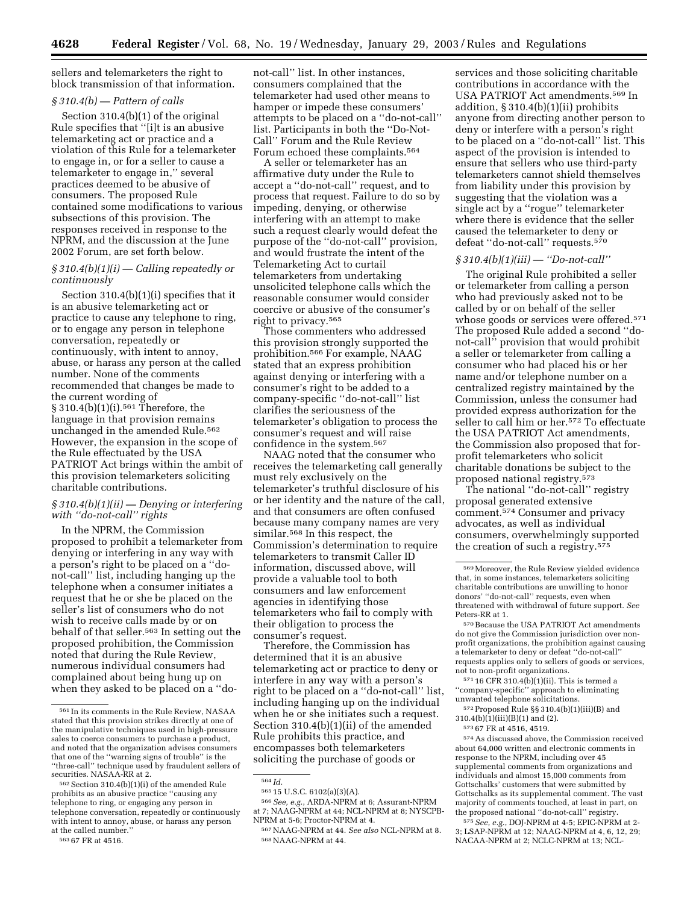sellers and telemarketers the right to block transmission of that information.

### *§ 310.4(b) — Pattern of calls*

Section 310.4(b)(1) of the original Rule specifies that ''[i]t is an abusive telemarketing act or practice and a violation of this Rule for a telemarketer to engage in, or for a seller to cause a telemarketer to engage in,'' several practices deemed to be abusive of consumers. The proposed Rule contained some modifications to various subsections of this provision. The responses received in response to the NPRM, and the discussion at the June 2002 Forum, are set forth below.

### *§ 310.4(b)(1)(i) — Calling repeatedly or continuously*

Section 310.4(b)(1)(i) specifies that it is an abusive telemarketing act or practice to cause any telephone to ring, or to engage any person in telephone conversation, repeatedly or continuously, with intent to annoy, abuse, or harass any person at the called number. None of the comments recommended that changes be made to the current wording of § 310.4(b)(1)(i).[561] Therefore, the language in that provision remains unchanged in the amended Rule.[562] However, the expansion in the scope of the Rule effectuated by the USA PATRIOT Act brings within the ambit of this provision telemarketers soliciting charitable contributions.

### *§ 310.4(b)(1)(ii) — Denying or interfering with ''do-not-call'' rights*

In the NPRM, the Commission proposed to prohibit a telemarketer from denying or interfering in any way with a person's right to be placed on a ''do-not-call'' list, including hanging up the telephone when a consumer initiates a request that he or she be placed on the seller's list of consumers who do not wish to receive calls made by or on behalf of that seller.[563] In setting out the proposed prohibition, the Commission noted that during the Rule Review, numerous individual consumers had complained about being hung up on when they asked to be placed on a ''do-not-call'' list. In other instances, consumers complained that the telemarketer had used other means to hamper or impede these consumers' attempts to be placed on a ''do-not-call'' list. Participants in both the ''Do-Not-Call'' Forum and the Rule Review Forum echoed these complaints.[564]

A seller or telemarketer has an affirmative duty under the Rule to accept a ''do-not-call'' request, and to process that request. Failure to do so by impeding, denying, or otherwise interfering with an attempt to make such a request clearly would defeat the purpose of the ''do-not-call'' provision, and would frustrate the intent of the Telemarketing Act to curtail telemarketers from undertaking unsolicited telephone calls which the reasonable consumer would consider coercive or abusive of the consumer's right to privacy.[565]

Those commenters who addressed this provision strongly supported the prohibition.[566] For example, NAAG stated that an express prohibition against denying or interfering with a consumer's right to be added to a company-specific ''do-not-call'' list clarifies the seriousness of the telemarketer's obligation to process the consumer's request and will raise confidence in the system.[567]

NAAG noted that the consumer who receives the telemarketing call generally must rely exclusively on the telemarketer's truthful disclosure of his or her identity and the nature of the call, and that consumers are often confused because many company names are very similar.[568] In this respect, the Commission's determination to require telemarketers to transmit Caller ID information, discussed above, will provide a valuable tool to both consumers and law enforcement agencies in identifying those telemarketers who fail to comply with their obligation to process the consumer's request.

Therefore, the Commission has determined that it is an abusive telemarketing act or practice to deny or interfere in any way with a person's right to be placed on a ''do-not-call'' list, including hanging up on the individual when he or she initiates such a request. Section 310.4(b)(1)(ii) of the amended Rule prohibits this practice, and encompasses both telemarketers soliciting the purchase of goods or services and those soliciting charitable contributions in accordance with the USA PATRIOT Act amendments.[569] In addition, § 310.4(b)(1)(ii) prohibits anyone from directing another person to deny or interfere with a person's right to be placed on a ''do-not-call'' list. This aspect of the provision is intended to ensure that sellers who use third-party telemarketers cannot shield themselves from liability under this provision by suggesting that the violation was a single act by a ''rogue'' telemarketer where there is evidence that the seller caused the telemarketer to deny or defeat ''do-not-call'' requests.[570]

### *§ 310.4(b)(1)(iii) — ''Do-not-call''*

The original Rule prohibited a seller or telemarketer from calling a person who had previously asked not to be called by or on behalf of the seller whose goods or services were offered.[571] The proposed Rule added a second ''do-not-call'' provision that would prohibit a seller or telemarketer from calling a consumer who had placed his or her name and/or telephone number on a centralized registry maintained by the Commission, unless the consumer had provided express authorization for the seller to call him or her.[572] To effectuate the USA PATRIOT Act amendments, the Commission also proposed that for-profit telemarketers who solicit charitable donations be subject to the proposed national registry.[573]

The national ''do-not-call'' registry proposal generated extensive comment.[574] Consumer and privacy advocates, as well as individual consumers, overwhelmingly supported the creation of such a registry.[575]

---

[561] In its comments in the Rule Review, NASAA stated that this provision strikes directly at one of the manipulative techniques used in high-pressure sales to coerce consumers to purchase a product, and noted that the organization advises consumers that one of the ''warning signs of trouble'' is the ''three-call'' technique used by fraudulent sellers of securities. NASAA-RR at 2.

[562] Section 310.4(b)(1)(i) of the amended Rule prohibits as an abusive practice ''causing any telephone to ring, or engaging any person in telephone conversation, repeatedly or continuously with intent to annoy, abuse, or harass any person at the called number.''

[563] 67 FR at 4516.

[564] *Id.*

[565] 15 U.S.C. 6102(a)(3)(A).

[566] *See, e.g.*, ARDA-NPRM at 6; Assurant-NPRM at 7; NAAG-NPRM at 44; NCL-NPRM at 8; NYSCPB-NPRM at 5-6; Proctor-NPRM at 4.

[567] NAAG-NPRM at 44. *See also* NCL-NPRM at 8.

[568] NAAG-NPRM at 44.

[569] Moreover, the Rule Review yielded evidence that, in some instances, telemarketers soliciting charitable contributions are unwilling to honor donors' ''do-not-call'' requests, even when threatened with withdrawal of future support. *See* Peters-RR at 1.

[570] Because the USA PATRIOT Act amendments do not give the Commission jurisdiction over non-profit organizations, the prohibition against causing a telemarketer to deny or defeat ''do-not-call'' requests applies only to sellers of goods or services, not to non-profit organizations.

[571] 16 CFR 310.4(b)(1)(ii). This is termed a ''company-specific'' approach to eliminating unwanted telephone solicitations.

[572] Proposed Rule §§ 310.4(b)(1)(iii)(B) and 310.4(b)(1)(iii)(B)(1) and (2).

[573] 67 FR at 4516, 4519.

[574] As discussed above, the Commission received about 64,000 written and electronic comments in response to the NPRM, including over 45 supplemental comments from organizations and individuals and almost 15,000 comments from Gottschalks' customers that were submitted by Gottschalks as its supplemental comment. The vast majority of comments touched, at least in part, on the proposed national ''do-not-call'' registry.

[575] *See, e.g.*, DOJ-NPRM at 4-5; EPIC-NPRM at 2-3; LSAP-NPRM at 12; NAAG-NPRM at 4, 6, 12, 29; NACAA-NPRM at 2; NCLC-NPRM at 13; NCL-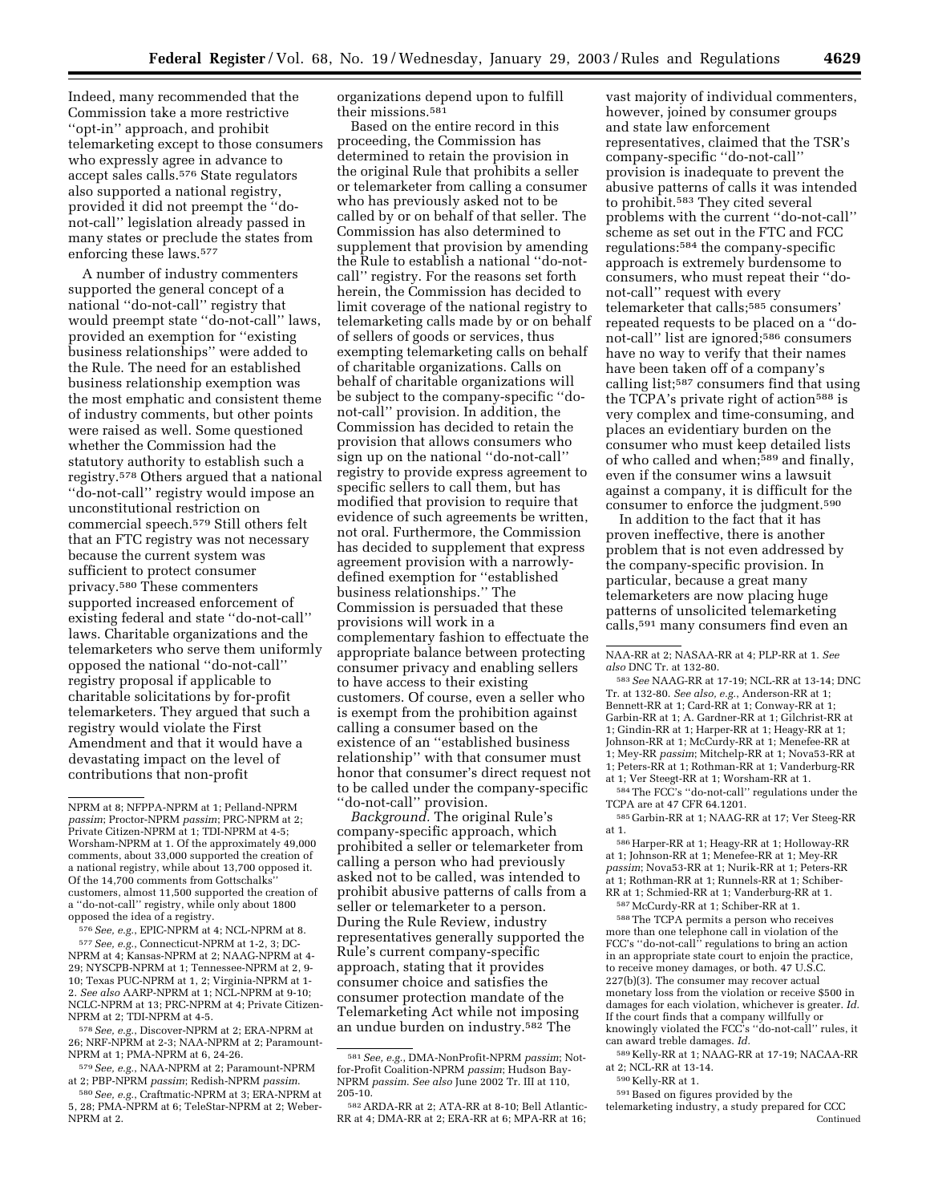Indeed, many recommended that the Commission take a more restrictive ''opt-in'' approach, and prohibit telemarketing except to those consumers who expressly agree in advance to accept sales calls.[576] State regulators also supported a national registry, provided it did not preempt the ''do-not-call'' legislation already passed in many states or preclude the states from enforcing these laws.[577]

A number of industry commenters supported the general concept of a national ''do-not-call'' registry that would preempt state ''do-not-call'' laws, provided an exemption for ''existing business relationships'' were added to the Rule. The need for an established business relationship exemption was the most emphatic and consistent theme of industry comments, but other points were raised as well. Some questioned whether the Commission had the statutory authority to establish such a registry.[578] Others argued that a national ''do-not-call'' registry would impose an unconstitutional restriction on commercial speech.[579] Still others felt that an FTC registry was not necessary because the current system was sufficient to protect consumer privacy.[580] These commenters supported increased enforcement of existing federal and state ''do-not-call'' laws. Charitable organizations and the telemarketers who serve them uniformly opposed the national ''do-not-call'' registry proposal if applicable to charitable solicitations by for-profit telemarketers. They argued that such a registry would violate the First Amendment and that it would have a devastating impact on the level of contributions that non-profit organizations depend upon to fulfill their missions.[581]

Based on the entire record in this proceeding, the Commission has determined to retain the provision in the original Rule that prohibits a seller or telemarketer from calling a consumer who has previously asked not to be called by or on behalf of that seller. The Commission has also determined to supplement that provision by amending the Rule to establish a national ''do-not-call'' registry. For the reasons set forth herein, the Commission has decided to limit coverage of the national registry to telemarketing calls made by or on behalf of sellers of goods or services, thus exempting telemarketing calls on behalf of charitable organizations. Calls on behalf of charitable organizations will be subject to the company-specific ''do-not-call'' provision. In addition, the Commission has decided to retain the provision that allows consumers who sign up on the national ''do-not-call'' registry to provide express agreement to specific sellers to call them, but has modified that provision to require that evidence of such agreements be written, not oral. Furthermore, the Commission has decided to supplement that express agreement provision with a narrowly-defined exemption for ''established business relationships.'' The Commission is persuaded that these provisions will work in a complementary fashion to effectuate the appropriate balance between protecting consumer privacy and enabling sellers to have access to their existing customers. Of course, even a seller who is exempt from the prohibition against calling a consumer based on the existence of an ''established business relationship'' with that consumer must honor that consumer's direct request not to be called under the company-specific ''do-not-call'' provision.

*Background.* The original Rule's company-specific approach, which prohibited a seller or telemarketer from calling a person who had previously asked not to be called, was intended to prohibit abusive patterns of calls from a seller or telemarketer to a person. During the Rule Review, industry representatives generally supported the Rule's current company-specific approach, stating that it provides consumer choice and satisfies the consumer protection mandate of the Telemarketing Act while not imposing an undue burden on industry.[582] The vast majority of individual commenters, however, joined by consumer groups and state law enforcement representatives, claimed that the TSR's company-specific ''do-not-call'' provision is inadequate to prevent the abusive patterns of calls it was intended to prohibit.[583] They cited several problems with the current ''do-not-call'' scheme as set out in the FTC and FCC regulations:[584] the company-specific approach is extremely burdensome to consumers, who must repeat their ''do-not-call'' request with every telemarketer that calls;[585] consumers' repeated requests to be placed on a ''do-not-call'' list are ignored;[586] consumers have no way to verify that their names have been taken off of a company's calling list;[587] consumers find that using the TCPA's private right of action[588] is very complex and time-consuming, and places an evidentiary burden on the consumer who must keep detailed lists of who called and when;[589] and finally, even if the consumer wins a lawsuit against a company, it is difficult for the consumer to enforce the judgment.[590]

In addition to the fact that it has proven ineffective, there is another problem that is not even addressed by the company-specific provision. In particular, because a great many telemarketers are now placing huge patterns of unsolicited telemarketing calls,[591] many consumers find even an

---

NPRM at 8; NFPPA-NPRM at 1; Pelland-NPRM *passim*; Proctor-NPRM *passim*; PRC-NPRM at 2; Private Citizen-NPRM at 1; TDI-NPRM at 4-5; Worsham-NPRM at 1. Of the approximately 49,000 comments, about 33,000 supported the creation of a national registry, while about 13,700 opposed it. Of the 14,700 comments from Gottschalks'' customers, almost 11,500 supported the creation of a ''do-not-call'' registry, while only about 1800 opposed the idea of a registry.

[576] *See, e.g.*, EPIC-NPRM at 4; NCL-NPRM at 8.

[577] *See, e.g.*, Connecticut-NPRM at 1-2, 3; DC-NPRM at 4; Kansas-NPRM at 2; NAAG-NPRM at 4-29; NYSCPB-NPRM at 1; Tennessee-NPRM at 2, 9-10; Texas PUC-NPRM at 1, 2; Virginia-NPRM at 1-2. *See also* AARP-NPRM at 1; NCL-NPRM at 9-10; NCLC-NPRM at 13; PRC-NPRM at 4; Private Citizen-NPRM at 2; TDI-NPRM at 4-5.

[578] *See, e.g.*, Discover-NPRM at 2; ERA-NPRM at 26; NRF-NPRM at 2-3; NAA-NPRM at 2; Paramount-NPRM at 1; PMA-NPRM at 6, 24-26.

[579] *See, e.g.*, NAA-NPRM at 2; Paramount-NPRM at 2; PBP-NPRM *passim*; Redish-NPRM *passim*.

[580] *See, e.g.*, Craftmatic-NPRM at 3; ERA-NPRM at 5, 28; PMA-NPRM at 6; TeleStar-NPRM at 2; Weber-NPRM at 2.

[581] *See, e.g.*, DMA-NonProfit-NPRM *passim*; Not-for-Profit Coalition-NPRM *passim*; Hudson Bay-NPRM *passim*. *See also* June 2002 Tr. III at 110, 205-10.

[582] ARDA-RR at 2; ATA-RR at 8-10; Bell Atlantic-RR at 4; DMA-RR at 2; ERA-RR at 6; MPA-RR at 16; NAA-RR at 2; NASAA-RR at 4; PLP-RR at 1. *See also* DNC Tr. at 132-80.

[583] *See* NAAG-RR at 17-19; NCL-RR at 13-14; DNC Tr. at 132-80. *See also, e.g.*, Anderson-RR at 1; Bennett-RR at 1; Card-RR at 1; Conway-RR at 1; Garbin-RR at 1; A. Gardner-RR at 1; Gilchrist-RR at 1; Gindin-RR at 1; Harper-RR at 1; Heagy-RR at 1; Johnson-RR at 1; McCurdy-RR at 1; Menefee-RR at 1; Mey-RR *passim*; Mitchelp-RR at 1; Nova53-RR at 1; Peters-RR at 1; Rothman-RR at 1; Vanderburg-RR at 1; Ver Steegt-RR at 1; Worsham-RR at 1.

[584] The FCC's ''do-not-call'' regulations under the TCPA are at 47 CFR 64.1201.

[585] Garbin-RR at 1; NAAG-RR at 17; Ver Steeg-RR at 1.

[586] Harper-RR at 1; Heagy-RR at 1; Holloway-RR at 1; Johnson-RR at 1; Menefee-RR at 1; Mey-RR *passim*; Nova53-RR at 1; Nurik-RR at 1; Peters-RR at 1; Rothman-RR at 1; Runnels-RR at 1; Schiber-RR at 1; Schmied-RR at 1; Vanderburg-RR at 1.

[587] McCurdy-RR at 1; Schiber-RR at 1.

[588] The TCPA permits a person who receives more than one telephone call in violation of the FCC's ''do-not-call'' regulations to bring an action in an appropriate state court to enjoin the practice, to receive money damages, or both. 47 U.S.C. 227(b)(3). The consumer may recover actual monetary loss from the violation or receive $500 in damages for each violation, whichever is greater. *Id.* If the court finds that a company willfully or knowingly violated the FCC's ''do-not-call'' rules, it can award treble damages. *Id.*

[589] Kelly-RR at 1; NAAG-RR at 17-19; NACAA-RR at 2; NCL-RR at 13-14.

[590] Kelly-RR at 1.

[591] Based on figures provided by the telemarketing industry, a study prepared for CCC

Continued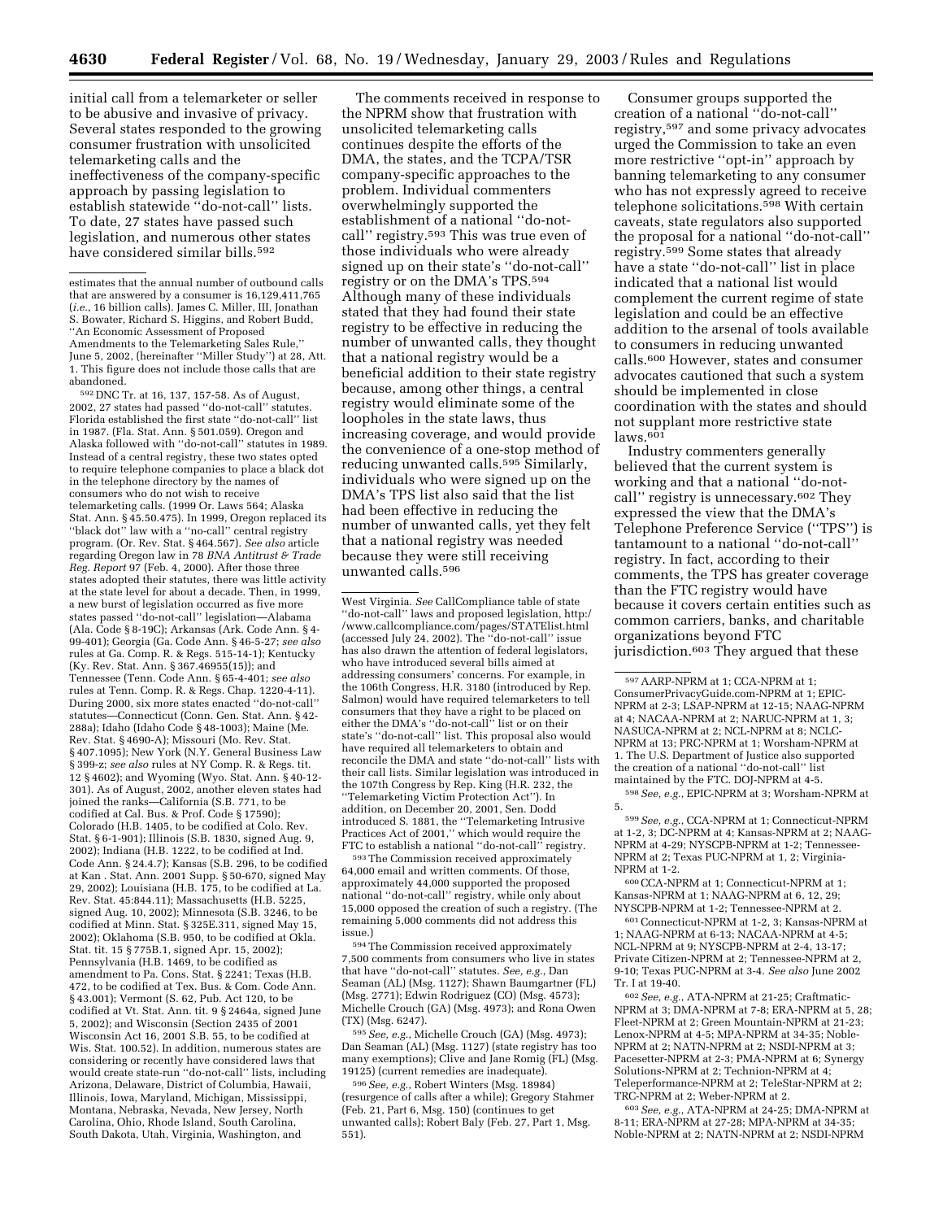initial call from a telemarketer or seller to be abusive and invasive of privacy. Several states responded to the growing consumer frustration with unsolicited telemarketing calls and the ineffectiveness of the company-specific approach by passing legislation to establish statewide ''do-not-call'' lists. To date, 27 states have passed such legislation, and numerous other states have considered similar bills.[592]

The comments received in response to the NPRM show that frustration with unsolicited telemarketing calls continues despite the efforts of the DMA, the states, and the TCPA/TSR company-specific approaches to the problem. Individual commenters overwhelmingly supported the establishment of a national ''do-not-call'' registry.[593] This was true even of those individuals who were already signed up on their state's ''do-not-call'' registry or on the DMA's TPS.[594] Although many of these individuals stated that they had found their state registry to be effective in reducing the number of unwanted calls, they thought that a national registry would be a beneficial addition to their state registry because, among other things, a central registry would eliminate some of the loopholes in the state laws, thus increasing coverage, and would provide the convenience of a one-stop method of reducing unwanted calls.[595] Similarly, individuals who were signed up on the DMA's TPS list also said that the list had been effective in reducing the number of unwanted calls, yet they felt that a national registry was needed because they were still receiving unwanted calls.[596]

Consumer groups supported the creation of a national ''do-not-call'' registry,[597] and some privacy advocates urged the Commission to take an even more restrictive ''opt-in'' approach by banning telemarketing to any consumer who has not expressly agreed to receive telephone solicitations.[598] With certain caveats, state regulators also supported the proposal for a national ''do-not-call'' registry.[599] Some states that already have a state ''do-not-call'' list in place indicated that a national list would complement the current regime of state legislation and could be an effective addition to the arsenal of tools available to consumers in reducing unwanted calls.[600] However, states and consumer advocates cautioned that such a system should be implemented in close coordination with the states and should not supplant more restrictive state laws.[601]

Industry commenters generally believed that the current system is working and that a national ''do-not-call'' registry is unnecessary.[602] They expressed the view that the DMA's Telephone Preference Service (''TPS'') is tantamount to a national ''do-not-call'' registry. In fact, according to their comments, the TPS has greater coverage than the FTC registry would have because it covers certain entities such as common carriers, banks, and charitable organizations beyond FTC jurisdiction.[603] They argued that these

---

estimates that the annual number of outbound calls that are answered by a consumer is 16,129,411,765 (*i.e.*, 16 billion calls). James C. Miller, III, Jonathan S. Bowater, Richard S. Higgins, and Robert Budd, ''An Economic Assessment of Proposed Amendments to the Telemarketing Sales Rule,'' June 5, 2002, (hereinafter ''Miller Study'') at 28, Att. 1. This figure does not include those calls that are abandoned.

592 DNC Tr. at 16, 137, 157-58. As of August, 2002, 27 states had passed ''do-not-call'' statutes. Florida established the first state ''do-not-call'' list in 1987. (Fla. Stat. Ann. § 501.059). Oregon and Alaska followed with ''do-not-call'' statutes in 1989. Instead of a central registry, these two states opted to require telephone companies to place a black dot in the telephone directory by the names of consumers who do not wish to receive telemarketing calls. (1999 Or. Laws 564; Alaska Stat. Ann. § 45.50.475). In 1999, Oregon replaced its ''black dot'' law with a ''no-call'' central registry program. (Or. Rev. Stat. § 464.567). *See also* article regarding Oregon law in 78 *BNA Antitrust & Trade Reg. Report* 97 (Feb. 4, 2000). After those three states adopted their statutes, there was little activity at the state level for about a decade. Then, in 1999, a new burst of legislation occurred as five more states passed ''do-not-call'' legislation—Alabama (Ala. Code § 8-19C); Arkansas (Ark. Code Ann. § 4-99-401); Georgia (Ga. Code Ann. § 46-5-27; *see also* rules at Ga. Comp. R. & Regs. 515-14-1); Kentucky (Ky. Rev. Stat. Ann. § 367.46955(15)); and Tennessee (Tenn. Code Ann. § 65-4-401; *see also* rules at Tenn. Comp. R. & Regs. Chap. 1220-4-11). During 2000, six more states enacted ''do-not-call'' statutes—Connecticut (Conn. Gen. Stat. Ann. § 42-288a); Idaho (Idaho Code § 48-1003); Maine (Me. Rev. Stat. § 4690-A); Missouri (Mo. Rev. Stat. § 407.1095); New York (N.Y. General Business Law § 399-z; *see also* rules at NY Comp. R. & Regs. tit. 12 § 4602); and Wyoming (Wyo. Stat. Ann. § 40-12-301). As of August, 2002, another eleven states had joined the ranks—California (S.B. 771, to be codified at Cal. Bus. & Prof. Code § 17590); Colorado (H.B. 1405, to be codified at Colo. Rev. Stat. § 6-1-901); Illinois (S.B. 1830, signed Aug. 9, 2002); Indiana (H.B. 1222, to be codified at Ind. Code Ann. § 24.4.7); Kansas (S.B. 296, to be codified at Kan . Stat. Ann. 2001 Supp. § 50-670, signed May 29, 2002); Louisiana (H.B. 175, to be codified at La. Rev. Stat. 45:844.11); Massachusetts (H.B. 5225, signed Aug. 10, 2002); Minnesota (S.B. 3246, to be codified at Minn. Stat. § 325E.311, signed May 15, 2002); Oklahoma (S.B. 950, to be codified at Okla. Stat. tit. 15 § 775B.1, signed Apr. 15, 2002); Pennsylvania (H.B. 1469, to be codified as amendment to Pa. Cons. Stat. § 2241; Texas (H.B. 472, to be codified at Tex. Bus. & Com. Code Ann. § 43.001); Vermont (S. 62, Pub. Act 120, to be codified at Vt. Stat. Ann. tit. 9 § 2464a, signed June 5, 2002); and Wisconsin (Section 2435 of 2001 Wisconsin Act 16, 2001 S.B. 55, to be codified at Wis. Stat. 100.52). In addition, numerous states are considering or recently have considered laws that would create state-run ''do-not-call'' lists, including Arizona, Delaware, District of Columbia, Hawaii, Illinois, Iowa, Maryland, Michigan, Mississippi, Montana, Nebraska, Nevada, New Jersey, North Carolina, Ohio, Rhode Island, South Carolina, South Dakota, Utah, Virginia, Washington, and West Virginia. *See* CallCompliance table of state ''do-not-call'' laws and proposed legislation, http://www.callcompliance.com/pages/STATElist.html (accessed July 24, 2002). The ''do-not-call'' issue has also drawn the attention of federal legislators, who have introduced several bills aimed at addressing consumers' concerns. For example, in the 106th Congress, H.R. 3180 (introduced by Rep. Salmon) would have required telemarketers to tell consumers that they have a right to be placed on either the DMA's ''do-not-call'' list or on their state's ''do-not-call'' list. This proposal also would have required all telemarketers to obtain and reconcile the DMA and state ''do-not-call'' lists with their call lists. Similar legislation was introduced in the 107th Congress by Rep. King (H.R. 232, the ''Telemarketing Victim Protection Act''). In addition, on December 20, 2001, Sen. Dodd introduced S. 1881, the ''Telemarketing Intrusive Practices Act of 2001,'' which would require the FTC to establish a national ''do-not-call'' registry.

593 The Commission received approximately 64,000 email and written comments. Of those, approximately 44,000 supported the proposed national ''do-not-call'' registry, while only about 15,000 opposed the creation of such a registry. (The remaining 5,000 comments did not address this issue.)

594 The Commission received approximately 7,500 comments from consumers who live in states that have ''do-not-call'' statutes. *See, e.g.*, Dan Seaman (AL) (Msg. 1127); Shawn Baumgartner (FL) (Msg. 2771); Edwin Rodriguez (CO) (Msg. 4573); Michelle Crouch (GA) (Msg. 4973); and Rona Owen (TX) (Msg. 6247).

595 *See, e.g.*, Michelle Crouch (GA) (Msg. 4973); Dan Seaman (AL) (Msg. 1127) (state registry has too many exemptions); Clive and Jane Romig (FL) (Msg. 19125) (current remedies are inadequate).

596 *See, e.g.*, Robert Winters (Msg. 18984) (resurgence of calls after a while); Gregory Stahmer (Feb. 21, Part 6, Msg. 150) (continues to get unwanted calls); Robert Baly (Feb. 27, Part 1, Msg. 551).

597 AARP-NPRM at 1; CCA-NPRM at 1; ConsumerPrivacyGuide.com-NPRM at 1; EPIC-NPRM at 2-3; LSAP-NPRM at 12-15; NAAG-NPRM at 4; NACAA-NPRM at 2; NARUC-NPRM at 1, 3; NASUCA-NPRM at 2; NCL-NPRM at 8; NCLC-NPRM at 13; PRC-NPRM at 1; Worsham-NPRM at 1. The U.S. Department of Justice also supported the creation of a national ''do-not-call'' list maintained by the FTC. DOJ-NPRM at 4-5.

598 *See, e.g.*, EPIC-NPRM at 3; Worsham-NPRM at 5.

599 *See, e.g.*, CCA-NPRM at 1; Connecticut-NPRM at 1-2, 3; DC-NPRM at 4; Kansas-NPRM at 2; NAAG-NPRM at 4-29; NYSCPB-NPRM at 1-2; Tennessee-NPRM at 2; Texas PUC-NPRM at 1, 2; Virginia-NPRM at 1-2.

600 CCA-NPRM at 1; Connecticut-NPRM at 1; Kansas-NPRM at 1; NAAG-NPRM at 6, 12, 29; NYSCPB-NPRM at 1-2; Tennessee-NPRM at 2.

601 Connecticut-NPRM at 1-2, 3; Kansas-NPRM at 1; NAAG-NPRM at 6-13; NACAA-NPRM at 4-5; NCL-NPRM at 9; NYSCPB-NPRM at 2-4, 13-17; Private Citizen-NPRM at 2; Tennessee-NPRM at 2, 9-10; Texas PUC-NPRM at 3-4. *See also* June 2002 Tr. I at 19-40.

602 *See, e.g.*, ATA-NPRM at 21-25; Craftmatic-NPRM at 3; DMA-NPRM at 7-8; ERA-NPRM at 5, 28; Fleet-NPRM at 2; Green Mountain-NPRM at 21-23; Lenox-NPRM at 4-5; MPA-NPRM at 34-35; Noble-NPRM at 2; NATN-NPRM at 2; NSDI-NPRM at 3; Pacesetter-NPRM at 2-3; PMA-NPRM at 6; Synergy Solutions-NPRM at 2; Technion-NPRM at 4; Teleperformance-NPRM at 2; TeleStar-NPRM at 2; TRC-NPRM at 2; Weber-NPRM at 2.

603 *See, e.g.*, ATA-NPRM at 24-25; DMA-NPRM at 8-11; ERA-NPRM at 27-28; MPA-NPRM at 34-35; Noble-NPRM at 2; NATN-NPRM at 2; NSDI-NPRM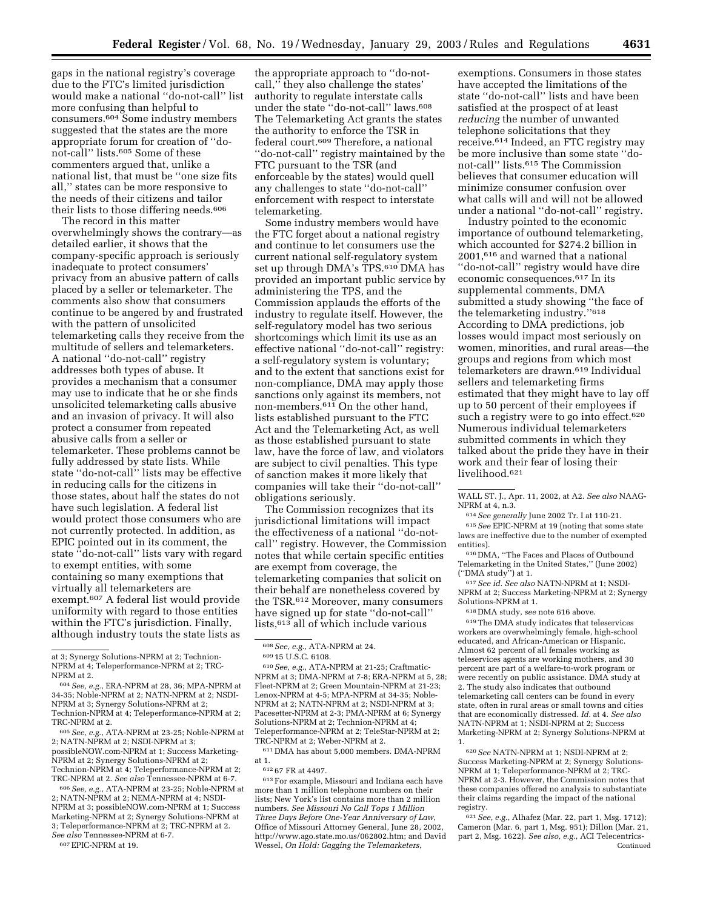gaps in the national registry's coverage due to the FTC's limited jurisdiction would make a national "do-not-call" list more confusing than helpful to consumers.[604] Some industry members suggested that the states are the more appropriate forum for creation of "do-not-call" lists.[605] Some of these commenters argued that, unlike a national list, that must be "one size fits all," states can be more responsive to the needs of their citizens and tailor their lists to those differing needs.[606]

The record in this matter overwhelmingly shows the contrary—as detailed earlier, it shows that the company-specific approach is seriously inadequate to protect consumers' privacy from an abusive pattern of calls placed by a seller or telemarketer. The comments also show that consumers continue to be angered by and frustrated with the pattern of unsolicited telemarketing calls they receive from the multitude of sellers and telemarketers. A national "do-not-call" registry addresses both types of abuse. It provides a mechanism that a consumer may use to indicate that he or she finds unsolicited telemarketing calls abusive and an invasion of privacy. It will also protect a consumer from repeated abusive calls from a seller or telemarketer. These problems cannot be fully addressed by state lists. While state "do-not-call" lists may be effective in reducing calls for the citizens in those states, about half the states do not have such legislation. A federal list would protect those consumers who are not currently protected. In addition, as EPIC pointed out in its comment, the state "do-not-call" lists vary with regard to exempt entities, with some containing so many exemptions that virtually all telemarketers are exempt.[607] A federal list would provide uniformity with regard to those entities within the FTC's jurisdiction. Finally, although industry touts the state lists as the appropriate approach to "do-not-call," they also challenge the states' authority to regulate interstate calls under the state "do-not-call" laws.[608] The Telemarketing Act grants the states the authority to enforce the TSR in federal court.[609] Therefore, a national "do-not-call" registry maintained by the FTC pursuant to the TSR (and enforceable by the states) would quell any challenges to state "do-not-call" enforcement with respect to interstate telemarketing.

Some industry members would have the FTC forget about a national registry and continue to let consumers use the current national self-regulatory system set up through DMA's TPS.[610] DMA has provided an important public service by administering the TPS, and the Commission applauds the efforts of the industry to regulate itself. However, the self-regulatory model has two serious shortcomings which limit its use as an effective national "do-not-call" registry: a self-regulatory system is voluntary; and to the extent that sanctions exist for non-compliance, DMA may apply those sanctions only against its members, not non-members.[611] On the other hand, lists established pursuant to the FTC Act and the Telemarketing Act, as well as those established pursuant to state law, have the force of law, and violators are subject to civil penalties. This type of sanction makes it more likely that companies will take their "do-not-call" obligations seriously.

The Commission recognizes that its jurisdictional limitations will impact the effectiveness of a national "do-not-call" registry. However, the Commission notes that while certain specific entities are exempt from coverage, the telemarketing companies that solicit on their behalf are nonetheless covered by the TSR.[612] Moreover, many consumers have signed up for state "do-not-call" lists,[613] all of which include various exemptions. Consumers in those states have accepted the limitations of the state "do-not-call" lists and have been satisfied at the prospect of at least *reducing* the number of unwanted telephone solicitations that they receive.[614] Indeed, an FTC registry may be more inclusive than some state "do-not-call" lists.[615] The Commission believes that consumer education will minimize consumer confusion over what calls will and will not be allowed under a national "do-not-call" registry.

Industry pointed to the economic importance of outbound telemarketing, which accounted for $274.2 billion in 2001,[616] and warned that a national "do-not-call" registry would have dire economic consequences.[617] In its supplemental comments, DMA submitted a study showing "the face of the telemarketing industry."[618] According to DMA predictions, job losses would impact most seriously on women, minorities, and rural areas—the groups and regions from which most telemarketers are drawn.[619] Individual sellers and telemarketing firms estimated that they might have to lay off up to 50 percent of their employees if such a registry were to go into effect.[620] Numerous individual telemarketers submitted comments in which they talked about the pride they have in their work and their fear of losing their livelihood.[621]

---

at 3; Synergy Solutions-NPRM at 2; Technion-NPRM at 4; Teleperformance-NPRM at 2; TRC-NPRM at 2.

[604] *See, e.g.*, ERA-NPRM at 28, 36; MPA-NPRM at 34-35; Noble-NPRM at 2; NATN-NPRM at 2; NSDI-NPRM at 3; Synergy Solutions-NPRM at 2; Technion-NPRM at 4; Teleperformance-NPRM at 2; TRC-NPRM at 2.

[605] *See, e.g.*, ATA-NPRM at 23-25; Noble-NPRM at 2; NATN-NPRM at 2; NSDI-NPRM at 3; possibleNOW.com-NPRM at 1; Success Marketing-NPRM at 2; Synergy Solutions-NPRM at 2; Technion-NPRM at 4; Teleperformance-NPRM at 2; TRC-NPRM at 2. *See also* Tennessee-NPRM at 6-7.

[606] *See, e.g.*, ATA-NPRM at 23-25; Noble-NPRM at 2; NATN-NPRM at 2; NEMA-NPRM at 4; NSDI-NPRM at 3; possibleNOW.com-NPRM at 1; Success Marketing-NPRM at 2; Synergy Solutions-NPRM at 3; Teleperformance-NPRM at 2; TRC-NPRM at 2. *See also* Tennessee-NPRM at 6-7.

[607] EPIC-NPRM at 19.

[608] *See, e.g.*, ATA-NPRM at 24.

[609] 15 U.S.C. 6108.

[610] *See, e.g.*, ATA-NPRM at 21-25; Craftmatic-NPRM at 3; DMA-NPRM at 7-8; ERA-NPRM at 5, 28; Fleet-NPRM at 2; Green Mountain-NPRM at 21-23; Lenox-NPRM at 4-5; MPA-NPRM at 34-35; Noble-NPRM at 2; NATN-NPRM at 2; NSDI-NPRM at 3; Pacesetter-NPRM at 2-3; PMA-NPRM at 6; Synergy Solutions-NPRM at 2; Technion-NPRM at 4; Teleperformance-NPRM at 2; TeleStar-NPRM at 2; TRC-NPRM at 2; Weber-NPRM at 2.

[611] DMA has about 5,000 members. DMA-NPRM at 1.

[612] 67 FR at 4497.

[613] For example, Missouri and Indiana each have more than 1 million telephone numbers on their lists; New York's list contains more than 2 million numbers. *See Missouri No Call Tops 1 Million Three Days Before One-Year Anniversary of Law*, Office of Missouri Attorney General, June 28, 2002, http://www.ago.state.mo.us/062802.htm; and David Wessel, *On Hold: Gagging the Telemarketers*, WALL ST. J., Apr. 11, 2002, at A2. *See also* NAAG-NPRM at 4, n.3.

[614] *See generally* June 2002 Tr. I at 110-21.

[615] *See* EPIC-NPRM at 19 (noting that some state laws are ineffective due to the number of exempted entities).

[616] DMA, "The Faces and Places of Outbound Telemarketing in the United States," (June 2002) ("DMA study") at 1.

[617] *See id. See also* NATN-NPRM at 1; NSDI-NPRM at 2; Success Marketing-NPRM at 2; Synergy Solutions-NPRM at 1.

[618] DMA study, *see* note 616 above.

[619] The DMA study indicates that teleservices workers are overwhelmingly female, high-school educated, and African-American or Hispanic. Almost 62 percent of all females working as teleservices agents are working mothers, and 30 percent are part of a welfare-to-work program or were recently on public assistance. DMA study at 2. The study also indicates that outbound telemarketing call centers can be found in every state, often in rural areas or small towns and cities that are economically distressed. *Id.* at 4. *See also* NATN-NPRM at 1; NSDI-NPRM at 2; Success Marketing-NPRM at 2; Synergy Solutions-NPRM at 1.

[620] *See* NATN-NPRM at 1; NSDI-NPRM at 2; Success Marketing-NPRM at 2; Synergy Solutions-NPRM at 1; Teleperformance-NPRM at 2; TRC-NPRM at 2-3. However, the Commission notes that these companies offered no analysis to substantiate their claims regarding the impact of the national registry.

[621] *See, e.g.*, Alhafez (Mar. 22, part 1, Msg. 1712); Cameron (Mar. 6, part 1, Msg. 951); Dillon (Mar. 21, part 2, Msg. 1622). *See also, e.g.*, ACI Telecentrics-

Continued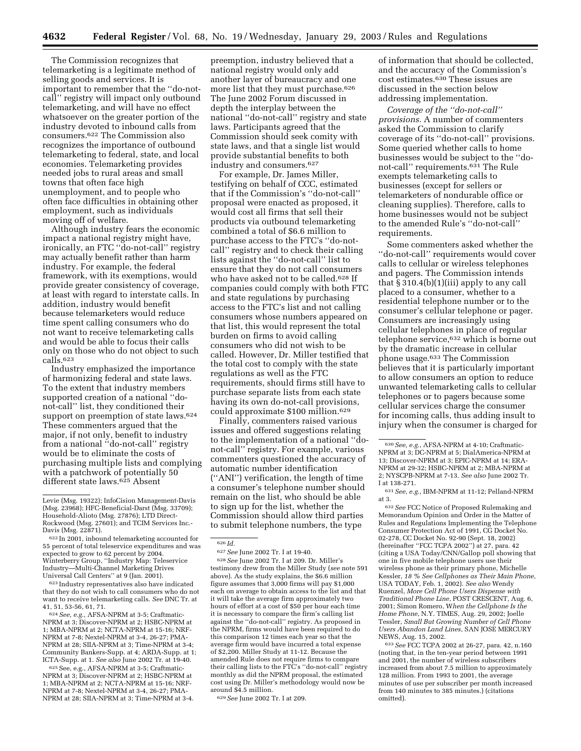The Commission recognizes that telemarketing is a legitimate method of selling goods and services. It is important to remember that the ''do-not-call'' registry will impact only outbound telemarketing, and will have no effect whatsoever on the greater portion of the industry devoted to inbound calls from consumers.[622] The Commission also recognizes the importance of outbound telemarketing to federal, state, and local economies. Telemarketing provides needed jobs to rural areas and small towns that often face high unemployment, and to people who often face difficulties in obtaining other employment, such as individuals moving off of welfare.

Although industry fears the economic impact a national registry might have, ironically, an FTC ''do-not-call'' registry may actually benefit rather than harm industry. For example, the federal framework, with its exemptions, would provide greater consistency of coverage, at least with regard to interstate calls. In addition, industry would benefit because telemarketers would reduce time spent calling consumers who do not want to receive telemarketing calls and would be able to focus their calls only on those who do not object to such calls.[623]

Industry emphasized the importance of harmonizing federal and state laws. To the extent that industry members supported creation of a national ''do-not-call'' list, they conditioned their support on preemption of state laws.[624] These commenters argued that the major, if not only, benefit to industry from a national ''do-not-call'' registry would be to eliminate the costs of purchasing multiple lists and complying with a patchwork of potentially 50 different state laws.[625] Absent preemption, industry believed that a national registry would only add another layer of bureaucracy and one more list that they must purchase.[626] The June 2002 Forum discussed in depth the interplay between the national ''do-not-call'' registry and state laws. Participants agreed that the Commission should seek comity with state laws, and that a single list would provide substantial benefits to both industry and consumers.[627]

For example, Dr. James Miller, testifying on behalf of CCC, estimated that if the Commission's ''do-not-call'' proposal were enacted as proposed, it would cost all firms that sell their products via outbound telemarketing combined a total of $6.6 million to purchase access to the FTC's ''do-not-call'' registry and to check their calling lists against the ''do-not-call'' list to ensure that they do not call consumers who have asked not to be called.[628] If companies could comply with both FTC and state regulations by purchasing access to the FTC's list and not calling consumers whose numbers appeared on that list, this would represent the total burden on firms to avoid calling consumers who did not wish to be called. However, Dr. Miller testified that the total cost to comply with the state regulations as well as the FTC requirements, should firms still have to purchase separate lists from each state having its own do-not-call provisions, could approximate $100 million.[629]

Finally, commenters raised various issues and offered suggestions relating to the implementation of a national ''do-not-call'' registry. For example, various commenters questioned the accuracy of automatic number identification (''ANI'') verification, the length of time a consumer's telephone number should remain on the list, who should be able to sign up for the list, whether the Commission should allow third parties to submit telephone numbers, the type of information that should be collected, and the accuracy of the Commission's cost estimates.[630] These issues are discussed in the section below addressing implementation.

*Coverage of the ''do-not-call'' provisions.* A number of commenters asked the Commission to clarify coverage of its ''do-not-call'' provisions. Some queried whether calls to home businesses would be subject to the ''do-not-call'' requirements.[631] The Rule exempts telemarketing calls to businesses (except for sellers or telemarketers of nondurable office or cleaning supplies). Therefore, calls to home businesses would not be subject to the amended Rule's ''do-not-call'' requirements.

Some commenters asked whether the ''do-not-call'' requirements would cover calls to cellular or wireless telephones and pagers. The Commission intends that § 310.4(b)(1)(iii) apply to any call placed to a consumer, whether to a residential telephone number or to the consumer's cellular telephone or pager. Consumers are increasingly using cellular telephones in place of regular telephone service,[632] which is borne out by the dramatic increase in cellular phone usage.[633] The Commission believes that it is particularly important to allow consumers an option to reduce unwanted telemarketing calls to cellular telephones or to pagers because some cellular services charge the consumer for incoming calls, thus adding insult to injury when the consumer is charged for

---

Levie (Msg. 19322); InfoCision Management-Davis (Msg. 23968); HFC-Beneficial-Darst (Msg. 33709); Household-Alioto (Msg. 27876); LTD Direct-Rockwood (Msg. 27601); and TCIM Services Inc.-Davis (Msg. 22871).

[622] In 2001, inbound telemarketing accounted for 55 percent of total teleservice expenditures and was expected to grow to 62 percent by 2004. Winterberry Group, ''Industry Map: Teleservice Industry—Multi-Channel Marketing Drives Universal Call Centers'' at 9 (Jan. 2001).

[623] Industry representatives also have indicated that they do not wish to call consumers who do not want to receive telemarketing calls. *See* DNC Tr. at 41, 51, 53-56, 61, 71.

[624] *See, e.g.,* AFSA-NPRM at 3-5; Craftmatic-NPRM at 3; Discover-NPRM at 2; HSBC-NPRM at 1; MBA-NPRM at 2; NCTA-NPRM at 15-16; NRF-NPRM at 7-8; Nextel-NPRM at 3-4, 26-27; PMA-NPRM at 28; SIIA-NPRM at 3; Time-NPRM at 3-4; Community Bankers-Supp. at 4; ARDA-Supp. at 1; ICTA-Supp. at 1. *See also* June 2002 Tr. at 19-40.

[625] See, e.g., AFSA-NPRM at 3-5; Craftmatic-NPRM at 3; Discover-NPRM at 2; HSBC-NPRM at 1; MBA-NPRM at 2; NCTA-NPRM at 15-16; NRF-NPRM at 7-8; Nextel-NPRM at 3-4, 26-27; PMA-NPRM at 28; SIIA-NPRM at 3; Time-NPRM at 3-4.

[626] *Id.*

[627] *See* June 2002 Tr. I at 19-40.

[628] *See* June 2002 Tr. I at 209. Dr. Miller's testimony drew from the Miller Study (*see* note 591 above). As the study explains, the $6.6 million figure assumes that 3,000 firms will pay $1,000 each on average to obtain access to the list and that it will take the average firm approximately two hours of effort at a cost of $50 per hour each time it is necessary to compare the firm's calling list against the ''do-not-call'' registry. As proposed in the NPRM, firms would have been required to do this comparison 12 times each year so that the average firm would have incurred a total expense of $2,200. Miller Study at 11-12. Because the amended Rule does not require firms to compare their calling lists to the FTC's ''do-not-call'' registry monthly as did the NPRM proposal, the estimated cost using Dr. Miller's methodology would now be around $4.5 million.

[629] *See* June 2002 Tr. I at 209.

[630] *See, e.g.,* AFSA-NPRM at 4-10; Craftmatic-NPRM at 5; DC-NPRM at 5; DialAmerica-NPRM at 13; Discover-NPRM at 3; EPIC-NPRM at 14; ERA-NPRM at 29-32; HSBC-NPRM at 2; MBA-NPRM at 2; NYSCPB-NPRM at 7-13. *See also* June 2002 Tr. I at 138-271.

[631] *See, e.g.,* IBM-NPRM at 11-12; Pelland-NPRM at 3.

[632] *See* FCC Notice of Proposed Rulemaking and Memorandum Opinion and Order in the Matter of Rules and Regulations Implementing the Telephone Consumer Protection Act of 1991, CG Docket No. 02-278, CC Docket No. 92-90 (Sept. 18, 2002) (hereinafter ''FCC TCPA 2002'') at 27, para. 42 (citing a USA Today/CNN/Gallop poll showing that one in five mobile telephone users use their wireless phone as their primary phone, Michelle Kessler, *18 % See Cellphones as Their Main Phone*, USA TODAY, Feb. 1, 2002). *See also* Wendy Ruenzel, *More Cell Phone Users Dispense with Traditional Phone Line*, POST CRESCENT, Aug. 6, 2001; Simon Romero, *When the Cellphone Is the Home Phone*, N.Y. TIMES, Aug. 29, 2002; Joelle Tessler, *Small But Growing Number of Cell Phone Users Abandon Land Lines*, SAN JOSE MERCURY NEWS, Aug. 15, 2002.

[633] *See* FCC TCPA 2002 at 26-27, para. 42, n.160 (noting that, in the ten-year period between 1991 and 2001, the number of wireless subscribers increased from about 7.5 million to approximately 128 million. From 1993 to 2001, the average minutes of use per subscriber per month increased from 140 minutes to 385 minutes.) (citations omitted).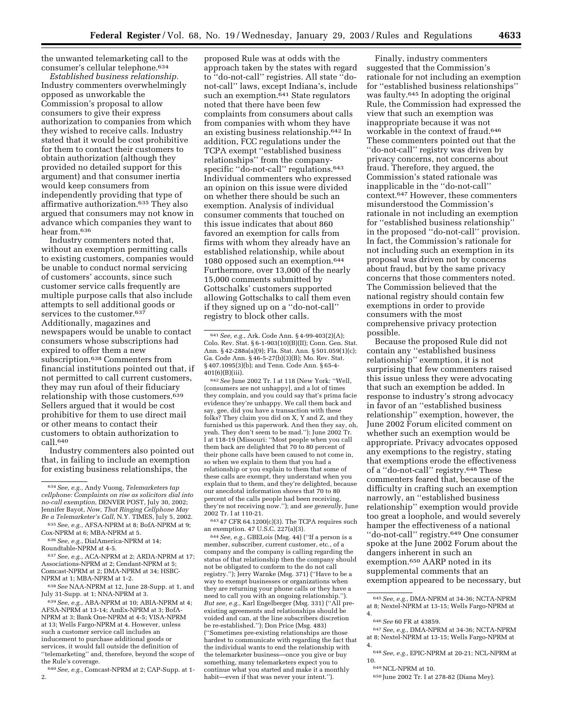the unwanted telemarketing call to the consumer's cellular telephone.[634]

*Established business relationship.* Industry commenters overwhelmingly opposed as unworkable the Commission's proposal to allow consumers to give their express authorization to companies from which they wished to receive calls. Industry stated that it would be cost prohibitive for them to contact their customers to obtain authorization (although they provided no detailed support for this argument) and that consumer inertia would keep consumers from independently providing that type of affirmative authorization.[635] They also argued that consumers may not know in advance which companies they want to hear from.[636]

Industry commenters noted that, without an exemption permitting calls to existing customers, companies would be unable to conduct normal servicing of customers' accounts, since such customer service calls frequently are multiple purpose calls that also include attempts to sell additional goods or services to the customer.[637] Additionally, magazines and newspapers would be unable to contact consumers whose subscriptions had expired to offer them a new subscription.[638] Commenters from financial institutions pointed out that, if not permitted to call current customers, they may run afoul of their fiduciary relationship with those customers.[639] Sellers argued that it would be cost prohibitive for them to use direct mail or other means to contact their customers to obtain authorization to call.[640]

Industry commenters also pointed out that, in failing to include an exemption for existing business relationships, the proposed Rule was at odds with the approach taken by the states with regard to "do-not-call" registries. All state "do-not-call" laws, except Indiana's, include such an exemption.[641] State regulators noted that there have been few complaints from consumers about calls from companies with whom they have an existing business relationship.[642] In addition, FCC regulations under the TCPA exempt "established business relationships" from the company-specific "do-not-call" regulations.[643] Individual commenters who expressed an opinion on this issue were divided on whether there should be such an exemption. Analysis of individual consumer comments that touched on this issue indicates that about 860 favored an exemption for calls from firms with whom they already have an established relationship, while about 1080 opposed such an exemption.[644] Furthermore, over 13,000 of the nearly 15,000 comments submitted by Gottschalks' customers supported allowing Gottschalks to call them even if they signed up on a "do-not-call" registry to block other calls.

Finally, industry commenters suggested that the Commission's rationale for not including an exemption for "established business relationships" was faulty.[645] In adopting the original Rule, the Commission had expressed the view that such an exemption was inappropriate because it was not workable in the context of fraud.[646] These commenters pointed out that the "do-not-call" registry was driven by privacy concerns, not concerns about fraud. Therefore, they argued, the Commission's stated rationale was inapplicable in the "do-not-call" context.[647] However, these commenters misunderstood the Commission's rationale in not including an exemption for "established business relationship" in the proposed "do-not-call" provision. In fact, the Commission's rationale for not including such an exemption in its proposal was driven not by concerns about fraud, but by the same privacy concerns that those commenters noted. The Commission believed that the national registry should contain few exemptions in order to provide consumers with the most comprehensive privacy protection possible.

Because the proposed Rule did not contain any "established business relationship" exemption, it is not surprising that few commenters raised this issue unless they were advocating that such an exemption be added. In response to industry's strong advocacy in favor of an "established business relationship" exemption, however, the June 2002 Forum elicited comment on whether such an exemption would be appropriate. Privacy advocates opposed any exemptions to the registry, stating that exemptions erode the effectiveness of a "do-not-call" registry.[648] These commenters feared that, because of the difficulty in crafting such an exemption narrowly, an "established business relationship" exemption would provide too great a loophole, and would severely hamper the effectiveness of a national "do-not-call" registry.[649] One consumer spoke at the June 2002 Forum about the dangers inherent in such an exemption.[650] AARP noted in its supplemental comments that an exemption appeared to be necessary, but

---

[634] *See, e.g.*, Andy Vuong, *Telemarketers tap cellphone: Complaints on rise as solicitors dial into no-call exemption*, DENVER POST, July 30, 2002; Jennifer Bayot, *Now, That Ringing Cellphone May Be a Telemarketer's Call*, N.Y. TIMES, July 5, 2002.

[635] *See, e.g.*, AFSA-NPRM at 8; BofA-NPRM at 9; Cox-NPRM at 6; MBA-NPRM at 5.

[636] *See, e.g.*, DialAmerica-NPRM at 14; Roundtable-NPRM at 4-5.

[637] *See, e.g.*, ACA-NPRM at 2; ARDA-NPRM at 17; Associations-NPRM at 2; Cendant-NPRM at 5; Comcast-NPRM at 2; DMA-NPRM at 34; HSBC-NPRM at 1; MBA-NPRM at 1-2.

[638] *See* NAA-NPRM at 12, June 28-Supp. at 1, and July 31-Supp. at 1; NNA-NPRM at 3.

[639] *See, e.g.*, ABA-NPRM at 10; ABIA-NPRM at 4; AFSA-NPRM at 13-14; AmEx-NPRM at 3; BofA-NPRM at 3; Bank One-NPRM at 4-5; VISA-NPRM at 13; Wells Fargo-NPRM at 4. However, unless such a customer service call includes an inducement to purchase additional goods or services, it would fall outside the definition of "telemarketing" and, therefore, beyond the scope of the Rule's coverage.

[640] *See, e.g.*, Comcast-NPRM at 2; CAP-Supp. at 1-2.

[641] *See, e.g.*, Ark. Code Ann. § 4-99-403(2)(A); Colo. Rev. Stat. § 6-1-903(10)(B)(II); Conn. Gen. Stat. Ann. § 42-288a(a)(9); Fla. Stat. Ann. § 501.059(1)(c); Ga. Code Ann. § 46-5-27(b)(3)(B); Mo. Rev. Stat. § 407.1095(3)(b); and Tenn. Code Ann. § 65-4-401(6)(B)(iii).

[642] *See* June 2002 Tr. I at 118 (New York: "Well, [consumers are not unhappy], and a lot of times they complain, and you could say that's prima facie evidence they're unhappy. We call them back and say, gee, did you have a transaction with these folks? They claim you did on X, Y and Z, and they furnished us this paperwork. And then they say, oh, yeah. They don't seem to be mad."); June 2002 Tr. I at 118-19 (Missouri: "Most people when you call them back are delighted that 70 to 80 percent of their phone calls have been caused to not come in, so when we explain to them that you had a relationship or you explain to them that some of these calls are exempt, they understand when you explain that to them, and they're delighted, because our anecdotal information shows that 70 to 80 percent of the calls people had been receiving, they're not receiving now."); and *see generally*, June 2002 Tr. I at 110-21.

[643] 47 CFR 64.1200(c)(3). The TCPA requires such an exemption. 47 U.S.C. 227(a)(3).

[644] *See, e.g.*, GBELois (Msg. 44) ("If a person is a member, subscriber, current customer, etc., of a company and the company is calling regarding the status of that relationship then the company should not be obligated to conform to the do not call registry."); Jerry Warnke (Msg. 371) ("Have to be a way to exempt businesses or organizations when they are returning your phone calls or they have a need to call you with an ongoing relationship."). *But see, e.g.*, Karl Engelberger (Msg. 331) ("All pre-existing agreements and relationships should be voided and can, at the line subscribers discretion be re-established."); Don Price (Msg. 483) ("Sometimes pre-existing relationships are those hardest to communicate with regarding the fact that the individual wants to end the relationship with the telemarketer business—once you give or buy something, many telemarketers expect you to continue what you started and make it a monthly habit—even if that was never your intent.").

[645] *See, e.g.*, DMA-NPRM at 34-36; NCTA-NPRM at 8; Nextel-NPRM at 13-15; Wells Fargo-NPRM at 4.

[646] *See* 60 FR at 43859.

[647] *See, e.g.*, DMA-NPRM at 34-36; NCTA-NPRM at 8; Nextel-NPRM at 13-15; Wells Fargo-NPRM at 4.

[648] *See, e.g.*, EPIC-NPRM at 20-21; NCL-NPRM at 10.

[649] NCL-NPRM at 10.

[650] June 2002 Tr. I at 278-82 (Diana Mey).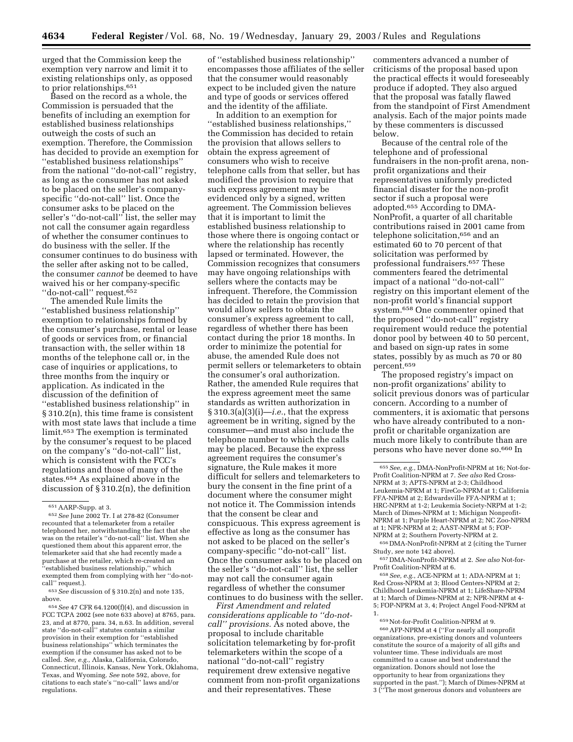urged that the Commission keep the exemption very narrow and limit it to existing relationships only, as opposed to prior relationships.[651]

Based on the record as a whole, the Commission is persuaded that the benefits of including an exemption for established business relationships outweigh the costs of such an exemption. Therefore, the Commission has decided to provide an exemption for ''established business relationships'' from the national ''do-not-call'' registry, as long as the consumer has not asked to be placed on the seller's company-specific ''do-not-call'' list. Once the consumer asks to be placed on the seller's ''do-not-call'' list, the seller may not call the consumer again regardless of whether the consumer continues to do business with the seller. If the consumer continues to do business with the seller after asking not to be called, the consumer *cannot* be deemed to have waived his or her company-specific ''do-not-call'' request.[652]

The amended Rule limits the ''established business relationship'' exemption to relationships formed by the consumer's purchase, rental or lease of goods or services from, or financial transaction with, the seller within 18 months of the telephone call or, in the case of inquiries or applications, to three months from the inquiry or application. As indicated in the discussion of the definition of ''established business relationship'' in § 310.2(n), this time frame is consistent with most state laws that include a time limit.[653] The exemption is terminated by the consumer's request to be placed on the company's ''do-not-call'' list, which is consistent with the FCC's regulations and those of many of the states.[654] As explained above in the discussion of § 310.2(n), the definition of ''established business relationship'' encompasses those affiliates of the seller that the consumer would reasonably expect to be included given the nature and type of goods or services offered and the identity of the affiliate.

In addition to an exemption for ''established business relationships,'' the Commission has decided to retain the provision that allows sellers to obtain the express agreement of consumers who wish to receive telephone calls from that seller, but has modified the provision to require that such express agreement may be evidenced only by a signed, written agreement. The Commission believes that it is important to limit the established business relationship to those where there is ongoing contact or where the relationship has recently lapsed or terminated. However, the Commission recognizes that consumers may have ongoing relationships with sellers where the contacts may be infrequent. Therefore, the Commission has decided to retain the provision that would allow sellers to obtain the consumer's express agreement to call, regardless of whether there has been contact during the prior 18 months. In order to minimize the potential for abuse, the amended Rule does not permit sellers or telemarketers to obtain the consumer's oral authorization. Rather, the amended Rule requires that the express agreement meet the same standards as written authorization in § 310.3(a)(3)(i)—*i.e.*, that the express agreement be in writing, signed by the consumer—and must also include the telephone number to which the calls may be placed. Because the express agreement requires the consumer's signature, the Rule makes it more difficult for sellers and telemarketers to bury the consent in the fine print of a document where the consumer might not notice it. The Commission intends that the consent be clear and conspicuous. This express agreement is effective as long as the consumer has not asked to be placed on the seller's company-specific ''do-not-call'' list. Once the consumer asks to be placed on the seller's ''do-not-call'' list, the seller may not call the consumer again regardless of whether the consumer continues to do business with the seller.

*First Amendment and related considerations applicable to ''do-not-call'' provisions.* As noted above, the proposal to include charitable solicitation telemarketing by for-profit telemarketers within the scope of a national ''do-not-call'' registry requirement drew extensive negative comment from non-profit organizations and their representatives. These commenters advanced a number of criticisms of the proposal based upon the practical effects it would foreseeably produce if adopted. They also argued that the proposal was fatally flawed from the standpoint of First Amendment analysis. Each of the major points made by these commenters is discussed below.

Because of the central role of the telephone and of professional fundraisers in the non-profit arena, non-profit organizations and their representatives uniformly predicted financial disaster for the non-profit sector if such a proposal were adopted.[655] According to DMA-NonProfit, a quarter of all charitable contributions raised in 2001 came from telephone solicitation,[656] and an estimated 60 to 70 percent of that solicitation was performed by professional fundraisers.[657] These commenters feared the detrimental impact of a national ''do-not-call'' registry on this important element of the non-profit world's financial support system.[658] One commenter opined that the proposed ''do-not-call'' registry requirement would reduce the potential donor pool by between 40 to 50 percent, and based on sign-up rates in some states, possibly by as much as 70 or 80 percent.[659]

The proposed registry's impact on non-profit organizations' ability to solicit previous donors was of particular concern. According to a number of commenters, it is axiomatic that persons who have already contributed to a non-profit or charitable organization are much more likely to contribute than are persons who have never done so.[660] In

---

[651] AARP-Supp. at 3.

[652] *See* June 2002 Tr. I at 278-82 (Consumer recounted that a telemarketer from a retailer telephoned her, notwithstanding the fact that she was on the retailer's ''do-not-call'' list. When she questioned them about this apparent error, the telemarketer said that she had recently made a purchase at the retailer, which re-created an ''established business relationship,'' which exempted them from complying with her ''do-not-call'' request.).

[653] *See* discussion of § 310.2(n) and note 135, above.

[654] *See* 47 CFR 64.1200(f)(4), and discussion in FCC TCPA 2002 (see note 633 above) at 8765, para. 23, and at 8770, para. 34, n.63. In addition, several state ''do-not-call'' statutes contain a similar provision in their exemption for ''established business relationships'' which terminates the exemption if the consumer has asked not to be called. *See, e.g.*, Alaska, California, Colorado, Connecticut, Illinois, Kansas, New York, Oklahoma, Texas, and Wyoming. *See* note 592, above, for citations to each state's ''no-call'' laws and/or regulations.

[655] *See, e.g.*, DMA-NonProfit-NPRM at 16; Not-for-Profit Coalition-NPRM at 7. *See also* Red Cross-NPRM at 3; APTS-NPRM at 2-3; Childhood Leukemia-NPRM at 1; FireCo-NPRM at 1; California FFA-NPRM at 2; Edwardsville FFA-NPRM at 1; HRC-NPRM at 1-2; Leukemia Society-NRPM at 1-2; March of Dimes-NPRM at 1; Michigan Nonprofit-NPRM at 1; Purple Heart-NPRM at 2; NC Zoo-NPRM at 1; NPR-NPRM at 2; AAST-NPRM at 5; FOP-NPRM at 2; Southern Poverty-NPRM at 2.

[656] DMA-NonProfit-NPRM at 2 (citing the Turner Study, *see* note 142 above).

[657] DMA-NonProfit-NPRM at 2. *See also* Not-for-Profit Coalition-NPRM at 6.

[658] *See, e.g.*, ACE-NPRM at 1; ADA-NPRM at 1; Red Cross-NPRM at 3; Blood Centers-NPRM at 2; Childhood Leukemia-NPRM at 1; LifeShare-NPRM at 1; March of Dimes-NPRM at 2; NPR-NPRM at 4-5; FOP-NPRM at 3, 4; Project Angel Food-NPRM at 1.

[659] Not-for-Profit Coalition-NPRM at 9.

[660] AFP-NPRM at 4 (''For nearly all nonprofit organizations, pre-existing donors and volunteers constitute the source of a majority of all gifts and volunteer time. These individuals are most committed to a cause and best understand the organization. Donors should not lose the opportunity to hear from organizations they supported in the past.''); March of Dimes-NPRM at 3 (''The most generous donors and volunteers are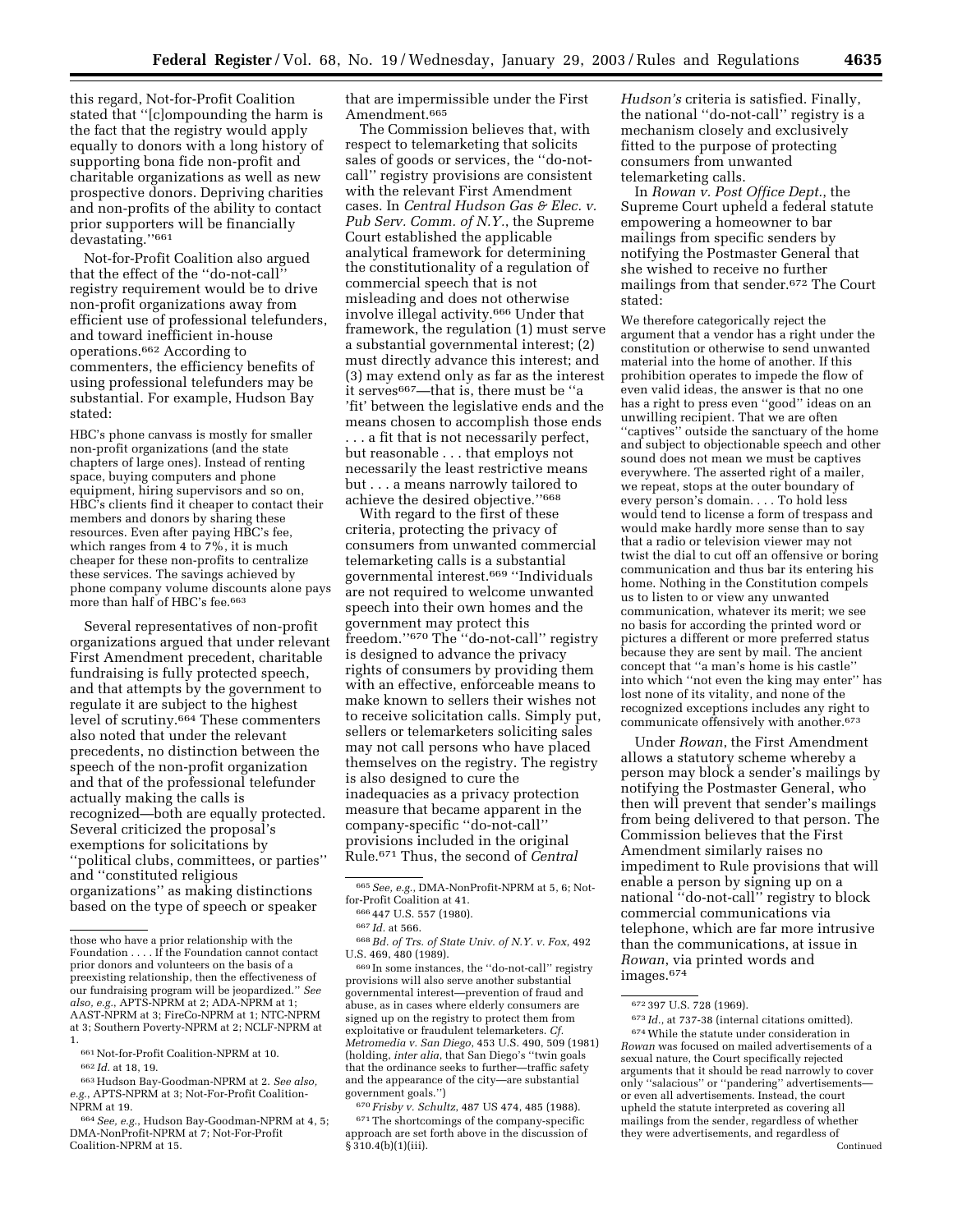this regard, Not-for-Profit Coalition stated that ''[c]ompounding the harm is the fact that the registry would apply equally to donors with a long history of supporting bona fide non-profit and charitable organizations as well as new prospective donors. Depriving charities and non-profits of the ability to contact prior supporters will be financially devastating.''[661]

Not-for-Profit Coalition also argued that the effect of the ''do-not-call'' registry requirement would be to drive non-profit organizations away from efficient use of professional telefunders, and toward inefficient in-house operations.[662] According to commenters, the efficiency benefits of using professional telefunders may be substantial. For example, Hudson Bay stated:

> HBC's phone canvass is mostly for smaller non-profit organizations (and the state chapters of large ones). Instead of renting space, buying computers and phone equipment, hiring supervisors and so on, HBC's clients find it cheaper to contact their members and donors by sharing these resources. Even after paying HBC's fee, which ranges from 4 to 7%, it is much cheaper for these non-profits to centralize these services. The savings achieved by phone company volume discounts alone pays more than half of HBC's fee.[663]

Several representatives of non-profit organizations argued that under relevant First Amendment precedent, charitable fundraising is fully protected speech, and that attempts by the government to regulate it are subject to the highest level of scrutiny.[664] These commenters also noted that under the relevant precedents, no distinction between the speech of the non-profit organization and that of the professional telefunder actually making the calls is recognized—both are equally protected. Several criticized the proposal's exemptions for solicitations by ''political clubs, committees, or parties'' and ''constituted religious organizations'' as making distinctions based on the type of speech or speaker that are impermissible under the First Amendment.[665]

The Commission believes that, with respect to telemarketing that solicits sales of goods or services, the ''do-not-call'' registry provisions are consistent with the relevant First Amendment cases. In *Central Hudson Gas & Elec. v. Pub Serv. Comm. of N.Y.*, the Supreme Court established the applicable analytical framework for determining the constitutionality of a regulation of commercial speech that is not misleading and does not otherwise involve illegal activity.[666] Under that framework, the regulation (1) must serve a substantial governmental interest; (2) must directly advance this interest; and (3) may extend only as far as the interest it serves[667]—that is, there must be ''a 'fit' between the legislative ends and the means chosen to accomplish those ends . . . a fit that is not necessarily perfect, but reasonable . . . that employs not necessarily the least restrictive means but . . . a means narrowly tailored to achieve the desired objective.''[668]

With regard to the first of these criteria, protecting the privacy of consumers from unwanted commercial telemarketing calls is a substantial governmental interest.[669] ''Individuals are not required to welcome unwanted speech into their own homes and the government may protect this freedom.''[670] The ''do-not-call'' registry is designed to advance the privacy rights of consumers by providing them with an effective, enforceable means to make known to sellers their wishes not to receive solicitation calls. Simply put, sellers or telemarketers soliciting sales may not call persons who have placed themselves on the registry. The registry is also designed to cure the inadequacies as a privacy protection measure that became apparent in the company-specific ''do-not-call'' provisions included in the original Rule.[671] Thus, the second of *Central Hudson's* criteria is satisfied. Finally, the national ''do-not-call'' registry is a mechanism closely and exclusively fitted to the purpose of protecting consumers from unwanted telemarketing calls.

In *Rowan v. Post Office Dept.*, the Supreme Court upheld a federal statute empowering a homeowner to bar mailings from specific senders by notifying the Postmaster General that she wished to receive no further mailings from that sender.[672] The Court stated:

> We therefore categorically reject the argument that a vendor has a right under the constitution or otherwise to send unwanted material into the home of another. If this prohibition operates to impede the flow of even valid ideas, the answer is that no one has a right to press even ''good'' ideas on an unwilling recipient. That we are often ''captives'' outside the sanctuary of the home and subject to objectionable speech and other sound does not mean we must be captives everywhere. The asserted right of a mailer, we repeat, stops at the outer boundary of every person's domain. . . . To hold less would tend to license a form of trespass and would make hardly more sense than to say that a radio or television viewer may not twist the dial to cut off an offensive or boring communication and thus bar its entering his home. Nothing in the Constitution compels us to listen to or view any unwanted communication, whatever its merit; we see no basis for according the printed word or pictures a different or more preferred status because they are sent by mail. The ancient concept that ''a man's home is his castle'' into which ''not even the king may enter'' has lost none of its vitality, and none of the recognized exceptions includes any right to communicate offensively with another.[673]

Under *Rowan*, the First Amendment allows a statutory scheme whereby a person may block a sender's mailings by notifying the Postmaster General, who then will prevent that sender's mailings from being delivered to that person. The Commission believes that the First Amendment similarly raises no impediment to Rule provisions that will enable a person by signing up on a national ''do-not-call'' registry to block commercial communications via telephone, which are far more intrusive than the communications, at issue in *Rowan*, via printed words and images.[674]

---

those who have a prior relationship with the Foundation . . . . If the Foundation cannot contact prior donors and volunteers on the basis of a preexisting relationship, then the effectiveness of our fundraising program will be jeopardized.'' *See also, e.g.*, APTS-NPRM at 2; ADA-NPRM at 1; AAST-NPRM at 3; FireCo-NPRM at 1; NTC-NPRM at 3; Southern Poverty-NPRM at 2; NCLF-NPRM at 1.

[661] Not-for-Profit Coalition-NPRM at 10.

[662] *Id.* at 18, 19.

[663] Hudson Bay-Goodman-NPRM at 2. *See also, e.g.*, APTS-NPRM at 3; Not-For-Profit Coalition-NPRM at 19.

[664] *See, e.g.*, Hudson Bay-Goodman-NPRM at 4, 5; DMA-NonProfit-NPRM at 7; Not-For-Profit Coalition-NPRM at 15.

[665] *See, e.g.*, DMA-NonProfit-NPRM at 5, 6; Not-for-Profit Coalition at 41.

[666] 447 U.S. 557 (1980).

[667] *Id.* at 566.

[668] *Bd. of Trs. of State Univ. of N.Y. v. Fox*, 492 U.S. 469, 480 (1989).

[669] In some instances, the ''do-not-call'' registry provisions will also serve another substantial governmental interest—prevention of fraud and abuse, as in cases where elderly consumers are signed up on the registry to protect them from exploitative or fraudulent telemarketers. *Cf. Metromedia v. San Diego*, 453 U.S. 490, 509 (1981) (holding, *inter alia*, that San Diego's ''twin goals that the ordinance seeks to further—traffic safety and the appearance of the city—are substantial government goals.'')

[670] *Frisby v. Schultz*, 487 US 474, 485 (1988).

[671] The shortcomings of the company-specific approach are set forth above in the discussion of § 310.4(b)(1)(iii).

[672] 397 U.S. 728 (1969).

[673] *Id.*, at 737-38 (internal citations omitted).

[674] While the statute under consideration in *Rowan* was focused on mailed advertisements of a sexual nature, the Court specifically rejected arguments that it should be read narrowly to cover only ''salacious'' or ''pandering'' advertisements—or even all advertisements. Instead, the court upheld the statute interpreted as covering all mailings from the sender, regardless of whether they were advertisements, and regardless of

Continued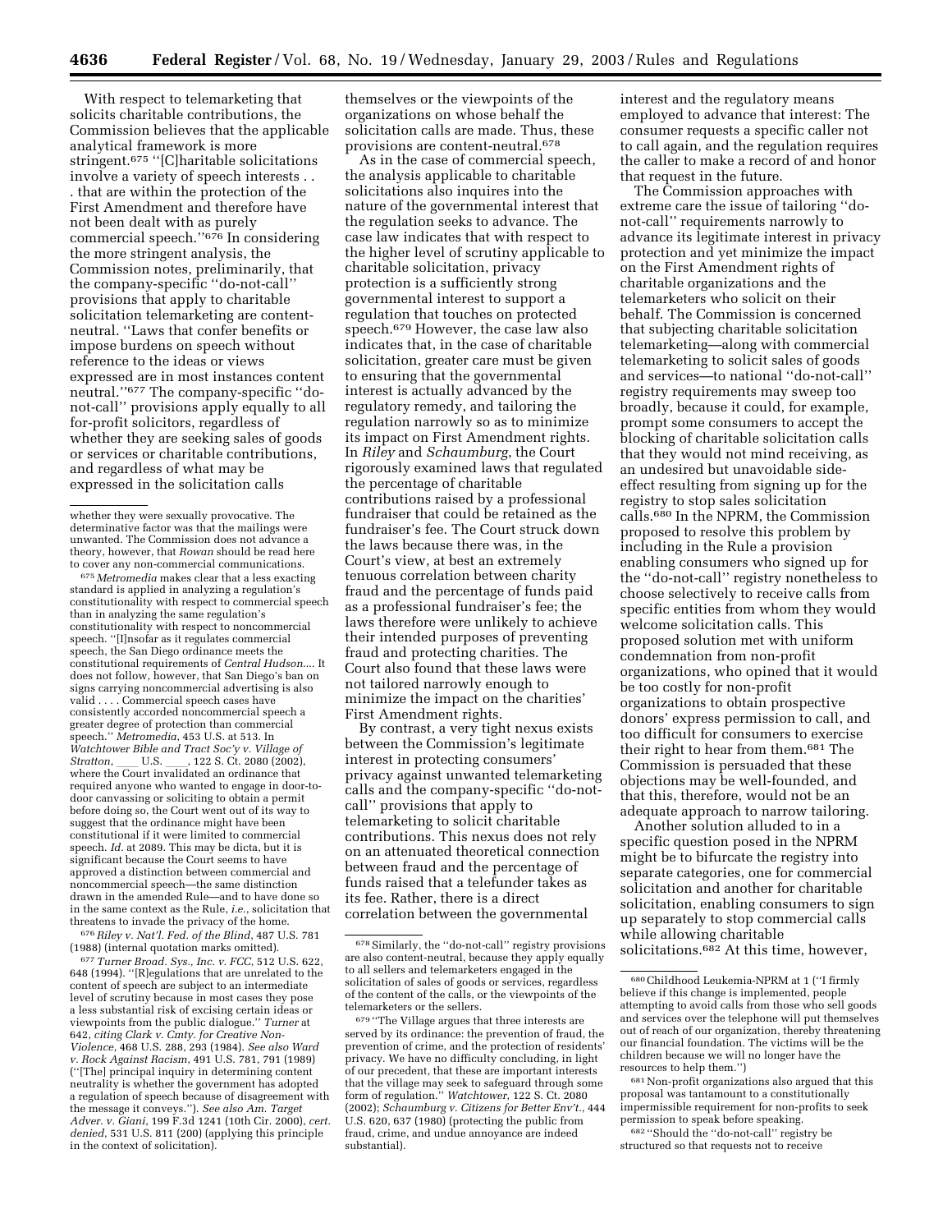With respect to telemarketing that solicits charitable contributions, the Commission believes that the applicable analytical framework is more stringent.[675] "[C]haritable solicitations involve a variety of speech interests . . . that are within the protection of the First Amendment and therefore have not been dealt with as purely commercial speech."[676] In considering the more stringent analysis, the Commission notes, preliminarily, that the company-specific "do-not-call" provisions that apply to charitable solicitation telemarketing are content-neutral. "Laws that confer benefits or impose burdens on speech without reference to the ideas or views expressed are in most instances content neutral."[677] The company-specific "do-not-call" provisions apply equally to all for-profit solicitors, regardless of whether they are seeking sales of goods or services or charitable contributions, and regardless of what may be expressed in the solicitation calls themselves or the viewpoints of the organizations on whose behalf the solicitation calls are made. Thus, these provisions are content-neutral.[678]

As in the case of commercial speech, the analysis applicable to charitable solicitations also inquires into the nature of the governmental interest that the regulation seeks to advance. The case law indicates that with respect to the higher level of scrutiny applicable to charitable solicitation, privacy protection is a sufficiently strong governmental interest to support a regulation that touches on protected speech.[679] However, the case law also indicates that, in the case of charitable solicitation, greater care must be given to ensuring that the governmental interest is actually advanced by the regulatory remedy, and tailoring the regulation narrowly so as to minimize its impact on First Amendment rights. In *Riley* and *Schaumburg*, the Court rigorously examined laws that regulated the percentage of charitable contributions raised by a professional fundraiser that could be retained as the fundraiser's fee. The Court struck down the laws because there was, in the Court's view, at best an extremely tenuous correlation between charity fraud and the percentage of funds paid as a professional fundraiser's fee; the laws therefore were unlikely to achieve their intended purposes of preventing fraud and protecting charities. The Court also found that these laws were not tailored narrowly enough to minimize the impact on the charities' First Amendment rights.

By contrast, a very tight nexus exists between the Commission's legitimate interest in protecting consumers' privacy against unwanted telemarketing calls and the company-specific "do-not-call" provisions that apply to telemarketing to solicit charitable contributions. This nexus does not rely on an attenuated theoretical connection between fraud and the percentage of funds raised that a telefunder takes as its fee. Rather, there is a direct correlation between the governmental interest and the regulatory means employed to advance that interest: The consumer requests a specific caller not to call again, and the regulation requires the caller to make a record of and honor that request in the future.

The Commission approaches with extreme care the issue of tailoring "do-not-call" requirements narrowly to advance its legitimate interest in privacy protection and yet minimize the impact on the First Amendment rights of charitable organizations and the telemarketers who solicit on their behalf. The Commission is concerned that subjecting charitable solicitation telemarketing—along with commercial telemarketing to solicit sales of goods and services—to national "do-not-call" registry requirements may sweep too broadly, because it could, for example, prompt some consumers to accept the blocking of charitable solicitation calls that they would not mind receiving, as an undesired but unavoidable side-effect resulting from signing up for the registry to stop sales solicitation calls.[680] In the NPRM, the Commission proposed to resolve this problem by including in the Rule a provision enabling consumers who signed up for the "do-not-call" registry nonetheless to choose selectively to receive calls from specific entities from whom they would welcome solicitation calls. This proposed solution met with uniform condemnation from non-profit organizations, who opined that it would be too costly for non-profit organizations to obtain prospective donors' express permission to call, and too difficult for consumers to exercise their right to hear from them.[681] The Commission is persuaded that these objections may be well-founded, and that this, therefore, would not be an adequate approach to narrow tailoring.

Another solution alluded to in a specific question posed in the NPRM might be to bifurcate the registry into separate categories, one for commercial solicitation and another for charitable solicitation, enabling consumers to sign up separately to stop commercial calls while allowing charitable solicitations.[682] At this time, however,

---

whether they were sexually provocative. The determinative factor was that the mailings were unwanted. The Commission does not advance a theory, however, that *Rowan* should be read here to cover any non-commercial communications.

[675] *Metromedia* makes clear that a less exacting standard is applied in analyzing a regulation's constitutionality with respect to commercial speech than in analyzing the same regulation's constitutionality with respect to noncommercial speech. "[I]nsofar as it regulates commercial speech, the San Diego ordinance meets the constitutional requirements of *Central Hudson*.... It does not follow, however, that San Diego's ban on signs carrying noncommercial advertising is also valid . . . . Commercial speech cases have consistently accorded noncommercial speech a greater degree of protection than commercial speech." *Metromedia*, 453 U.S. at 513. In *Watchtower Bible and Tract Soc'y v. Village of Stratton*, ___ U.S. ___, 122 S. Ct. 2080 (2002), where the Court invalidated an ordinance that required anyone who wanted to engage in door-to-door canvassing or soliciting to obtain a permit before doing so, the Court went out of its way to suggest that the ordinance might have been constitutional if it were limited to commercial speech. *Id.* at 2089. This may be dicta, but it is significant because the Court seems to have approved a distinction between commercial and noncommercial speech—the same distinction drawn in the amended Rule—and to have done so in the same context as the Rule, *i.e.*, solicitation that threatens to invade the privacy of the home.

[676] *Riley v. Nat'l. Fed. of the Blind*, 487 U.S. 781 (1988) (internal quotation marks omitted).

[677] *Turner Broad. Sys., Inc. v. FCC*, 512 U.S. 622, 648 (1994). "[R]egulations that are unrelated to the content of speech are subject to an intermediate level of scrutiny because in most cases they pose a less substantial risk of excising certain ideas or viewpoints from the public dialogue." *Turner* at 642, *citing Clark v. Cmty. for Creative Non-Violence*, 468 U.S. 288, 293 (1984). *See also Ward v. Rock Against Racism*, 491 U.S. 781, 791 (1989) ("[The] principal inquiry in determining content neutrality is whether the government has adopted a regulation of speech because of disagreement with the message it conveys."). *See also Am. Target Adver. v. Giani*, 199 F.3d 1241 (10th Cir. 2000), *cert. denied*, 531 U.S. 811 (200) (applying this principle in the context of solicitation).

[678] Similarly, the "do-not-call" registry provisions are also content-neutral, because they apply equally to all sellers and telemarketers engaged in the solicitation of sales of goods or services, regardless of the content of the calls, or the viewpoints of the telemarketers or the sellers.

[679] "The Village argues that three interests are served by its ordinance: the prevention of fraud, the prevention of crime, and the protection of residents' privacy. We have no difficulty concluding, in light of our precedent, that these are important interests that the village may seek to safeguard through some form of regulation." *Watchtower*, 122 S. Ct. 2080 (2002); *Schaumburg v. Citizens for Better Env't.*, 444 U.S. 620, 637 (1980) (protecting the public from fraud, crime, and undue annoyance are indeed substantial).

[680] Childhood Leukemia-NPRM at 1 ("I firmly believe if this change is implemented, people attempting to avoid calls from those who sell goods and services over the telephone will put themselves out of reach of our organization, thereby threatening our financial foundation. The victims will be the children because we will no longer have the resources to help them.")

[681] Non-profit organizations also argued that this proposal was tantamount to a constitutionally impermissible requirement for non-profits to seek permission to speak before speaking.

[682] "Should the "do-not-call" registry be structured so that requests not to receive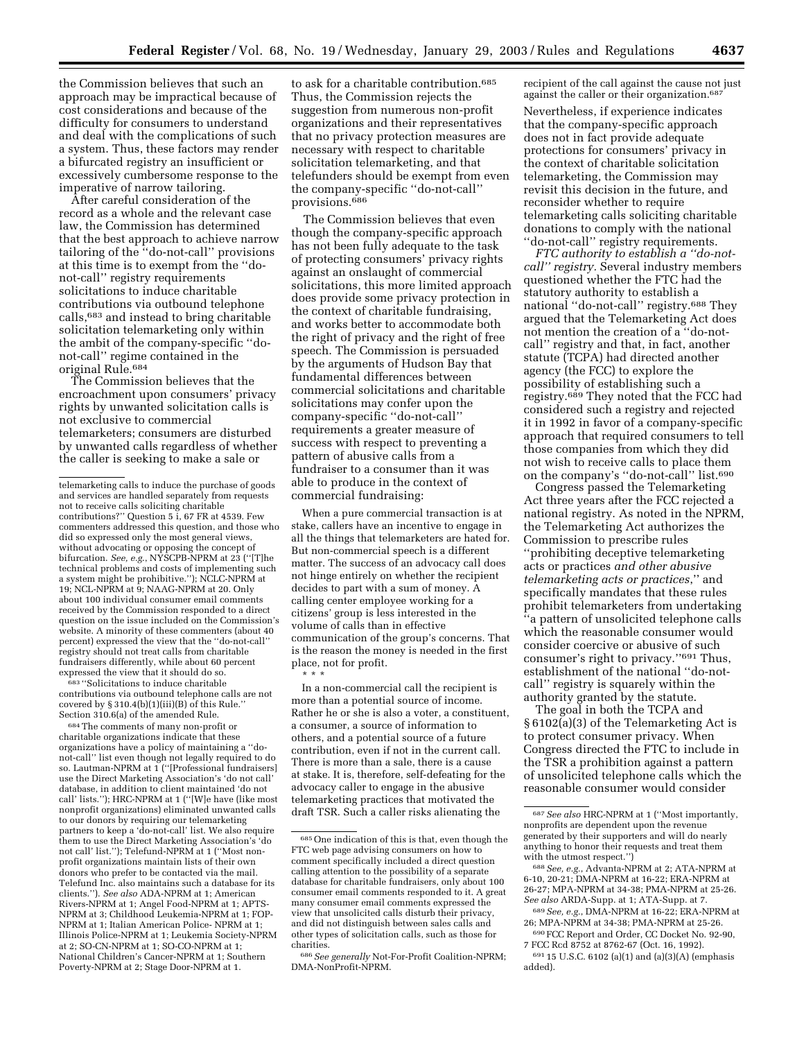the Commission believes that such an approach may be impractical because of cost considerations and because of the difficulty for consumers to understand and deal with the complications of such a system. Thus, these factors may render a bifurcated registry an insufficient or excessively cumbersome response to the imperative of narrow tailoring.

After careful consideration of the record as a whole and the relevant case law, the Commission has determined that the best approach to achieve narrow tailoring of the ''do-not-call'' provisions at this time is to exempt from the ''do-not-call'' registry requirements solicitations to induce charitable contributions via outbound telephone calls,[683] and instead to bring charitable solicitation telemarketing only within the ambit of the company-specific ''do-not-call'' regime contained in the original Rule.[684]

The Commission believes that the encroachment upon consumers' privacy rights by unwanted solicitation calls is not exclusive to commercial telemarketers; consumers are disturbed by unwanted calls regardless of whether the caller is seeking to make a sale or to ask for a charitable contribution.[685] Thus, the Commission rejects the suggestion from numerous non-profit organizations and their representatives that no privacy protection measures are necessary with respect to charitable solicitation telemarketing, and that telefunders should be exempt from even the company-specific ''do-not-call'' provisions.[686]

The Commission believes that even though the company-specific approach has not been fully adequate to the task of protecting consumers' privacy rights against an onslaught of commercial solicitations, this more limited approach does provide some privacy protection in the context of charitable fundraising, and works better to accommodate both the right of privacy and the right of free speech. The Commission is persuaded by the arguments of Hudson Bay that fundamental differences between commercial solicitations and charitable solicitations may confer upon the company-specific ''do-not-call'' requirements a greater measure of success with respect to preventing a pattern of abusive calls from a fundraiser to a consumer than it was able to produce in the context of commercial fundraising:

> When a pure commercial transaction is at stake, callers have an incentive to engage in all the things that telemarketers are hated for. But non-commercial speech is a different matter. The success of an advocacy call does not hinge entirely on whether the recipient decides to part with a sum of money. A calling center employee working for a citizens' group is less interested in the volume of calls than in effective communication of the group's concerns. That is the reason the money is needed in the first place, not for profit.
>
> * * *
>
> In a non-commercial call the recipient is more than a potential source of income. Rather he or she is also a voter, a constituent, a consumer, a source of information to others, and a potential source of a future contribution, even if not in the current call. There is more than a sale, there is a cause at stake. It is, therefore, self-defeating for the advocacy caller to engage in the abusive telemarketing practices that motivated the draft TSR. Such a caller risks alienating the recipient of the call against the cause not just against the caller or their organization.[687]

Nevertheless, if experience indicates that the company-specific approach does not in fact provide adequate protections for consumers' privacy in the context of charitable solicitation telemarketing, the Commission may revisit this decision in the future, and reconsider whether to require telemarketing calls soliciting charitable donations to comply with the national ''do-not-call'' registry requirements.

*FTC authority to establish a ''do-not-call'' registry.* Several industry members questioned whether the FTC had the statutory authority to establish a national ''do-not-call'' registry.[688] They argued that the Telemarketing Act does not mention the creation of a ''do-not-call'' registry and that, in fact, another statute (TCPA) had directed another agency (the FCC) to explore the possibility of establishing such a registry.[689] They noted that the FCC had considered such a registry and rejected it in 1992 in favor of a company-specific approach that required consumers to tell those companies from which they did not wish to receive calls to place them on the company's ''do-not-call'' list.[690]

Congress passed the Telemarketing Act three years after the FCC rejected a national registry. As noted in the NPRM, the Telemarketing Act authorizes the Commission to prescribe rules ''prohibiting deceptive telemarketing acts or practices *and other abusive telemarketing acts or practices*,'' and specifically mandates that these rules prohibit telemarketers from undertaking ''a pattern of unsolicited telephone calls which the reasonable consumer would consider coercive or abusive of such consumer's right to privacy.''[691] Thus, establishment of the national ''do-not-call'' registry is squarely within the authority granted by the statute.

The goal in both the TCPA and § 6102(a)(3) of the Telemarketing Act is to protect consumer privacy. When Congress directed the FTC to include in the TSR a prohibition against a pattern of unsolicited telephone calls which the reasonable consumer would consider

---

telemarketing calls to induce the purchase of goods and services are handled separately from requests not to receive calls soliciting charitable contributions?'' Question 5 i, 67 FR at 4539. Few commenters addressed this question, and those who did so expressed only the most general views, without advocating or opposing the concept of bifurcation. *See, e.g.*, NYSCPB-NPRM at 23 (''[T]he technical problems and costs of implementing such a system might be prohibitive.''); NCLC-NPRM at 19; NCL-NPRM at 9; NAAG-NPRM at 20. Only about 100 individual consumer email comments received by the Commission responded to a direct question on the issue included on the Commission's website. A minority of these commenters (about 40 percent) expressed the view that the ''do-not-call'' registry should not treat calls from charitable fundraisers differently, while about 60 percent expressed the view that it should do so.

[683] ''Solicitations to induce charitable contributions via outbound telephone calls are not covered by § 310.4(b)(1)(iii)(B) of this Rule.'' Section 310.6(a) of the amended Rule.

[684] The comments of many non-profit or charitable organizations indicate that these organizations have a policy of maintaining a ''do-not-call'' list even though not legally required to do so. Lautman-NPRM at 1 (''[Professional fundraisers] use the Direct Marketing Association's 'do not call' database, in addition to client maintained 'do not call' lists.''); HRC-NPRM at 1 (''[W]e have (like most nonprofit organizations) eliminated unwanted calls to our donors by requiring our telemarketing partners to keep a 'do-not-call' list. We also require them to use the Direct Marketing Association's 'do not call' list.''); Telefund-NPRM at 1 (''Most non-profit organizations maintain lists of their own donors who prefer to be contacted via the mail. Telefund Inc. also maintains such a database for its clients.''). *See also* ADA-NPRM at 1; American Rivers-NPRM at 1; Angel Food-NPRM at 1; APTS-NPRM at 3; Childhood Leukemia-NPRM at 1; FOP-NPRM at 1; Italian American Police- NPRM at 1; Illinois Police-NPRM at 1; Leukemia Society-NPRM at 2; SO-CN-NPRM at 1; SO-CO-NPRM at 1; National Children's Cancer-NPRM at 1; Southern Poverty-NPRM at 2; Stage Door-NPRM at 1.

[685] One indication of this is that, even though the FTC web page advising consumers on how to comment specifically included a direct question calling attention to the possibility of a separate database for charitable fundraisers, only about 100 consumer email comments responded to it. A great many consumer email comments expressed the view that unsolicited calls disturb their privacy, and did not distinguish between sales calls and other types of solicitation calls, such as those for charities.

[686] *See generally* Not-For-Profit Coalition-NPRM; DMA-NonProfit-NPRM.

[687] *See also* HRC-NPRM at 1 (''Most importantly, nonprofits are dependent upon the revenue generated by their supporters and will do nearly anything to honor their requests and treat them with the utmost respect.'')

[688] *See, e.g.*, Advanta-NPRM at 2; ATA-NPRM at 6-10, 20-21; DMA-NPRM at 16-22; ERA-NPRM at 26-27; MPA-NPRM at 34-38; PMA-NPRM at 25-26. *See also* ARDA-Supp. at 1; ATA-Supp. at 7.

[689] *See, e.g.*, DMA-NPRM at 16-22; ERA-NPRM at 26; MPA-NPRM at 34-38; PMA-NPRM at 25-26.

[690] FCC Report and Order, CC Docket No. 92-90, 7 FCC Rcd 8752 at 8762-67 (Oct. 16, 1992).

[691] 15 U.S.C. 6102 (a)(1) and (a)(3)(A) (emphasis added).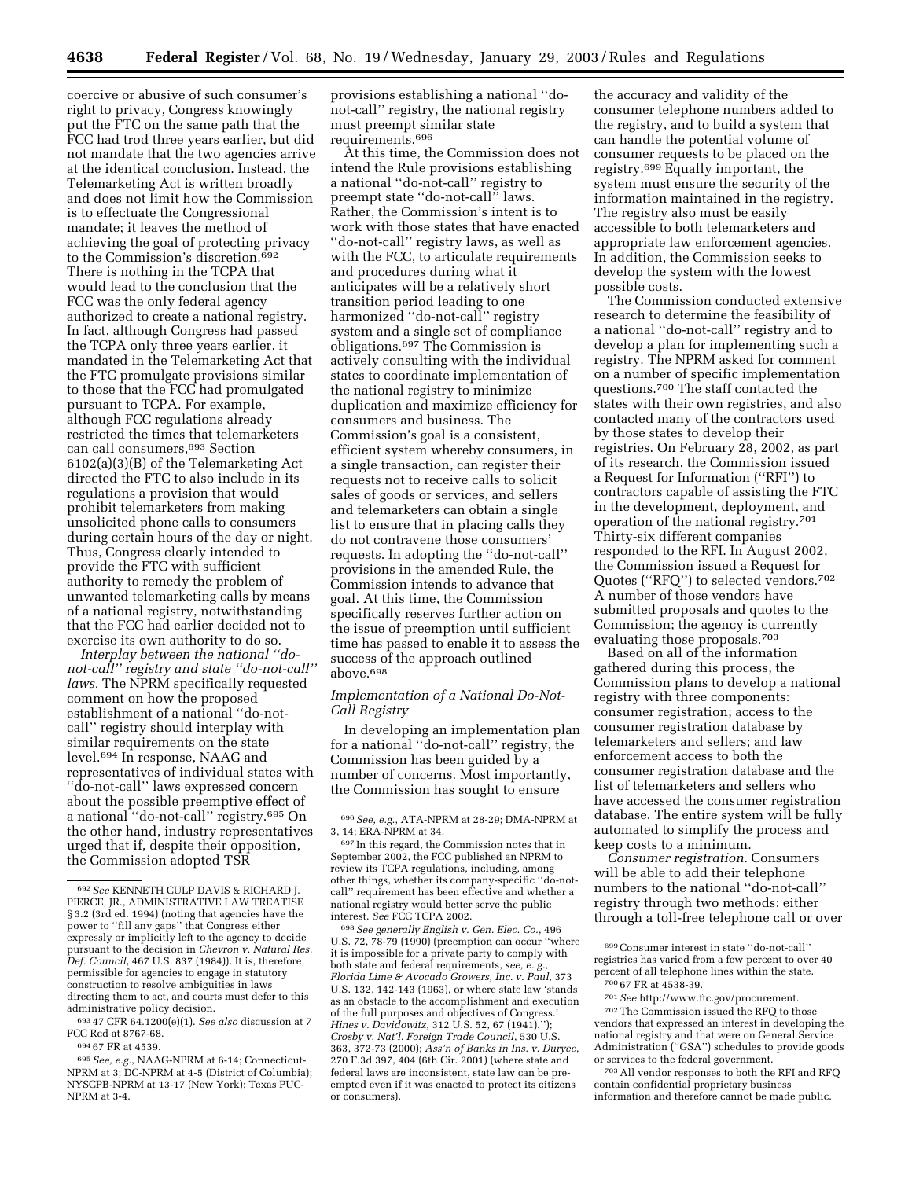coercive or abusive of such consumer's right to privacy, Congress knowingly put the FTC on the same path that the FCC had trod three years earlier, but did not mandate that the two agencies arrive at the identical conclusion. Instead, the Telemarketing Act is written broadly and does not limit how the Commission is to effectuate the Congressional mandate; it leaves the method of achieving the goal of protecting privacy to the Commission's discretion.[692] There is nothing in the TCPA that would lead to the conclusion that the FCC was the only federal agency authorized to create a national registry. In fact, although Congress had passed the TCPA only three years earlier, it mandated in the Telemarketing Act that the FTC promulgate provisions similar to those that the FCC had promulgated pursuant to TCPA. For example, although FCC regulations already restricted the times that telemarketers can call consumers,[693] Section 6102(a)(3)(B) of the Telemarketing Act directed the FTC to also include in its regulations a provision that would prohibit telemarketers from making unsolicited phone calls to consumers during certain hours of the day or night. Thus, Congress clearly intended to provide the FTC with sufficient authority to remedy the problem of unwanted telemarketing calls by means of a national registry, notwithstanding that the FCC had earlier decided not to exercise its own authority to do so.

*Interplay between the national ''do-not-call'' registry and state ''do-not-call'' laws.* The NPRM specifically requested comment on how the proposed establishment of a national ''do-not-call'' registry should interplay with similar requirements on the state level.[694] In response, NAAG and representatives of individual states with ''do-not-call'' laws expressed concern about the possible preemptive effect of a national ''do-not-call'' registry.[695] On the other hand, industry representatives urged that if, despite their opposition, the Commission adopted TSR provisions establishing a national ''do-not-call'' registry, the national registry must preempt similar state requirements.[696]

At this time, the Commission does not intend the Rule provisions establishing a national ''do-not-call'' registry to preempt state ''do-not-call'' laws. Rather, the Commission's intent is to work with those states that have enacted ''do-not-call'' registry laws, as well as with the FCC, to articulate requirements and procedures during what it anticipates will be a relatively short transition period leading to one harmonized ''do-not-call'' registry system and a single set of compliance obligations.[697] The Commission is actively consulting with the individual states to coordinate implementation of the national registry to minimize duplication and maximize efficiency for consumers and business. The Commission's goal is a consistent, efficient system whereby consumers, in a single transaction, can register their requests not to receive calls to solicit sales of goods or services, and sellers and telemarketers can obtain a single list to ensure that in placing calls they do not contravene those consumers' requests. In adopting the ''do-not-call'' provisions in the amended Rule, the Commission intends to advance that goal. At this time, the Commission specifically reserves further action on the issue of preemption until sufficient time has passed to enable it to assess the success of the approach outlined above.[698]

### *Implementation of a National Do-Not-Call Registry*

In developing an implementation plan for a national ''do-not-call'' registry, the Commission has been guided by a number of concerns. Most importantly, the Commission has sought to ensure the accuracy and validity of the consumer telephone numbers added to the registry, and to build a system that can handle the potential volume of consumer requests to be placed on the registry.[699] Equally important, the system must ensure the security of the information maintained in the registry. The registry also must be easily accessible to both telemarketers and appropriate law enforcement agencies. In addition, the Commission seeks to develop the system with the lowest possible costs.

The Commission conducted extensive research to determine the feasibility of a national ''do-not-call'' registry and to develop a plan for implementing such a registry. The NPRM asked for comment on a number of specific implementation questions.[700] The staff contacted the states with their own registries, and also contacted many of the contractors used by those states to develop their registries. On February 28, 2002, as part of its research, the Commission issued a Request for Information (''RFI'') to contractors capable of assisting the FTC in the development, deployment, and operation of the national registry.[701] Thirty-six different companies responded to the RFI. In August 2002, the Commission issued a Request for Quotes (''RFQ'') to selected vendors.[702] A number of those vendors have submitted proposals and quotes to the Commission; the agency is currently evaluating those proposals.[703]

Based on all of the information gathered during this process, the Commission plans to develop a national registry with three components: consumer registration; access to the consumer registration database by telemarketers and sellers; and law enforcement access to both the consumer registration database and the list of telemarketers and sellers who have accessed the consumer registration database. The entire system will be fully automated to simplify the process and keep costs to a minimum.

*Consumer registration.* Consumers will be able to add their telephone numbers to the national ''do-not-call'' registry through two methods: either through a toll-free telephone call or over

---

[692] *See* KENNETH CULP DAVIS & RICHARD J. PIERCE, JR., ADMINISTRATIVE LAW TREATISE § 3.2 (3rd ed. 1994) (noting that agencies have the power to ''fill any gaps'' that Congress either expressly or implicitly left to the agency to decide pursuant to the decision in *Chevron v. Natural Res. Def. Council*, 467 U.S. 837 (1984)). It is, therefore, permissible for agencies to engage in statutory construction to resolve ambiguities in laws directing them to act, and courts must defer to this administrative policy decision.

[693] 47 CFR 64.1200(e)(1). *See also* discussion at 7 FCC Rcd at 8767-68.

[694] 67 FR at 4539.

[695] *See, e.g.*, NAAG-NPRM at 6-14; Connecticut-NPRM at 3; DC-NPRM at 4-5 (District of Columbia); NYSCPB-NPRM at 13-17 (New York); Texas PUC-NPRM at 3-4.

[696] *See, e.g.*, ATA-NPRM at 28-29; DMA-NPRM at 3, 14; ERA-NPRM at 34.

[697] In this regard, the Commission notes that in September 2002, the FCC published an NPRM to review its TCPA regulations, including, among other things, whether its company-specific ''do-not-call'' requirement has been effective and whether a national registry would better serve the public interest. *See* FCC TCPA 2002.

[698] *See generally English v. Gen. Elec. Co.*, 496 U.S. 72, 78-79 (1990) (preemption can occur ''where it is impossible for a private party to comply with both state and federal requirements, *see, e. g., Florida Lime & Avocado Growers, Inc. v. Paul*, 373 U.S. 132, 142-143 (1963), or where state law 'stands as an obstacle to the accomplishment and execution of the full purposes and objectives of Congress.' *Hines v. Davidowitz*, 312 U.S. 52, 67 (1941).''); *Crosby v. Nat'l. Foreign Trade Council*, 530 U.S. 363, 372-73 (2000); *Ass'n of Banks in Ins. v. Duryee*, 270 F.3d 397, 404 (6th Cir. 2001) (where state and federal laws are inconsistent, state law can be pre-empted even if it was enacted to protect its citizens or consumers).

[699] Consumer interest in state ''do-not-call'' registries has varied from a few percent to over 40 percent of all telephone lines within the state.

[700] 67 FR at 4538-39.

[701] *See* http://www.ftc.gov/procurement.

[702] The Commission issued the RFQ to those vendors that expressed an interest in developing the national registry and that were on General Service Administration (''GSA'') schedules to provide goods or services to the federal government.

[703] All vendor responses to both the RFI and RFQ contain confidential proprietary business information and therefore cannot be made public.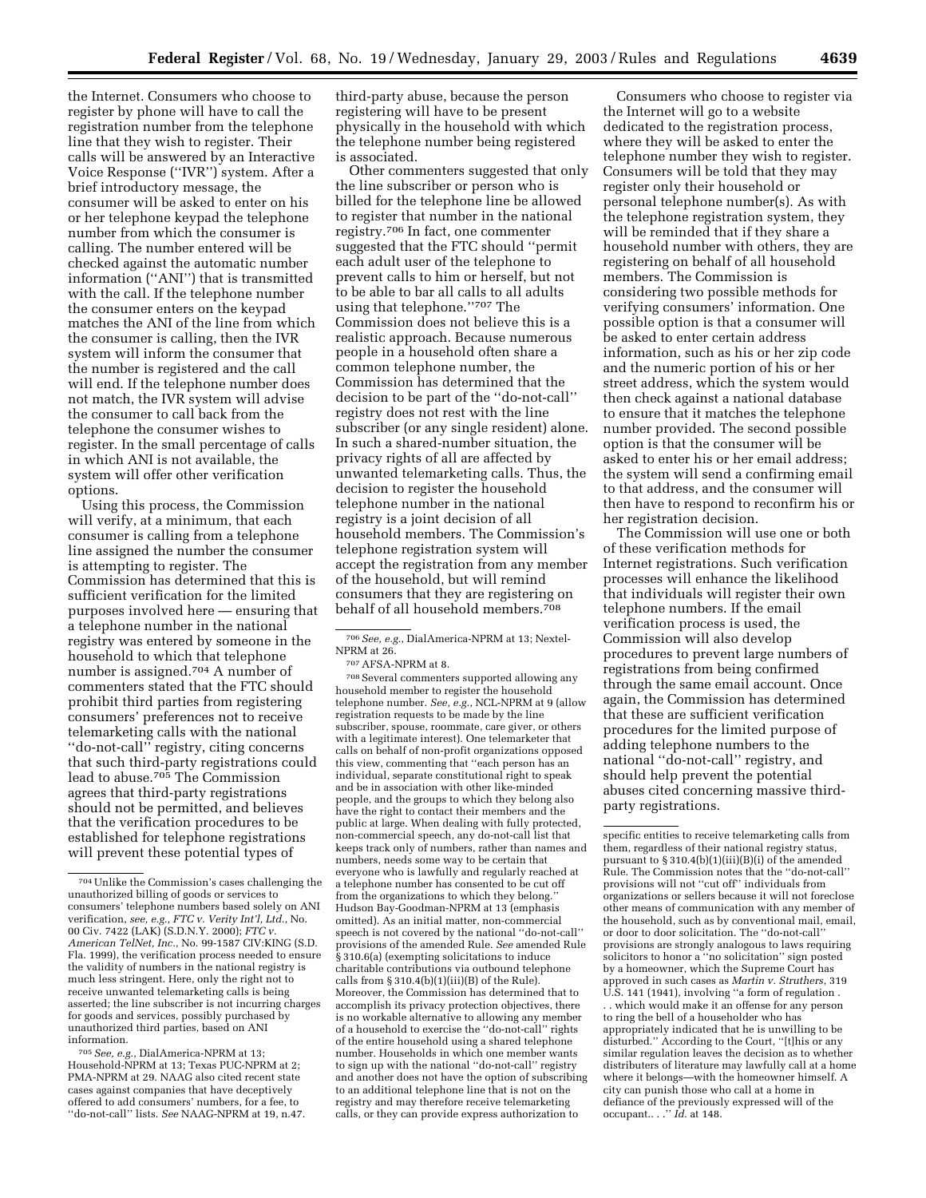the Internet. Consumers who choose to register by phone will have to call the registration number from the telephone line that they wish to register. Their calls will be answered by an Interactive Voice Response (''IVR'') system. After a brief introductory message, the consumer will be asked to enter on his or her telephone keypad the telephone number from which the consumer is calling. The number entered will be checked against the automatic number information (''ANI'') that is transmitted with the call. If the telephone number the consumer enters on the keypad matches the ANI of the line from which the consumer is calling, then the IVR system will inform the consumer that the number is registered and the call will end. If the telephone number does not match, the IVR system will advise the consumer to call back from the telephone the consumer wishes to register. In the small percentage of calls in which ANI is not available, the system will offer other verification options.

Using this process, the Commission will verify, at a minimum, that each consumer is calling from a telephone line assigned the number the consumer is attempting to register. The Commission has determined that this is sufficient verification for the limited purposes involved here — ensuring that a telephone number in the national registry was entered by someone in the household to which that telephone number is assigned.[704] A number of commenters stated that the FTC should prohibit third parties from registering consumers' preferences not to receive telemarketing calls with the national ''do-not-call'' registry, citing concerns that such third-party registrations could lead to abuse.[705] The Commission agrees that third-party registrations should not be permitted, and believes that the verification procedures to be established for telephone registrations will prevent these potential types of third-party abuse, because the person registering will have to be present physically in the household with which the telephone number being registered is associated.

Other commenters suggested that only the line subscriber or person who is billed for the telephone line be allowed to register that number in the national registry.[706] In fact, one commenter suggested that the FTC should ''permit each adult user of the telephone to prevent calls to him or herself, but not to be able to bar all calls to all adults using that telephone.''[707] The Commission does not believe this is a realistic approach. Because numerous people in a household often share a common telephone number, the Commission has determined that the decision to be part of the ''do-not-call'' registry does not rest with the line subscriber (or any single resident) alone. In such a shared-number situation, the privacy rights of all are affected by unwanted telemarketing calls. Thus, the decision to register the household telephone number in the national registry is a joint decision of all household members. The Commission's telephone registration system will accept the registration from any member of the household, but will remind consumers that they are registering on behalf of all household members.[708]

Consumers who choose to register via the Internet will go to a website dedicated to the registration process, where they will be asked to enter the telephone number they wish to register. Consumers will be told that they may register only their household or personal telephone number(s). As with the telephone registration system, they will be reminded that if they share a household number with others, they are registering on behalf of all household members. The Commission is considering two possible methods for verifying consumers' information. One possible option is that a consumer will be asked to enter certain address information, such as his or her zip code and the numeric portion of his or her street address, which the system would then check against a national database to ensure that it matches the telephone number provided. The second possible option is that the consumer will be asked to enter his or her email address; the system will send a confirming email to that address, and the consumer will then have to respond to reconfirm his or her registration decision.

The Commission will use one or both of these verification methods for Internet registrations. Such verification processes will enhance the likelihood that individuals will register their own telephone numbers. If the email verification process is used, the Commission will also develop procedures to prevent large numbers of registrations from being confirmed through the same email account. Once again, the Commission has determined that these are sufficient verification procedures for the limited purpose of adding telephone numbers to the national ''do-not-call'' registry, and should help prevent the potential abuses cited concerning massive third-party registrations.

---

[704] Unlike the Commission's cases challenging the unauthorized billing of goods or services to consumers' telephone numbers based solely on ANI verification, *see, e.g., FTC v. Verity Int'l, Ltd.*, No. 00 Civ. 7422 (LAK) (S.D.N.Y. 2000); *FTC v. American TelNet, Inc.*, No. 99-1587 CIV:KING (S.D. Fla. 1999), the verification process needed to ensure the validity of numbers in the national registry is much less stringent. Here, only the right not to receive unwanted telemarketing calls is being asserted; the line subscriber is not incurring charges for goods and services, possibly purchased by unauthorized third parties, based on ANI information.

[705] *See, e.g.*, DialAmerica-NPRM at 13; Household-NPRM at 13; Texas PUC-NPRM at 2; PMA-NPRM at 29. NAAG also cited recent state cases against companies that have deceptively offered to add consumers' numbers, for a fee, to ''do-not-call'' lists. *See* NAAG-NPRM at 19, n.47.

[706] *See, e.g.*, DialAmerica-NPRM at 13; Nextel-NPRM at 26.

[707] AFSA-NPRM at 8.

[708] Several commenters supported allowing any household member to register the household telephone number. *See, e.g.*, NCL-NPRM at 9 (allow registration requests to be made by the line subscriber, spouse, roommate, care giver, or others with a legitimate interest). One telemarketer that calls on behalf of non-profit organizations opposed this view, commenting that ''each person has an individual, separate constitutional right to speak and be in association with other like-minded people, and the groups to which they belong also have the right to contact their members and the public at large. When dealing with fully protected, non-commercial speech, any do-not-call list that keeps track only of numbers, rather than names and numbers, needs some way to be certain that everyone who is lawfully and regularly reached at a telephone number has consented to be cut off from the organizations to which they belong.'' Hudson Bay-Goodman-NPRM at 13 (emphasis omitted). As an initial matter, non-commercial speech is not covered by the national ''do-not-call'' provisions of the amended Rule. *See* amended Rule § 310.6(a) (exempting solicitations to induce charitable contributions via outbound telephone calls from § 310.4(b)(1)(iii)(B) of the Rule). Moreover, the Commission has determined that to accomplish its privacy protection objectives, there is no workable alternative to allowing any member of a household to exercise the ''do-not-call'' rights of the entire household using a shared telephone number. Households in which one member wants to sign up with the national ''do-not-call'' registry and another does not have the option of subscribing to an additional telephone line that is not on the registry and may therefore receive telemarketing calls, or they can provide express authorization to specific entities to receive telemarketing calls from them, regardless of their national registry status, pursuant to § 310.4(b)(1)(iii)(B)(i) of the amended Rule. The Commission notes that the ''do-not-call'' provisions will not ''cut off'' individuals from organizations or sellers because it will not foreclose other means of communication with any member of the household, such as by conventional mail, email, or door to door solicitation. The ''do-not-call'' provisions are strongly analogous to laws requiring solicitors to honor a ''no solicitation'' sign posted by a homeowner, which the Supreme Court has approved in such cases as *Martin v. Struthers*, 319 U.S. 141 (1941), involving ''a form of regulation . . . which would make it an offense for any person to ring the bell of a householder who has appropriately indicated that he is unwilling to be disturbed.'' According to the Court, ''[t]his or any similar regulation leaves the decision as to whether distributers of literature may lawfully call at a home where it belongs—with the homeowner himself. A city can punish those who call at a home in defiance of the previously expressed will of the occupant.. . .'' *Id.* at 148.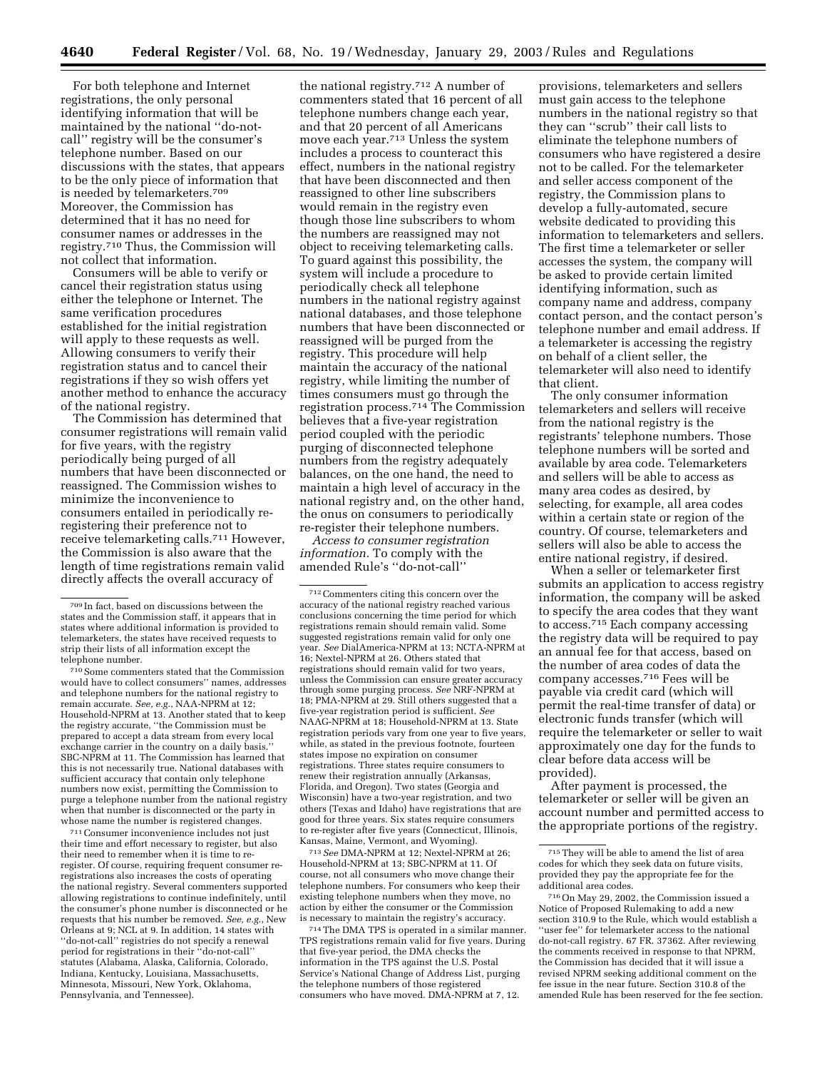For both telephone and Internet registrations, the only personal identifying information that will be maintained by the national ''do-not-call'' registry will be the consumer's telephone number. Based on our discussions with the states, that appears to be the only piece of information that is needed by telemarketers.[709] Moreover, the Commission has determined that it has no need for consumer names or addresses in the registry.[710] Thus, the Commission will not collect that information.

Consumers will be able to verify or cancel their registration status using either the telephone or Internet. The same verification procedures established for the initial registration will apply to these requests as well. Allowing consumers to verify their registration status and to cancel their registrations if they so wish offers yet another method to enhance the accuracy of the national registry.

The Commission has determined that consumer registrations will remain valid for five years, with the registry periodically being purged of all numbers that have been disconnected or reassigned. The Commission wishes to minimize the inconvenience to consumers entailed in periodically re-registering their preference not to receive telemarketing calls.[711] However, the Commission is also aware that the length of time registrations remain valid directly affects the overall accuracy of the national registry.[712] A number of commenters stated that 16 percent of all telephone numbers change each year, and that 20 percent of all Americans move each year.[713] Unless the system includes a process to counteract this effect, numbers in the national registry that have been disconnected and then reassigned to other line subscribers would remain in the registry even though those line subscribers to whom the numbers are reassigned may not object to receiving telemarketing calls. To guard against this possibility, the system will include a procedure to periodically check all telephone numbers in the national registry against national databases, and those telephone numbers that have been disconnected or reassigned will be purged from the registry. This procedure will help maintain the accuracy of the national registry, while limiting the number of times consumers must go through the registration process.[714] The Commission believes that a five-year registration period coupled with the periodic purging of disconnected telephone numbers from the registry adequately balances, on the one hand, the need to maintain a high level of accuracy in the national registry and, on the other hand, the onus on consumers to periodically re-register their telephone numbers.

*Access to consumer registration information.* To comply with the amended Rule's ''do-not-call'' provisions, telemarketers and sellers must gain access to the telephone numbers in the national registry so that they can ''scrub'' their call lists to eliminate the telephone numbers of consumers who have registered a desire not to be called. For the telemarketer and seller access component of the registry, the Commission plans to develop a fully-automated, secure website dedicated to providing this information to telemarketers and sellers. The first time a telemarketer or seller accesses the system, the company will be asked to provide certain limited identifying information, such as company name and address, company contact person, and the contact person's telephone number and email address. If a telemarketer is accessing the registry on behalf of a client seller, the telemarketer will also need to identify that client.

The only consumer information telemarketers and sellers will receive from the national registry is the registrants' telephone numbers. Those telephone numbers will be sorted and available by area code. Telemarketers and sellers will be able to access as many area codes as desired, by selecting, for example, all area codes within a certain state or region of the country. Of course, telemarketers and sellers will also be able to access the entire national registry, if desired.

When a seller or telemarketer first submits an application to access registry information, the company will be asked to specify the area codes that they want to access.[715] Each company accessing the registry data will be required to pay an annual fee for that access, based on the number of area codes of data the company accesses.[716] Fees will be payable via credit card (which will permit the real-time transfer of data) or electronic funds transfer (which will require the telemarketer or seller to wait approximately one day for the funds to clear before data access will be provided).

After payment is processed, the telemarketer or seller will be given an account number and permitted access to the appropriate portions of the registry.

---

[709] In fact, based on discussions between the states and the Commission staff, it appears that in states where additional information is provided to telemarketers, the states have received requests to strip their lists of all information except the telephone number.

[710] Some commenters stated that the Commission would have to collect consumers'' names, addresses and telephone numbers for the national registry to remain accurate. *See, e.g.*, NAA-NPRM at 12; Household-NPRM at 13. Another stated that to keep the registry accurate, ''the Commission must be prepared to accept a data stream from every local exchange carrier in the country on a daily basis.'' SBC-NPRM at 11. The Commission has learned that this is not necessarily true. National databases with sufficient accuracy that contain only telephone numbers now exist, permitting the Commission to purge a telephone number from the national registry when that number is disconnected or the party in whose name the number is registered changes.

[711] Consumer inconvenience includes not just their time and effort necessary to register, but also their need to remember when it is time to re-register. Of course, requiring frequent consumer re-registrations also increases the costs of operating the national registry. Several commenters supported allowing registrations to continue indefinitely, until the consumer's phone number is disconnected or he requests that his number be removed. *See, e.g.*, New Orleans at 9; NCL at 9. In addition, 14 states with ''do-not-call'' registries do not specify a renewal period for registrations in their ''do-not-call'' statutes (Alabama, Alaska, California, Colorado, Indiana, Kentucky, Louisiana, Massachusetts, Minnesota, Missouri, New York, Oklahoma, Pennsylvania, and Tennessee).

[712] Commenters citing this concern over the accuracy of the national registry reached various conclusions concerning the time period for which registrations remain should remain valid. Some suggested registrations remain valid for only one year. *See* DialAmerica-NPRM at 13; NCTA-NPRM at 16; Nextel-NPRM at 26. Others stated that registrations should remain valid for two years, unless the Commission can ensure greater accuracy through some purging process. *See* NRF-NPRM at 18; PMA-NPRM at 29. Still others suggested that a five-year registration period is sufficient. *See* NAAG-NPRM at 18; Household-NPRM at 13. State registration periods vary from one year to five years, while, as stated in the previous footnote, fourteen states impose no expiration on consumer registrations. Three states require consumers to renew their registration annually (Arkansas, Florida, and Oregon). Two states (Georgia and Wisconsin) have a two-year registration, and two others (Texas and Idaho) have registrations that are good for three years. Six states require consumers to re-register after five years (Connecticut, Illinois, Kansas, Maine, Vermont, and Wyoming).

[713] *See* DMA-NPRM at 12; Nextel-NPRM at 26; Household-NPRM at 13; SBC-NPRM at 11. Of course, not all consumers who move change their telephone numbers. For consumers who keep their existing telephone numbers when they move, no action by either the consumer or the Commission is necessary to maintain the registry's accuracy.

[714] The DMA TPS is operated in a similar manner. TPS registrations remain valid for five years. During that five-year period, the DMA checks the information in the TPS against the U.S. Postal Service's National Change of Address List, purging the telephone numbers of those registered consumers who have moved. DMA-NPRM at 7, 12.

[715] They will be able to amend the list of area codes for which they seek data on future visits, provided they pay the appropriate fee for the additional area codes.

[716] On May 29, 2002, the Commission issued a Notice of Proposed Rulemaking to add a new section 310.9 to the Rule, which would establish a ''user fee'' for telemarketer access to the national do-not-call registry. 67 FR. 37362. After reviewing the comments received in response to that NPRM, the Commission has decided that it will issue a revised NPRM seeking additional comment on the fee issue in the near future. Section 310.8 of the amended Rule has been reserved for the fee section.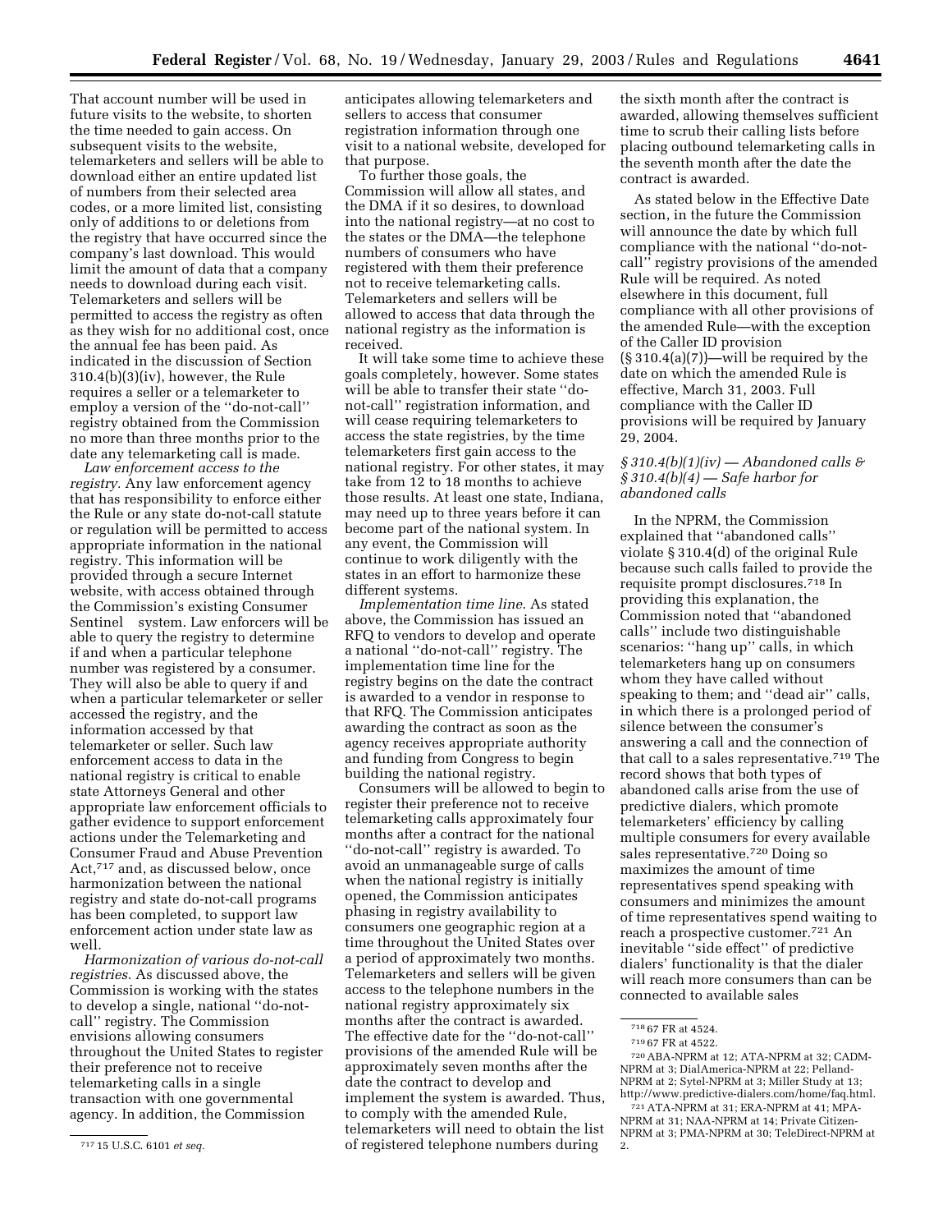That account number will be used in future visits to the website, to shorten the time needed to gain access. On subsequent visits to the website, telemarketers and sellers will be able to download either an entire updated list of numbers from their selected area codes, or a more limited list, consisting only of additions to or deletions from the registry that have occurred since the company's last download. This would limit the amount of data that a company needs to download during each visit. Telemarketers and sellers will be permitted to access the registry as often as they wish for no additional cost, once the annual fee has been paid. As indicated in the discussion of Section 310.4(b)(3)(iv), however, the Rule requires a seller or a telemarketer to employ a version of the ''do-not-call'' registry obtained from the Commission no more than three months prior to the date any telemarketing call is made.

*Law enforcement access to the registry.* Any law enforcement agency that has responsibility to enforce either the Rule or any state do-not-call statute or regulation will be permitted to access appropriate information in the national registry. This information will be provided through a secure Internet website, with access obtained through the Commission's existing Consumer Sentinel system. Law enforcers will be able to query the registry to determine if and when a particular telephone number was registered by a consumer. They will also be able to query if and when a particular telemarketer or seller accessed the registry, and the information accessed by that telemarketer or seller. Such law enforcement access to data in the national registry is critical to enable state Attorneys General and other appropriate law enforcement officials to gather evidence to support enforcement actions under the Telemarketing and Consumer Fraud and Abuse Prevention Act,[717] and, as discussed below, once harmonization between the national registry and state do-not-call programs has been completed, to support law enforcement action under state law as well.

*Harmonization of various do-not-call registries.* As discussed above, the Commission is working with the states to develop a single, national ''do-not-call'' registry. The Commission envisions allowing consumers throughout the United States to register their preference not to receive telemarketing calls in a single transaction with one governmental agency. In addition, the Commission anticipates allowing telemarketers and sellers to access that consumer registration information through one visit to a national website, developed for that purpose.

To further those goals, the Commission will allow all states, and the DMA if it so desires, to download into the national registry—at no cost to the states or the DMA—the telephone numbers of consumers who have registered with them their preference not to receive telemarketing calls. Telemarketers and sellers will be allowed to access that data through the national registry as the information is received.

It will take some time to achieve these goals completely, however. Some states will be able to transfer their state ''do-not-call'' registration information, and will cease requiring telemarketers to access the state registries, by the time telemarketers first gain access to the national registry. For other states, it may take from 12 to 18 months to achieve those results. At least one state, Indiana, may need up to three years before it can become part of the national system. In any event, the Commission will continue to work diligently with the states in an effort to harmonize these different systems.

*Implementation time line.* As stated above, the Commission has issued an RFQ to vendors to develop and operate a national ''do-not-call'' registry. The implementation time line for the registry begins on the date the contract is awarded to a vendor in response to that RFQ. The Commission anticipates awarding the contract as soon as the agency receives appropriate authority and funding from Congress to begin building the national registry.

Consumers will be allowed to begin to register their preference not to receive telemarketing calls approximately four months after a contract for the national ''do-not-call'' registry is awarded. To avoid an unmanageable surge of calls when the national registry is initially opened, the Commission anticipates phasing in registry availability to consumers one geographic region at a time throughout the United States over a period of approximately two months. Telemarketers and sellers will be given access to the telephone numbers in the national registry approximately six months after the contract is awarded. The effective date for the ''do-not-call'' provisions of the amended Rule will be approximately seven months after the date the contract to develop and implement the system is awarded. Thus, to comply with the amended Rule, telemarketers will need to obtain the list of registered telephone numbers during the sixth month after the contract is awarded, allowing themselves sufficient time to scrub their calling lists before placing outbound telemarketing calls in the seventh month after the date the contract is awarded.

As stated below in the Effective Date section, in the future the Commission will announce the date by which full compliance with the national ''do-not-call'' registry provisions of the amended Rule will be required. As noted elsewhere in this document, full compliance with all other provisions of the amended Rule—with the exception of the Caller ID provision (§ 310.4(a)(7))—will be required by the date on which the amended Rule is effective, March 31, 2003. Full compliance with the Caller ID provisions will be required by January 29, 2004.

### *§ 310.4(b)(1)(iv) — Abandoned calls & § 310.4(b)(4) — Safe harbor for abandoned calls*

In the NPRM, the Commission explained that ''abandoned calls'' violate § 310.4(d) of the original Rule because such calls failed to provide the requisite prompt disclosures.[718] In providing this explanation, the Commission noted that ''abandoned calls'' include two distinguishable scenarios: ''hang up'' calls, in which telemarketers hang up on consumers whom they have called without speaking to them; and ''dead air'' calls, in which there is a prolonged period of silence between the consumer's answering a call and the connection of that call to a sales representative.[719] The record shows that both types of abandoned calls arise from the use of predictive dialers, which promote telemarketers' efficiency by calling multiple consumers for every available sales representative.[720] Doing so maximizes the amount of time representatives spend speaking with consumers and minimizes the amount of time representatives spend waiting to reach a prospective customer.[721] An inevitable ''side effect'' of predictive dialers' functionality is that the dialer will reach more consumers than can be connected to available sales

---

[717] 15 U.S.C. 6101 *et seq.*

[718] 67 FR at 4524.

[719] 67 FR at 4522.

[720] ABA-NPRM at 12; ATA-NPRM at 32; CADM-NPRM at 3; DialAmerica-NPRM at 22; Pelland-NPRM at 2; Sytel-NPRM at 3; Miller Study at 13; http://www.predictive-dialers.com/home/faq.html.

[721] ATA-NPRM at 31; ERA-NPRM at 41; MPA-NPRM at 31; NAA-NPRM at 14; Private Citizen-NPRM at 3; PMA-NPRM at 30; TeleDirect-NPRM at 2.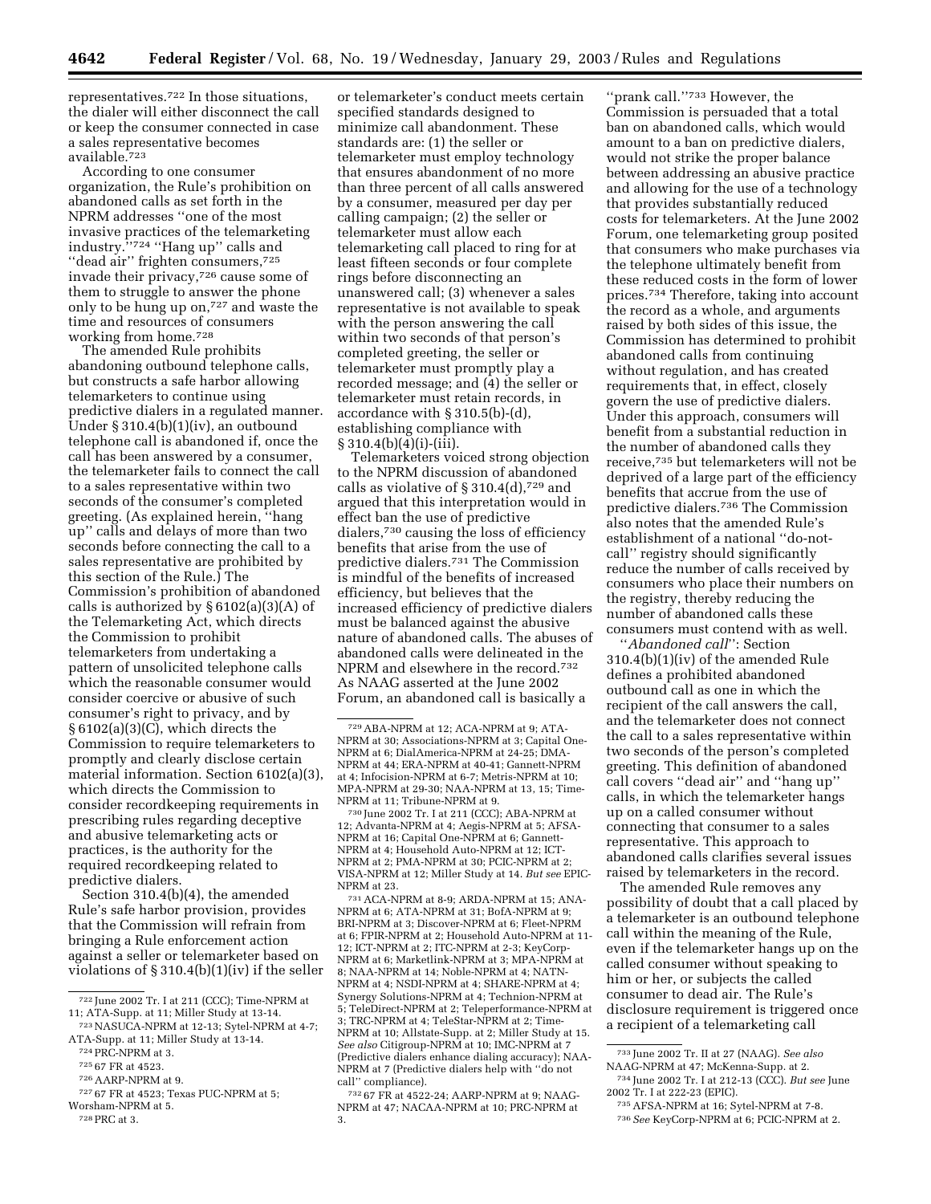representatives.[722] In those situations, the dialer will either disconnect the call or keep the consumer connected in case a sales representative becomes available.[723]

According to one consumer organization, the Rule's prohibition on abandoned calls as set forth in the NPRM addresses ''one of the most invasive practices of the telemarketing industry.''[724] ''Hang up'' calls and ''dead air'' frighten consumers,[725] invade their privacy,[726] cause some of them to struggle to answer the phone only to be hung up on,[727] and waste the time and resources of consumers working from home.[728]

The amended Rule prohibits abandoning outbound telephone calls, but constructs a safe harbor allowing telemarketers to continue using predictive dialers in a regulated manner. Under § 310.4(b)(1)(iv), an outbound telephone call is abandoned if, once the call has been answered by a consumer, the telemarketer fails to connect the call to a sales representative within two seconds of the consumer's completed greeting. (As explained herein, ''hang up'' calls and delays of more than two seconds before connecting the call to a sales representative are prohibited by this section of the Rule.) The Commission's prohibition of abandoned calls is authorized by § 6102(a)(3)(A) of the Telemarketing Act, which directs the Commission to prohibit telemarketers from undertaking a pattern of unsolicited telephone calls which the reasonable consumer would consider coercive or abusive of such consumer's right to privacy, and by § 6102(a)(3)(C), which directs the Commission to require telemarketers to promptly and clearly disclose certain material information. Section 6102(a)(3), which directs the Commission to consider recordkeeping requirements in prescribing rules regarding deceptive and abusive telemarketing acts or practices, is the authority for the required recordkeeping related to predictive dialers.

Section 310.4(b)(4), the amended Rule's safe harbor provision, provides that the Commission will refrain from bringing a Rule enforcement action against a seller or telemarketer based on violations of § 310.4(b)(1)(iv) if the seller or telemarketer's conduct meets certain specified standards designed to minimize call abandonment. These standards are: (1) the seller or telemarketer must employ technology that ensures abandonment of no more than three percent of all calls answered by a consumer, measured per day per calling campaign; (2) the seller or telemarketer must allow each telemarketing call placed to ring for at least fifteen seconds or four complete rings before disconnecting an unanswered call; (3) whenever a sales representative is not available to speak with the person answering the call within two seconds of that person's completed greeting, the seller or telemarketer must promptly play a recorded message; and (4) the seller or telemarketer must retain records, in accordance with § 310.5(b)-(d), establishing compliance with § 310.4(b)(4)(i)-(iii).

Telemarketers voiced strong objection to the NPRM discussion of abandoned calls as violative of § 310.4(d),[729] and argued that this interpretation would in effect ban the use of predictive dialers,[730] causing the loss of efficiency benefits that arise from the use of predictive dialers.[731] The Commission is mindful of the benefits of increased efficiency, but believes that the increased efficiency of predictive dialers must be balanced against the abusive nature of abandoned calls. The abuses of abandoned calls were delineated in the NPRM and elsewhere in the record.[732] As NAAG asserted at the June 2002 Forum, an abandoned call is basically a ''prank call.''[733] However, the Commission is persuaded that a total ban on abandoned calls, which would amount to a ban on predictive dialers, would not strike the proper balance between addressing an abusive practice and allowing for the use of a technology that provides substantially reduced costs for telemarketers. At the June 2002 Forum, one telemarketing group posited that consumers who make purchases via the telephone ultimately benefit from these reduced costs in the form of lower prices.[734] Therefore, taking into account the record as a whole, and arguments raised by both sides of this issue, the Commission has determined to prohibit abandoned calls from continuing without regulation, and has created requirements that, in effect, closely govern the use of predictive dialers. Under this approach, consumers will benefit from a substantial reduction in the number of abandoned calls they receive,[735] but telemarketers will not be deprived of a large part of the efficiency benefits that accrue from the use of predictive dialers.[736] The Commission also notes that the amended Rule's establishment of a national ''do-not-call'' registry should significantly reduce the number of calls received by consumers who place their numbers on the registry, thereby reducing the number of abandoned calls these consumers must contend with as well.

''*Abandoned call*'': Section 310.4(b)(1)(iv) of the amended Rule defines a prohibited abandoned outbound call as one in which the recipient of the call answers the call, and the telemarketer does not connect the call to a sales representative within two seconds of the person's completed greeting. This definition of abandoned call covers ''dead air'' and ''hang up'' calls, in which the telemarketer hangs up on a called consumer without connecting that consumer to a sales representative. This approach to abandoned calls clarifies several issues raised by telemarketers in the record.

The amended Rule removes any possibility of doubt that a call placed by a telemarketer is an outbound telephone call within the meaning of the Rule, even if the telemarketer hangs up on the called consumer without speaking to him or her, or subjects the called consumer to dead air. The Rule's disclosure requirement is triggered once a recipient of a telemarketing call

---

[722] June 2002 Tr. I at 211 (CCC); Time-NPRM at 11; ATA-Supp. at 11; Miller Study at 13-14.

[723] NASUCA-NPRM at 12-13; Sytel-NPRM at 4-7; ATA-Supp. at 11; Miller Study at 13-14.

[724] PRC-NPRM at 3.

[725] 67 FR at 4523.

[726] AARP-NPRM at 9.

[727] 67 FR at 4523; Texas PUC-NPRM at 5; Worsham-NPRM at 5.

[728] PRC at 3.

[729] ABA-NPRM at 12; ACA-NPRM at 9; ATA-NPRM at 30; Associations-NPRM at 3; Capital One-NPRM at 6; DialAmerica-NPRM at 24-25; DMA-NPRM at 44; ERA-NPRM at 40-41; Gannett-NPRM at 4; Infocision-NPRM at 6-7; Metris-NPRM at 10; MPA-NPRM at 29-30; NAA-NPRM at 13, 15; Time-NPRM at 11; Tribune-NPRM at 9.

[730] June 2002 Tr. I at 211 (CCC); ABA-NPRM at 12; Advanta-NPRM at 4; Aegis-NPRM at 5; AFSA-NPRM at 16; Capital One-NPRM at 6; Gannett-NPRM at 4; Household Auto-NPRM at 12; ICT-NPRM at 2; PMA-NPRM at 30; PCIC-NPRM at 2; VISA-NPRM at 12; Miller Study at 14. *But see* EPIC-NPRM at 23.

[731] ACA-NPRM at 8-9; ARDA-NPRM at 15; ANA-NPRM at 6; ATA-NPRM at 31; BofA-NPRM at 9; BRI-NPRM at 3; Discover-NPRM at 6; Fleet-NPRM at 6; FPIR-NPRM at 2; Household Auto-NPRM at 11-12; ICT-NPRM at 2; ITC-NPRM at 2-3; KeyCorp-NPRM at 6; Marketlink-NPRM at 3; MPA-NPRM at 8; NAA-NPRM at 14; Noble-NPRM at 4; NATN-NPRM at 4; NSDI-NPRM at 4; SHARE-NPRM at 4; Synergy Solutions-NPRM at 4; Technion-NPRM at 5; TeleDirect-NPRM at 2; Teleperformance-NPRM at 3; TRC-NPRM at 4; TeleStar-NPRM at 2; Time-NPRM at 10; Allstate-Supp. at 2; Miller Study at 15. *See also* Citigroup-NPRM at 10; IMC-NPRM at 7 (Predictive dialers enhance dialing accuracy); NAA-NPRM at 7 (Predictive dialers help with ''do not call'' compliance).

[732] 67 FR at 4522-24; AARP-NPRM at 9; NAAG-NPRM at 47; NACAA-NPRM at 10; PRC-NPRM at 3.

[733] June 2002 Tr. II at 27 (NAAG). *See also* NAAG-NPRM at 47; McKenna-Supp. at 2.

[734] June 2002 Tr. I at 212-13 (CCC). *But see* June 2002 Tr. I at 222-23 (EPIC).

[735] AFSA-NPRM at 16; Sytel-NPRM at 7-8.

[736] *See* KeyCorp-NPRM at 6; PCIC-NPRM at 2.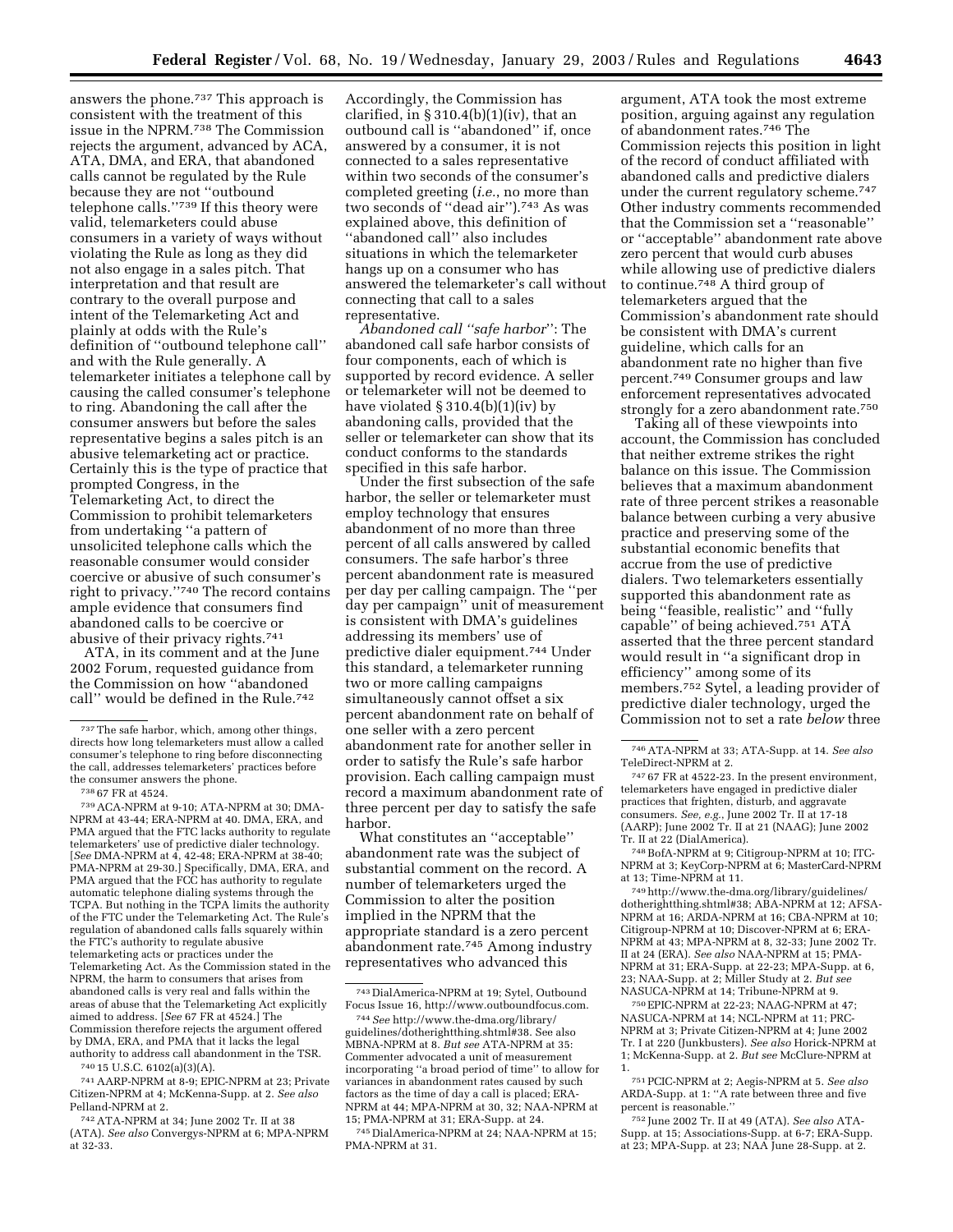answers the phone.[737] This approach is consistent with the treatment of this issue in the NPRM.[738] The Commission rejects the argument, advanced by ACA, ATA, DMA, and ERA, that abandoned calls cannot be regulated by the Rule because they are not ''outbound telephone calls.''[739] If this theory were valid, telemarketers could abuse consumers in a variety of ways without violating the Rule as long as they did not also engage in a sales pitch. That interpretation and that result are contrary to the overall purpose and intent of the Telemarketing Act and plainly at odds with the Rule's definition of ''outbound telephone call'' and with the Rule generally. A telemarketer initiates a telephone call by causing the called consumer's telephone to ring. Abandoning the call after the consumer answers but before the sales representative begins a sales pitch is an abusive telemarketing act or practice. Certainly this is the type of practice that prompted Congress, in the Telemarketing Act, to direct the Commission to prohibit telemarketers from undertaking ''a pattern of unsolicited telephone calls which the reasonable consumer would consider coercive or abusive of such consumer's right to privacy.''[740] The record contains ample evidence that consumers find abandoned calls to be coercive or abusive of their privacy rights.[741]

ATA, in its comment and at the June 2002 Forum, requested guidance from the Commission on how ''abandoned call'' would be defined in the Rule.[742] Accordingly, the Commission has clarified, in § 310.4(b)(1)(iv), that an outbound call is ''abandoned'' if, once answered by a consumer, it is not connected to a sales representative within two seconds of the consumer's completed greeting (*i.e.*, no more than two seconds of ''dead air'').[743] As was explained above, this definition of ''abandoned call'' also includes situations in which the telemarketer hangs up on a consumer who has answered the telemarketer's call without connecting that call to a sales representative.

*Abandoned call ''safe harbor''*: The abandoned call safe harbor consists of four components, each of which is supported by record evidence. A seller or telemarketer will not be deemed to have violated § 310.4(b)(1)(iv) by abandoning calls, provided that the seller or telemarketer can show that its conduct conforms to the standards specified in this safe harbor.

Under the first subsection of the safe harbor, the seller or telemarketer must employ technology that ensures abandonment of no more than three percent of all calls answered by called consumers. The safe harbor's three percent abandonment rate is measured per day per calling campaign. The ''per day per campaign'' unit of measurement is consistent with DMA's guidelines addressing its members' use of predictive dialer equipment.[744] Under this standard, a telemarketer running two or more calling campaigns simultaneously cannot offset a six percent abandonment rate on behalf of one seller with a zero percent abandonment rate for another seller in order to satisfy the Rule's safe harbor provision. Each calling campaign must record a maximum abandonment rate of three percent per day to satisfy the safe harbor.

What constitutes an ''acceptable'' abandonment rate was the subject of substantial comment on the record. A number of telemarketers urged the Commission to alter the position implied in the NPRM that the appropriate standard is a zero percent abandonment rate.[745] Among industry representatives who advanced this argument, ATA took the most extreme position, arguing against any regulation of abandonment rates.[746] The Commission rejects this position in light of the record of conduct affiliated with abandoned calls and predictive dialers under the current regulatory scheme.[747] Other industry comments recommended that the Commission set a ''reasonable'' or ''acceptable'' abandonment rate above zero percent that would curb abuses while allowing use of predictive dialers to continue.[748] A third group of telemarketers argued that the Commission's abandonment rate should be consistent with DMA's current guideline, which calls for an abandonment rate no higher than five percent.[749] Consumer groups and law enforcement representatives advocated strongly for a zero abandonment rate.[750]

Taking all of these viewpoints into account, the Commission has concluded that neither extreme strikes the right balance on this issue. The Commission believes that a maximum abandonment rate of three percent strikes a reasonable balance between curbing a very abusive practice and preserving some of the substantial economic benefits that accrue from the use of predictive dialers. Two telemarketers essentially supported this abandonment rate as being ''feasible, realistic'' and ''fully capable'' of being achieved.[751] ATA asserted that the three percent standard would result in ''a significant drop in efficiency'' among some of its members.[752] Sytel, a leading provider of predictive dialer technology, urged the Commission not to set a rate *below* three

---

[737] The safe harbor, which, among other things, directs how long telemarketers must allow a called consumer's telephone to ring before disconnecting the call, addresses telemarketers' practices before the consumer answers the phone.

[738] 67 FR at 4524.

[739] ACA-NPRM at 9-10; ATA-NPRM at 30; DMA-NPRM at 43-44; ERA-NPRM at 40. DMA, ERA, and PMA argued that the FTC lacks authority to regulate telemarketers' use of predictive dialer technology. [*See* DMA-NPRM at 4, 42-48; ERA-NPRM at 38-40; PMA-NPRM at 29-30.] Specifically, DMA, ERA, and PMA argued that the FCC has authority to regulate automatic telephone dialing systems through the TCPA. But nothing in the TCPA limits the authority of the FTC under the Telemarketing Act. The Rule's regulation of abandoned calls falls squarely within the FTC's authority to regulate abusive telemarketing acts or practices under the Telemarketing Act. As the Commission stated in the NPRM, the harm to consumers that arises from abandoned calls is very real and falls within the areas of abuse that the Telemarketing Act explicitly aimed to address. [*See* 67 FR at 4524.] The Commission therefore rejects the argument offered by DMA, ERA, and PMA that it lacks the legal authority to address call abandonment in the TSR.

[740] 15 U.S.C. 6102(a)(3)(A).

[741] AARP-NPRM at 8-9; EPIC-NPRM at 23; Private Citizen-NPRM at 4; McKenna-Supp. at 2. *See also* Pelland-NPRM at 2.

[742] ATA-NPRM at 34; June 2002 Tr. II at 38 (ATA). *See also* Convergys-NPRM at 6; MPA-NPRM at 32-33.

[743] DialAmerica-NPRM at 19; Sytel, Outbound Focus Issue 16, http://www.outboundfocus.com.

[744] *See* http://www.the-dma.org/library/guidelines/dotherightthing.shtml#38. See also MBNA-NPRM at 8. *But see* ATA-NPRM at 35: Commenter advocated a unit of measurement incorporating ''a broad period of time'' to allow for variances in abandonment rates caused by such factors as the time of day a call is placed; ERA-NPRM at 44; MPA-NPRM at 30, 32; NAA-NPRM at 15; PMA-NPRM at 31; ERA-Supp. at 24.

[745] DialAmerica-NPRM at 24; NAA-NPRM at 15; PMA-NPRM at 31.

[746] ATA-NPRM at 33; ATA-Supp. at 14. *See also* TeleDirect-NPRM at 2.

[747] 67 FR at 4522-23. In the present environment, telemarketers have engaged in predictive dialer practices that frighten, disturb, and aggravate consumers. *See, e.g.*, June 2002 Tr. II at 17-18 (AARP); June 2002 Tr. II at 21 (NAAG); June 2002 Tr. II at 22 (DialAmerica).

[748] BofA-NPRM at 9; Citigroup-NPRM at 10; ITC-NPRM at 3; KeyCorp-NPRM at 6; MasterCard-NPRM at 13; Time-NPRM at 11.

[749] http://www.the-dma.org/library/guidelines/dotherightthing.shtml#38; ABA-NPRM at 12; AFSA-NPRM at 16; ARDA-NPRM at 16; CBA-NPRM at 10; Citigroup-NPRM at 10; Discover-NPRM at 6; ERA-NPRM at 43; MPA-NPRM at 8, 32-33; June 2002 Tr. II at 24 (ERA). *See also* NAA-NPRM at 15; PMA-NPRM at 31; ERA-Supp. at 22-23; MPA-Supp. at 6, 23; NAA-Supp. at 2; Miller Study at 2. *But see* NASUCA-NPRM at 14; Tribune-NPRM at 9.

[750] EPIC-NPRM at 22-23; NAAG-NPRM at 47; NASUCA-NPRM at 14; NCL-NPRM at 11; PRC-NPRM at 3; Private Citizen-NPRM at 4; June 2002 Tr. I at 220 (Junkbusters). *See also* Horick-NPRM at 1; McKenna-Supp. at 2. *But see* McClure-NPRM at 1.

[751] PCIC-NPRM at 2; Aegis-NPRM at 5. *See also* ARDA-Supp. at 1: ''A rate between three and five percent is reasonable.''

[752] June 2002 Tr. II at 49 (ATA). *See also* ATA-Supp. at 15; Associations-Supp. at 6-7; ERA-Supp. at 23; MPA-Supp. at 23; NAA June 28-Supp. at 2.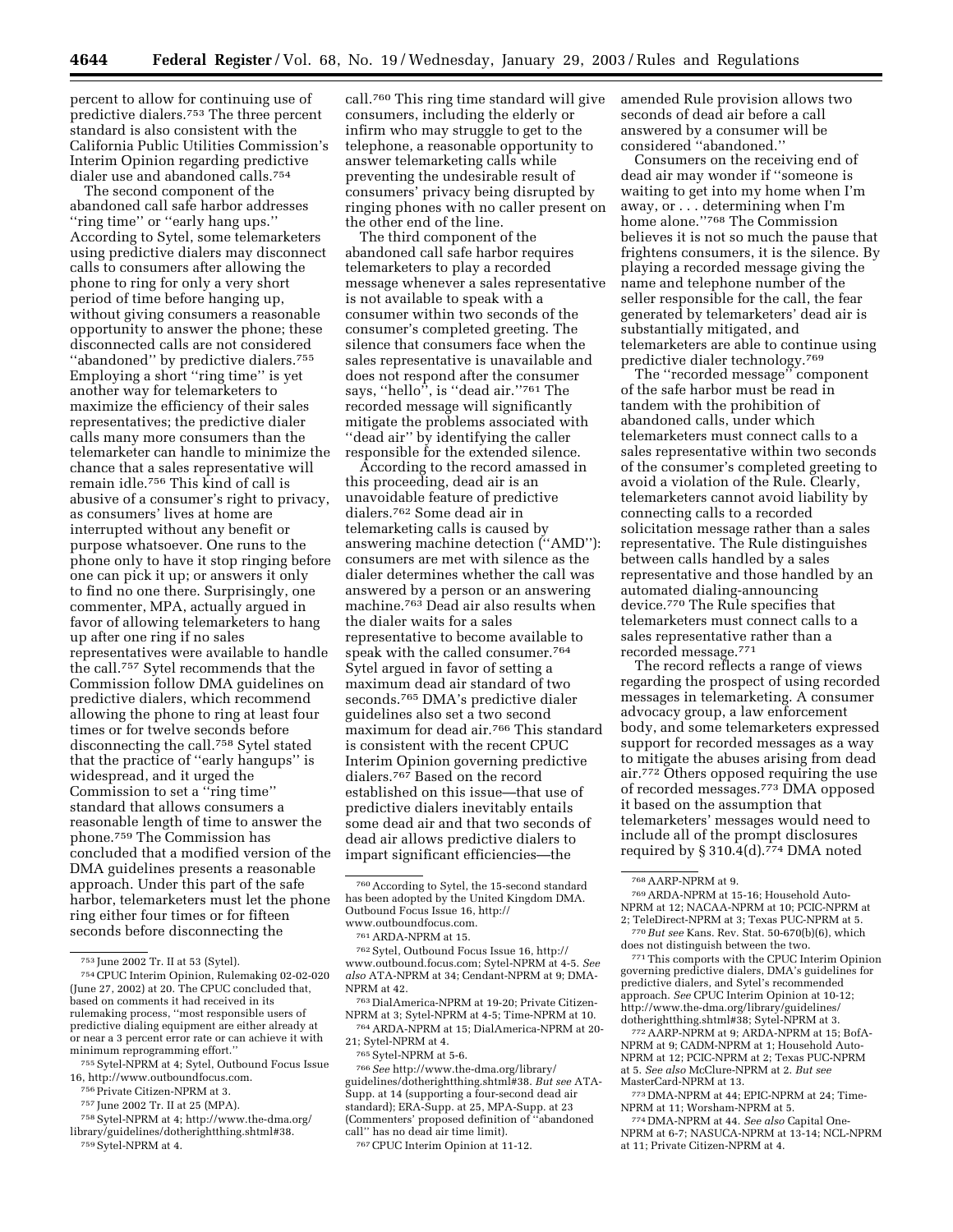percent to allow for continuing use of predictive dialers.[753] The three percent standard is also consistent with the California Public Utilities Commission's Interim Opinion regarding predictive dialer use and abandoned calls.[754]

The second component of the abandoned call safe harbor addresses ''ring time'' or ''early hang ups.'' According to Sytel, some telemarketers using predictive dialers may disconnect calls to consumers after allowing the phone to ring for only a very short period of time before hanging up, without giving consumers a reasonable opportunity to answer the phone; these disconnected calls are not considered ''abandoned'' by predictive dialers.[755] Employing a short ''ring time'' is yet another way for telemarketers to maximize the efficiency of their sales representatives; the predictive dialer calls many more consumers than the telemarketer can handle to minimize the chance that a sales representative will remain idle.[756] This kind of call is abusive of a consumer's right to privacy, as consumers' lives at home are interrupted without any benefit or purpose whatsoever. One runs to the phone only to have it stop ringing before one can pick it up; or answers it only to find no one there. Surprisingly, one commenter, MPA, actually argued in favor of allowing telemarketers to hang up after one ring if no sales representatives were available to handle the call.[757] Sytel recommends that the Commission follow DMA guidelines on predictive dialers, which recommend allowing the phone to ring at least four times or for twelve seconds before disconnecting the call.[758] Sytel stated that the practice of ''early hangups'' is widespread, and it urged the Commission to set a ''ring time'' standard that allows consumers a reasonable length of time to answer the phone.[759] The Commission has concluded that a modified version of the DMA guidelines presents a reasonable approach. Under this part of the safe harbor, telemarketers must let the phone ring either four times or for fifteen seconds before disconnecting the call.[760] This ring time standard will give consumers, including the elderly or infirm who may struggle to get to the telephone, a reasonable opportunity to answer telemarketing calls while preventing the undesirable result of consumers' privacy being disrupted by ringing phones with no caller present on the other end of the line.

The third component of the abandoned call safe harbor requires telemarketers to play a recorded message whenever a sales representative is not available to speak with a consumer within two seconds of the consumer's completed greeting. The silence that consumers face when the sales representative is unavailable and does not respond after the consumer says, ''hello'', is ''dead air.''[761] The recorded message will significantly mitigate the problems associated with ''dead air'' by identifying the caller responsible for the extended silence.

According to the record amassed in this proceeding, dead air is an unavoidable feature of predictive dialers.[762] Some dead air in telemarketing calls is caused by answering machine detection (''AMD''): consumers are met with silence as the dialer determines whether the call was answered by a person or an answering machine.[763] Dead air also results when the dialer waits for a sales representative to become available to speak with the called consumer.[764] Sytel argued in favor of setting a maximum dead air standard of two seconds.[765] DMA's predictive dialer guidelines also set a two second maximum for dead air.[766] This standard is consistent with the recent CPUC Interim Opinion governing predictive dialers.[767] Based on the record established on this issue—that use of predictive dialers inevitably entails some dead air and that two seconds of dead air allows predictive dialers to impart significant efficiencies—the amended Rule provision allows two seconds of dead air before a call answered by a consumer will be considered ''abandoned.''

Consumers on the receiving end of dead air may wonder if ''someone is waiting to get into my home when I'm away, or . . . determining when I'm home alone.''[768] The Commission believes it is not so much the pause that frightens consumers, it is the silence. By playing a recorded message giving the name and telephone number of the seller responsible for the call, the fear generated by telemarketers' dead air is substantially mitigated, and telemarketers are able to continue using predictive dialer technology.[769]

The ''recorded message'' component of the safe harbor must be read in tandem with the prohibition of abandoned calls, under which telemarketers must connect calls to a sales representative within two seconds of the consumer's completed greeting to avoid a violation of the Rule. Clearly, telemarketers cannot avoid liability by connecting calls to a recorded solicitation message rather than a sales representative. The Rule distinguishes between calls handled by a sales representative and those handled by an automated dialing-announcing device.[770] The Rule specifies that telemarketers must connect calls to a sales representative rather than a recorded message.[771]

The record reflects a range of views regarding the prospect of using recorded messages in telemarketing. A consumer advocacy group, a law enforcement body, and some telemarketers expressed support for recorded messages as a way to mitigate the abuses arising from dead air.[772] Others opposed requiring the use of recorded messages.[773] DMA opposed it based on the assumption that telemarketers' messages would need to include all of the prompt disclosures required by § 310.4(d).[774] DMA noted

---

[753] June 2002 Tr. II at 53 (Sytel).

[754] CPUC Interim Opinion, Rulemaking 02-02-020 (June 27, 2002) at 20. The CPUC concluded that, based on comments it had received in its rulemaking process, ''most responsible users of predictive dialing equipment are either already at or near a 3 percent error rate or can achieve it with minimum reprogramming effort.''

[755] Sytel-NPRM at 4; Sytel, Outbound Focus Issue 16, http://www.outboundfocus.com.

[756] Private Citizen-NPRM at 3.

[757] June 2002 Tr. II at 25 (MPA).

[758] Sytel-NPRM at 4; http://www.the-dma.org/library/guidelines/dotherightthing.shtml#38.

[759] Sytel-NPRM at 4.

[760] According to Sytel, the 15-second standard has been adopted by the United Kingdom DMA. Outbound Focus Issue 16, http://www.outboundfocus.com.

[761] ARDA-NPRM at 15.

[762] Sytel, Outbound Focus Issue 16, http://www.outbound.focus.com; Sytel-NPRM at 4-5. *See also* ATA-NPRM at 34; Cendant-NPRM at 9; DMA-NPRM at 42.

[763] DialAmerica-NPRM at 19-20; Private Citizen-NPRM at 3; Sytel-NPRM at 4-5; Time-NPRM at 10.

[764] ARDA-NPRM at 15; DialAmerica-NPRM at 20-21; Sytel-NPRM at 4.

[765] Sytel-NPRM at 5-6.

[766] *See* http://www.the-dma.org/library/guidelines/dotherightthing.shtml#38. *But see* ATA-Supp. at 14 (supporting a four-second dead air standard); ERA-Supp. at 25, MPA-Supp. at 23 (Commenters' proposed definition of ''abandoned call'' has no dead air time limit).

[767] CPUC Interim Opinion at 11-12.

[768] AARP-NPRM at 9.

[769] ARDA-NPRM at 15-16; Household Auto-NPRM at 12; NACAA-NPRM at 10; PCIC-NPRM at 2; TeleDirect-NPRM at 3; Texas PUC-NPRM at 5.

[770] *But see* Kans. Rev. Stat. 50-670(b)(6), which does not distinguish between the two.

[771] This comports with the CPUC Interim Opinion governing predictive dialers, DMA's guidelines for predictive dialers, and Sytel's recommended approach. *See* CPUC Interim Opinion at 10-12; http://www.the-dma.org/library/guidelines/dotherightthing.shtml#38; Sytel-NPRM at 3.

[772] AARP-NPRM at 9; ARDA-NPRM at 15; BofA-NPRM at 9; CADM-NPRM at 1; Household Auto-NPRM at 12; PCIC-NPRM at 2; Texas PUC-NPRM at 5. *See also* McClure-NPRM at 2. *But see* MasterCard-NPRM at 13.

[773] DMA-NPRM at 44; EPIC-NPRM at 24; Time-NPRM at 11; Worsham-NPRM at 5.

[774] DMA-NPRM at 44. *See also* Capital One-NPRM at 6-7; NASUCA-NPRM at 13-14; NCL-NPRM at 11; Private Citizen-NPRM at 4.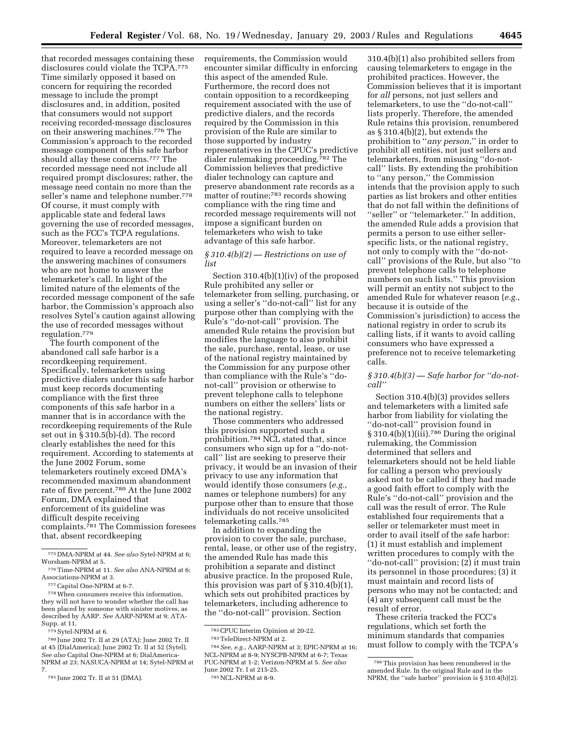that recorded messages containing these disclosures could violate the TCPA.[775] Time similarly opposed it based on concern for requiring the recorded message to include the prompt disclosures and, in addition, posited that consumers would not support receiving recorded-message disclosures on their answering machines.[776] The Commission's approach to the recorded message component of this safe harbor should allay these concerns.[777] The recorded message need not include all required prompt disclosures; rather, the message need contain no more than the seller's name and telephone number.[778] Of course, it must comply with applicable state and federal laws governing the use of recorded messages, such as the FCC's TCPA regulations. Moreover, telemarketers are not required to leave a recorded message on the answering machines of consumers who are not home to answer the telemarketer's call. In light of the limited nature of the elements of the recorded message component of the safe harbor, the Commission's approach also resolves Sytel's caution against allowing the use of recorded messages without regulation.[779]

The fourth component of the abandoned call safe harbor is a recordkeeping requirement. Specifically, telemarketers using predictive dialers under this safe harbor must keep records documenting compliance with the first three components of this safe harbor in a manner that is in accordance with the recordkeeping requirements of the Rule set out in § 310.5(b)-(d). The record clearly establishes the need for this requirement. According to statements at the June 2002 Forum, some telemarketers routinely exceed DMA's recommended maximum abandonment rate of five percent.[780] At the June 2002 Forum, DMA explained that enforcement of its guideline was difficult despite receiving complaints.[781] The Commission foresees that, absent recordkeeping requirements, the Commission would encounter similar difficulty in enforcing this aspect of the amended Rule. Furthermore, the record does not contain opposition to a recordkeeping requirement associated with the use of predictive dialers, and the records required by the Commission in this provision of the Rule are similar to those supported by industry representatives in the CPUC's predictive dialer rulemaking proceeding.[782] The Commission believes that predictive dialer technology can capture and preserve abandonment rate records as a matter of routine;[783] records showing compliance with the ring time and recorded message requirements will not impose a significant burden on telemarketers who wish to take advantage of this safe harbor.

### *§ 310.4(b)(2) — Restrictions on use of list*

Section 310.4(b)(1)(iv) of the proposed Rule prohibited any seller or telemarketer from selling, purchasing, or using a seller's ''do-not-call'' list for any purpose other than complying with the Rule's ''do-not-call'' provision. The amended Rule retains the provision but modifies the language to also prohibit the sale, purchase, rental, lease, or use of the national registry maintained by the Commission for any purpose other than compliance with the Rule's ''do-not-call'' provision or otherwise to prevent telephone calls to telephone numbers on either the sellers' lists or the national registry.

Those commenters who addressed this provision supported such a prohibition.[784] NCL stated that, since consumers who sign up for a ''do-not-call'' list are seeking to preserve their privacy, it would be an invasion of their privacy to use any information that would identify those consumers (*e.g.*, names or telephone numbers) for any purpose other than to ensure that those individuals do not receive unsolicited telemarketing calls.[785]

In addition to expanding the provision to cover the sale, purchase, rental, lease, or other use of the registry, the amended Rule has made this prohibition a separate and distinct abusive practice. In the proposed Rule, this provision was part of § 310.4(b)(1), which sets out prohibited practices by telemarketers, including adherence to the ''do-not-call'' provision. Section 310.4(b)(1) also prohibited sellers from causing telemarketers to engage in the prohibited practices. However, the Commission believes that it is important for *all* persons, not just sellers and telemarketers, to use the ''do-not-call'' lists properly. Therefore, the amended Rule retains this provision, renumbered as § 310.4(b)(2), but extends the prohibition to ''*any person*,'' in order to prohibit all entities, not just sellers and telemarketers, from misusing ''do-not-call'' lists. By extending the prohibition to ''any person,'' the Commission intends that the provision apply to such parties as list brokers and other entities that do not fall within the definitions of ''seller'' or ''telemarketer.'' In addition, the amended Rule adds a provision that permits a person to use either seller-specific lists, or the national registry, not only to comply with the ''do-not-call'' provisions of the Rule, but also ''to prevent telephone calls to telephone numbers on such lists.'' This provision will permit an entity not subject to the amended Rule for whatever reason (*e.g.*, because it is outside of the Commission's jurisdiction) to access the national registry in order to scrub its calling lists, if it wants to avoid calling consumers who have expressed a preference not to receive telemarketing calls.

### *§ 310.4(b)(3) — Safe harbor for ''do-not-call''*

Section 310.4(b)(3) provides sellers and telemarketers with a limited safe harbor from liability for violating the ''do-not-call'' provision found in § 310.4(b)(1)(iii).[786] During the original rulemaking, the Commission determined that sellers and telemarketers should not be held liable for calling a person who previously asked not to be called if they had made a good faith effort to comply with the Rule's ''do-not-call'' provision and the call was the result of error. The Rule established four requirements that a seller or telemarketer must meet in order to avail itself of the safe harbor: (1) it must establish and implement written procedures to comply with the ''do-not-call'' provision; (2) it must train its personnel in those procedures; (3) it must maintain and record lists of persons who may not be contacted; and (4) any subsequent call must be the result of error.

These criteria tracked the FCC's regulations, which set forth the minimum standards that companies must follow to comply with the TCPA's

---

[775] DMA-NPRM at 44. *See also* Sytel-NPRM at 6; Worsham-NPRM at 5.

[776] Time-NPRM at 11. *See also* ANA-NPRM at 6; Associations-NPRM at 3.

[777] Capital One-NPRM at 6-7.

[778] When consumers receive this information, they will not have to wonder whether the call has been placed by someone with sinister motives, as described by AARP. *See* AARP-NPRM at 9; ATA-Supp. at 11.

[779] Sytel-NPRM at 6.

[780] June 2002 Tr. II at 29 (ATA); June 2002 Tr. II at 45 (DialAmerica); June 2002 Tr. II at 52 (Sytel). *See also* Capital One-NPRM at 6; DialAmerica-NPRM at 23; NASUCA-NPRM at 14; Sytel-NPRM at 7.

[781] June 2002 Tr. II at 51 (DMA).

[782] CPUC Interim Opinion at 20-22.

[783] TeleDirect-NPRM at 2.

[784] *See, e.g.*, AARP-NPRM at 3; EPIC-NPRM at 16; NCL-NPRM at 8-9; NYSCPB-NPRM at 6-7; Texas PUC-NPRM at 1-2; Verizon-NPRM at 5. *See also* June 2002 Tr. I at 215-25.

[785] NCL-NPRM at 8-9.

[786] This provision has been renumbered in the amended Rule. In the original Rule and in the NPRM, the ''safe harbor'' provision is § 310.4(b)(2).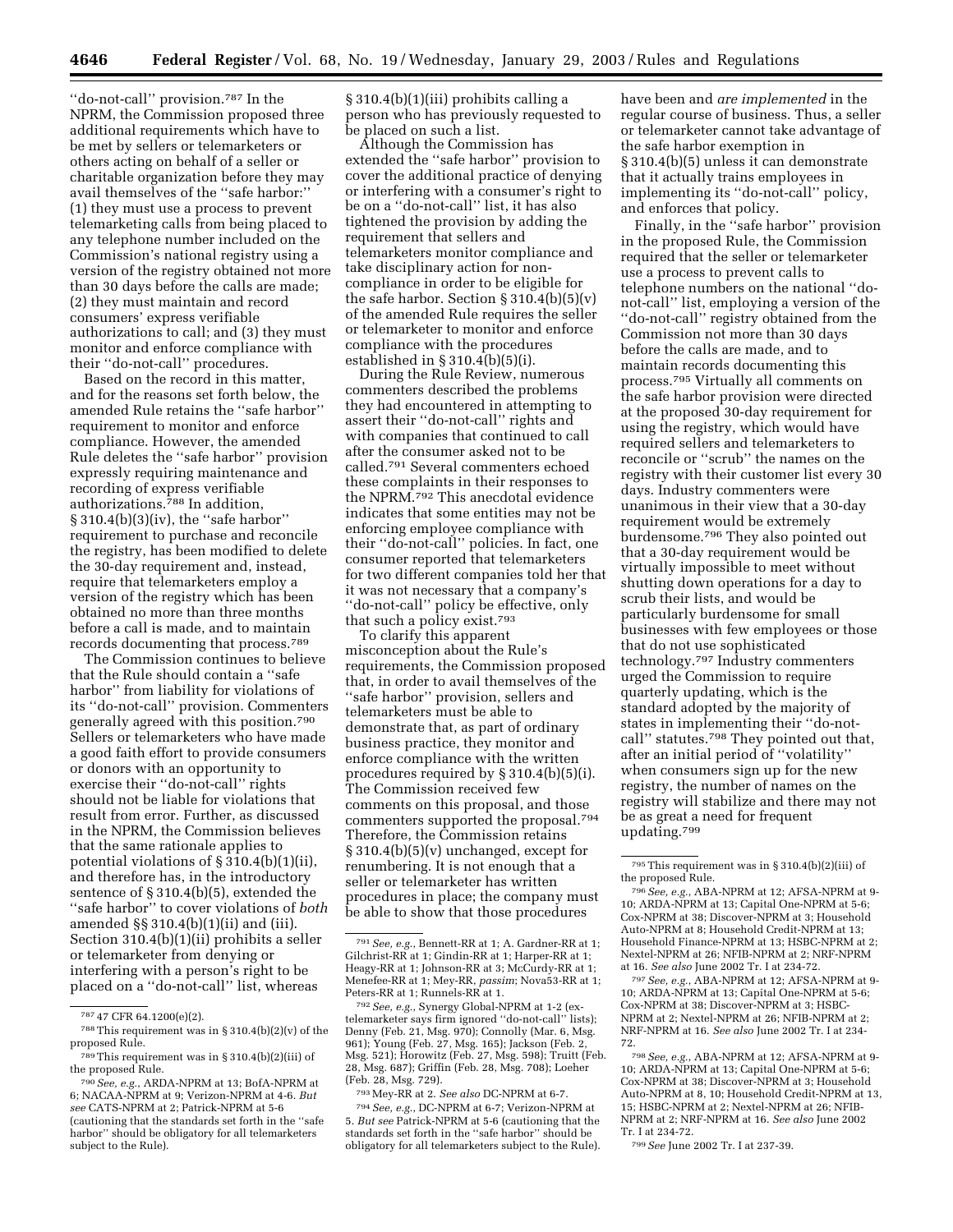''do-not-call'' provision.[787] In the NPRM, the Commission proposed three additional requirements which have to be met by sellers or telemarketers or others acting on behalf of a seller or charitable organization before they may avail themselves of the ''safe harbor:'' (1) they must use a process to prevent telemarketing calls from being placed to any telephone number included on the Commission's national registry using a version of the registry obtained not more than 30 days before the calls are made; (2) they must maintain and record consumers' express verifiable authorizations to call; and (3) they must monitor and enforce compliance with their ''do-not-call'' procedures.

Based on the record in this matter, and for the reasons set forth below, the amended Rule retains the ''safe harbor'' requirement to monitor and enforce compliance. However, the amended Rule deletes the ''safe harbor'' provision expressly requiring maintenance and recording of express verifiable authorizations.[788] In addition, § 310.4(b)(3)(iv), the ''safe harbor'' requirement to purchase and reconcile the registry, has been modified to delete the 30-day requirement and, instead, require that telemarketers employ a version of the registry which has been obtained no more than three months before a call is made, and to maintain records documenting that process.[789]

The Commission continues to believe that the Rule should contain a ''safe harbor'' from liability for violations of its ''do-not-call'' provision. Commenters generally agreed with this position.[790] Sellers or telemarketers who have made a good faith effort to provide consumers or donors with an opportunity to exercise their ''do-not-call'' rights should not be liable for violations that result from error. Further, as discussed in the NPRM, the Commission believes that the same rationale applies to potential violations of § 310.4(b)(1)(ii), and therefore has, in the introductory sentence of § 310.4(b)(5), extended the ''safe harbor'' to cover violations of *both* amended §§ 310.4(b)(1)(ii) and (iii). Section 310.4(b)(1)(ii) prohibits a seller or telemarketer from denying or interfering with a person's right to be placed on a ''do-not-call'' list, whereas § 310.4(b)(1)(iii) prohibits calling a person who has previously requested to be placed on such a list.

Although the Commission has extended the ''safe harbor'' provision to cover the additional practice of denying or interfering with a consumer's right to be on a ''do-not-call'' list, it has also tightened the provision by adding the requirement that sellers and telemarketers monitor compliance and take disciplinary action for non-compliance in order to be eligible for the safe harbor. Section § 310.4(b)(5)(v) of the amended Rule requires the seller or telemarketer to monitor and enforce compliance with the procedures established in § 310.4(b)(5)(i).

During the Rule Review, numerous commenters described the problems they had encountered in attempting to assert their ''do-not-call'' rights and with companies that continued to call after the consumer asked not to be called.[791] Several commenters echoed these complaints in their responses to the NPRM.[792] This anecdotal evidence indicates that some entities may not be enforcing employee compliance with their ''do-not-call'' policies. In fact, one consumer reported that telemarketers for two different companies told her that it was not necessary that a company's ''do-not-call'' policy be effective, only that such a policy exist.[793]

To clarify this apparent misconception about the Rule's requirements, the Commission proposed that, in order to avail themselves of the ''safe harbor'' provision, sellers and telemarketers must be able to demonstrate that, as part of ordinary business practice, they monitor and enforce compliance with the written procedures required by § 310.4(b)(5)(i). The Commission received few comments on this proposal, and those commenters supported the proposal.[794] Therefore, the Commission retains § 310.4(b)(5)(v) unchanged, except for renumbering. It is not enough that a seller or telemarketer has written procedures in place; the company must be able to show that those procedures have been and *are implemented* in the regular course of business. Thus, a seller or telemarketer cannot take advantage of the safe harbor exemption in § 310.4(b)(5) unless it can demonstrate that it actually trains employees in implementing its ''do-not-call'' policy, and enforces that policy.

Finally, in the ''safe harbor'' provision in the proposed Rule, the Commission required that the seller or telemarketer use a process to prevent calls to telephone numbers on the national ''do-not-call'' list, employing a version of the ''do-not-call'' registry obtained from the Commission not more than 30 days before the calls are made, and to maintain records documenting this process.[795] Virtually all comments on the safe harbor provision were directed at the proposed 30-day requirement for using the registry, which would have required sellers and telemarketers to reconcile or ''scrub'' the names on the registry with their customer list every 30 days. Industry commenters were unanimous in their view that a 30-day requirement would be extremely burdensome.[796] They also pointed out that a 30-day requirement would be virtually impossible to meet without shutting down operations for a day to scrub their lists, and would be particularly burdensome for small businesses with few employees or those that do not use sophisticated technology.[797] Industry commenters urged the Commission to require quarterly updating, which is the standard adopted by the majority of states in implementing their ''do-not-call'' statutes.[798] They pointed out that, after an initial period of ''volatility'' when consumers sign up for the new registry, the number of names on the registry will stabilize and there may not be as great a need for frequent updating.[799]

---

[787] 47 CFR 64.1200(e)(2).

[788] This requirement was in § 310.4(b)(2)(v) of the proposed Rule.

[789] This requirement was in § 310.4(b)(2)(iii) of the proposed Rule.

[790] *See, e.g.,* ARDA-NPRM at 13; BofA-NPRM at 6; NACAA-NPRM at 9; Verizon-NPRM at 4-6. *But see* CATS-NPRM at 2; Patrick-NPRM at 5-6 (cautioning that the standards set forth in the ''safe harbor'' should be obligatory for all telemarketers subject to the Rule).

[791] *See, e.g.,* Bennett-RR at 1; A. Gardner-RR at 1; Gilchrist-RR at 1; Gindin-RR at 1; Harper-RR at 1; Heagy-RR at 1; Johnson-RR at 3; McCurdy-RR at 1; Menefee-RR at 1; Mey-RR, *passim*; Nova53-RR at 1; Peters-RR at 1; Runnels-RR at 1.

[792] *See, e.g.,* Synergy Global-NPRM at 1-2 (ex-telemarketer says firm ignored ''do-not-call'' lists); Denny (Feb. 21, Msg. 970); Connolly (Mar. 6, Msg. 961); Young (Feb. 27, Msg. 165); Jackson (Feb. 2, Msg. 521); Horowitz (Feb. 27, Msg. 598); Truitt (Feb. 28, Msg. 687); Griffin (Feb. 28, Msg. 708); Loeher (Feb. 28, Msg. 729).

[793] Mey-RR at 2. *See also* DC-NPRM at 6-7.

[794] *See, e.g.,* DC-NPRM at 6-7; Verizon-NPRM at 5. *But see* Patrick-NPRM at 5-6 (cautioning that the standards set forth in the ''safe harbor'' should be obligatory for all telemarketers subject to the Rule).

[795] This requirement was in § 310.4(b)(2)(iii) of the proposed Rule.

[796] *See, e.g.,* ABA-NPRM at 12; AFSA-NPRM at 9-10; ARDA-NPRM at 13; Capital One-NPRM at 5-6; Cox-NPRM at 38; Discover-NPRM at 3; Household Auto-NPRM at 8; Household Credit-NPRM at 13; Household Finance-NPRM at 13; HSBC-NPRM at 2; Nextel-NPRM at 26; NFIB-NPRM at 2; NRF-NPRM at 16. *See also* June 2002 Tr. I at 234-72.

[797] *See, e.g.,* ABA-NPRM at 12; AFSA-NPRM at 9-10; ARDA-NPRM at 13; Capital One-NPRM at 5-6; Cox-NPRM at 38; Discover-NPRM at 3; HSBC-NPRM at 2; Nextel-NPRM at 26; NFIB-NPRM at 2; NRF-NPRM at 16. *See also* June 2002 Tr. I at 234-72.

[798] *See, e.g.,* ABA-NPRM at 12; AFSA-NPRM at 9-10; ARDA-NPRM at 13; Capital One-NPRM at 5-6; Cox-NPRM at 38; Discover-NPRM at 3; Household Auto-NPRM at 8, 10; Household Credit-NPRM at 13, 15; HSBC-NPRM at 2; Nextel-NPRM at 26; NFIB-NPRM at 2; NRF-NPRM at 16. *See also* June 2002 Tr. I at 234-72.

[799] *See* June 2002 Tr. I at 237-39.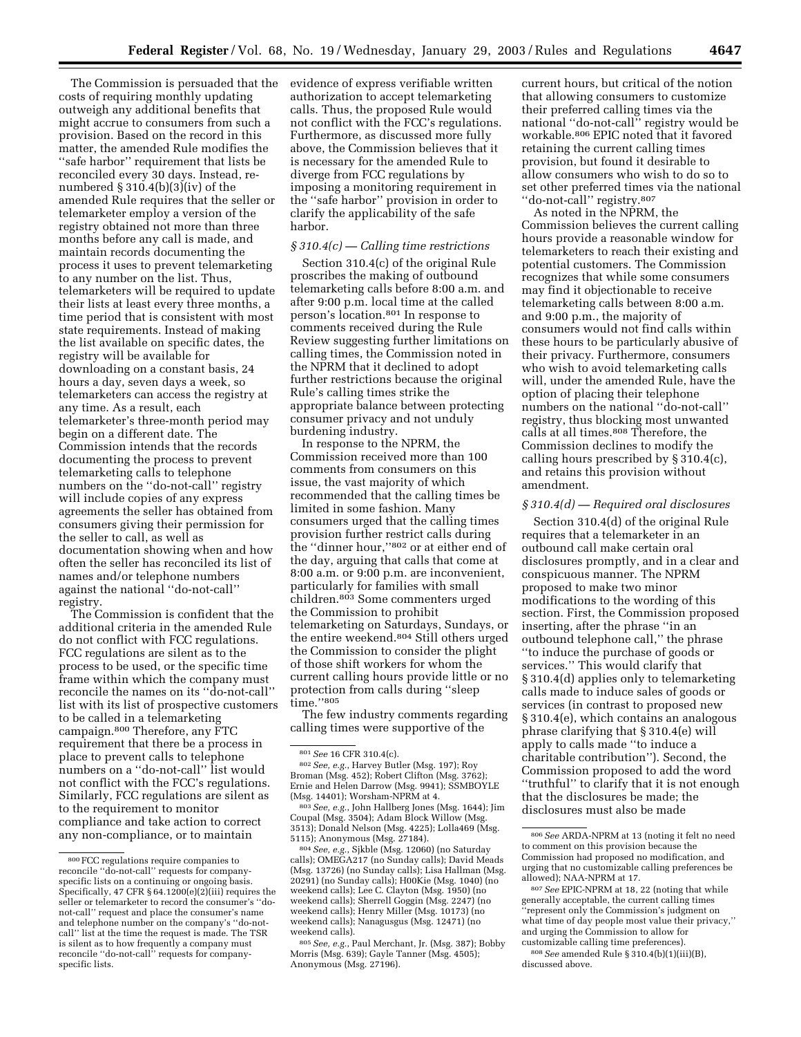The Commission is persuaded that the costs of requiring monthly updating outweigh any additional benefits that might accrue to consumers from such a provision. Based on the record in this matter, the amended Rule modifies the ''safe harbor'' requirement that lists be reconciled every 30 days. Instead, re-numbered § 310.4(b)(3)(iv) of the amended Rule requires that the seller or telemarketer employ a version of the registry obtained not more than three months before any call is made, and maintain records documenting the process it uses to prevent telemarketing to any number on the list. Thus, telemarketers will be required to update their lists at least every three months, a time period that is consistent with most state requirements. Instead of making the list available on specific dates, the registry will be available for downloading on a constant basis, 24 hours a day, seven days a week, so telemarketers can access the registry at any time. As a result, each telemarketer's three-month period may begin on a different date. The Commission intends that the records documenting the process to prevent telemarketing calls to telephone numbers on the ''do-not-call'' registry will include copies of any express agreements the seller has obtained from consumers giving their permission for the seller to call, as well as documentation showing when and how often the seller has reconciled its list of names and/or telephone numbers against the national ''do-not-call'' registry.

The Commission is confident that the additional criteria in the amended Rule do not conflict with FCC regulations. FCC regulations are silent as to the process to be used, or the specific time frame within which the company must reconcile the names on its ''do-not-call'' list with its list of prospective customers to be called in a telemarketing campaign.[800] Therefore, any FTC requirement that there be a process in place to prevent calls to telephone numbers on a ''do-not-call'' list would not conflict with the FCC's regulations. Similarly, FCC regulations are silent as to the requirement to monitor compliance and take action to correct any non-compliance, or to maintain evidence of express verifiable written authorization to accept telemarketing calls. Thus, the proposed Rule would not conflict with the FCC's regulations. Furthermore, as discussed more fully above, the Commission believes that it is necessary for the amended Rule to diverge from FCC regulations by imposing a monitoring requirement in the ''safe harbor'' provision in order to clarify the applicability of the safe harbor.

### *§ 310.4(c) — Calling time restrictions*

Section 310.4(c) of the original Rule proscribes the making of outbound telemarketing calls before 8:00 a.m. and after 9:00 p.m. local time at the called person's location.[801] In response to comments received during the Rule Review suggesting further limitations on calling times, the Commission noted in the NPRM that it declined to adopt further restrictions because the original Rule's calling times strike the appropriate balance between protecting consumer privacy and not unduly burdening industry.

In response to the NPRM, the Commission received more than 100 comments from consumers on this issue, the vast majority of which recommended that the calling times be limited in some fashion. Many consumers urged that the calling times provision further restrict calls during the ''dinner hour,''[802] or at either end of the day, arguing that calls that come at 8:00 a.m. or 9:00 p.m. are inconvenient, particularly for families with small children.[803] Some commenters urged the Commission to prohibit telemarketing on Saturdays, Sundays, or the entire weekend.[804] Still others urged the Commission to consider the plight of those shift workers for whom the current calling hours provide little or no protection from calls during ''sleep time.''[805]

The few industry comments regarding calling times were supportive of the current hours, but critical of the notion that allowing consumers to customize their preferred calling times via the national ''do-not-call'' registry would be workable.[806] EPIC noted that it favored retaining the current calling times provision, but found it desirable to allow consumers who wish to do so to set other preferred times via the national ''do-not-call'' registry.[807]

As noted in the NPRM, the Commission believes the current calling hours provide a reasonable window for telemarketers to reach their existing and potential customers. The Commission recognizes that while some consumers may find it objectionable to receive telemarketing calls between 8:00 a.m. and 9:00 p.m., the majority of consumers would not find calls within these hours to be particularly abusive of their privacy. Furthermore, consumers who wish to avoid telemarketing calls will, under the amended Rule, have the option of placing their telephone numbers on the national ''do-not-call'' registry, thus blocking most unwanted calls at all times.[808] Therefore, the Commission declines to modify the calling hours prescribed by § 310.4(c), and retains this provision without amendment.

### *§ 310.4(d) — Required oral disclosures*

Section 310.4(d) of the original Rule requires that a telemarketer in an outbound call make certain oral disclosures promptly, and in a clear and conspicuous manner. The NPRM proposed to make two minor modifications to the wording of this section. First, the Commission proposed inserting, after the phrase ''in an outbound telephone call,'' the phrase ''to induce the purchase of goods or services.'' This would clarify that § 310.4(d) applies only to telemarketing calls made to induce sales of goods or services (in contrast to proposed new § 310.4(e), which contains an analogous phrase clarifying that § 310.4(e) will apply to calls made ''to induce a charitable contribution''). Second, the Commission proposed to add the word ''truthful'' to clarify that it is not enough that the disclosures be made; the disclosures must also be made

---

[800] FCC regulations require companies to reconcile ''do-not-call'' requests for company-specific lists on a continuing or ongoing basis. Specifically, 47 CFR § 64.1200(e)(2)(iii) requires the seller or telemarketer to record the consumer's ''do-not-call'' request and place the consumer's name and telephone number on the company's ''do-not-call'' list at the time the request is made. The TSR is silent as to how frequently a company must reconcile ''do-not-call'' requests for company-specific lists.

[801] *See* 16 CFR 310.4(c).

[802] *See, e.g.,* Harvey Butler (Msg. 197); Roy Broman (Msg. 452); Robert Clifton (Msg. 3762); Ernie and Helen Darrow (Msg. 9941); SSMBOYLE (Msg. 14401); Worsham-NPRM at 4.

[803] *See, e.g.,* John Hallberg Jones (Msg. 1644); Jim Coupal (Msg. 3504); Adam Block Willow (Msg. 3513); Donald Nelson (Msg. 4225); Lolla469 (Msg. 5115); Anonymous (Msg. 27184).

[804] *See, e.g.,* Sjkble (Msg. 12060) (no Saturday calls); OMEGA217 (no Sunday calls); David Meads (Msg. 13726) (no Sunday calls); Lisa Hallman (Msg. 20291) (no Sunday calls); H00Kie (Msg. 1040) (no weekend calls); Lee C. Clayton (Msg. 1950) (no weekend calls); Sherrell Goggin (Msg. 2247) (no weekend calls); Henry Miller (Msg. 10173) (no weekend calls); Nanagusgus (Msg. 12471) (no weekend calls).

[805] *See, e.g.,* Paul Merchant, Jr. (Msg. 387); Bobby Morris (Msg. 639); Gayle Tanner (Msg. 4505); Anonymous (Msg. 27196).

[806] *See* ARDA-NPRM at 13 (noting it felt no need to comment on this provision because the Commission had proposed no modification, and urging that no customizable calling preferences be allowed); NAA-NPRM at 17.

[807] *See* EPIC-NPRM at 18, 22 (noting that while generally acceptable, the current calling times ''represent only the Commission's judgment on what time of day people most value their privacy,'' and urging the Commission to allow for customizable calling time preferences).

[808] *See* amended Rule § 310.4(b)(1)(iii)(B), discussed above.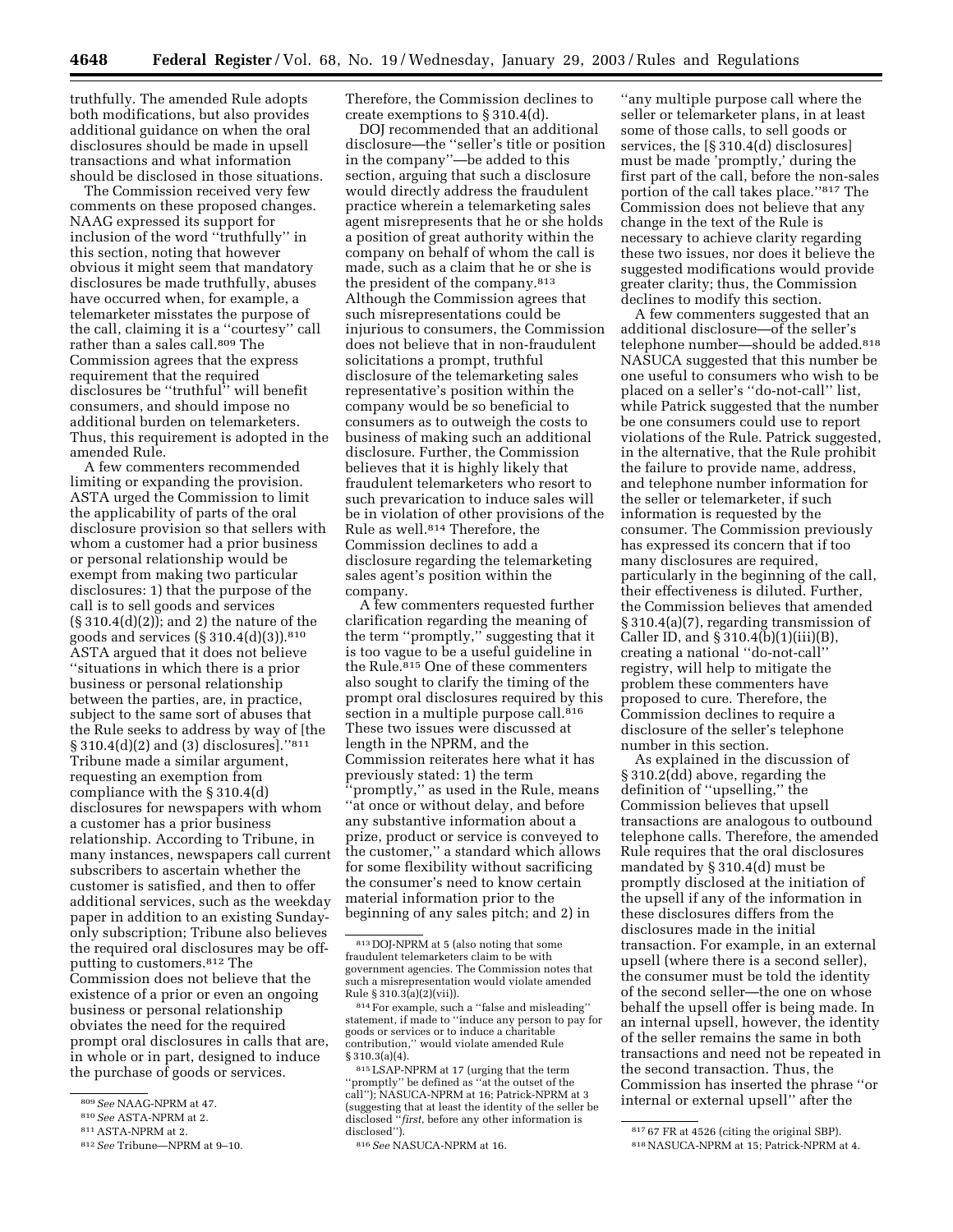truthfully. The amended Rule adopts both modifications, but also provides additional guidance on when the oral disclosures should be made in upsell transactions and what information should be disclosed in those situations.

The Commission received very few comments on these proposed changes. NAAG expressed its support for inclusion of the word ''truthfully'' in this section, noting that however obvious it might seem that mandatory disclosures be made truthfully, abuses have occurred when, for example, a telemarketer misstates the purpose of the call, claiming it is a ''courtesy'' call rather than a sales call.[809] The Commission agrees that the express requirement that the required disclosures be ''truthful'' will benefit consumers, and should impose no additional burden on telemarketers. Thus, this requirement is adopted in the amended Rule.

A few commenters recommended limiting or expanding the provision. ASTA urged the Commission to limit the applicability of parts of the oral disclosure provision so that sellers with whom a customer had a prior business or personal relationship would be exempt from making two particular disclosures: 1) that the purpose of the call is to sell goods and services (§ 310.4(d)(2)); and 2) the nature of the goods and services (§ 310.4(d)(3)).[810] ASTA argued that it does not believe ''situations in which there is a prior business or personal relationship between the parties, are, in practice, subject to the same sort of abuses that the Rule seeks to address by way of [the § 310.4(d)(2) and (3) disclosures].''[811] Tribune made a similar argument, requesting an exemption from compliance with the § 310.4(d) disclosures for newspapers with whom a customer has a prior business relationship. According to Tribune, in many instances, newspapers call current subscribers to ascertain whether the customer is satisfied, and then to offer additional services, such as the weekday paper in addition to an existing Sunday-only subscription; Tribune also believes the required oral disclosures may be off-putting to customers.[812] The Commission does not believe that the existence of a prior or even an ongoing business or personal relationship obviates the need for the required prompt oral disclosures in calls that are, in whole or in part, designed to induce the purchase of goods or services.

Therefore, the Commission declines to create exemptions to § 310.4(d).

DOJ recommended that an additional disclosure—the ''seller's title or position in the company''—be added to this section, arguing that such a disclosure would directly address the fraudulent practice wherein a telemarketing sales agent misrepresents that he or she holds a position of great authority within the company on behalf of whom the call is made, such as a claim that he or she is the president of the company.[813] Although the Commission agrees that such misrepresentations could be injurious to consumers, the Commission does not believe that in non-fraudulent solicitations a prompt, truthful disclosure of the telemarketing sales representative's position within the company would be so beneficial to consumers as to outweigh the costs to business of making such an additional disclosure. Further, the Commission believes that it is highly likely that fraudulent telemarketers who resort to such prevarication to induce sales will be in violation of other provisions of the Rule as well.[814] Therefore, the Commission declines to add a disclosure regarding the telemarketing sales agent's position within the company.

A few commenters requested further clarification regarding the meaning of the term ''promptly,'' suggesting that it is too vague to be a useful guideline in the Rule.[815] One of these commenters also sought to clarify the timing of the prompt oral disclosures required by this section in a multiple purpose call.[816] These two issues were discussed at length in the NPRM, and the Commission reiterates here what it has previously stated: 1) the term ''promptly,'' as used in the Rule, means ''at once or without delay, and before any substantive information about a prize, product or service is conveyed to the customer,'' a standard which allows for some flexibility without sacrificing the consumer's need to know certain material information prior to the beginning of any sales pitch; and 2) in ''any multiple purpose call where the seller or telemarketer plans, in at least some of those calls, to sell goods or services, the [§ 310.4(d) disclosures] must be made 'promptly,' during the first part of the call, before the non-sales portion of the call takes place.''[817] The Commission does not believe that any change in the text of the Rule is necessary to achieve clarity regarding these two issues, nor does it believe the suggested modifications would provide greater clarity; thus, the Commission declines to modify this section.

A few commenters suggested that an additional disclosure—of the seller's telephone number—should be added.[818] NASUCA suggested that this number be one useful to consumers who wish to be placed on a seller's ''do-not-call'' list, while Patrick suggested that the number be one consumers could use to report violations of the Rule. Patrick suggested, in the alternative, that the Rule prohibit the failure to provide name, address, and telephone number information for the seller or telemarketer, if such information is requested by the consumer. The Commission previously has expressed its concern that if too many disclosures are required, particularly in the beginning of the call, their effectiveness is diluted. Further, the Commission believes that amended § 310.4(a)(7), regarding transmission of Caller ID, and § 310.4(b)(1)(iii)(B), creating a national ''do-not-call'' registry, will help to mitigate the problem these commenters have proposed to cure. Therefore, the Commission declines to require a disclosure of the seller's telephone number in this section.

As explained in the discussion of § 310.2(dd) above, regarding the definition of ''upselling,'' the Commission believes that upsell transactions are analogous to outbound telephone calls. Therefore, the amended Rule requires that the oral disclosures mandated by § 310.4(d) must be promptly disclosed at the initiation of the upsell if any of the information in these disclosures differs from the disclosures made in the initial transaction. For example, in an external upsell (where there is a second seller), the consumer must be told the identity of the second seller—the one on whose behalf the upsell offer is being made. In an internal upsell, however, the identity of the seller remains the same in both transactions and need not be repeated in the second transaction. Thus, the Commission has inserted the phrase ''or internal or external upsell'' after the

---

[809] *See* NAAG-NPRM at 47.

[810] *See* ASTA-NPRM at 2.

[811] ASTA-NPRM at 2.

[812] *See* Tribune—NPRM at 9–10.

[813] DOJ-NPRM at 5 (also noting that some fraudulent telemarketers claim to be with government agencies. The Commission notes that such a misrepresentation would violate amended Rule § 310.3(a)(2)(vii)).

[814] For example, such a ''false and misleading'' statement, if made to ''induce any person to pay for goods or services or to induce a charitable contribution,'' would violate amended Rule § 310.3(a)(4).

[815] LSAP-NPRM at 17 (urging that the term ''promptly'' be defined as ''at the outset of the call''); NASUCA-NPRM at 16; Patrick-NPRM at 3 (suggesting that at least the identity of the seller be disclosed ''*first*, before any other information is disclosed'').

[816] *See* NASUCA-NPRM at 16.

[817] 67 FR at 4526 (citing the original SBP).

[818] NASUCA-NPRM at 15; Patrick-NPRM at 4.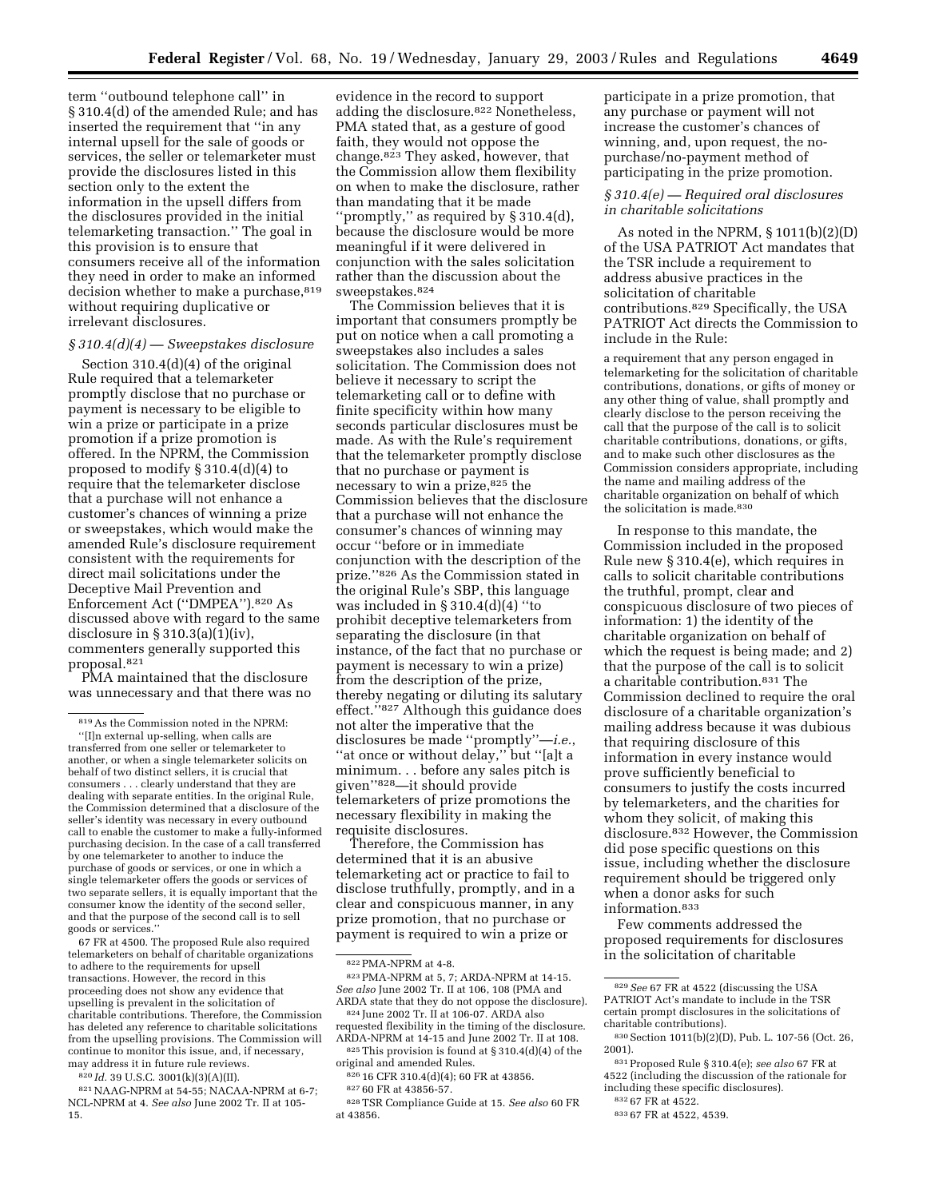term ''outbound telephone call'' in § 310.4(d) of the amended Rule; and has inserted the requirement that ''in any internal upsell for the sale of goods or services, the seller or telemarketer must provide the disclosures listed in this section only to the extent the information in the upsell differs from the disclosures provided in the initial telemarketing transaction.'' The goal in this provision is to ensure that consumers receive all of the information they need in order to make an informed decision whether to make a purchase,[819] without requiring duplicative or irrelevant disclosures.

### *§ 310.4(d)(4) — Sweepstakes disclosure*

Section 310.4(d)(4) of the original Rule required that a telemarketer promptly disclose that no purchase or payment is necessary to be eligible to win a prize or participate in a prize promotion if a prize promotion is offered. In the NPRM, the Commission proposed to modify § 310.4(d)(4) to require that the telemarketer disclose that a purchase will not enhance a customer's chances of winning a prize or sweepstakes, which would make the amended Rule's disclosure requirement consistent with the requirements for direct mail solicitations under the Deceptive Mail Prevention and Enforcement Act (''DMPEA'').[820] As discussed above with regard to the same disclosure in § 310.3(a)(1)(iv), commenters generally supported this proposal.[821]

PMA maintained that the disclosure was unnecessary and that there was no evidence in the record to support adding the disclosure.[822] Nonetheless, PMA stated that, as a gesture of good faith, they would not oppose the change.[823] They asked, however, that the Commission allow them flexibility on when to make the disclosure, rather than mandating that it be made ''promptly,'' as required by § 310.4(d), because the disclosure would be more meaningful if it were delivered in conjunction with the sales solicitation rather than the discussion about the sweepstakes.[824]

The Commission believes that it is important that consumers promptly be put on notice when a call promoting a sweepstakes also includes a sales solicitation. The Commission does not believe it necessary to script the telemarketing call or to define with finite specificity within how many seconds particular disclosures must be made. As with the Rule's requirement that the telemarketer promptly disclose that no purchase or payment is necessary to win a prize,[825] the Commission believes that the disclosure that a purchase will not enhance the consumer's chances of winning may occur ''before or in immediate conjunction with the description of the prize.''[826] As the Commission stated in the original Rule's SBP, this language was included in § 310.4(d)(4) ''to prohibit deceptive telemarketers from separating the disclosure (in that instance, of the fact that no purchase or payment is necessary to win a prize) from the description of the prize, thereby negating or diluting its salutary effect.''[827] Although this guidance does not alter the imperative that the disclosures be made ''promptly''—*i.e.*, ''at once or without delay,'' but ''[a]t a minimum. . . before any sales pitch is given''[828]—it should provide telemarketers of prize promotions the necessary flexibility in making the requisite disclosures.

Therefore, the Commission has determined that it is an abusive telemarketing act or practice to fail to disclose truthfully, promptly, and in a clear and conspicuous manner, in any prize promotion, that no purchase or payment is required to win a prize or participate in a prize promotion, that any purchase or payment will not increase the customer's chances of winning, and, upon request, the no-purchase/no-payment method of participating in the prize promotion.

### *§ 310.4(e) — Required oral disclosures in charitable solicitations*

As noted in the NPRM, § 1011(b)(2)(D) of the USA PATRIOT Act mandates that the TSR include a requirement to address abusive practices in the solicitation of charitable contributions.[829] Specifically, the USA PATRIOT Act directs the Commission to include in the Rule:

> a requirement that any person engaged in telemarketing for the solicitation of charitable contributions, donations, or gifts of money or any other thing of value, shall promptly and clearly disclose to the person receiving the call that the purpose of the call is to solicit charitable contributions, donations, or gifts, and to make such other disclosures as the Commission considers appropriate, including the name and mailing address of the charitable organization on behalf of which the solicitation is made.[830]

In response to this mandate, the Commission included in the proposed Rule new § 310.4(e), which requires in calls to solicit charitable contributions the truthful, prompt, clear and conspicuous disclosure of two pieces of information: 1) the identity of the charitable organization on behalf of which the request is being made; and 2) that the purpose of the call is to solicit a charitable contribution.[831] The Commission declined to require the oral disclosure of a charitable organization's mailing address because it was dubious that requiring disclosure of this information in every instance would prove sufficiently beneficial to consumers to justify the costs incurred by telemarketers, and the charities for whom they solicit, of making this disclosure.[832] However, the Commission did pose specific questions on this issue, including whether the disclosure requirement should be triggered only when a donor asks for such information.[833]

Few comments addressed the proposed requirements for disclosures in the solicitation of charitable

---

[819] As the Commission noted in the NPRM: ''[I]n external up-selling, when calls are transferred from one seller or telemarketer to another, or when a single telemarketer solicits on behalf of two distinct sellers, it is crucial that consumers . . . clearly understand that they are dealing with separate entities. In the original Rule, the Commission determined that a disclosure of the seller's identity was necessary in every outbound call to enable the customer to make a fully-informed purchasing decision. In the case of a call transferred by one telemarketer to another to induce the purchase of goods or services, or one in which a single telemarketer offers the goods or services of two separate sellers, it is equally important that the consumer know the identity of the second seller, and that the purpose of the second call is to sell goods or services.'' 67 FR at 4500. The proposed Rule also required telemarketers on behalf of charitable organizations to adhere to the requirements for upsell transactions. However, the record in this proceeding does not show any evidence that upselling is prevalent in the solicitation of charitable contributions. Therefore, the Commission has deleted any reference to charitable solicitations from the upselling provisions. The Commission will continue to monitor this issue, and, if necessary, may address it in future rule reviews.

[820] *Id.* 39 U.S.C. 3001(k)(3)(A)(II).

[821] NAAG-NPRM at 54-55; NACAA-NPRM at 6-7; NCL-NPRM at 4. *See also* June 2002 Tr. II at 105-15.

[822] PMA-NPRM at 4-8.

[823] PMA-NPRM at 5, 7; ARDA-NPRM at 14-15. *See also* June 2002 Tr. II at 106, 108 (PMA and ARDA state that they do not oppose the disclosure).

[824] June 2002 Tr. II at 106-07. ARDA also requested flexibility in the timing of the disclosure. ARDA-NPRM at 14-15 and June 2002 Tr. II at 108.

[825] This provision is found at § 310.4(d)(4) of the original and amended Rules.

[826] 16 CFR 310.4(d)(4); 60 FR at 43856.

[827] 60 FR at 43856-57.

[828] TSR Compliance Guide at 15. *See also* 60 FR at 43856.

[829] *See* 67 FR at 4522 (discussing the USA PATRIOT Act's mandate to include in the TSR certain prompt disclosures in the solicitations of charitable contributions).

[830] Section 1011(b)(2)(D), Pub. L. 107-56 (Oct. 26, 2001).

[831] Proposed Rule § 310.4(e); *see also* 67 FR at 4522 (including the discussion of the rationale for including these specific disclosures).

[832] 67 FR at 4522.

[833] 67 FR at 4522, 4539.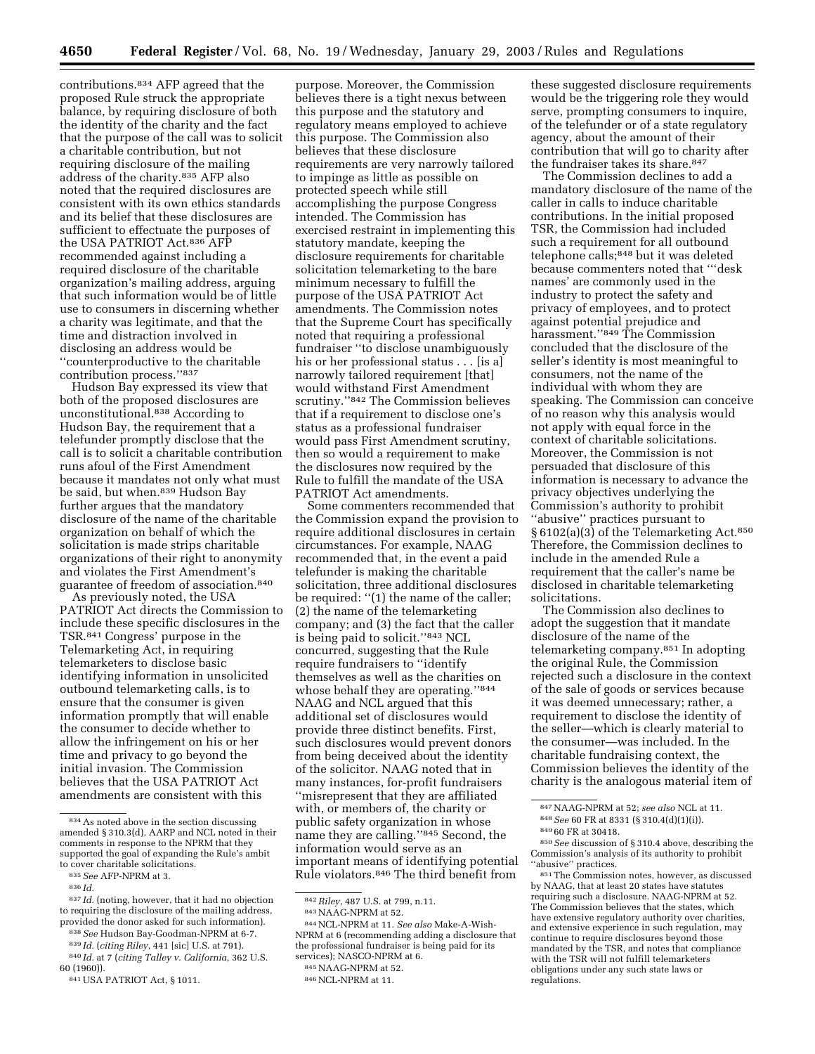contributions.[834] AFP agreed that the proposed Rule struck the appropriate balance, by requiring disclosure of both the identity of the charity and the fact that the purpose of the call was to solicit a charitable contribution, but not requiring disclosure of the mailing address of the charity.[835] AFP also noted that the required disclosures are consistent with its own ethics standards and its belief that these disclosures are sufficient to effectuate the purposes of the USA PATRIOT Act.[836] AFP recommended against including a required disclosure of the charitable organization's mailing address, arguing that such information would be of little use to consumers in discerning whether a charity was legitimate, and that the time and distraction involved in disclosing an address would be "counterproductive to the charitable contribution process."[837]

Hudson Bay expressed its view that both of the proposed disclosures are unconstitutional.[838] According to Hudson Bay, the requirement that a telefunder promptly disclose that the call is to solicit a charitable contribution runs afoul of the First Amendment because it mandates not only what must be said, but when.[839] Hudson Bay further argues that the mandatory disclosure of the name of the charitable organization on behalf of which the solicitation is made strips charitable organizations of their right to anonymity and violates the First Amendment's guarantee of freedom of association.[840]

As previously noted, the USA PATRIOT Act directs the Commission to include these specific disclosures in the TSR.[841] Congress' purpose in the Telemarketing Act, in requiring telemarketers to disclose basic identifying information in unsolicited outbound telemarketing calls, is to ensure that the consumer is given information promptly that will enable the consumer to decide whether to allow the infringement on his or her time and privacy to go beyond the initial invasion. The Commission believes that the USA PATRIOT Act amendments are consistent with this purpose. Moreover, the Commission believes there is a tight nexus between this purpose and the statutory and regulatory means employed to achieve this purpose. The Commission also believes that these disclosure requirements are very narrowly tailored to impinge as little as possible on protected speech while still accomplishing the purpose Congress intended. The Commission has exercised restraint in implementing this statutory mandate, keeping the disclosure requirements for charitable solicitation telemarketing to the bare minimum necessary to fulfill the purpose of the USA PATRIOT Act amendments. The Commission notes that the Supreme Court has specifically noted that requiring a professional fundraiser "to disclose unambiguously his or her professional status . . . [is a] narrowly tailored requirement [that] would withstand First Amendment scrutiny."[842] The Commission believes that if a requirement to disclose one's status as a professional fundraiser would pass First Amendment scrutiny, then so would a requirement to make the disclosures now required by the Rule to fulfill the mandate of the USA PATRIOT Act amendments.

Some commenters recommended that the Commission expand the provision to require additional disclosures in certain circumstances. For example, NAAG recommended that, in the event a paid telefunder is making the charitable solicitation, three additional disclosures be required: "(1) the name of the caller; (2) the name of the telemarketing company; and (3) the fact that the caller is being paid to solicit."[843] NCL concurred, suggesting that the Rule require fundraisers to "identify themselves as well as the charities on whose behalf they are operating."[844] NAAG and NCL argued that this additional set of disclosures would provide three distinct benefits. First, such disclosures would prevent donors from being deceived about the identity of the solicitor. NAAG noted that in many instances, for-profit fundraisers "misrepresent that they are affiliated with, or members of, the charity or public safety organization in whose name they are calling."[845] Second, the information would serve as an important means of identifying potential Rule violators.[846] The third benefit from these suggested disclosure requirements would be the triggering role they would serve, prompting consumers to inquire, of the telefunder or of a state regulatory agency, about the amount of their contribution that will go to charity after the fundraiser takes its share.[847]

The Commission declines to add a mandatory disclosure of the name of the caller in calls to induce charitable contributions. In the initial proposed TSR, the Commission had included such a requirement for all outbound telephone calls;[848] but it was deleted because commenters noted that "'desk names' are commonly used in the industry to protect the safety and privacy of employees, and to protect against potential prejudice and harassment."[849] The Commission concluded that the disclosure of the seller's identity is most meaningful to consumers, not the name of the individual with whom they are speaking. The Commission can conceive of no reason why this analysis would not apply with equal force in the context of charitable solicitations. Moreover, the Commission is not persuaded that disclosure of this information is necessary to advance the privacy objectives underlying the Commission's authority to prohibit "abusive" practices pursuant to § 6102(a)(3) of the Telemarketing Act.[850] Therefore, the Commission declines to include in the amended Rule a requirement that the caller's name be disclosed in charitable telemarketing solicitations.

The Commission also declines to adopt the suggestion that it mandate disclosure of the name of the telemarketing company.[851] In adopting the original Rule, the Commission rejected such a disclosure in the context of the sale of goods or services because it was deemed unnecessary; rather, a requirement to disclose the identity of the seller—which is clearly material to the consumer—was included. In the charitable fundraising context, the Commission believes the identity of the charity is the analogous material item of

---

[834] As noted above in the section discussing amended § 310.3(d), AARP and NCL noted in their comments in response to the NPRM that they supported the goal of expanding the Rule's ambit to cover charitable solicitations.

[835] *See* AFP-NPRM at 3.

[836] *Id.*

[837] *Id.* (noting, however, that it had no objection to requiring the disclosure of the mailing address, provided the donor asked for such information).

[838] *See* Hudson Bay-Goodman-NPRM at 6-7.

[839] *Id.* (*citing Riley*, 441 [sic] U.S. at 791).

[840] *Id.* at 7 (*citing Talley v. California*, 362 U.S. 60 (1960)).

[841] USA PATRIOT Act, § 1011.

[842] *Riley*, 487 U.S. at 799, n.11.

[843] NAAG-NPRM at 52.

[844] NCL-NPRM at 11. *See also* Make-A-Wish-NPRM at 6 (recommending adding a disclosure that the professional fundraiser is being paid for its services); NASCO-NPRM at 6.

[845] NAAG-NPRM at 52.

[846] NCL-NPRM at 11.

[847] NAAG-NPRM at 52; *see also* NCL at 11.

[848] *See* 60 FR at 8331 (§ 310.4(d)(1)(i)).

[849] 60 FR at 30418.

[850] *See* discussion of § 310.4 above, describing the Commission's analysis of its authority to prohibit "abusive" practices.

[851] The Commission notes, however, as discussed by NAAG, that at least 20 states have statutes requiring such a disclosure. NAAG-NPRM at 52. The Commission believes that the states, which have extensive regulatory authority over charities, and extensive experience in such regulation, may continue to require disclosures beyond those mandated by the TSR, and notes that compliance with the TSR will not fulfill telemarketers obligations under any such state laws or regulations.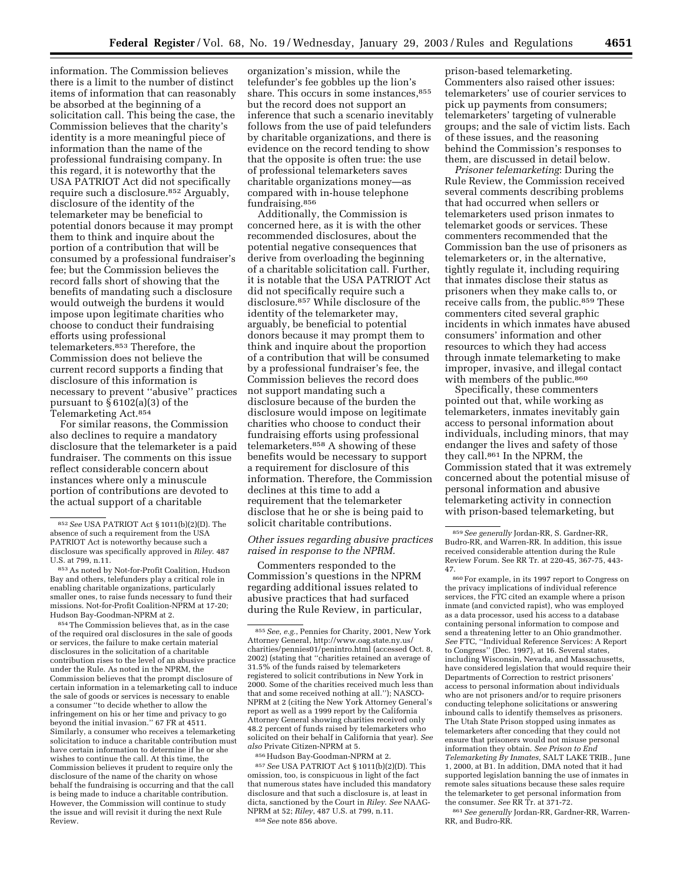information. The Commission believes there is a limit to the number of distinct items of information that can reasonably be absorbed at the beginning of a solicitation call. This being the case, the Commission believes that the charity's identity is a more meaningful piece of information than the name of the professional fundraising company. In this regard, it is noteworthy that the USA PATRIOT Act did not specifically require such a disclosure.[852] Arguably, disclosure of the identity of the telemarketer may be beneficial to potential donors because it may prompt them to think and inquire about the portion of a contribution that will be consumed by a professional fundraiser's fee; but the Commission believes the record falls short of showing that the benefits of mandating such a disclosure would outweigh the burdens it would impose upon legitimate charities who choose to conduct their fundraising efforts using professional telemarketers.[853] Therefore, the Commission does not believe the current record supports a finding that disclosure of this information is necessary to prevent ''abusive'' practices pursuant to § 6102(a)(3) of the Telemarketing Act.[854]

For similar reasons, the Commission also declines to require a mandatory disclosure that the telemarketer is a paid fundraiser. The comments on this issue reflect considerable concern about instances where only a minuscule portion of contributions are devoted to the actual support of a charitable organization's mission, while the telefunder's fee gobbles up the lion's share. This occurs in some instances,[855] but the record does not support an inference that such a scenario inevitably follows from the use of paid telefunders by charitable organizations, and there is evidence on the record tending to show that the opposite is often true: the use of professional telemarketers saves charitable organizations money—as compared with in-house telephone fundraising.[856]

Additionally, the Commission is concerned here, as it is with the other recommended disclosures, about the potential negative consequences that derive from overloading the beginning of a charitable solicitation call. Further, it is notable that the USA PATRIOT Act did not specifically require such a disclosure.[857] While disclosure of the identity of the telemarketer may, arguably, be beneficial to potential donors because it may prompt them to think and inquire about the proportion of a contribution that will be consumed by a professional fundraiser's fee, the Commission believes the record does not support mandating such a disclosure because of the burden the disclosure would impose on legitimate charities who choose to conduct their fundraising efforts using professional telemarketers.[858] A showing of these benefits would be necessary to support a requirement for disclosure of this information. Therefore, the Commission declines at this time to add a requirement that the telemarketer disclose that he or she is being paid to solicit charitable contributions.

*Other issues regarding abusive practices raised in response to the NPRM.*

Commenters responded to the Commission's questions in the NPRM regarding additional issues related to abusive practices that had surfaced during the Rule Review, in particular, prison-based telemarketing. Commenters also raised other issues: telemarketers' use of courier services to pick up payments from consumers; telemarketers' targeting of vulnerable groups; and the sale of victim lists. Each of these issues, and the reasoning behind the Commission's responses to them, are discussed in detail below.

*Prisoner telemarketing*: During the Rule Review, the Commission received several comments describing problems that had occurred when sellers or telemarketers used prison inmates to telemarket goods or services. These commenters recommended that the Commission ban the use of prisoners as telemarketers or, in the alternative, tightly regulate it, including requiring that inmates disclose their status as prisoners when they make calls to, or receive calls from, the public.[859] These commenters cited several graphic incidents in which inmates have abused consumers' information and other resources to which they had access through inmate telemarketing to make improper, invasive, and illegal contact with members of the public.[860]

Specifically, these commenters pointed out that, while working as telemarketers, inmates inevitably gain access to personal information about individuals, including minors, that may endanger the lives and safety of those they call.[861] In the NPRM, the Commission stated that it was extremely concerned about the potential misuse of personal information and abusive telemarketing activity in connection with prison-based telemarketing, but

---

[852] *See* USA PATRIOT Act § 1011(b)(2)(D). The absence of such a requirement from the USA PATRIOT Act is noteworthy because such a disclosure was specifically approved in *Riley*. 487 U.S. at 799, n.11.

[853] As noted by Not-for-Profit Coalition, Hudson Bay and others, telefunders play a critical role in enabling charitable organizations, particularly smaller ones, to raise funds necessary to fund their missions. Not-for-Profit Coalition-NPRM at 17-20; Hudson Bay-Goodman-NPRM at 2.

[854] The Commission believes that, as in the case of the required oral disclosures in the sale of goods or services, the failure to make certain material disclosures in the solicitation of a charitable contribution rises to the level of an abusive practice under the Rule. As noted in the NPRM, the Commission believes that the prompt disclosure of certain information in a telemarketing call to induce the sale of goods or services is necessary to enable a consumer ''to decide whether to allow the infringement on his or her time and privacy to go beyond the initial invasion.'' 67 FR at 4511. Similarly, a consumer who receives a telemarketing solicitation to induce a charitable contribution must have certain information to determine if he or she wishes to continue the call. At this time, the Commission believes it prudent to require only the disclosure of the name of the charity on whose behalf the fundraising is occurring and that the call is being made to induce a charitable contribution. However, the Commission will continue to study the issue and will revisit it during the next Rule Review.

[855] *See, e.g.*, Pennies for Charity, 2001, New York Attorney General, http://www.oag.state.ny.us/charities/pennies01/penintro.html (accessed Oct. 8, 2002) (stating that ''charities retained an average of 31.5% of the funds raised by telemarketers registered to solicit contributions in New York in 2000. Some of the charities received much less than that and some received nothing at all.''); NASCO-NPRM at 2 (citing the New York Attorney General's report as well as a 1999 report by the California Attorney General showing charities received only 48.2 percent of funds raised by telemarketers who solicited on their behalf in California that year). *See also* Private Citizen-NPRM at 5.

[856] Hudson Bay-Goodman-NPRM at 2.

[857] *See* USA PATRIOT Act § 1011(b)(2)(D). This omission, too, is conspicuous in light of the fact that numerous states have included this mandatory disclosure and that such a disclosure is, at least in dicta, sanctioned by the Court in *Riley*. *See* NAAG-NPRM at 52; *Riley*, 487 U.S. at 799, n.11.

[858] *See* note 856 above.

[859] *See generally* Jordan-RR, S. Gardner-RR, Budro-RR, and Warren-RR. In addition, this issue received considerable attention during the Rule Review Forum. See RR Tr. at 220-45, 367-75, 443-47.

[860] For example, in its 1997 report to Congress on the privacy implications of individual reference services, the FTC cited an example where a prison inmate (and convicted rapist), who was employed as a data processor, used his access to a database containing personal information to compose and send a threatening letter to an Ohio grandmother. *See* FTC, ''Individual Reference Services: A Report to Congress'' (Dec. 1997), at 16. Several states, including Wisconsin, Nevada, and Massachusetts, have considered legislation that would require their Departments of Correction to restrict prisoners' access to personal information about individuals who are not prisoners and/or to require prisoners conducting telephone solicitations or answering inbound calls to identify themselves as prisoners. The Utah State Prison stopped using inmates as telemarketers after conceding that they could not ensure that prisoners would not misuse personal information they obtain. *See Prison to End Telemarketing By Inmates*, SALT LAKE TRIB., June 1, 2000, at B1. In addition, DMA noted that it had supported legislation banning the use of inmates in remote sales situations because these sales require the telemarketer to get personal information from the consumer. *See* RR Tr. at 371-72.

[861] *See generally* Jordan-RR, Gardner-RR, Warren-RR, and Budro-RR.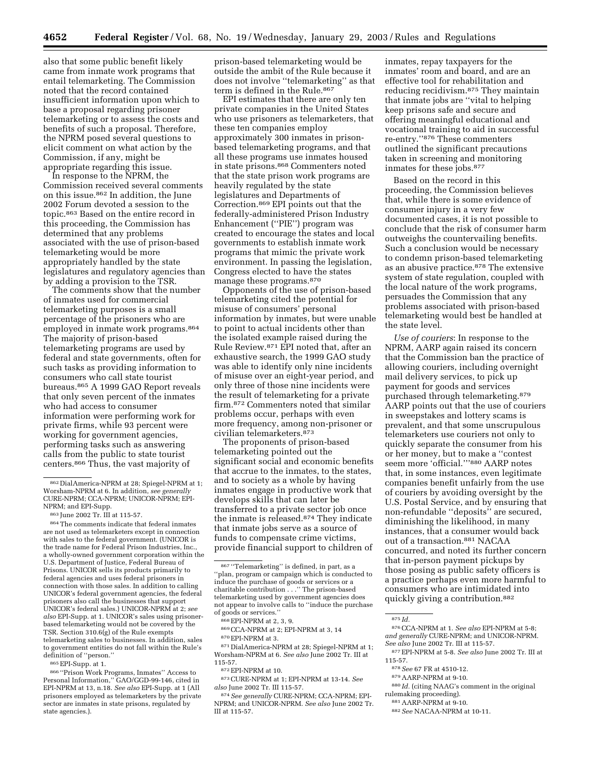also that some public benefit likely came from inmate work programs that entail telemarketing. The Commission noted that the record contained insufficient information upon which to base a proposal regarding prisoner telemarketing or to assess the costs and benefits of such a proposal. Therefore, the NPRM posed several questions to elicit comment on what action by the Commission, if any, might be appropriate regarding this issue.

In response to the NPRM, the Commission received several comments on this issue.[862] In addition, the June 2002 Forum devoted a session to the topic.[863] Based on the entire record in this proceeding, the Commission has determined that any problems associated with the use of prison-based telemarketing would be more appropriately handled by the state legislatures and regulatory agencies than by adding a provision to the TSR.

The comments show that the number of inmates used for commercial telemarketing purposes is a small percentage of the prisoners who are employed in inmate work programs.[864] The majority of prison-based telemarketing programs are used by federal and state governments, often for such tasks as providing information to consumers who call state tourist bureaus.[865] A 1999 GAO Report reveals that only seven percent of the inmates who had access to consumer information were performing work for private firms, while 93 percent were working for government agencies, performing tasks such as answering calls from the public to state tourist centers.[866] Thus, the vast majority of prison-based telemarketing would be outside the ambit of the Rule because it does not involve ''telemarketing'' as that term is defined in the Rule.[867]

EPI estimates that there are only ten private companies in the United States who use prisoners as telemarketers, that these ten companies employ approximately 300 inmates in prison-based telemarketing programs, and that all these programs use inmates housed in state prisons.[868] Commenters noted that the state prison work programs are heavily regulated by the state legislatures and Departments of Correction.[869] EPI points out that the federally-administered Prison Industry Enhancement (''PIE'') program was created to encourage the states and local governments to establish inmate work programs that mimic the private work environment. In passing the legislation, Congress elected to have the states manage these programs.[870]

Opponents of the use of prison-based telemarketing cited the potential for misuse of consumers' personal information by inmates, but were unable to point to actual incidents other than the isolated example raised during the Rule Review.[871] EPI noted that, after an exhaustive search, the 1999 GAO study was able to identify only nine incidents of misuse over an eight-year period, and only three of those nine incidents were the result of telemarketing for a private firm.[872] Commenters noted that similar problems occur, perhaps with even more frequency, among non-prisoner or civilian telemarketers.[873]

The proponents of prison-based telemarketing pointed out the significant social and economic benefits that accrue to the inmates, to the states, and to society as a whole by having inmates engage in productive work that develops skills that can later be transferred to a private sector job once the inmate is released.[874] They indicate that inmate jobs serve as a source of funds to compensate crime victims, provide financial support to children of inmates, repay taxpayers for the inmates' room and board, and are an effective tool for rehabilitation and reducing recidivism.[875] They maintain that inmate jobs are ''vital to helping keep prisons safe and secure and offering meaningful educational and vocational training to aid in successful re-entry.''[876] These commenters outlined the significant precautions taken in screening and monitoring inmates for these jobs.[877]

Based on the record in this proceeding, the Commission believes that, while there is some evidence of consumer injury in a very few documented cases, it is not possible to conclude that the risk of consumer harm outweighs the countervailing benefits. Such a conclusion would be necessary to condemn prison-based telemarketing as an abusive practice.[878] The extensive system of state regulation, coupled with the local nature of the work programs, persuades the Commission that any problems associated with prison-based telemarketing would best be handled at the state level.

*Use of couriers*: In response to the NPRM, AARP again raised its concern that the Commission ban the practice of allowing couriers, including overnight mail delivery services, to pick up payment for goods and services purchased through telemarketing.[879] AARP points out that the use of couriers in sweepstakes and lottery scams is prevalent, and that some unscrupulous telemarketers use couriers not only to quickly separate the consumer from his or her money, but to make a ''contest seem more 'official.'''[880] AARP notes that, in some instances, even legitimate companies benefit unfairly from the use of couriers by avoiding oversight by the U.S. Postal Service, and by ensuring that non-refundable ''deposits'' are secured, diminishing the likelihood, in many instances, that a consumer would back out of a transaction.[881] NACAA concurred, and noted its further concern that in-person payment pickups by those posing as public safety officers is a practice perhaps even more harmful to consumers who are intimidated into quickly giving a contribution.[882]

---

[862] DialAmerica-NPRM at 28; Spiegel-NPRM at 1; Worsham-NPRM at 6. In addition, *see generally* CURE-NPRM; CCA-NPRM; UNICOR-NPRM; EPI-NPRM; and EPI-Supp.

[863] June 2002 Tr. III at 115-57.

[864] The comments indicate that federal inmates are not used as telemarketers except in connection with sales to the federal government. (UNICOR is the trade name for Federal Prison Industries, Inc., a wholly-owned government corporation within the U.S. Department of Justice, Federal Bureau of Prisons. UNICOR sells its products primarily to federal agencies and uses federal prisoners in connection with those sales. In addition to calling UNICOR's federal government agencies, the federal prisoners also call the businesses that support UNICOR's federal sales.) UNICOR-NPRM at 2; *see also* EPI-Supp. at 1. UNICOR's sales using prisoner-based telemarketing would not be covered by the TSR. Section 310.6(g) of the Rule exempts telemarketing sales to businesses. In addition, sales to government entities do not fall within the Rule's definition of ''person.''

[865] EPI-Supp. at 1.

[866] ''Prison Work Programs, Inmates'' Access to Personal Information,'' GAO/GGD-99-146, cited in EPI-NPRM at 13, n.18. *See also* EPI-Supp. at 1 (All prisoners employed as telemarketers by the private sector are inmates in state prisons, regulated by state agencies.).

[867] ''Telemarketing'' is defined, in part, as a ''plan, program or campaign which is conducted to induce the purchase of goods or services or a charitable contribution . . .'' The prison-based telemarketing used by government agencies does not appear to involve calls to ''induce the purchase of goods or services.''

[868] EPI-NPRM at 2, 3, 9.

[869] CCA-NPRM at 2; EPI-NPRM at 3, 14

[870] EPI-NPRM at 3.

[871] DialAmerica-NPRM at 28; Spiegel-NPRM at 1; Worsham-NPRM at 6. *See also* June 2002 Tr. III at 115-57.

[872] EPI-NPRM at 10.

[873] CURE-NPRM at 1; EPI-NPRM at 13-14. *See also* June 2002 Tr. III 115-57.

[874] *See generally* CURE-NPRM; CCA-NPRM; EPI-NPRM; and UNICOR-NPRM. *See also* June 2002 Tr. III at 115-57.

[875] *Id.*

[876] CCA-NPRM at 1. *See also* EPI-NPRM at 5-8; *and generally* CURE-NPRM; and UNICOR-NPRM. *See also* June 2002 Tr. III at 115-57.

[877] EPI-NPRM at 5-8. *See also* June 2002 Tr. III at 115-57.

[878] *See* 67 FR at 4510-12.

[879] AARP-NPRM at 9-10.

[880] *Id.* (citing NAAG's comment in the original rulemaking proceeding).

[881] AARP-NPRM at 9-10.

[882] *See* NACAA-NPRM at 10-11.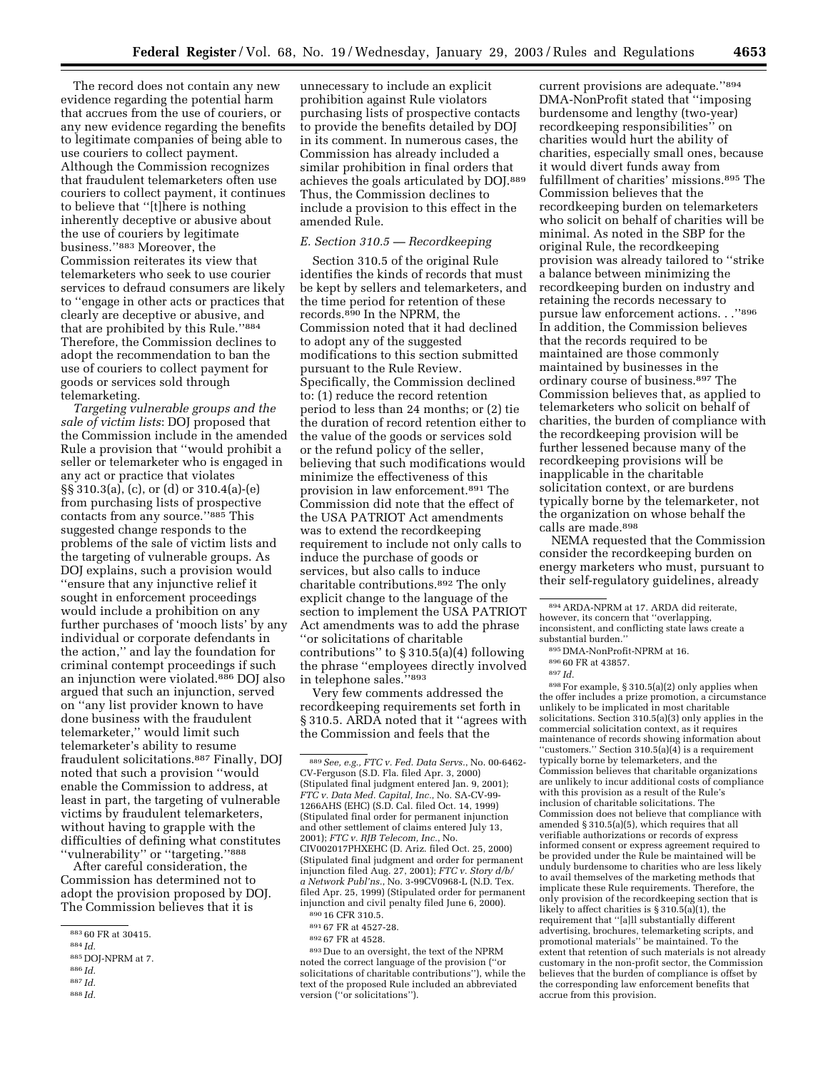The record does not contain any new evidence regarding the potential harm that accrues from the use of couriers, or any new evidence regarding the benefits to legitimate companies of being able to use couriers to collect payment. Although the Commission recognizes that fraudulent telemarketers often use couriers to collect payment, it continues to believe that ''[t]here is nothing inherently deceptive or abusive about the use of couriers by legitimate business.''[883] Moreover, the Commission reiterates its view that telemarketers who seek to use courier services to defraud consumers are likely to ''engage in other acts or practices that clearly are deceptive or abusive, and that are prohibited by this Rule.''[884] Therefore, the Commission declines to adopt the recommendation to ban the use of couriers to collect payment for goods or services sold through telemarketing.

*Targeting vulnerable groups and the sale of victim lists*: DOJ proposed that the Commission include in the amended Rule a provision that ''would prohibit a seller or telemarketer who is engaged in any act or practice that violates §§ 310.3(a), (c), or (d) or 310.4(a)-(e) from purchasing lists of prospective contacts from any source.''[885] This suggested change responds to the problems of the sale of victim lists and the targeting of vulnerable groups. As DOJ explains, such a provision would ''ensure that any injunctive relief it sought in enforcement proceedings would include a prohibition on any further purchases of 'mooch lists' by any individual or corporate defendants in the action,'' and lay the foundation for criminal contempt proceedings if such an injunction were violated.[886] DOJ also argued that such an injunction, served on ''any list provider known to have done business with the fraudulent telemarketer,'' would limit such telemarketer's ability to resume fraudulent solicitations.[887] Finally, DOJ noted that such a provision ''would enable the Commission to address, at least in part, the targeting of vulnerable victims by fraudulent telemarketers, without having to grapple with the difficulties of defining what constitutes ''vulnerability'' or ''targeting.''[888]

After careful consideration, the Commission has determined not to adopt the provision proposed by DOJ. The Commission believes that it is unnecessary to include an explicit prohibition against Rule violators purchasing lists of prospective contacts to provide the benefits detailed by DOJ in its comment. In numerous cases, the Commission has already included a similar prohibition in final orders that achieves the goals articulated by DOJ.[889] Thus, the Commission declines to include a provision to this effect in the amended Rule.

### *E. Section 310.5 — Recordkeeping*

Section 310.5 of the original Rule identifies the kinds of records that must be kept by sellers and telemarketers, and the time period for retention of these records.[890] In the NPRM, the Commission noted that it had declined to adopt any of the suggested modifications to this section submitted pursuant to the Rule Review. Specifically, the Commission declined to: (1) reduce the record retention period to less than 24 months; or (2) tie the duration of record retention either to the value of the goods or services sold or the refund policy of the seller, believing that such modifications would minimize the effectiveness of this provision in law enforcement.[891] The Commission did note that the effect of the USA PATRIOT Act amendments was to extend the recordkeeping requirement to include not only calls to induce the purchase of goods or services, but also calls to induce charitable contributions.[892] The only explicit change to the language of the section to implement the USA PATRIOT Act amendments was to add the phrase ''or solicitations of charitable contributions'' to § 310.5(a)(4) following the phrase ''employees directly involved in telephone sales.''[893]

Very few comments addressed the recordkeeping requirements set forth in § 310.5. ARDA noted that it ''agrees with the Commission and feels that the current provisions are adequate.''[894] DMA-NonProfit stated that ''imposing burdensome and lengthy (two-year) recordkeeping responsibilities'' on charities would hurt the ability of charities, especially small ones, because it would divert funds away from fulfillment of charities' missions.[895] The Commission believes that the recordkeeping burden on telemarketers who solicit on behalf of charities will be minimal. As noted in the SBP for the original Rule, the recordkeeping provision was already tailored to ''strike a balance between minimizing the recordkeeping burden on industry and retaining the records necessary to pursue law enforcement actions. . .''[896] In addition, the Commission believes that the records required to be maintained are those commonly maintained by businesses in the ordinary course of business.[897] The Commission believes that, as applied to telemarketers who solicit on behalf of charities, the burden of compliance with the recordkeeping provision will be further lessened because many of the recordkeeping provisions will be inapplicable in the charitable solicitation context, or are burdens typically borne by the telemarketer, not the organization on whose behalf the calls are made.[898]

NEMA requested that the Commission consider the recordkeeping burden on energy marketers who must, pursuant to their self-regulatory guidelines, already

---

[883] 60 FR at 30415.

[884] *Id.*

[885] DOJ-NPRM at 7.

[886] *Id.*

[887] *Id.*

[888] *Id.*

[889] *See, e.g., FTC v. Fed. Data Servs.*, No. 00-6462-CV-Ferguson (S.D. Fla. filed Apr. 3, 2000) (Stipulated final judgment entered Jan. 9, 2001); *FTC v. Data Med. Capital, Inc.*, No. SA-CV-99-1266AHS (EHC) (S.D. Cal. filed Oct. 14, 1999) (Stipulated final order for permanent injunction and other settlement of claims entered July 13, 2001); *FTC v. RJB Telecom, Inc.*, No. CIV002017PHXEHC (D. Ariz. filed Oct. 25, 2000) (Stipulated final judgment and order for permanent injunction filed Aug. 27, 2001); *FTC v. Story d/b/a Network Publ'ns.*, No. 3-99CV0968-L (N.D. Tex. filed Apr. 25, 1999) (Stipulated order for permanent injunction and civil penalty filed June 6, 2000).

[890] 16 CFR 310.5.

[891] 67 FR at 4527-28.

[892] 67 FR at 4528.

[893] Due to an oversight, the text of the NPRM noted the correct language of the provision (''or solicitations of charitable contributions''), while the text of the proposed Rule included an abbreviated version (''or solicitations'').

[894] ARDA-NPRM at 17. ARDA did reiterate, however, its concern that ''overlapping, inconsistent, and conflicting state laws create a substantial burden.''

[895] DMA-NonProfit-NPRM at 16.

[896] 60 FR at 43857.

[897] *Id.*

[898] For example, § 310.5(a)(2) only applies when the offer includes a prize promotion, a circumstance unlikely to be implicated in most charitable solicitations. Section 310.5(a)(3) only applies in the commercial solicitation context, as it requires maintenance of records showing information about ''customers.'' Section 310.5(a)(4) is a requirement typically borne by telemarketers, and the Commission believes that charitable organizations are unlikely to incur additional costs of compliance with this provision as a result of the Rule's inclusion of charitable solicitations. The Commission does not believe that compliance with amended § 310.5(a)(5), which requires that all verifiable authorizations or records of express informed consent or express agreement required to be provided under the Rule be maintained will be unduly burdensome to charities who are less likely to avail themselves of the marketing methods that implicate these Rule requirements. Therefore, the only provision of the recordkeeping section that is likely to affect charities is § 310.5(a)(1), the requirement that ''[a]ll substantially different advertising, brochures, telemarketing scripts, and promotional materials'' be maintained. To the extent that retention of such materials is not already customary in the non-profit sector, the Commission believes that the burden of compliance is offset by the corresponding law enforcement benefits that accrue from this provision.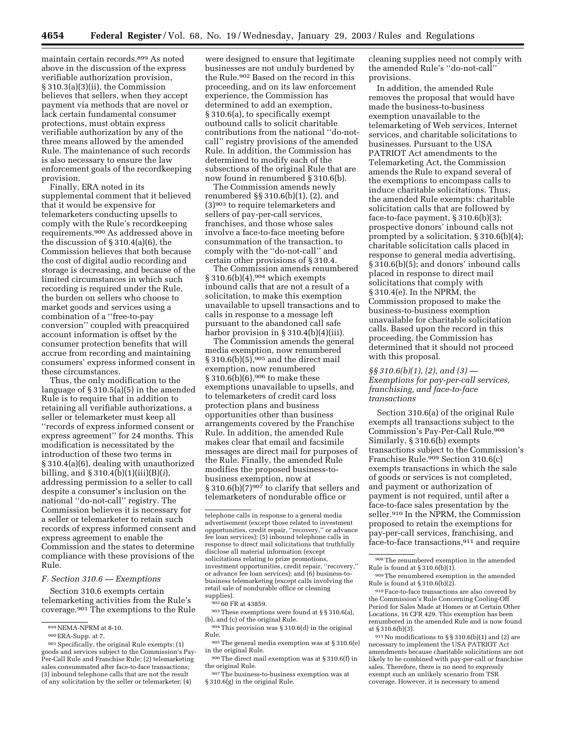maintain certain records.[899] As noted above in the discussion of the express verifiable authorization provision, § 310.3(a)(3)(ii), the Commission believes that sellers, when they accept payment via methods that are novel or lack certain fundamental consumer protections, must obtain express verifiable authorization by any of the three means allowed by the amended Rule. The maintenance of such records is also necessary to ensure the law enforcement goals of the recordkeeping provision.

Finally, ERA noted in its supplemental comment that it believed that it would be expensive for telemarketers conducting upsells to comply with the Rule's recordkeeping requirements.[900] As addressed above in the discussion of § 310.4(a)(6), the Commission believes that both because the cost of digital audio recording and storage is decreasing, and because of the limited circumstances in which such recording is required under the Rule, the burden on sellers who choose to market goods and services using a combination of a ''free-to-pay conversion'' coupled with preacquired account information is offset by the consumer protection benefits that will accrue from recording and maintaining consumers' express informed consent in these circumstances.

Thus, the only modification to the language of § 310.5(a)(5) in the amended Rule is to require that in addition to retaining all verifiable authorizations, a seller or telemarketer must keep all ''records of express informed consent or express agreement'' for 24 months. This modification is necessitated by the introduction of these two terms in § 310.4(a)(6), dealing with unauthorized billing, and § 310.4(b)(1)(iii)(B)(*i*), addressing permission to a seller to call despite a consumer's inclusion on the national ''do-not-call'' registry. The Commission believes it is necessary for a seller or telemarketer to retain such records of express informed consent and express agreement to enable the Commission and the states to determine compliance with these provisions of the Rule.

### *F. Section 310.6 — Exemptions*

Section 310.6 exempts certain telemarketing activities from the Rule's coverage.[901] The exemptions to the Rule were designed to ensure that legitimate businesses are not unduly burdened by the Rule.[902] Based on the record in this proceeding, and on its law enforcement experience, the Commission has determined to add an exemption, § 310.6(a), to specifically exempt outbound calls to solicit charitable contributions from the national ''do-not-call'' registry provisions of the amended Rule. In addition, the Commission has determined to modify each of the subsections of the original Rule that are now found in renumbered § 310.6(b).

The Commission amends newly renumbered §§ 310.6(b)(1), (2), and (3)[903] to require telemarketers and sellers of pay-per-call services, franchises, and those whose sales involve a face-to-face meeting before consummation of the transaction, to comply with the ''do-not-call'' and certain other provisions of § 310.4.

The Commission amends renumbered § 310.6(b)(4),[904] which exempts inbound calls that are not a result of a solicitation, to make this exemption unavailable to upsell transactions and to calls in response to a message left pursuant to the abandoned call safe harbor provision in § 310.4(b)(4)(iii).

The Commission amends the general media exemption, now renumbered § 310.6(b)(5),[905] and the direct mail exemption, now renumbered § 310.6(b)(6),[906] to make these exemptions unavailable to upsells, and to telemarketers of credit card loss protection plans and business opportunities other than business arrangements covered by the Franchise Rule. In addition, the amended Rule makes clear that email and facsimile messages are direct mail for purposes of the Rule. Finally, the amended Rule modifies the proposed business-to-business exemption, now at § 310.6(b)(7)[907] to clarify that sellers and telemarketers of nondurable office or cleaning supplies need not comply with the amended Rule's ''do-not-call'' provisions.

In addition, the amended Rule removes the proposal that would have made the business-to-business exemption unavailable to the telemarketing of Web services, Internet services, and charitable solicitations to businesses. Pursuant to the USA PATRIOT Act amendments to the Telemarketing Act, the Commission amends the Rule to expand several of the exemptions to encompass calls to induce charitable solicitations. Thus, the amended Rule exempts: charitable solicitation calls that are followed by face-to-face payment, § 310.6(b)(3); prospective donors' inbound calls not prompted by a solicitation, § 310.6(b)(4); charitable solicitation calls placed in response to general media advertising, § 310.6(b)(5); and donors' inbound calls placed in response to direct mail solicitations that comply with § 310.4(e). In the NPRM, the Commission proposed to make the business-to-business exemption unavailable for charitable solicitation calls. Based upon the record in this proceeding, the Commission has determined that it should not proceed with this proposal.

#### *§§ 310.6(b)(1), (2), and (3) — Exemptions for pay-per-call services, franchising, and face-to-face transactions*

Section 310.6(a) of the original Rule exempts all transactions subject to the Commission's Pay-Per-Call Rule.[908] Similarly, § 310.6(b) exempts transactions subject to the Commission's Franchise Rule.[909] Section 310.6(c) exempts transactions in which the sale of goods or services is not completed, and payment or authorization of payment is not required, until after a face-to-face sales presentation by the seller.[910] In the NPRM, the Commission proposed to retain the exemptions for pay-per-call services, franchising, and face-to-face transactions,[911] and require

---

[899] NEMA-NPRM at 8-10.

[900] ERA-Supp. at 7.

[901] Specifically, the original Rule exempts: (1) goods and services subject to the Commission's Pay-Per-Call Rule and Franchise Rule; (2) telemarketing sales consummated after face-to-face transactions; (3) inbound telephone calls that are not the result of any solicitation by the seller or telemarketer; (4) telephone calls in response to a general media advertisement (except those related to investment opportunities, credit repair, ''recovery,'' or advance fee loan services); (5) inbound telephone calls in response to direct mail solicitations that truthfully disclose all material information (except solicitations relating to prize promotions, investment opportunities, credit repair, ''recovery,'' or advance fee loan services); and (6) business-to-business telemarketing (except calls involving the retail sale of nondurable office or cleaning supplies).

[902] 60 FR at 43859.

[903] These exemptions were found at §§ 310.6(a), (b), and (c) of the original Rule.

[904] This provision was § 310.6(d) in the original Rule.

[905] The general media exemption was at § 310.6(e) in the original Rule.

[906] The direct mail exemption was at § 310.6(f) in the original Rule.

[907] The business-to-business exemption was at § 310.6(g) in the original Rule.

[908] The renumbered exemption in the amended Rule is found at § 310.6(b)(1).

[909] The renumbered exemption in the amended Rule is found at § 310.6(b)(2).

[910] Face-to-face transactions are also covered by the Commission's Rule Concerning Cooling-Off Period for Sales Made at Homes or at Certain Other Locations, 16 CFR 429. This exemption has been renumbered in the amended Rule and is now found at § 310.6(b)(3).

[911] No modifications to §§ 310.6(b)(1) and (2) are necessary to implement the USA PATRIOT Act amendments because charitable solicitations are not likely to be combined with pay-per-call or franchise sales. Therefore, there is no need to expressly exempt such an unlikely scenario from TSR coverage. However, it is necessary to amend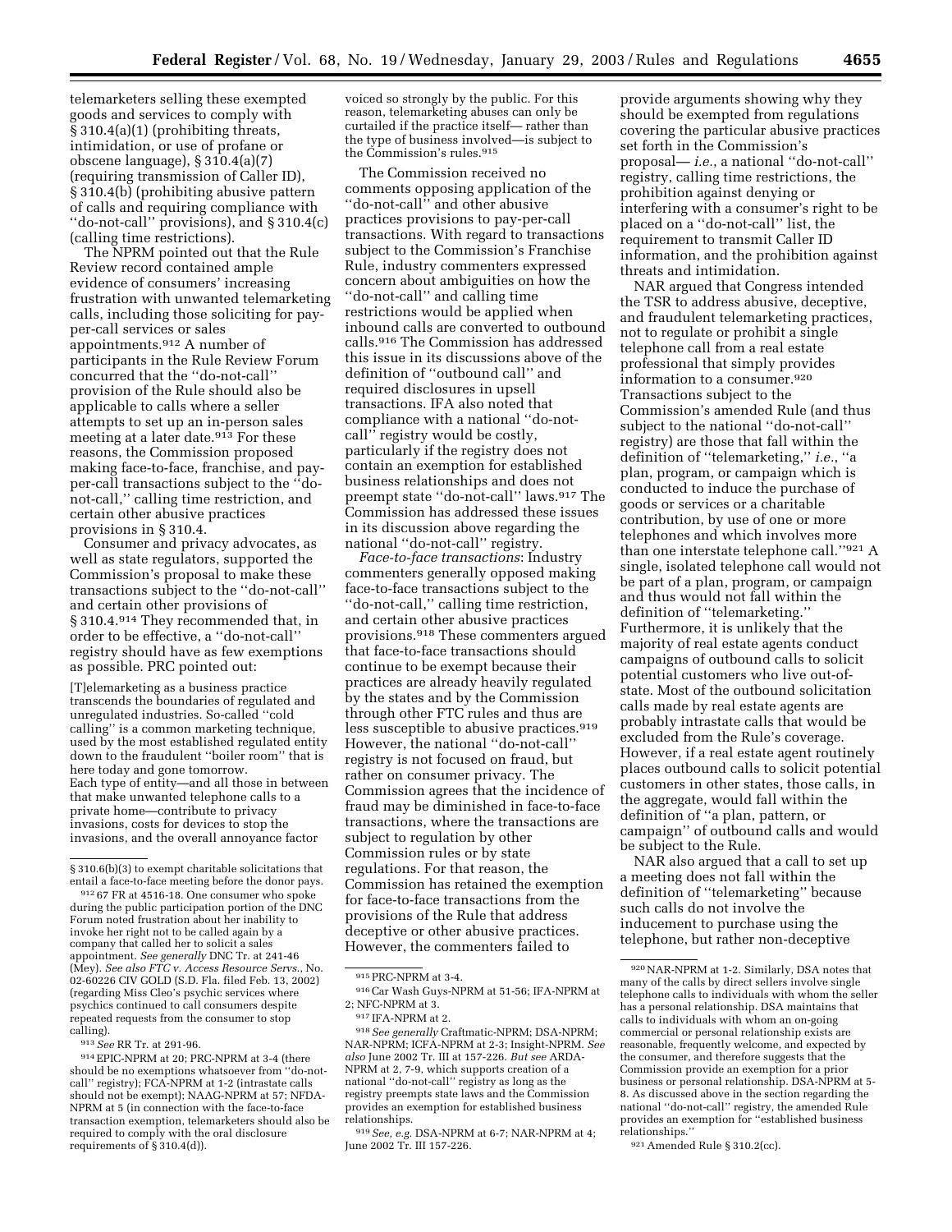telemarketers selling these exempted goods and services to comply with § 310.4(a)(1) (prohibiting threats, intimidation, or use of profane or obscene language), § 310.4(a)(7) (requiring transmission of Caller ID), § 310.4(b) (prohibiting abusive pattern of calls and requiring compliance with "do-not-call" provisions), and § 310.4(c) (calling time restrictions).

The NPRM pointed out that the Rule Review record contained ample evidence of consumers' increasing frustration with unwanted telemarketing calls, including those soliciting for pay-per-call services or sales appointments.[912] A number of participants in the Rule Review Forum concurred that the "do-not-call" provision of the Rule should also be applicable to calls where a seller attempts to set up an in-person sales meeting at a later date.[913] For these reasons, the Commission proposed making face-to-face, franchise, and pay-per-call transactions subject to the "do-not-call," calling time restriction, and certain other abusive practices provisions in § 310.4.

Consumer and privacy advocates, as well as state regulators, supported the Commission's proposal to make these transactions subject to the "do-not-call" and certain other provisions of § 310.4.[914] They recommended that, in order to be effective, a "do-not-call" registry should have as few exemptions as possible. PRC pointed out:

> [T]elemarketing as a business practice transcends the boundaries of regulated and unregulated industries. So-called "cold calling" is a common marketing technique, used by the most established regulated entity down to the fraudulent "boiler room" that is here today and gone tomorrow.
> Each type of entity—and all those in between that make unwanted telephone calls to a private home—contribute to privacy invasions, costs for devices to stop the invasions, and the overall annoyance factor voiced so strongly by the public. For this reason, telemarketing abuses can only be curtailed if the practice itself— rather than the type of business involved—is subject to the Commission's rules.[915]

The Commission received no comments opposing application of the "do-not-call" and other abusive practices provisions to pay-per-call transactions. With regard to transactions subject to the Commission's Franchise Rule, industry commenters expressed concern about ambiguities on how the "do-not-call" and calling time restrictions would be applied when inbound calls are converted to outbound calls.[916] The Commission has addressed this issue in its discussions above of the definition of "outbound call" and required disclosures in upsell transactions. IFA also noted that compliance with a national "do-not-call" registry would be costly, particularly if the registry does not contain an exemption for established business relationships and does not preempt state "do-not-call" laws.[917] The Commission has addressed these issues in its discussion above regarding the national "do-not-call" registry.

*Face-to-face transactions*: Industry commenters generally opposed making face-to-face transactions subject to the "do-not-call," calling time restriction, and certain other abusive practices provisions.[918] These commenters argued that face-to-face transactions should continue to be exempt because their practices are already heavily regulated by the states and by the Commission through other FTC rules and thus are less susceptible to abusive practices.[919] However, the national "do-not-call" registry is not focused on fraud, but rather on consumer privacy. The Commission agrees that the incidence of fraud may be diminished in face-to-face transactions, where the transactions are subject to regulation by other Commission rules or by state regulations. For that reason, the Commission has retained the exemption for face-to-face transactions from the provisions of the Rule that address deceptive or other abusive practices. However, the commenters failed to provide arguments showing why they should be exempted from regulations covering the particular abusive practices set forth in the Commission's proposal— *i.e.,* a national "do-not-call" registry, calling time restrictions, the prohibition against denying or interfering with a consumer's right to be placed on a "do-not-call" list, the requirement to transmit Caller ID information, and the prohibition against threats and intimidation.

NAR argued that Congress intended the TSR to address abusive, deceptive, and fraudulent telemarketing practices, not to regulate or prohibit a single telephone call from a real estate professional that simply provides information to a consumer.[920] Transactions subject to the Commission's amended Rule (and thus subject to the national "do-not-call" registry) are those that fall within the definition of "telemarketing," *i.e.*, "a plan, program, or campaign which is conducted to induce the purchase of goods or services or a charitable contribution, by use of one or more telephones and which involves more than one interstate telephone call."[921] A single, isolated telephone call would not be part of a plan, program, or campaign and thus would not fall within the definition of "telemarketing." Furthermore, it is unlikely that the majority of real estate agents conduct campaigns of outbound calls to solicit potential customers who live out-of-state. Most of the outbound solicitation calls made by real estate agents are probably intrastate calls that would be excluded from the Rule's coverage. However, if a real estate agent routinely places outbound calls to solicit potential customers in other states, those calls, in the aggregate, would fall within the definition of "a plan, pattern, or campaign" of outbound calls and would be subject to the Rule.

NAR also argued that a call to set up a meeting does not fall within the definition of "telemarketing" because such calls do not involve the inducement to purchase using the telephone, but rather non-deceptive

---

§ 310.6(b)(3) to exempt charitable solicitations that entail a face-to-face meeting before the donor pays.

[912] 67 FR at 4516-18. One consumer who spoke during the public participation portion of the DNC Forum noted frustration about her inability to invoke her right not to be called again by a company that called her to solicit a sales appointment. *See generally* DNC Tr. at 241-46 (Mey). *See also FTC v. Access Resource Servs.*, No. 02-60226 CIV GOLD (S.D. Fla. filed Feb. 13, 2002) (regarding Miss Cleo's psychic services where psychics continued to call consumers despite repeated requests from the consumer to stop calling).

[913] *See* RR Tr. at 291-96.

[914] EPIC-NPRM at 20; PRC-NPRM at 3-4 (there should be no exemptions whatsoever from "do-not-call" registry); FCA-NPRM at 1-2 (intrastate calls should not be exempt); NAAG-NPRM at 57; NFDA-NPRM at 5 (in connection with the face-to-face transaction exemption, telemarketers should also be required to comply with the oral disclosure requirements of § 310.4(d)).

[915] PRC-NPRM at 3-4.

[916] Car Wash Guys-NPRM at 51-56; IFA-NPRM at 2; NFC-NPRM at 3.

[917] IFA-NPRM at 2.

[918] *See generally* Craftmatic-NPRM; DSA-NPRM; NAR-NPRM; ICFA-NPRM at 2-3; Insight-NPRM. *See also* June 2002 Tr. III at 157-226. *But see* ARDA-NPRM at 2, 7-9, which supports creation of a national "do-not-call" registry as long as the registry preempts state laws and the Commission provides an exemption for established business relationships.

[919] *See, e.g.* DSA-NPRM at 6-7; NAR-NPRM at 4; June 2002 Tr. III 157-226.

[920] NAR-NPRM at 1-2. Similarly, DSA notes that many of the calls by direct sellers involve single telephone calls to individuals with whom the seller has a personal relationship. DSA maintains that calls to individuals with whom an on-going commercial or personal relationship exists are reasonable, frequently welcome, and expected by the consumer, and therefore suggests that the Commission provide an exemption for a prior business or personal relationship. DSA-NPRM at 5-8. As discussed above in the section regarding the national "do-not-call" registry, the amended Rule provides an exemption for "established business relationships."

[921] Amended Rule § 310.2(cc).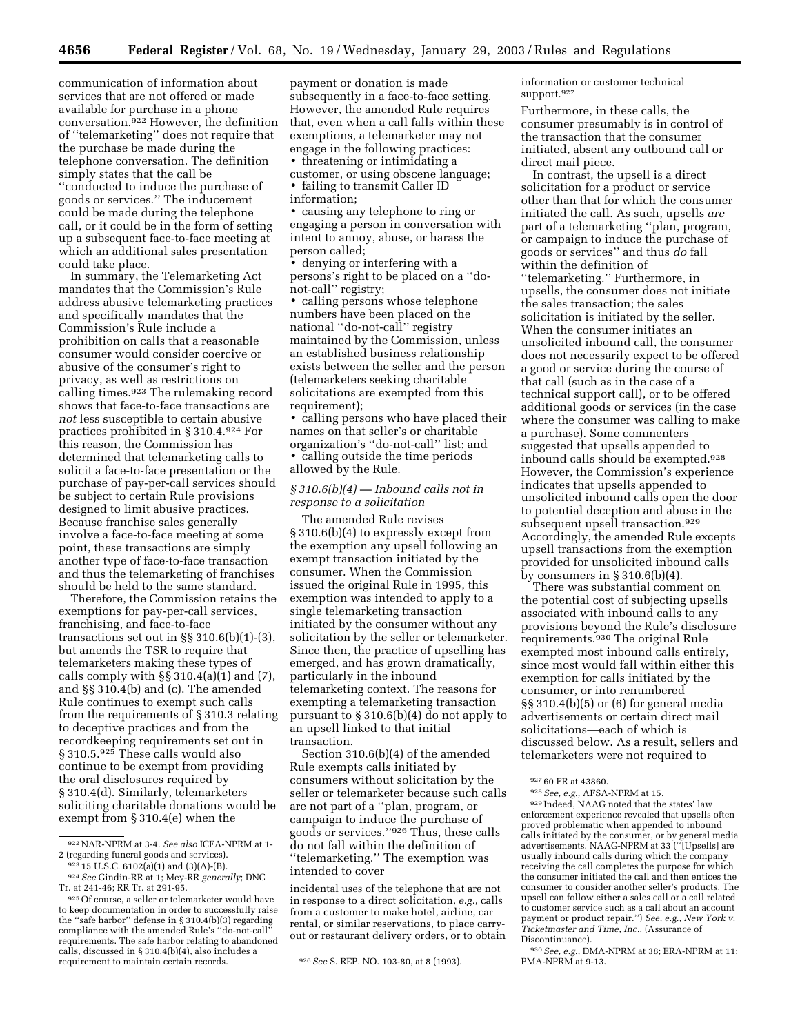communication of information about services that are not offered or made available for purchase in a phone conversation.[922] However, the definition of ''telemarketing'' does not require that the purchase be made during the telephone conversation. The definition simply states that the call be ''conducted to induce the purchase of goods or services.'' The inducement could be made during the telephone call, or it could be in the form of setting up a subsequent face-to-face meeting at which an additional sales presentation could take place.

In summary, the Telemarketing Act mandates that the Commission's Rule address abusive telemarketing practices and specifically mandates that the Commission's Rule include a prohibition on calls that a reasonable consumer would consider coercive or abusive of the consumer's right to privacy, as well as restrictions on calling times.[923] The rulemaking record shows that face-to-face transactions are *not* less susceptible to certain abusive practices prohibited in § 310.4.[924] For this reason, the Commission has determined that telemarketing calls to solicit a face-to-face presentation or the purchase of pay-per-call services should be subject to certain Rule provisions designed to limit abusive practices. Because franchise sales generally involve a face-to-face meeting at some point, these transactions are simply another type of face-to-face transaction and thus the telemarketing of franchises should be held to the same standard.

Therefore, the Commission retains the exemptions for pay-per-call services, franchising, and face-to-face transactions set out in §§ 310.6(b)(1)-(3), but amends the TSR to require that telemarketers making these types of calls comply with §§ 310.4(a)(1) and (7), and §§ 310.4(b) and (c). The amended Rule continues to exempt such calls from the requirements of § 310.3 relating to deceptive practices and from the recordkeeping requirements set out in § 310.5.[925] These calls would also continue to be exempt from providing the oral disclosures required by § 310.4(d). Similarly, telemarketers soliciting charitable donations would be exempt from § 310.4(e) when the payment or donation is made subsequently in a face-to-face setting. However, the amended Rule requires that, even when a call falls within these exemptions, a telemarketer may not engage in the following practices:

- threatening or intimidating a customer, or using obscene language;
- failing to transmit Caller ID information;
- causing any telephone to ring or engaging a person in conversation with intent to annoy, abuse, or harass the person called;
- denying or interfering with a persons's right to be placed on a ''do-not-call'' registry;
- calling persons whose telephone numbers have been placed on the national ''do-not-call'' registry maintained by the Commission, unless an established business relationship exists between the seller and the person (telemarketers seeking charitable solicitations are exempted from this requirement);
- calling persons who have placed their names on that seller's or charitable organization's ''do-not-call'' list; and
- calling outside the time periods allowed by the Rule.

### *§ 310.6(b)(4) — Inbound calls not in response to a solicitation*

The amended Rule revises § 310.6(b)(4) to expressly except from the exemption any upsell following an exempt transaction initiated by the consumer. When the Commission issued the original Rule in 1995, this exemption was intended to apply to a single telemarketing transaction initiated by the consumer without any solicitation by the seller or telemarketer. Since then, the practice of upselling has emerged, and has grown dramatically, particularly in the inbound telemarketing context. The reasons for exempting a telemarketing transaction pursuant to § 310.6(b)(4) do not apply to an upsell linked to that initial transaction.

Section 310.6(b)(4) of the amended Rule exempts calls initiated by consumers without solicitation by the seller or telemarketer because such calls are not part of a ''plan, program, or campaign to induce the purchase of goods or services.''[926] Thus, these calls do not fall within the definition of ''telemarketing.'' The exemption was intended to cover incidental uses of the telephone that are not in response to a direct solicitation, *e.g.*, calls from a customer to make hotel, airline, car rental, or similar reservations, to place carry-out or restaurant delivery orders, or to obtain information or customer technical support.[927]

Furthermore, in these calls, the consumer presumably is in control of the transaction that the consumer initiated, absent any outbound call or direct mail piece.

In contrast, the upsell is a direct solicitation for a product or service other than that for which the consumer initiated the call. As such, upsells *are* part of a telemarketing ''plan, program, or campaign to induce the purchase of goods or services'' and thus *do* fall within the definition of ''telemarketing.'' Furthermore, in upsells, the consumer does not initiate the sales transaction; the sales solicitation is initiated by the seller. When the consumer initiates an unsolicited inbound call, the consumer does not necessarily expect to be offered a good or service during the course of that call (such as in the case of a technical support call), or to be offered additional goods or services (in the case where the consumer was calling to make a purchase). Some commenters suggested that upsells appended to inbound calls should be exempted.[928] However, the Commission's experience indicates that upsells appended to unsolicited inbound calls open the door to potential deception and abuse in the subsequent upsell transaction.[929] Accordingly, the amended Rule excepts upsell transactions from the exemption provided for unsolicited inbound calls by consumers in § 310.6(b)(4).

There was substantial comment on the potential cost of subjecting upsells associated with inbound calls to any provisions beyond the Rule's disclosure requirements.[930] The original Rule exempted most inbound calls entirely, since most would fall within either this exemption for calls initiated by the consumer, or into renumbered §§ 310.4(b)(5) or (6) for general media advertisements or certain direct mail solicitations—each of which is discussed below. As a result, sellers and telemarketers were not required to

---

[922] NAR-NPRM at 3-4. *See also* ICFA-NPRM at 1-2 (regarding funeral goods and services).

[923] 15 U.S.C. 6102(a)(1) and (3)(A)-(B).

[924] *See* Gindin-RR at 1; Mey-RR *generally*; DNC Tr. at 241-46; RR Tr. at 291-95.

[925] Of course, a seller or telemarketer would have to keep documentation in order to successfully raise the ''safe harbor'' defense in § 310.4(b)(3) regarding compliance with the amended Rule's ''do-not-call'' requirements. The safe harbor relating to abandoned calls, discussed in § 310.4(b)(4), also includes a requirement to maintain certain records.

[926] *See* S. REP. NO. 103-80, at 8 (1993).

[927] 60 FR at 43860.

[928] *See, e.g.*, AFSA-NPRM at 15.

[929] Indeed, NAAG noted that the states' law enforcement experience revealed that upsells often proved problematic when appended to inbound calls initiated by the consumer, or by general media advertisements. NAAG-NPRM at 33 (''[Upsells] are usually inbound calls during which the company receiving the call completes the purpose for which the consumer initiated the call and then entices the consumer to consider another seller's products. The upsell can follow either a sales call or a call related to customer service such as a call about an account payment or product repair.'') *See, e.g.*, *New York v. Ticketmaster and Time, Inc.*, (Assurance of Discontinuance).

[930] *See, e.g.*, DMA-NPRM at 38; ERA-NPRM at 11; PMA-NPRM at 9-13.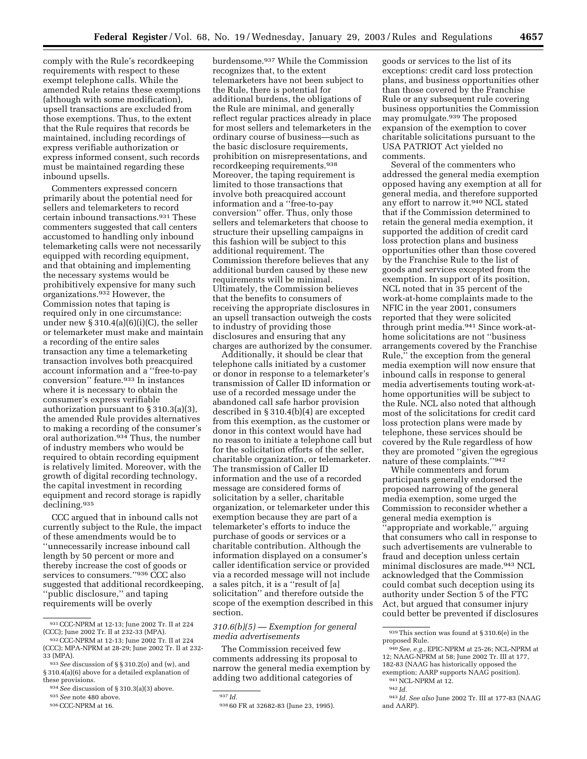comply with the Rule's recordkeeping requirements with respect to these exempt telephone calls. While the amended Rule retains these exemptions (although with some modification), upsell transactions are excluded from those exemptions. Thus, to the extent that the Rule requires that records be maintained, including recordings of express verifiable authorization or express informed consent, such records must be maintained regarding these inbound upsells.

Commenters expressed concern primarily about the potential need for sellers and telemarketers to record certain inbound transactions.[931] These commenters suggested that call centers accustomed to handling only inbound telemarketing calls were not necessarily equipped with recording equipment, and that obtaining and implementing the necessary systems would be prohibitively expensive for many such organizations.[932] However, the Commission notes that taping is required only in one circumstance: under new § 310.4(a)(6)(i)(C), the seller or telemarketer must make and maintain a recording of the entire sales transaction any time a telemarketing transaction involves both preacquired account information and a ''free-to-pay conversion'' feature.[933] In instances where it is necessary to obtain the consumer's express verifiable authorization pursuant to § 310.3(a)(3), the amended Rule provides alternatives to making a recording of the consumer's oral authorization.[934] Thus, the number of industry members who would be required to obtain recording equipment is relatively limited. Moreover, with the growth of digital recording technology, the capital investment in recording equipment and record storage is rapidly declining.[935]

CCC argued that in inbound calls not currently subject to the Rule, the impact of these amendments would be to ''unnecessarily increase inbound call length by 50 percent or more and thereby increase the cost of goods or services to consumers.''[936] CCC also suggested that additional recordkeeping, ''public disclosure,'' and taping requirements will be overly burdensome.[937] While the Commission recognizes that, to the extent telemarketers have not been subject to the Rule, there is potential for additional burdens, the obligations of the Rule are minimal, and generally reflect regular practices already in place for most sellers and telemarketers in the ordinary course of business—such as the basic disclosure requirements, prohibition on misrepresentations, and recordkeeping requirements.[938] Moreover, the taping requirement is limited to those transactions that involve both preacquired account information and a ''free-to-pay conversion'' offer. Thus, only those sellers and telemarketers that choose to structure their upselling campaigns in this fashion will be subject to this additional requirement. The Commission therefore believes that any additional burden caused by these new requirements will be minimal. Ultimately, the Commission believes that the benefits to consumers of receiving the appropriate disclosures in an upsell transaction outweigh the costs to industry of providing those disclosures and ensuring that any charges are authorized by the consumer.

Additionally, it should be clear that telephone calls initiated by a customer or donor in response to a telemarketer's transmission of Caller ID information or use of a recorded message under the abandoned call safe harbor provision described in § 310.4(b)(4) are excepted from this exemption, as the customer or donor in this context would have had no reason to initiate a telephone call but for the solicitation efforts of the seller, charitable organization, or telemarketer. The transmission of Caller ID information and the use of a recorded message are considered forms of solicitation by a seller, charitable organization, or telemarketer under this exemption because they are part of a telemarketer's efforts to induce the purchase of goods or services or a charitable contribution. Although the information displayed on a consumer's caller identification service or provided via a recorded message will not include a sales pitch, it is a ''result of [a] solicitation'' and therefore outside the scope of the exemption described in this section.

### *310.6(b)(5) — Exemption for general media advertisements*

The Commission received few comments addressing its proposal to narrow the general media exemption by adding two additional categories of goods or services to the list of its exceptions: credit card loss protection plans, and business opportunities other than those covered by the Franchise Rule or any subsequent rule covering business opportunities the Commission may promulgate.[939] The proposed expansion of the exemption to cover charitable solicitations pursuant to the USA PATRIOT Act yielded no comments.

Several of the commenters who addressed the general media exemption opposed having any exemption at all for general media, and therefore supported any effort to narrow it.[940] NCL stated that if the Commission determined to retain the general media exemption, it supported the addition of credit card loss protection plans and business opportunities other than those covered by the Franchise Rule to the list of goods and services excepted from the exemption. In support of its position, NCL noted that in 35 percent of the work-at-home complaints made to the NFIC in the year 2001, consumers reported that they were solicited through print media.[941] Since work-at-home solicitations are not ''business arrangements covered by the Franchise Rule,'' the exception from the general media exemption will now ensure that inbound calls in response to general media advertisements touting work-at-home opportunities will be subject to the Rule. NCL also noted that although most of the solicitations for credit card loss protection plans were made by telephone, these services should be covered by the Rule regardless of how they are promoted ''given the egregious nature of these complaints.''[942]

While commenters and forum participants generally endorsed the proposed narrowing of the general media exemption, some urged the Commission to reconsider whether a general media exemption is ''appropriate and workable,'' arguing that consumers who call in response to such advertisements are vulnerable to fraud and deception unless certain minimal disclosures are made.[943] NCL acknowledged that the Commission could combat such deception using its authority under Section 5 of the FTC Act, but argued that consumer injury could better be prevented if disclosures

---

[931] CCC-NPRM at 12-13; June 2002 Tr. II at 224 (CCC); June 2002 Tr. II at 232-33 (MPA).

[932] CCC-NPRM at 12-13; June 2002 Tr. II at 224 (CCC); MPA-NPRM at 28-29; June 2002 Tr. II at 232-33 (MPA).

[933] *See* discussion of § § 310.2(o) and (w), and § 310.4(a)(6) above for a detailed explanation of these provisions.

[934] *See* discussion of § 310.3(a)(3) above.

[935] *See* note 480 above.

[936] CCC-NPRM at 16.

[937] *Id.*

[938] 60 FR at 32682-83 (June 23, 1995).

[939] This section was found at § 310.6(e) in the proposed Rule.

[940] *See, e.g.*, EPIC-NPRM at 25-26; NCL-NPRM at 12; NAAG-NPRM at 58; June 2002 Tr. III at 177, 182-83 (NAAG has historically opposed the exemption; AARP supports NAAG position).

[941] NCL-NPRM at 12.

[942] *Id.*

[943] *Id. See also* June 2002 Tr. III at 177-83 (NAAG and AARP).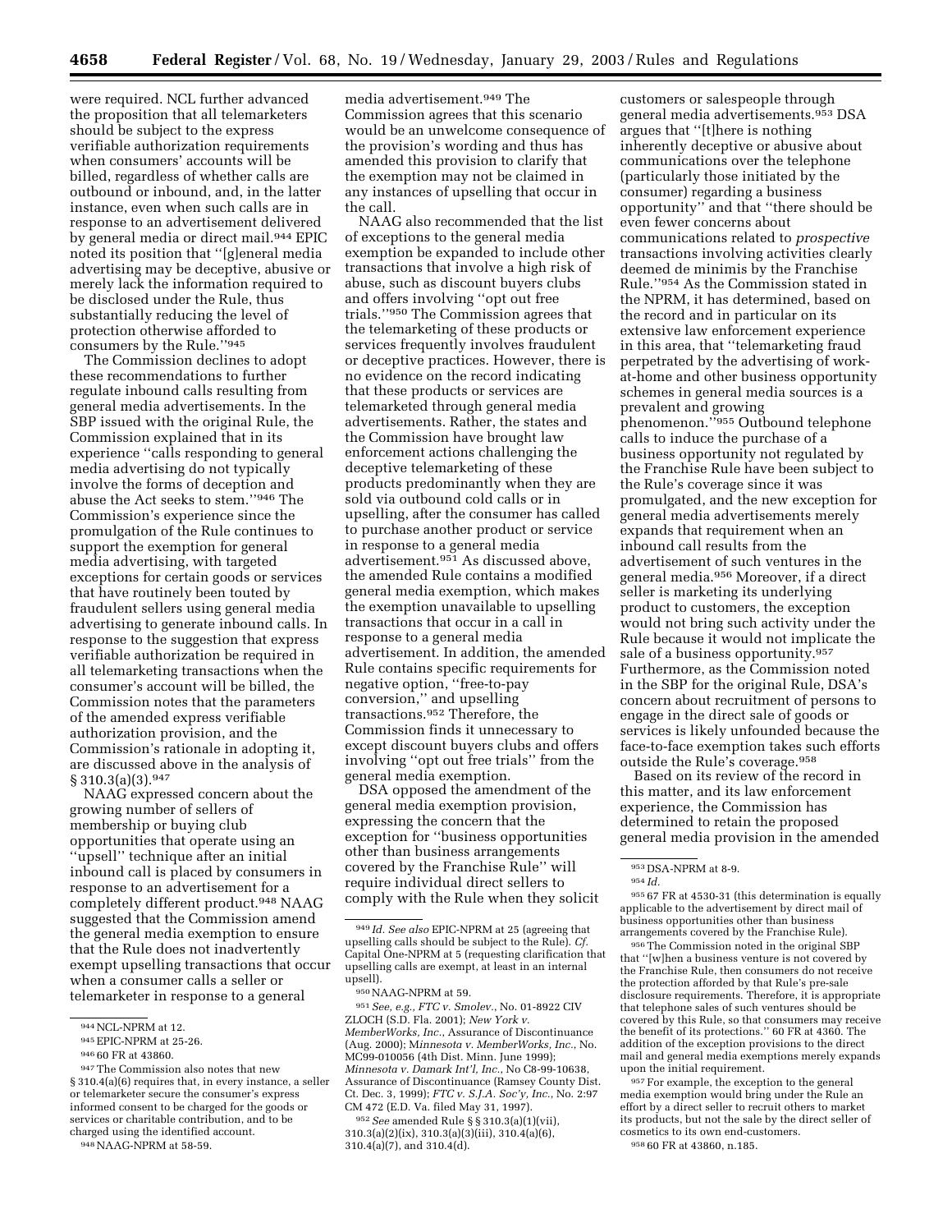were required. NCL further advanced the proposition that all telemarketers should be subject to the express verifiable authorization requirements when consumers' accounts will be billed, regardless of whether calls are outbound or inbound, and, in the latter instance, even when such calls are in response to an advertisement delivered by general media or direct mail.[944] EPIC noted its position that ''[g]eneral media advertising may be deceptive, abusive or merely lack the information required to be disclosed under the Rule, thus substantially reducing the level of protection otherwise afforded to consumers by the Rule.''[945]

The Commission declines to adopt these recommendations to further regulate inbound calls resulting from general media advertisements. In the SBP issued with the original Rule, the Commission explained that in its experience ''calls responding to general media advertising do not typically involve the forms of deception and abuse the Act seeks to stem.''[946] The Commission's experience since the promulgation of the Rule continues to support the exemption for general media advertising, with targeted exceptions for certain goods or services that have routinely been touted by fraudulent sellers using general media advertising to generate inbound calls. In response to the suggestion that express verifiable authorization be required in all telemarketing transactions when the consumer's account will be billed, the Commission notes that the parameters of the amended express verifiable authorization provision, and the Commission's rationale in adopting it, are discussed above in the analysis of § 310.3(a)(3).[947]

NAAG expressed concern about the growing number of sellers of membership or buying club opportunities that operate using an ''upsell'' technique after an initial inbound call is placed by consumers in response to an advertisement for a completely different product.[948] NAAG suggested that the Commission amend the general media exemption to ensure that the Rule does not inadvertently exempt upselling transactions that occur when a consumer calls a seller or telemarketer in response to a general media advertisement.[949] The Commission agrees that this scenario would be an unwelcome consequence of the provision's wording and thus has amended this provision to clarify that the exemption may not be claimed in any instances of upselling that occur in the call.

NAAG also recommended that the list of exceptions to the general media exemption be expanded to include other transactions that involve a high risk of abuse, such as discount buyers clubs and offers involving ''opt out free trials.''[950] The Commission agrees that the telemarketing of these products or services frequently involves fraudulent or deceptive practices. However, there is no evidence on the record indicating that these products or services are telemarketed through general media advertisements. Rather, the states and the Commission have brought law enforcement actions challenging the deceptive telemarketing of these products predominantly when they are sold via outbound cold calls or in upselling, after the consumer has called to purchase another product or service in response to a general media advertisement.[951] As discussed above, the amended Rule contains a modified general media exemption, which makes the exemption unavailable to upselling transactions that occur in a call in response to a general media advertisement. In addition, the amended Rule contains specific requirements for negative option, ''free-to-pay conversion,'' and upselling transactions.[952] Therefore, the Commission finds it unnecessary to except discount buyers clubs and offers involving ''opt out free trials'' from the general media exemption.

DSA opposed the amendment of the general media exemption provision, expressing the concern that the exception for ''business opportunities other than business arrangements covered by the Franchise Rule'' will require individual direct sellers to comply with the Rule when they solicit customers or salespeople through general media advertisements.[953] DSA argues that ''[t]here is nothing inherently deceptive or abusive about communications over the telephone (particularly those initiated by the consumer) regarding a business opportunity'' and that ''there should be even fewer concerns about communications related to *prospective* transactions involving activities clearly deemed de minimis by the Franchise Rule.''[954] As the Commission stated in the NPRM, it has determined, based on the record and in particular on its extensive law enforcement experience in this area, that ''telemarketing fraud perpetrated by the advertising of work-at-home and other business opportunity schemes in general media sources is a prevalent and growing phenomenon.''[955] Outbound telephone calls to induce the purchase of a business opportunity not regulated by the Franchise Rule have been subject to the Rule's coverage since it was promulgated, and the new exception for general media advertisements merely expands that requirement when an inbound call results from the advertisement of such ventures in the general media.[956] Moreover, if a direct seller is marketing its underlying product to customers, the exception would not bring such activity under the Rule because it would not implicate the sale of a business opportunity.[957] Furthermore, as the Commission noted in the SBP for the original Rule, DSA's concern about recruitment of persons to engage in the direct sale of goods or services is likely unfounded because the face-to-face exemption takes such efforts outside the Rule's coverage.[958]

Based on its review of the record in this matter, and its law enforcement experience, the Commission has determined to retain the proposed general media provision in the amended

---

[944] NCL-NPRM at 12.

[945] EPIC-NPRM at 25-26.

[946] 60 FR at 43860.

[947] The Commission also notes that new § 310.4(a)(6) requires that, in every instance, a seller or telemarketer secure the consumer's express informed consent to be charged for the goods or services or charitable contribution, and to be charged using the identified account.

[948] NAAG-NPRM at 58-59.

[949] *Id. See also* EPIC-NPRM at 25 (agreeing that upselling calls should be subject to the Rule). *Cf.* Capital One-NPRM at 5 (requesting clarification that upselling calls are exempt, at least in an internal upsell).

[950] NAAG-NPRM at 59.

[951] *See, e.g., FTC v. Smolev.*, No. 01-8922 CIV ZLOCH (S.D. Fla. 2001); *New York v. MemberWorks, Inc.*, Assurance of Discontinuance (Aug. 2000); M*innesota v. MemberWorks, Inc.*, No. MC99-010056 (4th Dist. Minn. June 1999); *Minnesota v. Damark Int'l, Inc.*, No C8-99-10638, Assurance of Discontinuance (Ramsey County Dist. Ct. Dec. 3, 1999); *FTC v. S.J.A. Soc'y, Inc.*, No. 2:97 CM 472 (E.D. Va. filed May 31, 1997).

[952] *See* amended Rule § § 310.3(a)(1)(vii), 310.3(a)(2)(ix), 310.3(a)(3)(iii), 310.4(a)(6), 310.4(a)(7), and 310.4(d).

[953] DSA-NPRM at 8-9.

[954] *Id.*

[955] 67 FR at 4530-31 (this determination is equally applicable to the advertisement by direct mail of business opportunities other than business arrangements covered by the Franchise Rule).

[956] The Commission noted in the original SBP that ''[w]hen a business venture is not covered by the Franchise Rule, then consumers do not receive the protection afforded by that Rule's pre-sale disclosure requirements. Therefore, it is appropriate that telephone sales of such ventures should be covered by this Rule, so that consumers may receive the benefit of its protections.'' 60 FR at 4360. The addition of the exception provisions to the direct mail and general media exemptions merely expands upon the initial requirement.

[957] For example, the exception to the general media exemption would bring under the Rule an effort by a direct seller to recruit others to market its products, but not the sale by the direct seller of cosmetics to its own end-customers.

[958] 60 FR at 43860, n.185.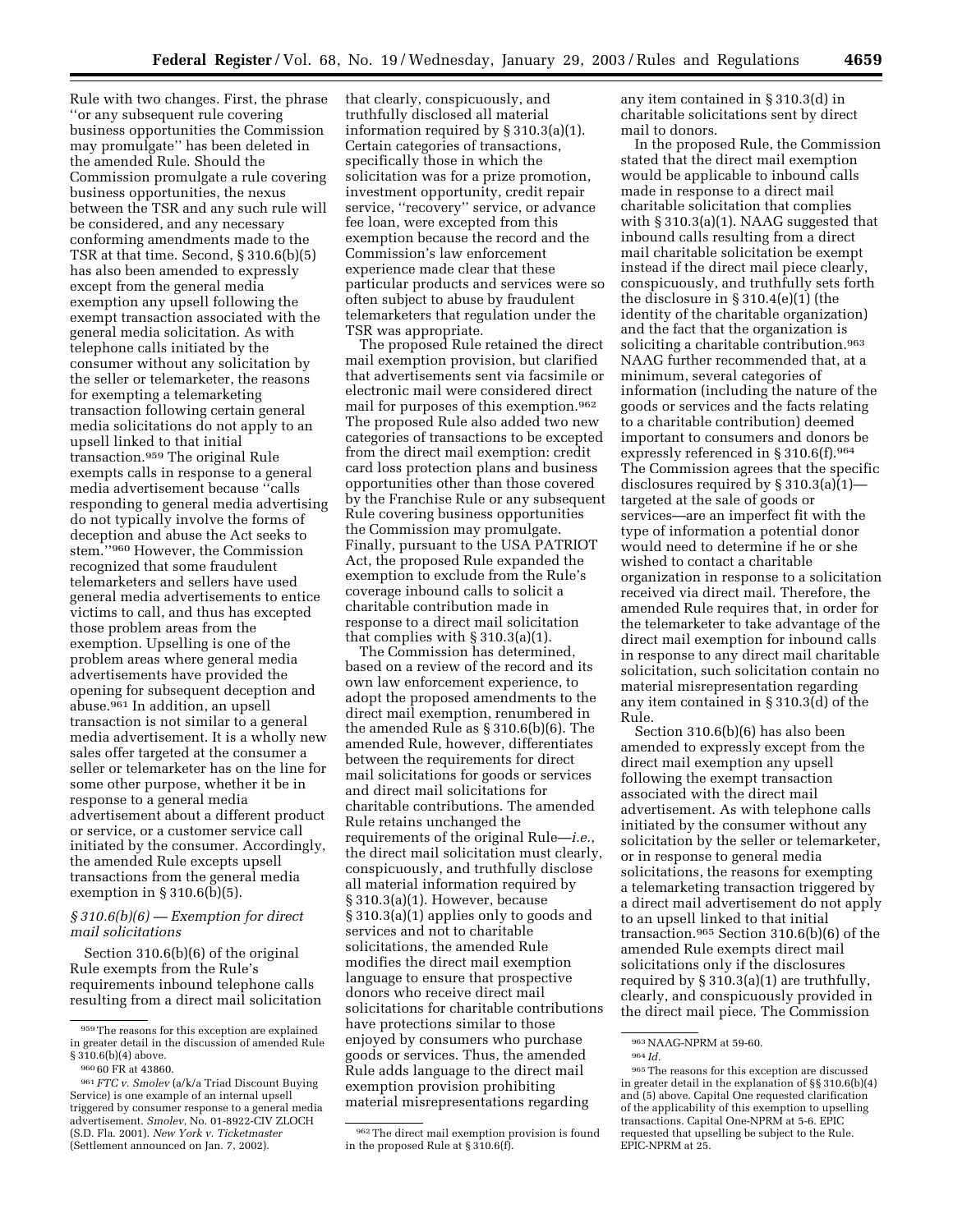Rule with two changes. First, the phrase "or any subsequent rule covering business opportunities the Commission may promulgate" has been deleted in the amended Rule. Should the Commission promulgate a rule covering business opportunities, the nexus between the TSR and any such rule will be considered, and any necessary conforming amendments made to the TSR at that time. Second, § 310.6(b)(5) has also been amended to expressly except from the general media exemption any upsell following the exempt transaction associated with the general media solicitation. As with telephone calls initiated by the consumer without any solicitation by the seller or telemarketer, the reasons for exempting a telemarketing transaction following certain general media solicitations do not apply to an upsell linked to that initial transaction.[959] The original Rule exempts calls in response to a general media advertisement because "calls responding to general media advertising do not typically involve the forms of deception and abuse the Act seeks to stem."[960] However, the Commission recognized that some fraudulent telemarketers and sellers have used general media advertisements to entice victims to call, and thus has excepted those problem areas from the exemption. Upselling is one of the problem areas where general media advertisements have provided the opening for subsequent deception and abuse.[961] In addition, an upsell transaction is not similar to a general media advertisement. It is a wholly new sales offer targeted at the consumer a seller or telemarketer has on the line for some other purpose, whether it be in response to a general media advertisement about a different product or service, or a customer service call initiated by the consumer. Accordingly, the amended Rule excepts upsell transactions from the general media exemption in § 310.6(b)(5).

### *§ 310.6(b)(6) — Exemption for direct mail solicitations*

Section 310.6(b)(6) of the original Rule exempts from the Rule's requirements inbound telephone calls resulting from a direct mail solicitation that clearly, conspicuously, and truthfully disclosed all material information required by § 310.3(a)(1). Certain categories of transactions, specifically those in which the solicitation was for a prize promotion, investment opportunity, credit repair service, "recovery" service, or advance fee loan, were excepted from this exemption because the record and the Commission's law enforcement experience made clear that these particular products and services were so often subject to abuse by fraudulent telemarketers that regulation under the TSR was appropriate.

The proposed Rule retained the direct mail exemption provision, but clarified that advertisements sent via facsimile or electronic mail were considered direct mail for purposes of this exemption.[962] The proposed Rule also added two new categories of transactions to be excepted from the direct mail exemption: credit card loss protection plans and business opportunities other than those covered by the Franchise Rule or any subsequent Rule covering business opportunities the Commission may promulgate. Finally, pursuant to the USA PATRIOT Act, the proposed Rule expanded the exemption to exclude from the Rule's coverage inbound calls to solicit a charitable contribution made in response to a direct mail solicitation that complies with § 310.3(a)(1).

The Commission has determined, based on a review of the record and its own law enforcement experience, to adopt the proposed amendments to the direct mail exemption, renumbered in the amended Rule as § 310.6(b)(6). The amended Rule, however, differentiates between the requirements for direct mail solicitations for goods or services and direct mail solicitations for charitable contributions. The amended Rule retains unchanged the requirements of the original Rule—*i.e.*, the direct mail solicitation must clearly, conspicuously, and truthfully disclose all material information required by § 310.3(a)(1). However, because § 310.3(a)(1) applies only to goods and services and not to charitable solicitations, the amended Rule modifies the direct mail exemption language to ensure that prospective donors who receive direct mail solicitations for charitable contributions have protections similar to those enjoyed by consumers who purchase goods or services. Thus, the amended Rule adds language to the direct mail exemption provision prohibiting material misrepresentations regarding any item contained in § 310.3(d) in charitable solicitations sent by direct mail to donors.

In the proposed Rule, the Commission stated that the direct mail exemption would be applicable to inbound calls made in response to a direct mail charitable solicitation that complies with § 310.3(a)(1). NAAG suggested that inbound calls resulting from a direct mail charitable solicitation be exempt instead if the direct mail piece clearly, conspicuously, and truthfully sets forth the disclosure in § 310.4(e)(1) (the identity of the charitable organization) and the fact that the organization is soliciting a charitable contribution.[963] NAAG further recommended that, at a minimum, several categories of information (including the nature of the goods or services and the facts relating to a charitable contribution) deemed important to consumers and donors be expressly referenced in § 310.6(f).[964] The Commission agrees that the specific disclosures required by § 310.3(a)(1)—targeted at the sale of goods or services—are an imperfect fit with the type of information a potential donor would need to determine if he or she wished to contact a charitable organization in response to a solicitation received via direct mail. Therefore, the amended Rule requires that, in order for the telemarketer to take advantage of the direct mail exemption for inbound calls in response to any direct mail charitable solicitation, such solicitation contain no material misrepresentation regarding any item contained in § 310.3(d) of the Rule.

Section 310.6(b)(6) has also been amended to expressly except from the direct mail exemption any upsell following the exempt transaction associated with the direct mail advertisement. As with telephone calls initiated by the consumer without any solicitation by the seller or telemarketer, or in response to general media solicitations, the reasons for exempting a telemarketing transaction triggered by a direct mail advertisement do not apply to an upsell linked to that initial transaction.[965] Section 310.6(b)(6) of the amended Rule exempts direct mail solicitations only if the disclosures required by § 310.3(a)(1) are truthfully, clearly, and conspicuously provided in the direct mail piece. The Commission

---

[959] The reasons for this exception are explained in greater detail in the discussion of amended Rule § 310.6(b)(4) above.

[960] 60 FR at 43860.

[961] *FTC v. Smolev* (a/k/a Triad Discount Buying Service) is one example of an internal upsell triggered by consumer response to a general media advertisement. *Smolev*, No. 01-8922-CIV ZLOCH (S.D. Fla. 2001). *New York v. Ticketmaster* (Settlement announced on Jan. 7, 2002).

[962] The direct mail exemption provision is found in the proposed Rule at § 310.6(f).

[963] NAAG-NPRM at 59-60.

[964] *Id.*

[965] The reasons for this exception are discussed in greater detail in the explanation of §§ 310.6(b)(4) and (5) above. Capital One requested clarification of the applicability of this exemption to upselling transactions. Capital One-NPRM at 5-6. EPIC requested that upselling be subject to the Rule. EPIC-NPRM at 25.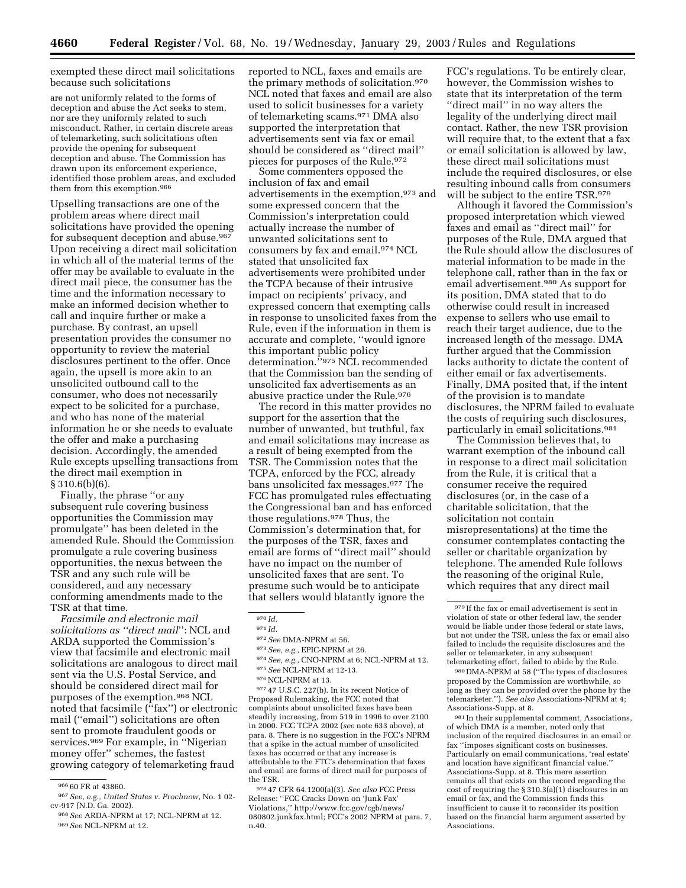exempted these direct mail solicitations because such solicitations

> are not uniformly related to the forms of deception and abuse the Act seeks to stem, nor are they uniformly related to such misconduct. Rather, in certain discrete areas of telemarketing, such solicitations often provide the opening for subsequent deception and abuse. The Commission has drawn upon its enforcement experience, identified those problem areas, and excluded them from this exemption.[966]

Upselling transactions are one of the problem areas where direct mail solicitations have provided the opening for subsequent deception and abuse.[967] Upon receiving a direct mail solicitation in which all of the material terms of the offer may be available to evaluate in the direct mail piece, the consumer has the time and the information necessary to make an informed decision whether to call and inquire further or make a purchase. By contrast, an upsell presentation provides the consumer no opportunity to review the material disclosures pertinent to the offer. Once again, the upsell is more akin to an unsolicited outbound call to the consumer, who does not necessarily expect to be solicited for a purchase, and who has none of the material information he or she needs to evaluate the offer and make a purchasing decision. Accordingly, the amended Rule excepts upselling transactions from the direct mail exemption in § 310.6(b)(6).

Finally, the phrase ''or any subsequent rule covering business opportunities the Commission may promulgate'' has been deleted in the amended Rule. Should the Commission promulgate a rule covering business opportunities, the nexus between the TSR and any such rule will be considered, and any necessary conforming amendments made to the TSR at that time.

*Facsimile and electronic mail solicitations as ''direct mail''*: NCL and ARDA supported the Commission's view that facsimile and electronic mail solicitations are analogous to direct mail sent via the U.S. Postal Service, and should be considered direct mail for purposes of the exemption.[968] NCL noted that facsimile (''fax'') or electronic mail (''email'') solicitations are often sent to promote fraudulent goods or services.[969] For example, in ''Nigerian money offer'' schemes, the fastest growing category of telemarketing fraud reported to NCL, faxes and emails are the primary methods of solicitation.[970] NCL noted that faxes and email are also used to solicit businesses for a variety of telemarketing scams.[971] DMA also supported the interpretation that advertisements sent via fax or email should be considered as ''direct mail'' pieces for purposes of the Rule.[972]

Some commenters opposed the inclusion of fax and email advertisements in the exemption,[973] and some expressed concern that the Commission's interpretation could actually increase the number of unwanted solicitations sent to consumers by fax and email.[974] NCL stated that unsolicited fax advertisements were prohibited under the TCPA because of their intrusive impact on recipients' privacy, and expressed concern that exempting calls in response to unsolicited faxes from the Rule, even if the information in them is accurate and complete, ''would ignore this important public policy determination.''[975] NCL recommended that the Commission ban the sending of unsolicited fax advertisements as an abusive practice under the Rule.[976]

The record in this matter provides no support for the assertion that the number of unwanted, but truthful, fax and email solicitations may increase as a result of being exempted from the TSR. The Commission notes that the TCPA, enforced by the FCC, already bans unsolicited fax messages.[977] The FCC has promulgated rules effectuating the Congressional ban and has enforced those regulations.[978] Thus, the Commission's determination that, for the purposes of the TSR, faxes and email are forms of ''direct mail'' should have no impact on the number of unsolicited faxes that are sent. To presume such would be to anticipate that sellers would blatantly ignore the FCC's regulations. To be entirely clear, however, the Commission wishes to state that its interpretation of the term ''direct mail'' in no way alters the legality of the underlying direct mail contact. Rather, the new TSR provision will require that, to the extent that a fax or email solicitation is allowed by law, these direct mail solicitations must include the required disclosures, or else resulting inbound calls from consumers will be subject to the entire TSR.[979]

Although it favored the Commission's proposed interpretation which viewed faxes and email as ''direct mail'' for purposes of the Rule, DMA argued that the Rule should allow the disclosures of material information to be made in the telephone call, rather than in the fax or email advertisement.[980] As support for its position, DMA stated that to do otherwise could result in increased expense to sellers who use email to reach their target audience, due to the increased length of the message. DMA further argued that the Commission lacks authority to dictate the content of either email or fax advertisements. Finally, DMA posited that, if the intent of the provision is to mandate disclosures, the NPRM failed to evaluate the costs of requiring such disclosures, particularly in email solicitations.[981]

The Commission believes that, to warrant exemption of the inbound call in response to a direct mail solicitation from the Rule, it is critical that a consumer receive the required disclosures (or, in the case of a charitable solicitation, that the solicitation not contain misrepresentations) at the time the consumer contemplates contacting the seller or charitable organization by telephone. The amended Rule follows the reasoning of the original Rule, which requires that any direct mail

---

[966] 60 FR at 43860.

[967] *See, e.g., United States v. Prochnow*, No. 1 02-cv-917 (N.D. Ga. 2002).

[968] *See* ARDA-NPRM at 17; NCL-NPRM at 12.

[969] *See* NCL-NPRM at 12.

[970] *Id.*

[971] *Id.*

[972] *See* DMA-NPRM at 56.

[973] *See, e.g.*, EPIC-NPRM at 26.

[974] *See, e.g.*, CNO-NPRM at 6; NCL-NPRM at 12.

[975] *See* NCL-NPRM at 12-13.

[976] NCL-NPRM at 13.

[977] 47 U.S.C. 227(b). In its recent Notice of Proposed Rulemaking, the FCC noted that complaints about unsolicited faxes have been steadily increasing, from 519 in 1996 to over 2100 in 2000. FCC TCPA 2002 (*see* note 633 above), at para. 8. There is no suggestion in the FCC's NPRM that a spike in the actual number of unsolicited faxes has occurred or that any increase is attributable to the FTC's determination that faxes and email are forms of direct mail for purposes of the TSR.

[978] 47 CFR 64.1200(a)(3). *See also* FCC Press Release: ''FCC Cracks Down on 'Junk Fax' Violations,'' http://www.fcc.gov/cgb/news/080802.junkfax.html; FCC's 2002 NPRM at para. 7, n.40.

[979] If the fax or email advertisement is sent in violation of state or other federal law, the sender would be liable under those federal or state laws, but not under the TSR, unless the fax or email also failed to include the requisite disclosures and the seller or telemarketer, in any subsequent telemarketing effort, failed to abide by the Rule.

[980] DMA-NPRM at 58 (''The types of disclosures proposed by the Commission are worthwhile, so long as they can be provided over the phone by the telemarketer.''). *See also* Associations-NPRM at 4; Associations-Supp. at 8.

[981] In their supplemental comment, Associations, of which DMA is a member, noted only that inclusion of the required disclosures in an email or fax ''imposes significant costs on businesses. Particularly on email communications, 'real estate' and location have significant financial value.'' Associations-Supp. at 8. This mere assertion remains all that exists on the record regarding the cost of requiring the § 310.3(a)(1) disclosures in an email or fax, and the Commission finds this insufficient to cause it to reconsider its position based on the financial harm argument asserted by Associations.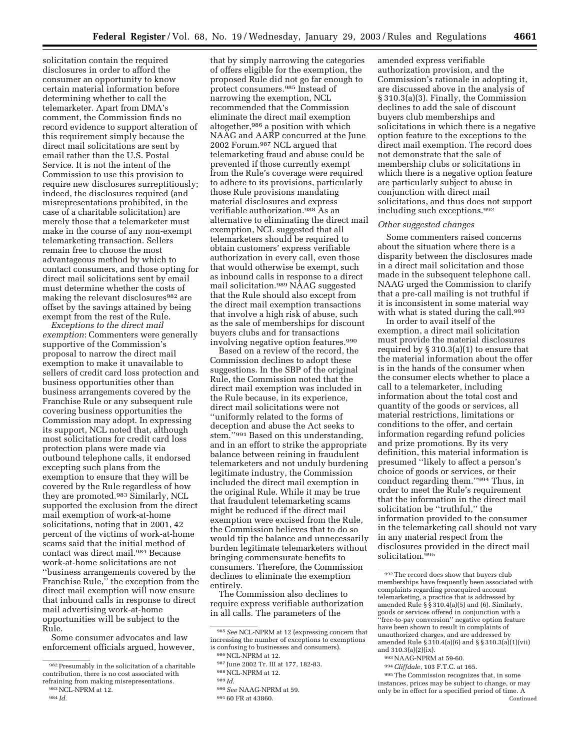solicitation contain the required disclosures in order to afford the consumer an opportunity to know certain material information before determining whether to call the telemarketer. Apart from DMA's comment, the Commission finds no record evidence to support alteration of this requirement simply because the direct mail solicitations are sent by email rather than the U.S. Postal Service. It is not the intent of the Commission to use this provision to require new disclosures surreptitiously; indeed, the disclosures required (and misrepresentations prohibited, in the case of a charitable solicitation) are merely those that a telemarketer must make in the course of any non-exempt telemarketing transaction. Sellers remain free to choose the most advantageous method by which to contact consumers, and those opting for direct mail solicitations sent by email must determine whether the costs of making the relevant disclosures[982] are offset by the savings attained by being exempt from the rest of the Rule.

*Exceptions to the direct mail exemption*: Commenters were generally supportive of the Commission's proposal to narrow the direct mail exemption to make it unavailable to sellers of credit card loss protection and business opportunities other than business arrangements covered by the Franchise Rule or any subsequent rule covering business opportunities the Commission may adopt. In expressing its support, NCL noted that, although most solicitations for credit card loss protection plans were made via outbound telephone calls, it endorsed excepting such plans from the exemption to ensure that they will be covered by the Rule regardless of how they are promoted.[983] Similarly, NCL supported the exclusion from the direct mail exemption of work-at-home solicitations, noting that in 2001, 42 percent of the victims of work-at-home scams said that the initial method of contact was direct mail.[984] Because work-at-home solicitations are not ''business arrangements covered by the Franchise Rule,'' the exception from the direct mail exemption will now ensure that inbound calls in response to direct mail advertising work-at-home opportunities will be subject to the Rule.

Some consumer advocates and law enforcement officials argued, however, that by simply narrowing the categories of offers eligible for the exemption, the proposed Rule did not go far enough to protect consumers.[985] Instead of narrowing the exemption, NCL recommended that the Commission eliminate the direct mail exemption altogether,[986] a position with which NAAG and AARP concurred at the June 2002 Forum.[987] NCL argued that telemarketing fraud and abuse could be prevented if those currently exempt from the Rule's coverage were required to adhere to its provisions, particularly those Rule provisions mandating material disclosures and express verifiable authorization.[988] As an alternative to eliminating the direct mail exemption, NCL suggested that all telemarketers should be required to obtain customers' express verifiable authorization in every call, even those that would otherwise be exempt, such as inbound calls in response to a direct mail solicitation.[989] NAAG suggested that the Rule should also except from the direct mail exemption transactions that involve a high risk of abuse, such as the sale of memberships for discount buyers clubs and for transactions involving negative option features.[990]

Based on a review of the record, the Commission declines to adopt these suggestions. In the SBP of the original Rule, the Commission noted that the direct mail exemption was included in the Rule because, in its experience, direct mail solicitations were not ''uniformly related to the forms of deception and abuse the Act seeks to stem.''[991] Based on this understanding, and in an effort to strike the appropriate balance between reining in fraudulent telemarketers and not unduly burdening legitimate industry, the Commission included the direct mail exemption in the original Rule. While it may be true that fraudulent telemarketing scams might be reduced if the direct mail exemption were excised from the Rule, the Commission believes that to do so would tip the balance and unnecessarily burden legitimate telemarketers without bringing commensurate benefits to consumers. Therefore, the Commission declines to eliminate the exemption entirely.

The Commission also declines to require express verifiable authorization in all calls. The parameters of the amended express verifiable authorization provision, and the Commission's rationale in adopting it, are discussed above in the analysis of § 310.3(a)(3). Finally, the Commission declines to add the sale of discount buyers club memberships and solicitations in which there is a negative option feature to the exceptions to the direct mail exemption. The record does not demonstrate that the sale of membership clubs or solicitations in which there is a negative option feature are particularly subject to abuse in conjunction with direct mail solicitations, and thus does not support including such exceptions.[992]

*Other suggested changes*

Some commenters raised concerns about the situation where there is a disparity between the disclosures made in a direct mail solicitation and those made in the subsequent telephone call. NAAG urged the Commission to clarify that a pre-call mailing is not truthful if it is inconsistent in some material way with what is stated during the call.[993]

In order to avail itself of the exemption, a direct mail solicitation must provide the material disclosures required by § 310.3(a)(1) to ensure that the material information about the offer is in the hands of the consumer when the consumer elects whether to place a call to a telemarketer, including information about the total cost and quantity of the goods or services, all material restrictions, limitations or conditions to the offer, and certain information regarding refund policies and prize promotions. By its very definition, this material information is presumed ''likely to affect a person's choice of goods or services, or their conduct regarding them.''[994] Thus, in order to meet the Rule's requirement that the information in the direct mail solicitation be ''truthful,'' the information provided to the consumer in the telemarketing call should not vary in any material respect from the disclosures provided in the direct mail solicitation.[995]

---

[982] Presumably in the solicitation of a charitable contribution, there is no cost associated with refraining from making misrepresentations.

[983] NCL-NPRM at 12.

[984] *Id.*

[985] *See* NCL-NPRM at 12 (expressing concern that increasing the number of exceptions to exemptions is confusing to businesses and consumers).

[986] NCL-NPRM at 12.

[987] June 2002 Tr. III at 177, 182-83.

[988] NCL-NPRM at 12.

[989] *Id.*

[990] *See* NAAG-NPRM at 59.

[991] 60 FR at 43860.

[992] The record does show that buyers club memberships have frequently been associated with complaints regarding preacquired account telemarketing, a practice that is addressed by amended Rule §§ 310.4(a)(5) and (6). Similarly, goods or services offered in conjunction with a ''free-to-pay conversion'' negative option feature have been shown to result in complaints of unauthorized charges, and are addressed by amended Rule § 310.4(a)(6) and §§ 310.3(a)(1)(vii) and 310.3(a)(2)(ix).

[993] NAAG-NPRM at 59-60.

[994] *Cliffdale*, 103 F.T.C. at 165.

[995] The Commission recognizes that, in some instances, prices may be subject to change, or may only be in effect for a specified period of time. A

Continued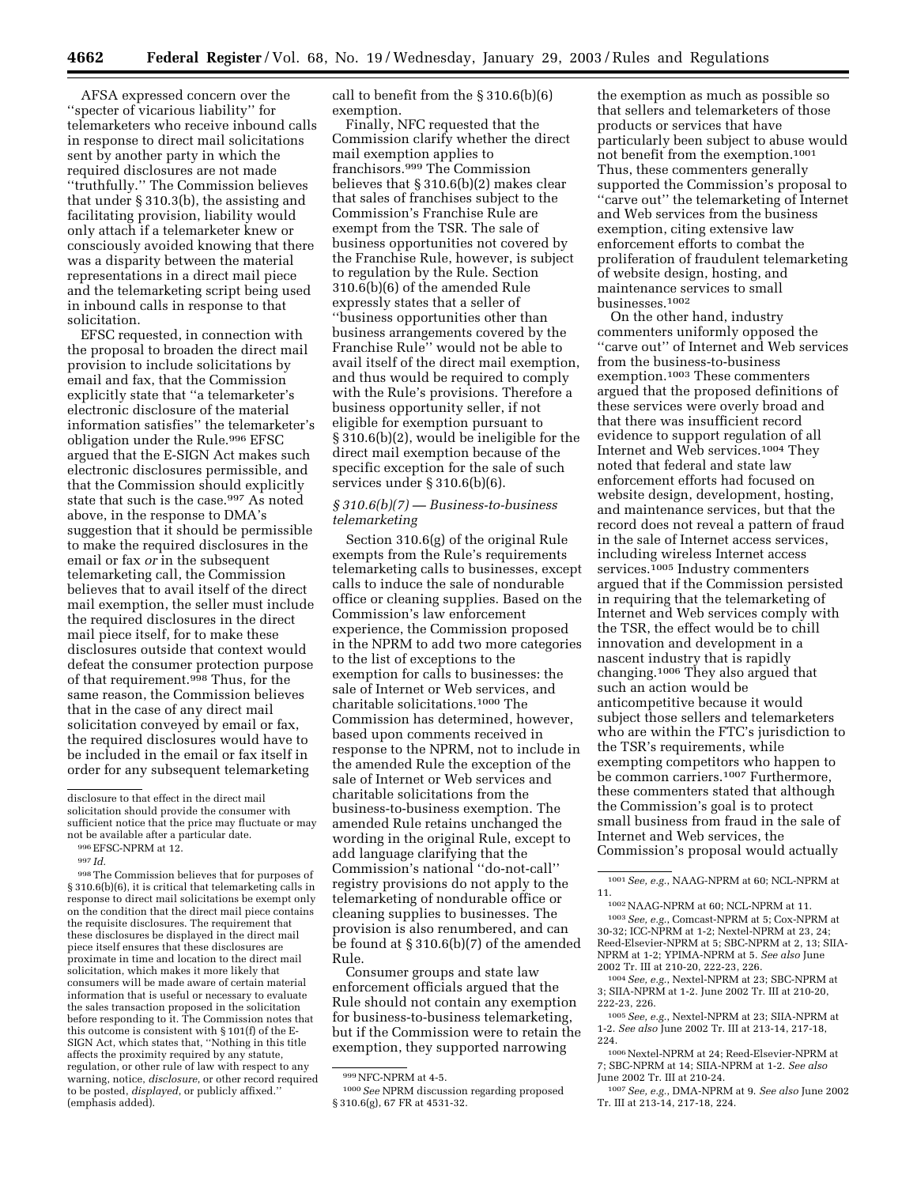AFSA expressed concern over the ''specter of vicarious liability'' for telemarketers who receive inbound calls in response to direct mail solicitations sent by another party in which the required disclosures are not made ''truthfully.'' The Commission believes that under § 310.3(b), the assisting and facilitating provision, liability would only attach if a telemarketer knew or consciously avoided knowing that there was a disparity between the material representations in a direct mail piece and the telemarketing script being used in inbound calls in response to that solicitation.

EFSC requested, in connection with the proposal to broaden the direct mail provision to include solicitations by email and fax, that the Commission explicitly state that ''a telemarketer's electronic disclosure of the material information satisfies'' the telemarketer's obligation under the Rule.[996] EFSC argued that the E-SIGN Act makes such electronic disclosures permissible, and that the Commission should explicitly state that such is the case.[997] As noted above, in the response to DMA's suggestion that it should be permissible to make the required disclosures in the email or fax *or* in the subsequent telemarketing call, the Commission believes that to avail itself of the direct mail exemption, the seller must include the required disclosures in the direct mail piece itself, for to make these disclosures outside that context would defeat the consumer protection purpose of that requirement.[998] Thus, for the same reason, the Commission believes that in the case of any direct mail solicitation conveyed by email or fax, the required disclosures would have to be included in the email or fax itself in order for any subsequent telemarketing call to benefit from the § 310.6(b)(6) exemption.

Finally, NFC requested that the Commission clarify whether the direct mail exemption applies to franchisors.[999] The Commission believes that § 310.6(b)(2) makes clear that sales of franchises subject to the Commission's Franchise Rule are exempt from the TSR. The sale of business opportunities not covered by the Franchise Rule, however, is subject to regulation by the Rule. Section 310.6(b)(6) of the amended Rule expressly states that a seller of ''business opportunities other than business arrangements covered by the Franchise Rule'' would not be able to avail itself of the direct mail exemption, and thus would be required to comply with the Rule's provisions. Therefore a business opportunity seller, if not eligible for exemption pursuant to § 310.6(b)(2), would be ineligible for the direct mail exception because of the specific exception for the sale of such services under § 310.6(b)(6).

### *§ 310.6(b)(7) — Business-to-business telemarketing*

Section 310.6(g) of the original Rule exempts from the Rule's requirements telemarketing calls to businesses, except calls to induce the sale of nondurable office or cleaning supplies. Based on the Commission's law enforcement experience, the Commission proposed in the NPRM to add two more categories to the list of exceptions to the exemption for calls to businesses: the sale of Internet or Web services, and charitable solicitations.[1000] The Commission has determined, however, based upon comments received in response to the NPRM, not to include in the amended Rule the exception of the sale of Internet or Web services and charitable solicitations from the business-to-business exemption. The amended Rule retains unchanged the wording in the original Rule, except to add language clarifying that the Commission's national ''do-not-call'' registry provisions do not apply to the telemarketing of nondurable office or cleaning supplies to businesses. The provision is also renumbered, and can be found at § 310.6(b)(7) of the amended Rule.

Consumer groups and state law enforcement officials argued that the Rule should not contain any exemption for business-to-business telemarketing, but if the Commission were to retain the exemption, they supported narrowing the exemption as much as possible so that sellers and telemarketers of those products or services that have particularly been subject to abuse would not benefit from the exemption.[1001] Thus, these commenters generally supported the Commission's proposal to ''carve out'' the telemarketing of Internet and Web services from the business exemption, citing extensive law enforcement efforts to combat the proliferation of fraudulent telemarketing of website design, hosting, and maintenance services to small businesses.[1002]

On the other hand, industry commenters uniformly opposed the ''carve out'' of Internet and Web services from the business-to-business exemption.[1003] These commenters argued that the proposed definitions of these services were overly broad and that there was insufficient record evidence to support regulation of all Internet and Web services.[1004] They noted that federal and state law enforcement efforts had focused on website design, development, hosting, and maintenance services, but that the record does not reveal a pattern of fraud in the sale of Internet access services, including wireless Internet access services.[1005] Industry commenters argued that if the Commission persisted in requiring that the telemarketing of Internet and Web services comply with the TSR, the effect would be to chill innovation and development in a nascent industry that is rapidly changing.[1006] They also argued that such an action would be anticompetitive because it would subject those sellers and telemarketers who are within the FTC's jurisdiction to the TSR's requirements, while exempting competitors who happen to be common carriers.[1007] Furthermore, these commenters stated that although the Commission's goal is to protect small business from fraud in the sale of Internet and Web services, the Commission's proposal would actually

---

disclosure to that effect in the direct mail solicitation should provide the consumer with sufficient notice that the price may fluctuate or may not be available after a particular date.

[996] EFSC-NPRM at 12.

[997] *Id.*

[998] The Commission believes that for purposes of § 310.6(b)(6), it is critical that telemarketing calls in response to direct mail solicitations be exempt only on the condition that the direct mail piece contains the requisite disclosures. The requirement that these disclosures be displayed in the direct mail piece itself ensures that these disclosures are proximate in time and location to the direct mail solicitation, which makes it more likely that consumers will be made aware of certain material information that is useful or necessary to evaluate the sales transaction proposed in the solicitation before responding to it. The Commission notes that this outcome is consistent with § 101(f) of the E-SIGN Act, which states that, ''Nothing in this title affects the proximity required by any statute, regulation, or other rule of law with respect to any warning, notice, *disclosure*, or other record required to be posted, *displayed*, or publicly affixed.'' (emphasis added).

[999] NFC-NPRM at 4-5.

[1000] *See* NPRM discussion regarding proposed § 310.6(g), 67 FR at 4531-32.

[1001] *See, e.g.*, NAAG-NPRM at 60; NCL-NPRM at 11.

[1002] NAAG-NPRM at 60; NCL-NPRM at 11.

[1003] *See, e.g.*, Comcast-NPRM at 5; Cox-NPRM at 30-32; ICC-NPRM at 1-2; Nextel-NPRM at 23, 24; Reed-Elsevier-NPRM at 5; SBC-NPRM at 2, 13; SIIA-NPRM at 1-2; YPIMA-NPRM at 5. *See also* June 2002 Tr. III at 210-20, 222-23, 226.

[1004] *See, e.g.*, Nextel-NPRM at 23; SBC-NPRM at 3; SIIA-NPRM at 1-2. June 2002 Tr. III at 210-20, 222-23, 226.

[1005] *See, e.g.*, Nextel-NPRM at 23; SIIA-NPRM at 1-2. *See also* June 2002 Tr. III at 213-14, 217-18, 224.

[1006] Nextel-NPRM at 24; Reed-Elsevier-NPRM at 7; SBC-NPRM at 14; SIIA-NPRM at 1-2. *See also* June 2002 Tr. III at 210-24.

[1007] *See, e.g.*, DMA-NPRM at 9. *See also* June 2002 Tr. III at 213-14, 217-18, 224.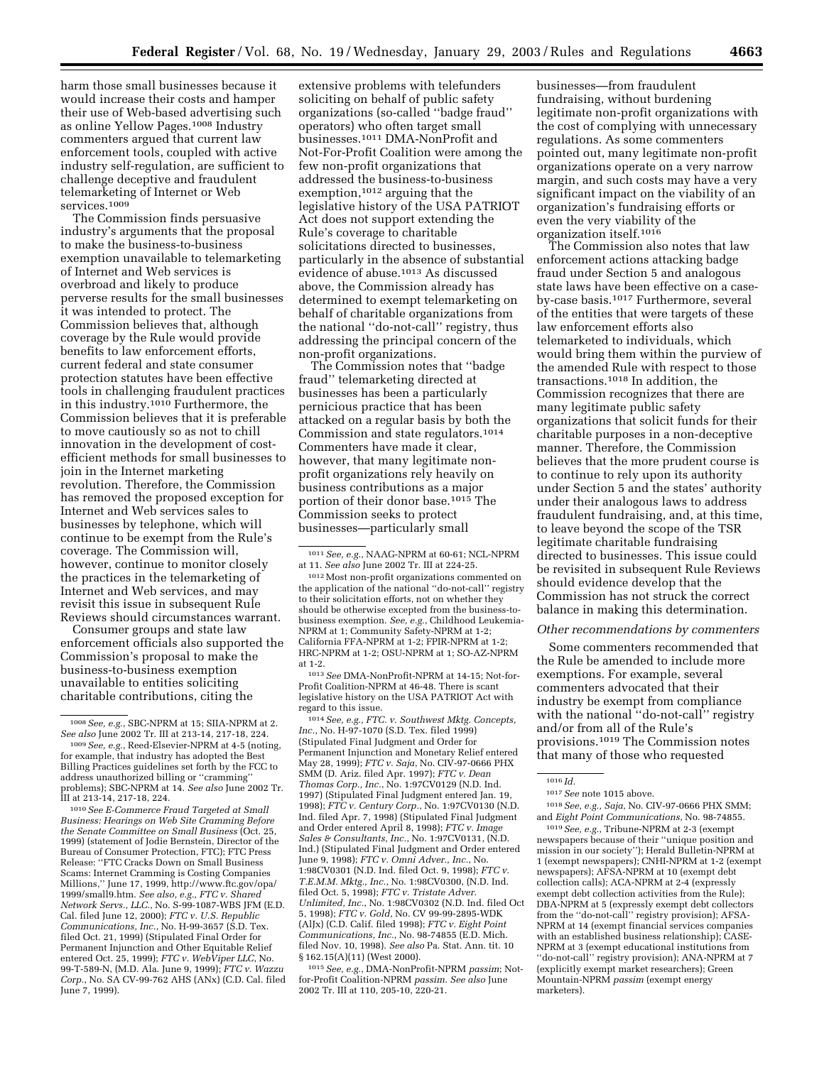harm those small businesses because it would increase their costs and hamper their use of Web-based advertising such as online Yellow Pages.[1008] Industry commenters argued that current law enforcement tools, coupled with active industry self-regulation, are sufficient to challenge deceptive and fraudulent telemarketing of Internet or Web services.[1009]

The Commission finds persuasive industry's arguments that the proposal to make the business-to-business exemption unavailable to telemarketing of Internet and Web services is overbroad and likely to produce perverse results for the small businesses it was intended to protect. The Commission believes that, although coverage by the Rule would provide benefits to law enforcement efforts, current federal and state consumer protection statutes have been effective tools in challenging fraudulent practices in this industry.[1010] Furthermore, the Commission believes that it is preferable to move cautiously so as not to chill innovation in the development of cost-efficient methods for small businesses to join in the Internet marketing revolution. Therefore, the Commission has removed the proposed exception for Internet and Web services sales to businesses by telephone, which will continue to be exempt from the Rule's coverage. The Commission will, however, continue to monitor closely the practices in the telemarketing of Internet and Web services, and may revisit this issue in subsequent Rule Reviews should circumstances warrant.

Consumer groups and state law enforcement officials also supported the Commission's proposal to make the business-to-business exemption unavailable to entities soliciting charitable contributions, citing the extensive problems with telefunders soliciting on behalf of public safety organizations (so-called "badge fraud" operators) who often target small businesses.[1011] DMA-NonProfit and Not-For-Profit Coalition were among the few non-profit organizations that addressed the business-to-business exemption,[1012] arguing that the legislative history of the USA PATRIOT Act does not support extending the Rule's coverage to charitable solicitations directed to businesses, particularly in the absence of substantial evidence of abuse.[1013] As discussed above, the Commission already has determined to exempt telemarketing on behalf of charitable organizations from the national "do-not-call" registry, thus addressing the principal concern of the non-profit organizations.

The Commission notes that "badge fraud" telemarketing directed at businesses has been a particularly pernicious practice that has been attacked on a regular basis by both the Commission and state regulators.[1014] Commenters have made it clear, however, that many legitimate non-profit organizations rely heavily on business contributions as a major portion of their donor base.[1015] The Commission seeks to protect businesses—particularly small businesses—from fraudulent fundraising, without burdening legitimate non-profit organizations with the cost of complying with unnecessary regulations. As some commenters pointed out, many legitimate non-profit organizations operate on a very narrow margin, and such costs may have a very significant impact on the viability of an organization's fundraising efforts or even the very viability of the organization itself.[1016]

The Commission also notes that law enforcement actions attacking badge fraud under Section 5 and analogous state laws have been effective on a case-by-case basis.[1017] Furthermore, several of the entities that were targets of these law enforcement efforts also telemarketed to individuals, which would bring them within the purview of the amended Rule with respect to those transactions.[1018] In addition, the Commission recognizes that there are many legitimate public safety organizations that solicit funds for their charitable purposes in a non-deceptive manner. Therefore, the Commission believes that the more prudent course is to continue to rely upon its authority under Section 5 and the states' authority under their analogous laws to address fraudulent fundraising, and, at this time, to leave beyond the scope of the TSR legitimate charitable fundraising directed to businesses. This issue could be revisited in subsequent Rule Reviews should evidence develop that the Commission has not struck the correct balance in making this determination.

*Other recommendations by commenters*

Some commenters recommended that the Rule be amended to include more exemptions. For example, several commenters advocated that their industry be exempt from compliance with the national "do-not-call" registry and/or from all of the Rule's provisions.[1019] The Commission notes that many of those who requested

---

[1008] *See, e.g.*, SBC-NPRM at 15; SIIA-NPRM at 2. *See also* June 2002 Tr. III at 213-14, 217-18, 224.

[1009] *See, e.g.*, Reed-Elsevier-NPRM at 4-5 (noting, for example, that industry has adopted the Best Billing Practices guidelines set forth by the FCC to address unauthorized billing or "cramming" problems); SBC-NPRM at 14. *See also* June 2002 Tr. III at 213-14, 217-18, 224.

[1010] *See E-Commerce Fraud Targeted at Small Business: Hearings on Web Site Cramming Before the Senate Committee on Small Business* (Oct. 25, 1999) (statement of Jodie Bernstein, Director of the Bureau of Consumer Protection, FTC); FTC Press Release: "FTC Cracks Down on Small Business Scams: Internet Cramming is Costing Companies Millions," June 17, 1999, http://www.ftc.gov/opa/1999/small9.htm. *See also, e.g., FTC v. Shared Network Servs., LLC.*, No. S-99-1087-WBS JFM (E.D. Cal. filed June 12, 2000); *FTC v. U.S. Republic Communications, Inc.*, No. H-99-3657 (S.D. Tex. filed Oct. 21, 1999) (Stipulated Final Order for Permanent Injunction and Other Equitable Relief entered Oct. 25, 1999); *FTC v. WebViper LLC*, No. 99-T-589-N, (M.D. Ala. June 9, 1999); *FTC v. Wazzu Corp.*, No. SA CV-99-762 AHS (ANx) (C.D. Cal. filed June 7, 1999).

[1011] *See, e.g.*, NAAG-NPRM at 60-61; NCL-NPRM at 11. *See also* June 2002 Tr. III at 224-25.

[1012] Most non-profit organizations commented on the application of the national "do-not-call" registry to their solicitation efforts, not on whether they should be otherwise excepted from the business-to-business exemption. *See, e.g.*, Childhood Leukemia-NPRM at 1; Community Safety-NPRM at 1-2; California FFA-NPRM at 1-2; FPIR-NPRM at 1-2; HRC-NPRM at 1-2; OSU-NPRM at 1; SO-AZ-NPRM at 1-2.

[1013] *See* DMA-NonProfit-NPRM at 14-15; Not-for-Profit Coalition-NPRM at 46-48. There is scant legislative history on the USA PATRIOT Act with regard to this issue.

[1014] *See, e.g., FTC. v. Southwest Mktg. Concepts, Inc.*, No. H-97-1070 (S.D. Tex. filed 1999) (Stipulated Final Judgment and Order for Permanent Injunction and Monetary Relief entered May 28, 1999); *FTC v. Saja*, No. CIV-97-0666 PHX SMM (D. Ariz. filed Apr. 1997); *FTC v. Dean Thomas Corp., Inc.*, No. 1:97CV0129 (N.D. Ind. 1997) (Stipulated Final Judgment entered Jan. 19, 1998); *FTC v. Century Corp.*, No. 1:97CV0130 (N.D. Ind. filed Apr. 7, 1998) (Stipulated Final Judgment and Order entered April 8, 1998); *FTC v. Image Sales & Consultants, Inc.*, No. 1:97CV0131, (N.D. Ind.) (Stipulated Final Judgment and Order entered June 9, 1998); *FTC v. Omni Adver., Inc.*, No. 1:98CV0301 (N.D. Ind. filed Oct. 9, 1998); *FTC v. T.E.M.M. Mktg., Inc.*, No. 1:98CV0300, (N.D. Ind. filed Oct. 5, 1998); *FTC v. Tristate Adver. Unlimited, Inc.*, No. 1:98CV0302 (N.D. Ind. filed Oct 5, 1998); *FTC v. Gold*, No. CV 99-99-2895-WDK (AlJx) (C.D. Calif. filed 1998); *FTC v. Eight Point Communications, Inc.*, No. 98-74855 (E.D. Mich. filed Nov. 10, 1998). *See also* Pa. Stat. Ann. tit. 10 § 162.15(A)(11) (West 2000).

[1015] *See, e.g.*, DMA-NonProfit-NPRM *passim*; Not-for-Profit Coalition-NPRM *passim*. *See also* June 2002 Tr. III at 110, 205-10, 220-21.

[1016] *Id.*

[1017] *See* note 1015 above.

[1018] *See, e.g., Saja*, No. CIV-97-0666 PHX SMM; and *Eight Point Communications*, No. 98-74855.

[1019] *See, e.g.*, Tribune-NPRM at 2-3 (exempt newspapers because of their "unique position and mission in our society"); Herald Bulletin-NPRM at 1 (exempt newspapers); CNHI-NPRM at 1-2 (exempt newspapers); AFSA-NPRM at 10 (exempt debt collection calls); ACA-NPRM at 2-4 (expressly exempt debt collection activities from the Rule); DBA-NPRM at 5 (expressly exempt debt collectors from the "do-not-call" registry provision); AFSA-NPRM at 14 (exempt financial services companies with an established business relationship); CASE-NPRM at 3 (exempt educational institutions from "do-not-call" registry provision); ANA-NPRM at 7 (explicitly exempt market researchers); Green Mountain-NPRM *passim* (exempt energy marketers).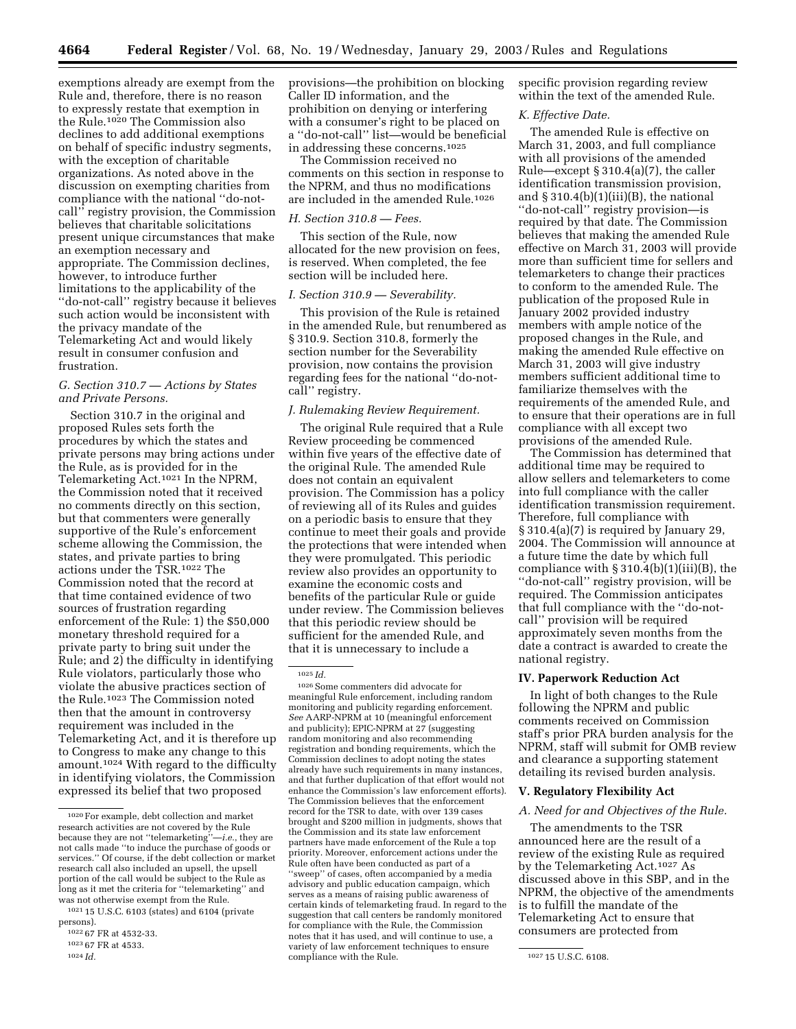exemptions already are exempt from the Rule and, therefore, there is no reason to expressly restate that exemption in the Rule.[1020] The Commission also declines to add additional exemptions on behalf of specific industry segments, with the exception of charitable organizations. As noted above in the discussion on exempting charities from compliance with the national "do-not-call" registry provision, the Commission believes that charitable solicitations present unique circumstances that make an exemption necessary and appropriate. The Commission declines, however, to introduce further limitations to the applicability of the "do-not-call" registry because it believes such action would be inconsistent with the privacy mandate of the Telemarketing Act and would likely result in consumer confusion and frustration.

### *G. Section 310.7 — Actions by States and Private Persons.*

Section 310.7 in the original and proposed Rules sets forth the procedures by which the states and private persons may bring actions under the Rule, as is provided for in the Telemarketing Act.[1021] In the NPRM, the Commission noted that it received no comments directly on this section, but that commenters were generally supportive of the Rule's enforcement scheme allowing the Commission, the states, and private parties to bring actions under the TSR.[1022] The Commission noted that the record at that time contained evidence of two sources of frustration regarding enforcement of the Rule: 1) the $50,000 monetary threshold required for a private party to bring suit under the Rule; and 2) the difficulty in identifying Rule violators, particularly those who violate the abusive practices section of the Rule.[1023] The Commission noted then that the amount in controversy requirement was included in the Telemarketing Act, and it is therefore up to Congress to make any change to this amount.[1024] With regard to the difficulty in identifying violators, the Commission expressed its belief that two proposed provisions—the prohibition on blocking Caller ID information, and the prohibition on denying or interfering with a consumer's right to be placed on a "do-not-call" list—would be beneficial in addressing these concerns.[1025]

The Commission received no comments on this section in response to the NPRM, and thus no modifications are included in the amended Rule.[1026]

### *H. Section 310.8 — Fees.*

This section of the Rule, now allocated for the new provision on fees, is reserved. When completed, the fee section will be included here.

### *I. Section 310.9 — Severability.*

This provision of the Rule is retained in the amended Rule, but renumbered as § 310.9. Section 310.8, formerly the section number for the Severability provision, now contains the provision regarding fees for the national "do-not-call" registry.

### *J. Rulemaking Review Requirement.*

The original Rule required that a Rule Review proceeding be commenced within five years of the effective date of the original Rule. The amended Rule does not contain an equivalent provision. The Commission has a policy of reviewing all of its Rules and guides on a periodic basis to ensure that they continue to meet their goals and provide the protections that were intended when they were promulgated. This periodic review also provides an opportunity to examine the economic costs and benefits of the particular Rule or guide under review. The Commission believes that this periodic review should be sufficient for the amended Rule, and that it is unnecessary to include a specific provision regarding review within the text of the amended Rule.

### *K. Effective Date.*

The amended Rule is effective on March 31, 2003, and full compliance with all provisions of the amended Rule—except § 310.4(a)(7), the caller identification transmission provision, and § 310.4(b)(1)(iii)(B), the national "do-not-call" registry provision—is required by that date. The Commission believes that making the amended Rule effective on March 31, 2003 will provide more than sufficient time for sellers and telemarketers to change their practices to conform to the amended Rule. The publication of the proposed Rule in January 2002 provided industry members with ample notice of the proposed changes in the Rule, and making the amended Rule effective on March 31, 2003 will give industry members sufficient additional time to familiarize themselves with the requirements of the amended Rule, and to ensure that their operations are in full compliance with all except two provisions of the amended Rule.

The Commission has determined that additional time may be required to allow sellers and telemarketers to come into full compliance with the caller identification transmission requirement. Therefore, full compliance with § 310.4(a)(7) is required by January 29, 2004. The Commission will announce at a future time the date by which full compliance with § 310.4(b)(1)(iii)(B), the "do-not-call" registry provision, will be required. The Commission anticipates that full compliance with the "do-not-call" provision will be required approximately seven months from the date a contract is awarded to create the national registry.

## IV. Paperwork Reduction Act

In light of both changes to the Rule following the NPRM and public comments received on Commission staff's prior PRA burden analysis for the NPRM, staff will submit for OMB review and clearance a supporting statement detailing its revised burden analysis.

## V. Regulatory Flexibility Act

### *A. Need for and Objectives of the Rule.*

The amendments to the TSR announced here are the result of a review of the existing Rule as required by the Telemarketing Act.[1027] As discussed above in this SBP, and in the NPRM, the objective of the amendments is to fulfill the mandate of the Telemarketing Act to ensure that consumers are protected from

---

[1020] For example, debt collection and market research activities are not covered by the Rule because they are not "telemarketing"—*i.e.*, they are not calls made "to induce the purchase of goods or services." Of course, if the debt collection or market research call also included an upsell, the upsell portion of the call would be subject to the Rule as long as it met the criteria for "telemarketing" and was not otherwise exempt from the Rule.

[1021] 15 U.S.C. 6103 (states) and 6104 (private persons).

[1022] 67 FR at 4532-33.

[1023] 67 FR at 4533.

[1024] *Id.*

[1025] *Id.*

[1026] Some commenters did advocate for meaningful Rule enforcement, including random monitoring and publicity regarding enforcement. *See* AARP-NPRM at 10 (meaningful enforcement and publicity); EPIC-NPRM at 27 (suggesting random monitoring and also recommending registration and bonding requirements, which the Commission declines to adopt noting the states already have such requirements in many instances, and that further duplication of that effort would not enhance the Commission's law enforcement efforts). The Commission believes that the enforcement record for the TSR to date, with over 139 cases brought and $200 million in judgments, shows that the Commission and its state law enforcement partners have made enforcement of the Rule a top priority. Moreover, enforcement actions under the Rule often have been conducted as part of a "sweep" of cases, often accompanied by a media advisory and public education campaign, which serves as a means of raising public awareness of certain kinds of telemarketing fraud. In regard to the suggestion that call centers be randomly monitored for compliance with the Rule, the Commission notes that it has used, and will continue to use, a variety of law enforcement techniques to ensure compliance with the Rule.

[1027] 15 U.S.C. 6108.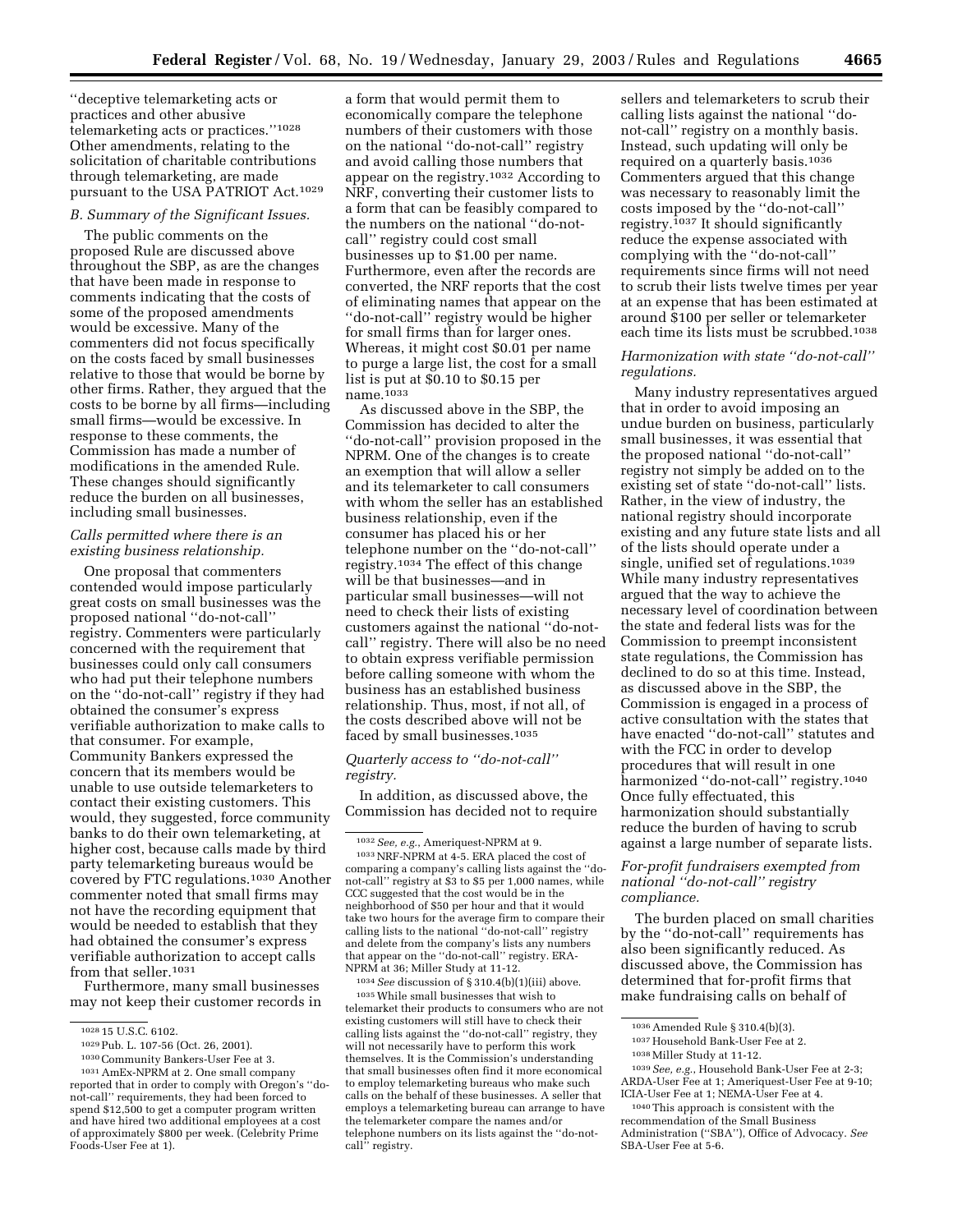''deceptive telemarketing acts or practices and other abusive telemarketing acts or practices.''[1028] Other amendments, relating to the solicitation of charitable contributions through telemarketing, are made pursuant to the USA PATRIOT Act.[1029]

### B. Summary of the Significant Issues.

The public comments on the proposed Rule are discussed above throughout the SBP, as are the changes that have been made in response to comments indicating that the costs of some of the proposed amendments would be excessive. Many of the commenters did not focus specifically on the costs faced by small businesses relative to those that would be borne by other firms. Rather, they argued that the costs to be borne by all firms—including small firms—would be excessive. In response to these comments, the Commission has made a number of modifications in the amended Rule. These changes should significantly reduce the burden on all businesses, including small businesses.

*Calls permitted where there is an existing business relationship.*

One proposal that commenters contended would impose particularly great costs on small businesses was the proposed national ''do-not-call'' registry. Commenters were particularly concerned with the requirement that businesses could only call consumers who had put their telephone numbers on the ''do-not-call'' registry if they had obtained the consumer's express verifiable authorization to make calls to that consumer. For example, Community Bankers expressed the concern that its members would be unable to use outside telemarketers to contact their existing customers. This would, they suggested, force community banks to do their own telemarketing, at higher cost, because calls made by third party telemarketing bureaus would be covered by FTC regulations.[1030] Another commenter noted that small firms may not have the recording equipment that would be needed to establish that they had obtained the consumer's express verifiable authorization to accept calls from that seller.[1031]

Furthermore, many small businesses may not keep their customer records in a form that would permit them to economically compare the telephone numbers of their customers with those on the national ''do-not-call'' registry and avoid calling those numbers that appear on the registry.[1032] According to NRF, converting their customer lists to a form that can be feasibly compared to the numbers on the national ''do-not-call'' registry could cost small businesses up to $1.00 per name. Furthermore, even after the records are converted, the NRF reports that the cost of eliminating names that appear on the ''do-not-call'' registry would be higher for small firms than for larger ones. Whereas, it might cost $0.01 per name to purge a large list, the cost for a small list is put at $0.10 to $0.15 per name.[1033]

As discussed above in the SBP, the Commission has decided to alter the ''do-not-call'' provision proposed in the NPRM. One of the changes is to create an exemption that will allow a seller and its telemarketer to call consumers with whom the seller has an established business relationship, even if the consumer has placed his or her telephone number on the ''do-not-call'' registry.[1034] The effect of this change will be that businesses—and in particular small businesses—will not need to check their lists of existing customers against the national ''do-not-call'' registry. There will also be no need to obtain express verifiable permission before calling someone with whom the business has an established business relationship. Thus, most, if not all, of the costs described above will not be faced by small businesses.[1035]

*Quarterly access to ''do-not-call'' registry.*

In addition, as discussed above, the Commission has decided not to require sellers and telemarketers to scrub their calling lists against the national ''do-not-call'' registry on a monthly basis. Instead, such updating will only be required on a quarterly basis.[1036] Commenters argued that this change was necessary to reasonably limit the costs imposed by the ''do-not-call'' registry.[1037] It should significantly reduce the expense associated with complying with the ''do-not-call'' requirements since firms will not need to scrub their lists twelve times per year at an expense that has been estimated at around $100 per seller or telemarketer each time its lists must be scrubbed.[1038]

*Harmonization with state ''do-not-call'' regulations.*

Many industry representatives argued that in order to avoid imposing an undue burden on business, particularly small businesses, it was essential that the proposed national ''do-not-call'' registry not simply be added on to the existing set of state ''do-not-call'' lists. Rather, in the view of industry, the national registry should incorporate existing and any future state lists and all of the lists should operate under a single, unified set of regulations.[1039] While many industry representatives argued that the way to achieve the necessary level of coordination between the state and federal lists was for the Commission to preempt inconsistent state regulations, the Commission has declined to do so at this time. Instead, as discussed above in the SBP, the Commission is engaged in a process of active consultation with the states that have enacted ''do-not-call'' statutes and with the FCC in order to develop procedures that will result in one harmonized ''do-not-call'' registry.[1040] Once fully effectuated, this harmonization should substantially reduce the burden of having to scrub against a large number of separate lists.

*For-profit fundraisers exempted from national ''do-not-call'' registry compliance.*

The burden placed on small charities by the ''do-not-call'' requirements has also been significantly reduced. As discussed above, the Commission has determined that for-profit firms that make fundraising calls on behalf of

---

[1028] 15 U.S.C. 6102.

[1029] Pub. L. 107-56 (Oct. 26, 2001).

[1030] Community Bankers-User Fee at 3.

[1031] AmEx-NPRM at 2. One small company reported that in order to comply with Oregon's ''do-not-call'' requirements, they had been forced to spend $12,500 to get a computer program written and have hired two additional employees at a cost of approximately $800 per week. (Celebrity Prime Foods-User Fee at 1).

[1032] *See, e.g.*, Ameriquest-NPRM at 9.

[1033] NRF-NPRM at 4-5. ERA placed the cost of comparing a company's calling lists against the ''do-not-call'' registry at $3 to $5 per 1,000 names, while CCC suggested that the cost would be in the neighborhood of $50 per hour and that it would take two hours for the average firm to compare their calling lists to the national ''do-not-call'' registry and delete from the company's lists any numbers that appear on the ''do-not-call'' registry. ERA-NPRM at 36; Miller Study at 11-12.

[1034] *See* discussion of § 310.4(b)(1)(iii) above.

[1035] While small businesses that wish to telemarket their products to consumers who are not existing customers will still have to check their calling lists against the ''do-not-call'' registry, they will not necessarily have to perform this work themselves. It is the Commission's understanding that small businesses often find it more economical to employ telemarketing bureaus who make such calls on the behalf of these businesses. A seller that employs a telemarketing bureau can arrange to have the telemarketer compare the names and/or telephone numbers on its lists against the ''do-not-call'' registry.

[1036] Amended Rule § 310.4(b)(3).

[1037] Household Bank-User Fee at 2.

[1038] Miller Study at 11-12.

[1039] *See, e.g.*, Household Bank-User Fee at 2-3; ARDA-User Fee at 1; Ameriquest-User Fee at 9-10; ICIA-User Fee at 1; NEMA-User Fee at 4.

[1040] This approach is consistent with the recommendation of the Small Business Administration (''SBA''), Office of Advocacy. *See* SBA-User Fee at 5-6.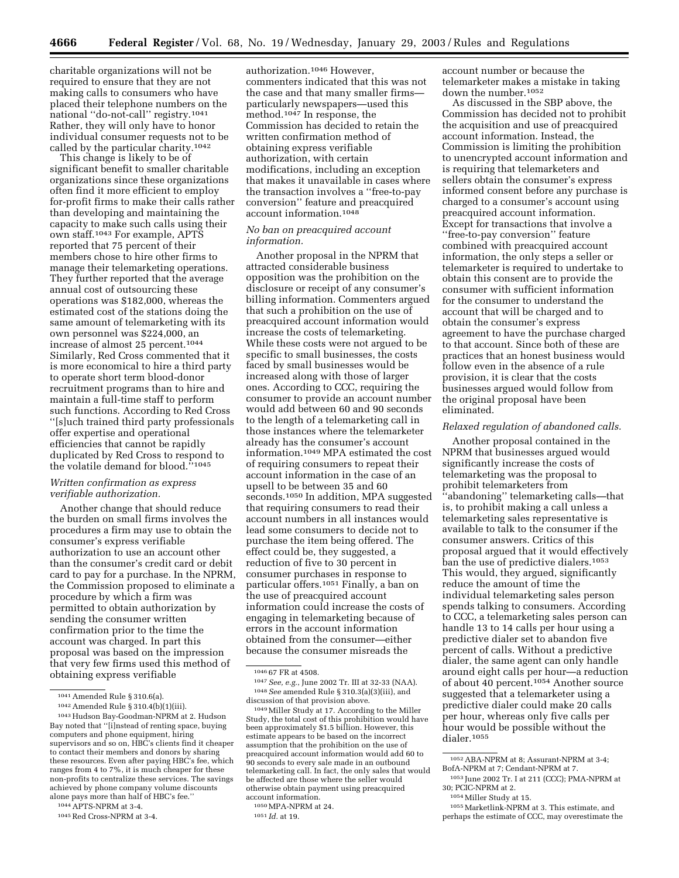charitable organizations will not be required to ensure that they are not making calls to consumers who have placed their telephone numbers on the national ''do-not-call'' registry.[1041] Rather, they will only have to honor individual consumer requests not to be called by the particular charity.[1042]

This change is likely to be of significant benefit to smaller charitable organizations since these organizations often find it more efficient to employ for-profit firms to make their calls rather than developing and maintaining the capacity to make such calls using their own staff.[1043] For example, APTS reported that 75 percent of their members chose to hire other firms to manage their telemarketing operations. They further reported that the average annual cost of outsourcing these operations was $182,000, whereas the estimated cost of the stations doing the same amount of telemarketing with its own personnel was $224,000, an increase of almost 25 percent.[1044] Similarly, Red Cross commented that it is more economical to hire a third party to operate short term blood-donor recruitment programs than to hire and maintain a full-time staff to perform such functions. According to Red Cross ''[s]uch trained third party professionals offer expertise and operational efficiencies that cannot be rapidly duplicated by Red Cross to respond to the volatile demand for blood.''[1045]

*Written confirmation as express verifiable authorization.*

Another change that should reduce the burden on small firms involves the procedures a firm may use to obtain the consumer's express verifiable authorization to use an account other than the consumer's credit card or debit card to pay for a purchase. In the NPRM, the Commission proposed to eliminate a procedure by which a firm was permitted to obtain authorization by sending the consumer written confirmation prior to the time the account was charged. In part this proposal was based on the impression that very few firms used this method of obtaining express verifiable authorization.[1046] However, commenters indicated that this was not the case and that many smaller firms—particularly newspapers—used this method.[1047] In response, the Commission has decided to retain the written confirmation method of obtaining express verifiable authorization, with certain modifications, including an exception that makes it unavailable in cases where the transaction involves a ''free-to-pay conversion'' feature and preacquired account information.[1048]

*No ban on preacquired account information.*

Another proposal in the NPRM that attracted considerable business opposition was the prohibition on the disclosure or receipt of any consumer's billing information. Commenters argued that such a prohibition on the use of preacquired account information would increase the costs of telemarketing. While these costs were not argued to be specific to small businesses, the costs faced by small businesses would be increased along with those of larger ones. According to CCC, requiring the consumer to provide an account number would add between 60 and 90 seconds to the length of a telemarketing call in those instances where the telemarketer already has the consumer's account information.[1049] MPA estimated the cost of requiring consumers to repeat their account information in the case of an upsell to be between 35 and 60 seconds.[1050] In addition, MPA suggested that requiring consumers to read their account numbers in all instances would lead some consumers to decide not to purchase the item being offered. The effect could be, they suggested, a reduction of five to 30 percent in consumer purchases in response to particular offers.[1051] Finally, a ban on the use of preacquired account information could increase the costs of engaging in telemarketing because of errors in the account information obtained from the consumer—either because the consumer misreads the account number or because the telemarketer makes a mistake in taking down the number.[1052]

As discussed in the SBP above, the Commission has decided not to prohibit the acquisition and use of preacquired account information. Instead, the Commission is limiting the prohibition to unencrypted account information and is requiring that telemarketers and sellers obtain the consumer's express informed consent before any purchase is charged to a consumer's account using preacquired account information. Except for transactions that involve a ''free-to-pay conversion'' feature combined with preacquired account information, the only steps a seller or telemarketer is required to undertake to obtain this consent are to provide the consumer with sufficient information for the consumer to understand the account that will be charged and to obtain the consumer's express agreement to have the purchase charged to that account. Since both of these are practices that an honest business would follow even in the absence of a rule provision, it is clear that the costs businesses argued would follow from the original proposal have been eliminated.

*Relaxed regulation of abandoned calls.*

Another proposal contained in the NPRM that businesses argued would significantly increase the costs of telemarketing was the proposal to prohibit telemarketers from ''abandoning'' telemarketing calls—that is, to prohibit making a call unless a telemarketing sales representative is available to talk to the consumer if the consumer answers. Critics of this proposal argued that it would effectively ban the use of predictive dialers.[1053] This would, they argued, significantly reduce the amount of time the individual telemarketing sales person spends talking to consumers. According to CCC, a telemarketing sales person can handle 13 to 14 calls per hour using a predictive dialer set to abandon five percent of calls. Without a predictive dialer, the same agent can only handle around eight calls per hour—a reduction of about 40 percent.[1054] Another source suggested that a telemarketer using a predictive dialer could make 20 calls per hour, whereas only five calls per hour would be possible without the dialer.[1055]

---

[1041] Amended Rule § 310.6(a).

[1042] Amended Rule § 310.4(b)(1)(iii).

[1043] Hudson Bay-Goodman-NPRM at 2. Hudson Bay noted that ''[i]nstead of renting space, buying computers and phone equipment, hiring supervisors and so on, HBC's clients find it cheaper to contact their members and donors by sharing these resources. Even after paying HBC's fee, which ranges from 4 to 7%, it is much cheaper for these non-profits to centralize these services. The savings achieved by phone company volume discounts alone pays more than half of HBC's fee.''

[1044] APTS-NPRM at 3-4.

[1045] Red Cross-NPRM at 3-4.

[1046] 67 FR at 4508.

[1047] *See, e.g.*, June 2002 Tr. III at 32-33 (NAA).

[1048] *See* amended Rule § 310.3(a)(3)(iii), and discussion of that provision above.

[1049] Miller Study at 17. According to the Miller Study, the total cost of this prohibition would have been approximately $1.5 billion. However, this estimate appears to be based on the incorrect assumption that the prohibition on the use of preacquired account information would add 60 to 90 seconds to every sale made in an outbound telemarketing call. In fact, the only sales that would be affected are those where the seller would otherwise obtain payment using preacquired account information.

[1050] MPA-NPRM at 24.

[1051] *Id.* at 19.

[1052] ABA-NPRM at 8; Assurant-NPRM at 3-4; BofA-NPRM at 7; Cendant-NPRM at 7.

[1053] June 2002 Tr. I at 211 (CCC); PMA-NPRM at 30; PCIC-NPRM at 2.

[1054] Miller Study at 15.

[1055] Marketlink-NPRM at 3. This estimate, and perhaps the estimate of CCC, may overestimate the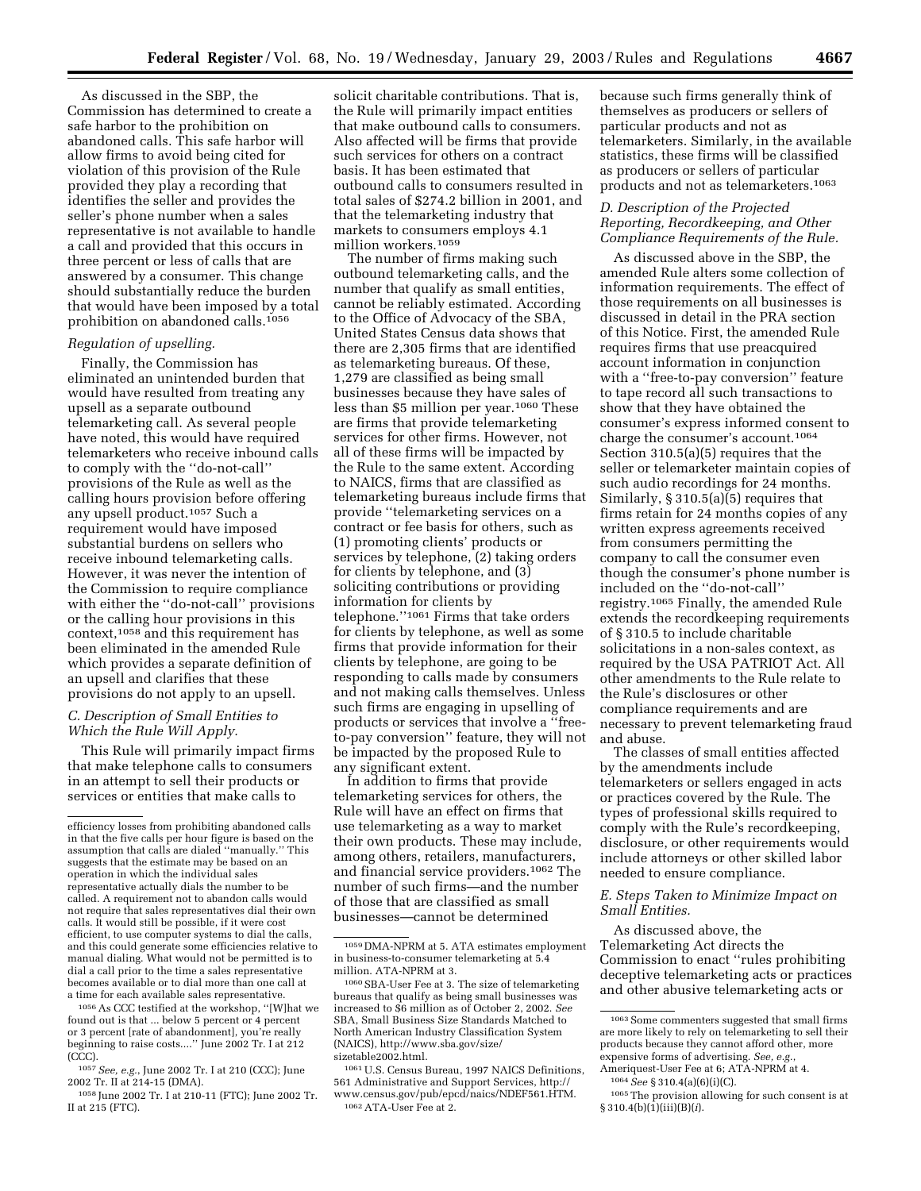As discussed in the SBP, the Commission has determined to create a safe harbor to the prohibition on abandoned calls. This safe harbor will allow firms to avoid being cited for violation of this provision of the Rule provided they play a recording that identifies the seller and provides the seller's phone number when a sales representative is not available to handle a call and provided that this occurs in three percent or less of calls that are answered by a consumer. This change should substantially reduce the burden that would have been imposed by a total prohibition on abandoned calls.[1056]

*Regulation of upselling.*

Finally, the Commission has eliminated an unintended burden that would have resulted from treating any upsell as a separate outbound telemarketing call. As several people have noted, this would have required telemarketers who receive inbound calls to comply with the ''do-not-call'' provisions of the Rule as well as the calling hours provision before offering any upsell product.[1057] Such a requirement would have imposed substantial burdens on sellers who receive inbound telemarketing calls. However, it was never the intention of the Commission to require compliance with either the ''do-not-call'' provisions or the calling hour provisions in this context,[1058] and this requirement has been eliminated in the amended Rule which provides a separate definition of an upsell and clarifies that these provisions do not apply to an upsell.

### C. Description of Small Entities to Which the Rule Will Apply.

This Rule will primarily impact firms that make telephone calls to consumers in an attempt to sell their products or services or entities that make calls to solicit charitable contributions. That is, the Rule will primarily impact entities that make outbound calls to consumers. Also affected will be firms that provide such services for others on a contract basis. It has been estimated that outbound calls to consumers resulted in total sales of $274.2 billion in 2001, and that the telemarketing industry that markets to consumers employs 4.1 million workers.[1059]

The number of firms making such outbound telemarketing calls, and the number that qualify as small entities, cannot be reliably estimated. According to the Office of Advocacy of the SBA, United States Census data shows that there are 2,305 firms that are identified as telemarketing bureaus. Of these, 1,279 are classified as being small businesses because they have sales of less than $5 million per year.[1060] These are firms that provide telemarketing services for other firms. However, not all of these firms will be impacted by the Rule to the same extent. According to NAICS, firms that are classified as telemarketing bureaus include firms that provide ''telemarketing services on a contract or fee basis for others, such as (1) promoting clients' products or services by telephone, (2) taking orders for clients by telephone, and (3) soliciting contributions or providing information for clients by telephone.''[1061] Firms that take orders for clients by telephone, as well as some firms that provide information for their clients by telephone, are going to be responding to calls made by consumers and not making calls themselves. Unless such firms are engaging in upselling of products or services that involve a ''free-to-pay conversion'' feature, they will not be impacted by the proposed Rule to any significant extent.

In addition to firms that provide telemarketing services for others, the Rule will have an effect on firms that use telemarketing as a way to market their own products. These may include, among others, retailers, manufacturers, and financial service providers.[1062] The number of such firms—and the number of those that are classified as small businesses—cannot be determined because such firms generally think of themselves as producers or sellers of particular products and not as telemarketers. Similarly, in the available statistics, these firms will be classified as producers or sellers of particular products and not as telemarketers.[1063]

### D. Description of the Projected Reporting, Recordkeeping, and Other Compliance Requirements of the Rule.

As discussed above in the SBP, the amended Rule alters some collection of information requirements. The effect of those requirements on all businesses is discussed in detail in the PRA section of this Notice. First, the amended Rule requires firms that use preacquired account information in conjunction with a ''free-to-pay conversion'' feature to tape record all such transactions to show that they have obtained the consumer's express informed consent to charge the consumer's account.[1064] Section 310.5(a)(5) requires that the seller or telemarketer maintain copies of such audio recordings for 24 months. Similarly, § 310.5(a)(5) requires that firms retain for 24 months copies of any written express agreements received from consumers permitting the company to call the consumer even though the consumer's phone number is included on the ''do-not-call'' registry.[1065] Finally, the amended Rule extends the recordkeeping requirements of § 310.5 to include charitable solicitations in a non-sales context, as required by the USA PATRIOT Act. All other amendments to the Rule relate to the Rule's disclosures or other compliance requirements and are necessary to prevent telemarketing fraud and abuse.

The classes of small entities affected by the amendments include telemarketers or sellers engaged in acts or practices covered by the Rule. The types of professional skills required to comply with the Rule's recordkeeping, disclosure, or other requirements would include attorneys or other skilled labor needed to ensure compliance.

### E. Steps Taken to Minimize Impact on Small Entities.

As discussed above, the Telemarketing Act directs the Commission to enact ''rules prohibiting deceptive telemarketing acts or practices and other abusive telemarketing acts or

---

efficiency losses from prohibiting abandoned calls in that the five calls per hour figure is based on the assumption that calls are dialed ''manually.'' This suggests that the estimate may be based on an operation in which the individual sales representative actually dials the number to be called. A requirement not to abandon calls would not require that sales representatives dial their own calls. It would still be possible, if it were cost efficient, to use computer systems to dial the calls, and this could generate some efficiencies relative to manual dialing. What would not be permitted is to dial a call prior to the time a sales representative becomes available or to dial more than one call at a time for each available sales representative.

[1056] As CCC testified at the workshop, ''[W]hat we found out is that ... below 5 percent or 4 percent or 3 percent [rate of abandonment], you're really beginning to raise costs....'' June 2002 Tr. I at 212 (CCC).

[1057] *See, e.g.*, June 2002 Tr. I at 210 (CCC); June 2002 Tr. II at 214-15 (DMA).

[1058] June 2002 Tr. I at 210-11 (FTC); June 2002 Tr. II at 215 (FTC).

[1059] DMA-NPRM at 5. ATA estimates employment in business-to-consumer telemarketing at 5.4 million. ATA-NPRM at 3.

[1060] SBA-User Fee at 3. The size of telemarketing bureaus that qualify as being small businesses was increased to $6 million as of October 2, 2002. *See* SBA, Small Business Size Standards Matched to North American Industry Classification System (NAICS), http://www.sba.gov/size/sizetable2002.html.

[1061] U.S. Census Bureau, 1997 NAICS Definitions, 561 Administrative and Support Services, http://www.census.gov/pub/epcd/naics/NDEF561.HTM.

[1062] ATA-User Fee at 2.

[1063] Some commenters suggested that small firms are more likely to rely on telemarketing to sell their products because they cannot afford other, more expensive forms of advertising. *See, e.g.*, Ameriquest-User Fee at 6; ATA-NPRM at 4.

[1064] *See* § 310.4(a)(6)(i)(C).

[1065] The provision allowing for such consent is at § 310.4(b)(1)(iii)(B)(*i*).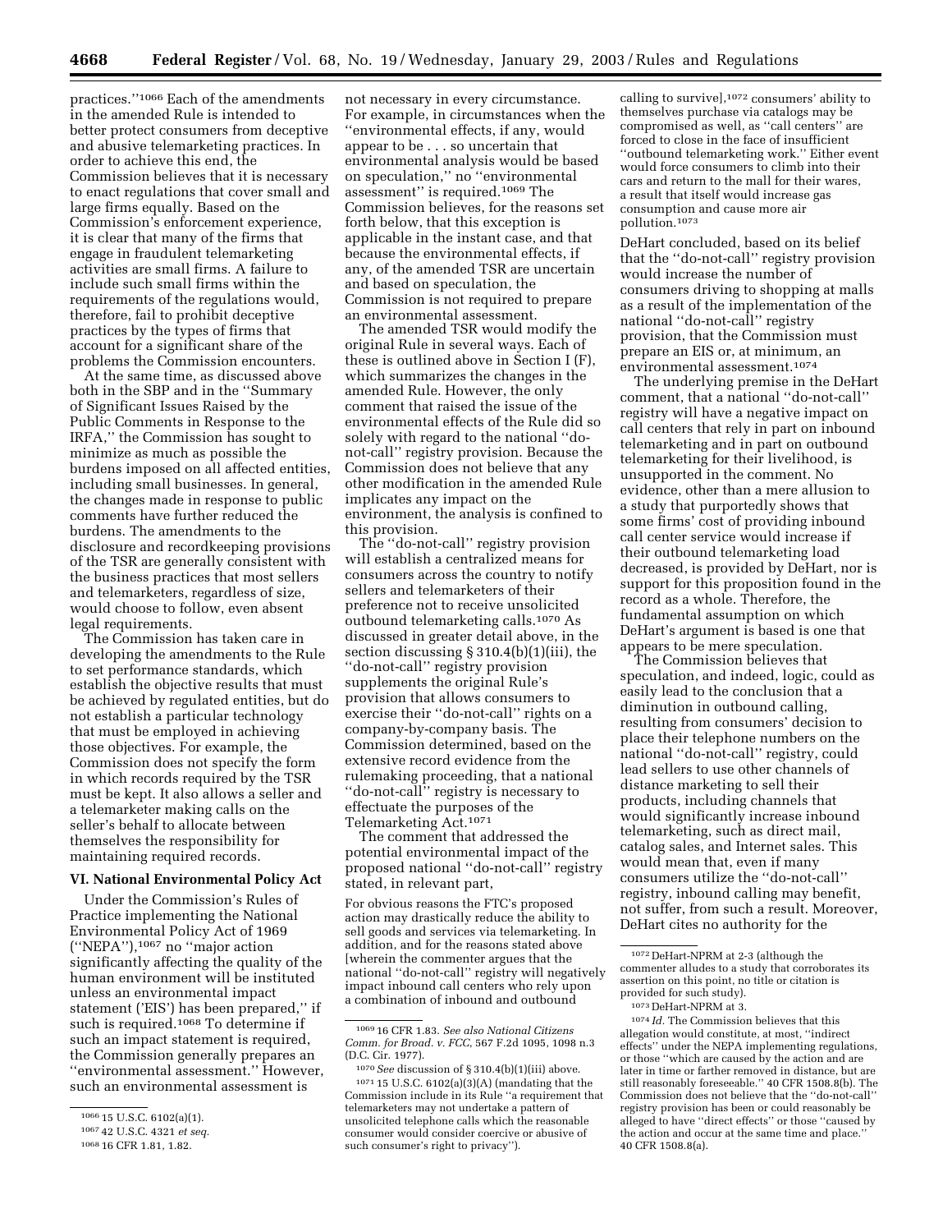practices.''[1066] Each of the amendments in the amended Rule is intended to better protect consumers from deceptive and abusive telemarketing practices. In order to achieve this end, the Commission believes that it is necessary to enact regulations that cover small and large firms equally. Based on the Commission's enforcement experience, it is clear that many of the firms that engage in fraudulent telemarketing activities are small firms. A failure to include such small firms within the requirements of the regulations would, therefore, fail to prohibit deceptive practices by the types of firms that account for a significant share of the problems the Commission encounters.

At the same time, as discussed above both in the SBP and in the ''Summary of Significant Issues Raised by the Public Comments in Response to the IRFA,'' the Commission has sought to minimize as much as possible the burdens imposed on all affected entities, including small businesses. In general, the changes made in response to public comments have further reduced the burdens. The amendments to the disclosure and recordkeeping provisions of the TSR are generally consistent with the business practices that most sellers and telemarketers, regardless of size, would choose to follow, even absent legal requirements.

The Commission has taken care in developing the amendments to the Rule to set performance standards, which establish the objective results that must be achieved by regulated entities, but do not establish a particular technology that must be employed in achieving those objectives. For example, the Commission does not specify the form in which records required by the TSR must be kept. It also allows a seller and a telemarketer making calls on the seller's behalf to allocate between themselves the responsibility for maintaining required records.

## VI. National Environmental Policy Act

Under the Commission's Rules of Practice implementing the National Environmental Policy Act of 1969 (''NEPA''),[1067] no ''major action significantly affecting the quality of the human environment will be instituted unless an environmental impact statement ('EIS') has been prepared,'' if such is required.[1068] To determine if such an impact statement is required, the Commission generally prepares an ''environmental assessment.'' However, such an environmental assessment is not necessary in every circumstance. For example, in circumstances when the ''environmental effects, if any, would appear to be . . . so uncertain that environmental analysis would be based on speculation,'' no ''environmental assessment'' is required.[1069] The Commission believes, for the reasons set forth below, that this exception is applicable in the instant case, and that because the environmental effects, if any, of the amended TSR are uncertain and based on speculation, the Commission is not required to prepare an environmental assessment.

The amended TSR would modify the original Rule in several ways. Each of these is outlined above in Section I (F), which summarizes the changes in the amended Rule. However, the only comment that raised the issue of the environmental effects of the Rule did so solely with regard to the national ''do-not-call'' registry provision. Because the Commission does not believe that any other modification in the amended Rule implicates any impact on the environment, the analysis is confined to this provision.

The ''do-not-call'' registry provision will establish a centralized means for consumers across the country to notify sellers and telemarketers of their preference not to receive unsolicited outbound telemarketing calls.[1070] As discussed in greater detail above, in the section discussing § 310.4(b)(1)(iii), the ''do-not-call'' registry provision supplements the original Rule's provision that allows consumers to exercise their ''do-not-call'' rights on a company-by-company basis. The Commission determined, based on the extensive record evidence from the rulemaking proceeding, that a national ''do-not-call'' registry is necessary to effectuate the purposes of the Telemarketing Act.[1071]

The comment that addressed the potential environmental impact of the proposed national ''do-not-call'' registry stated, in relevant part,

> For obvious reasons the FTC's proposed action may drastically reduce the ability to sell goods and services via telemarketing. In addition, and for the reasons stated above [wherein the commenter argues that the national ''do-not-call'' registry will negatively impact inbound call centers who rely upon a combination of inbound and outbound calling to survive],[1072] consumers' ability to themselves purchase via catalogs may be compromised as well, as ''call centers'' are forced to close in the face of insufficient ''outbound telemarketing work.'' Either event would force consumers to climb into their cars and return to the mall for their wares, a result that itself would increase gas consumption and cause more air pollution.[1073]

DeHart concluded, based on its belief that the ''do-not-call'' registry provision would increase the number of consumers driving to shopping at malls as a result of the implementation of the national ''do-not-call'' registry provision, that the Commission must prepare an EIS or, at minimum, an environmental assessment.[1074]

The underlying premise in the DeHart comment, that a national ''do-not-call'' registry will have a negative impact on call centers that rely in part on inbound telemarketing and in part on outbound telemarketing for their livelihood, is unsupported in the comment. No evidence, other than a mere allusion to a study that purportedly shows that some firms' cost of providing inbound call center service would increase if their outbound telemarketing load decreased, is provided by DeHart, nor is support for this proposition found in the record as a whole. Therefore, the fundamental assumption on which DeHart's argument is based is one that appears to be mere speculation.

The Commission believes that speculation, and indeed, logic, could as easily lead to the conclusion that a diminution in outbound calling, resulting from consumers' decision to place their telephone numbers on the national ''do-not-call'' registry, could lead sellers to use other channels of distance marketing to sell their products, including channels that would significantly increase inbound telemarketing, such as direct mail, catalog sales, and Internet sales. This would mean that, even if many consumers utilize the ''do-not-call'' registry, inbound calling may benefit, not suffer, from such a result. Moreover, DeHart cites no authority for the

---

[1066] 15 U.S.C. 6102(a)(1).

[1067] 42 U.S.C. 4321 *et seq.*

[1068] 16 CFR 1.81, 1.82.

[1069] 16 CFR 1.83. *See also National Citizens Comm. for Broad. v. FCC*, 567 F.2d 1095, 1098 n.3 (D.C. Cir. 1977).

[1070] *See* discussion of § 310.4(b)(1)(iii) above.

[1071] 15 U.S.C. 6102(a)(3)(A) (mandating that the Commission include in its Rule ''a requirement that telemarketers may not undertake a pattern of unsolicited telephone calls which the reasonable consumer would consider coercive or abusive of such consumer's right to privacy'').

[1072] DeHart-NPRM at 2-3 (although the commenter alludes to a study that corroborates its assertion on this point, no title or citation is provided for such study).

[1073] DeHart-NPRM at 3.

[1074] *Id.* The Commission believes that this allegation would constitute, at most, ''indirect effects'' under the NEPA implementing regulations, or those ''which are caused by the action and are later in time or farther removed in distance, but are still reasonably foreseeable.'' 40 CFR 1508.8(b). The Commission does not believe that the ''do-not-call'' registry provision has been or could reasonably be alleged to have ''direct effects'' or those ''caused by the action and occur at the same time and place.'' 40 CFR 1508.8(a).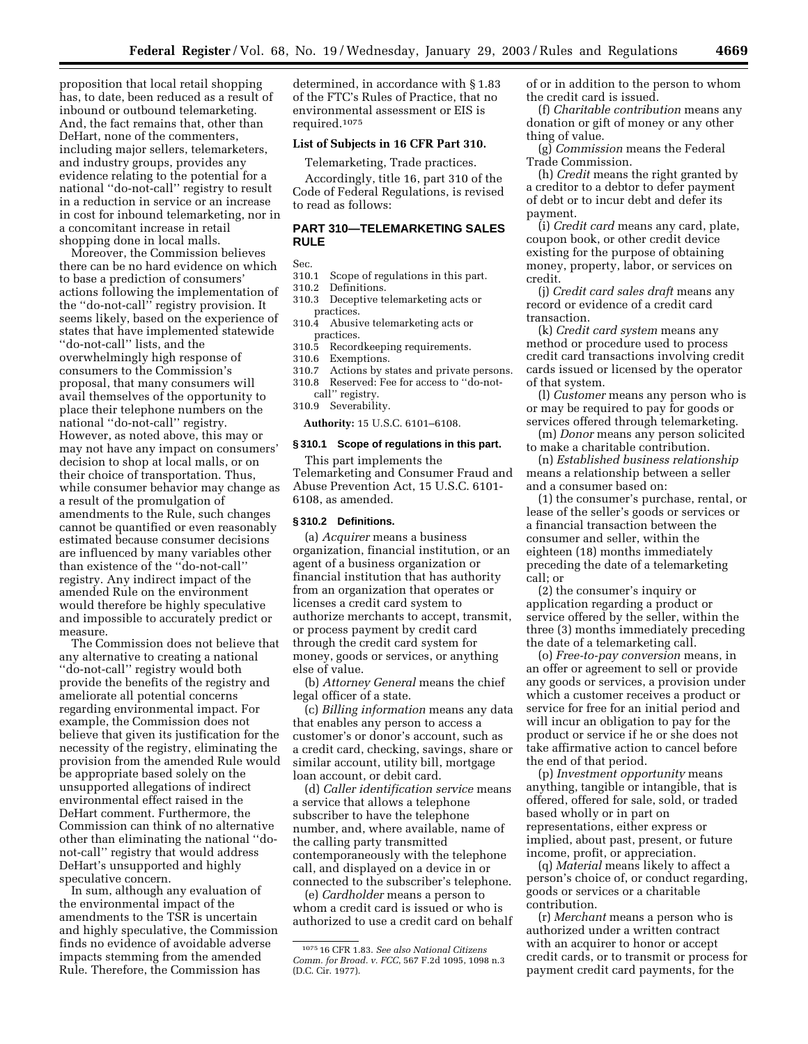proposition that local retail shopping has, to date, been reduced as a result of inbound or outbound telemarketing. And, the fact remains that, other than DeHart, none of the commenters, including major sellers, telemarketers, and industry groups, provides any evidence relating to the potential for a national "do-not-call" registry to result in a reduction in service or an increase in cost for inbound telemarketing, nor in a concomitant increase in retail shopping done in local malls.

Moreover, the Commission believes there can be no hard evidence on which to base a prediction of consumers' actions following the implementation of the "do-not-call" registry provision. It seems likely, based on the experience of states that have implemented statewide "do-not-call" lists, and the overwhelmingly high response of consumers to the Commission's proposal, that many consumers will avail themselves of the opportunity to place their telephone numbers on the national "do-not-call" registry. However, as noted above, this may or may not have any impact on consumers' decision to shop at local malls, or on their choice of transportation. Thus, while consumer behavior may change as a result of the promulgation of amendments to the Rule, such changes cannot be quantified or even reasonably estimated because consumer decisions are influenced by many variables other than existence of the "do-not-call" registry. Any indirect impact of the amended Rule on the environment would therefore be highly speculative and impossible to accurately predict or measure.

The Commission does not believe that any alternative to creating a national "do-not-call" registry would both provide the benefits of the registry and ameliorate all potential concerns regarding environmental impact. For example, the Commission does not believe that given its justification for the necessity of the registry, eliminating the provision from the amended Rule would be appropriate based solely on the unsupported allegations of indirect environmental effect raised in the DeHart comment. Furthermore, the Commission can think of no alternative other than eliminating the national "do-not-call" registry that would address DeHart's unsupported and highly speculative concern.

In sum, although any evaluation of the environmental impact of the amendments to the TSR is uncertain and highly speculative, the Commission finds no evidence of avoidable adverse impacts stemming from the amended Rule. Therefore, the Commission has determined, in accordance with § 1.83 of the FTC's Rules of Practice, that no environmental assessment or EIS is required.[1075]

### List of Subjects in 16 CFR Part 310.

Telemarketing, Trade practices.

Accordingly, title 16, part 310 of the Code of Federal Regulations, is revised to read as follows:

## PART 310—TELEMARKETING SALES RULE

Sec.
310.1 Scope of regulations in this part.
310.2 Definitions.
310.3 Deceptive telemarketing acts or practices.
310.4 Abusive telemarketing acts or practices.
310.5 Recordkeeping requirements.
310.6 Exemptions.
310.7 Actions by states and private persons.
310.8 Reserved: Fee for access to "do-not-call" registry.
310.9 Severability.

**Authority:** 15 U.S.C. 6101–6108.

### § 310.1 Scope of regulations in this part.

This part implements the Telemarketing and Consumer Fraud and Abuse Prevention Act, 15 U.S.C. 6101-6108, as amended.

### § 310.2 Definitions.

(a) *Acquirer* means a business organization, financial institution, or an agent of a business organization or financial institution that has authority from an organization that operates or licenses a credit card system to authorize merchants to accept, transmit, or process payment by credit card through the credit card system for money, goods or services, or anything else of value.

(b) *Attorney General* means the chief legal officer of a state.

(c) *Billing information* means any data that enables any person to access a customer's or donor's account, such as a credit card, checking, savings, share or similar account, utility bill, mortgage loan account, or debit card.

(d) *Caller identification service* means a service that allows a telephone subscriber to have the telephone number, and, where available, name of the calling party transmitted contemporaneously with the telephone call, and displayed on a device in or connected to the subscriber's telephone.

(e) *Cardholder* means a person to whom a credit card is issued or who is authorized to use a credit card on behalf of or in addition to the person to whom the credit card is issued.

(f) *Charitable contribution* means any donation or gift of money or any other thing of value.

(g) *Commission* means the Federal Trade Commission.

(h) *Credit* means the right granted by a creditor to a debtor to defer payment of debt or to incur debt and defer its payment.

(i) *Credit card* means any card, plate, coupon book, or other credit device existing for the purpose of obtaining money, property, labor, or services on credit.

(j) *Credit card sales draft* means any record or evidence of a credit card transaction.

(k) *Credit card system* means any method or procedure used to process credit card transactions involving credit cards issued or licensed by the operator of that system.

(l) *Customer* means any person who is or may be required to pay for goods or services offered through telemarketing.

(m) *Donor* means any person solicited to make a charitable contribution.

(n) *Established business relationship* means a relationship between a seller and a consumer based on:

(1) the consumer's purchase, rental, or lease of the seller's goods or services or a financial transaction between the consumer and seller, within the eighteen (18) months immediately preceding the date of a telemarketing call; or

(2) the consumer's inquiry or application regarding a product or service offered by the seller, within the three (3) months immediately preceding the date of a telemarketing call.

(o) *Free-to-pay conversion* means, in an offer or agreement to sell or provide any goods or services, a provision under which a customer receives a product or service for free for an initial period and will incur an obligation to pay for the product or service if he or she does not take affirmative action to cancel before the end of that period.

(p) *Investment opportunity* means anything, tangible or intangible, that is offered, offered for sale, sold, or traded based wholly or in part on representations, either express or implied, about past, present, or future income, profit, or appreciation.

(q) *Material* means likely to affect a person's choice of, or conduct regarding, goods or services or a charitable contribution.

(r) *Merchant* means a person who is authorized under a written contract with an acquirer to honor or accept credit cards, or to transmit or process for payment credit card payments, for the

[1075] 16 CFR 1.83. *See also National Citizens Comm. for Broad. v. FCC*, 567 F.2d 1095, 1098 n.3 (D.C. Cir. 1977).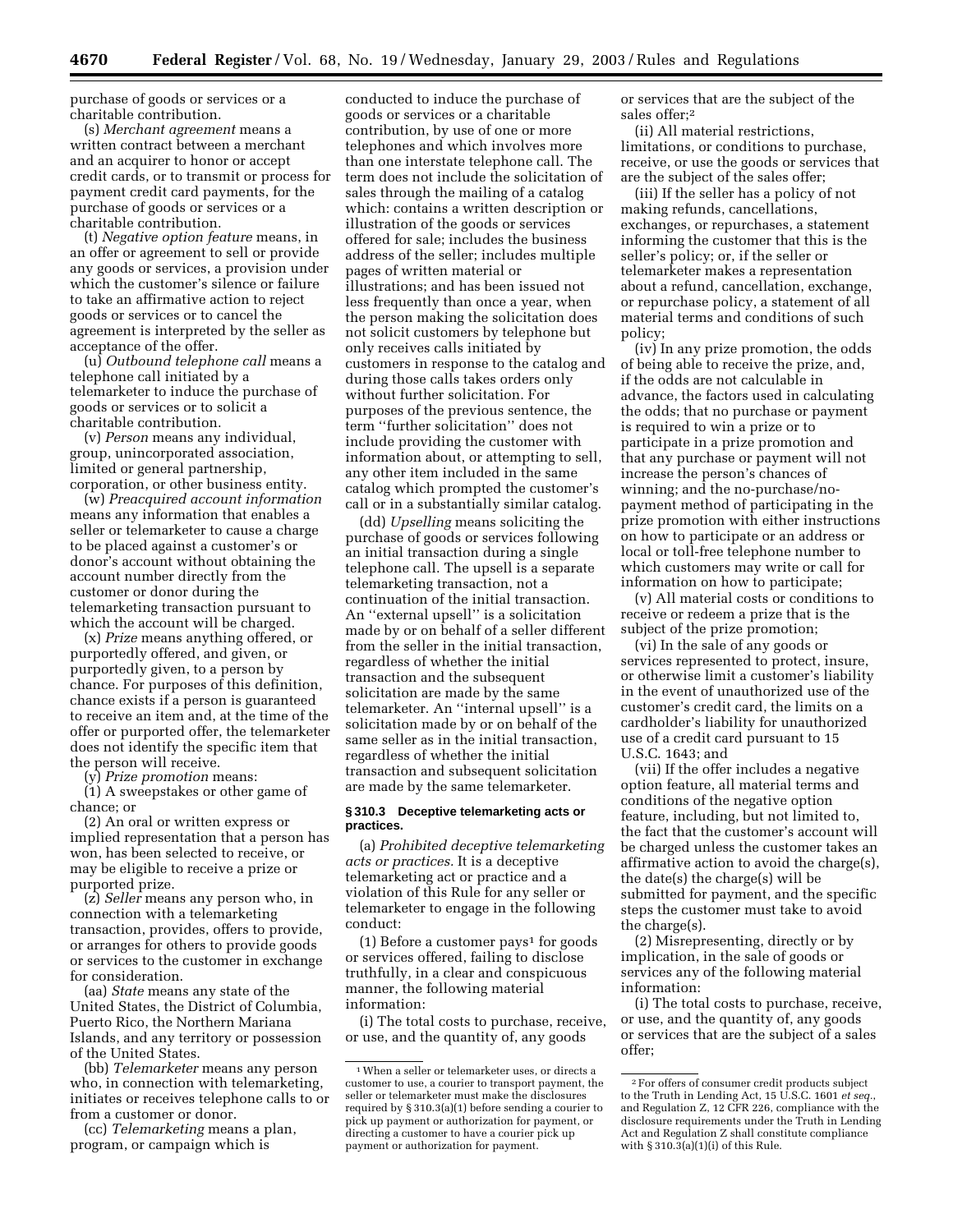purchase of goods or services or a charitable contribution.

(s) *Merchant agreement* means a written contract between a merchant and an acquirer to honor or accept credit cards, or to transmit or process for payment credit card payments, for the purchase of goods or services or a charitable contribution.

(t) *Negative option feature* means, in an offer or agreement to sell or provide any goods or services, a provision under which the customer's silence or failure to take an affirmative action to reject goods or services or to cancel the agreement is interpreted by the seller as acceptance of the offer.

(u) *Outbound telephone call* means a telephone call initiated by a telemarketer to induce the purchase of goods or services or to solicit a charitable contribution.

(v) *Person* means any individual, group, unincorporated association, limited or general partnership, corporation, or other business entity.

(w) *Preacquired account information* means any information that enables a seller or telemarketer to cause a charge to be placed against a customer's or donor's account without obtaining the account number directly from the customer or donor during the telemarketing transaction pursuant to which the account will be charged.

(x) *Prize* means anything offered, or purportedly offered, and given, or purportedly given, to a person by chance. For purposes of this definition, chance exists if a person is guaranteed to receive an item and, at the time of the offer or purported offer, the telemarketer does not identify the specific item that the person will receive.

(y) *Prize promotion* means:

(1) A sweepstakes or other game of chance; or

(2) An oral or written express or implied representation that a person has won, has been selected to receive, or may be eligible to receive a prize or purported prize.

(z) *Seller* means any person who, in connection with a telemarketing transaction, provides, offers to provide, or arranges for others to provide goods or services to the customer in exchange for consideration.

(aa) *State* means any state of the United States, the District of Columbia, Puerto Rico, the Northern Mariana Islands, and any territory or possession of the United States.

(bb) *Telemarketer* means any person who, in connection with telemarketing, initiates or receives telephone calls to or from a customer or donor.

(cc) *Telemarketing* means a plan, program, or campaign which is conducted to induce the purchase of goods or services or a charitable contribution, by use of one or more telephones and which involves more than one interstate telephone call. The term does not include the solicitation of sales through the mailing of a catalog which: contains a written description or illustration of the goods or services offered for sale; includes the business address of the seller; includes multiple pages of written material or illustrations; and has been issued not less frequently than once a year, when the person making the solicitation does not solicit customers by telephone but only receives calls initiated by customers in response to the catalog and during those calls takes orders only without further solicitation. For purposes of the previous sentence, the term "further solicitation" does not include providing the customer with information about, or attempting to sell, any other item included in the same catalog which prompted the customer's call or in a substantially similar catalog.

(dd) *Upselling* means soliciting the purchase of goods or services following an initial transaction during a single telephone call. The upsell is a separate telemarketing transaction, not a continuation of the initial transaction. An "external upsell" is a solicitation made by or on behalf of a seller different from the seller in the initial transaction, regardless of whether the initial transaction and the subsequent solicitation are made by the same telemarketer. An "internal upsell" is a solicitation made by or on behalf of the same seller as in the initial transaction, regardless of whether the initial transaction and subsequent solicitation are made by the same telemarketer.

### § 310.3 Deceptive telemarketing acts or practices.

(a) *Prohibited deceptive telemarketing acts or practices.* It is a deceptive telemarketing act or practice and a violation of this Rule for any seller or telemarketer to engage in the following conduct:

(1) Before a customer pays[1] for goods or services offered, failing to disclose truthfully, in a clear and conspicuous manner, the following material information:

(i) The total costs to purchase, receive, or use, and the quantity of, any goods or services that are the subject of the sales offer;[2]

(ii) All material restrictions, limitations, or conditions to purchase, receive, or use the goods or services that are the subject of the sales offer;

(iii) If the seller has a policy of not making refunds, cancellations, exchanges, or repurchases, a statement informing the customer that this is the seller's policy; or, if the seller or telemarketer makes a representation about a refund, cancellation, exchange, or repurchase policy, a statement of all material terms and conditions of such policy;

(iv) In any prize promotion, the odds of being able to receive the prize, and, if the odds are not calculable in advance, the factors used in calculating the odds; that no purchase or payment is required to win a prize or to participate in a prize promotion and that any purchase or payment will not increase the person's chances of winning; and the no-purchase/no-payment method of participating in the prize promotion with either instructions on how to participate or an address or local or toll-free telephone number to which customers may write or call for information on how to participate;

(v) All material costs or conditions to receive or redeem a prize that is the subject of the prize promotion;

(vi) In the sale of any goods or services represented to protect, insure, or otherwise limit a customer's liability in the event of unauthorized use of the customer's credit card, the limits on a cardholder's liability for unauthorized use of a credit card pursuant to 15 U.S.C. 1643; and

(vii) If the offer includes a negative option feature, all material terms and conditions of the negative option feature, including, but not limited to, the fact that the customer's account will be charged unless the customer takes an affirmative action to avoid the charge(s), the date(s) the charge(s) will be submitted for payment, and the specific steps the customer must take to avoid the charge(s).

(2) Misrepresenting, directly or by implication, in the sale of goods or services any of the following material information:

(i) The total costs to purchase, receive, or use, and the quantity of, any goods or services that are the subject of a sales offer;

---

[1] When a seller or telemarketer uses, or directs a customer to use, a courier to transport payment, the seller or telemarketer must make the disclosures required by § 310.3(a)(1) before sending a courier to pick up payment or authorization for payment, or directing a customer to have a courier pick up payment or authorization for payment.

[2] For offers of consumer credit products subject to the Truth in Lending Act, 15 U.S.C. 1601 *et seq.*, and Regulation Z, 12 CFR 226, compliance with the disclosure requirements under the Truth in Lending Act and Regulation Z shall constitute compliance with § 310.3(a)(1)(i) of this Rule.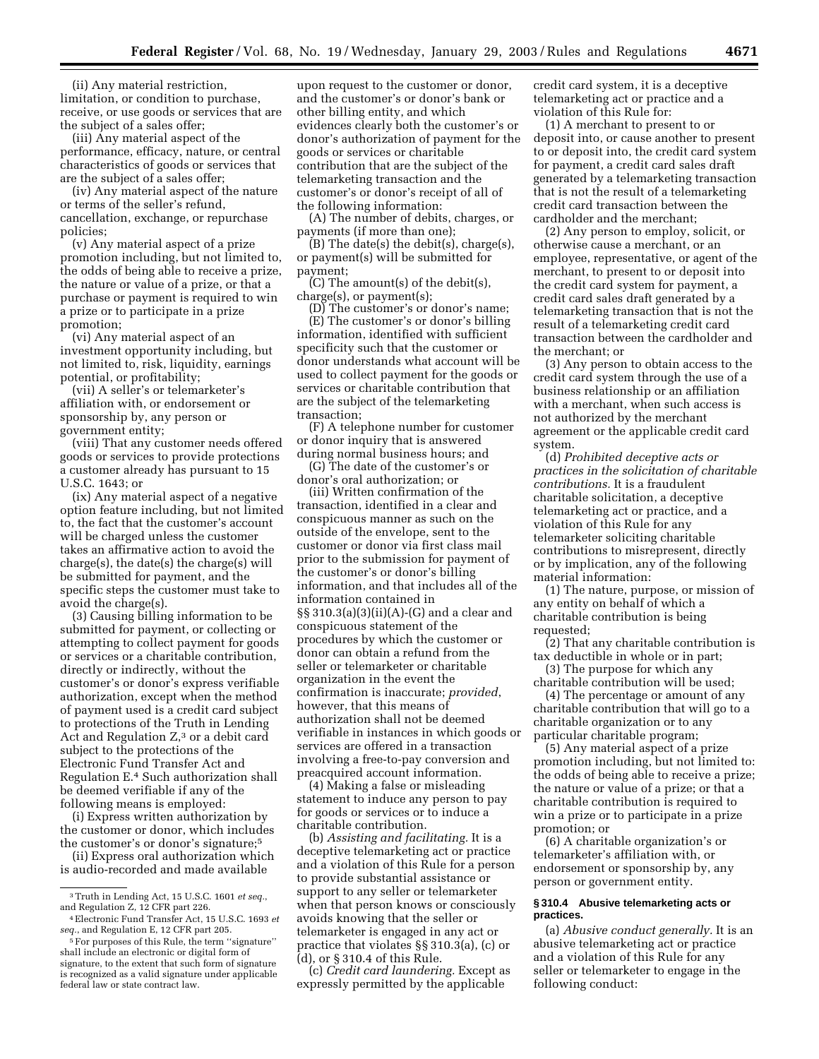(ii) Any material restriction, limitation, or condition to purchase, receive, or use goods or services that are the subject of a sales offer;

(iii) Any material aspect of the performance, efficacy, nature, or central characteristics of goods or services that are the subject of a sales offer;

(iv) Any material aspect of the nature or terms of the seller's refund, cancellation, exchange, or repurchase policies;

(v) Any material aspect of a prize promotion including, but not limited to, the odds of being able to receive a prize, the nature or value of a prize, or that a purchase or payment is required to win a prize or to participate in a prize promotion;

(vi) Any material aspect of an investment opportunity including, but not limited to, risk, liquidity, earnings potential, or profitability;

(vii) A seller's or telemarketer's affiliation with, or endorsement or sponsorship by, any person or government entity;

(viii) That any customer needs offered goods or services to provide protections a customer already has pursuant to 15 U.S.C. 1643; or

(ix) Any material aspect of a negative option feature including, but not limited to, the fact that the customer's account will be charged unless the customer takes an affirmative action to avoid the charge(s), the date(s) the charge(s) will be submitted for payment, and the specific steps the customer must take to avoid the charge(s).

(3) Causing billing information to be submitted for payment, or collecting or attempting to collect payment for goods or services or a charitable contribution, directly or indirectly, without the customer's or donor's express verifiable authorization, except when the method of payment used is a credit card subject to protections of the Truth in Lending Act and Regulation Z,[3] or a debit card subject to the protections of the Electronic Fund Transfer Act and Regulation E.[4] Such authorization shall be deemed verifiable if any of the following means is employed:

(i) Express written authorization by the customer or donor, which includes the customer's or donor's signature;[5]

(ii) Express oral authorization which is audio-recorded and made available upon request to the customer or donor, and the customer's or donor's bank or other billing entity, and which evidences clearly both the customer's or donor's authorization of payment for the goods or services or charitable contribution that are the subject of the telemarketing transaction and the customer's or donor's receipt of all of the following information:

(A) The number of debits, charges, or payments (if more than one);

(B) The date(s) the debit(s), charge(s), or payment(s) will be submitted for payment;

(C) The amount(s) of the debit(s), charge(s), or payment(s);

(D) The customer's or donor's name;

(E) The customer's or donor's billing information, identified with sufficient specificity such that the customer or donor understands what account will be used to collect payment for the goods or services or charitable contribution that are the subject of the telemarketing transaction;

(F) A telephone number for customer or donor inquiry that is answered during normal business hours; and

(G) The date of the customer's or donor's oral authorization; or

(iii) Written confirmation of the transaction, identified in a clear and conspicuous manner as such on the outside of the envelope, sent to the customer or donor via first class mail prior to the submission for payment of the customer's or donor's billing information, and that includes all of the information contained in §§ 310.3(a)(3)(ii)(A)-(G) and a clear and conspicuous statement of the procedures by which the customer or donor can obtain a refund from the seller or telemarketer or charitable organization in the event the confirmation is inaccurate; *provided*, however, that this means of authorization shall not be deemed verifiable in instances in which goods or services are offered in a transaction involving a free-to-pay conversion and preacquired account information.

(4) Making a false or misleading statement to induce any person to pay for goods or services or to induce a charitable contribution.

(b) *Assisting and facilitating.* It is a deceptive telemarketing act or practice and a violation of this Rule for a person to provide substantial assistance or support to any seller or telemarketer when that person knows or consciously avoids knowing that the seller or telemarketer is engaged in any act or practice that violates §§ 310.3(a), (c) or (d), or § 310.4 of this Rule.

(c) *Credit card laundering.* Except as expressly permitted by the applicable credit card system, it is a deceptive telemarketing act or practice and a violation of this Rule for:

(1) A merchant to present to or deposit into, or cause another to present to or deposit into, the credit card system for payment, a credit card sales draft generated by a telemarketing transaction that is not the result of a telemarketing credit card transaction between the cardholder and the merchant;

(2) Any person to employ, solicit, or otherwise cause a merchant, or an employee, representative, or agent of the merchant, to present to or deposit into the credit card system for payment, a credit card sales draft generated by a telemarketing transaction that is not the result of a telemarketing credit card transaction between the cardholder and the merchant; or

(3) Any person to obtain access to the credit card system through the use of a business relationship or an affiliation with a merchant, when such access is not authorized by the merchant agreement or the applicable credit card system.

(d) *Prohibited deceptive acts or practices in the solicitation of charitable contributions.* It is a fraudulent charitable solicitation, a deceptive telemarketing act or practice, and a violation of this Rule for any telemarketer soliciting charitable contributions to misrepresent, directly or by implication, any of the following material information:

(1) The nature, purpose, or mission of any entity on behalf of which a charitable contribution is being requested;

(2) That any charitable contribution is tax deductible in whole or in part;

(3) The purpose for which any charitable contribution will be used;

(4) The percentage or amount of any charitable contribution that will go to a charitable organization or to any particular charitable program;

(5) Any material aspect of a prize promotion including, but not limited to: the odds of being able to receive a prize; the nature or value of a prize; or that a charitable contribution is required to win a prize or to participate in a prize promotion; or

(6) A charitable organization's or telemarketer's affiliation with, or endorsement or sponsorship by, any person or government entity.

### § 310.4 Abusive telemarketing acts or practices.

(a) *Abusive conduct generally.* It is an abusive telemarketing act or practice and a violation of this Rule for any seller or telemarketer to engage in the following conduct:

---

[3] Truth in Lending Act, 15 U.S.C. 1601 *et seq.*, and Regulation Z, 12 CFR part 226.

[4] Electronic Fund Transfer Act, 15 U.S.C. 1693 *et seq.*, and Regulation E, 12 CFR part 205.

[5] For purposes of this Rule, the term "signature" shall include an electronic or digital form of signature, to the extent that such form of signature is recognized as a valid signature under applicable federal law or state contract law.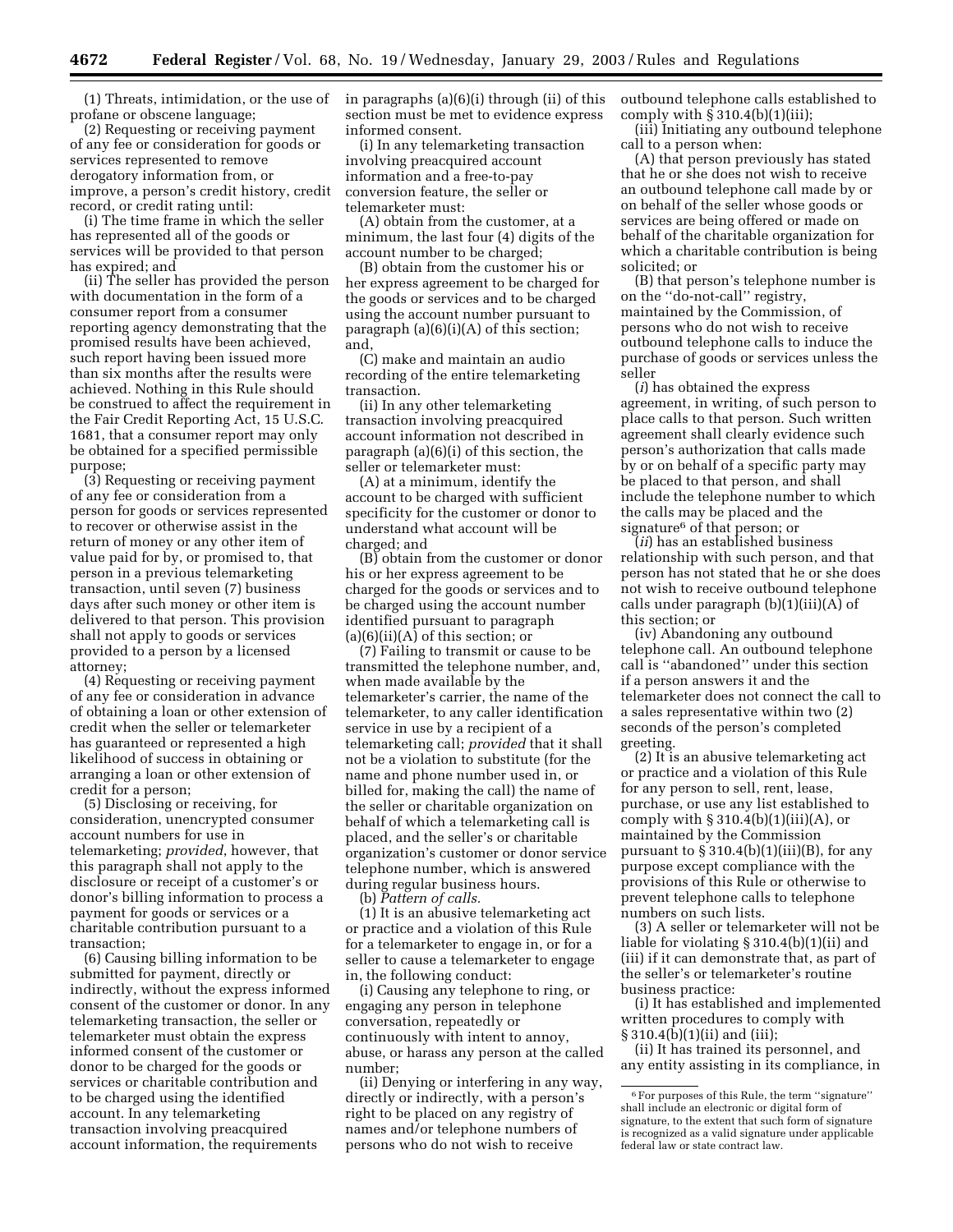(1) Threats, intimidation, or the use of profane or obscene language;

(2) Requesting or receiving payment of any fee or consideration for goods or services represented to remove derogatory information from, or improve, a person's credit history, credit record, or credit rating until:

(i) The time frame in which the seller has represented all of the goods or services will be provided to that person has expired; and

(ii) The seller has provided the person with documentation in the form of a consumer report from a consumer reporting agency demonstrating that the promised results have been achieved, such report having been issued more than six months after the results were achieved. Nothing in this Rule should be construed to affect the requirement in the Fair Credit Reporting Act, 15 U.S.C. 1681, that a consumer report may only be obtained for a specified permissible purpose;

(3) Requesting or receiving payment of any fee or consideration from a person for goods or services represented to recover or otherwise assist in the return of money or any other item of value paid for by, or promised to, that person in a previous telemarketing transaction, until seven (7) business days after such money or other item is delivered to that person. This provision shall not apply to goods or services provided to a person by a licensed attorney;

(4) Requesting or receiving payment of any fee or consideration in advance of obtaining a loan or other extension of credit when the seller or telemarketer has guaranteed or represented a high likelihood of success in obtaining or arranging a loan or other extension of credit for a person;

(5) Disclosing or receiving, for consideration, unencrypted consumer account numbers for use in telemarketing; *provided*, however, that this paragraph shall not apply to the disclosure or receipt of a customer's or donor's billing information to process a payment for goods or services or a charitable contribution pursuant to a transaction;

(6) Causing billing information to be submitted for payment, directly or indirectly, without the express informed consent of the customer or donor. In any telemarketing transaction, the seller or telemarketer must obtain the express informed consent of the customer or donor to be charged for the goods or services or charitable contribution and to be charged using the identified account. In any telemarketing transaction involving preacquired account information, the requirements in paragraphs (a)(6)(i) through (ii) of this section must be met to evidence express informed consent.

(i) In any telemarketing transaction involving preacquired account information and a free-to-pay conversion feature, the seller or telemarketer must:

(A) obtain from the customer, at a minimum, the last four (4) digits of the account number to be charged;

(B) obtain from the customer his or her express agreement to be charged for the goods or services and to be charged using the account number pursuant to paragraph (a)(6)(i)(A) of this section; and,

(C) make and maintain an audio recording of the entire telemarketing transaction.

(ii) In any other telemarketing transaction involving preacquired account information not described in paragraph (a)(6)(i) of this section, the seller or telemarketer must:

(A) at a minimum, identify the account to be charged with sufficient specificity for the customer or donor to understand what account will be charged; and

(B) obtain from the customer or donor his or her express agreement to be charged for the goods or services and to be charged using the account number identified pursuant to paragraph (a)(6)(ii)(A) of this section; or

(7) Failing to transmit or cause to be transmitted the telephone number, and, when made available by the telemarketer's carrier, the name of the telemarketer, to any caller identification service in use by a recipient of a telemarketing call; *provided* that it shall not be a violation to substitute (for the name and phone number used in, or billed for, making the call) the name of the seller or charitable organization on behalf of which a telemarketing call is placed, and the seller's or charitable organization's customer or donor service telephone number, which is answered during regular business hours.

(b) *Pattern of calls.*

(1) It is an abusive telemarketing act or practice and a violation of this Rule for a telemarketer to engage in, or for a seller to cause a telemarketer to engage in, the following conduct:

(i) Causing any telephone to ring, or engaging any person in telephone conversation, repeatedly or continuously with intent to annoy, abuse, or harass any person at the called number;

(ii) Denying or interfering in any way, directly or indirectly, with a person's right to be placed on any registry of names and/or telephone numbers of persons who do not wish to receive outbound telephone calls established to comply with § 310.4(b)(1)(iii);

(iii) Initiating any outbound telephone call to a person when:

(A) that person previously has stated that he or she does not wish to receive an outbound telephone call made by or on behalf of the seller whose goods or services are being offered or made on behalf of the charitable organization for which a charitable contribution is being solicited; or

(B) that person's telephone number is on the "do-not-call" registry, maintained by the Commission, of persons who do not wish to receive outbound telephone calls to induce the purchase of goods or services unless the seller

(*i*) has obtained the express agreement, in writing, of such person to place calls to that person. Such written agreement shall clearly evidence such person's authorization that calls made by or on behalf of a specific party may be placed to that person, and shall include the telephone number to which the calls may be placed and the signature[6] of that person; or

(*ii*) has an established business relationship with such person, and that person has not stated that he or she does not wish to receive outbound telephone calls under paragraph (b)(1)(iii)(A) of this section; or

(iv) Abandoning any outbound telephone call. An outbound telephone call is "abandoned" under this section if a person answers it and the telemarketer does not connect the call to a sales representative within two (2) seconds of the person's completed greeting.

(2) It is an abusive telemarketing act or practice and a violation of this Rule for any person to sell, rent, lease, purchase, or use any list established to comply with § 310.4(b)(1)(iii)(A), or maintained by the Commission pursuant to § 310.4(b)(1)(iii)(B), for any purpose except compliance with the provisions of this Rule or otherwise to prevent telephone calls to telephone numbers on such lists.

(3) A seller or telemarketer will not be liable for violating § 310.4(b)(1)(ii) and (iii) if it can demonstrate that, as part of the seller's or telemarketer's routine business practice:

(i) It has established and implemented written procedures to comply with § 310.4(b)(1)(ii) and (iii);

(ii) It has trained its personnel, and any entity assisting in its compliance, in

---

[6] For purposes of this Rule, the term "signature" shall include an electronic or digital form of signature, to the extent that such form of signature is recognized as a valid signature under applicable federal law or state contract law.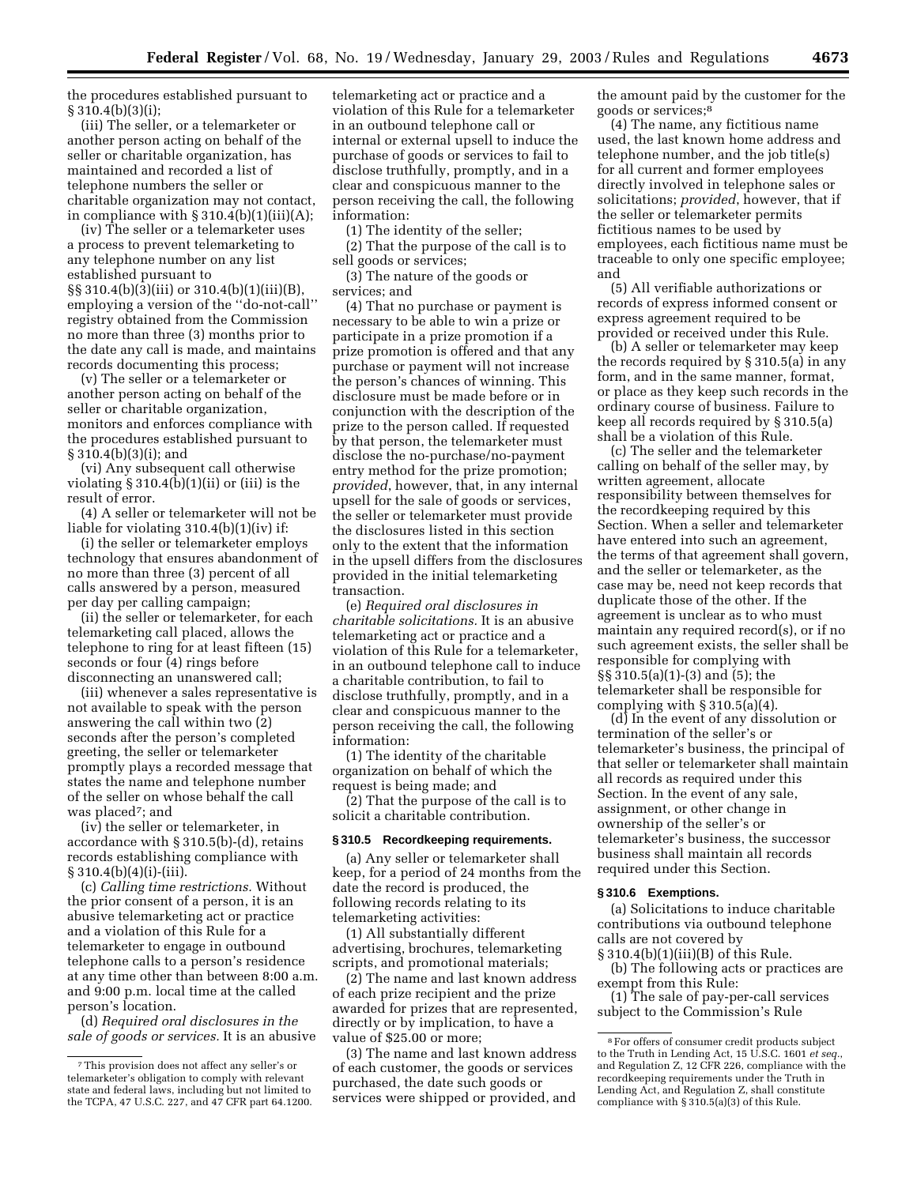the procedures established pursuant to § 310.4(b)(3)(i);

(iii) The seller, or a telemarketer or another person acting on behalf of the seller or charitable organization, has maintained and recorded a list of telephone numbers the seller or charitable organization may not contact, in compliance with § 310.4(b)(1)(iii)(A);

(iv) The seller or a telemarketer uses a process to prevent telemarketing to any telephone number on any list established pursuant to §§ 310.4(b)(3)(iii) or 310.4(b)(1)(iii)(B), employing a version of the ''do-not-call'' registry obtained from the Commission no more than three (3) months prior to the date any call is made, and maintains records documenting this process;

(v) The seller or a telemarketer or another person acting on behalf of the seller or charitable organization, monitors and enforces compliance with the procedures established pursuant to § 310.4(b)(3)(i); and

(vi) Any subsequent call otherwise violating § 310.4(b)(1)(ii) or (iii) is the result of error.

(4) A seller or telemarketer will not be liable for violating 310.4(b)(1)(iv) if:

(i) the seller or telemarketer employs technology that ensures abandonment of no more than three (3) percent of all calls answered by a person, measured per day per calling campaign;

(ii) the seller or telemarketer, for each telemarketing call placed, allows the telephone to ring for at least fifteen (15) seconds or four (4) rings before disconnecting an unanswered call;

(iii) whenever a sales representative is not available to speak with the person answering the call within two (2) seconds after the person's completed greeting, the seller or telemarketer promptly plays a recorded message that states the name and telephone number of the seller on whose behalf the call was placed[7]; and

(iv) the seller or telemarketer, in accordance with § 310.5(b)-(d), retains records establishing compliance with § 310.4(b)(4)(i)-(iii).

(c) *Calling time restrictions.* Without the prior consent of a person, it is an abusive telemarketing act or practice and a violation of this Rule for a telemarketer to engage in outbound telephone calls to a person's residence at any time other than between 8:00 a.m. and 9:00 p.m. local time at the called person's location.

(d) *Required oral disclosures in the sale of goods or services.* It is an abusive telemarketing act or practice and a violation of this Rule for a telemarketer in an outbound telephone call or internal or external upsell to induce the purchase of goods or services to fail to disclose truthfully, promptly, and in a clear and conspicuous manner to the person receiving the call, the following information:

(1) The identity of the seller;

(2) That the purpose of the call is to sell goods or services;

(3) The nature of the goods or services; and

(4) That no purchase or payment is necessary to be able to win a prize or participate in a prize promotion if a prize promotion is offered and that any purchase or payment will not increase the person's chances of winning. This disclosure must be made before or in conjunction with the description of the prize to the person called. If requested by that person, the telemarketer must disclose the no-purchase/no-payment entry method for the prize promotion; *provided*, however, that, in any internal upsell for the sale of goods or services, the seller or telemarketer must provide the disclosures listed in this section only to the extent that the information in the upsell differs from the disclosures provided in the initial telemarketing transaction.

(e) *Required oral disclosures in charitable solicitations.* It is an abusive telemarketing act or practice and a violation of this Rule for a telemarketer, in an outbound telephone call to induce a charitable contribution, to fail to disclose truthfully, promptly, and in a clear and conspicuous manner to the person receiving the call, the following information:

(1) The identity of the charitable organization on behalf of which the request is being made; and

(2) That the purpose of the call is to solicit a charitable contribution.

### § 310.5 Recordkeeping requirements.

(a) Any seller or telemarketer shall keep, for a period of 24 months from the date the record is produced, the following records relating to its telemarketing activities:

(1) All substantially different advertising, brochures, telemarketing scripts, and promotional materials;

(2) The name and last known address of each prize recipient and the prize awarded for prizes that are represented, directly or by implication, to have a value of $25.00 or more;

(3) The name and last known address of each customer, the goods or services purchased, the date such goods or services were shipped or provided, and the amount paid by the customer for the goods or services;[8]

(4) The name, any fictitious name used, the last known home address and telephone number, and the job title(s) for all current and former employees directly involved in telephone sales or solicitations; *provided*, however, that if the seller or telemarketer permits fictitious names to be used by employees, each fictitious name must be traceable to only one specific employee; and

(5) All verifiable authorizations or records of express informed consent or express agreement required to be provided or received under this Rule.

(b) A seller or telemarketer may keep the records required by § 310.5(a) in any form, and in the same manner, format, or place as they keep such records in the ordinary course of business. Failure to keep all records required by § 310.5(a) shall be a violation of this Rule.

(c) The seller and the telemarketer calling on behalf of the seller may, by written agreement, allocate responsibility between themselves for the recordkeeping required by this Section. When a seller and telemarketer have entered into such an agreement, the terms of that agreement shall govern, and the seller or telemarketer, as the case may be, need not keep records that duplicate those of the other. If the agreement is unclear as to who must maintain any required record(s), or if no such agreement exists, the seller shall be responsible for complying with §§ 310.5(a)(1)-(3) and (5); the telemarketer shall be responsible for complying with § 310.5(a)(4).

(d) In the event of any dissolution or termination of the seller's or telemarketer's business, the principal of that seller or telemarketer shall maintain all records as required under this Section. In the event of any sale, assignment, or other change in ownership of the seller's or telemarketer's business, the successor business shall maintain all records required under this Section.

### § 310.6 Exemptions.

(a) Solicitations to induce charitable contributions via outbound telephone calls are not covered by § 310.4(b)(1)(iii)(B) of this Rule.

(b) The following acts or practices are exempt from this Rule:

(1) The sale of pay-per-call services subject to the Commission's Rule

---

[7] This provision does not affect any seller's or telemarketer's obligation to comply with relevant state and federal laws, including but not limited to the TCPA, 47 U.S.C. 227, and 47 CFR part 64.1200.

[8] For offers of consumer credit products subject to the Truth in Lending Act, 15 U.S.C. 1601 *et seq.*, and Regulation Z, 12 CFR 226, compliance with the recordkeeping requirements under the Truth in Lending Act, and Regulation Z, shall constitute compliance with § 310.5(a)(3) of this Rule.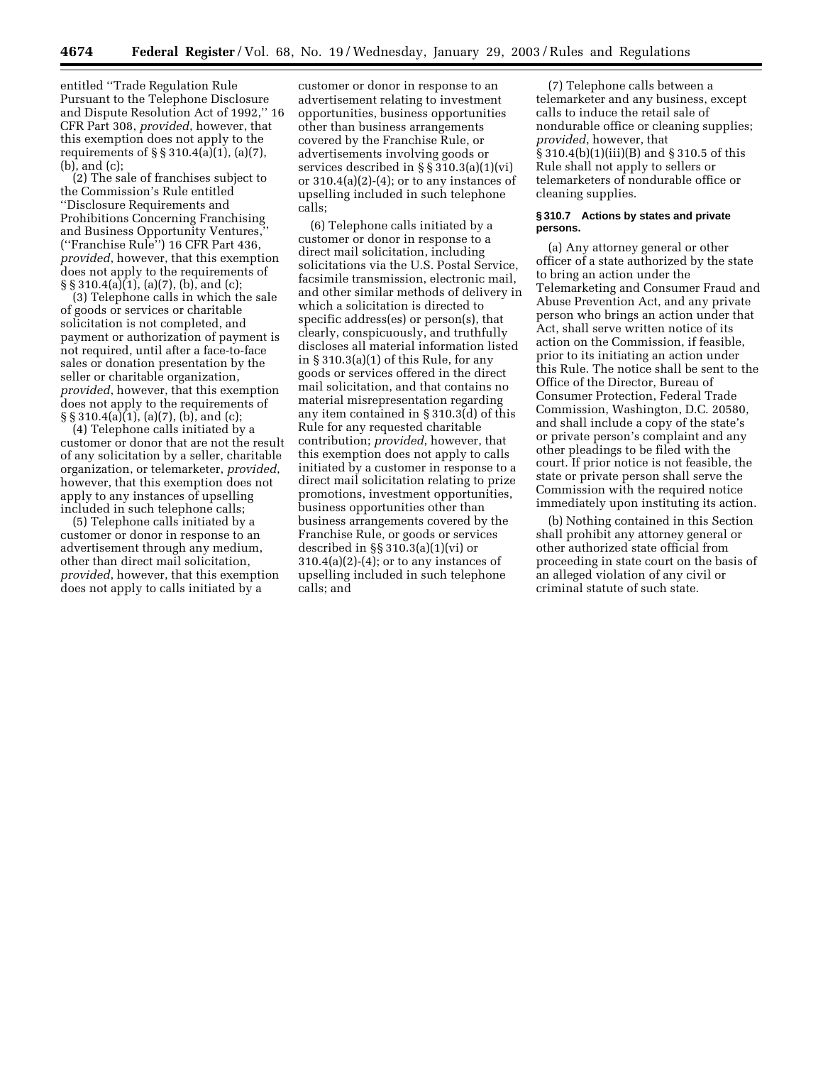entitled ''Trade Regulation Rule Pursuant to the Telephone Disclosure and Dispute Resolution Act of 1992,'' 16 CFR Part 308, *provided*, however, that this exemption does not apply to the requirements of §§ 310.4(a)(1), (a)(7), (b), and (c);

(2) The sale of franchises subject to the Commission's Rule entitled ''Disclosure Requirements and Prohibitions Concerning Franchising and Business Opportunity Ventures,'' (''Franchise Rule'') 16 CFR Part 436, *provided*, however, that this exemption does not apply to the requirements of §§ 310.4(a)(1), (a)(7), (b), and (c);

(3) Telephone calls in which the sale of goods or services or charitable solicitation is not completed, and payment or authorization of payment is not required, until after a face-to-face sales or donation presentation by the seller or charitable organization, *provided*, however, that this exemption does not apply to the requirements of §§ 310.4(a)(1), (a)(7), (b), and (c);

(4) Telephone calls initiated by a customer or donor that are not the result of any solicitation by a seller, charitable organization, or telemarketer, *provided*, however, that this exemption does not apply to any instances of upselling included in such telephone calls;

(5) Telephone calls initiated by a customer or donor in response to an advertisement through any medium, other than direct mail solicitation, *provided*, however, that this exemption does not apply to calls initiated by a customer or donor in response to an advertisement relating to investment opportunities, business opportunities other than business arrangements covered by the Franchise Rule, or advertisements involving goods or services described in §§ 310.3(a)(1)(vi) or 310.4(a)(2)-(4); or to any instances of upselling included in such telephone calls;

(6) Telephone calls initiated by a customer or donor in response to a direct mail solicitation, including solicitations via the U.S. Postal Service, facsimile transmission, electronic mail, and other similar methods of delivery in which a solicitation is directed to specific address(es) or person(s), that clearly, conspicuously, and truthfully discloses all material information listed in § 310.3(a)(1) of this Rule, for any goods or services offered in the direct mail solicitation, and that contains no material misrepresentation regarding any item contained in § 310.3(d) of this Rule for any requested charitable contribution; *provided*, however, that this exemption does not apply to calls initiated by a customer in response to a direct mail solicitation relating to prize promotions, investment opportunities, business opportunities other than business arrangements covered by the Franchise Rule, or goods or services described in §§ 310.3(a)(1)(vi) or 310.4(a)(2)-(4); or to any instances of upselling included in such telephone calls; and

(7) Telephone calls between a telemarketer and any business, except calls to induce the retail sale of nondurable office or cleaning supplies; *provided*, however, that § 310.4(b)(1)(iii)(B) and § 310.5 of this Rule shall not apply to sellers or telemarketers of nondurable office or cleaning supplies.

#### § 310.7 Actions by states and private persons.

(a) Any attorney general or other officer of a state authorized by the state to bring an action under the Telemarketing and Consumer Fraud and Abuse Prevention Act, and any private person who brings an action under that Act, shall serve written notice of its action on the Commission, if feasible, prior to its initiating an action under this Rule. The notice shall be sent to the Office of the Director, Bureau of Consumer Protection, Federal Trade Commission, Washington, D.C. 20580, and shall include a copy of the state's or private person's complaint and any other pleadings to be filed with the court. If prior notice is not feasible, the state or private person shall serve the Commission with the required notice immediately upon instituting its action.

(b) Nothing contained in this Section shall prohibit any attorney general or other authorized state official from proceeding in state court on the basis of an alleged violation of any civil or criminal statute of such state.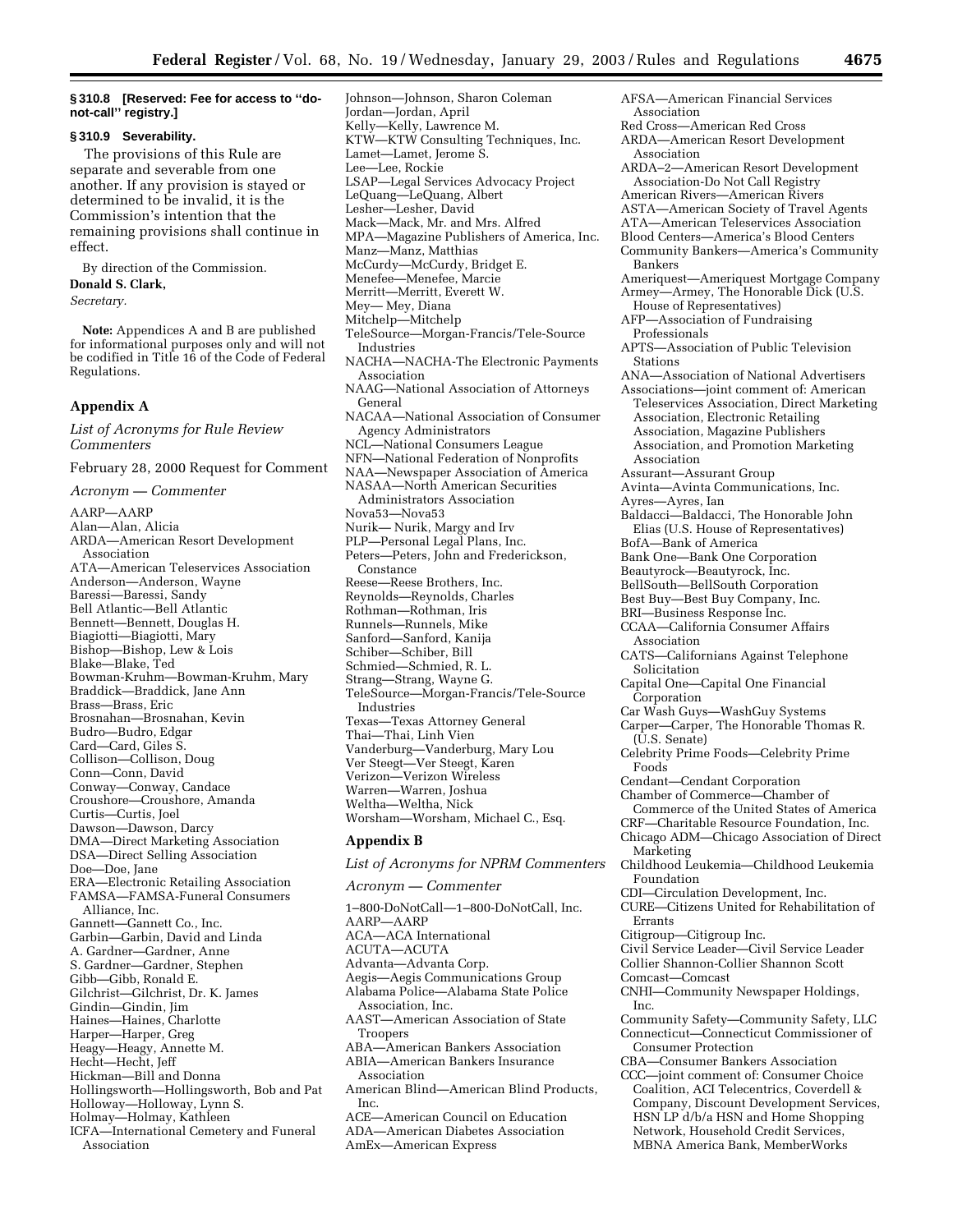**§ 310.8 [Reserved: Fee for access to ''do-not-call'' registry.]**

**§ 310.9 Severability.**

The provisions of this Rule are separate and severable from one another. If any provision is stayed or determined to be invalid, it is the Commission's intention that the remaining provisions shall continue in effect.

By direction of the Commission.

**Donald S. Clark,**

*Secretary.*

**Note:** Appendices A and B are published for informational purposes only and will not be codified in Title 16 of the Code of Federal Regulations.

## Appendix A

*List of Acronyms for Rule Review Commenters*

February 28, 2000 Request for Comment

*Acronym — Commenter*

AARP—AARP
Alan—Alan, Alicia
ARDA—American Resort Development Association
ATA—American Teleservices Association
Anderson—Anderson, Wayne
Baressi—Baressi, Sandy
Bell Atlantic—Bell Atlantic
Bennett—Bennett, Douglas H.
Biagiotti—Biagiotti, Mary
Bishop—Bishop, Lew & Lois
Blake—Blake, Ted
Bowman-Kruhm—Bowman-Kruhm, Mary
Braddick—Braddick, Jane Ann
Brass—Brass, Eric
Brosnahan—Brosnahan, Kevin
Budro—Budro, Edgar
Card—Card, Giles S.
Collison—Collison, Doug
Conn—Conn, David
Conway—Conway, Candace
Croushore—Croushore, Amanda
Curtis—Curtis, Joel
Dawson—Dawson, Darcy
DMA—Direct Marketing Association
DSA—Direct Selling Association
Doe—Doe, Jane
ERA—Electronic Retailing Association
FAMSA—FAMSA-Funeral Consumers Alliance, Inc.
Gannett—Gannett Co., Inc.
Garbin—Garbin, David and Linda
A. Gardner—Gardner, Anne
S. Gardner—Gardner, Stephen
Gibb—Gibb, Ronald E.
Gilchrist—Gilchrist, Dr. K. James
Gindin—Gindin, Jim
Haines—Haines, Charlotte
Harper—Harper, Greg
Heagy—Heagy, Annette M.
Hecht—Hecht, Jeff
Hickman—Bill and Donna
Hollingsworth—Hollingsworth, Bob and Pat
Holloway—Holloway, Lynn S.
Holmay—Holmay, Kathleen
ICFA—International Cemetery and Funeral Association
Johnson—Johnson, Sharon Coleman
Jordan—Jordan, April
Kelly—Kelly, Lawrence M.
KTW—KTW Consulting Techniques, Inc.
Lamet—Lamet, Jerome S.
Lee—Lee, Rockie
LSAP—Legal Services Advocacy Project
LeQuang—LeQuang, Albert
Lesher—Lesher, David
Mack—Mack, Mr. and Mrs. Alfred
MPA—Magazine Publishers of America, Inc.
Manz—Manz, Matthias
McCurdy—McCurdy, Bridget E.
Menefee—Menefee, Marcie
Merritt—Merritt, Everett W.
Mey— Mey, Diana
Mitchelp—Mitchelp
TeleSource—Morgan-Francis/Tele-Source Industries
NACHA—NACHA-The Electronic Payments Association
NAAG—National Association of Attorneys General
NACAA—National Association of Consumer Agency Administrators
NCL—National Consumers League
NFN—National Federation of Nonprofits
NAA—Newspaper Association of America
NASAA—North American Securities Administrators Association
Nova53—Nova53
Nurik— Nurik, Margy and Irv
PLP—Personal Legal Plans, Inc.
Peters—Peters, John and Frederickson, Constance
Reese—Reese Brothers, Inc.
Reynolds—Reynolds, Charles
Rothman—Rothman, Iris
Runnels—Runnels, Mike
Sanford—Sanford, Kanija
Schiber—Schiber, Bill
Schmied—Schmied, R. L.
Strang—Strang, Wayne G.
TeleSource—Morgan-Francis/Tele-Source Industries
Texas—Texas Attorney General
Thai—Thai, Linh Vien
Vanderburg—Vanderburg, Mary Lou
Ver Steegt—Ver Steegt, Karen
Verizon—Verizon Wireless
Warren—Warren, Joshua
Weltha—Weltha, Nick
Worsham—Worsham, Michael C., Esq.

## Appendix B

*List of Acronyms for NPRM Commenters*

*Acronym — Commenter*

1–800-DoNotCall—1–800-DoNotCall, Inc.
AARP—AARP
ACA—ACA International
ACUTA—ACUTA
Advanta—Advanta Corp.
Aegis—Aegis Communications Group
Alabama Police—Alabama State Police Association, Inc.
AAST—American Association of State Troopers
ABA—American Bankers Association
ABIA—American Bankers Insurance Association
American Blind—American Blind Products, Inc.
ACE—American Council on Education
ADA—American Diabetes Association
AmEx—American Express
AFSA—American Financial Services Association
Red Cross—American Red Cross
ARDA—American Resort Development Association
ARDA–2—American Resort Development Association-Do Not Call Registry
American Rivers—American Rivers
ASTA—American Society of Travel Agents
ATA—American Teleservices Association
Blood Centers—America's Blood Centers
Community Bankers—America's Community Bankers
Ameriquest—Ameriquest Mortgage Company
Armey—Armey, The Honorable Dick (U.S. House of Representatives)
AFP—Association of Fundraising Professionals
APTS—Association of Public Television Stations
ANA—Association of National Advertisers
Associations—joint comment of: American Teleservices Association, Direct Marketing Association, Electronic Retailing Association, Magazine Publishers Association, and Promotion Marketing Association
Assurant—Assurant Group
Avinta—Avinta Communications, Inc.
Ayres—Ayres, Ian
Baldacci—Baldacci, The Honorable John Elias (U.S. House of Representatives)
BofA—Bank of America
Bank One—Bank One Corporation
Beautyrock—Beautyrock, Inc.
BellSouth—BellSouth Corporation
Best Buy—Best Buy Company, Inc.
BRI—Business Response Inc.
CCAA—California Consumer Affairs Association
CATS—Californians Against Telephone Solicitation
Capital One—Capital One Financial Corporation
Car Wash Guys—WashGuy Systems
Carper—Carper, The Honorable Thomas R. (U.S. Senate)
Celebrity Prime Foods—Celebrity Prime Foods
Cendant—Cendant Corporation
Chamber of Commerce—Chamber of Commerce of the United States of America
CRF—Charitable Resource Foundation, Inc.
Chicago ADM—Chicago Association of Direct Marketing
Childhood Leukemia—Childhood Leukemia Foundation
CDI—Circulation Development, Inc.
CURE—Citizens United for Rehabilitation of Errants
Citigroup—Citigroup Inc.
Civil Service Leader—Civil Service Leader
Collier Shannon—Collier Shannon Scott
Comcast—Comcast
CNHI—Community Newspaper Holdings, Inc.
Community Safety—Community Safety, LLC
Connecticut—Connecticut Commissioner of Consumer Protection
CBA—Consumer Bankers Association
CCC—joint comment of: Consumer Choice Coalition, ACI Telecentrics, Coverdell & Company, Discount Development Services, HSN LP d/b/a HSN and Home Shopping Network, Household Credit Services, MBNA America Bank, MemberWorks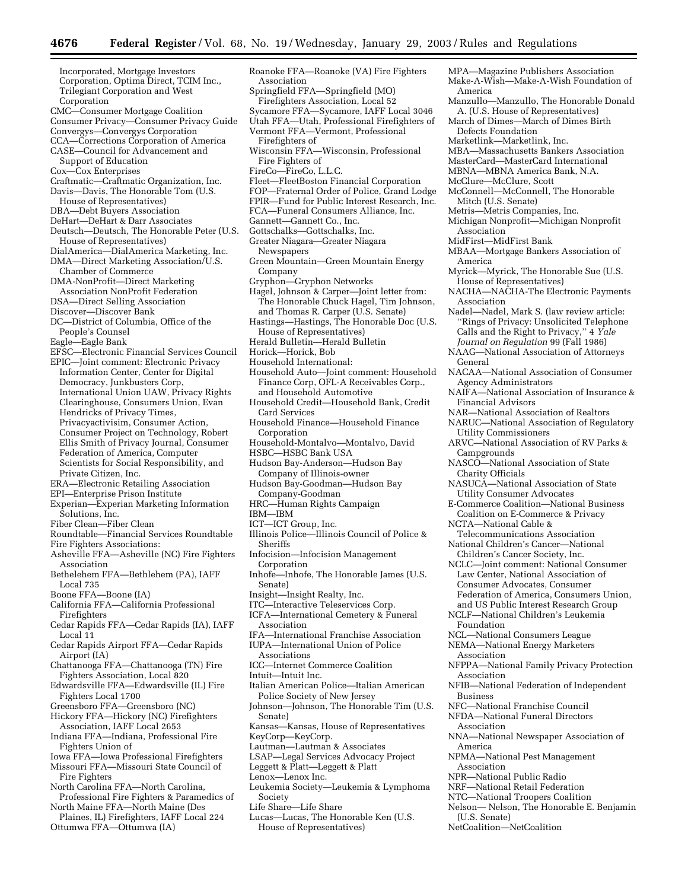Incorporated, Mortgage Investors Corporation, Optima Direct, TCIM Inc., Trilegiant Corporation and West Corporation

CMC—Consumer Mortgage Coalition

Consumer Privacy—Consumer Privacy Guide

Convergys—Convergys Corporation

CCA—Corrections Corporation of America

CASE—Council for Advancement and Support of Education

Cox—Cox Enterprises

Craftmatic—Craftmatic Organization, Inc.

Davis—Davis, The Honorable Tom (U.S. House of Representatives)

DBA—Debt Buyers Association

DeHart—DeHart & Darr Associates

Deutsch—Deutsch, The Honorable Peter (U.S. House of Representatives)

DialAmerica—DialAmerica Marketing, Inc.

DMA—Direct Marketing Association/U.S. Chamber of Commerce

DMA-NonProfit—Direct Marketing Association NonProfit Federation

DSA—Direct Selling Association

Discover—Discover Bank

DC—District of Columbia, Office of the People's Counsel

Eagle—Eagle Bank

EFSC—Electronic Financial Services Council

EPIC—Joint comment: Electronic Privacy Information Center, Center for Digital Democracy, Junkbusters Corp, International Union UAW, Privacy Rights Clearinghouse, Consumers Union, Evan Hendricks of Privacy Times, Privacyactivisim, Consumer Action, Consumer Project on Technology, Robert Ellis Smith of Privacy Journal, Consumer Federation of America, Computer Scientists for Social Responsibility, and Private Citizen, Inc.

ERA—Electronic Retailing Association

EPI—Enterprise Prison Institute

Experian—Experian Marketing Information Solutions, Inc.

Fiber Clean—Fiber Clean

Roundtable—Financial Services Roundtable

Fire Fighters Associations:

Asheville FFA—Asheville (NC) Fire Fighters Association

Bethelehem FFA—Bethlehem (PA), IAFF Local 735

Boone FFA—Boone (IA)

California FFA—California Professional Firefighters

Cedar Rapids FFA—Cedar Rapids (IA), IAFF Local 11

Cedar Rapids Airport FFA—Cedar Rapids Airport (IA)

Chattanooga FFA—Chattanooga (TN) Fire Fighters Association, Local 820

Edwardsville FFA—Edwardsville (IL) Fire Fighters Local 1700

Greensboro FFA—Greensboro (NC)

Hickory FFA—Hickory (NC) Firefighters Association, IAFF Local 2653

Indiana FFA—Indiana, Professional Fire Fighters Union of

Iowa FFA—Iowa Professional Firefighters

Missouri FFA—Missouri State Council of Fire Fighters

North Carolina FFA—North Carolina, Professional Fire Fighters & Paramedics of

North Maine FFA—North Maine (Des Plaines, IL) Firefighters, IAFF Local 224

Ottumwa FFA—Ottumwa (IA)

Roanoke FFA—Roanoke (VA) Fire Fighters Association

Springfield FFA—Springfield (MO) Firefighters Association, Local 52

Sycamore FFA—Sycamore, IAFF Local 3046

Utah FFA—Utah, Professional Firefighters of

Vermont FFA—Vermont, Professional Firefighters of

Wisconsin FFA—Wisconsin, Professional Fire Fighters of

FireCo—FireCo, L.L.C.

Fleet—FleetBoston Financial Corporation

FOP—Fraternal Order of Police, Grand Lodge

FPIR—Fund for Public Interest Research, Inc.

FCA—Funeral Consumers Alliance, Inc.

Gannett—Gannett Co., Inc.

Gottschalks—Gottschalks, Inc.

Greater Niagara—Greater Niagara Newspapers

Green Mountain—Green Mountain Energy Company

Gryphon—Gryphon Networks

Hagel, Johnson & Carper—Joint letter from: The Honorable Chuck Hagel, Tim Johnson, and Thomas R. Carper (U.S. Senate)

Hastings—Hastings, The Honorable Doc (U.S. House of Representatives)

Herald Bulletin—Herald Bulletin

Horick—Horick, Bob

Household International:

Household Auto—Joint comment: Household Finance Corp, OFL-A Receivables Corp., and Household Automotive

Household Credit—Household Bank, Credit Card Services

Household Finance—Household Finance Corporation

Household-Montalvo—Montalvo, David

HSBC—HSBC Bank USA

Hudson Bay-Anderson—Hudson Bay Company of Illinois-owner

Hudson Bay-Goodman—Hudson Bay Company-Goodman

HRC—Human Rights Campaign

IBM—IBM

ICT—ICT Group, Inc.

Illinois Police—Illinois Council of Police & Sheriffs

Infocision—Infocision Management Corporation

Inhofe—Inhofe, The Honorable James (U.S. Senate)

Insight—Insight Realty, Inc.

ITC—Interactive Teleservices Corp.

ICFA—International Cemetery & Funeral Association

IFA—International Franchise Association

IUPA—International Union of Police Associations

ICC—Internet Commerce Coalition

Intuit—Intuit Inc.

Italian American Police—Italian American Police Society of New Jersey

Johnson—Johnson, The Honorable Tim (U.S. Senate)

Kansas—Kansas, House of Representatives

KeyCorp—KeyCorp.

Lautman—Lautman & Associates

LSAP—Legal Services Advocacy Project

Leggett & Platt—Leggett & Platt

Lenox—Lenox Inc.

Leukemia Society—Leukemia & Lymphoma Society

Life Share—Life Share

Lucas—Lucas, The Honorable Ken (U.S. House of Representatives)

MPA—Magazine Publishers Association

Make-A-Wish—Make-A-Wish Foundation of America

Manzullo—Manzullo, The Honorable Donald A. (U.S. House of Representatives)

March of Dimes—March of Dimes Birth Defects Foundation

Marketlink—Marketlink, Inc.

MBA—Massachusetts Bankers Association

MasterCard—MasterCard International

MBNA—MBNA America Bank, N.A.

McClure—McClure, Scott

McConnell—McConnell, The Honorable Mitch (U.S. Senate)

Metris—Metris Companies, Inc.

Michigan Nonprofit—Michigan Nonprofit Association

MidFirst—MidFirst Bank

MBAA—Mortgage Bankers Association of America

Myrick—Myrick, The Honorable Sue (U.S. House of Representatives)

NACHA—NACHA-The Electronic Payments Association

Nadel—Nadel, Mark S. (law review article: ''Rings of Privacy: Unsolicited Telephone Calls and the Right to Privacy,'' 4 *Yale Journal on Regulation* 99 (Fall 1986)

NAAG—National Association of Attorneys General

NACAA—National Association of Consumer Agency Administrators

NAIFA—National Association of Insurance & Financial Advisors

NAR—National Association of Realtors

NARUC—National Association of Regulatory Utility Commissioners

ARVC—National Association of RV Parks & Campgrounds

NASCO—National Association of State Charity Officials

NASUCA—National Association of State Utility Consumer Advocates

E-Commerce Coalition—National Business Coalition on E-Commerce & Privacy

NCTA—National Cable & Telecommunications Association

National Children's Cancer—National Children's Cancer Society, Inc.

NCLC—Joint comment: National Consumer Law Center, National Association of Consumer Advocates, Consumer Federation of America, Consumers Union, and US Public Interest Research Group

NCLF—National Children's Leukemia Foundation

NCL—National Consumers League

NEMA—National Energy Marketers Association

NFPPA—National Family Privacy Protection Association

NFIB—National Federation of Independent Business

NFC—National Franchise Council

NFDA—National Funeral Directors Association

NNA—National Newspaper Association of America

NPMA—National Pest Management Association

NPR—National Public Radio

NRF—National Retail Federation

NTC—National Troopers Coalition

Nelson— Nelson, The Honorable E. Benjamin (U.S. Senate)

NetCoalition—NetCoalition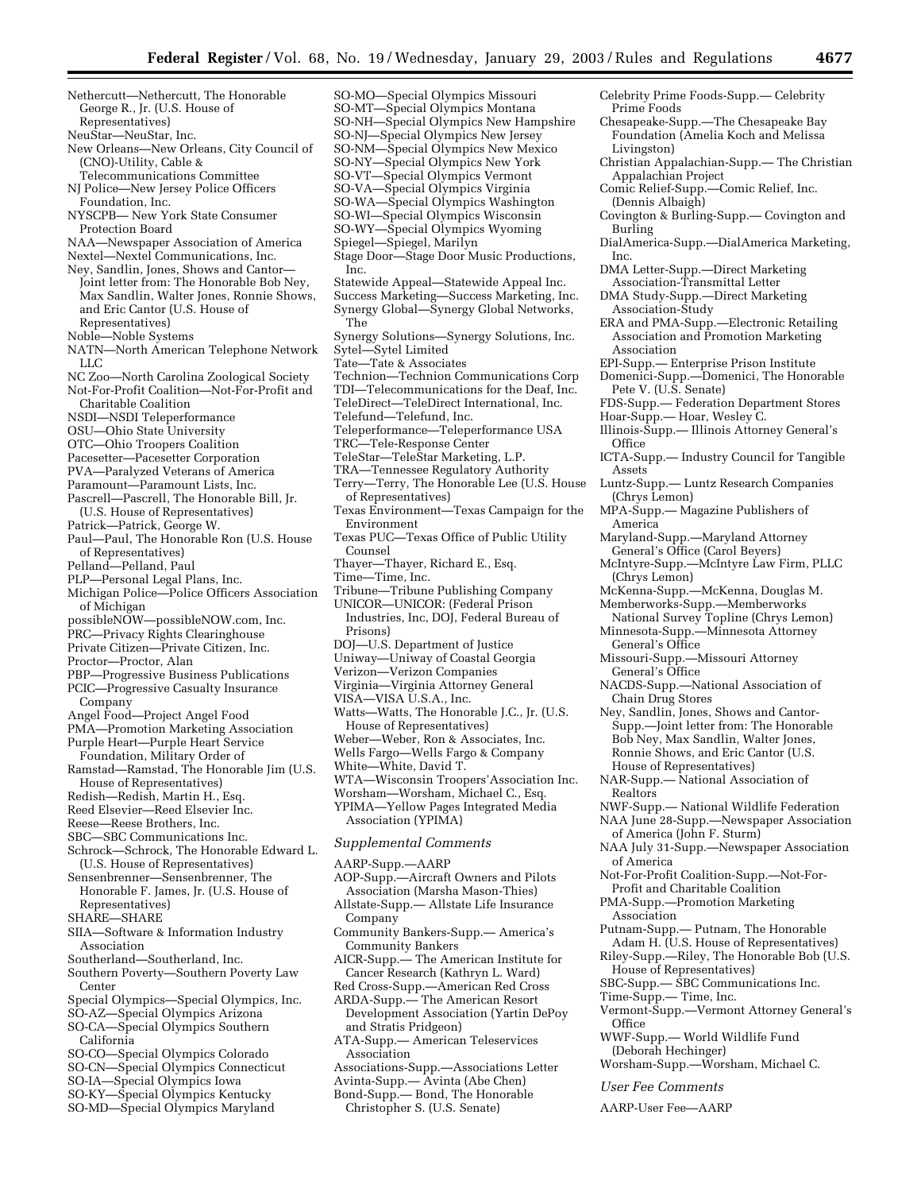Nethercutt—Nethercutt, The Honorable George R., Jr. (U.S. House of Representatives)
NeuStar—NeuStar, Inc.
New Orleans—New Orleans, City Council of (CNO)-Utility, Cable & Telecommunications Committee
NJ Police—New Jersey Police Officers Foundation, Inc.
NYSCPB— New York State Consumer Protection Board
NAA—Newspaper Association of America
Nextel—Nextel Communications, Inc.
Ney, Sandlin, Jones, Shows and Cantor—Joint letter from: The Honorable Bob Ney, Max Sandlin, Walter Jones, Ronnie Shows, and Eric Cantor (U.S. House of Representatives)
Noble—Noble Systems
NATN—North American Telephone Network LLC
NC Zoo—North Carolina Zoological Society
Not-For-Profit Coalition—Not-For-Profit and Charitable Coalition
NSDI—NSDI Teleperformance
OSU—Ohio State University
OTC—Ohio Troopers Coalition
Pacesetter—Pacesetter Corporation
PVA—Paralyzed Veterans of America
Paramount—Paramount Lists, Inc.
Pascrell—Pascrell, The Honorable Bill, Jr. (U.S. House of Representatives)
Patrick—Patrick, George W.
Paul—Paul, The Honorable Ron (U.S. House of Representatives)
Pelland—Pelland, Paul
PLP—Personal Legal Plans, Inc.
Michigan Police—Police Officers Association of Michigan
possibleNOW—possibleNOW.com, Inc.
PRC—Privacy Rights Clearinghouse
Private Citizen—Private Citizen, Inc.
Proctor—Proctor, Alan
PBP—Progressive Business Publications
PCIC—Progressive Casualty Insurance Company
Angel Food—Project Angel Food
PMA—Promotion Marketing Association
Purple Heart—Purple Heart Service Foundation, Military Order of
Ramstad—Ramstad, The Honorable Jim (U.S. House of Representatives)
Redish—Redish, Martin H., Esq.
Reed Elsevier—Reed Elsevier Inc.
Reese—Reese Brothers, Inc.
SBC—SBC Communications Inc.
Schrock—Schrock, The Honorable Edward L. (U.S. House of Representatives)
Sensenbrenner—Sensenbrenner, The Honorable F. James, Jr. (U.S. House of Representatives)
SHARE—SHARE
SIIA—Software & Information Industry Association
Southerland—Southerland, Inc.
Southern Poverty—Southern Poverty Law Center
Special Olympics—Special Olympics, Inc.
SO-AZ—Special Olympics Arizona
SO-CA—Special Olympics Southern California
SO-CO—Special Olympics Colorado
SO-CN—Special Olympics Connecticut
SO-IA—Special Olympics Iowa
SO-KY—Special Olympics Kentucky
SO-MD—Special Olympics Maryland
SO-MO—Special Olympics Missouri
SO-MT—Special Olympics Montana
SO-NH—Special Olympics New Hampshire
SO-NJ—Special Olympics New Jersey
SO-NM—Special Olympics New Mexico
SO-NY—Special Olympics New York
SO-VT—Special Olympics Vermont
SO-VA—Special Olympics Virginia
SO-WA—Special Olympics Washington
SO-WI—Special Olympics Wisconsin
SO-WY—Special Olympics Wyoming
Spiegel—Spiegel, Marilyn
Stage Door—Stage Door Music Productions, Inc.
Statewide Appeal—Statewide Appeal Inc.
Success Marketing—Success Marketing, Inc.
Synergy Global—Synergy Global Networks, The
Synergy Solutions—Synergy Solutions, Inc.
Sytel—Sytel Limited
Tate—Tate & Associates
Technion—Technion Communications Corp
TDI—Telecommunications for the Deaf, Inc.
TeleDirect—TeleDirect International, Inc.
Telefund—Telefund, Inc.
Teleperformance—Teleperformance USA
TRC—Tele-Response Center
TeleStar—TeleStar Marketing, L.P.
TRA—Tennessee Regulatory Authority
Terry—Terry, The Honorable Lee (U.S. House of Representatives)
Texas Environment—Texas Campaign for the Environment
Texas PUC—Texas Office of Public Utility Counsel
Thayer—Thayer, Richard E., Esq.
Time—Time, Inc.
Tribune—Tribune Publishing Company
UNICOR—UNICOR: (Federal Prison Industries, Inc, DOJ, Federal Bureau of Prisons)
DOJ—U.S. Department of Justice
Uniway—Uniway of Coastal Georgia
Verizon—Verizon Companies
Virginia—Virginia Attorney General
VISA—VISA U.S.A., Inc.
Watts—Watts, The Honorable J.C., Jr. (U.S. House of Representatives)
Weber—Weber, Ron & Associates, Inc.
Wells Fargo—Wells Fargo & Company
White—White, David T.
WTA—Wisconsin Troopers'Association Inc.
Worsham—Worsham, Michael C., Esq.
YPIMA—Yellow Pages Integrated Media Association (YPIMA)

*Supplemental Comments*

AARP-Supp.—AARP
AOP-Supp.—Aircraft Owners and Pilots Association (Marsha Mason-Thies)
Allstate-Supp.— Allstate Life Insurance Company
Community Bankers-Supp.— America's Community Bankers
AICR-Supp.— The American Institute for Cancer Research (Kathryn L. Ward)
Red Cross-Supp.—American Red Cross
ARDA-Supp.— The American Resort Development Association (Yartin DePoy and Stratis Pridgeon)
ATA-Supp.— American Teleservices Association
Associations-Supp.—Associations Letter
Avinta-Supp.— Avinta (Abe Chen)
Bond-Supp.— Bond, The Honorable Christopher S. (U.S. Senate)
Celebrity Prime Foods-Supp.— Celebrity Prime Foods
Chesapeake-Supp.—The Chesapeake Bay Foundation (Amelia Koch and Melissa Livingston)
Christian Appalachian-Supp.— The Christian Appalachian Project
Comic Relief-Supp.—Comic Relief, Inc. (Dennis Albaigh)
Covington & Burling-Supp.— Covington and Burling
DialAmerica-Supp.—DialAmerica Marketing, Inc.
DMA Letter-Supp.—Direct Marketing Association-Transmittal Letter
DMA Study-Supp.—Direct Marketing Association-Study
ERA and PMA-Supp.—Electronic Retailing Association and Promotion Marketing Association
EPI-Supp.— Enterprise Prison Institute
Domenici-Supp.—Domenici, The Honorable Pete V. (U.S. Senate)
FDS-Supp.— Federation Department Stores
Hoar-Supp.— Hoar, Wesley C.
Illinois-Supp.— Illinois Attorney General's Office
ICTA-Supp.— Industry Council for Tangible Assets
Luntz-Supp.— Luntz Research Companies (Chrys Lemon)
MPA-Supp.— Magazine Publishers of America
Maryland-Supp.—Maryland Attorney General's Office (Carol Beyers)
McIntyre-Supp.—McIntyre Law Firm, PLLC (Chrys Lemon)
McKenna-Supp.—McKenna, Douglas M.
Memberworks-Supp.—Memberworks National Survey Topline (Chrys Lemon)
Minnesota-Supp.—Minnesota Attorney General's Office
Missouri-Supp.—Missouri Attorney General's Office
NACDS-Supp.—National Association of Chain Drug Stores
Ney, Sandlin, Jones, Shows and Cantor-Supp.—Joint letter from: The Honorable Bob Ney, Max Sandlin, Walter Jones, Ronnie Shows, and Eric Cantor (U.S. House of Representatives)
NAR-Supp.— National Association of Realtors
NWF-Supp.— National Wildlife Federation
NAA June 28-Supp.—Newspaper Association of America (John F. Sturm)
NAA July 31-Supp.—Newspaper Association of America
Not-For-Profit Coalition-Supp.—Not-For-Profit and Charitable Coalition
PMA-Supp.—Promotion Marketing Association
Putnam-Supp.— Putnam, The Honorable Adam H. (U.S. House of Representatives)
Riley-Supp.—Riley, The Honorable Bob (U.S. House of Representatives)
SBC-Supp.— SBC Communications Inc.
Time-Supp.— Time, Inc.
Vermont-Supp.—Vermont Attorney General's Office
WWF-Supp.— World Wildlife Fund (Deborah Hechinger)
Worsham-Supp.—Worsham, Michael C.

*User Fee Comments*

AARP-User Fee—AARP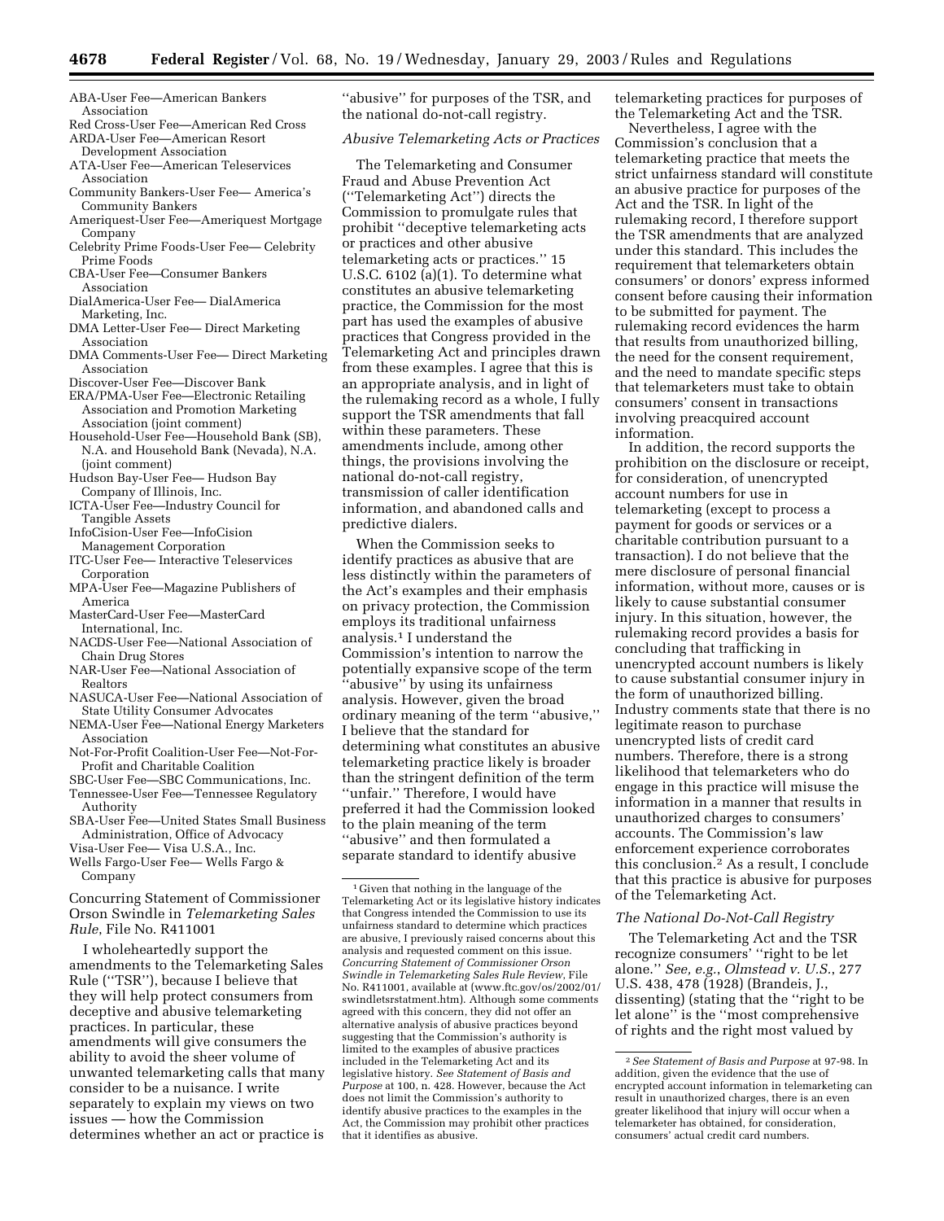ABA-User Fee—American Bankers Association
Red Cross-User Fee—American Red Cross
ARDA-User Fee—American Resort Development Association
ATA-User Fee—American Teleservices Association
Community Bankers-User Fee— America's Community Bankers
Ameriquest-User Fee—Ameriquest Mortgage Company
Celebrity Prime Foods-User Fee— Celebrity Prime Foods
CBA-User Fee—Consumer Bankers Association
DialAmerica-User Fee— DialAmerica Marketing, Inc.
DMA Letter-User Fee— Direct Marketing Association
DMA Comments-User Fee— Direct Marketing Association
Discover-User Fee—Discover Bank
ERA/PMA-User Fee—Electronic Retailing Association and Promotion Marketing Association (joint comment)
Household-User Fee—Household Bank (SB), N.A. and Household Bank (Nevada), N.A. (joint comment)
Hudson Bay-User Fee— Hudson Bay Company of Illinois, Inc.
ICTA-User Fee—Industry Council for Tangible Assets
InfoCision-User Fee—InfoCision Management Corporation
ITC-User Fee— Interactive Teleservices Corporation
MPA-User Fee—Magazine Publishers of America
MasterCard-User Fee—MasterCard International, Inc.
NACDS-User Fee—National Association of Chain Drug Stores
NAR-User Fee—National Association of Realtors
NASUCA-User Fee—National Association of State Utility Consumer Advocates
NEMA-User Fee—National Energy Marketers Association
Not-For-Profit Coalition-User Fee—Not-For-Profit and Charitable Coalition
SBC-User Fee—SBC Communications, Inc.
Tennessee-User Fee—Tennessee Regulatory Authority
SBA-User Fee—United States Small Business Administration, Office of Advocacy
Visa-User Fee— Visa U.S.A., Inc.
Wells Fargo-User Fee— Wells Fargo & Company

## Concurring Statement of Commissioner Orson Swindle in *Telemarketing Sales Rule*, File No. R411001

I wholeheartedly support the amendments to the Telemarketing Sales Rule (''TSR''), because I believe that they will help protect consumers from deceptive and abusive telemarketing practices. In particular, these amendments will give consumers the ability to avoid the sheer volume of unwanted telemarketing calls that many consider to be a nuisance. I write separately to explain my views on two issues — how the Commission determines whether an act or practice is ''abusive'' for purposes of the TSR, and the national do-not-call registry.

### *Abusive Telemarketing Acts or Practices*

The Telemarketing and Consumer Fraud and Abuse Prevention Act (''Telemarketing Act'') directs the Commission to promulgate rules that prohibit ''deceptive telemarketing acts or practices and other abusive telemarketing acts or practices.'' 15 U.S.C. 6102 (a)(1). To determine what constitutes an abusive telemarketing practice, the Commission for the most part has used the examples of abusive practices that Congress provided in the Telemarketing Act and principles drawn from these examples. I agree that this is an appropriate analysis, and in light of the rulemaking record as a whole, I fully support the TSR amendments that fall within these parameters. These amendments include, among other things, the provisions involving the national do-not-call registry, transmission of caller identification information, and abandoned calls and predictive dialers.

When the Commission seeks to identify practices as abusive that are less distinctly within the parameters of the Act's examples and their emphasis on privacy protection, the Commission employs its traditional unfairness analysis.[1] I understand the Commission's intention to narrow the potentially expansive scope of the term ''abusive'' by using its unfairness analysis. However, given the broad ordinary meaning of the term ''abusive,'' I believe that the standard for determining what constitutes an abusive telemarketing practice likely is broader than the stringent definition of the term ''unfair.'' Therefore, I would have preferred it had the Commission looked to the plain meaning of the term ''abusive'' and then formulated a separate standard to identify abusive telemarketing practices for purposes of the Telemarketing Act and the TSR.

Nevertheless, I agree with the Commission's conclusion that a telemarketing practice that meets the strict unfairness standard will constitute an abusive practice for purposes of the Act and the TSR. In light of the rulemaking record, I therefore support the TSR amendments that are analyzed under this standard. This includes the requirement that telemarketers obtain consumers' or donors' express informed consent before causing their information to be submitted for payment. The rulemaking record evidences the harm that results from unauthorized billing, the need for the consent requirement, and the need to mandate specific steps that telemarketers must take to obtain consumers' consent in transactions involving preacquired account information.

In addition, the record supports the prohibition on the disclosure or receipt, for consideration, of unencrypted account numbers for use in telemarketing (except to process a payment for goods or services or a charitable contribution pursuant to a transaction). I do not believe that the mere disclosure of personal financial information, without more, causes or is likely to cause substantial consumer injury. In this situation, however, the rulemaking record provides a basis for concluding that trafficking in unencrypted account numbers is likely to cause substantial consumer injury in the form of unauthorized billing. Industry comments state that there is no legitimate reason to purchase unencrypted lists of credit card numbers. Therefore, there is a strong likelihood that telemarketers who do engage in this practice will misuse the information in a manner that results in unauthorized charges to consumers' accounts. The Commission's law enforcement experience corroborates this conclusion.[2] As a result, I conclude that this practice is abusive for purposes of the Telemarketing Act.

### *The National Do-Not-Call Registry*

The Telemarketing Act and the TSR recognize consumers' ''right to be let alone.'' *See, e.g.*, *Olmstead v. U.S.*, 277 U.S. 438, 478 (1928) (Brandeis, J., dissenting) (stating that the ''right to be let alone'' is the ''most comprehensive of rights and the right most valued by

---

[1] Given that nothing in the language of the Telemarketing Act or its legislative history indicates that Congress intended the Commission to use its unfairness standard to determine which practices are abusive, I previously raised concerns about this analysis and requested comment on this issue. *Concurring Statement of Commissioner Orson Swindle in Telemarketing Sales Rule Review*, File No. R411001, available at (www.ftc.gov/os/2002/01/swindletsrstatment.htm). Although some comments agreed with this concern, they did not offer an alternative analysis of abusive practices beyond suggesting that the Commission's authority is limited to the examples of abusive practices included in the Telemarketing Act and its legislative history. *See Statement of Basis and Purpose* at 100, n. 428. However, because the Act does not limit the Commission's authority to identify abusive practices to the examples in the Act, the Commission may prohibit other practices that it identifies as abusive.

[2] *See Statement of Basis and Purpose* at 97-98. In addition, given the evidence that the use of encrypted account information in telemarketing can result in unauthorized charges, there is an even greater likelihood that injury will occur when a telemarketer has obtained, for consideration, consumers' actual credit card numbers.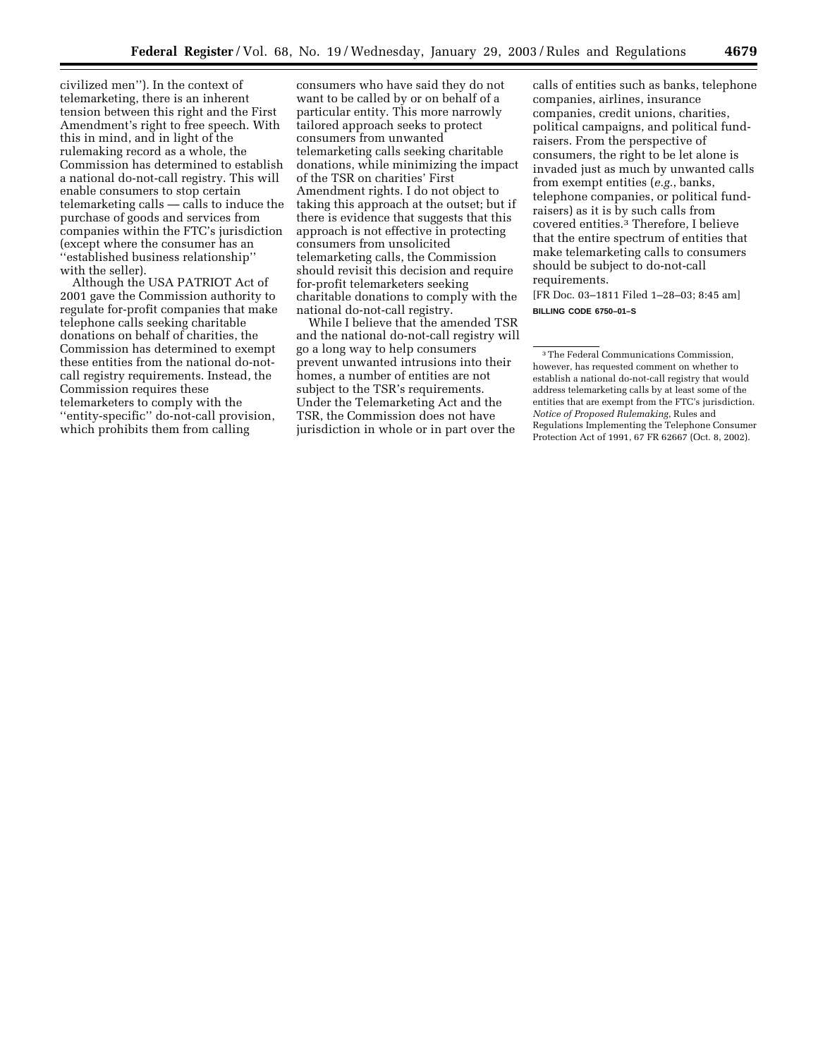civilized men''). In the context of telemarketing, there is an inherent tension between this right and the First Amendment's right to free speech. With this in mind, and in light of the rulemaking record as a whole, the Commission has determined to establish a national do-not-call registry. This will enable consumers to stop certain telemarketing calls — calls to induce the purchase of goods and services from companies within the FTC's jurisdiction (except where the consumer has an ''established business relationship'' with the seller).

Although the USA PATRIOT Act of 2001 gave the Commission authority to regulate for-profit companies that make telephone calls seeking charitable donations on behalf of charities, the Commission has determined to exempt these entities from the national do-not-call registry requirements. Instead, the Commission requires these telemarketers to comply with the ''entity-specific'' do-not-call provision, which prohibits them from calling consumers who have said they do not want to be called by or on behalf of a particular entity. This more narrowly tailored approach seeks to protect consumers from unwanted telemarketing calls seeking charitable donations, while minimizing the impact of the TSR on charities' First Amendment rights. I do not object to taking this approach at the outset; but if there is evidence that suggests that this approach is not effective in protecting consumers from unsolicited telemarketing calls, the Commission should revisit this decision and require for-profit telemarketers seeking charitable donations to comply with the national do-not-call registry.

While I believe that the amended TSR and the national do-not-call registry will go a long way to help consumers prevent unwanted intrusions into their homes, a number of entities are not subject to the TSR's requirements. Under the Telemarketing Act and the TSR, the Commission does not have jurisdiction in whole or in part over the calls of entities such as banks, telephone companies, airlines, insurance companies, credit unions, charities, political campaigns, and political fund-raisers. From the perspective of consumers, the right to be let alone is invaded just as much by unwanted calls from exempt entities (*e.g.*, banks, telephone companies, or political fund-raisers) as it is by such calls from covered entities.[3] Therefore, I believe that the entire spectrum of entities that make telemarketing calls to consumers should be subject to do-not-call requirements.

[FR Doc. 03–1811 Filed 1–28–03; 8:45 am]

**BILLING CODE 6750–01–S**

[3] The Federal Communications Commission, however, has requested comment on whether to establish a national do-not-call registry that would address telemarketing calls by at least some of the entities that are exempt from the FTC's jurisdiction. *Notice of Proposed Rulemaking*, Rules and Regulations Implementing the Telephone Consumer Protection Act of 1991, 67 FR 62667 (Oct. 8, 2002).